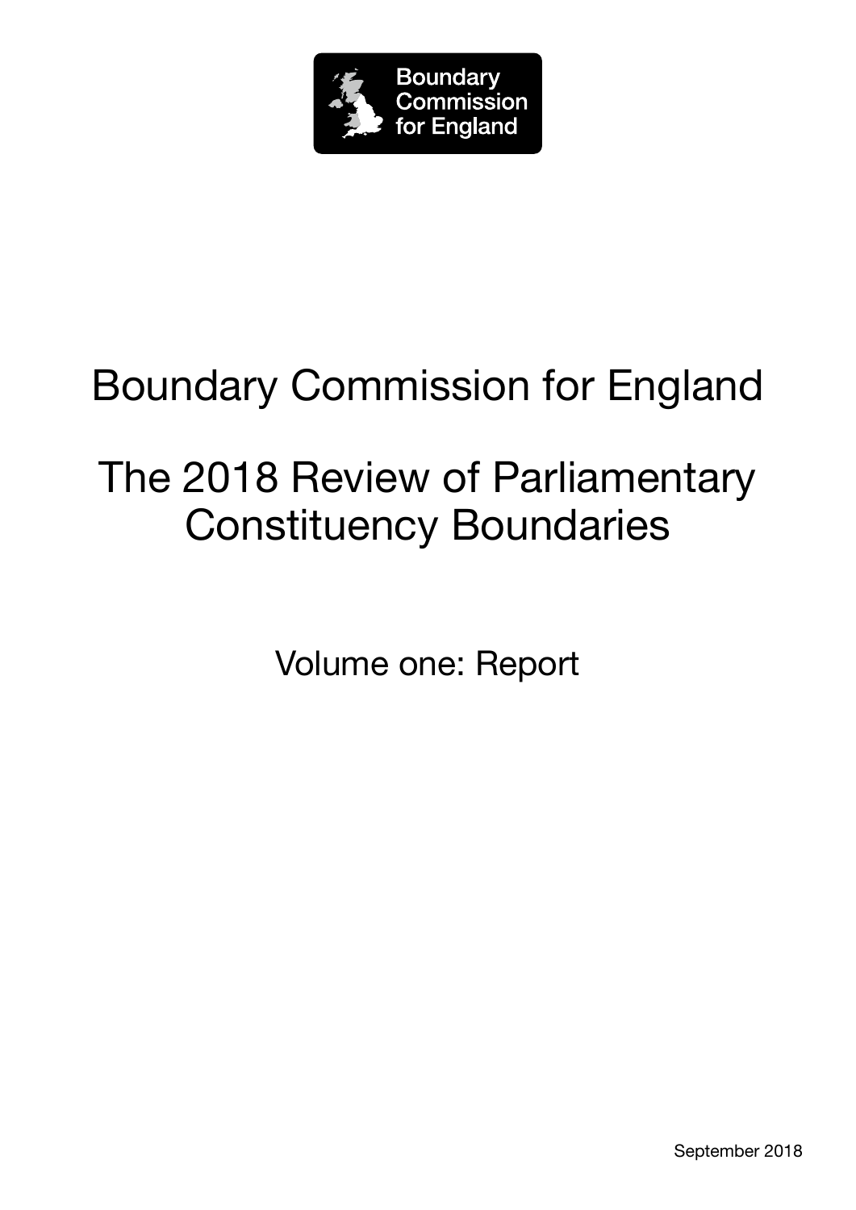Boundary Commission for England

# Boundary Commission for England

# The 2018 Review of Parliamentary Constituency Boundaries

## Volume one: Report

September 2018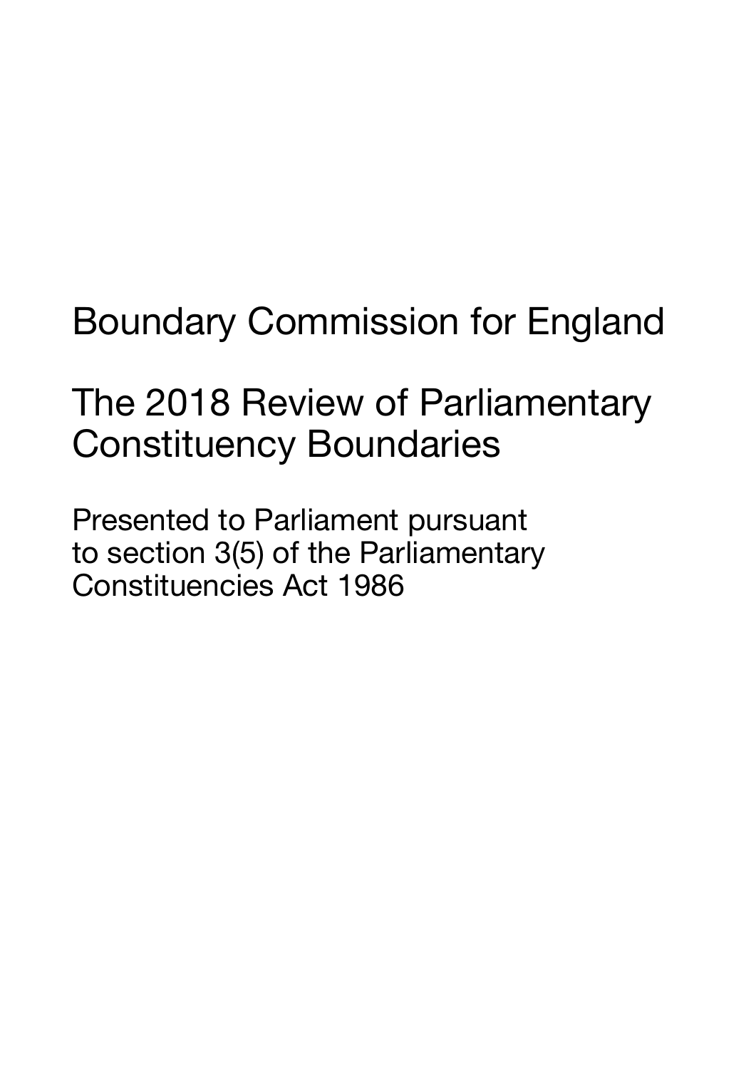# Boundary Commission for England

## The 2018 Review of Parliamentary Constituency Boundaries

Presented to Parliament pursuant to section 3(5) of the Parliamentary Constituencies Act 1986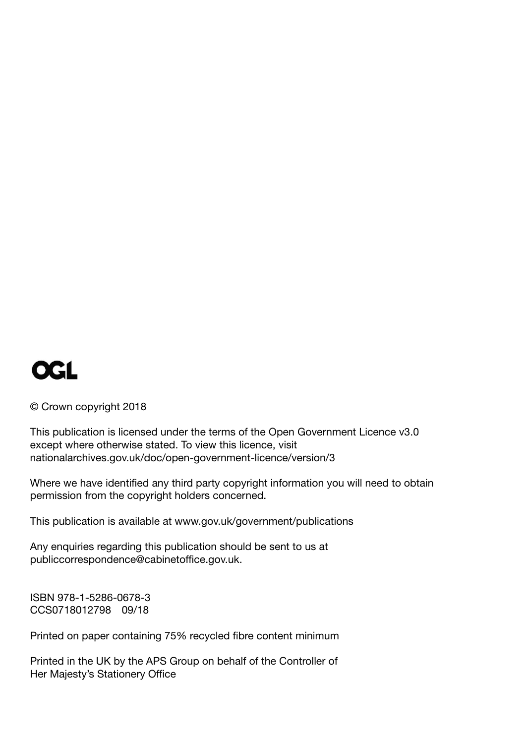OGL

© Crown copyright 2018

This publication is licensed under the terms of the Open Government Licence v3.0 except where otherwise stated. To view this licence, visit nationalarchives.gov.uk/doc/open-government-licence/version/3

Where we have identified any third party copyright information you will need to obtain permission from the copyright holders concerned.

This publication is available at www.gov.uk/government/publications

Any enquiries regarding this publication should be sent to us at publiccorrespondence@cabinetoffice.gov.uk.

ISBN 978-1-5286-0678-3
CCS0718012798 09/18

Printed on paper containing 75% recycled fibre content minimum

Printed in the UK by the APS Group on behalf of the Controller of Her Majesty's Stationery Office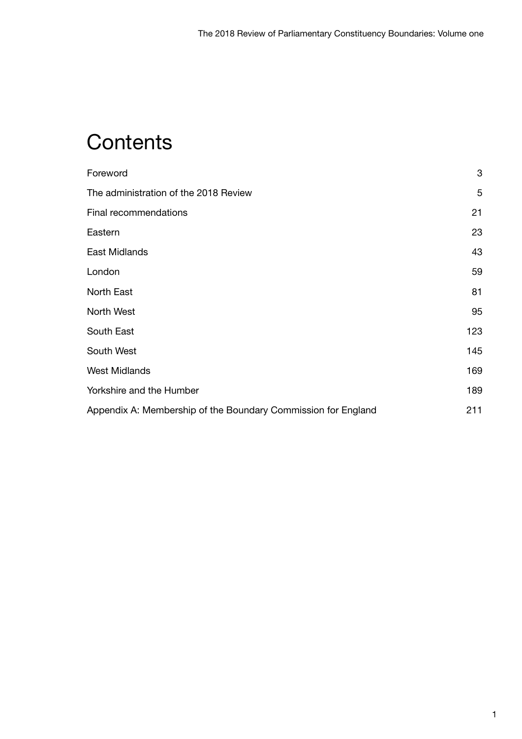# Contents

| | |
|---|---|
| Foreword | 3 |
| The administration of the 2018 Review | 5 |
| Final recommendations | 21 |
| Eastern | 23 |
| East Midlands | 43 |
| London | 59 |
| North East | 81 |
| North West | 95 |
| South East | 123 |
| South West | 145 |
| West Midlands | 169 |
| Yorkshire and the Humber | 189 |
| Appendix A: Membership of the Boundary Commission for England | 211 |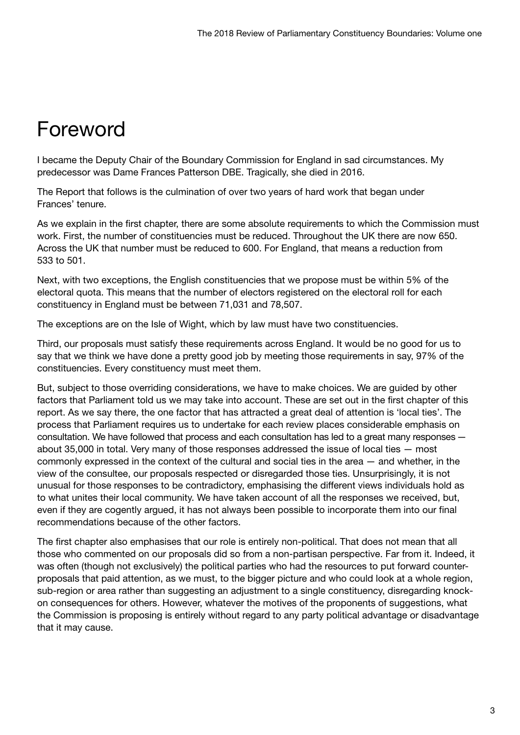# Foreword

I became the Deputy Chair of the Boundary Commission for England in sad circumstances. My predecessor was Dame Frances Patterson DBE. Tragically, she died in 2016.

The Report that follows is the culmination of over two years of hard work that began under Frances' tenure.

As we explain in the first chapter, there are some absolute requirements to which the Commission must work. First, the number of constituencies must be reduced. Throughout the UK there are now 650. Across the UK that number must be reduced to 600. For England, that means a reduction from 533 to 501.

Next, with two exceptions, the English constituencies that we propose must be within 5% of the electoral quota. This means that the number of electors registered on the electoral roll for each constituency in England must be between 71,031 and 78,507.

The exceptions are on the Isle of Wight, which by law must have two constituencies.

Third, our proposals must satisfy these requirements across England. It would be no good for us to say that we think we have done a pretty good job by meeting those requirements in say, 97% of the constituencies. Every constituency must meet them.

But, subject to those overriding considerations, we have to make choices. We are guided by other factors that Parliament told us we may take into account. These are set out in the first chapter of this report. As we say there, the one factor that has attracted a great deal of attention is 'local ties'. The process that Parliament requires us to undertake for each review places considerable emphasis on consultation. We have followed that process and each consultation has led to a great many responses — about 35,000 in total. Very many of those responses addressed the issue of local ties — most commonly expressed in the context of the cultural and social ties in the area — and whether, in the view of the consultee, our proposals respected or disregarded those ties. Unsurprisingly, it is not unusual for those responses to be contradictory, emphasising the different views individuals hold as to what unites their local community. We have taken account of all the responses we received, but, even if they are cogently argued, it has not always been possible to incorporate them into our final recommendations because of the other factors.

The first chapter also emphasises that our role is entirely non-political. That does not mean that all those who commented on our proposals did so from a non-partisan perspective. Far from it. Indeed, it was often (though not exclusively) the political parties who had the resources to put forward counter-proposals that paid attention, as we must, to the bigger picture and who could look at a whole region, sub-region or area rather than suggesting an adjustment to a single constituency, disregarding knock-on consequences for others. However, whatever the motives of the proponents of suggestions, what the Commission is proposing is entirely without regard to any party political advantage or disadvantage that it may cause.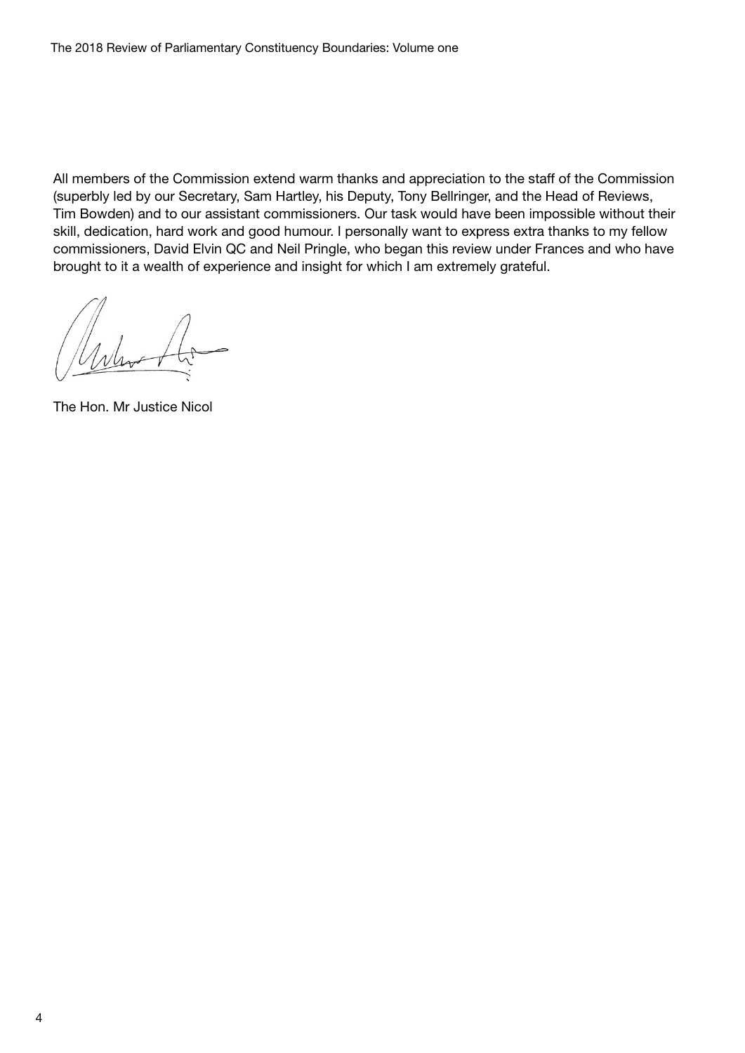All members of the Commission extend warm thanks and appreciation to the staff of the Commission (superbly led by our Secretary, Sam Hartley, his Deputy, Tony Bellringer, and the Head of Reviews, Tim Bowden) and to our assistant commissioners. Our task would have been impossible without their skill, dedication, hard work and good humour. I personally want to express extra thanks to my fellow commissioners, David Elvin QC and Neil Pringle, who began this review under Frances and who have brought to it a wealth of experience and insight for which I am extremely grateful.

The Hon. Mr Justice Nicol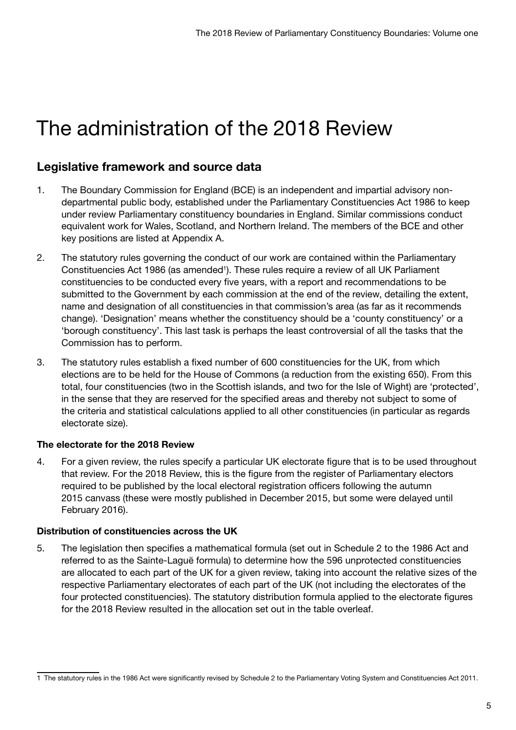# The administration of the 2018 Review

## Legislative framework and source data

1. The Boundary Commission for England (BCE) is an independent and impartial advisory non-departmental public body, established under the Parliamentary Constituencies Act 1986 to keep under review Parliamentary constituency boundaries in England. Similar commissions conduct equivalent work for Wales, Scotland, and Northern Ireland. The members of the BCE and other key positions are listed at Appendix A.

2. The statutory rules governing the conduct of our work are contained within the Parliamentary Constituencies Act 1986 (as amended[1]). These rules require a review of all UK Parliament constituencies to be conducted every five years, with a report and recommendations to be submitted to the Government by each commission at the end of the review, detailing the extent, name and designation of all constituencies in that commission's area (as far as it recommends change). 'Designation' means whether the constituency should be a 'county constituency' or a 'borough constituency'. This last task is perhaps the least controversial of all the tasks that the Commission has to perform.

3. The statutory rules establish a fixed number of 600 constituencies for the UK, from which elections are to be held for the House of Commons (a reduction from the existing 650). From this total, four constituencies (two in the Scottish islands, and two for the Isle of Wight) are 'protected', in the sense that they are reserved for the specified areas and thereby not subject to some of the criteria and statistical calculations applied to all other constituencies (in particular as regards electorate size).

### The electorate for the 2018 Review

4. For a given review, the rules specify a particular UK electorate figure that is to be used throughout that review. For the 2018 Review, this is the figure from the register of Parliamentary electors required to be published by the local electoral registration officers following the autumn 2015 canvass (these were mostly published in December 2015, but some were delayed until February 2016).

### Distribution of constituencies across the UK

5. The legislation then specifies a mathematical formula (set out in Schedule 2 to the 1986 Act and referred to as the Sainte-Laguë formula) to determine how the 596 unprotected constituencies are allocated to each part of the UK for a given review, taking into account the relative sizes of the respective Parliamentary electorates of each part of the UK (not including the electorates of the four protected constituencies). The statutory distribution formula applied to the electorate figures for the 2018 Review resulted in the allocation set out in the table overleaf.

---

[1] The statutory rules in the 1986 Act were significantly revised by Schedule 2 to the Parliamentary Voting System and Constituencies Act 2011.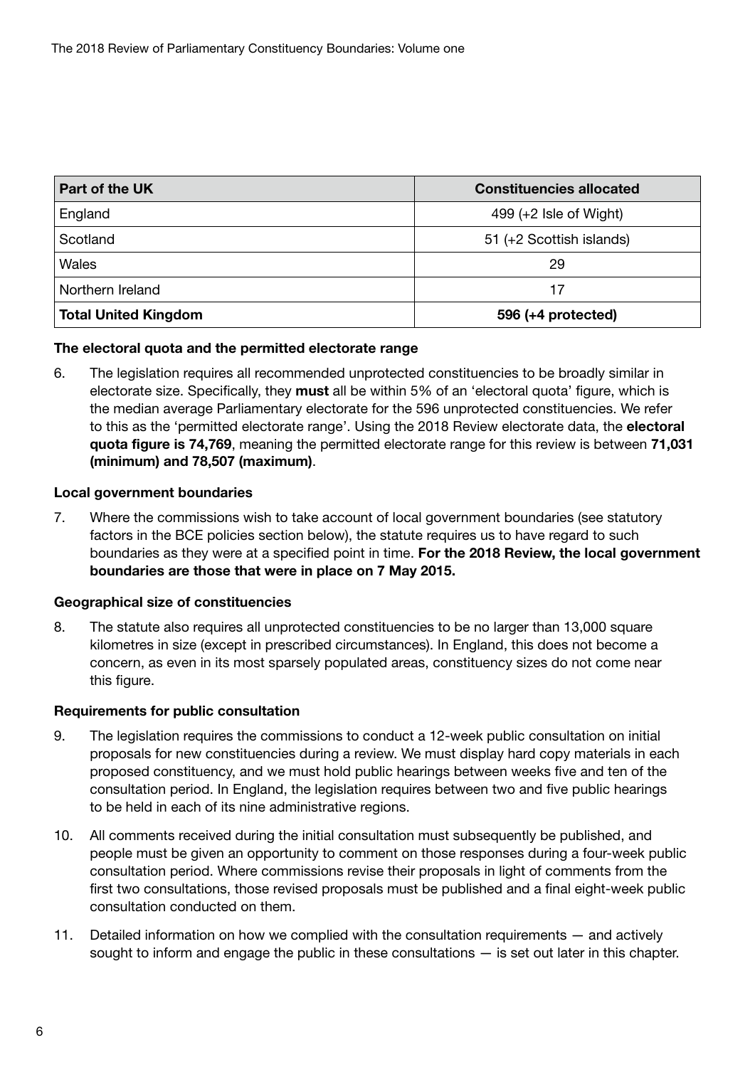| Part of the UK | Constituencies allocated |
| --- | --- |
| England | 499 (+2 Isle of Wight) |
| Scotland | 51 (+2 Scottish islands) |
| Wales | 29 |
| Northern Ireland | 17 |
| **Total United Kingdom** | **596 (+4 protected)** |

**The electoral quota and the permitted electorate range**

6. The legislation requires all recommended unprotected constituencies to be broadly similar in electorate size. Specifically, they **must** all be within 5% of an 'electoral quota' figure, which is the median average Parliamentary electorate for the 596 unprotected constituencies. We refer to this as the 'permitted electorate range'. Using the 2018 Review electorate data, the **electoral quota figure is 74,769**, meaning the permitted electorate range for this review is between **71,031 (minimum) and 78,507 (maximum)**.

**Local government boundaries**

7. Where the commissions wish to take account of local government boundaries (see statutory factors in the BCE policies section below), the statute requires us to have regard to such boundaries as they were at a specified point in time. **For the 2018 Review, the local government boundaries are those that were in place on 7 May 2015.**

**Geographical size of constituencies**

8. The statute also requires all unprotected constituencies to be no larger than 13,000 square kilometres in size (except in prescribed circumstances). In England, this does not become a concern, as even in its most sparsely populated areas, constituency sizes do not come near this figure.

**Requirements for public consultation**

9. The legislation requires the commissions to conduct a 12-week public consultation on initial proposals for new constituencies during a review. We must display hard copy materials in each proposed constituency, and we must hold public hearings between weeks five and ten of the consultation period. In England, the legislation requires between two and five public hearings to be held in each of its nine administrative regions.

10. All comments received during the initial consultation must subsequently be published, and people must be given an opportunity to comment on those responses during a four-week public consultation period. Where commissions revise their proposals in light of comments from the first two consultations, those revised proposals must be published and a final eight-week public consultation conducted on them.

11. Detailed information on how we complied with the consultation requirements — and actively sought to inform and engage the public in these consultations — is set out later in this chapter.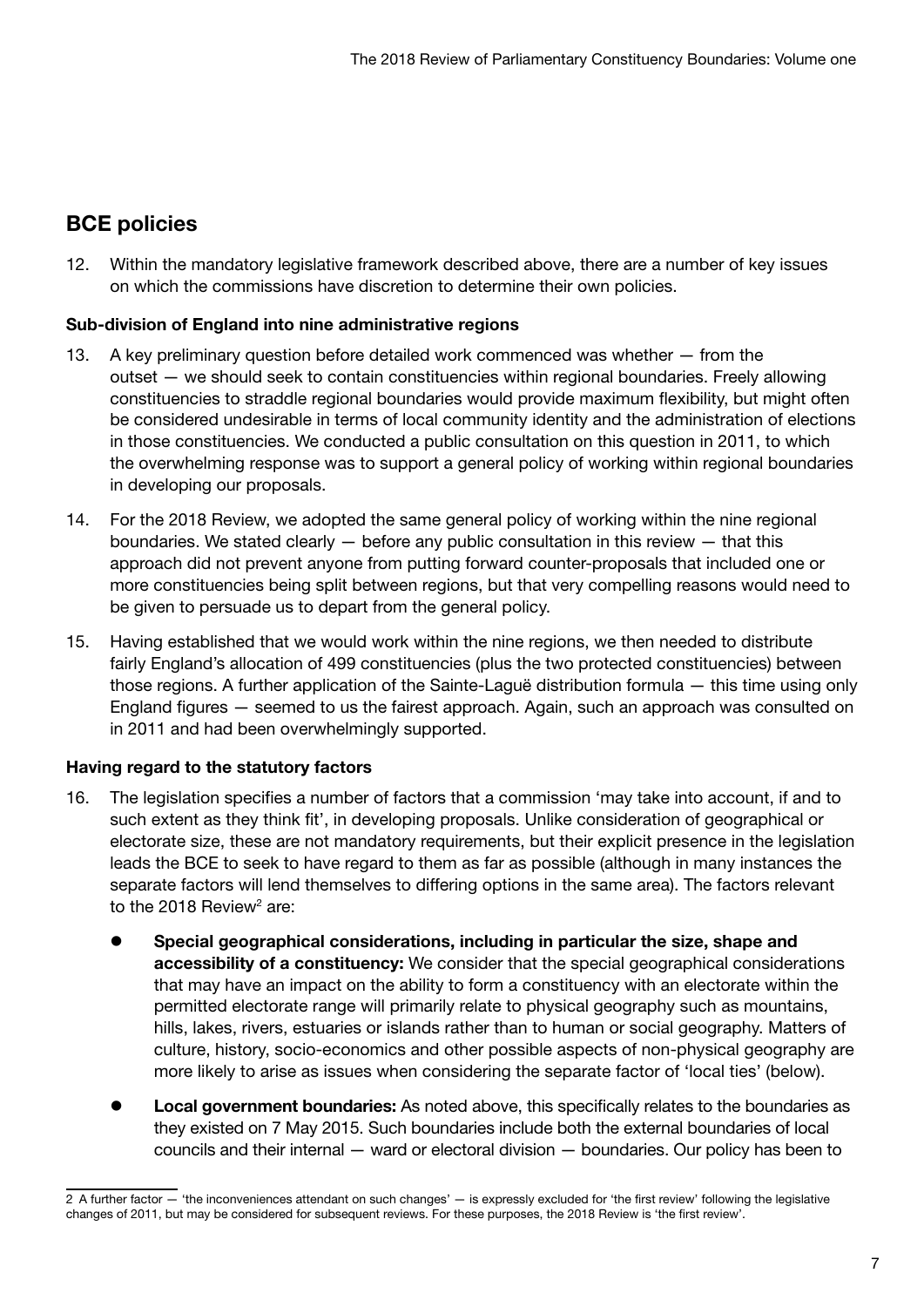## BCE policies

12. Within the mandatory legislative framework described above, there are a number of key issues on which the commissions have discretion to determine their own policies.

**Sub-division of England into nine administrative regions**

13. A key preliminary question before detailed work commenced was whether — from the outset — we should seek to contain constituencies within regional boundaries. Freely allowing constituencies to straddle regional boundaries would provide maximum flexibility, but might often be considered undesirable in terms of local community identity and the administration of elections in those constituencies. We conducted a public consultation on this question in 2011, to which the overwhelming response was to support a general policy of working within regional boundaries in developing our proposals.

14. For the 2018 Review, we adopted the same general policy of working within the nine regional boundaries. We stated clearly — before any public consultation in this review — that this approach did not prevent anyone from putting forward counter-proposals that included one or more constituencies being split between regions, but that very compelling reasons would need to be given to persuade us to depart from the general policy.

15. Having established that we would work within the nine regions, we then needed to distribute fairly England's allocation of 499 constituencies (plus the two protected constituencies) between those regions. A further application of the Sainte-Laguë distribution formula — this time using only England figures — seemed to us the fairest approach. Again, such an approach was consulted on in 2011 and had been overwhelmingly supported.

**Having regard to the statutory factors**

16. The legislation specifies a number of factors that a commission 'may take into account, if and to such extent as they think fit', in developing proposals. Unlike consideration of geographical or electorate size, these are not mandatory requirements, but their explicit presence in the legislation leads the BCE to seek to have regard to them as far as possible (although in many instances the separate factors will lend themselves to differing options in the same area). The factors relevant to the 2018 Review[2] are:

    - **Special geographical considerations, including in particular the size, shape and accessibility of a constituency:** We consider that the special geographical considerations that may have an impact on the ability to form a constituency with an electorate within the permitted electorate range will primarily relate to physical geography such as mountains, hills, lakes, rivers, estuaries or islands rather than to human or social geography. Matters of culture, history, socio-economics and other possible aspects of non-physical geography are more likely to arise as issues when considering the separate factor of 'local ties' (below).

    - **Local government boundaries:** As noted above, this specifically relates to the boundaries as they existed on 7 May 2015. Such boundaries include both the external boundaries of local councils and their internal — ward or electoral division — boundaries. Our policy has been to

2 A further factor — 'the inconveniences attendant on such changes' — is expressly excluded for 'the first review' following the legislative changes of 2011, but may be considered for subsequent reviews. For these purposes, the 2018 Review is 'the first review'.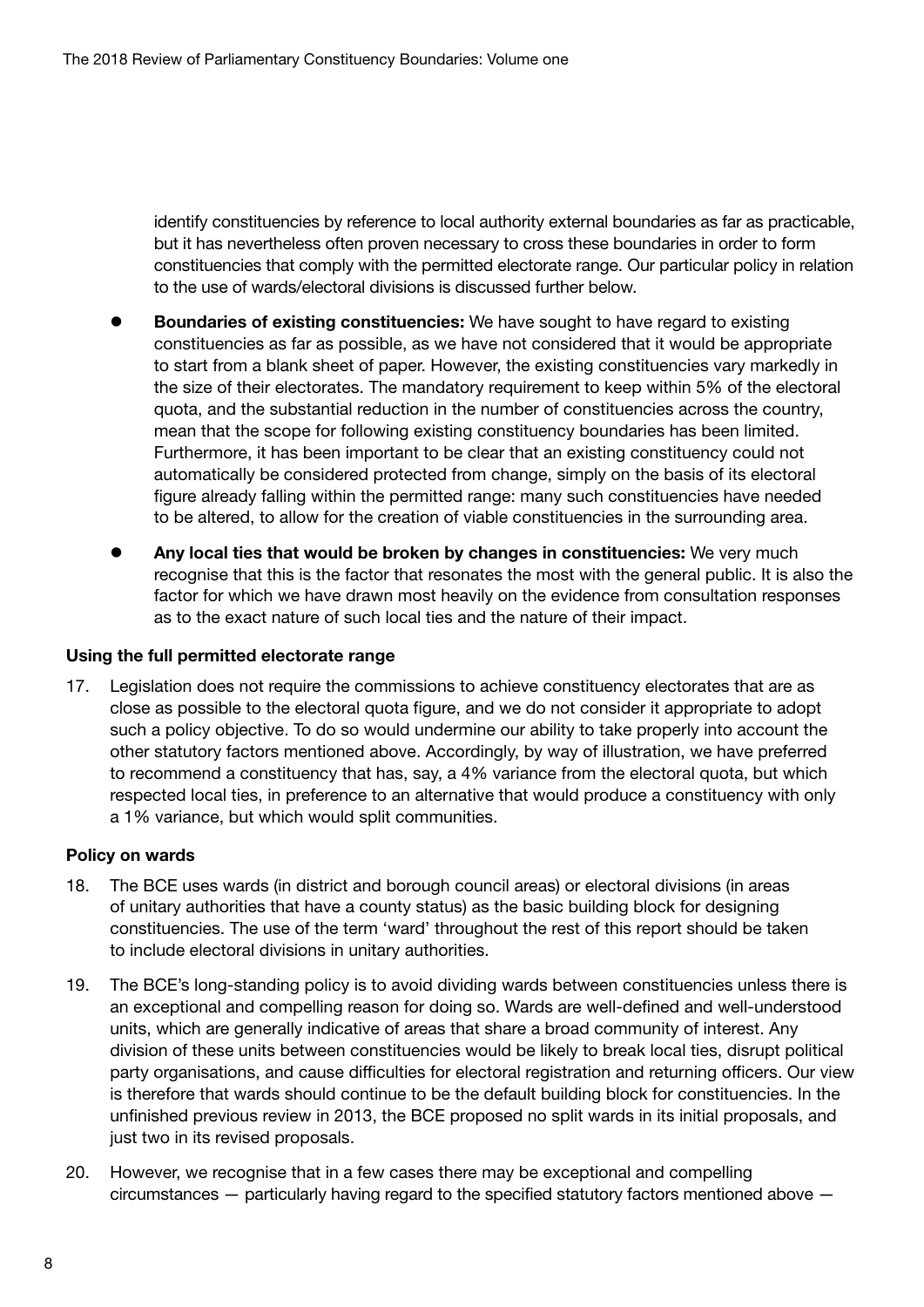identify constituencies by reference to local authority external boundaries as far as practicable, but it has nevertheless often proven necessary to cross these boundaries in order to form constituencies that comply with the permitted electorate range. Our particular policy in relation to the use of wards/electoral divisions is discussed further below.

- **Boundaries of existing constituencies:** We have sought to have regard to existing constituencies as far as possible, as we have not considered that it would be appropriate to start from a blank sheet of paper. However, the existing constituencies vary markedly in the size of their electorates. The mandatory requirement to keep within 5% of the electoral quota, and the substantial reduction in the number of constituencies across the country, mean that the scope for following existing constituency boundaries has been limited. Furthermore, it has been important to be clear that an existing constituency could not automatically be considered protected from change, simply on the basis of its electoral figure already falling within the permitted range: many such constituencies have needed to be altered, to allow for the creation of viable constituencies in the surrounding area.
- **Any local ties that would be broken by changes in constituencies:** We very much recognise that this is the factor that resonates the most with the general public. It is also the factor for which we have drawn most heavily on the evidence from consultation responses as to the exact nature of such local ties and the nature of their impact.

**Using the full permitted electorate range**

17. Legislation does not require the commissions to achieve constituency electorates that are as close as possible to the electoral quota figure, and we do not consider it appropriate to adopt such a policy objective. To do so would undermine our ability to take properly into account the other statutory factors mentioned above. Accordingly, by way of illustration, we have preferred to recommend a constituency that has, say, a 4% variance from the electoral quota, but which respected local ties, in preference to an alternative that would produce a constituency with only a 1% variance, but which would split communities.

**Policy on wards**

18. The BCE uses wards (in district and borough council areas) or electoral divisions (in areas of unitary authorities that have a county status) as the basic building block for designing constituencies. The use of the term 'ward' throughout the rest of this report should be taken to include electoral divisions in unitary authorities.

19. The BCE's long-standing policy is to avoid dividing wards between constituencies unless there is an exceptional and compelling reason for doing so. Wards are well-defined and well-understood units, which are generally indicative of areas that share a broad community of interest. Any division of these units between constituencies would be likely to break local ties, disrupt political party organisations, and cause difficulties for electoral registration and returning officers. Our view is therefore that wards should continue to be the default building block for constituencies. In the unfinished previous review in 2013, the BCE proposed no split wards in its initial proposals, and just two in its revised proposals.

20. However, we recognise that in a few cases there may be exceptional and compelling circumstances — particularly having regard to the specified statutory factors mentioned above —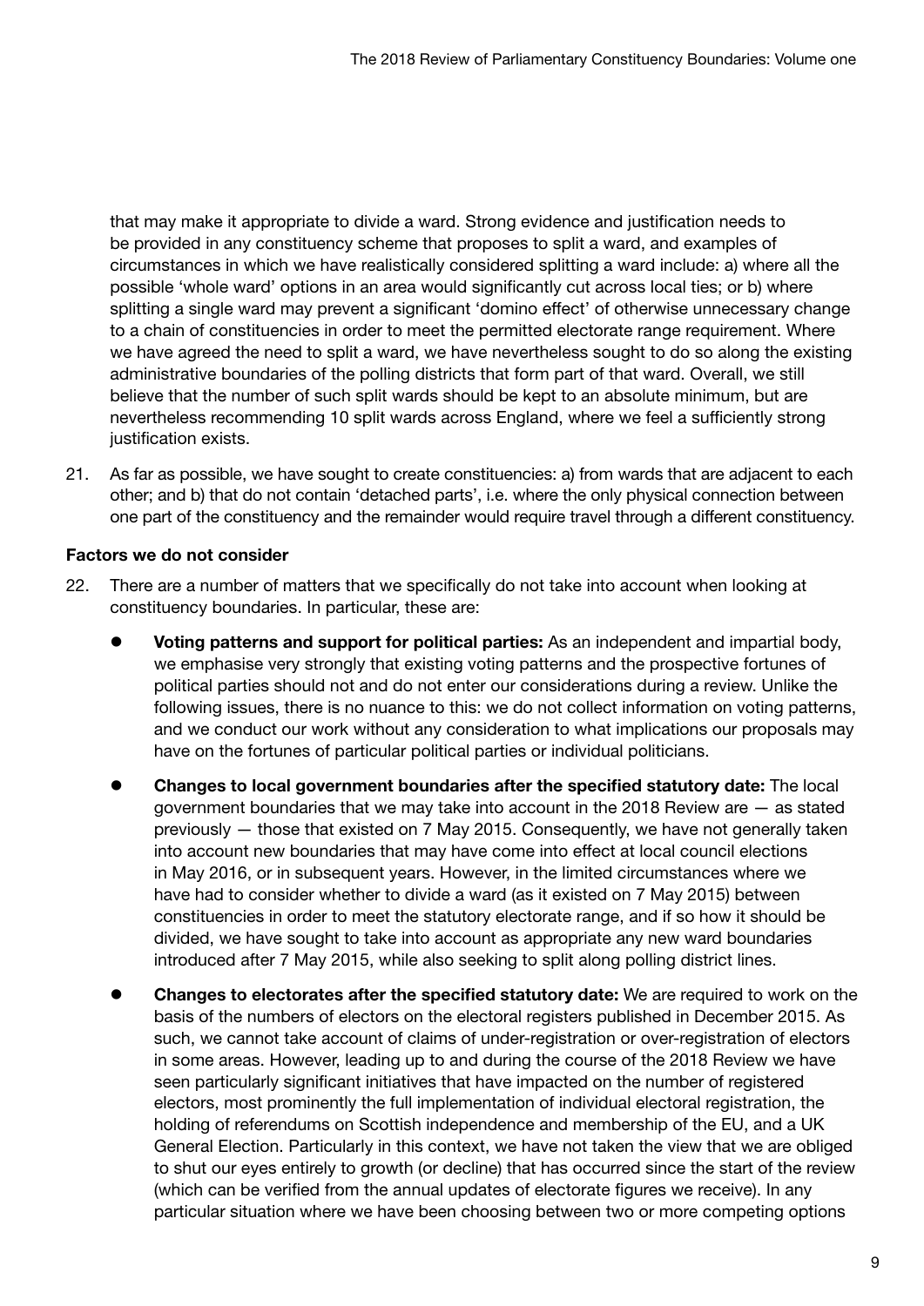that may make it appropriate to divide a ward. Strong evidence and justification needs to be provided in any constituency scheme that proposes to split a ward, and examples of circumstances in which we have realistically considered splitting a ward include: a) where all the possible 'whole ward' options in an area would significantly cut across local ties; or b) where splitting a single ward may prevent a significant 'domino effect' of otherwise unnecessary change to a chain of constituencies in order to meet the permitted electorate range requirement. Where we have agreed the need to split a ward, we have nevertheless sought to do so along the existing administrative boundaries of the polling districts that form part of that ward. Overall, we still believe that the number of such split wards should be kept to an absolute minimum, but are nevertheless recommending 10 split wards across England, where we feel a sufficiently strong justification exists.

21. As far as possible, we have sought to create constituencies: a) from wards that are adjacent to each other; and b) that do not contain 'detached parts', i.e. where the only physical connection between one part of the constituency and the remainder would require travel through a different constituency.

**Factors we do not consider**

22. There are a number of matters that we specifically do not take into account when looking at constituency boundaries. In particular, these are:

- **Voting patterns and support for political parties:** As an independent and impartial body, we emphasise very strongly that existing voting patterns and the prospective fortunes of political parties should not and do not enter our considerations during a review. Unlike the following issues, there is no nuance to this: we do not collect information on voting patterns, and we conduct our work without any consideration to what implications our proposals may have on the fortunes of particular political parties or individual politicians.

- **Changes to local government boundaries after the specified statutory date:** The local government boundaries that we may take into account in the 2018 Review are — as stated previously — those that existed on 7 May 2015. Consequently, we have not generally taken into account new boundaries that may have come into effect at local council elections in May 2016, or in subsequent years. However, in the limited circumstances where we have had to consider whether to divide a ward (as it existed on 7 May 2015) between constituencies in order to meet the statutory electorate range, and if so how it should be divided, we have sought to take into account as appropriate any new ward boundaries introduced after 7 May 2015, while also seeking to split along polling district lines.

- **Changes to electorates after the specified statutory date:** We are required to work on the basis of the numbers of electors on the electoral registers published in December 2015. As such, we cannot take account of claims of under-registration or over-registration of electors in some areas. However, leading up to and during the course of the 2018 Review we have seen particularly significant initiatives that have impacted on the number of registered electors, most prominently the full implementation of individual electoral registration, the holding of referendums on Scottish independence and membership of the EU, and a UK General Election. Particularly in this context, we have not taken the view that we are obliged to shut our eyes entirely to growth (or decline) that has occurred since the start of the review (which can be verified from the annual updates of electorate figures we receive). In any particular situation where we have been choosing between two or more competing options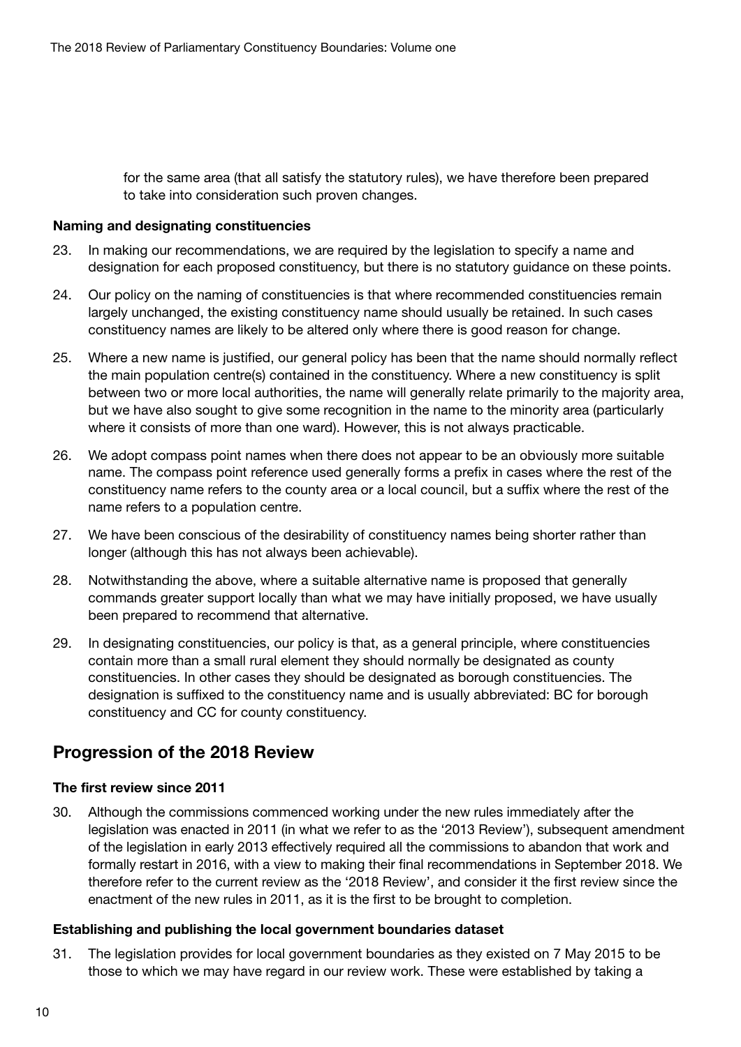for the same area (that all satisfy the statutory rules), we have therefore been prepared to take into consideration such proven changes.

### Naming and designating constituencies

23. In making our recommendations, we are required by the legislation to specify a name and designation for each proposed constituency, but there is no statutory guidance on these points.

24. Our policy on the naming of constituencies is that where recommended constituencies remain largely unchanged, the existing constituency name should usually be retained. In such cases constituency names are likely to be altered only where there is good reason for change.

25. Where a new name is justified, our general policy has been that the name should normally reflect the main population centre(s) contained in the constituency. Where a new constituency is split between two or more local authorities, the name will generally relate primarily to the majority area, but we have also sought to give some recognition in the name to the minority area (particularly where it consists of more than one ward). However, this is not always practicable.

26. We adopt compass point names when there does not appear to be an obviously more suitable name. The compass point reference used generally forms a prefix in cases where the rest of the constituency name refers to the county area or a local council, but a suffix where the rest of the name refers to a population centre.

27. We have been conscious of the desirability of constituency names being shorter rather than longer (although this has not always been achievable).

28. Notwithstanding the above, where a suitable alternative name is proposed that generally commands greater support locally than what we may have initially proposed, we have usually been prepared to recommend that alternative.

29. In designating constituencies, our policy is that, as a general principle, where constituencies contain more than a small rural element they should normally be designated as county constituencies. In other cases they should be designated as borough constituencies. The designation is suffixed to the constituency name and is usually abbreviated: BC for borough constituency and CC for county constituency.

## Progression of the 2018 Review

### The first review since 2011

30. Although the commissions commenced working under the new rules immediately after the legislation was enacted in 2011 (in what we refer to as the '2013 Review'), subsequent amendment of the legislation in early 2013 effectively required all the commissions to abandon that work and formally restart in 2016, with a view to making their final recommendations in September 2018. We therefore refer to the current review as the '2018 Review', and consider it the first review since the enactment of the new rules in 2011, as it is the first to be brought to completion.

### Establishing and publishing the local government boundaries dataset

31. The legislation provides for local government boundaries as they existed on 7 May 2015 to be those to which we may have regard in our review work. These were established by taking a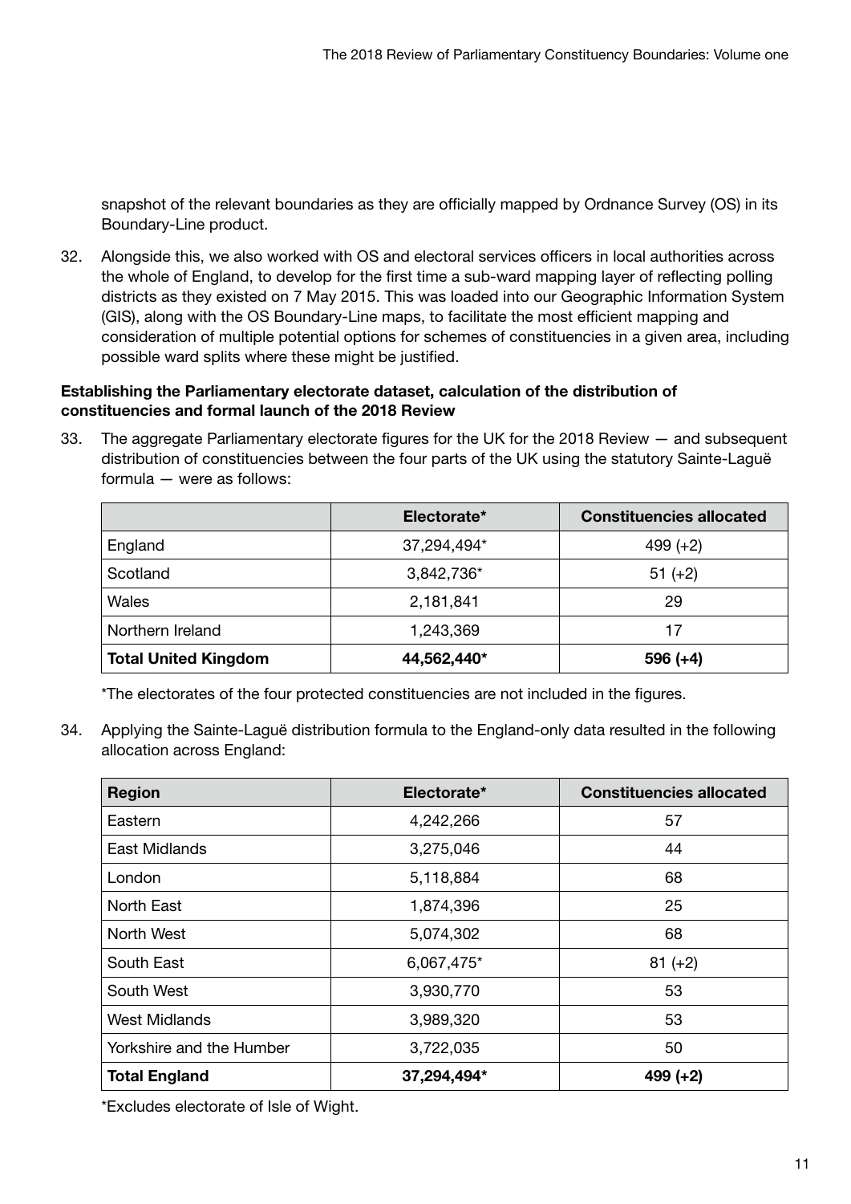snapshot of the relevant boundaries as they are officially mapped by Ordnance Survey (OS) in its Boundary-Line product.

32. Alongside this, we also worked with OS and electoral services officers in local authorities across the whole of England, to develop for the first time a sub-ward mapping layer of reflecting polling districts as they existed on 7 May 2015. This was loaded into our Geographic Information System (GIS), along with the OS Boundary-Line maps, to facilitate the most efficient mapping and consideration of multiple potential options for schemes of constituencies in a given area, including possible ward splits where these might be justified.

**Establishing the Parliamentary electorate dataset, calculation of the distribution of constituencies and formal launch of the 2018 Review**

33. The aggregate Parliamentary electorate figures for the UK for the 2018 Review — and subsequent distribution of constituencies between the four parts of the UK using the statutory Sainte-Laguë formula — were as follows:

| | Electorate* | Constituencies allocated |
|---|---|---|
| England | 37,294,494* | 499 (+2) |
| Scotland | 3,842,736* | 51 (+2) |
| Wales | 2,181,841 | 29 |
| Northern Ireland | 1,243,369 | 17 |
| **Total United Kingdom** | **44,562,440*** | **596 (+4)** |

*The electorates of the four protected constituencies are not included in the figures.

34. Applying the Sainte-Laguë distribution formula to the England-only data resulted in the following allocation across England:

| Region | Electorate* | Constituencies allocated |
|---|---|---|
| Eastern | 4,242,266 | 57 |
| East Midlands | 3,275,046 | 44 |
| London | 5,118,884 | 68 |
| North East | 1,874,396 | 25 |
| North West | 5,074,302 | 68 |
| South East | 6,067,475* | 81 (+2) |
| South West | 3,930,770 | 53 |
| West Midlands | 3,989,320 | 53 |
| Yorkshire and the Humber | 3,722,035 | 50 |
| **Total England** | **37,294,494*** | **499 (+2)** |

*Excludes electorate of Isle of Wight.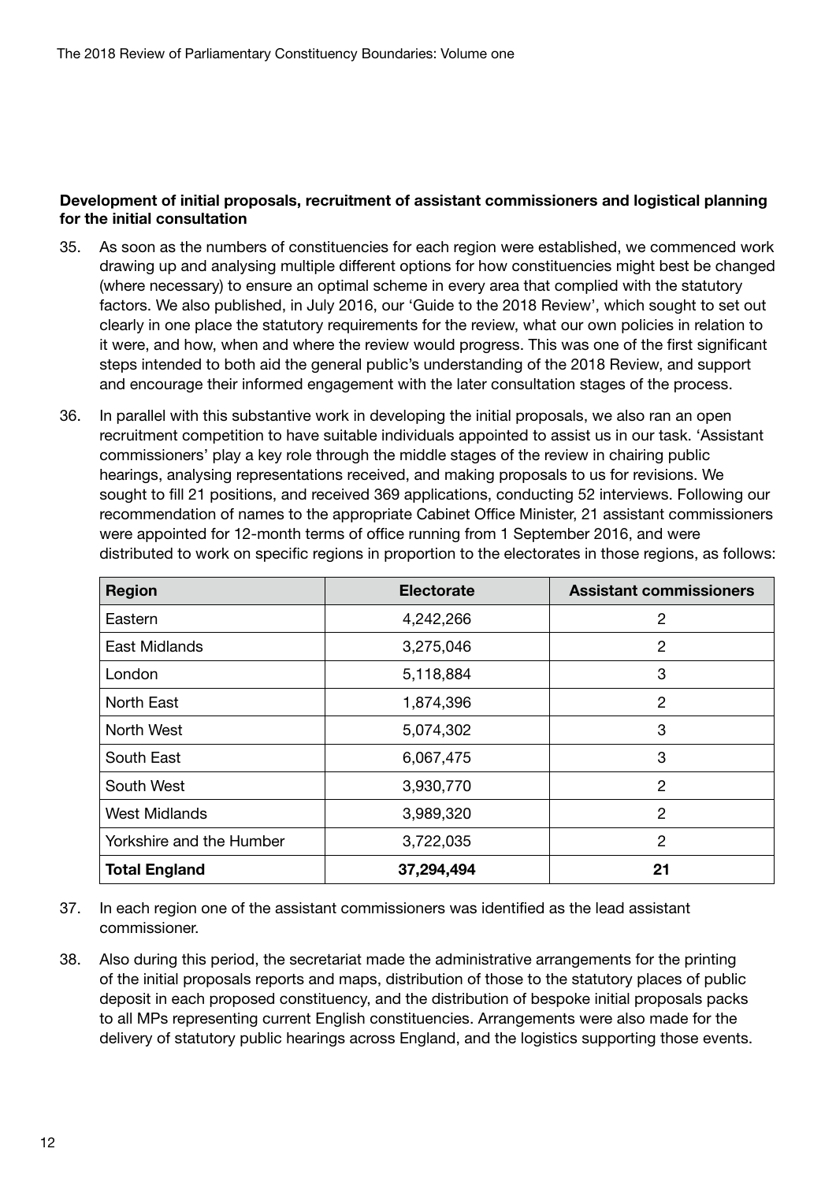**Development of initial proposals, recruitment of assistant commissioners and logistical planning for the initial consultation**

35. As soon as the numbers of constituencies for each region were established, we commenced work drawing up and analysing multiple different options for how constituencies might best be changed (where necessary) to ensure an optimal scheme in every area that complied with the statutory factors. We also published, in July 2016, our 'Guide to the 2018 Review', which sought to set out clearly in one place the statutory requirements for the review, what our own policies in relation to it were, and how, when and where the review would progress. This was one of the first significant steps intended to both aid the general public's understanding of the 2018 Review, and support and encourage their informed engagement with the later consultation stages of the process.

36. In parallel with this substantive work in developing the initial proposals, we also ran an open recruitment competition to have suitable individuals appointed to assist us in our task. 'Assistant commissioners' play a key role through the middle stages of the review in chairing public hearings, analysing representations received, and making proposals to us for revisions. We sought to fill 21 positions, and received 369 applications, conducting 52 interviews. Following our recommendation of names to the appropriate Cabinet Office Minister, 21 assistant commissioners were appointed for 12-month terms of office running from 1 September 2016, and were distributed to work on specific regions in proportion to the electorates in those regions, as follows:

| Region | Electorate | Assistant commissioners |
|---|---|---|
| Eastern | 4,242,266 | 2 |
| East Midlands | 3,275,046 | 2 |
| London | 5,118,884 | 3 |
| North East | 1,874,396 | 2 |
| North West | 5,074,302 | 3 |
| South East | 6,067,475 | 3 |
| South West | 3,930,770 | 2 |
| West Midlands | 3,989,320 | 2 |
| Yorkshire and the Humber | 3,722,035 | 2 |
| **Total England** | **37,294,494** | **21** |

37. In each region one of the assistant commissioners was identified as the lead assistant commissioner.

38. Also during this period, the secretariat made the administrative arrangements for the printing of the initial proposals reports and maps, distribution of those to the statutory places of public deposit in each proposed constituency, and the distribution of bespoke initial proposals packs to all MPs representing current English constituencies. Arrangements were also made for the delivery of statutory public hearings across England, and the logistics supporting those events.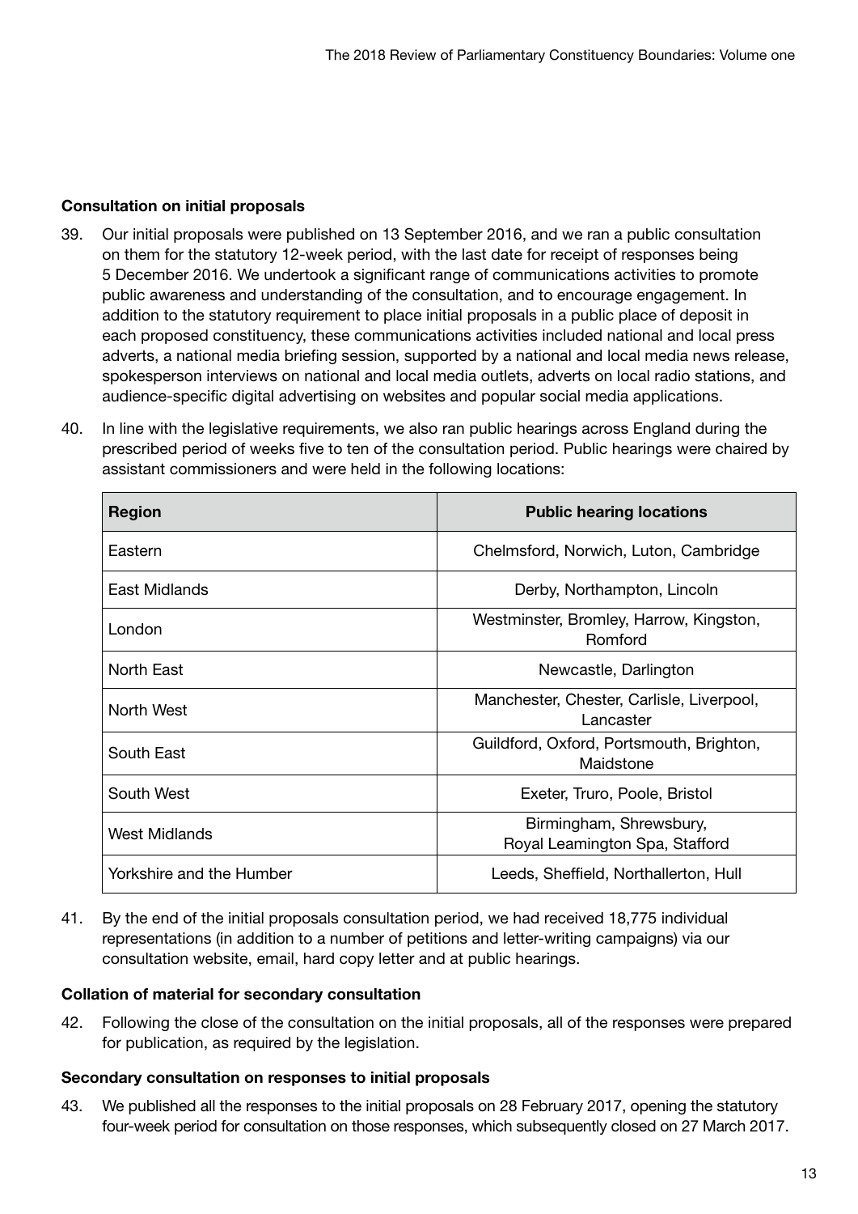### Consultation on initial proposals

39. Our initial proposals were published on 13 September 2016, and we ran a public consultation on them for the statutory 12-week period, with the last date for receipt of responses being 5 December 2016. We undertook a significant range of communications activities to promote public awareness and understanding of the consultation, and to encourage engagement. In addition to the statutory requirement to place initial proposals in a public place of deposit in each proposed constituency, these communications activities included national and local press adverts, a national media briefing session, supported by a national and local media news release, spokesperson interviews on national and local media outlets, adverts on local radio stations, and audience-specific digital advertising on websites and popular social media applications.

40. In line with the legislative requirements, we also ran public hearings across England during the prescribed period of weeks five to ten of the consultation period. Public hearings were chaired by assistant commissioners and were held in the following locations:

| Region | Public hearing locations |
|---|---|
| Eastern | Chelmsford, Norwich, Luton, Cambridge |
| East Midlands | Derby, Northampton, Lincoln |
| London | Westminster, Bromley, Harrow, Kingston, Romford |
| North East | Newcastle, Darlington |
| North West | Manchester, Chester, Carlisle, Liverpool, Lancaster |
| South East | Guildford, Oxford, Portsmouth, Brighton, Maidstone |
| South West | Exeter, Truro, Poole, Bristol |
| West Midlands | Birmingham, Shrewsbury, Royal Leamington Spa, Stafford |
| Yorkshire and the Humber | Leeds, Sheffield, Northallerton, Hull |

41. By the end of the initial proposals consultation period, we had received 18,775 individual representations (in addition to a number of petitions and letter-writing campaigns) via our consultation website, email, hard copy letter and at public hearings.

### Collation of material for secondary consultation

42. Following the close of the consultation on the initial proposals, all of the responses were prepared for publication, as required by the legislation.

### Secondary consultation on responses to initial proposals

43. We published all the responses to the initial proposals on 28 February 2017, opening the statutory four-week period for consultation on those responses, which subsequently closed on 27 March 2017.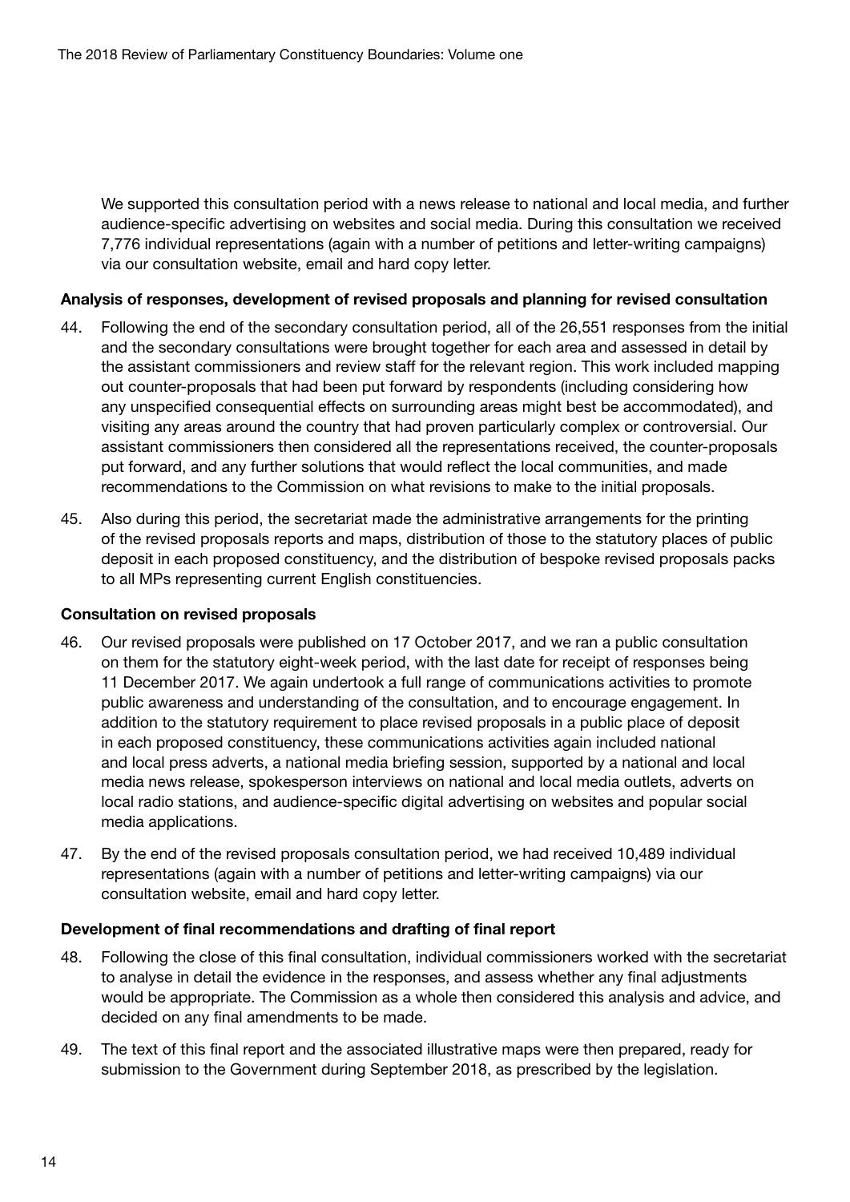We supported this consultation period with a news release to national and local media, and further audience-specific advertising on websites and social media. During this consultation we received 7,776 individual representations (again with a number of petitions and letter-writing campaigns) via our consultation website, email and hard copy letter.

**Analysis of responses, development of revised proposals and planning for revised consultation**

44. Following the end of the secondary consultation period, all of the 26,551 responses from the initial and the secondary consultations were brought together for each area and assessed in detail by the assistant commissioners and review staff for the relevant region. This work included mapping out counter-proposals that had been put forward by respondents (including considering how any unspecified consequential effects on surrounding areas might best be accommodated), and visiting any areas around the country that had proven particularly complex or controversial. Our assistant commissioners then considered all the representations received, the counter-proposals put forward, and any further solutions that would reflect the local communities, and made recommendations to the Commission on what revisions to make to the initial proposals.

45. Also during this period, the secretariat made the administrative arrangements for the printing of the revised proposals reports and maps, distribution of those to the statutory places of public deposit in each proposed constituency, and the distribution of bespoke revised proposals packs to all MPs representing current English constituencies.

**Consultation on revised proposals**

46. Our revised proposals were published on 17 October 2017, and we ran a public consultation on them for the statutory eight-week period, with the last date for receipt of responses being 11 December 2017. We again undertook a full range of communications activities to promote public awareness and understanding of the consultation, and to encourage engagement. In addition to the statutory requirement to place revised proposals in a public place of deposit in each proposed constituency, these communications activities again included national and local press adverts, a national media briefing session, supported by a national and local media news release, spokesperson interviews on national and local media outlets, adverts on local radio stations, and audience-specific digital advertising on websites and popular social media applications.

47. By the end of the revised proposals consultation period, we had received 10,489 individual representations (again with a number of petitions and letter-writing campaigns) via our consultation website, email and hard copy letter.

**Development of final recommendations and drafting of final report**

48. Following the close of this final consultation, individual commissioners worked with the secretariat to analyse in detail the evidence in the responses, and assess whether any final adjustments would be appropriate. The Commission as a whole then considered this analysis and advice, and decided on any final amendments to be made.

49. The text of this final report and the associated illustrative maps were then prepared, ready for submission to the Government during September 2018, as prescribed by the legislation.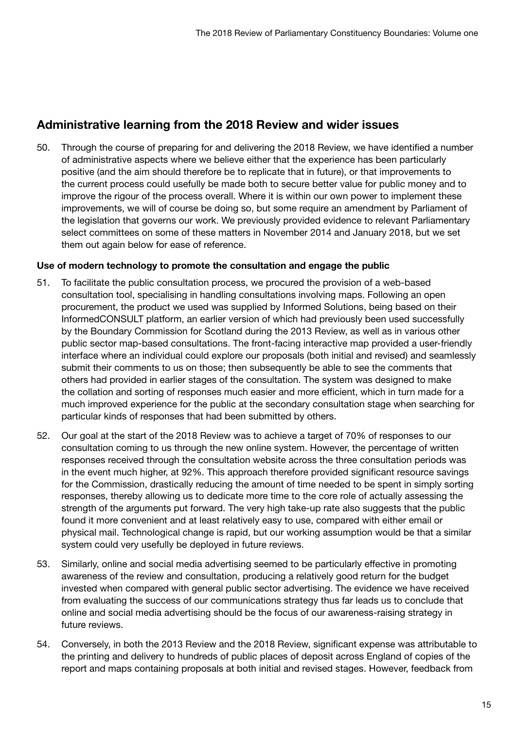## Administrative learning from the 2018 Review and wider issues

50. Through the course of preparing for and delivering the 2018 Review, we have identified a number of administrative aspects where we believe either that the experience has been particularly positive (and the aim should therefore be to replicate that in future), or that improvements to the current process could usefully be made both to secure better value for public money and to improve the rigour of the process overall. Where it is within our own power to implement these improvements, we will of course be doing so, but some require an amendment by Parliament of the legislation that governs our work. We previously provided evidence to relevant Parliamentary select committees on some of these matters in November 2014 and January 2018, but we set them out again below for ease of reference.

**Use of modern technology to promote the consultation and engage the public**

51. To facilitate the public consultation process, we procured the provision of a web-based consultation tool, specialising in handling consultations involving maps. Following an open procurement, the product we used was supplied by Informed Solutions, being based on their InformedCONSULT platform, an earlier version of which had previously been used successfully by the Boundary Commission for Scotland during the 2013 Review, as well as in various other public sector map-based consultations. The front-facing interactive map provided a user-friendly interface where an individual could explore our proposals (both initial and revised) and seamlessly submit their comments to us on those; then subsequently be able to see the comments that others had provided in earlier stages of the consultation. The system was designed to make the collation and sorting of responses much easier and more efficient, which in turn made for a much improved experience for the public at the secondary consultation stage when searching for particular kinds of responses that had been submitted by others.

52. Our goal at the start of the 2018 Review was to achieve a target of 70% of responses to our consultation coming to us through the new online system. However, the percentage of written responses received through the consultation website across the three consultation periods was in the event much higher, at 92%. This approach therefore provided significant resource savings for the Commission, drastically reducing the amount of time needed to be spent in simply sorting responses, thereby allowing us to dedicate more time to the core role of actually assessing the strength of the arguments put forward. The very high take-up rate also suggests that the public found it more convenient and at least relatively easy to use, compared with either email or physical mail. Technological change is rapid, but our working assumption would be that a similar system could very usefully be deployed in future reviews.

53. Similarly, online and social media advertising seemed to be particularly effective in promoting awareness of the review and consultation, producing a relatively good return for the budget invested when compared with general public sector advertising. The evidence we have received from evaluating the success of our communications strategy thus far leads us to conclude that online and social media advertising should be the focus of our awareness-raising strategy in future reviews.

54. Conversely, in both the 2013 Review and the 2018 Review, significant expense was attributable to the printing and delivery to hundreds of public places of deposit across England of copies of the report and maps containing proposals at both initial and revised stages. However, feedback from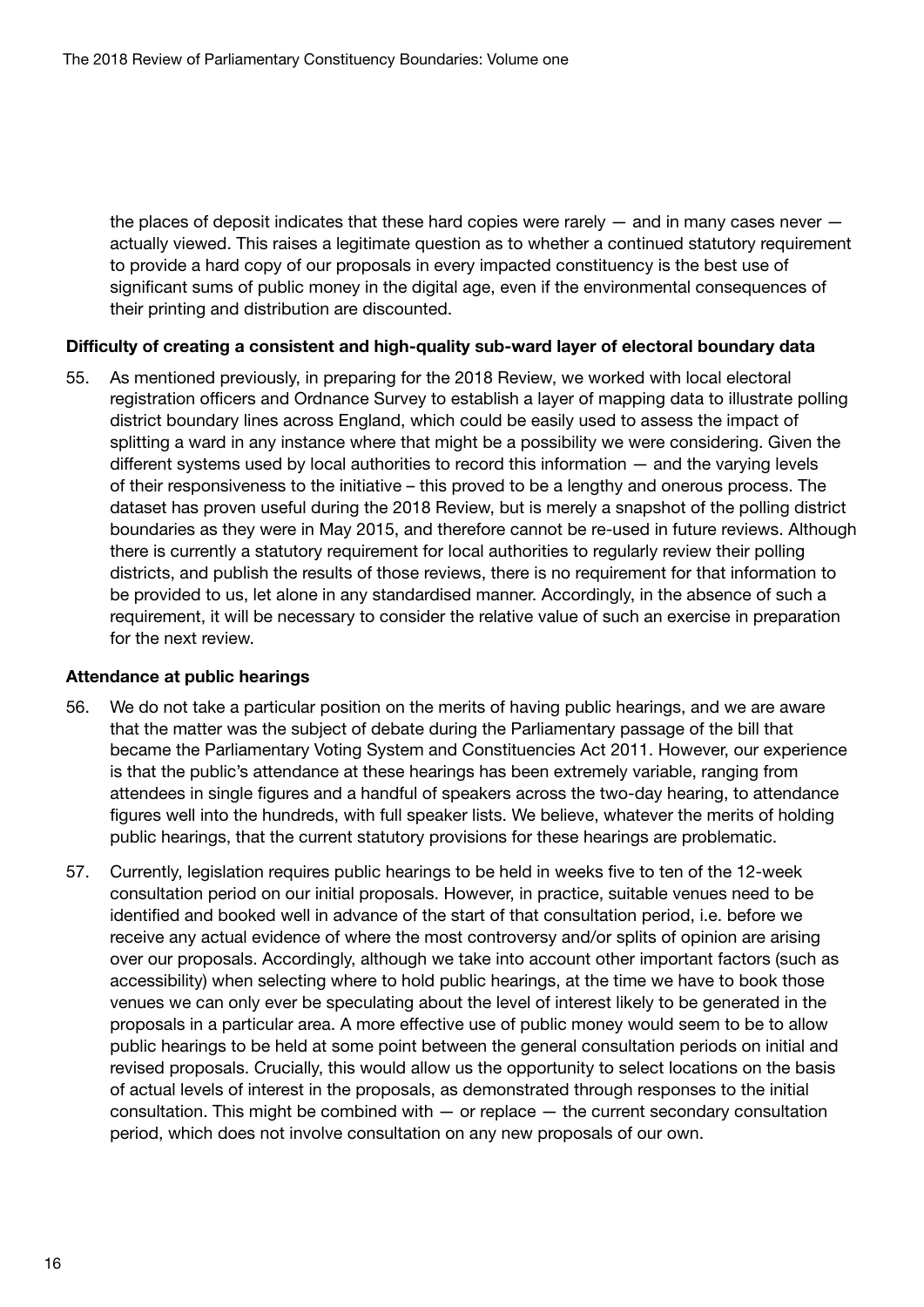the places of deposit indicates that these hard copies were rarely — and in many cases never — actually viewed. This raises a legitimate question as to whether a continued statutory requirement to provide a hard copy of our proposals in every impacted constituency is the best use of significant sums of public money in the digital age, even if the environmental consequences of their printing and distribution are discounted.

**Difficulty of creating a consistent and high-quality sub-ward layer of electoral boundary data**

55. As mentioned previously, in preparing for the 2018 Review, we worked with local electoral registration officers and Ordnance Survey to establish a layer of mapping data to illustrate polling district boundary lines across England, which could be easily used to assess the impact of splitting a ward in any instance where that might be a possibility we were considering. Given the different systems used by local authorities to record this information — and the varying levels of their responsiveness to the initiative – this proved to be a lengthy and onerous process. The dataset has proven useful during the 2018 Review, but is merely a snapshot of the polling district boundaries as they were in May 2015, and therefore cannot be re-used in future reviews. Although there is currently a statutory requirement for local authorities to regularly review their polling districts, and publish the results of those reviews, there is no requirement for that information to be provided to us, let alone in any standardised manner. Accordingly, in the absence of such a requirement, it will be necessary to consider the relative value of such an exercise in preparation for the next review.

**Attendance at public hearings**

56. We do not take a particular position on the merits of having public hearings, and we are aware that the matter was the subject of debate during the Parliamentary passage of the bill that became the Parliamentary Voting System and Constituencies Act 2011. However, our experience is that the public's attendance at these hearings has been extremely variable, ranging from attendees in single figures and a handful of speakers across the two-day hearing, to attendance figures well into the hundreds, with full speaker lists. We believe, whatever the merits of holding public hearings, that the current statutory provisions for these hearings are problematic.

57. Currently, legislation requires public hearings to be held in weeks five to ten of the 12-week consultation period on our initial proposals. However, in practice, suitable venues need to be identified and booked well in advance of the start of that consultation period, i.e. before we receive any actual evidence of where the most controversy and/or splits of opinion are arising over our proposals. Accordingly, although we take into account other important factors (such as accessibility) when selecting where to hold public hearings, at the time we have to book those venues we can only ever be speculating about the level of interest likely to be generated in the proposals in a particular area. A more effective use of public money would seem to be to allow public hearings to be held at some point between the general consultation periods on initial and revised proposals. Crucially, this would allow us the opportunity to select locations on the basis of actual levels of interest in the proposals, as demonstrated through responses to the initial consultation. This might be combined with — or replace — the current secondary consultation period, which does not involve consultation on any new proposals of our own.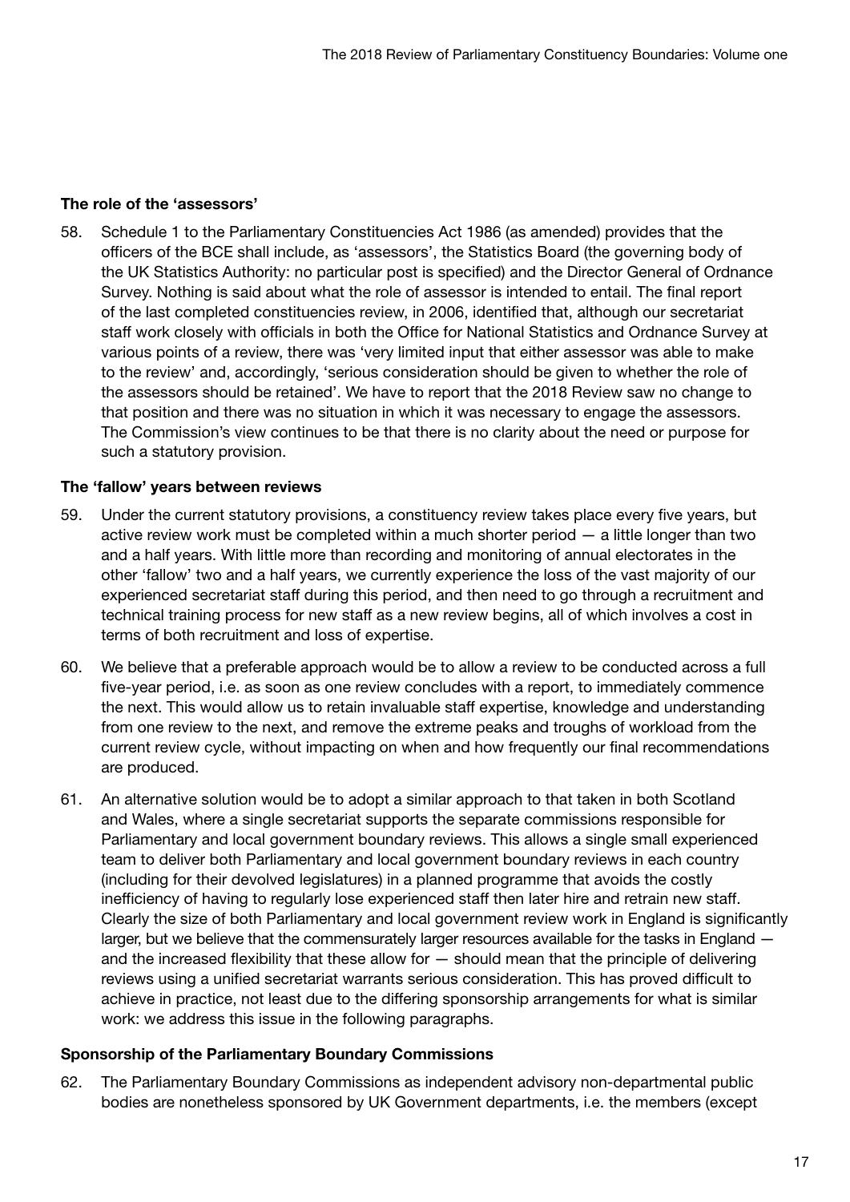**The role of the 'assessors'**

58. Schedule 1 to the Parliamentary Constituencies Act 1986 (as amended) provides that the officers of the BCE shall include, as 'assessors', the Statistics Board (the governing body of the UK Statistics Authority: no particular post is specified) and the Director General of Ordnance Survey. Nothing is said about what the role of assessor is intended to entail. The final report of the last completed constituencies review, in 2006, identified that, although our secretariat staff work closely with officials in both the Office for National Statistics and Ordnance Survey at various points of a review, there was 'very limited input that either assessor was able to make to the review' and, accordingly, 'serious consideration should be given to whether the role of the assessors should be retained'. We have to report that the 2018 Review saw no change to that position and there was no situation in which it was necessary to engage the assessors. The Commission's view continues to be that there is no clarity about the need or purpose for such a statutory provision.

**The 'fallow' years between reviews**

59. Under the current statutory provisions, a constituency review takes place every five years, but active review work must be completed within a much shorter period — a little longer than two and a half years. With little more than recording and monitoring of annual electorates in the other 'fallow' two and a half years, we currently experience the loss of the vast majority of our experienced secretariat staff during this period, and then need to go through a recruitment and technical training process for new staff as a new review begins, all of which involves a cost in terms of both recruitment and loss of expertise.

60. We believe that a preferable approach would be to allow a review to be conducted across a full five-year period, i.e. as soon as one review concludes with a report, to immediately commence the next. This would allow us to retain invaluable staff expertise, knowledge and understanding from one review to the next, and remove the extreme peaks and troughs of workload from the current review cycle, without impacting on when and how frequently our final recommendations are produced.

61. An alternative solution would be to adopt a similar approach to that taken in both Scotland and Wales, where a single secretariat supports the separate commissions responsible for Parliamentary and local government boundary reviews. This allows a single small experienced team to deliver both Parliamentary and local government boundary reviews in each country (including for their devolved legislatures) in a planned programme that avoids the costly inefficiency of having to regularly lose experienced staff then later hire and retrain new staff. Clearly the size of both Parliamentary and local government review work in England is significantly larger, but we believe that the commensurately larger resources available for the tasks in England — and the increased flexibility that these allow for — should mean that the principle of delivering reviews using a unified secretariat warrants serious consideration. This has proved difficult to achieve in practice, not least due to the differing sponsorship arrangements for what is similar work: we address this issue in the following paragraphs.

**Sponsorship of the Parliamentary Boundary Commissions**

62. The Parliamentary Boundary Commissions as independent advisory non-departmental public bodies are nonetheless sponsored by UK Government departments, i.e. the members (except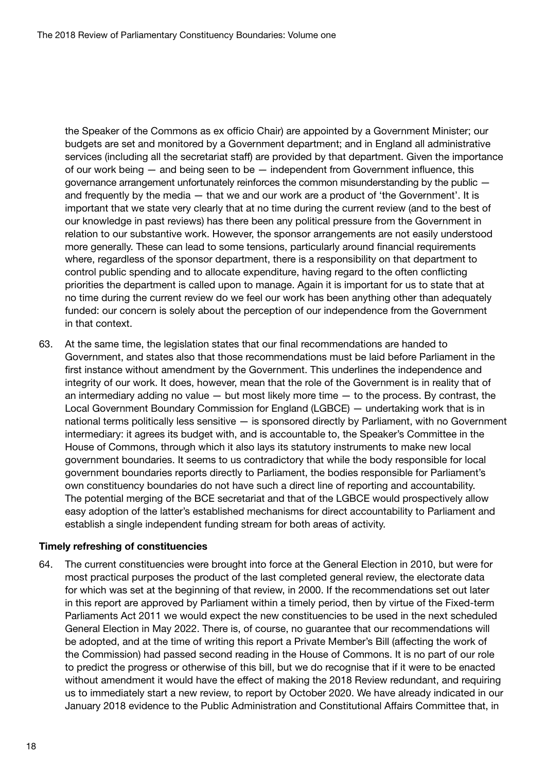the Speaker of the Commons as ex officio Chair) are appointed by a Government Minister; our budgets are set and monitored by a Government department; and in England all administrative services (including all the secretariat staff) are provided by that department. Given the importance of our work being — and being seen to be — independent from Government influence, this governance arrangement unfortunately reinforces the common misunderstanding by the public — and frequently by the media — that we and our work are a product of 'the Government'. It is important that we state very clearly that at no time during the current review (and to the best of our knowledge in past reviews) has there been any political pressure from the Government in relation to our substantive work. However, the sponsor arrangements are not easily understood more generally. These can lead to some tensions, particularly around financial requirements where, regardless of the sponsor department, there is a responsibility on that department to control public spending and to allocate expenditure, having regard to the often conflicting priorities the department is called upon to manage. Again it is important for us to state that at no time during the current review do we feel our work has been anything other than adequately funded: our concern is solely about the perception of our independence from the Government in that context.

63. At the same time, the legislation states that our final recommendations are handed to Government, and states also that those recommendations must be laid before Parliament in the first instance without amendment by the Government. This underlines the independence and integrity of our work. It does, however, mean that the role of the Government is in reality that of an intermediary adding no value — but most likely more time — to the process. By contrast, the Local Government Boundary Commission for England (LGBCE) — undertaking work that is in national terms politically less sensitive — is sponsored directly by Parliament, with no Government intermediary: it agrees its budget with, and is accountable to, the Speaker's Committee in the House of Commons, through which it also lays its statutory instruments to make new local government boundaries. It seems to us contradictory that while the body responsible for local government boundaries reports directly to Parliament, the bodies responsible for Parliament's own constituency boundaries do not have such a direct line of reporting and accountability. The potential merging of the BCE secretariat and that of the LGBCE would prospectively allow easy adoption of the latter's established mechanisms for direct accountability to Parliament and establish a single independent funding stream for both areas of activity.

### Timely refreshing of constituencies

64. The current constituencies were brought into force at the General Election in 2010, but were for most practical purposes the product of the last completed general review, the electorate data for which was set at the beginning of that review, in 2000. If the recommendations set out later in this report are approved by Parliament within a timely period, then by virtue of the Fixed-term Parliaments Act 2011 we would expect the new constituencies to be used in the next scheduled General Election in May 2022. There is, of course, no guarantee that our recommendations will be adopted, and at the time of writing this report a Private Member's Bill (affecting the work of the Commission) had passed second reading in the House of Commons. It is no part of our role to predict the progress or otherwise of this bill, but we do recognise that if it were to be enacted without amendment it would have the effect of making the 2018 Review redundant, and requiring us to immediately start a new review, to report by October 2020. We have already indicated in our January 2018 evidence to the Public Administration and Constitutional Affairs Committee that, in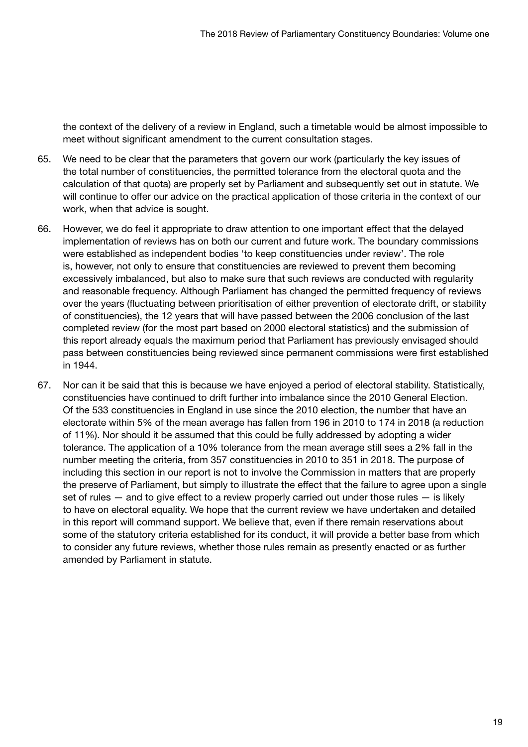the context of the delivery of a review in England, such a timetable would be almost impossible to meet without significant amendment to the current consultation stages.

65. We need to be clear that the parameters that govern our work (particularly the key issues of the total number of constituencies, the permitted tolerance from the electoral quota and the calculation of that quota) are properly set by Parliament and subsequently set out in statute. We will continue to offer our advice on the practical application of those criteria in the context of our work, when that advice is sought.

66. However, we do feel it appropriate to draw attention to one important effect that the delayed implementation of reviews has on both our current and future work. The boundary commissions were established as independent bodies 'to keep constituencies under review'. The role is, however, not only to ensure that constituencies are reviewed to prevent them becoming excessively imbalanced, but also to make sure that such reviews are conducted with regularity and reasonable frequency. Although Parliament has changed the permitted frequency of reviews over the years (fluctuating between prioritisation of either prevention of electorate drift, or stability of constituencies), the 12 years that will have passed between the 2006 conclusion of the last completed review (for the most part based on 2000 electoral statistics) and the submission of this report already equals the maximum period that Parliament has previously envisaged should pass between constituencies being reviewed since permanent commissions were first established in 1944.

67. Nor can it be said that this is because we have enjoyed a period of electoral stability. Statistically, constituencies have continued to drift further into imbalance since the 2010 General Election. Of the 533 constituencies in England in use since the 2010 election, the number that have an electorate within 5% of the mean average has fallen from 196 in 2010 to 174 in 2018 (a reduction of 11%). Nor should it be assumed that this could be fully addressed by adopting a wider tolerance. The application of a 10% tolerance from the mean average still sees a 2% fall in the number meeting the criteria, from 357 constituencies in 2010 to 351 in 2018. The purpose of including this section in our report is not to involve the Commission in matters that are properly the preserve of Parliament, but simply to illustrate the effect that the failure to agree upon a single set of rules — and to give effect to a review properly carried out under those rules — is likely to have on electoral equality. We hope that the current review we have undertaken and detailed in this report will command support. We believe that, even if there remain reservations about some of the statutory criteria established for its conduct, it will provide a better base from which to consider any future reviews, whether those rules remain as presently enacted or as further amended by Parliament in statute.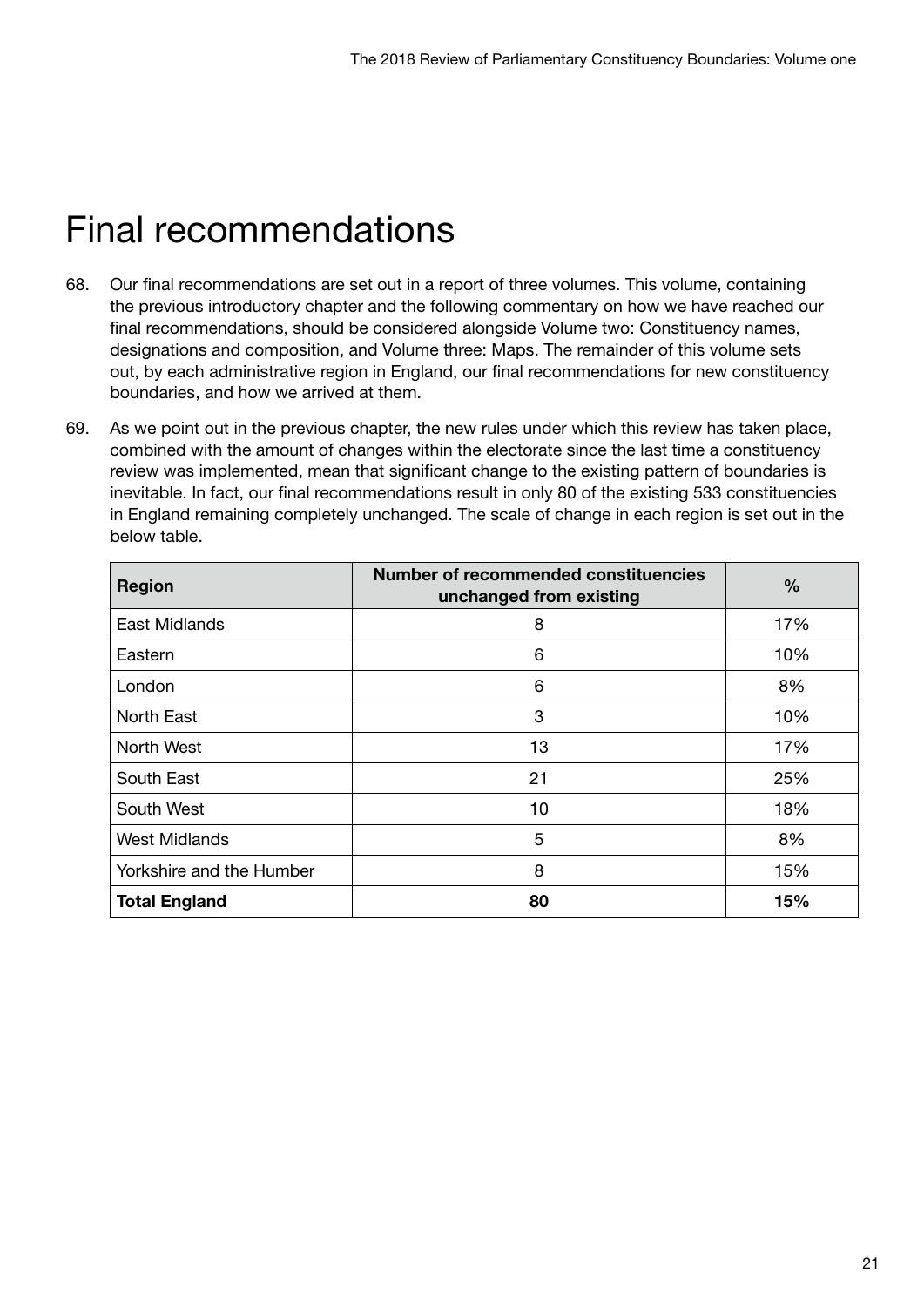# Final recommendations

68. Our final recommendations are set out in a report of three volumes. This volume, containing the previous introductory chapter and the following commentary on how we have reached our final recommendations, should be considered alongside Volume two: Constituency names, designations and composition, and Volume three: Maps. The remainder of this volume sets out, by each administrative region in England, our final recommendations for new constituency boundaries, and how we arrived at them.

69. As we point out in the previous chapter, the new rules under which this review has taken place, combined with the amount of changes within the electorate since the last time a constituency review was implemented, mean that significant change to the existing pattern of boundaries is inevitable. In fact, our final recommendations result in only 80 of the existing 533 constituencies in England remaining completely unchanged. The scale of change in each region is set out in the below table.

| **Region** | **Number of recommended constituencies unchanged from existing** | **%** |
|---|---|---|
| East Midlands | 8 | 17% |
| Eastern | 6 | 10% |
| London | 6 | 8% |
| North East | 3 | 10% |
| North West | 13 | 17% |
| South East | 21 | 25% |
| South West | 10 | 18% |
| West Midlands | 5 | 8% |
| Yorkshire and the Humber | 8 | 15% |
| **Total England** | **80** | **15%** |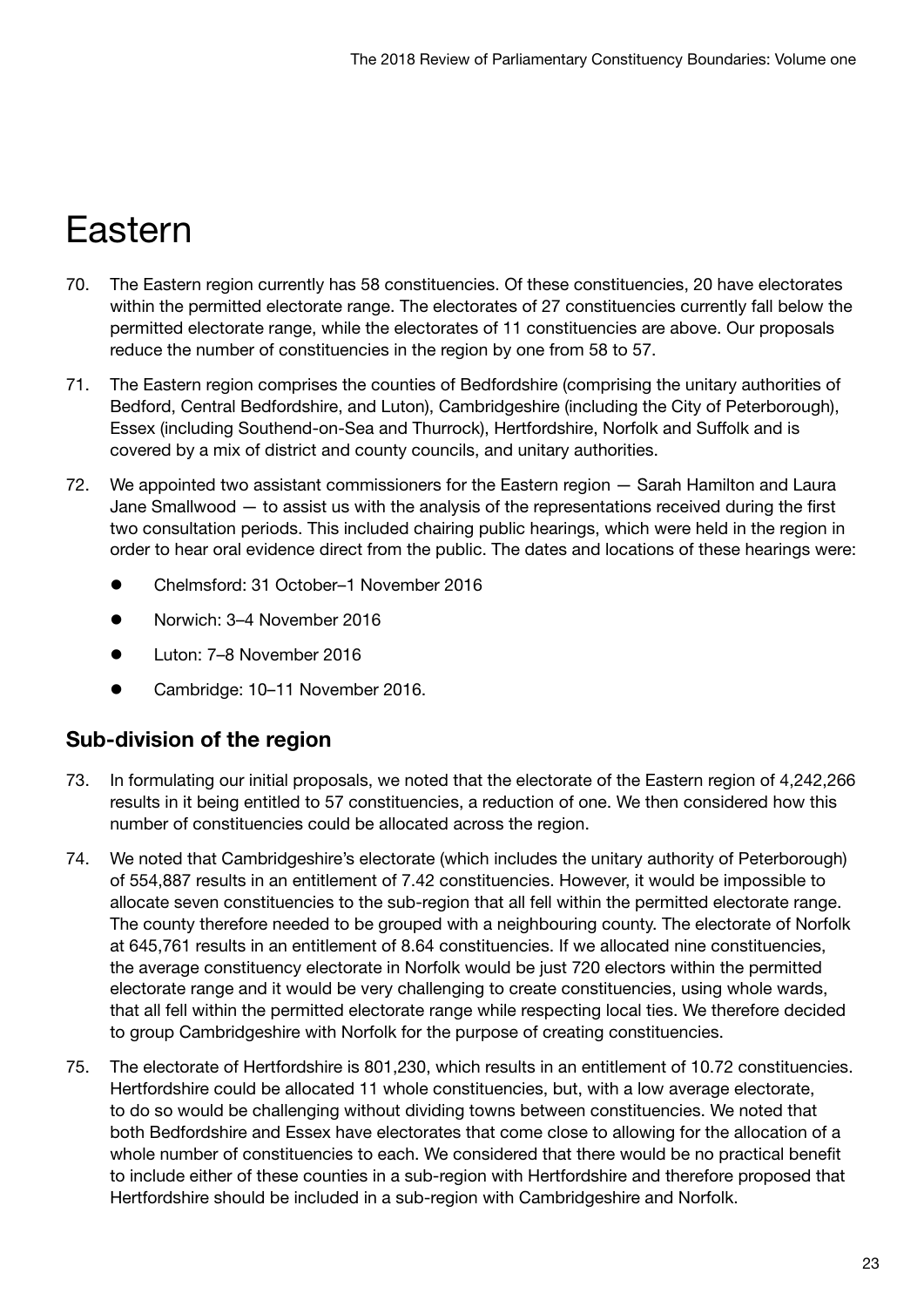# Eastern

70. The Eastern region currently has 58 constituencies. Of these constituencies, 20 have electorates within the permitted electorate range. The electorates of 27 constituencies currently fall below the permitted electorate range, while the electorates of 11 constituencies are above. Our proposals reduce the number of constituencies in the region by one from 58 to 57.

71. The Eastern region comprises the counties of Bedfordshire (comprising the unitary authorities of Bedford, Central Bedfordshire, and Luton), Cambridgeshire (including the City of Peterborough), Essex (including Southend-on-Sea and Thurrock), Hertfordshire, Norfolk and Suffolk and is covered by a mix of district and county councils, and unitary authorities.

72. We appointed two assistant commissioners for the Eastern region — Sarah Hamilton and Laura Jane Smallwood — to assist us with the analysis of the representations received during the first two consultation periods. This included chairing public hearings, which were held in the region in order to hear oral evidence direct from the public. The dates and locations of these hearings were:

- Chelmsford: 31 October–1 November 2016
- Norwich: 3–4 November 2016
- Luton: 7–8 November 2016
- Cambridge: 10–11 November 2016.

## Sub-division of the region

73. In formulating our initial proposals, we noted that the electorate of the Eastern region of 4,242,266 results in it being entitled to 57 constituencies, a reduction of one. We then considered how this number of constituencies could be allocated across the region.

74. We noted that Cambridgeshire's electorate (which includes the unitary authority of Peterborough) of 554,887 results in an entitlement of 7.42 constituencies. However, it would be impossible to allocate seven constituencies to the sub-region that all fell within the permitted electorate range. The county therefore needed to be grouped with a neighbouring county. The electorate of Norfolk at 645,761 results in an entitlement of 8.64 constituencies. If we allocated nine constituencies, the average constituency electorate in Norfolk would be just 720 electors within the permitted electorate range and it would be very challenging to create constituencies, using whole wards, that all fell within the permitted electorate range while respecting local ties. We therefore decided to group Cambridgeshire with Norfolk for the purpose of creating constituencies.

75. The electorate of Hertfordshire is 801,230, which results in an entitlement of 10.72 constituencies. Hertfordshire could be allocated 11 whole constituencies, but, with a low average electorate, to do so would be challenging without dividing towns between constituencies. We noted that both Bedfordshire and Essex have electorates that come close to allowing for the allocation of a whole number of constituencies to each. We considered that there would be no practical benefit to include either of these counties in a sub-region with Hertfordshire and therefore proposed that Hertfordshire should be included in a sub-region with Cambridgeshire and Norfolk.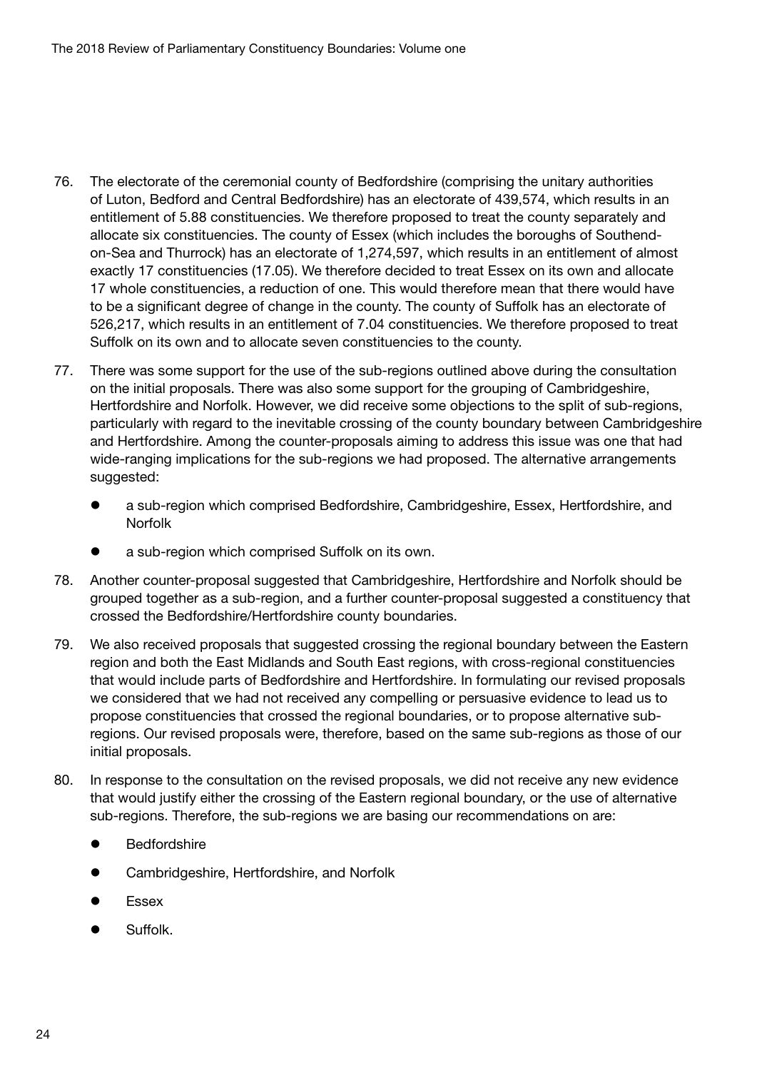76. The electorate of the ceremonial county of Bedfordshire (comprising the unitary authorities of Luton, Bedford and Central Bedfordshire) has an electorate of 439,574, which results in an entitlement of 5.88 constituencies. We therefore proposed to treat the county separately and allocate six constituencies. The county of Essex (which includes the boroughs of Southend-on-Sea and Thurrock) has an electorate of 1,274,597, which results in an entitlement of almost exactly 17 constituencies (17.05). We therefore decided to treat Essex on its own and allocate 17 whole constituencies, a reduction of one. This would therefore mean that there would have to be a significant degree of change in the county. The county of Suffolk has an electorate of 526,217, which results in an entitlement of 7.04 constituencies. We therefore proposed to treat Suffolk on its own and to allocate seven constituencies to the county.

77. There was some support for the use of the sub-regions outlined above during the consultation on the initial proposals. There was also some support for the grouping of Cambridgeshire, Hertfordshire and Norfolk. However, we did receive some objections to the split of sub-regions, particularly with regard to the inevitable crossing of the county boundary between Cambridgeshire and Hertfordshire. Among the counter-proposals aiming to address this issue was one that had wide-ranging implications for the sub-regions we had proposed. The alternative arrangements suggested:

    - a sub-region which comprised Bedfordshire, Cambridgeshire, Essex, Hertfordshire, and Norfolk
    - a sub-region which comprised Suffolk on its own.

78. Another counter-proposal suggested that Cambridgeshire, Hertfordshire and Norfolk should be grouped together as a sub-region, and a further counter-proposal suggested a constituency that crossed the Bedfordshire/Hertfordshire county boundaries.

79. We also received proposals that suggested crossing the regional boundary between the Eastern region and both the East Midlands and South East regions, with cross-regional constituencies that would include parts of Bedfordshire and Hertfordshire. In formulating our revised proposals we considered that we had not received any compelling or persuasive evidence to lead us to propose constituencies that crossed the regional boundaries, or to propose alternative sub-regions. Our revised proposals were, therefore, based on the same sub-regions as those of our initial proposals.

80. In response to the consultation on the revised proposals, we did not receive any new evidence that would justify either the crossing of the Eastern regional boundary, or the use of alternative sub-regions. Therefore, the sub-regions we are basing our recommendations on are:

    - Bedfordshire
    - Cambridgeshire, Hertfordshire, and Norfolk
    - Essex
    - Suffolk.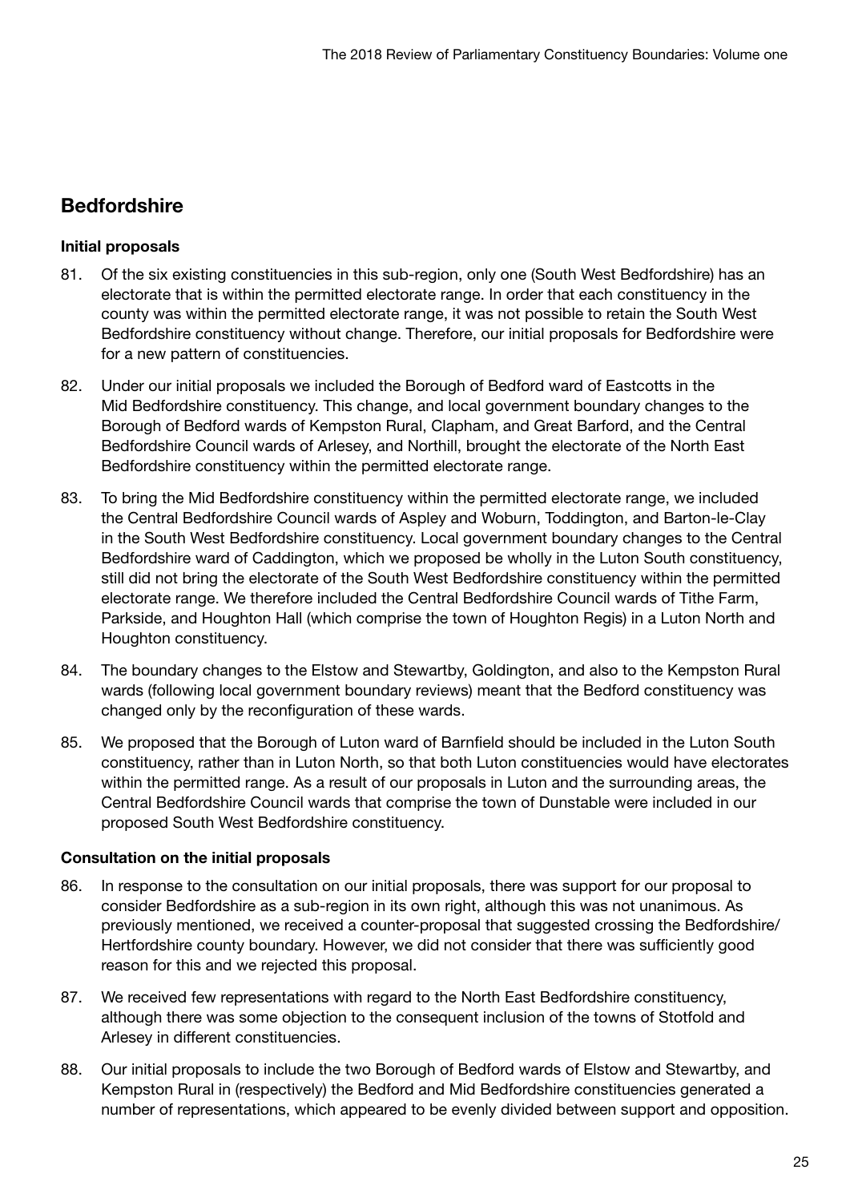## Bedfordshire

### Initial proposals

81. Of the six existing constituencies in this sub-region, only one (South West Bedfordshire) has an electorate that is within the permitted electorate range. In order that each constituency in the county was within the permitted electorate range, it was not possible to retain the South West Bedfordshire constituency without change. Therefore, our initial proposals for Bedfordshire were for a new pattern of constituencies.

82. Under our initial proposals we included the Borough of Bedford ward of Eastcotts in the Mid Bedfordshire constituency. This change, and local government boundary changes to the Borough of Bedford wards of Kempston Rural, Clapham, and Great Barford, and the Central Bedfordshire Council wards of Arlesey, and Northill, brought the electorate of the North East Bedfordshire constituency within the permitted electorate range.

83. To bring the Mid Bedfordshire constituency within the permitted electorate range, we included the Central Bedfordshire Council wards of Aspley and Woburn, Toddington, and Barton-le-Clay in the South West Bedfordshire constituency. Local government boundary changes to the Central Bedfordshire ward of Caddington, which we proposed be wholly in the Luton South constituency, still did not bring the electorate of the South West Bedfordshire constituency within the permitted electorate range. We therefore included the Central Bedfordshire Council wards of Tithe Farm, Parkside, and Houghton Hall (which comprise the town of Houghton Regis) in a Luton North and Houghton constituency.

84. The boundary changes to the Elstow and Stewartby, Goldington, and also to the Kempston Rural wards (following local government boundary reviews) meant that the Bedford constituency was changed only by the reconfiguration of these wards.

85. We proposed that the Borough of Luton ward of Barnfield should be included in the Luton South constituency, rather than in Luton North, so that both Luton constituencies would have electorates within the permitted range. As a result of our proposals in Luton and the surrounding areas, the Central Bedfordshire Council wards that comprise the town of Dunstable were included in our proposed South West Bedfordshire constituency.

### Consultation on the initial proposals

86. In response to the consultation on our initial proposals, there was support for our proposal to consider Bedfordshire as a sub-region in its own right, although this was not unanimous. As previously mentioned, we received a counter-proposal that suggested crossing the Bedfordshire/ Hertfordshire county boundary. However, we did not consider that there was sufficiently good reason for this and we rejected this proposal.

87. We received few representations with regard to the North East Bedfordshire constituency, although there was some objection to the consequent inclusion of the towns of Stotfold and Arlesey in different constituencies.

88. Our initial proposals to include the two Borough of Bedford wards of Elstow and Stewartby, and Kempston Rural in (respectively) the Bedford and Mid Bedfordshire constituencies generated a number of representations, which appeared to be evenly divided between support and opposition.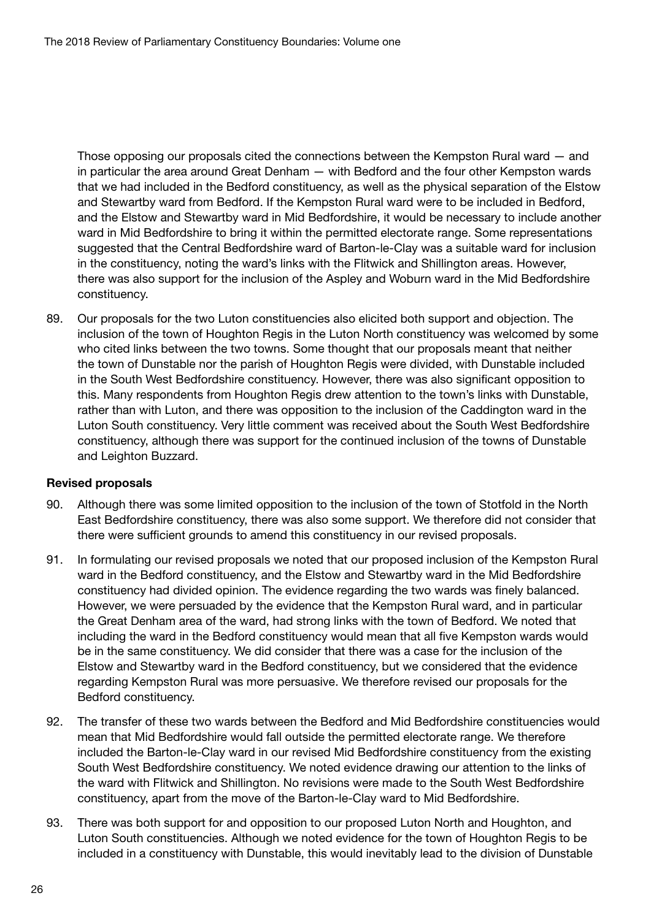Those opposing our proposals cited the connections between the Kempston Rural ward — and in particular the area around Great Denham — with Bedford and the four other Kempston wards that we had included in the Bedford constituency, as well as the physical separation of the Elstow and Stewartby ward from Bedford. If the Kempston Rural ward were to be included in Bedford, and the Elstow and Stewartby ward in Mid Bedfordshire, it would be necessary to include another ward in Mid Bedfordshire to bring it within the permitted electorate range. Some representations suggested that the Central Bedfordshire ward of Barton-le-Clay was a suitable ward for inclusion in the constituency, noting the ward's links with the Flitwick and Shillington areas. However, there was also support for the inclusion of the Aspley and Woburn ward in the Mid Bedfordshire constituency.

89. Our proposals for the two Luton constituencies also elicited both support and objection. The inclusion of the town of Houghton Regis in the Luton North constituency was welcomed by some who cited links between the two towns. Some thought that our proposals meant that neither the town of Dunstable nor the parish of Houghton Regis were divided, with Dunstable included in the South West Bedfordshire constituency. However, there was also significant opposition to this. Many respondents from Houghton Regis drew attention to the town's links with Dunstable, rather than with Luton, and there was opposition to the inclusion of the Caddington ward in the Luton South constituency. Very little comment was received about the South West Bedfordshire constituency, although there was support for the continued inclusion of the towns of Dunstable and Leighton Buzzard.

**Revised proposals**

90. Although there was some limited opposition to the inclusion of the town of Stotfold in the North East Bedfordshire constituency, there was also some support. We therefore did not consider that there were sufficient grounds to amend this constituency in our revised proposals.

91. In formulating our revised proposals we noted that our proposed inclusion of the Kempston Rural ward in the Bedford constituency, and the Elstow and Stewartby ward in the Mid Bedfordshire constituency had divided opinion. The evidence regarding the two wards was finely balanced. However, we were persuaded by the evidence that the Kempston Rural ward, and in particular the Great Denham area of the ward, had strong links with the town of Bedford. We noted that including the ward in the Bedford constituency would mean that all five Kempston wards would be in the same constituency. We did consider that there was a case for the inclusion of the Elstow and Stewartby ward in the Bedford constituency, but we considered that the evidence regarding Kempston Rural was more persuasive. We therefore revised our proposals for the Bedford constituency.

92. The transfer of these two wards between the Bedford and Mid Bedfordshire constituencies would mean that Mid Bedfordshire would fall outside the permitted electorate range. We therefore included the Barton-le-Clay ward in our revised Mid Bedfordshire constituency from the existing South West Bedfordshire constituency. We noted evidence drawing our attention to the links of the ward with Flitwick and Shillington. No revisions were made to the South West Bedfordshire constituency, apart from the move of the Barton-le-Clay ward to Mid Bedfordshire.

93. There was both support for and opposition to our proposed Luton North and Houghton, and Luton South constituencies. Although we noted evidence for the town of Houghton Regis to be included in a constituency with Dunstable, this would inevitably lead to the division of Dunstable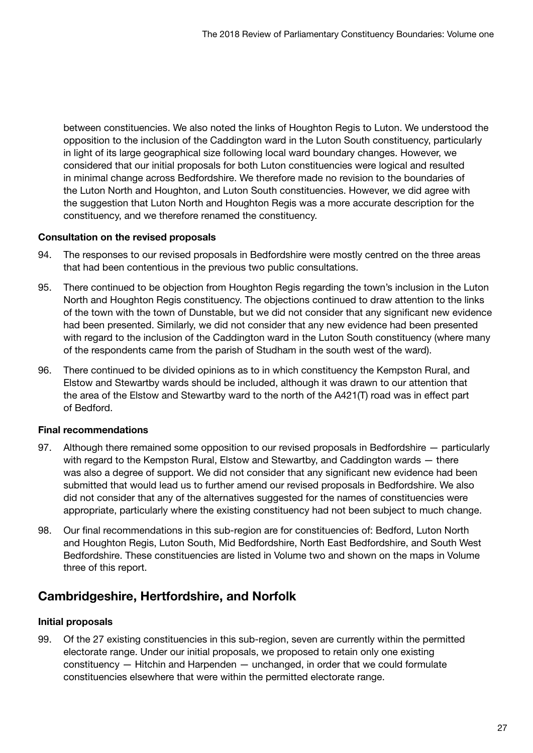between constituencies. We also noted the links of Houghton Regis to Luton. We understood the opposition to the inclusion of the Caddington ward in the Luton South constituency, particularly in light of its large geographical size following local ward boundary changes. However, we considered that our initial proposals for both Luton constituencies were logical and resulted in minimal change across Bedfordshire. We therefore made no revision to the boundaries of the Luton North and Houghton, and Luton South constituencies. However, we did agree with the suggestion that Luton North and Houghton Regis was a more accurate description for the constituency, and we therefore renamed the constituency.

#### Consultation on the revised proposals

94. The responses to our revised proposals in Bedfordshire were mostly centred on the three areas that had been contentious in the previous two public consultations.

95. There continued to be objection from Houghton Regis regarding the town's inclusion in the Luton North and Houghton Regis constituency. The objections continued to draw attention to the links of the town with the town of Dunstable, but we did not consider that any significant new evidence had been presented. Similarly, we did not consider that any new evidence had been presented with regard to the inclusion of the Caddington ward in the Luton South constituency (where many of the respondents came from the parish of Studham in the south west of the ward).

96. There continued to be divided opinions as to in which constituency the Kempston Rural, and Elstow and Stewartby wards should be included, although it was drawn to our attention that the area of the Elstow and Stewartby ward to the north of the A421(T) road was in effect part of Bedford.

#### Final recommendations

97. Although there remained some opposition to our revised proposals in Bedfordshire — particularly with regard to the Kempston Rural, Elstow and Stewartby, and Caddington wards — there was also a degree of support. We did not consider that any significant new evidence had been submitted that would lead us to further amend our revised proposals in Bedfordshire. We also did not consider that any of the alternatives suggested for the names of constituencies were appropriate, particularly where the existing constituency had not been subject to much change.

98. Our final recommendations in this sub-region are for constituencies of: Bedford, Luton North and Houghton Regis, Luton South, Mid Bedfordshire, North East Bedfordshire, and South West Bedfordshire. These constituencies are listed in Volume two and shown on the maps in Volume three of this report.

## Cambridgeshire, Hertfordshire, and Norfolk

#### Initial proposals

99. Of the 27 existing constituencies in this sub-region, seven are currently within the permitted electorate range. Under our initial proposals, we proposed to retain only one existing constituency — Hitchin and Harpenden — unchanged, in order that we could formulate constituencies elsewhere that were within the permitted electorate range.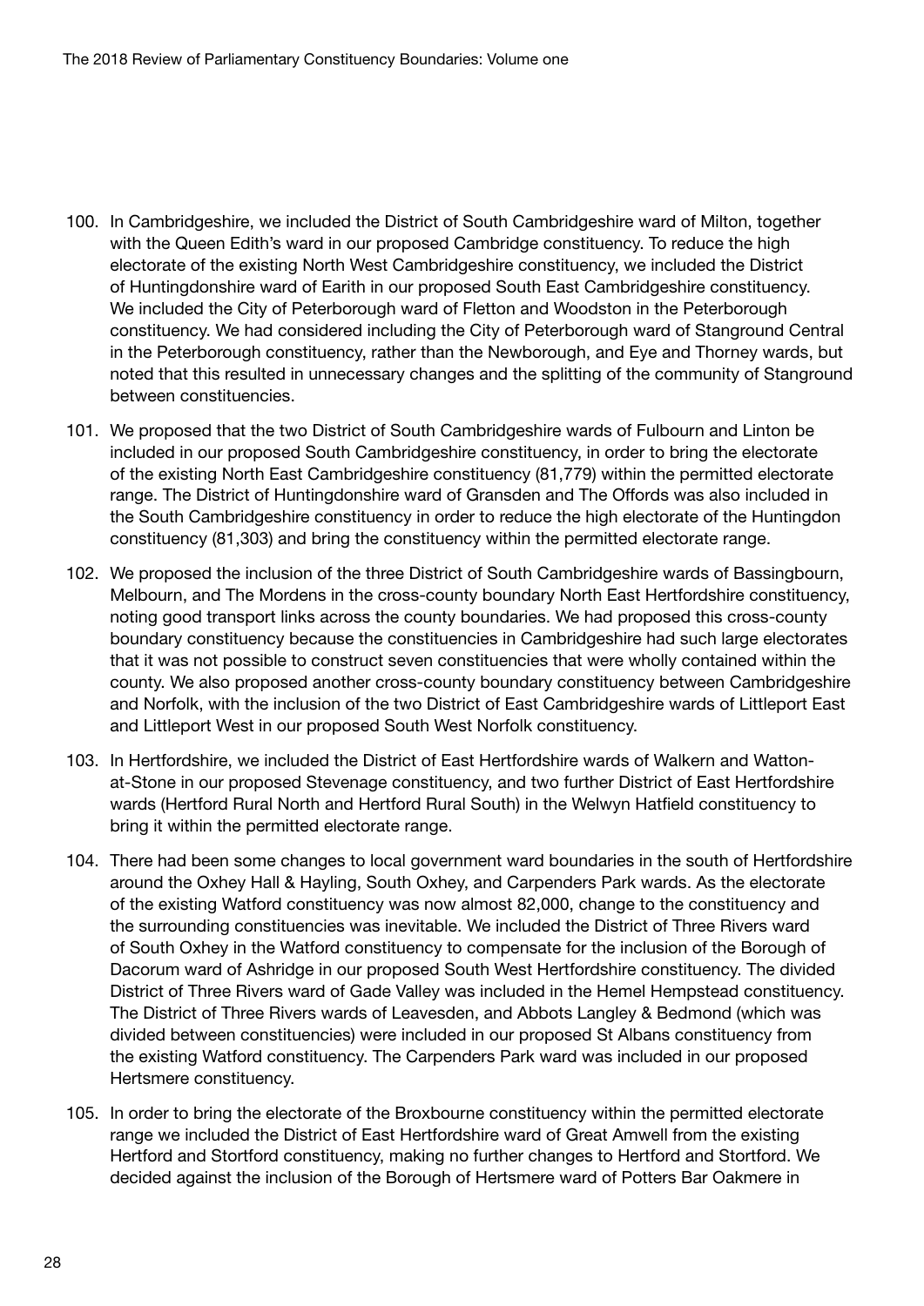100. In Cambridgeshire, we included the District of South Cambridgeshire ward of Milton, together with the Queen Edith's ward in our proposed Cambridge constituency. To reduce the high electorate of the existing North West Cambridgeshire constituency, we included the District of Huntingdonshire ward of Earith in our proposed South East Cambridgeshire constituency. We included the City of Peterborough ward of Fletton and Woodston in the Peterborough constituency. We had considered including the City of Peterborough ward of Stanground Central in the Peterborough constituency, rather than the Newborough, and Eye and Thorney wards, but noted that this resulted in unnecessary changes and the splitting of the community of Stanground between constituencies.

101. We proposed that the two District of South Cambridgeshire wards of Fulbourn and Linton be included in our proposed South Cambridgeshire constituency, in order to bring the electorate of the existing North East Cambridgeshire constituency (81,779) within the permitted electorate range. The District of Huntingdonshire ward of Gransden and The Offords was also included in the South Cambridgeshire constituency in order to reduce the high electorate of the Huntingdon constituency (81,303) and bring the constituency within the permitted electorate range.

102. We proposed the inclusion of the three District of South Cambridgeshire wards of Bassingbourn, Melbourn, and The Mordens in the cross-county boundary North East Hertfordshire constituency, noting good transport links across the county boundaries. We had proposed this cross-county boundary constituency because the constituencies in Cambridgeshire had such large electorates that it was not possible to construct seven constituencies that were wholly contained within the county. We also proposed another cross-county boundary constituency between Cambridgeshire and Norfolk, with the inclusion of the two District of East Cambridgeshire wards of Littleport East and Littleport West in our proposed South West Norfolk constituency.

103. In Hertfordshire, we included the District of East Hertfordshire wards of Walkern and Watton-at-Stone in our proposed Stevenage constituency, and two further District of East Hertfordshire wards (Hertford Rural North and Hertford Rural South) in the Welwyn Hatfield constituency to bring it within the permitted electorate range.

104. There had been some changes to local government ward boundaries in the south of Hertfordshire around the Oxhey Hall & Hayling, South Oxhey, and Carpenders Park wards. As the electorate of the existing Watford constituency was now almost 82,000, change to the constituency and the surrounding constituencies was inevitable. We included the District of Three Rivers ward of South Oxhey in the Watford constituency to compensate for the inclusion of the Borough of Dacorum ward of Ashridge in our proposed South West Hertfordshire constituency. The divided District of Three Rivers ward of Gade Valley was included in the Hemel Hempstead constituency. The District of Three Rivers wards of Leavesden, and Abbots Langley & Bedmond (which was divided between constituencies) were included in our proposed St Albans constituency from the existing Watford constituency. The Carpenders Park ward was included in our proposed Hertsmere constituency.

105. In order to bring the electorate of the Broxbourne constituency within the permitted electorate range we included the District of East Hertfordshire ward of Great Amwell from the existing Hertford and Stortford constituency, making no further changes to Hertford and Stortford. We decided against the inclusion of the Borough of Hertsmere ward of Potters Bar Oakmere in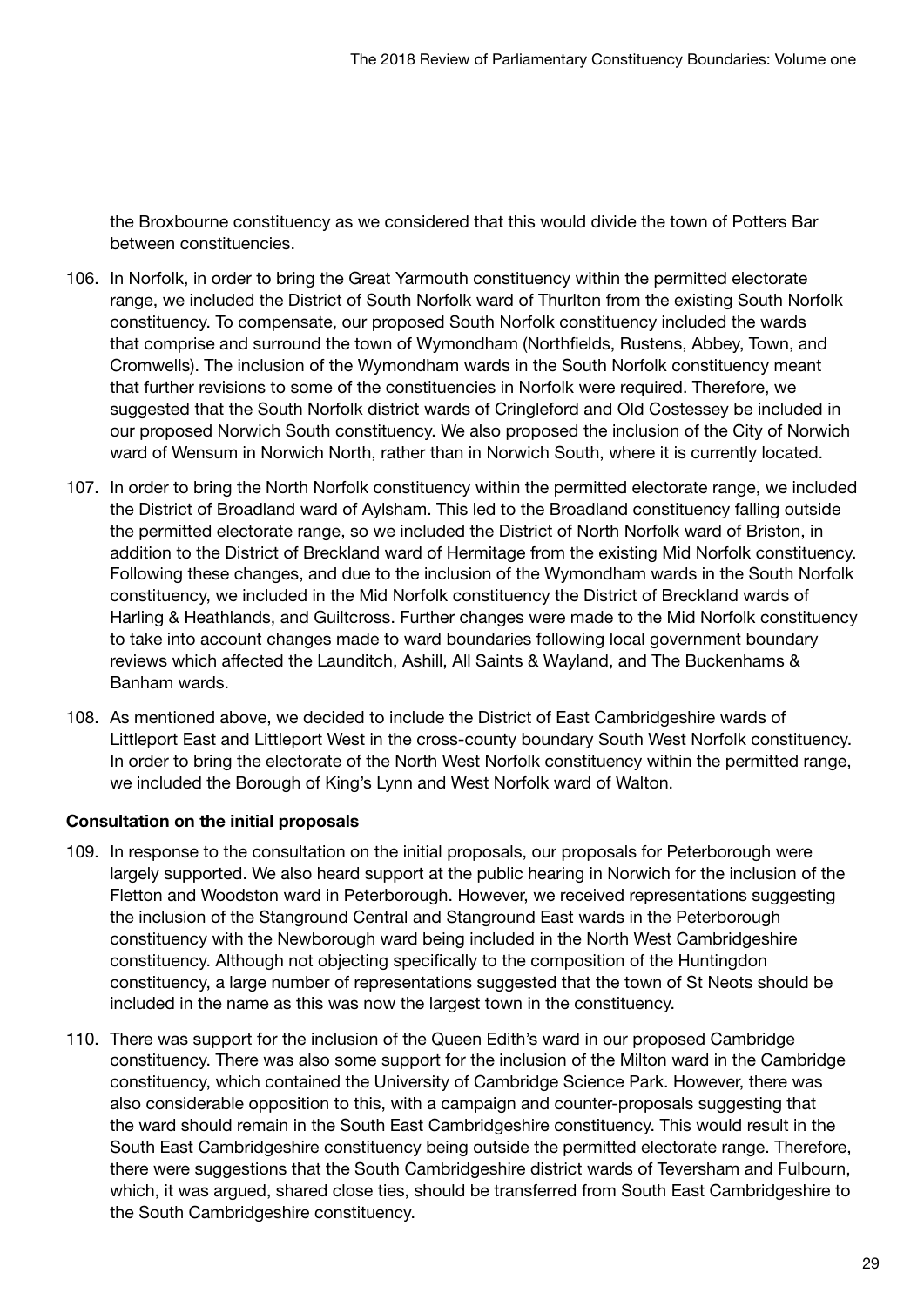the Broxbourne constituency as we considered that this would divide the town of Potters Bar between constituencies.

106. In Norfolk, in order to bring the Great Yarmouth constituency within the permitted electorate range, we included the District of South Norfolk ward of Thurlton from the existing South Norfolk constituency. To compensate, our proposed South Norfolk constituency included the wards that comprise and surround the town of Wymondham (Northfields, Rustens, Abbey, Town, and Cromwells). The inclusion of the Wymondham wards in the South Norfolk constituency meant that further revisions to some of the constituencies in Norfolk were required. Therefore, we suggested that the South Norfolk district wards of Cringleford and Old Costessey be included in our proposed Norwich South constituency. We also proposed the inclusion of the City of Norwich ward of Wensum in Norwich North, rather than in Norwich South, where it is currently located.

107. In order to bring the North Norfolk constituency within the permitted electorate range, we included the District of Broadland ward of Aylsham. This led to the Broadland constituency falling outside the permitted electorate range, so we included the District of North Norfolk ward of Briston, in addition to the District of Breckland ward of Hermitage from the existing Mid Norfolk constituency. Following these changes, and due to the inclusion of the Wymondham wards in the South Norfolk constituency, we included in the Mid Norfolk constituency the District of Breckland wards of Harling & Heathlands, and Guiltcross. Further changes were made to the Mid Norfolk constituency to take into account changes made to ward boundaries following local government boundary reviews which affected the Launditch, Ashill, All Saints & Wayland, and The Buckenhams & Banham wards.

108. As mentioned above, we decided to include the District of East Cambridgeshire wards of Littleport East and Littleport West in the cross-county boundary South West Norfolk constituency. In order to bring the electorate of the North West Norfolk constituency within the permitted range, we included the Borough of King's Lynn and West Norfolk ward of Walton.

**Consultation on the initial proposals**

109. In response to the consultation on the initial proposals, our proposals for Peterborough were largely supported. We also heard support at the public hearing in Norwich for the inclusion of the Fletton and Woodston ward in Peterborough. However, we received representations suggesting the inclusion of the Stanground Central and Stanground East wards in the Peterborough constituency with the Newborough ward being included in the North West Cambridgeshire constituency. Although not objecting specifically to the composition of the Huntingdon constituency, a large number of representations suggested that the town of St Neots should be included in the name as this was now the largest town in the constituency.

110. There was support for the inclusion of the Queen Edith's ward in our proposed Cambridge constituency. There was also some support for the inclusion of the Milton ward in the Cambridge constituency, which contained the University of Cambridge Science Park. However, there was also considerable opposition to this, with a campaign and counter-proposals suggesting that the ward should remain in the South East Cambridgeshire constituency. This would result in the South East Cambridgeshire constituency being outside the permitted electorate range. Therefore, there were suggestions that the South Cambridgeshire district wards of Teversham and Fulbourn, which, it was argued, shared close ties, should be transferred from South East Cambridgeshire to the South Cambridgeshire constituency.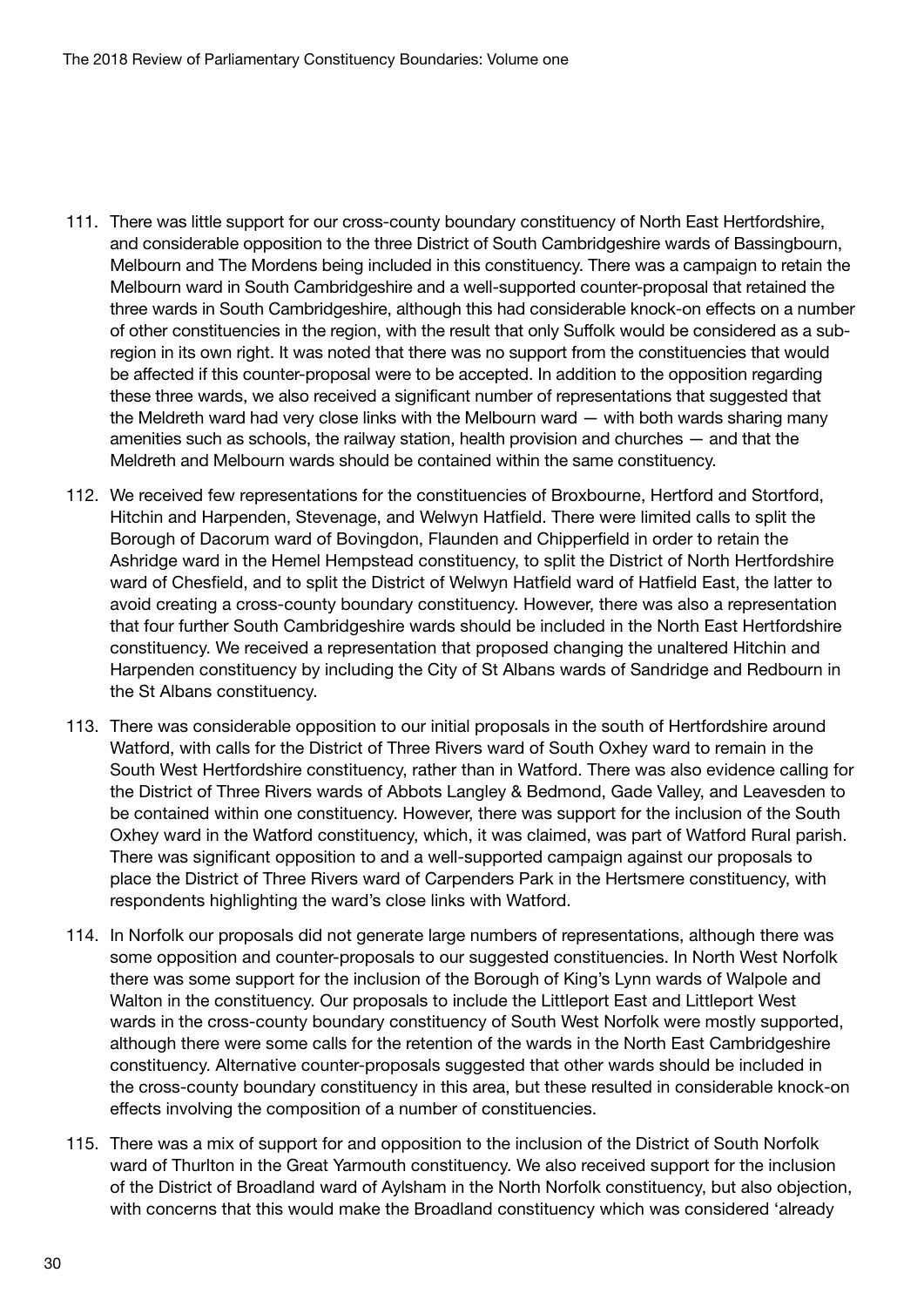111. There was little support for our cross-county boundary constituency of North East Hertfordshire, and considerable opposition to the three District of South Cambridgeshire wards of Bassingbourn, Melbourn and The Mordens being included in this constituency. There was a campaign to retain the Melbourn ward in South Cambridgeshire and a well-supported counter-proposal that retained the three wards in South Cambridgeshire, although this had considerable knock-on effects on a number of other constituencies in the region, with the result that only Suffolk would be considered as a sub-region in its own right. It was noted that there was no support from the constituencies that would be affected if this counter-proposal were to be accepted. In addition to the opposition regarding these three wards, we also received a significant number of representations that suggested that the Meldreth ward had very close links with the Melbourn ward — with both wards sharing many amenities such as schools, the railway station, health provision and churches — and that the Meldreth and Melbourn wards should be contained within the same constituency.

112. We received few representations for the constituencies of Broxbourne, Hertford and Stortford, Hitchin and Harpenden, Stevenage, and Welwyn Hatfield. There were limited calls to split the Borough of Dacorum ward of Bovingdon, Flaunden and Chipperfield in order to retain the Ashridge ward in the Hemel Hempstead constituency, to split the District of North Hertfordshire ward of Chesfield, and to split the District of Welwyn Hatfield ward of Hatfield East, the latter to avoid creating a cross-county boundary constituency. However, there was also a representation that four further South Cambridgeshire wards should be included in the North East Hertfordshire constituency. We received a representation that proposed changing the unaltered Hitchin and Harpenden constituency by including the City of St Albans wards of Sandridge and Redbourn in the St Albans constituency.

113. There was considerable opposition to our initial proposals in the south of Hertfordshire around Watford, with calls for the District of Three Rivers ward of South Oxhey ward to remain in the South West Hertfordshire constituency, rather than in Watford. There was also evidence calling for the District of Three Rivers wards of Abbots Langley & Bedmond, Gade Valley, and Leavesden to be contained within one constituency. However, there was support for the inclusion of the South Oxhey ward in the Watford constituency, which, it was claimed, was part of Watford Rural parish. There was significant opposition to and a well-supported campaign against our proposals to place the District of Three Rivers ward of Carpenders Park in the Hertsmere constituency, with respondents highlighting the ward's close links with Watford.

114. In Norfolk our proposals did not generate large numbers of representations, although there was some opposition and counter-proposals to our suggested constituencies. In North West Norfolk there was some support for the inclusion of the Borough of King's Lynn wards of Walpole and Walton in the constituency. Our proposals to include the Littleport East and Littleport West wards in the cross-county boundary constituency of South West Norfolk were mostly supported, although there were some calls for the retention of the wards in the North East Cambridgeshire constituency. Alternative counter-proposals suggested that other wards should be included in the cross-county boundary constituency in this area, but these resulted in considerable knock-on effects involving the composition of a number of constituencies.

115. There was a mix of support for and opposition to the inclusion of the District of South Norfolk ward of Thurlton in the Great Yarmouth constituency. We also received support for the inclusion of the District of Broadland ward of Aylsham in the North Norfolk constituency, but also objection, with concerns that this would make the Broadland constituency which was considered 'already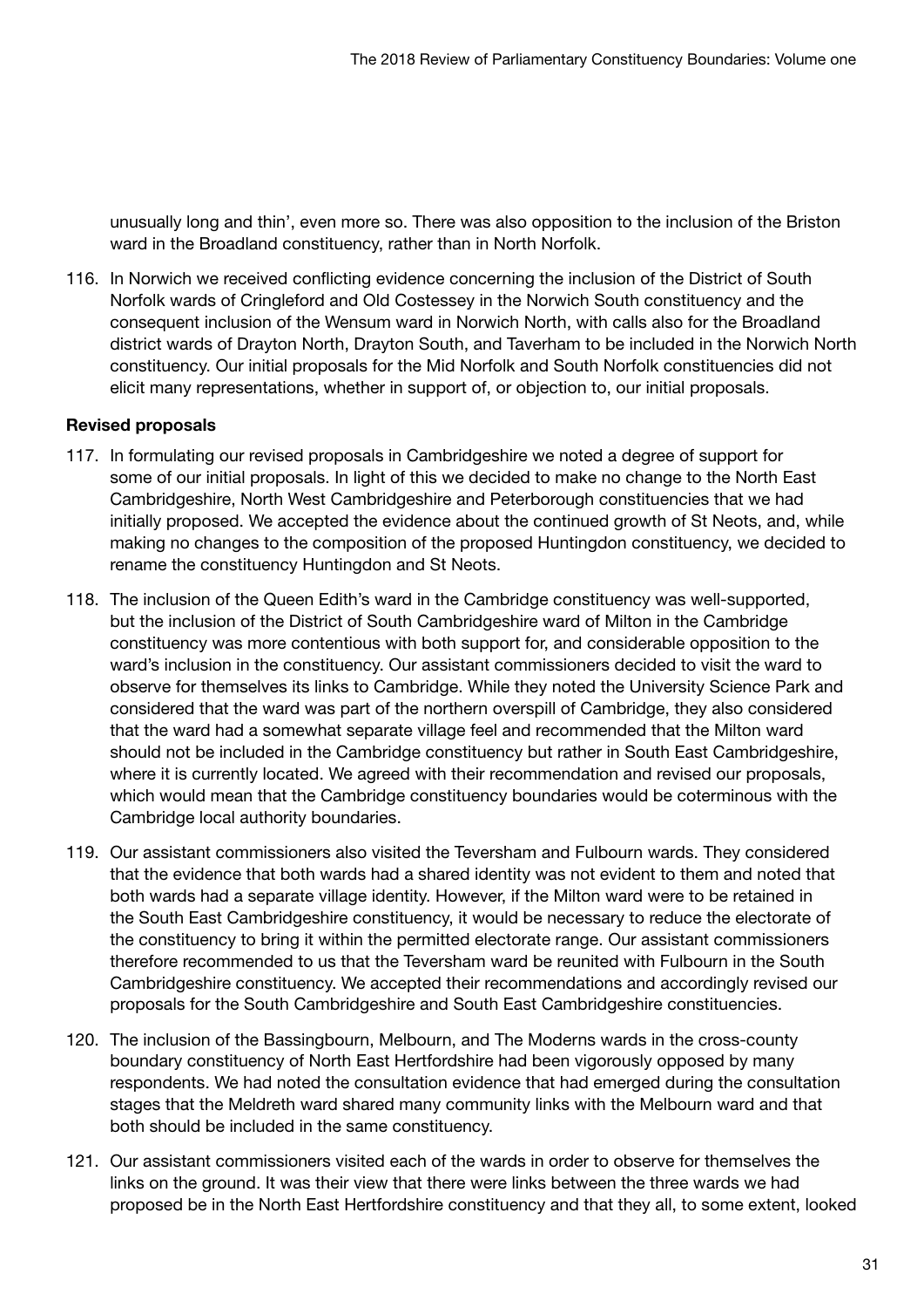unusually long and thin', even more so. There was also opposition to the inclusion of the Briston ward in the Broadland constituency, rather than in North Norfolk.

116. In Norwich we received conflicting evidence concerning the inclusion of the District of South Norfolk wards of Cringleford and Old Costessey in the Norwich South constituency and the consequent inclusion of the Wensum ward in Norwich North, with calls also for the Broadland district wards of Drayton North, Drayton South, and Taverham to be included in the Norwich North constituency. Our initial proposals for the Mid Norfolk and South Norfolk constituencies did not elicit many representations, whether in support of, or objection to, our initial proposals.

**Revised proposals**

117. In formulating our revised proposals in Cambridgeshire we noted a degree of support for some of our initial proposals. In light of this we decided to make no change to the North East Cambridgeshire, North West Cambridgeshire and Peterborough constituencies that we had initially proposed. We accepted the evidence about the continued growth of St Neots, and, while making no changes to the composition of the proposed Huntingdon constituency, we decided to rename the constituency Huntingdon and St Neots.

118. The inclusion of the Queen Edith's ward in the Cambridge constituency was well-supported, but the inclusion of the District of South Cambridgeshire ward of Milton in the Cambridge constituency was more contentious with both support for, and considerable opposition to the ward's inclusion in the constituency. Our assistant commissioners decided to visit the ward to observe for themselves its links to Cambridge. While they noted the University Science Park and considered that the ward was part of the northern overspill of Cambridge, they also considered that the ward had a somewhat separate village feel and recommended that the Milton ward should not be included in the Cambridge constituency but rather in South East Cambridgeshire, where it is currently located. We agreed with their recommendation and revised our proposals, which would mean that the Cambridge constituency boundaries would be coterminous with the Cambridge local authority boundaries.

119. Our assistant commissioners also visited the Teversham and Fulbourn wards. They considered that the evidence that both wards had a shared identity was not evident to them and noted that both wards had a separate village identity. However, if the Milton ward were to be retained in the South East Cambridgeshire constituency, it would be necessary to reduce the electorate of the constituency to bring it within the permitted electorate range. Our assistant commissioners therefore recommended to us that the Teversham ward be reunited with Fulbourn in the South Cambridgeshire constituency. We accepted their recommendations and accordingly revised our proposals for the South Cambridgeshire and South East Cambridgeshire constituencies.

120. The inclusion of the Bassingbourn, Melbourn, and The Moderns wards in the cross-county boundary constituency of North East Hertfordshire had been vigorously opposed by many respondents. We had noted the consultation evidence that had emerged during the consultation stages that the Meldreth ward shared many community links with the Melbourn ward and that both should be included in the same constituency.

121. Our assistant commissioners visited each of the wards in order to observe for themselves the links on the ground. It was their view that there were links between the three wards we had proposed be in the North East Hertfordshire constituency and that they all, to some extent, looked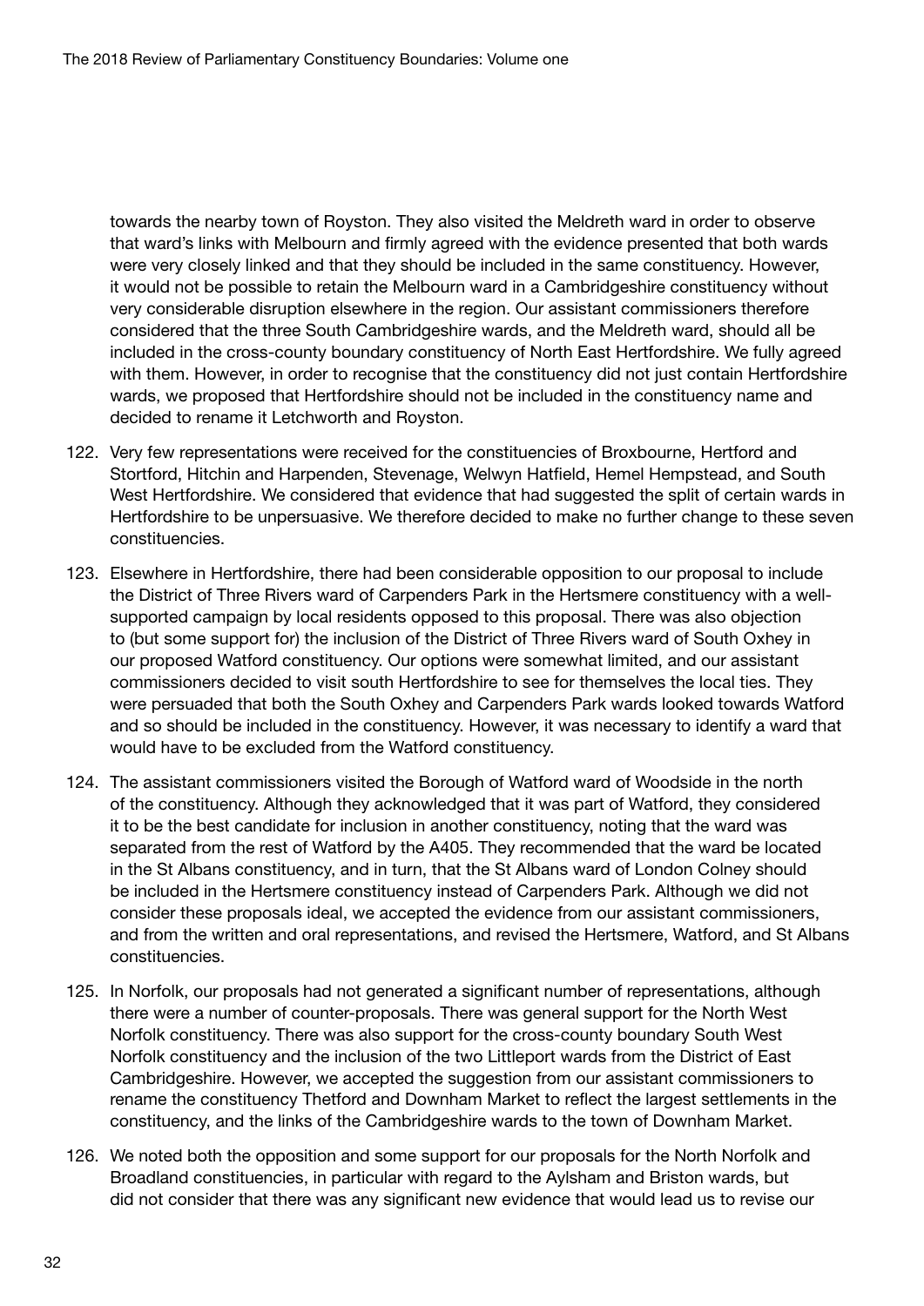towards the nearby town of Royston. They also visited the Meldreth ward in order to observe that ward's links with Melbourn and firmly agreed with the evidence presented that both wards were very closely linked and that they should be included in the same constituency. However, it would not be possible to retain the Melbourn ward in a Cambridgeshire constituency without very considerable disruption elsewhere in the region. Our assistant commissioners therefore considered that the three South Cambridgeshire wards, and the Meldreth ward, should all be included in the cross-county boundary constituency of North East Hertfordshire. We fully agreed with them. However, in order to recognise that the constituency did not just contain Hertfordshire wards, we proposed that Hertfordshire should not be included in the constituency name and decided to rename it Letchworth and Royston.

122. Very few representations were received for the constituencies of Broxbourne, Hertford and Stortford, Hitchin and Harpenden, Stevenage, Welwyn Hatfield, Hemel Hempstead, and South West Hertfordshire. We considered that evidence that had suggested the split of certain wards in Hertfordshire to be unpersuasive. We therefore decided to make no further change to these seven constituencies.

123. Elsewhere in Hertfordshire, there had been considerable opposition to our proposal to include the District of Three Rivers ward of Carpenders Park in the Hertsmere constituency with a well-supported campaign by local residents opposed to this proposal. There was also objection to (but some support for) the inclusion of the District of Three Rivers ward of South Oxhey in our proposed Watford constituency. Our options were somewhat limited, and our assistant commissioners decided to visit south Hertfordshire to see for themselves the local ties. They were persuaded that both the South Oxhey and Carpenders Park wards looked towards Watford and so should be included in the constituency. However, it was necessary to identify a ward that would have to be excluded from the Watford constituency.

124. The assistant commissioners visited the Borough of Watford ward of Woodside in the north of the constituency. Although they acknowledged that it was part of Watford, they considered it to be the best candidate for inclusion in another constituency, noting that the ward was separated from the rest of Watford by the A405. They recommended that the ward be located in the St Albans constituency, and in turn, that the St Albans ward of London Colney should be included in the Hertsmere constituency instead of Carpenders Park. Although we did not consider these proposals ideal, we accepted the evidence from our assistant commissioners, and from the written and oral representations, and revised the Hertsmere, Watford, and St Albans constituencies.

125. In Norfolk, our proposals had not generated a significant number of representations, although there were a number of counter-proposals. There was general support for the North West Norfolk constituency. There was also support for the cross-county boundary South West Norfolk constituency and the inclusion of the two Littleport wards from the District of East Cambridgeshire. However, we accepted the suggestion from our assistant commissioners to rename the constituency Thetford and Downham Market to reflect the largest settlements in the constituency, and the links of the Cambridgeshire wards to the town of Downham Market.

126. We noted both the opposition and some support for our proposals for the North Norfolk and Broadland constituencies, in particular with regard to the Aylsham and Briston wards, but did not consider that there was any significant new evidence that would lead us to revise our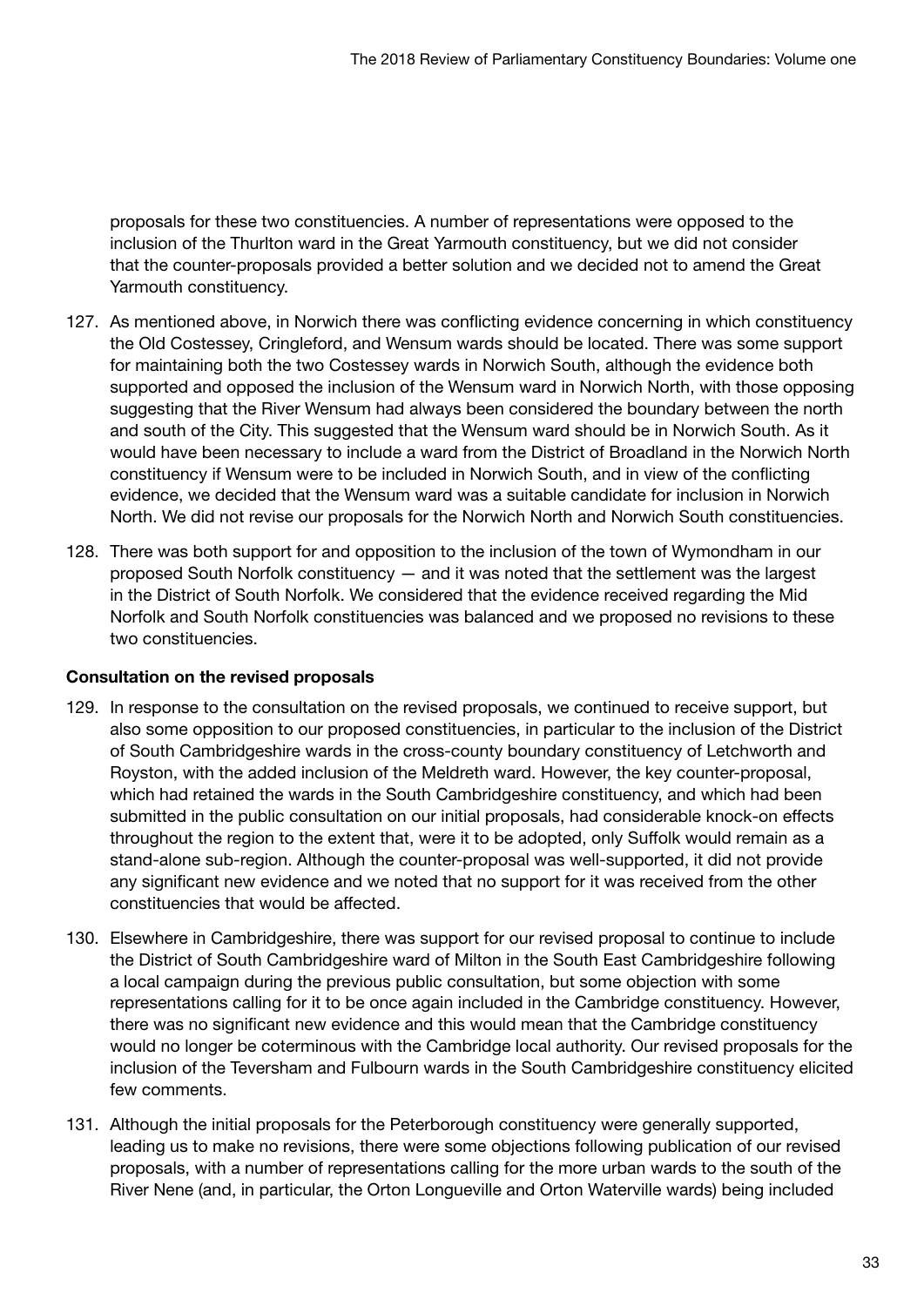proposals for these two constituencies. A number of representations were opposed to the inclusion of the Thurlton ward in the Great Yarmouth constituency, but we did not consider that the counter-proposals provided a better solution and we decided not to amend the Great Yarmouth constituency.

127. As mentioned above, in Norwich there was conflicting evidence concerning in which constituency the Old Costessey, Cringleford, and Wensum wards should be located. There was some support for maintaining both the two Costessey wards in Norwich South, although the evidence both supported and opposed the inclusion of the Wensum ward in Norwich North, with those opposing suggesting that the River Wensum had always been considered the boundary between the north and south of the City. This suggested that the Wensum ward should be in Norwich South. As it would have been necessary to include a ward from the District of Broadland in the Norwich North constituency if Wensum were to be included in Norwich South, and in view of the conflicting evidence, we decided that the Wensum ward was a suitable candidate for inclusion in Norwich North. We did not revise our proposals for the Norwich North and Norwich South constituencies.

128. There was both support for and opposition to the inclusion of the town of Wymondham in our proposed South Norfolk constituency — and it was noted that the settlement was the largest in the District of South Norfolk. We considered that the evidence received regarding the Mid Norfolk and South Norfolk constituencies was balanced and we proposed no revisions to these two constituencies.

**Consultation on the revised proposals**

129. In response to the consultation on the revised proposals, we continued to receive support, but also some opposition to our proposed constituencies, in particular to the inclusion of the District of South Cambridgeshire wards in the cross-county boundary constituency of Letchworth and Royston, with the added inclusion of the Meldreth ward. However, the key counter-proposal, which had retained the wards in the South Cambridgeshire constituency, and which had been submitted in the public consultation on our initial proposals, had considerable knock-on effects throughout the region to the extent that, were it to be adopted, only Suffolk would remain as a stand-alone sub-region. Although the counter-proposal was well-supported, it did not provide any significant new evidence and we noted that no support for it was received from the other constituencies that would be affected.

130. Elsewhere in Cambridgeshire, there was support for our revised proposal to continue to include the District of South Cambridgeshire ward of Milton in the South East Cambridgeshire following a local campaign during the previous public consultation, but some objection with some representations calling for it to be once again included in the Cambridge constituency. However, there was no significant new evidence and this would mean that the Cambridge constituency would no longer be coterminous with the Cambridge local authority. Our revised proposals for the inclusion of the Teversham and Fulbourn wards in the South Cambridgeshire constituency elicited few comments.

131. Although the initial proposals for the Peterborough constituency were generally supported, leading us to make no revisions, there were some objections following publication of our revised proposals, with a number of representations calling for the more urban wards to the south of the River Nene (and, in particular, the Orton Longueville and Orton Waterville wards) being included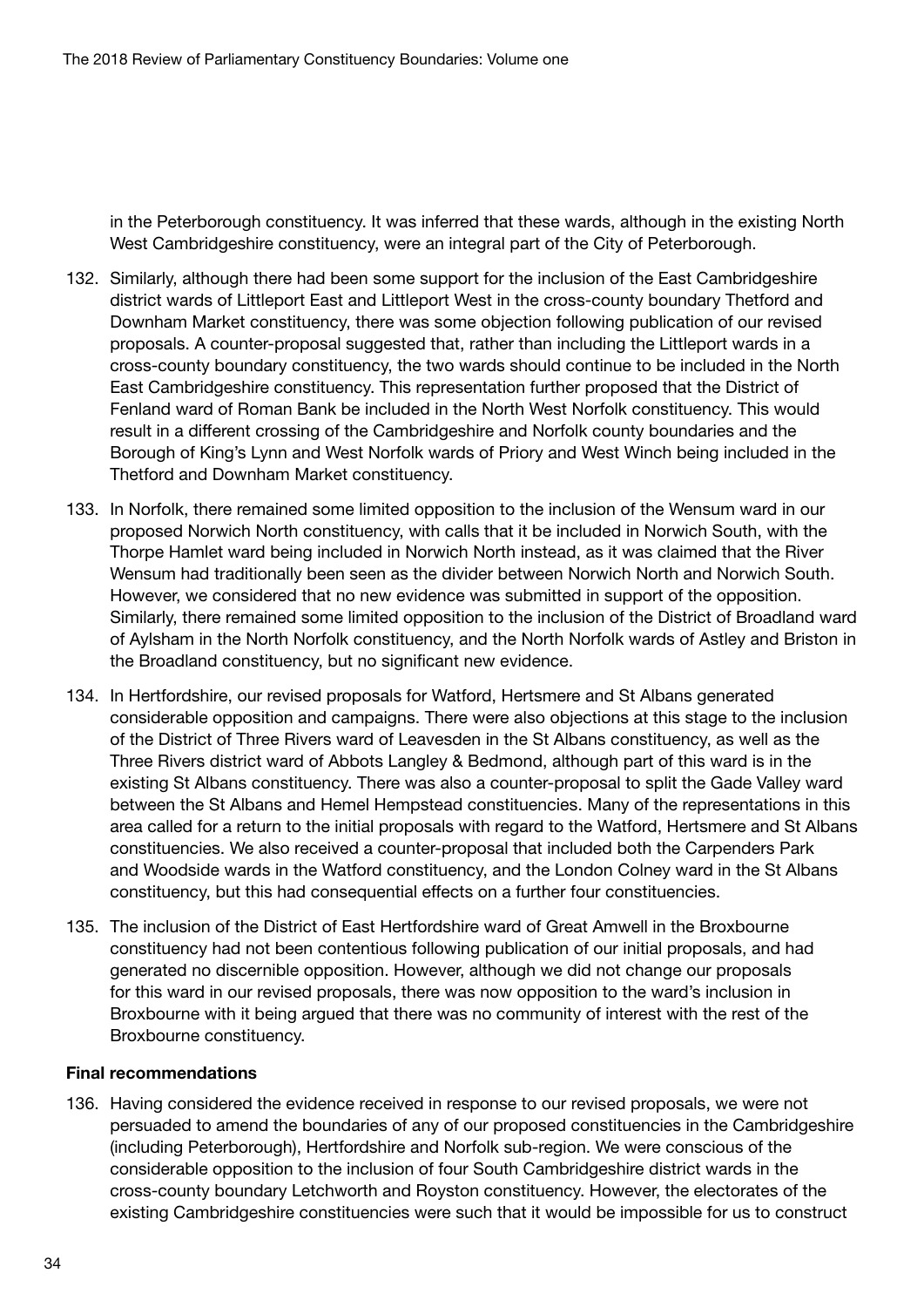in the Peterborough constituency. It was inferred that these wards, although in the existing North West Cambridgeshire constituency, were an integral part of the City of Peterborough.

132. Similarly, although there had been some support for the inclusion of the East Cambridgeshire district wards of Littleport East and Littleport West in the cross-county boundary Thetford and Downham Market constituency, there was some objection following publication of our revised proposals. A counter-proposal suggested that, rather than including the Littleport wards in a cross-county boundary constituency, the two wards should continue to be included in the North East Cambridgeshire constituency. This representation further proposed that the District of Fenland ward of Roman Bank be included in the North West Norfolk constituency. This would result in a different crossing of the Cambridgeshire and Norfolk county boundaries and the Borough of King's Lynn and West Norfolk wards of Priory and West Winch being included in the Thetford and Downham Market constituency.

133. In Norfolk, there remained some limited opposition to the inclusion of the Wensum ward in our proposed Norwich North constituency, with calls that it be included in Norwich South, with the Thorpe Hamlet ward being included in Norwich North instead, as it was claimed that the River Wensum had traditionally been seen as the divider between Norwich North and Norwich South. However, we considered that no new evidence was submitted in support of the opposition. Similarly, there remained some limited opposition to the inclusion of the District of Broadland ward of Aylsham in the North Norfolk constituency, and the North Norfolk wards of Astley and Briston in the Broadland constituency, but no significant new evidence.

134. In Hertfordshire, our revised proposals for Watford, Hertsmere and St Albans generated considerable opposition and campaigns. There were also objections at this stage to the inclusion of the District of Three Rivers ward of Leavesden in the St Albans constituency, as well as the Three Rivers district ward of Abbots Langley & Bedmond, although part of this ward is in the existing St Albans constituency. There was also a counter-proposal to split the Gade Valley ward between the St Albans and Hemel Hempstead constituencies. Many of the representations in this area called for a return to the initial proposals with regard to the Watford, Hertsmere and St Albans constituencies. We also received a counter-proposal that included both the Carpenders Park and Woodside wards in the Watford constituency, and the London Colney ward in the St Albans constituency, but this had consequential effects on a further four constituencies.

135. The inclusion of the District of East Hertfordshire ward of Great Amwell in the Broxbourne constituency had not been contentious following publication of our initial proposals, and had generated no discernible opposition. However, although we did not change our proposals for this ward in our revised proposals, there was now opposition to the ward's inclusion in Broxbourne with it being argued that there was no community of interest with the rest of the Broxbourne constituency.

**Final recommendations**

136. Having considered the evidence received in response to our revised proposals, we were not persuaded to amend the boundaries of any of our proposed constituencies in the Cambridgeshire (including Peterborough), Hertfordshire and Norfolk sub-region. We were conscious of the considerable opposition to the inclusion of four South Cambridgeshire district wards in the cross-county boundary Letchworth and Royston constituency. However, the electorates of the existing Cambridgeshire constituencies were such that it would be impossible for us to construct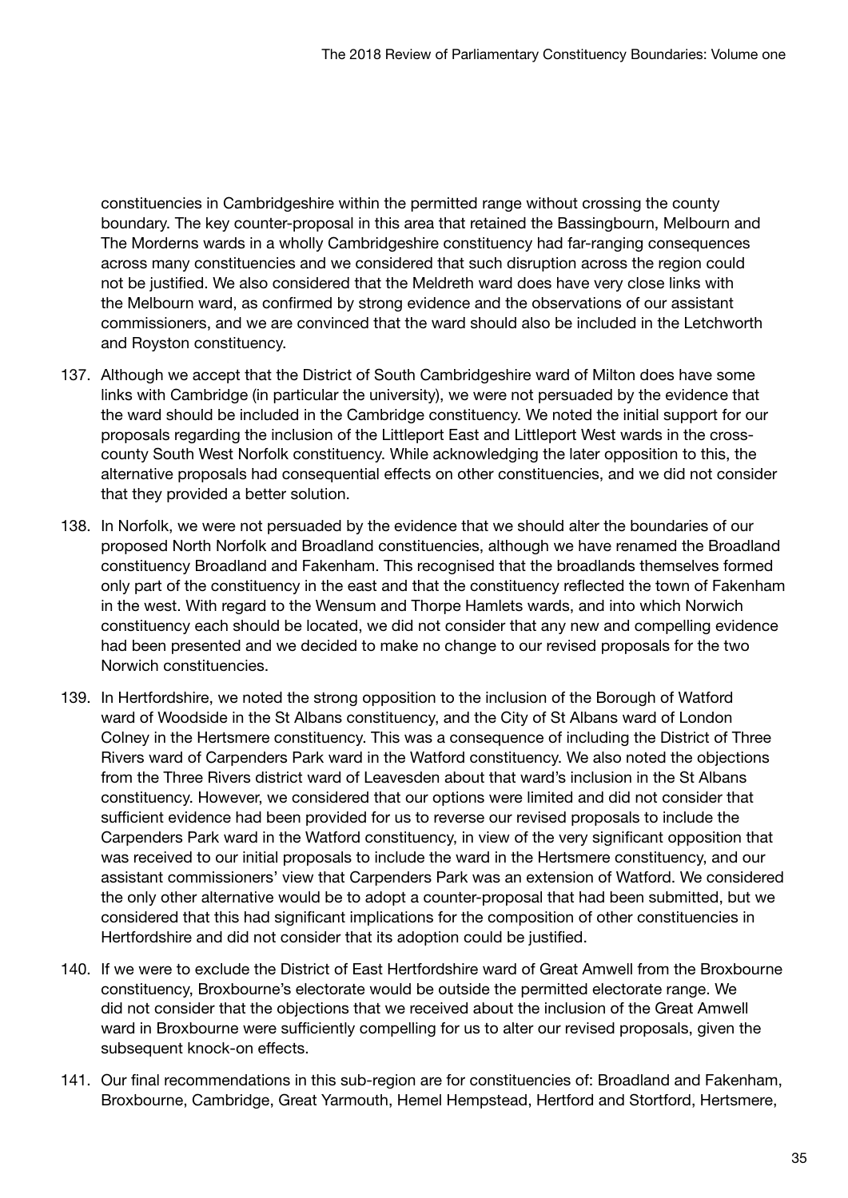constituencies in Cambridgeshire within the permitted range without crossing the county boundary. The key counter-proposal in this area that retained the Bassingbourn, Melbourn and The Morderns wards in a wholly Cambridgeshire constituency had far-ranging consequences across many constituencies and we considered that such disruption across the region could not be justified. We also considered that the Meldreth ward does have very close links with the Melbourn ward, as confirmed by strong evidence and the observations of our assistant commissioners, and we are convinced that the ward should also be included in the Letchworth and Royston constituency.

137. Although we accept that the District of South Cambridgeshire ward of Milton does have some links with Cambridge (in particular the university), we were not persuaded by the evidence that the ward should be included in the Cambridge constituency. We noted the initial support for our proposals regarding the inclusion of the Littleport East and Littleport West wards in the cross-county South West Norfolk constituency. While acknowledging the later opposition to this, the alternative proposals had consequential effects on other constituencies, and we did not consider that they provided a better solution.

138. In Norfolk, we were not persuaded by the evidence that we should alter the boundaries of our proposed North Norfolk and Broadland constituencies, although we have renamed the Broadland constituency Broadland and Fakenham. This recognised that the broadlands themselves formed only part of the constituency in the east and that the constituency reflected the town of Fakenham in the west. With regard to the Wensum and Thorpe Hamlets wards, and into which Norwich constituency each should be located, we did not consider that any new and compelling evidence had been presented and we decided to make no change to our revised proposals for the two Norwich constituencies.

139. In Hertfordshire, we noted the strong opposition to the inclusion of the Borough of Watford ward of Woodside in the St Albans constituency, and the City of St Albans ward of London Colney in the Hertsmere constituency. This was a consequence of including the District of Three Rivers ward of Carpenders Park ward in the Watford constituency. We also noted the objections from the Three Rivers district ward of Leavesden about that ward's inclusion in the St Albans constituency. However, we considered that our options were limited and did not consider that sufficient evidence had been provided for us to reverse our revised proposals to include the Carpenders Park ward in the Watford constituency, in view of the very significant opposition that was received to our initial proposals to include the ward in the Hertsmere constituency, and our assistant commissioners' view that Carpenders Park was an extension of Watford. We considered the only other alternative would be to adopt a counter-proposal that had been submitted, but we considered that this had significant implications for the composition of other constituencies in Hertfordshire and did not consider that its adoption could be justified.

140. If we were to exclude the District of East Hertfordshire ward of Great Amwell from the Broxbourne constituency, Broxbourne's electorate would be outside the permitted electorate range. We did not consider that the objections that we received about the inclusion of the Great Amwell ward in Broxbourne were sufficiently compelling for us to alter our revised proposals, given the subsequent knock-on effects.

141. Our final recommendations in this sub-region are for constituencies of: Broadland and Fakenham, Broxbourne, Cambridge, Great Yarmouth, Hemel Hempstead, Hertford and Stortford, Hertsmere,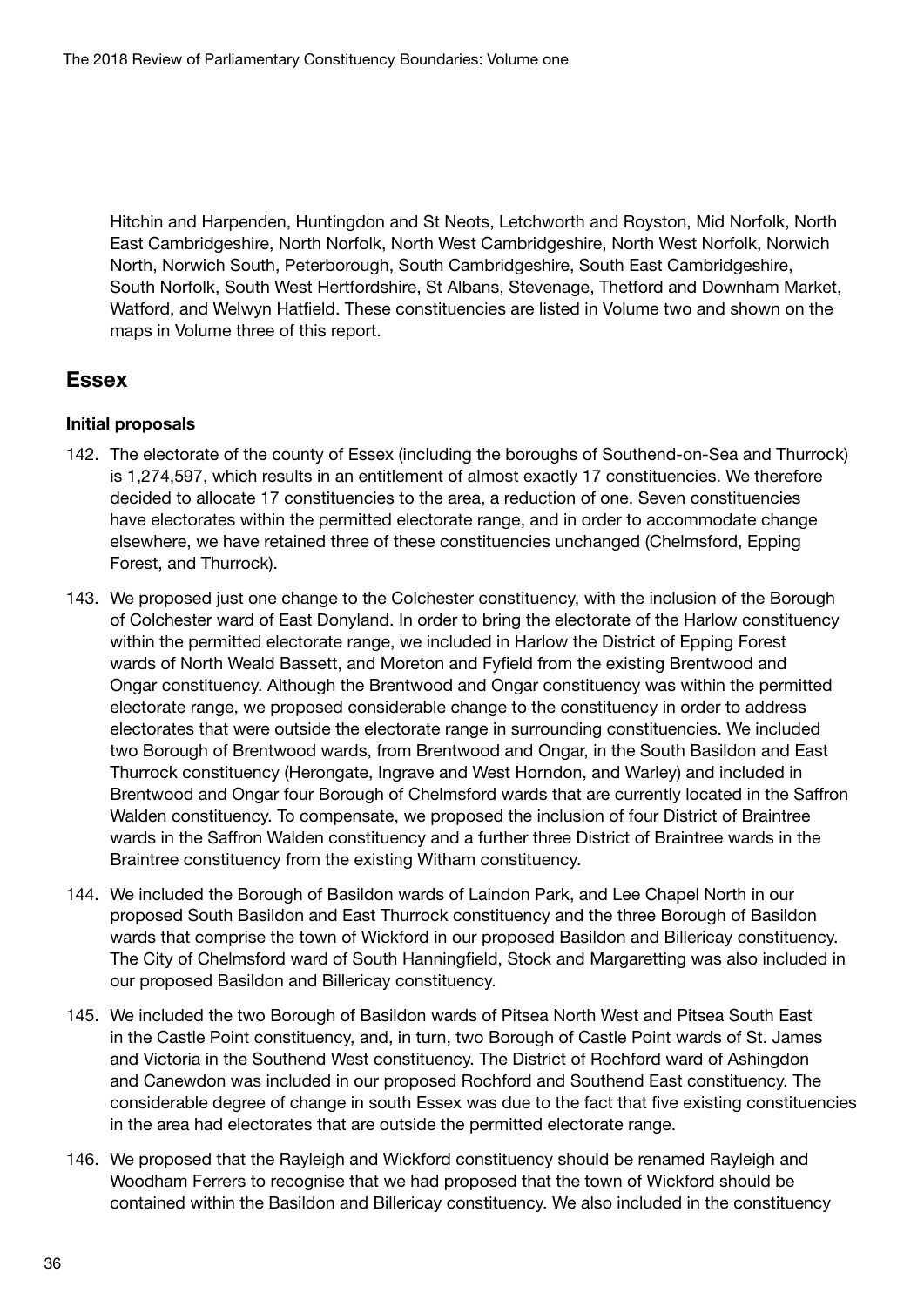Hitchin and Harpenden, Huntingdon and St Neots, Letchworth and Royston, Mid Norfolk, North East Cambridgeshire, North Norfolk, North West Cambridgeshire, North West Norfolk, Norwich North, Norwich South, Peterborough, South Cambridgeshire, South East Cambridgeshire, South Norfolk, South West Hertfordshire, St Albans, Stevenage, Thetford and Downham Market, Watford, and Welwyn Hatfield. These constituencies are listed in Volume two and shown on the maps in Volume three of this report.

## Essex

**Initial proposals**

142. The electorate of the county of Essex (including the boroughs of Southend-on-Sea and Thurrock) is 1,274,597, which results in an entitlement of almost exactly 17 constituencies. We therefore decided to allocate 17 constituencies to the area, a reduction of one. Seven constituencies have electorates within the permitted electorate range, and in order to accommodate change elsewhere, we have retained three of these constituencies unchanged (Chelmsford, Epping Forest, and Thurrock).

143. We proposed just one change to the Colchester constituency, with the inclusion of the Borough of Colchester ward of East Donyland. In order to bring the electorate of the Harlow constituency within the permitted electorate range, we included in Harlow the District of Epping Forest wards of North Weald Bassett, and Moreton and Fyfield from the existing Brentwood and Ongar constituency. Although the Brentwood and Ongar constituency was within the permitted electorate range, we proposed considerable change to the constituency in order to address electorates that were outside the electorate range in surrounding constituencies. We included two Borough of Brentwood wards, from Brentwood and Ongar, in the South Basildon and East Thurrock constituency (Herongate, Ingrave and West Horndon, and Warley) and included in Brentwood and Ongar four Borough of Chelmsford wards that are currently located in the Saffron Walden constituency. To compensate, we proposed the inclusion of four District of Braintree wards in the Saffron Walden constituency and a further three District of Braintree wards in the Braintree constituency from the existing Witham constituency.

144. We included the Borough of Basildon wards of Laindon Park, and Lee Chapel North in our proposed South Basildon and East Thurrock constituency and the three Borough of Basildon wards that comprise the town of Wickford in our proposed Basildon and Billericay constituency. The City of Chelmsford ward of South Hanningfield, Stock and Margaretting was also included in our proposed Basildon and Billericay constituency.

145. We included the two Borough of Basildon wards of Pitsea North West and Pitsea South East in the Castle Point constituency, and, in turn, two Borough of Castle Point wards of St. James and Victoria in the Southend West constituency. The District of Rochford ward of Ashingdon and Canewdon was included in our proposed Rochford and Southend East constituency. The considerable degree of change in south Essex was due to the fact that five existing constituencies in the area had electorates that are outside the permitted electorate range.

146. We proposed that the Rayleigh and Wickford constituency should be renamed Rayleigh and Woodham Ferrers to recognise that we had proposed that the town of Wickford should be contained within the Basildon and Billericay constituency. We also included in the constituency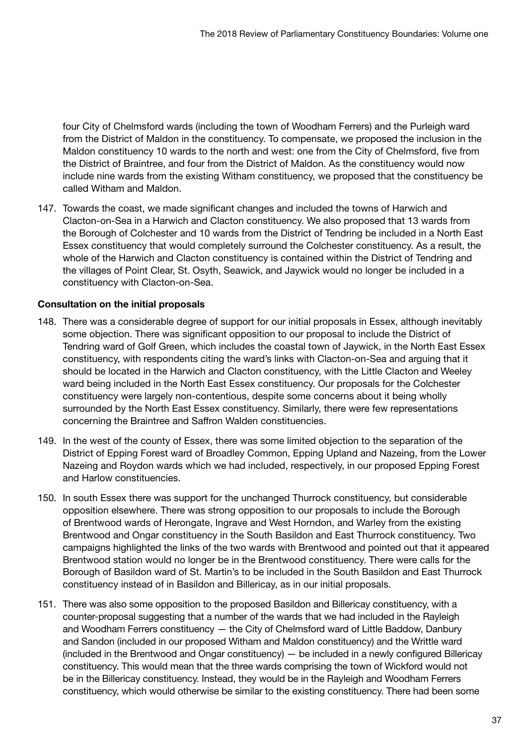four City of Chelmsford wards (including the town of Woodham Ferrers) and the Purleigh ward from the District of Maldon in the constituency. To compensate, we proposed the inclusion in the Maldon constituency 10 wards to the north and west: one from the City of Chelmsford, five from the District of Braintree, and four from the District of Maldon. As the constituency would now include nine wards from the existing Witham constituency, we proposed that the constituency be called Witham and Maldon.

147. Towards the coast, we made significant changes and included the towns of Harwich and Clacton-on-Sea in a Harwich and Clacton constituency. We also proposed that 13 wards from the Borough of Colchester and 10 wards from the District of Tendring be included in a North East Essex constituency that would completely surround the Colchester constituency. As a result, the whole of the Harwich and Clacton constituency is contained within the District of Tendring and the villages of Point Clear, St. Osyth, Seawick, and Jaywick would no longer be included in a constituency with Clacton-on-Sea.

**Consultation on the initial proposals**

148. There was a considerable degree of support for our initial proposals in Essex, although inevitably some objection. There was significant opposition to our proposal to include the District of Tendring ward of Golf Green, which includes the coastal town of Jaywick, in the North East Essex constituency, with respondents citing the ward's links with Clacton-on-Sea and arguing that it should be located in the Harwich and Clacton constituency, with the Little Clacton and Weeley ward being included in the North East Essex constituency. Our proposals for the Colchester constituency were largely non-contentious, despite some concerns about it being wholly surrounded by the North East Essex constituency. Similarly, there were few representations concerning the Braintree and Saffron Walden constituencies.

149. In the west of the county of Essex, there was some limited objection to the separation of the District of Epping Forest ward of Broadley Common, Epping Upland and Nazeing, from the Lower Nazeing and Roydon wards which we had included, respectively, in our proposed Epping Forest and Harlow constituencies.

150. In south Essex there was support for the unchanged Thurrock constituency, but considerable opposition elsewhere. There was strong opposition to our proposals to include the Borough of Brentwood wards of Herongate, Ingrave and West Horndon, and Warley from the existing Brentwood and Ongar constituency in the South Basildon and East Thurrock constituency. Two campaigns highlighted the links of the two wards with Brentwood and pointed out that it appeared Brentwood station would no longer be in the Brentwood constituency. There were calls for the Borough of Basildon ward of St. Martin's to be included in the South Basildon and East Thurrock constituency instead of in Basildon and Billericay, as in our initial proposals.

151. There was also some opposition to the proposed Basildon and Billericay constituency, with a counter-proposal suggesting that a number of the wards that we had included in the Rayleigh and Woodham Ferrers constituency — the City of Chelmsford ward of Little Baddow, Danbury and Sandon (included in our proposed Witham and Maldon constituency) and the Writtle ward (included in the Brentwood and Ongar constituency) — be included in a newly configured Billericay constituency. This would mean that the three wards comprising the town of Wickford would not be in the Billericay constituency. Instead, they would be in the Rayleigh and Woodham Ferrers constituency, which would otherwise be similar to the existing constituency. There had been some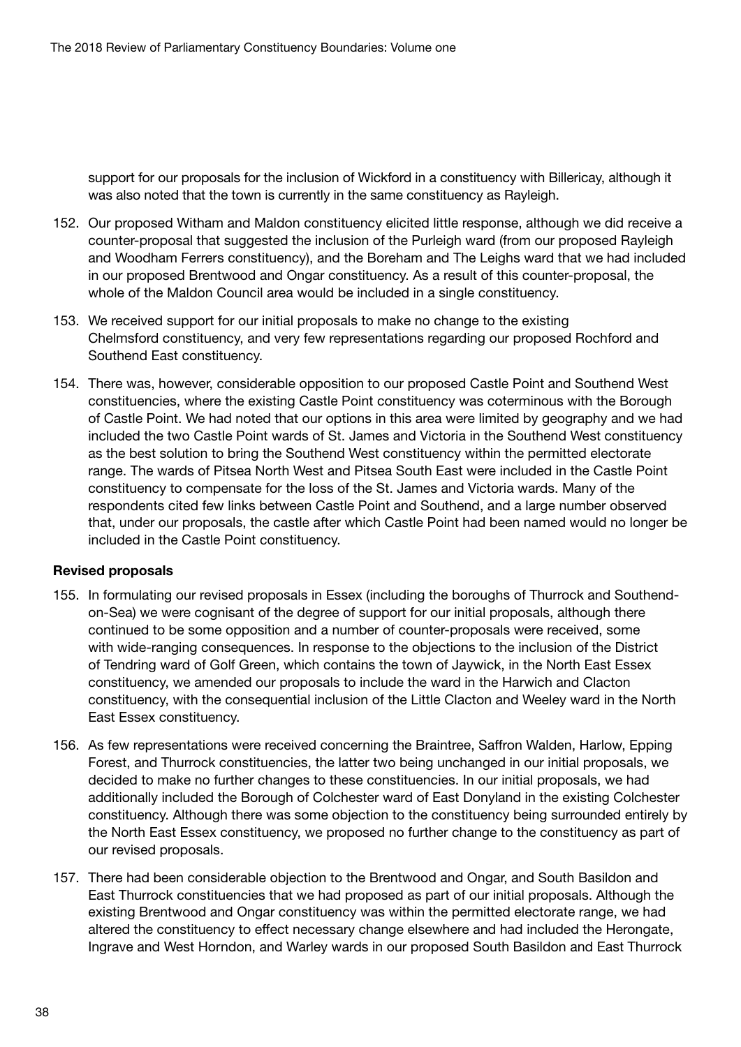support for our proposals for the inclusion of Wickford in a constituency with Billericay, although it was also noted that the town is currently in the same constituency as Rayleigh.

152. Our proposed Witham and Maldon constituency elicited little response, although we did receive a counter-proposal that suggested the inclusion of the Purleigh ward (from our proposed Rayleigh and Woodham Ferrers constituency), and the Boreham and The Leighs ward that we had included in our proposed Brentwood and Ongar constituency. As a result of this counter-proposal, the whole of the Maldon Council area would be included in a single constituency.

153. We received support for our initial proposals to make no change to the existing Chelmsford constituency, and very few representations regarding our proposed Rochford and Southend East constituency.

154. There was, however, considerable opposition to our proposed Castle Point and Southend West constituencies, where the existing Castle Point constituency was coterminous with the Borough of Castle Point. We had noted that our options in this area were limited by geography and we had included the two Castle Point wards of St. James and Victoria in the Southend West constituency as the best solution to bring the Southend West constituency within the permitted electorate range. The wards of Pitsea North West and Pitsea South East were included in the Castle Point constituency to compensate for the loss of the St. James and Victoria wards. Many of the respondents cited few links between Castle Point and Southend, and a large number observed that, under our proposals, the castle after which Castle Point had been named would no longer be included in the Castle Point constituency.

**Revised proposals**

155. In formulating our revised proposals in Essex (including the boroughs of Thurrock and Southend-on-Sea) we were cognisant of the degree of support for our initial proposals, although there continued to be some opposition and a number of counter-proposals were received, some with wide-ranging consequences. In response to the objections to the inclusion of the District of Tendring ward of Golf Green, which contains the town of Jaywick, in the North East Essex constituency, we amended our proposals to include the ward in the Harwich and Clacton constituency, with the consequential inclusion of the Little Clacton and Weeley ward in the North East Essex constituency.

156. As few representations were received concerning the Braintree, Saffron Walden, Harlow, Epping Forest, and Thurrock constituencies, the latter two being unchanged in our initial proposals, we decided to make no further changes to these constituencies. In our initial proposals, we had additionally included the Borough of Colchester ward of East Donyland in the existing Colchester constituency. Although there was some objection to the constituency being surrounded entirely by the North East Essex constituency, we proposed no further change to the constituency as part of our revised proposals.

157. There had been considerable objection to the Brentwood and Ongar, and South Basildon and East Thurrock constituencies that we had proposed as part of our initial proposals. Although the existing Brentwood and Ongar constituency was within the permitted electorate range, we had altered the constituency to effect necessary change elsewhere and had included the Herongate, Ingrave and West Horndon, and Warley wards in our proposed South Basildon and East Thurrock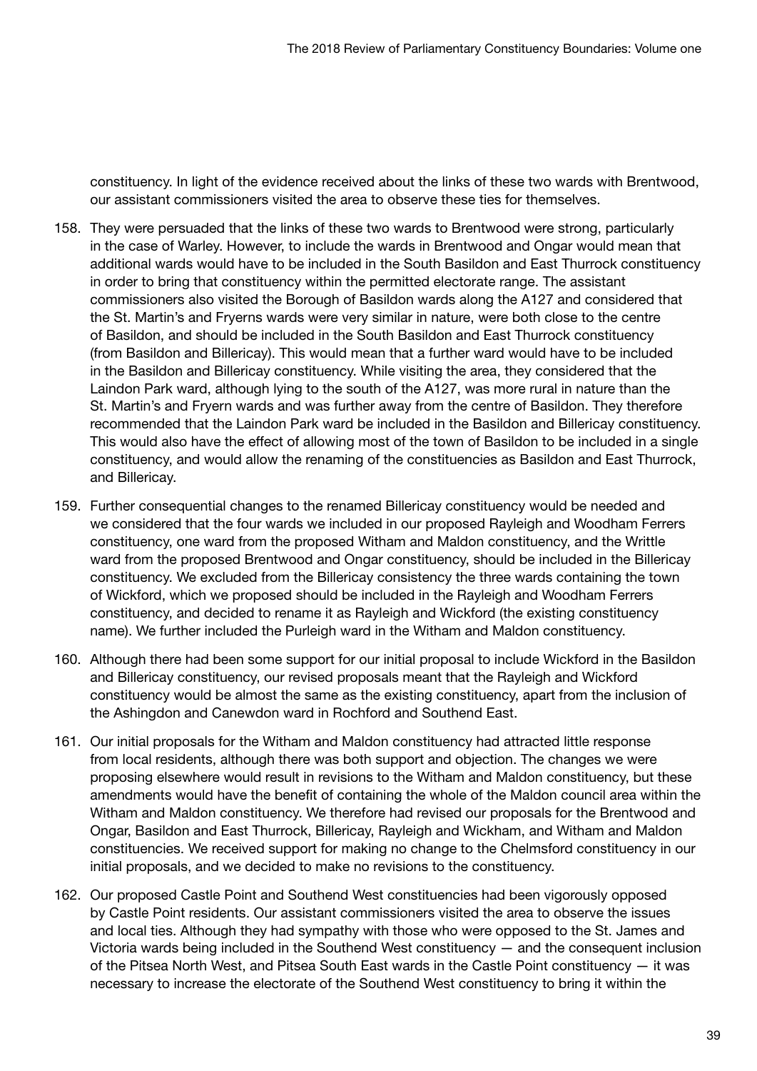constituency. In light of the evidence received about the links of these two wards with Brentwood, our assistant commissioners visited the area to observe these ties for themselves.

158. They were persuaded that the links of these two wards to Brentwood were strong, particularly in the case of Warley. However, to include the wards in Brentwood and Ongar would mean that additional wards would have to be included in the South Basildon and East Thurrock constituency in order to bring that constituency within the permitted electorate range. The assistant commissioners also visited the Borough of Basildon wards along the A127 and considered that the St. Martin's and Fryerns wards were very similar in nature, were both close to the centre of Basildon, and should be included in the South Basildon and East Thurrock constituency (from Basildon and Billericay). This would mean that a further ward would have to be included in the Basildon and Billericay constituency. While visiting the area, they considered that the Laindon Park ward, although lying to the south of the A127, was more rural in nature than the St. Martin's and Fryern wards and was further away from the centre of Basildon. They therefore recommended that the Laindon Park ward be included in the Basildon and Billericay constituency. This would also have the effect of allowing most of the town of Basildon to be included in a single constituency, and would allow the renaming of the constituencies as Basildon and East Thurrock, and Billericay.

159. Further consequential changes to the renamed Billericay constituency would be needed and we considered that the four wards we included in our proposed Rayleigh and Woodham Ferrers constituency, one ward from the proposed Witham and Maldon constituency, and the Writtle ward from the proposed Brentwood and Ongar constituency, should be included in the Billericay constituency. We excluded from the Billericay consistency the three wards containing the town of Wickford, which we proposed should be included in the Rayleigh and Woodham Ferrers constituency, and decided to rename it as Rayleigh and Wickford (the existing constituency name). We further included the Purleigh ward in the Witham and Maldon constituency.

160. Although there had been some support for our initial proposal to include Wickford in the Basildon and Billericay constituency, our revised proposals meant that the Rayleigh and Wickford constituency would be almost the same as the existing constituency, apart from the inclusion of the Ashingdon and Canewdon ward in Rochford and Southend East.

161. Our initial proposals for the Witham and Maldon constituency had attracted little response from local residents, although there was both support and objection. The changes we were proposing elsewhere would result in revisions to the Witham and Maldon constituency, but these amendments would have the benefit of containing the whole of the Maldon council area within the Witham and Maldon constituency. We therefore had revised our proposals for the Brentwood and Ongar, Basildon and East Thurrock, Billericay, Rayleigh and Wickham, and Witham and Maldon constituencies. We received support for making no change to the Chelmsford constituency in our initial proposals, and we decided to make no revisions to the constituency.

162. Our proposed Castle Point and Southend West constituencies had been vigorously opposed by Castle Point residents. Our assistant commissioners visited the area to observe the issues and local ties. Although they had sympathy with those who were opposed to the St. James and Victoria wards being included in the Southend West constituency — and the consequent inclusion of the Pitsea North West, and Pitsea South East wards in the Castle Point constituency — it was necessary to increase the electorate of the Southend West constituency to bring it within the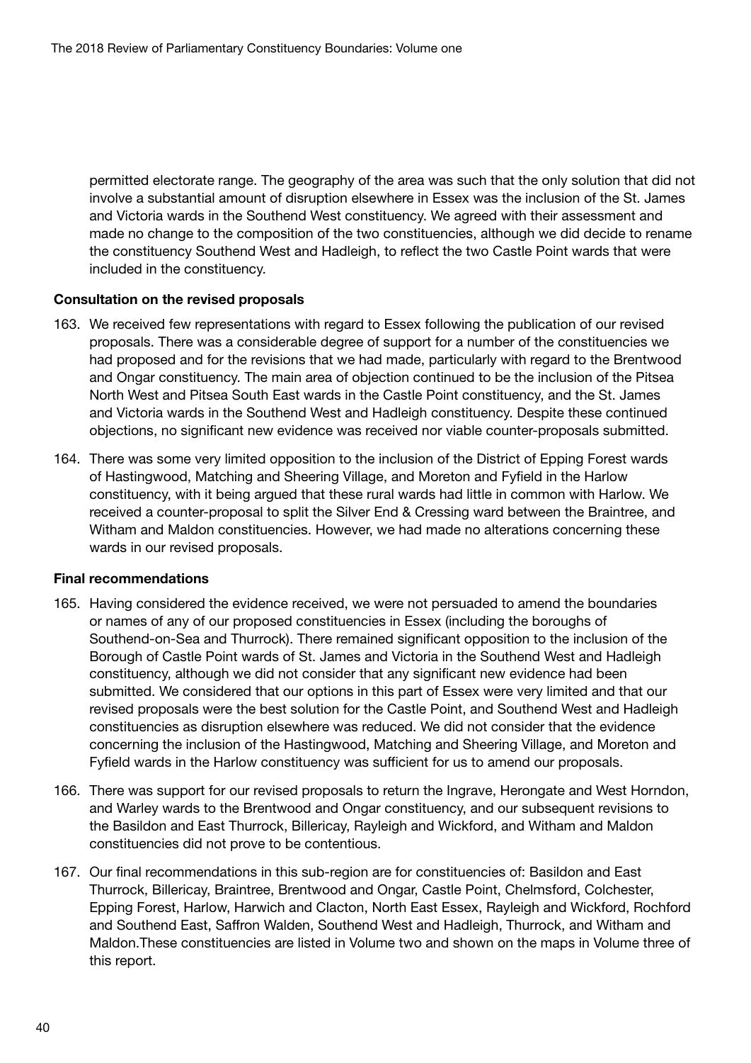permitted electorate range. The geography of the area was such that the only solution that did not involve a substantial amount of disruption elsewhere in Essex was the inclusion of the St. James and Victoria wards in the Southend West constituency. We agreed with their assessment and made no change to the composition of the two constituencies, although we did decide to rename the constituency Southend West and Hadleigh, to reflect the two Castle Point wards that were included in the constituency.

#### Consultation on the revised proposals

163. We received few representations with regard to Essex following the publication of our revised proposals. There was a considerable degree of support for a number of the constituencies we had proposed and for the revisions that we had made, particularly with regard to the Brentwood and Ongar constituency. The main area of objection continued to be the inclusion of the Pitsea North West and Pitsea South East wards in the Castle Point constituency, and the St. James and Victoria wards in the Southend West and Hadleigh constituency. Despite these continued objections, no significant new evidence was received nor viable counter-proposals submitted.

164. There was some very limited opposition to the inclusion of the District of Epping Forest wards of Hastingwood, Matching and Sheering Village, and Moreton and Fyfield in the Harlow constituency, with it being argued that these rural wards had little in common with Harlow. We received a counter-proposal to split the Silver End & Cressing ward between the Braintree, and Witham and Maldon constituencies. However, we had made no alterations concerning these wards in our revised proposals.

#### Final recommendations

165. Having considered the evidence received, we were not persuaded to amend the boundaries or names of any of our proposed constituencies in Essex (including the boroughs of Southend-on-Sea and Thurrock). There remained significant opposition to the inclusion of the Borough of Castle Point wards of St. James and Victoria in the Southend West and Hadleigh constituency, although we did not consider that any significant new evidence had been submitted. We considered that our options in this part of Essex were very limited and that our revised proposals were the best solution for the Castle Point, and Southend West and Hadleigh constituencies as disruption elsewhere was reduced. We did not consider that the evidence concerning the inclusion of the Hastingwood, Matching and Sheering Village, and Moreton and Fyfield wards in the Harlow constituency was sufficient for us to amend our proposals.

166. There was support for our revised proposals to return the Ingrave, Herongate and West Horndon, and Warley wards to the Brentwood and Ongar constituency, and our subsequent revisions to the Basildon and East Thurrock, Billericay, Rayleigh and Wickford, and Witham and Maldon constituencies did not prove to be contentious.

167. Our final recommendations in this sub-region are for constituencies of: Basildon and East Thurrock, Billericay, Braintree, Brentwood and Ongar, Castle Point, Chelmsford, Colchester, Epping Forest, Harlow, Harwich and Clacton, North East Essex, Rayleigh and Wickford, Rochford and Southend East, Saffron Walden, Southend West and Hadleigh, Thurrock, and Witham and Maldon.These constituencies are listed in Volume two and shown on the maps in Volume three of this report.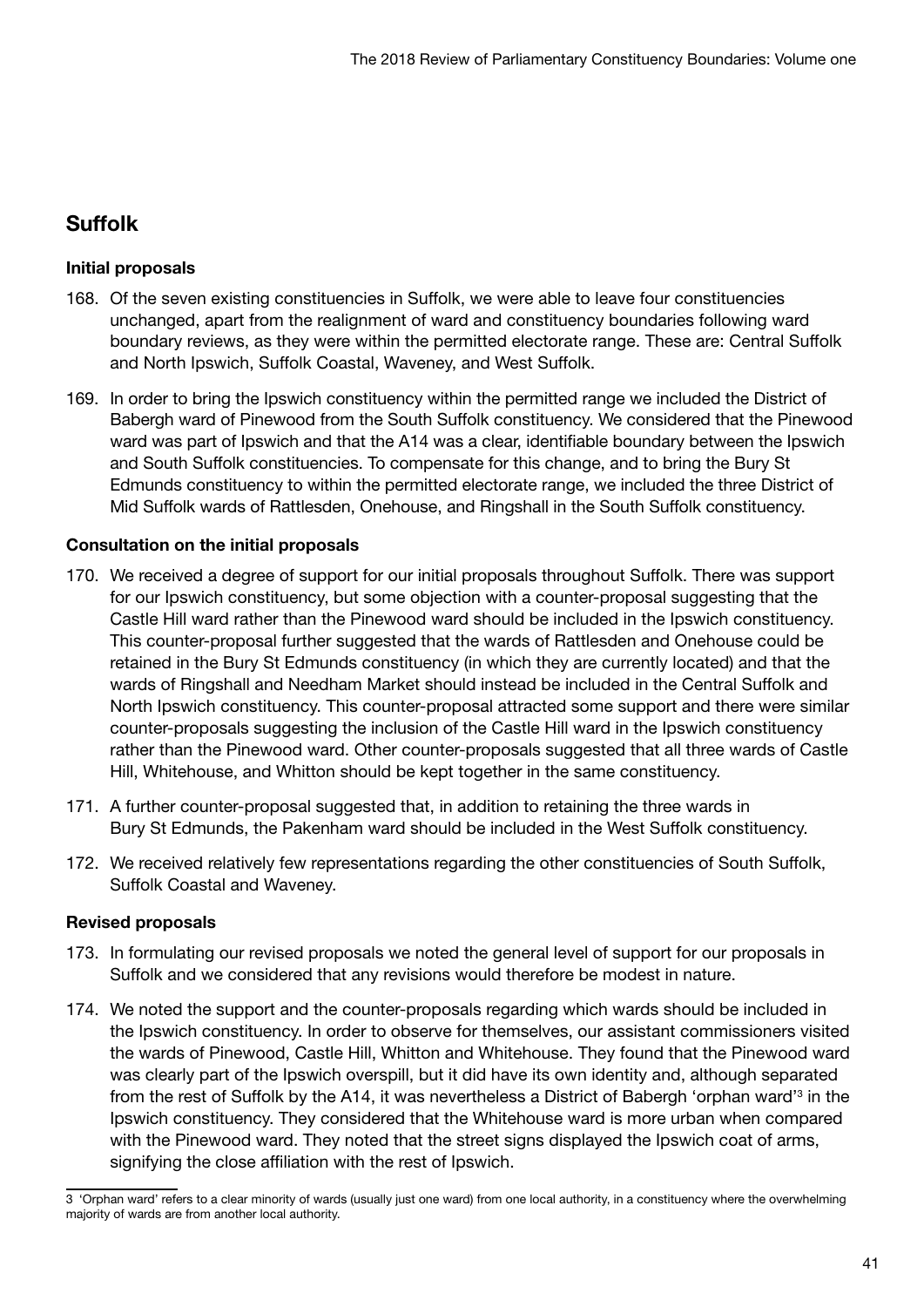## Suffolk

### Initial proposals

168. Of the seven existing constituencies in Suffolk, we were able to leave four constituencies unchanged, apart from the realignment of ward and constituency boundaries following ward boundary reviews, as they were within the permitted electorate range. These are: Central Suffolk and North Ipswich, Suffolk Coastal, Waveney, and West Suffolk.

169. In order to bring the Ipswich constituency within the permitted range we included the District of Babergh ward of Pinewood from the South Suffolk constituency. We considered that the Pinewood ward was part of Ipswich and that the A14 was a clear, identifiable boundary between the Ipswich and South Suffolk constituencies. To compensate for this change, and to bring the Bury St Edmunds constituency to within the permitted electorate range, we included the three District of Mid Suffolk wards of Rattlesden, Onehouse, and Ringshall in the South Suffolk constituency.

### Consultation on the initial proposals

170. We received a degree of support for our initial proposals throughout Suffolk. There was support for our Ipswich constituency, but some objection with a counter-proposal suggesting that the Castle Hill ward rather than the Pinewood ward should be included in the Ipswich constituency. This counter-proposal further suggested that the wards of Rattlesden and Onehouse could be retained in the Bury St Edmunds constituency (in which they are currently located) and that the wards of Ringshall and Needham Market should instead be included in the Central Suffolk and North Ipswich constituency. This counter-proposal attracted some support and there were similar counter-proposals suggesting the inclusion of the Castle Hill ward in the Ipswich constituency rather than the Pinewood ward. Other counter-proposals suggested that all three wards of Castle Hill, Whitehouse, and Whitton should be kept together in the same constituency.

171. A further counter-proposal suggested that, in addition to retaining the three wards in Bury St Edmunds, the Pakenham ward should be included in the West Suffolk constituency.

172. We received relatively few representations regarding the other constituencies of South Suffolk, Suffolk Coastal and Waveney.

### Revised proposals

173. In formulating our revised proposals we noted the general level of support for our proposals in Suffolk and we considered that any revisions would therefore be modest in nature.

174. We noted the support and the counter-proposals regarding which wards should be included in the Ipswich constituency. In order to observe for themselves, our assistant commissioners visited the wards of Pinewood, Castle Hill, Whitton and Whitehouse. They found that the Pinewood ward was clearly part of the Ipswich overspill, but it did have its own identity and, although separated from the rest of Suffolk by the A14, it was nevertheless a District of Babergh 'orphan ward'[3] in the Ipswich constituency. They considered that the Whitehouse ward is more urban when compared with the Pinewood ward. They noted that the street signs displayed the Ipswich coat of arms, signifying the close affiliation with the rest of Ipswich.

[3] 'Orphan ward' refers to a clear minority of wards (usually just one ward) from one local authority, in a constituency where the overwhelming majority of wards are from another local authority.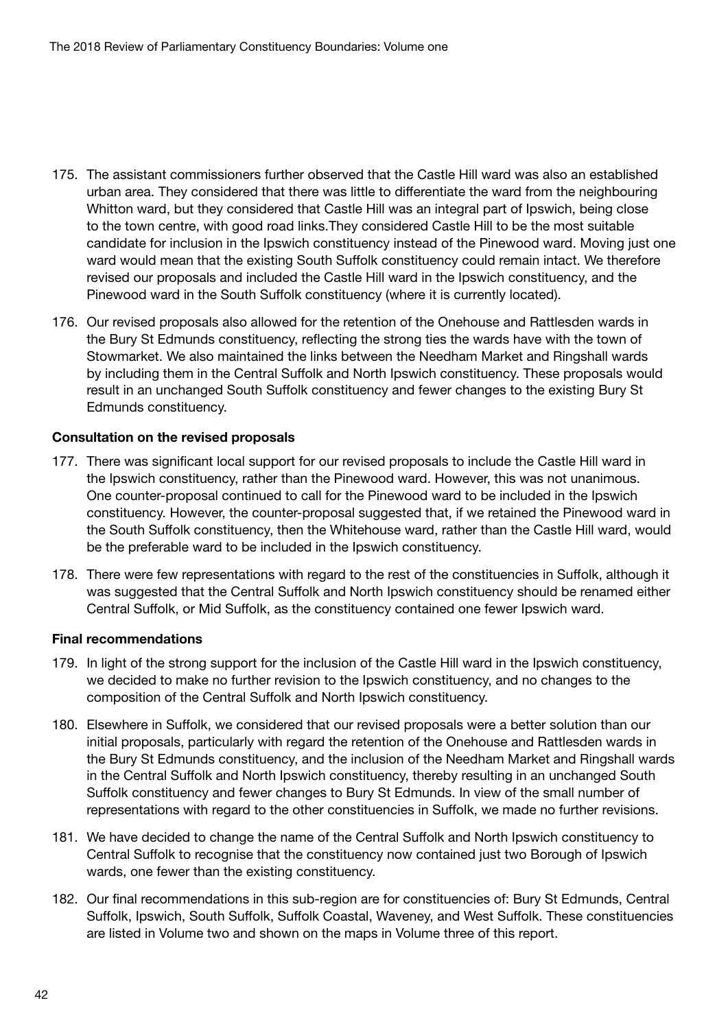175. The assistant commissioners further observed that the Castle Hill ward was also an established urban area. They considered that there was little to differentiate the ward from the neighbouring Whitton ward, but they considered that Castle Hill was an integral part of Ipswich, being close to the town centre, with good road links.They considered Castle Hill to be the most suitable candidate for inclusion in the Ipswich constituency instead of the Pinewood ward. Moving just one ward would mean that the existing South Suffolk constituency could remain intact. We therefore revised our proposals and included the Castle Hill ward in the Ipswich constituency, and the Pinewood ward in the South Suffolk constituency (where it is currently located).

176. Our revised proposals also allowed for the retention of the Onehouse and Rattlesden wards in the Bury St Edmunds constituency, reflecting the strong ties the wards have with the town of Stowmarket. We also maintained the links between the Needham Market and Ringshall wards by including them in the Central Suffolk and North Ipswich constituency. These proposals would result in an unchanged South Suffolk constituency and fewer changes to the existing Bury St Edmunds constituency.

**Consultation on the revised proposals**

177. There was significant local support for our revised proposals to include the Castle Hill ward in the Ipswich constituency, rather than the Pinewood ward. However, this was not unanimous. One counter-proposal continued to call for the Pinewood ward to be included in the Ipswich constituency. However, the counter-proposal suggested that, if we retained the Pinewood ward in the South Suffolk constituency, then the Whitehouse ward, rather than the Castle Hill ward, would be the preferable ward to be included in the Ipswich constituency.

178. There were few representations with regard to the rest of the constituencies in Suffolk, although it was suggested that the Central Suffolk and North Ipswich constituency should be renamed either Central Suffolk, or Mid Suffolk, as the constituency contained one fewer Ipswich ward.

**Final recommendations**

179. In light of the strong support for the inclusion of the Castle Hill ward in the Ipswich constituency, we decided to make no further revision to the Ipswich constituency, and no changes to the composition of the Central Suffolk and North Ipswich constituency.

180. Elsewhere in Suffolk, we considered that our revised proposals were a better solution than our initial proposals, particularly with regard the retention of the Onehouse and Rattlesden wards in the Bury St Edmunds constituency, and the inclusion of the Needham Market and Ringshall wards in the Central Suffolk and North Ipswich constituency, thereby resulting in an unchanged South Suffolk constituency and fewer changes to Bury St Edmunds. In view of the small number of representations with regard to the other constituencies in Suffolk, we made no further revisions.

181. We have decided to change the name of the Central Suffolk and North Ipswich constituency to Central Suffolk to recognise that the constituency now contained just two Borough of Ipswich wards, one fewer than the existing constituency.

182. Our final recommendations in this sub-region are for constituencies of: Bury St Edmunds, Central Suffolk, Ipswich, South Suffolk, Suffolk Coastal, Waveney, and West Suffolk. These constituencies are listed in Volume two and shown on the maps in Volume three of this report.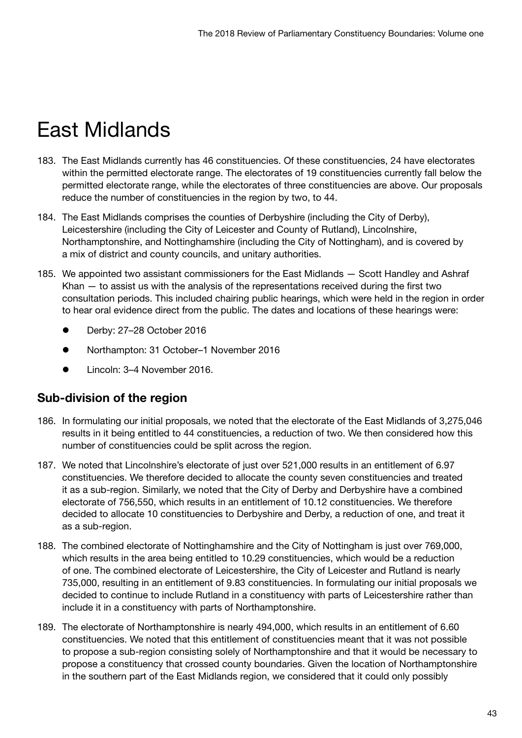# East Midlands

183. The East Midlands currently has 46 constituencies. Of these constituencies, 24 have electorates within the permitted electorate range. The electorates of 19 constituencies currently fall below the permitted electorate range, while the electorates of three constituencies are above. Our proposals reduce the number of constituencies in the region by two, to 44.

184. The East Midlands comprises the counties of Derbyshire (including the City of Derby), Leicestershire (including the City of Leicester and County of Rutland), Lincolnshire, Northamptonshire, and Nottinghamshire (including the City of Nottingham), and is covered by a mix of district and county councils, and unitary authorities.

185. We appointed two assistant commissioners for the East Midlands — Scott Handley and Ashraf Khan — to assist us with the analysis of the representations received during the first two consultation periods. This included chairing public hearings, which were held in the region in order to hear oral evidence direct from the public. The dates and locations of these hearings were:

- Derby: 27–28 October 2016
- Northampton: 31 October–1 November 2016
- Lincoln: 3–4 November 2016.

## Sub-division of the region

186. In formulating our initial proposals, we noted that the electorate of the East Midlands of 3,275,046 results in it being entitled to 44 constituencies, a reduction of two. We then considered how this number of constituencies could be split across the region.

187. We noted that Lincolnshire's electorate of just over 521,000 results in an entitlement of 6.97 constituencies. We therefore decided to allocate the county seven constituencies and treated it as a sub-region. Similarly, we noted that the City of Derby and Derbyshire have a combined electorate of 756,550, which results in an entitlement of 10.12 constituencies. We therefore decided to allocate 10 constituencies to Derbyshire and Derby, a reduction of one, and treat it as a sub-region.

188. The combined electorate of Nottinghamshire and the City of Nottingham is just over 769,000, which results in the area being entitled to 10.29 constituencies, which would be a reduction of one. The combined electorate of Leicestershire, the City of Leicester and Rutland is nearly 735,000, resulting in an entitlement of 9.83 constituencies. In formulating our initial proposals we decided to continue to include Rutland in a constituency with parts of Leicestershire rather than include it in a constituency with parts of Northamptonshire.

189. The electorate of Northamptonshire is nearly 494,000, which results in an entitlement of 6.60 constituencies. We noted that this entitlement of constituencies meant that it was not possible to propose a sub-region consisting solely of Northamptonshire and that it would be necessary to propose a constituency that crossed county boundaries. Given the location of Northamptonshire in the southern part of the East Midlands region, we considered that it could only possibly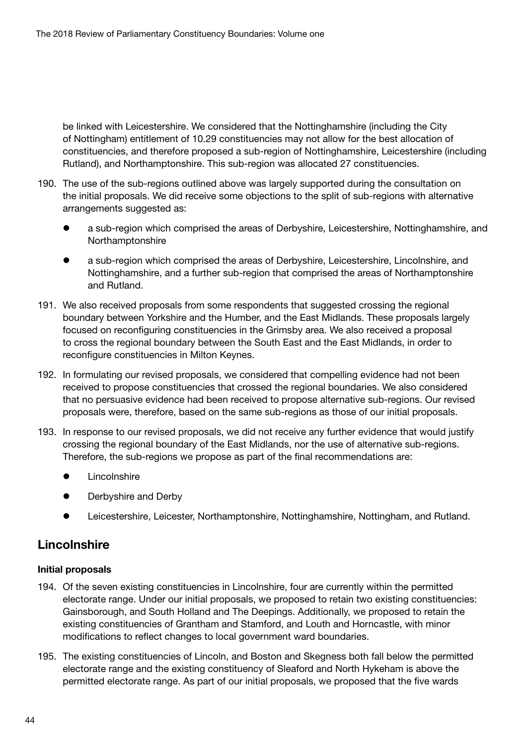be linked with Leicestershire. We considered that the Nottinghamshire (including the City of Nottingham) entitlement of 10.29 constituencies may not allow for the best allocation of constituencies, and therefore proposed a sub-region of Nottinghamshire, Leicestershire (including Rutland), and Northamptonshire. This sub-region was allocated 27 constituencies.

190. The use of the sub-regions outlined above was largely supported during the consultation on the initial proposals. We did receive some objections to the split of sub-regions with alternative arrangements suggested as:

- a sub-region which comprised the areas of Derbyshire, Leicestershire, Nottinghamshire, and Northamptonshire
- a sub-region which comprised the areas of Derbyshire, Leicestershire, Lincolnshire, and Nottinghamshire, and a further sub-region that comprised the areas of Northamptonshire and Rutland.

191. We also received proposals from some respondents that suggested crossing the regional boundary between Yorkshire and the Humber, and the East Midlands. These proposals largely focused on reconfiguring constituencies in the Grimsby area. We also received a proposal to cross the regional boundary between the South East and the East Midlands, in order to reconfigure constituencies in Milton Keynes.

192. In formulating our revised proposals, we considered that compelling evidence had not been received to propose constituencies that crossed the regional boundaries. We also considered that no persuasive evidence had been received to propose alternative sub-regions. Our revised proposals were, therefore, based on the same sub-regions as those of our initial proposals.

193. In response to our revised proposals, we did not receive any further evidence that would justify crossing the regional boundary of the East Midlands, nor the use of alternative sub-regions. Therefore, the sub-regions we propose as part of the final recommendations are:

- Lincolnshire
- Derbyshire and Derby
- Leicestershire, Leicester, Northamptonshire, Nottinghamshire, Nottingham, and Rutland.

## Lincolnshire

### Initial proposals

194. Of the seven existing constituencies in Lincolnshire, four are currently within the permitted electorate range. Under our initial proposals, we proposed to retain two existing constituencies: Gainsborough, and South Holland and The Deepings. Additionally, we proposed to retain the existing constituencies of Grantham and Stamford, and Louth and Horncastle, with minor modifications to reflect changes to local government ward boundaries.

195. The existing constituencies of Lincoln, and Boston and Skegness both fall below the permitted electorate range and the existing constituency of Sleaford and North Hykeham is above the permitted electorate range. As part of our initial proposals, we proposed that the five wards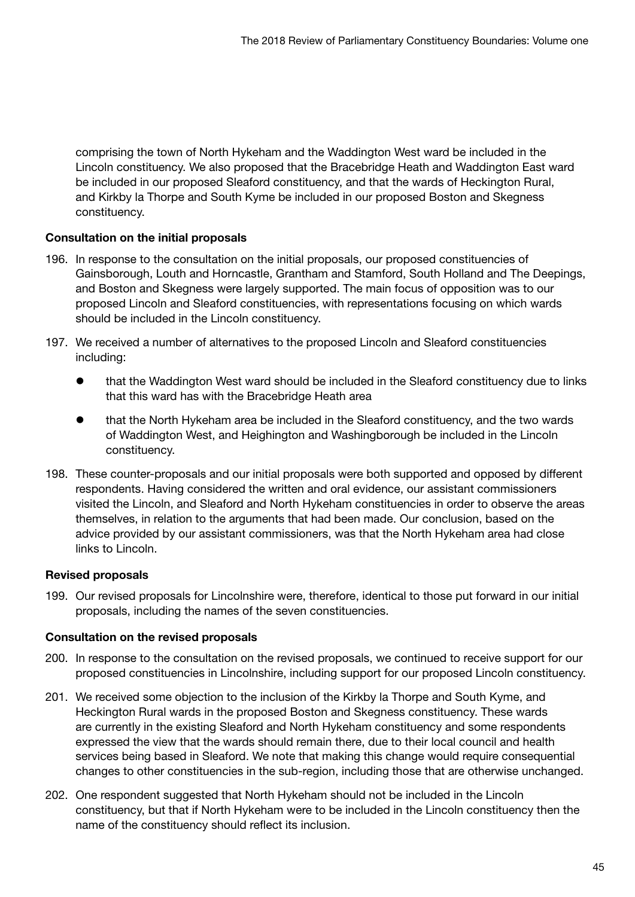comprising the town of North Hykeham and the Waddington West ward be included in the Lincoln constituency. We also proposed that the Bracebridge Heath and Waddington East ward be included in our proposed Sleaford constituency, and that the wards of Heckington Rural, and Kirkby la Thorpe and South Kyme be included in our proposed Boston and Skegness constituency.

**Consultation on the initial proposals**

196. In response to the consultation on the initial proposals, our proposed constituencies of Gainsborough, Louth and Horncastle, Grantham and Stamford, South Holland and The Deepings, and Boston and Skegness were largely supported. The main focus of opposition was to our proposed Lincoln and Sleaford constituencies, with representations focusing on which wards should be included in the Lincoln constituency.

197. We received a number of alternatives to the proposed Lincoln and Sleaford constituencies including:

   - that the Waddington West ward should be included in the Sleaford constituency due to links that this ward has with the Bracebridge Heath area
   - that the North Hykeham area be included in the Sleaford constituency, and the two wards of Waddington West, and Heighington and Washingborough be included in the Lincoln constituency.

198. These counter-proposals and our initial proposals were both supported and opposed by different respondents. Having considered the written and oral evidence, our assistant commissioners visited the Lincoln, and Sleaford and North Hykeham constituencies in order to observe the areas themselves, in relation to the arguments that had been made. Our conclusion, based on the advice provided by our assistant commissioners, was that the North Hykeham area had close links to Lincoln.

**Revised proposals**

199. Our revised proposals for Lincolnshire were, therefore, identical to those put forward in our initial proposals, including the names of the seven constituencies.

**Consultation on the revised proposals**

200. In response to the consultation on the revised proposals, we continued to receive support for our proposed constituencies in Lincolnshire, including support for our proposed Lincoln constituency.

201. We received some objection to the inclusion of the Kirkby la Thorpe and South Kyme, and Heckington Rural wards in the proposed Boston and Skegness constituency. These wards are currently in the existing Sleaford and North Hykeham constituency and some respondents expressed the view that the wards should remain there, due to their local council and health services being based in Sleaford. We note that making this change would require consequential changes to other constituencies in the sub-region, including those that are otherwise unchanged.

202. One respondent suggested that North Hykeham should not be included in the Lincoln constituency, but that if North Hykeham were to be included in the Lincoln constituency then the name of the constituency should reflect its inclusion.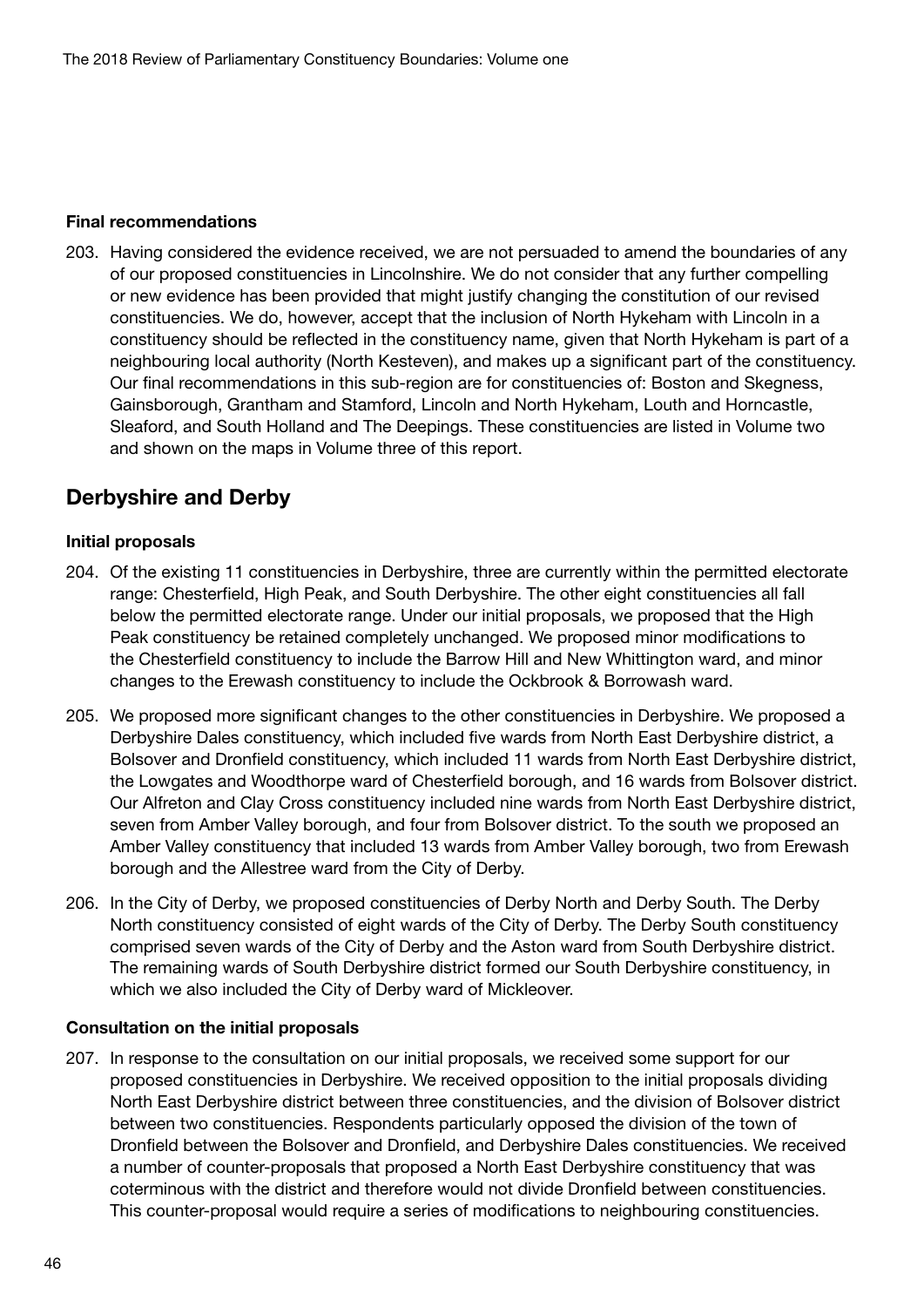#### Final recommendations

203. Having considered the evidence received, we are not persuaded to amend the boundaries of any of our proposed constituencies in Lincolnshire. We do not consider that any further compelling or new evidence has been provided that might justify changing the constitution of our revised constituencies. We do, however, accept that the inclusion of North Hykeham with Lincoln in a constituency should be reflected in the constituency name, given that North Hykeham is part of a neighbouring local authority (North Kesteven), and makes up a significant part of the constituency. Our final recommendations in this sub-region are for constituencies of: Boston and Skegness, Gainsborough, Grantham and Stamford, Lincoln and North Hykeham, Louth and Horncastle, Sleaford, and South Holland and The Deepings. These constituencies are listed in Volume two and shown on the maps in Volume three of this report.

### Derbyshire and Derby

#### Initial proposals

204. Of the existing 11 constituencies in Derbyshire, three are currently within the permitted electorate range: Chesterfield, High Peak, and South Derbyshire. The other eight constituencies all fall below the permitted electorate range. Under our initial proposals, we proposed that the High Peak constituency be retained completely unchanged. We proposed minor modifications to the Chesterfield constituency to include the Barrow Hill and New Whittington ward, and minor changes to the Erewash constituency to include the Ockbrook & Borrowash ward.

205. We proposed more significant changes to the other constituencies in Derbyshire. We proposed a Derbyshire Dales constituency, which included five wards from North East Derbyshire district, a Bolsover and Dronfield constituency, which included 11 wards from North East Derbyshire district, the Lowgates and Woodthorpe ward of Chesterfield borough, and 16 wards from Bolsover district. Our Alfreton and Clay Cross constituency included nine wards from North East Derbyshire district, seven from Amber Valley borough, and four from Bolsover district. To the south we proposed an Amber Valley constituency that included 13 wards from Amber Valley borough, two from Erewash borough and the Allestree ward from the City of Derby.

206. In the City of Derby, we proposed constituencies of Derby North and Derby South. The Derby North constituency consisted of eight wards of the City of Derby. The Derby South constituency comprised seven wards of the City of Derby and the Aston ward from South Derbyshire district. The remaining wards of South Derbyshire district formed our South Derbyshire constituency, in which we also included the City of Derby ward of Mickleover.

#### Consultation on the initial proposals

207. In response to the consultation on our initial proposals, we received some support for our proposed constituencies in Derbyshire. We received opposition to the initial proposals dividing North East Derbyshire district between three constituencies, and the division of Bolsover district between two constituencies. Respondents particularly opposed the division of the town of Dronfield between the Bolsover and Dronfield, and Derbyshire Dales constituencies. We received a number of counter-proposals that proposed a North East Derbyshire constituency that was coterminous with the district and therefore would not divide Dronfield between constituencies. This counter-proposal would require a series of modifications to neighbouring constituencies.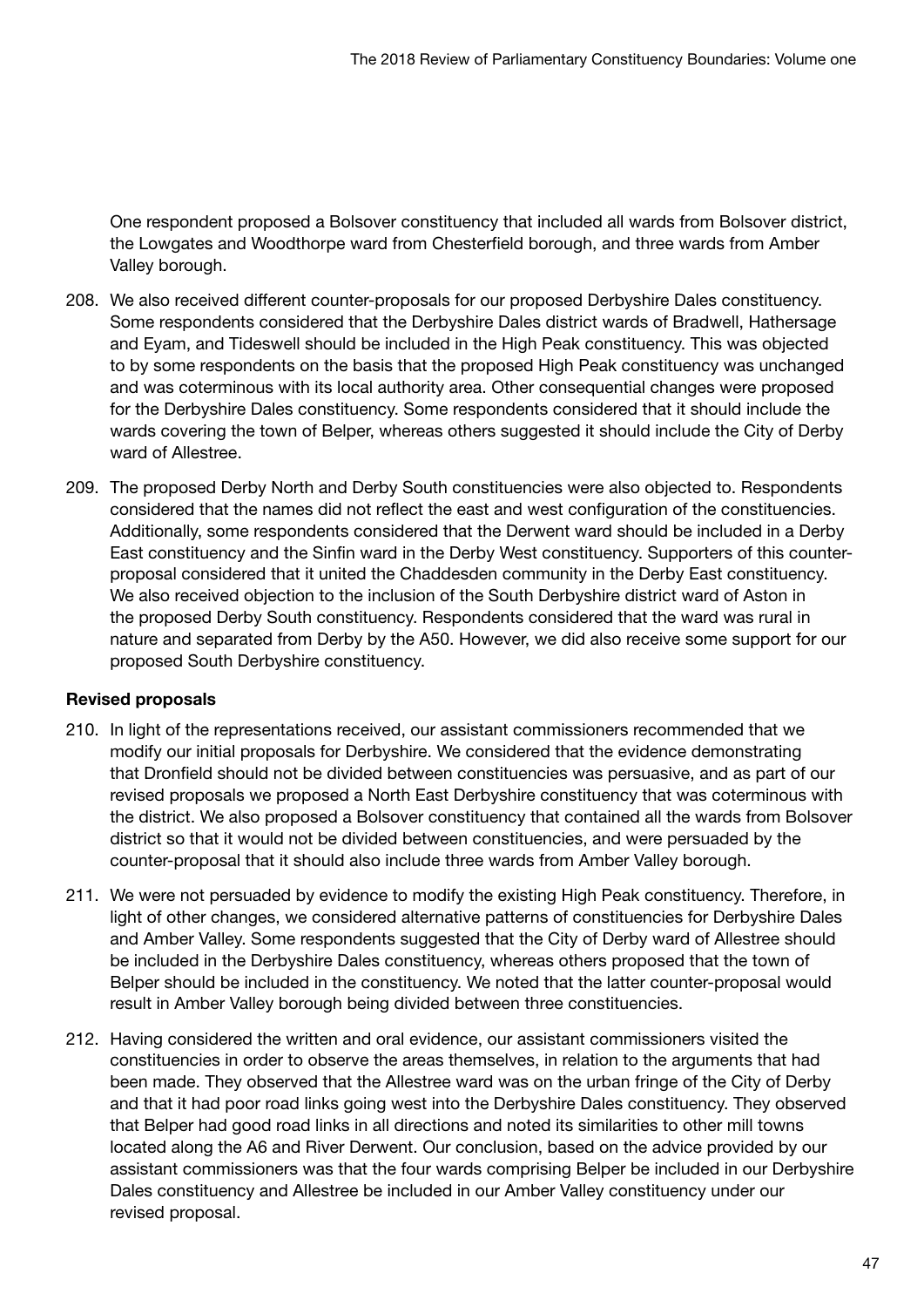One respondent proposed a Bolsover constituency that included all wards from Bolsover district, the Lowgates and Woodthorpe ward from Chesterfield borough, and three wards from Amber Valley borough.

208. We also received different counter-proposals for our proposed Derbyshire Dales constituency. Some respondents considered that the Derbyshire Dales district wards of Bradwell, Hathersage and Eyam, and Tideswell should be included in the High Peak constituency. This was objected to by some respondents on the basis that the proposed High Peak constituency was unchanged and was coterminous with its local authority area. Other consequential changes were proposed for the Derbyshire Dales constituency. Some respondents considered that it should include the wards covering the town of Belper, whereas others suggested it should include the City of Derby ward of Allestree.

209. The proposed Derby North and Derby South constituencies were also objected to. Respondents considered that the names did not reflect the east and west configuration of the constituencies. Additionally, some respondents considered that the Derwent ward should be included in a Derby East constituency and the Sinfin ward in the Derby West constituency. Supporters of this counter-proposal considered that it united the Chaddesden community in the Derby East constituency. We also received objection to the inclusion of the South Derbyshire district ward of Aston in the proposed Derby South constituency. Respondents considered that the ward was rural in nature and separated from Derby by the A50. However, we did also receive some support for our proposed South Derbyshire constituency.

### Revised proposals

210. In light of the representations received, our assistant commissioners recommended that we modify our initial proposals for Derbyshire. We considered that the evidence demonstrating that Dronfield should not be divided between constituencies was persuasive, and as part of our revised proposals we proposed a North East Derbyshire constituency that was coterminous with the district. We also proposed a Bolsover constituency that contained all the wards from Bolsover district so that it would not be divided between constituencies, and were persuaded by the counter-proposal that it should also include three wards from Amber Valley borough.

211. We were not persuaded by evidence to modify the existing High Peak constituency. Therefore, in light of other changes, we considered alternative patterns of constituencies for Derbyshire Dales and Amber Valley. Some respondents suggested that the City of Derby ward of Allestree should be included in the Derbyshire Dales constituency, whereas others proposed that the town of Belper should be included in the constituency. We noted that the latter counter-proposal would result in Amber Valley borough being divided between three constituencies.

212. Having considered the written and oral evidence, our assistant commissioners visited the constituencies in order to observe the areas themselves, in relation to the arguments that had been made. They observed that the Allestree ward was on the urban fringe of the City of Derby and that it had poor road links going west into the Derbyshire Dales constituency. They observed that Belper had good road links in all directions and noted its similarities to other mill towns located along the A6 and River Derwent. Our conclusion, based on the advice provided by our assistant commissioners was that the four wards comprising Belper be included in our Derbyshire Dales constituency and Allestree be included in our Amber Valley constituency under our revised proposal.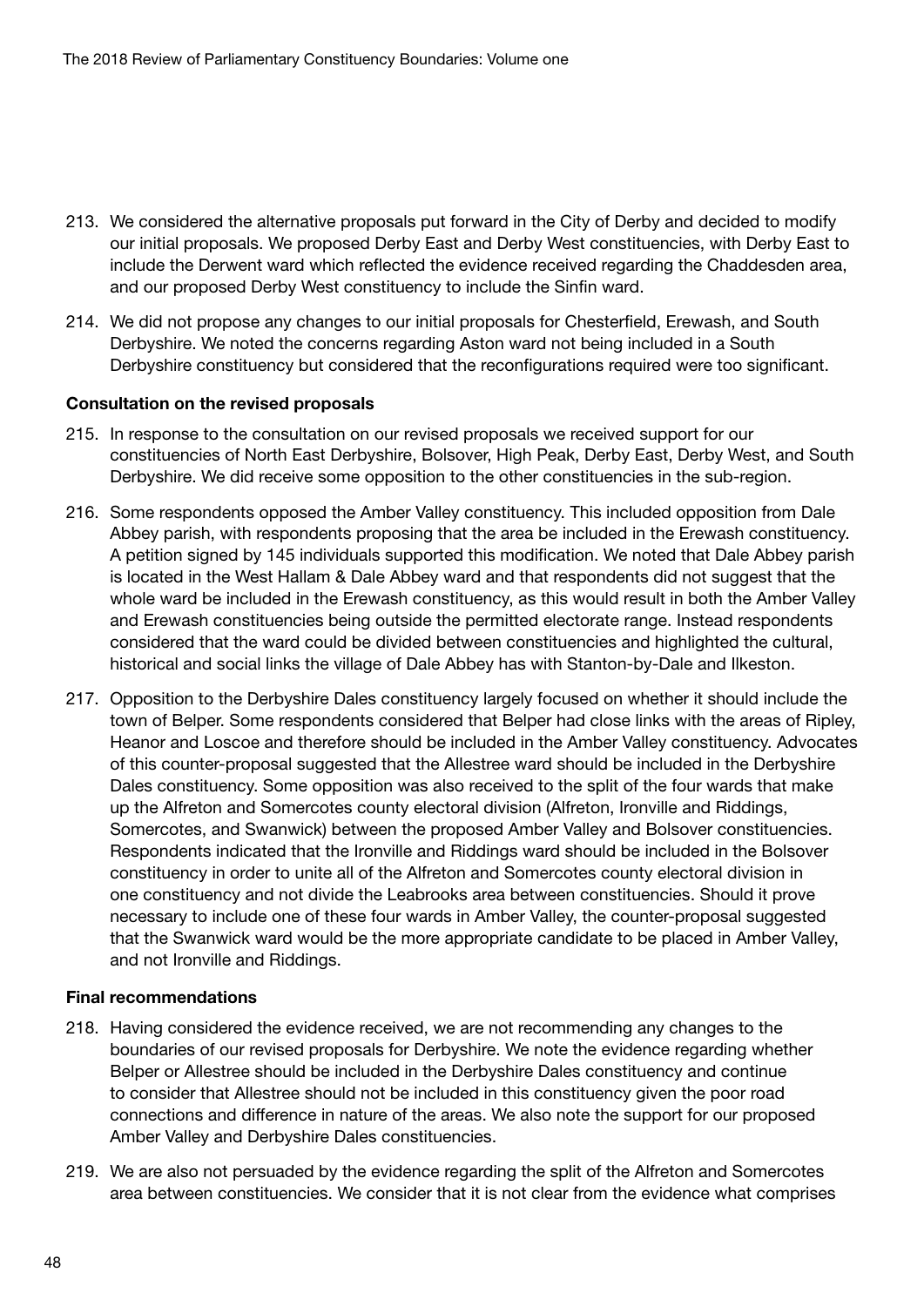213. We considered the alternative proposals put forward in the City of Derby and decided to modify our initial proposals. We proposed Derby East and Derby West constituencies, with Derby East to include the Derwent ward which reflected the evidence received regarding the Chaddesden area, and our proposed Derby West constituency to include the Sinfin ward.

214. We did not propose any changes to our initial proposals for Chesterfield, Erewash, and South Derbyshire. We noted the concerns regarding Aston ward not being included in a South Derbyshire constituency but considered that the reconfigurations required were too significant.

**Consultation on the revised proposals**

215. In response to the consultation on our revised proposals we received support for our constituencies of North East Derbyshire, Bolsover, High Peak, Derby East, Derby West, and South Derbyshire. We did receive some opposition to the other constituencies in the sub-region.

216. Some respondents opposed the Amber Valley constituency. This included opposition from Dale Abbey parish, with respondents proposing that the area be included in the Erewash constituency. A petition signed by 145 individuals supported this modification. We noted that Dale Abbey parish is located in the West Hallam & Dale Abbey ward and that respondents did not suggest that the whole ward be included in the Erewash constituency, as this would result in both the Amber Valley and Erewash constituencies being outside the permitted electorate range. Instead respondents considered that the ward could be divided between constituencies and highlighted the cultural, historical and social links the village of Dale Abbey has with Stanton-by-Dale and Ilkeston.

217. Opposition to the Derbyshire Dales constituency largely focused on whether it should include the town of Belper. Some respondents considered that Belper had close links with the areas of Ripley, Heanor and Loscoe and therefore should be included in the Amber Valley constituency. Advocates of this counter-proposal suggested that the Allestree ward should be included in the Derbyshire Dales constituency. Some opposition was also received to the split of the four wards that make up the Alfreton and Somercotes county electoral division (Alfreton, Ironville and Riddings, Somercotes, and Swanwick) between the proposed Amber Valley and Bolsover constituencies. Respondents indicated that the Ironville and Riddings ward should be included in the Bolsover constituency in order to unite all of the Alfreton and Somercotes county electoral division in one constituency and not divide the Leabrooks area between constituencies. Should it prove necessary to include one of these four wards in Amber Valley, the counter-proposal suggested that the Swanwick ward would be the more appropriate candidate to be placed in Amber Valley, and not Ironville and Riddings.

**Final recommendations**

218. Having considered the evidence received, we are not recommending any changes to the boundaries of our revised proposals for Derbyshire. We note the evidence regarding whether Belper or Allestree should be included in the Derbyshire Dales constituency and continue to consider that Allestree should not be included in this constituency given the poor road connections and difference in nature of the areas. We also note the support for our proposed Amber Valley and Derbyshire Dales constituencies.

219. We are also not persuaded by the evidence regarding the split of the Alfreton and Somercotes area between constituencies. We consider that it is not clear from the evidence what comprises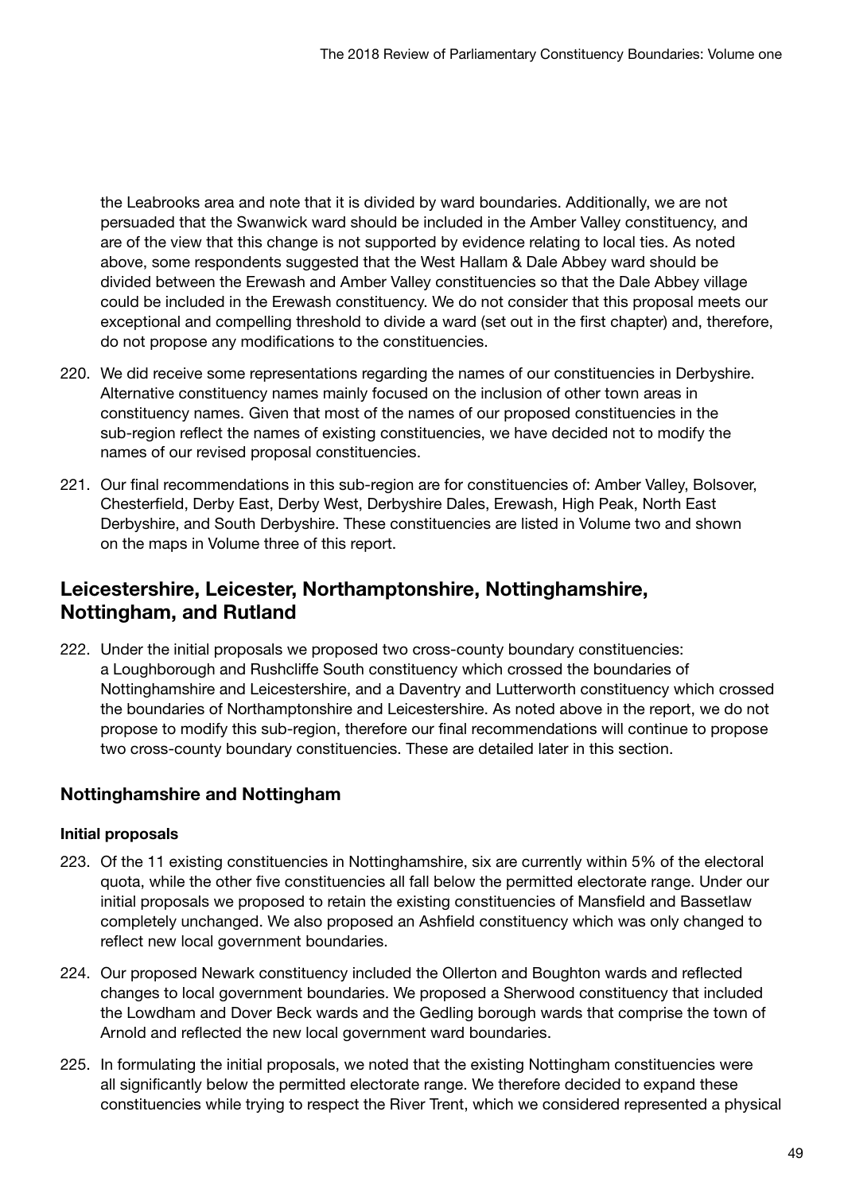the Leabrooks area and note that it is divided by ward boundaries. Additionally, we are not persuaded that the Swanwick ward should be included in the Amber Valley constituency, and are of the view that this change is not supported by evidence relating to local ties. As noted above, some respondents suggested that the West Hallam & Dale Abbey ward should be divided between the Erewash and Amber Valley constituencies so that the Dale Abbey village could be included in the Erewash constituency. We do not consider that this proposal meets our exceptional and compelling threshold to divide a ward (set out in the first chapter) and, therefore, do not propose any modifications to the constituencies.

220. We did receive some representations regarding the names of our constituencies in Derbyshire. Alternative constituency names mainly focused on the inclusion of other town areas in constituency names. Given that most of the names of our proposed constituencies in the sub-region reflect the names of existing constituencies, we have decided not to modify the names of our revised proposal constituencies.

221. Our final recommendations in this sub-region are for constituencies of: Amber Valley, Bolsover, Chesterfield, Derby East, Derby West, Derbyshire Dales, Erewash, High Peak, North East Derbyshire, and South Derbyshire. These constituencies are listed in Volume two and shown on the maps in Volume three of this report.

## Leicestershire, Leicester, Northamptonshire, Nottinghamshire, Nottingham, and Rutland

222. Under the initial proposals we proposed two cross-county boundary constituencies: a Loughborough and Rushcliffe South constituency which crossed the boundaries of Nottinghamshire and Leicestershire, and a Daventry and Lutterworth constituency which crossed the boundaries of Northamptonshire and Leicestershire. As noted above in the report, we do not propose to modify this sub-region, therefore our final recommendations will continue to propose two cross-county boundary constituencies. These are detailed later in this section.

### Nottinghamshire and Nottingham

#### Initial proposals

223. Of the 11 existing constituencies in Nottinghamshire, six are currently within 5% of the electoral quota, while the other five constituencies all fall below the permitted electorate range. Under our initial proposals we proposed to retain the existing constituencies of Mansfield and Bassetlaw completely unchanged. We also proposed an Ashfield constituency which was only changed to reflect new local government boundaries.

224. Our proposed Newark constituency included the Ollerton and Boughton wards and reflected changes to local government boundaries. We proposed a Sherwood constituency that included the Lowdham and Dover Beck wards and the Gedling borough wards that comprise the town of Arnold and reflected the new local government ward boundaries.

225. In formulating the initial proposals, we noted that the existing Nottingham constituencies were all significantly below the permitted electorate range. We therefore decided to expand these constituencies while trying to respect the River Trent, which we considered represented a physical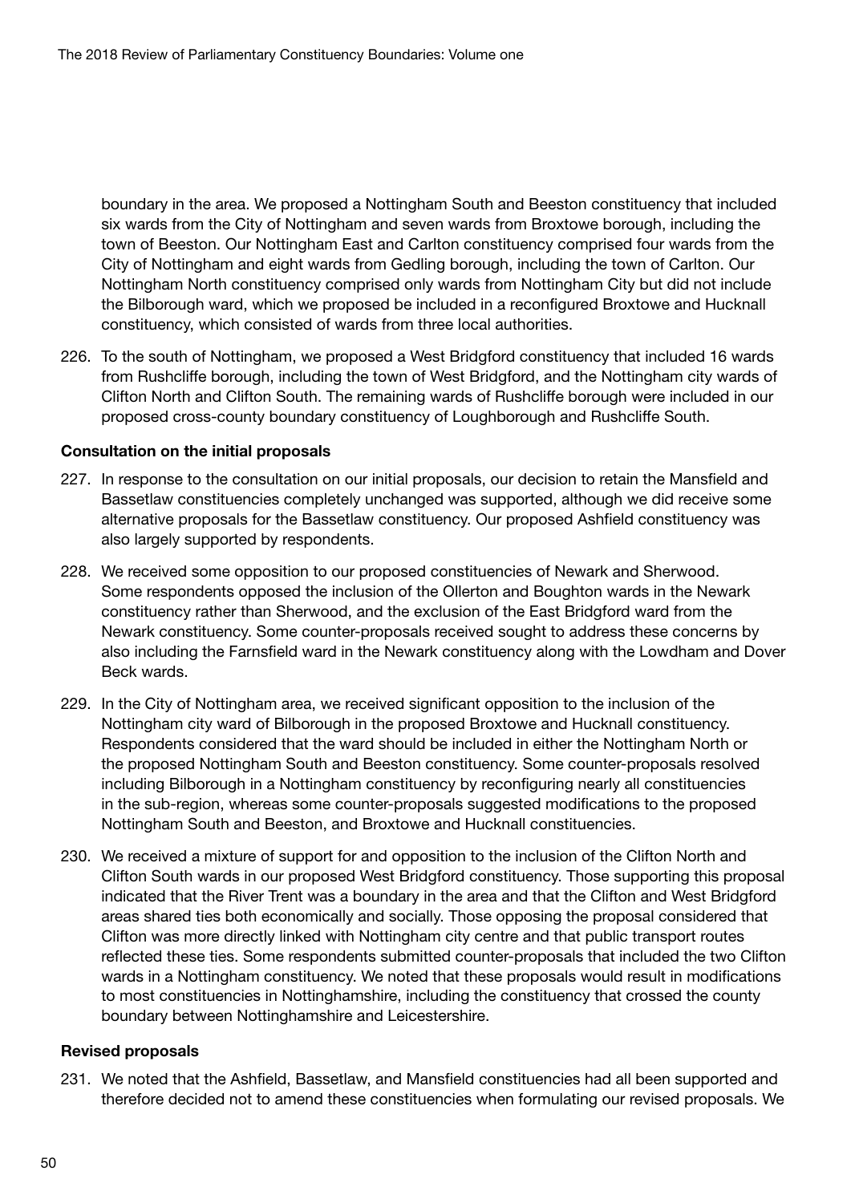boundary in the area. We proposed a Nottingham South and Beeston constituency that included six wards from the City of Nottingham and seven wards from Broxtowe borough, including the town of Beeston. Our Nottingham East and Carlton constituency comprised four wards from the City of Nottingham and eight wards from Gedling borough, including the town of Carlton. Our Nottingham North constituency comprised only wards from Nottingham City but did not include the Bilborough ward, which we proposed be included in a reconfigured Broxtowe and Hucknall constituency, which consisted of wards from three local authorities.

226. To the south of Nottingham, we proposed a West Bridgford constituency that included 16 wards from Rushcliffe borough, including the town of West Bridgford, and the Nottingham city wards of Clifton North and Clifton South. The remaining wards of Rushcliffe borough were included in our proposed cross-county boundary constituency of Loughborough and Rushcliffe South.

**Consultation on the initial proposals**

227. In response to the consultation on our initial proposals, our decision to retain the Mansfield and Bassetlaw constituencies completely unchanged was supported, although we did receive some alternative proposals for the Bassetlaw constituency. Our proposed Ashfield constituency was also largely supported by respondents.

228. We received some opposition to our proposed constituencies of Newark and Sherwood. Some respondents opposed the inclusion of the Ollerton and Boughton wards in the Newark constituency rather than Sherwood, and the exclusion of the East Bridgford ward from the Newark constituency. Some counter-proposals received sought to address these concerns by also including the Farnsfield ward in the Newark constituency along with the Lowdham and Dover Beck wards.

229. In the City of Nottingham area, we received significant opposition to the inclusion of the Nottingham city ward of Bilborough in the proposed Broxtowe and Hucknall constituency. Respondents considered that the ward should be included in either the Nottingham North or the proposed Nottingham South and Beeston constituency. Some counter-proposals resolved including Bilborough in a Nottingham constituency by reconfiguring nearly all constituencies in the sub-region, whereas some counter-proposals suggested modifications to the proposed Nottingham South and Beeston, and Broxtowe and Hucknall constituencies.

230. We received a mixture of support for and opposition to the inclusion of the Clifton North and Clifton South wards in our proposed West Bridgford constituency. Those supporting this proposal indicated that the River Trent was a boundary in the area and that the Clifton and West Bridgford areas shared ties both economically and socially. Those opposing the proposal considered that Clifton was more directly linked with Nottingham city centre and that public transport routes reflected these ties. Some respondents submitted counter-proposals that included the two Clifton wards in a Nottingham constituency. We noted that these proposals would result in modifications to most constituencies in Nottinghamshire, including the constituency that crossed the county boundary between Nottinghamshire and Leicestershire.

**Revised proposals**

231. We noted that the Ashfield, Bassetlaw, and Mansfield constituencies had all been supported and therefore decided not to amend these constituencies when formulating our revised proposals. We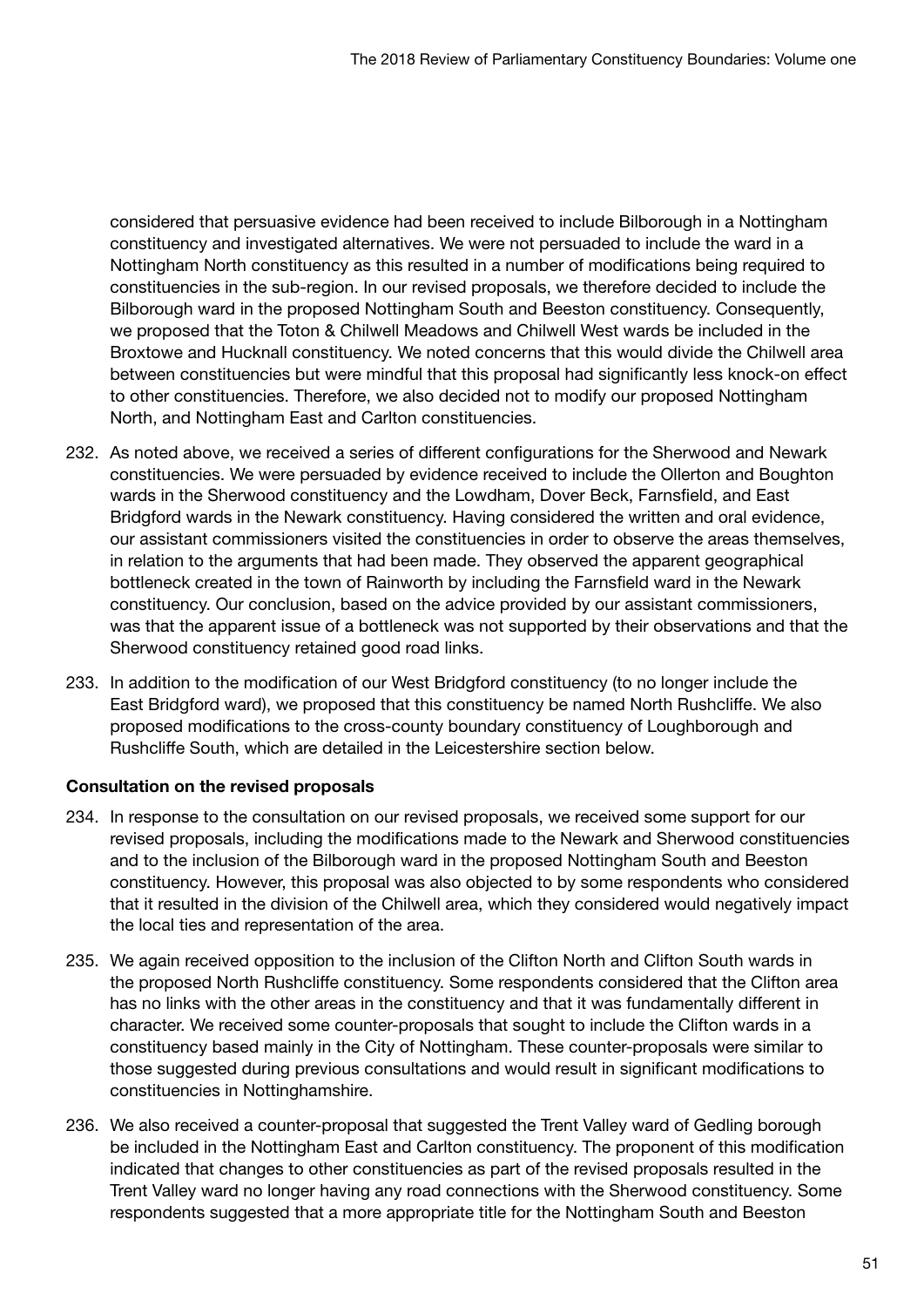considered that persuasive evidence had been received to include Bilborough in a Nottingham constituency and investigated alternatives. We were not persuaded to include the ward in a Nottingham North constituency as this resulted in a number of modifications being required to constituencies in the sub-region. In our revised proposals, we therefore decided to include the Bilborough ward in the proposed Nottingham South and Beeston constituency. Consequently, we proposed that the Toton & Chilwell Meadows and Chilwell West wards be included in the Broxtowe and Hucknall constituency. We noted concerns that this would divide the Chilwell area between constituencies but were mindful that this proposal had significantly less knock-on effect to other constituencies. Therefore, we also decided not to modify our proposed Nottingham North, and Nottingham East and Carlton constituencies.

232. As noted above, we received a series of different configurations for the Sherwood and Newark constituencies. We were persuaded by evidence received to include the Ollerton and Boughton wards in the Sherwood constituency and the Lowdham, Dover Beck, Farnsfield, and East Bridgford wards in the Newark constituency. Having considered the written and oral evidence, our assistant commissioners visited the constituencies in order to observe the areas themselves, in relation to the arguments that had been made. They observed the apparent geographical bottleneck created in the town of Rainworth by including the Farnsfield ward in the Newark constituency. Our conclusion, based on the advice provided by our assistant commissioners, was that the apparent issue of a bottleneck was not supported by their observations and that the Sherwood constituency retained good road links.

233. In addition to the modification of our West Bridgford constituency (to no longer include the East Bridgford ward), we proposed that this constituency be named North Rushcliffe. We also proposed modifications to the cross-county boundary constituency of Loughborough and Rushcliffe South, which are detailed in the Leicestershire section below.

**Consultation on the revised proposals**

234. In response to the consultation on our revised proposals, we received some support for our revised proposals, including the modifications made to the Newark and Sherwood constituencies and to the inclusion of the Bilborough ward in the proposed Nottingham South and Beeston constituency. However, this proposal was also objected to by some respondents who considered that it resulted in the division of the Chilwell area, which they considered would negatively impact the local ties and representation of the area.

235. We again received opposition to the inclusion of the Clifton North and Clifton South wards in the proposed North Rushcliffe constituency. Some respondents considered that the Clifton area has no links with the other areas in the constituency and that it was fundamentally different in character. We received some counter-proposals that sought to include the Clifton wards in a constituency based mainly in the City of Nottingham. These counter-proposals were similar to those suggested during previous consultations and would result in significant modifications to constituencies in Nottinghamshire.

236. We also received a counter-proposal that suggested the Trent Valley ward of Gedling borough be included in the Nottingham East and Carlton constituency. The proponent of this modification indicated that changes to other constituencies as part of the revised proposals resulted in the Trent Valley ward no longer having any road connections with the Sherwood constituency. Some respondents suggested that a more appropriate title for the Nottingham South and Beeston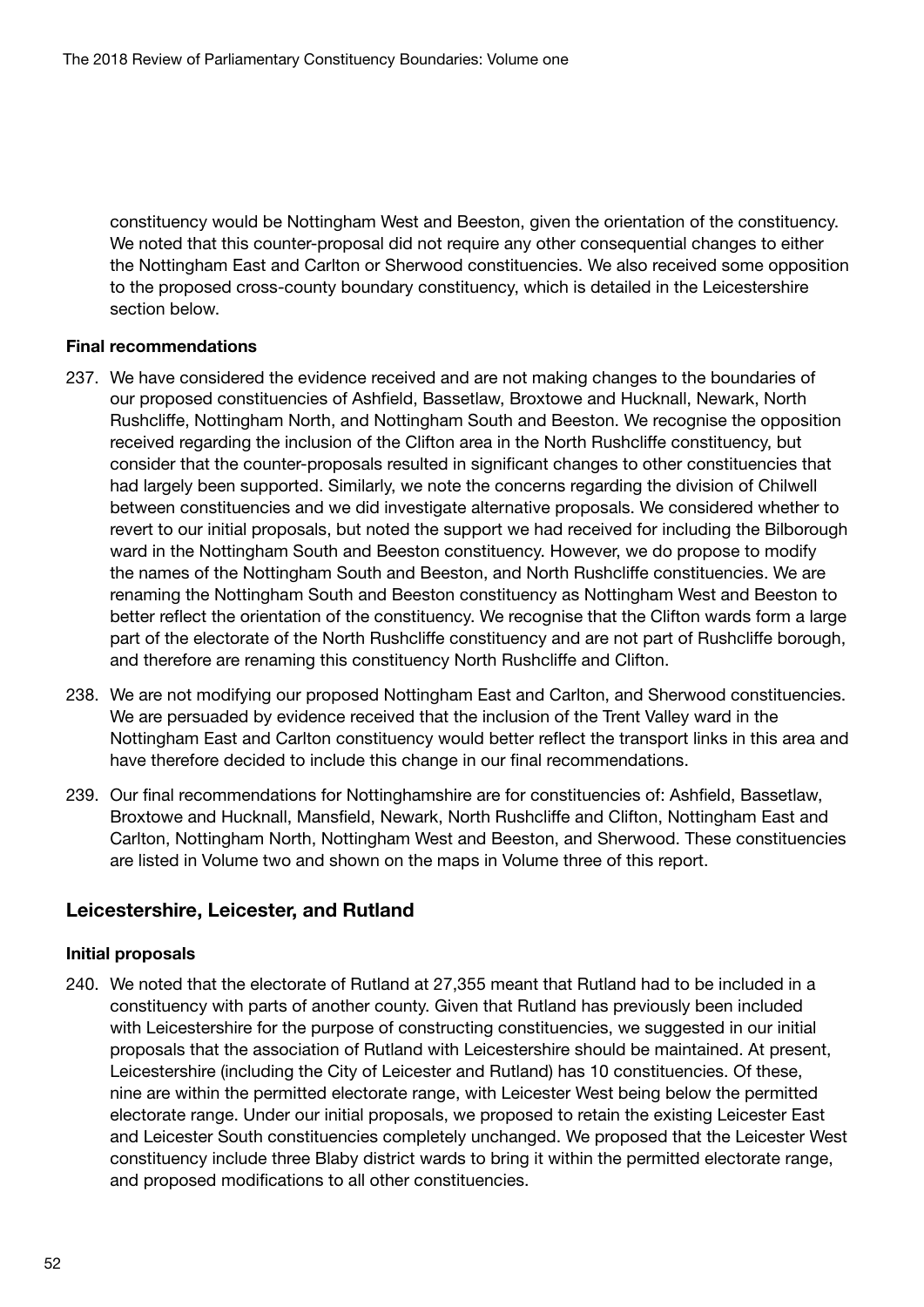constituency would be Nottingham West and Beeston, given the orientation of the constituency. We noted that this counter-proposal did not require any other consequential changes to either the Nottingham East and Carlton or Sherwood constituencies. We also received some opposition to the proposed cross-county boundary constituency, which is detailed in the Leicestershire section below.

#### Final recommendations

237. We have considered the evidence received and are not making changes to the boundaries of our proposed constituencies of Ashfield, Bassetlaw, Broxtowe and Hucknall, Newark, North Rushcliffe, Nottingham North, and Nottingham South and Beeston. We recognise the opposition received regarding the inclusion of the Clifton area in the North Rushcliffe constituency, but consider that the counter-proposals resulted in significant changes to other constituencies that had largely been supported. Similarly, we note the concerns regarding the division of Chilwell between constituencies and we did investigate alternative proposals. We considered whether to revert to our initial proposals, but noted the support we had received for including the Bilborough ward in the Nottingham South and Beeston constituency. However, we do propose to modify the names of the Nottingham South and Beeston, and North Rushcliffe constituencies. We are renaming the Nottingham South and Beeston constituency as Nottingham West and Beeston to better reflect the orientation of the constituency. We recognise that the Clifton wards form a large part of the electorate of the North Rushcliffe constituency and are not part of Rushcliffe borough, and therefore are renaming this constituency North Rushcliffe and Clifton.

238. We are not modifying our proposed Nottingham East and Carlton, and Sherwood constituencies. We are persuaded by evidence received that the inclusion of the Trent Valley ward in the Nottingham East and Carlton constituency would better reflect the transport links in this area and have therefore decided to include this change in our final recommendations.

239. Our final recommendations for Nottinghamshire are for constituencies of: Ashfield, Bassetlaw, Broxtowe and Hucknall, Mansfield, Newark, North Rushcliffe and Clifton, Nottingham East and Carlton, Nottingham North, Nottingham West and Beeston, and Sherwood. These constituencies are listed in Volume two and shown on the maps in Volume three of this report.

### Leicestershire, Leicester, and Rutland

#### Initial proposals

240. We noted that the electorate of Rutland at 27,355 meant that Rutland had to be included in a constituency with parts of another county. Given that Rutland has previously been included with Leicestershire for the purpose of constructing constituencies, we suggested in our initial proposals that the association of Rutland with Leicestershire should be maintained. At present, Leicestershire (including the City of Leicester and Rutland) has 10 constituencies. Of these, nine are within the permitted electorate range, with Leicester West being below the permitted electorate range. Under our initial proposals, we proposed to retain the existing Leicester East and Leicester South constituencies completely unchanged. We proposed that the Leicester West constituency include three Blaby district wards to bring it within the permitted electorate range, and proposed modifications to all other constituencies.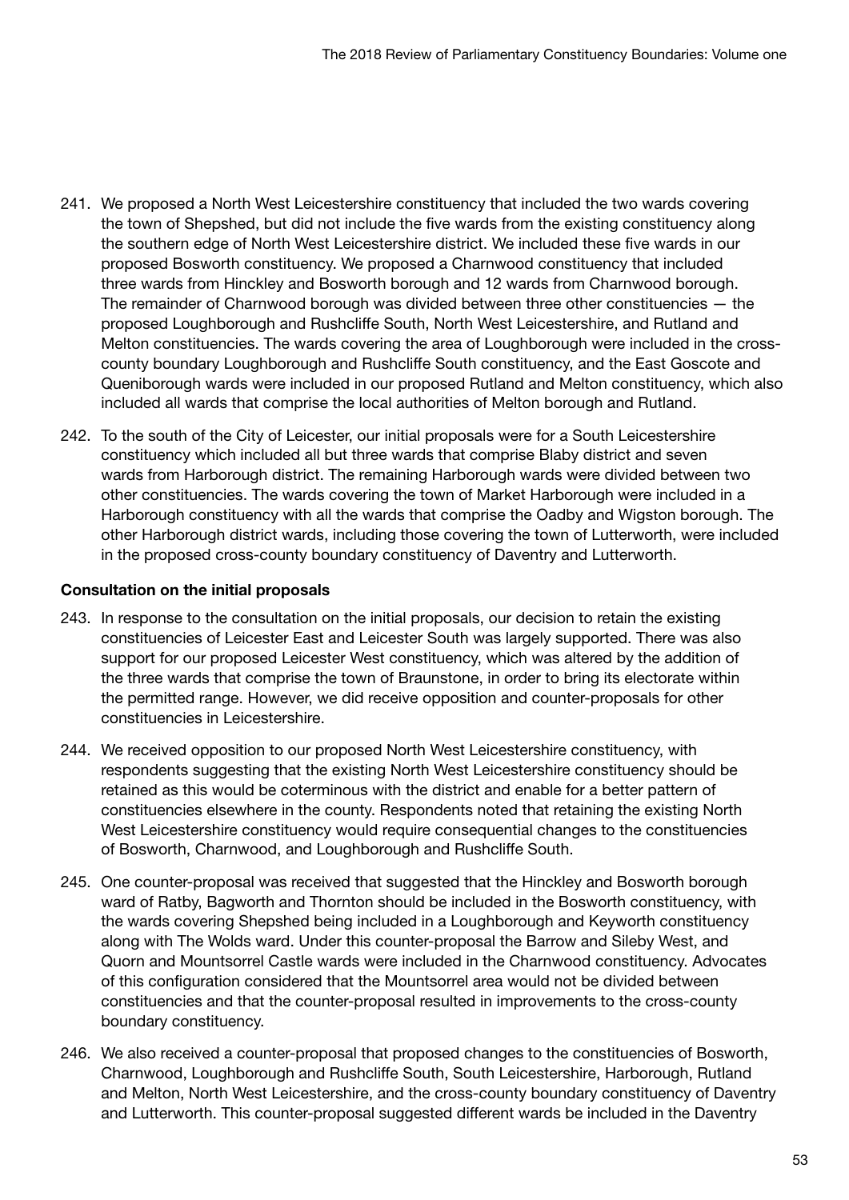241. We proposed a North West Leicestershire constituency that included the two wards covering the town of Shepshed, but did not include the five wards from the existing constituency along the southern edge of North West Leicestershire district. We included these five wards in our proposed Bosworth constituency. We proposed a Charnwood constituency that included three wards from Hinckley and Bosworth borough and 12 wards from Charnwood borough. The remainder of Charnwood borough was divided between three other constituencies — the proposed Loughborough and Rushcliffe South, North West Leicestershire, and Rutland and Melton constituencies. The wards covering the area of Loughborough were included in the cross-county boundary Loughborough and Rushcliffe South constituency, and the East Goscote and Queniborough wards were included in our proposed Rutland and Melton constituency, which also included all wards that comprise the local authorities of Melton borough and Rutland.

242. To the south of the City of Leicester, our initial proposals were for a South Leicestershire constituency which included all but three wards that comprise Blaby district and seven wards from Harborough district. The remaining Harborough wards were divided between two other constituencies. The wards covering the town of Market Harborough were included in a Harborough constituency with all the wards that comprise the Oadby and Wigston borough. The other Harborough district wards, including those covering the town of Lutterworth, were included in the proposed cross-county boundary constituency of Daventry and Lutterworth.

**Consultation on the initial proposals**

243. In response to the consultation on the initial proposals, our decision to retain the existing constituencies of Leicester East and Leicester South was largely supported. There was also support for our proposed Leicester West constituency, which was altered by the addition of the three wards that comprise the town of Braunstone, in order to bring its electorate within the permitted range. However, we did receive opposition and counter-proposals for other constituencies in Leicestershire.

244. We received opposition to our proposed North West Leicestershire constituency, with respondents suggesting that the existing North West Leicestershire constituency should be retained as this would be coterminous with the district and enable for a better pattern of constituencies elsewhere in the county. Respondents noted that retaining the existing North West Leicestershire constituency would require consequential changes to the constituencies of Bosworth, Charnwood, and Loughborough and Rushcliffe South.

245. One counter-proposal was received that suggested that the Hinckley and Bosworth borough ward of Ratby, Bagworth and Thornton should be included in the Bosworth constituency, with the wards covering Shepshed being included in a Loughborough and Keyworth constituency along with The Wolds ward. Under this counter-proposal the Barrow and Sileby West, and Quorn and Mountsorrel Castle wards were included in the Charnwood constituency. Advocates of this configuration considered that the Mountsorrel area would not be divided between constituencies and that the counter-proposal resulted in improvements to the cross-county boundary constituency.

246. We also received a counter-proposal that proposed changes to the constituencies of Bosworth, Charnwood, Loughborough and Rushcliffe South, South Leicestershire, Harborough, Rutland and Melton, North West Leicestershire, and the cross-county boundary constituency of Daventry and Lutterworth. This counter-proposal suggested different wards be included in the Daventry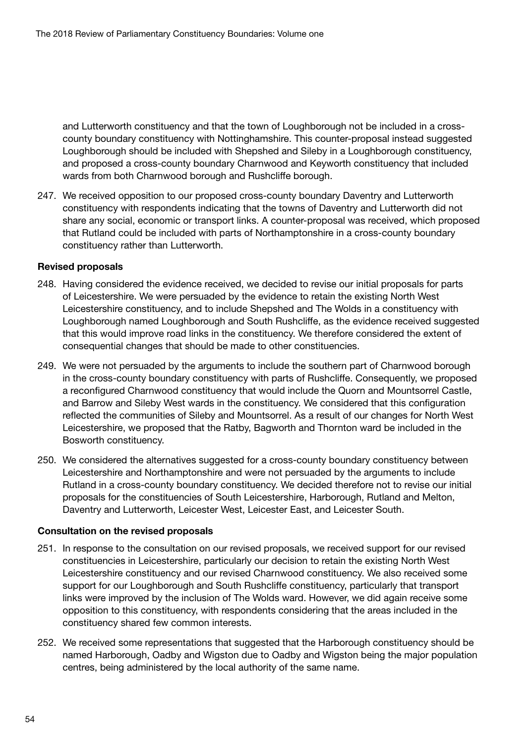and Lutterworth constituency and that the town of Loughborough not be included in a cross-county boundary constituency with Nottinghamshire. This counter-proposal instead suggested Loughborough should be included with Shepshed and Sileby in a Loughborough constituency, and proposed a cross-county boundary Charnwood and Keyworth constituency that included wards from both Charnwood borough and Rushcliffe borough.

247. We received opposition to our proposed cross-county boundary Daventry and Lutterworth constituency with respondents indicating that the towns of Daventry and Lutterworth did not share any social, economic or transport links. A counter-proposal was received, which proposed that Rutland could be included with parts of Northamptonshire in a cross-county boundary constituency rather than Lutterworth.

**Revised proposals**

248. Having considered the evidence received, we decided to revise our initial proposals for parts of Leicestershire. We were persuaded by the evidence to retain the existing North West Leicestershire constituency, and to include Shepshed and The Wolds in a constituency with Loughborough named Loughborough and South Rushcliffe, as the evidence received suggested that this would improve road links in the constituency. We therefore considered the extent of consequential changes that should be made to other constituencies.

249. We were not persuaded by the arguments to include the southern part of Charnwood borough in the cross-county boundary constituency with parts of Rushcliffe. Consequently, we proposed a reconfigured Charnwood constituency that would include the Quorn and Mountsorrel Castle, and Barrow and Sileby West wards in the constituency. We considered that this configuration reflected the communities of Sileby and Mountsorrel. As a result of our changes for North West Leicestershire, we proposed that the Ratby, Bagworth and Thornton ward be included in the Bosworth constituency.

250. We considered the alternatives suggested for a cross-county boundary constituency between Leicestershire and Northamptonshire and were not persuaded by the arguments to include Rutland in a cross-county boundary constituency. We decided therefore not to revise our initial proposals for the constituencies of South Leicestershire, Harborough, Rutland and Melton, Daventry and Lutterworth, Leicester West, Leicester East, and Leicester South.

**Consultation on the revised proposals**

251. In response to the consultation on our revised proposals, we received support for our revised constituencies in Leicestershire, particularly our decision to retain the existing North West Leicestershire constituency and our revised Charnwood constituency. We also received some support for our Loughborough and South Rushcliffe constituency, particularly that transport links were improved by the inclusion of The Wolds ward. However, we did again receive some opposition to this constituency, with respondents considering that the areas included in the constituency shared few common interests.

252. We received some representations that suggested that the Harborough constituency should be named Harborough, Oadby and Wigston due to Oadby and Wigston being the major population centres, being administered by the local authority of the same name.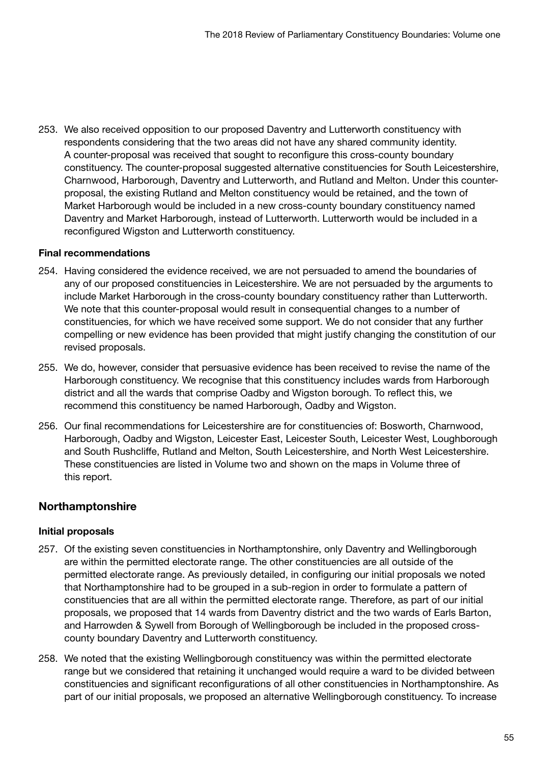253. We also received opposition to our proposed Daventry and Lutterworth constituency with respondents considering that the two areas did not have any shared community identity. A counter-proposal was received that sought to reconfigure this cross-county boundary constituency. The counter-proposal suggested alternative constituencies for South Leicestershire, Charnwood, Harborough, Daventry and Lutterworth, and Rutland and Melton. Under this counter-proposal, the existing Rutland and Melton constituency would be retained, and the town of Market Harborough would be included in a new cross-county boundary constituency named Daventry and Market Harborough, instead of Lutterworth. Lutterworth would be included in a reconfigured Wigston and Lutterworth constituency.

**Final recommendations**

254. Having considered the evidence received, we are not persuaded to amend the boundaries of any of our proposed constituencies in Leicestershire. We are not persuaded by the arguments to include Market Harborough in the cross-county boundary constituency rather than Lutterworth. We note that this counter-proposal would result in consequential changes to a number of constituencies, for which we have received some support. We do not consider that any further compelling or new evidence has been provided that might justify changing the constitution of our revised proposals.

255. We do, however, consider that persuasive evidence has been received to revise the name of the Harborough constituency. We recognise that this constituency includes wards from Harborough district and all the wards that comprise Oadby and Wigston borough. To reflect this, we recommend this constituency be named Harborough, Oadby and Wigston.

256. Our final recommendations for Leicestershire are for constituencies of: Bosworth, Charnwood, Harborough, Oadby and Wigston, Leicester East, Leicester South, Leicester West, Loughborough and South Rushcliffe, Rutland and Melton, South Leicestershire, and North West Leicestershire. These constituencies are listed in Volume two and shown on the maps in Volume three of this report.

## Northamptonshire

**Initial proposals**

257. Of the existing seven constituencies in Northamptonshire, only Daventry and Wellingborough are within the permitted electorate range. The other constituencies are all outside of the permitted electorate range. As previously detailed, in configuring our initial proposals we noted that Northamptonshire had to be grouped in a sub-region in order to formulate a pattern of constituencies that are all within the permitted electorate range. Therefore, as part of our initial proposals, we proposed that 14 wards from Daventry district and the two wards of Earls Barton, and Harrowden & Sywell from Borough of Wellingborough be included in the proposed cross-county boundary Daventry and Lutterworth constituency.

258. We noted that the existing Wellingborough constituency was within the permitted electorate range but we considered that retaining it unchanged would require a ward to be divided between constituencies and significant reconfigurations of all other constituencies in Northamptonshire. As part of our initial proposals, we proposed an alternative Wellingborough constituency. To increase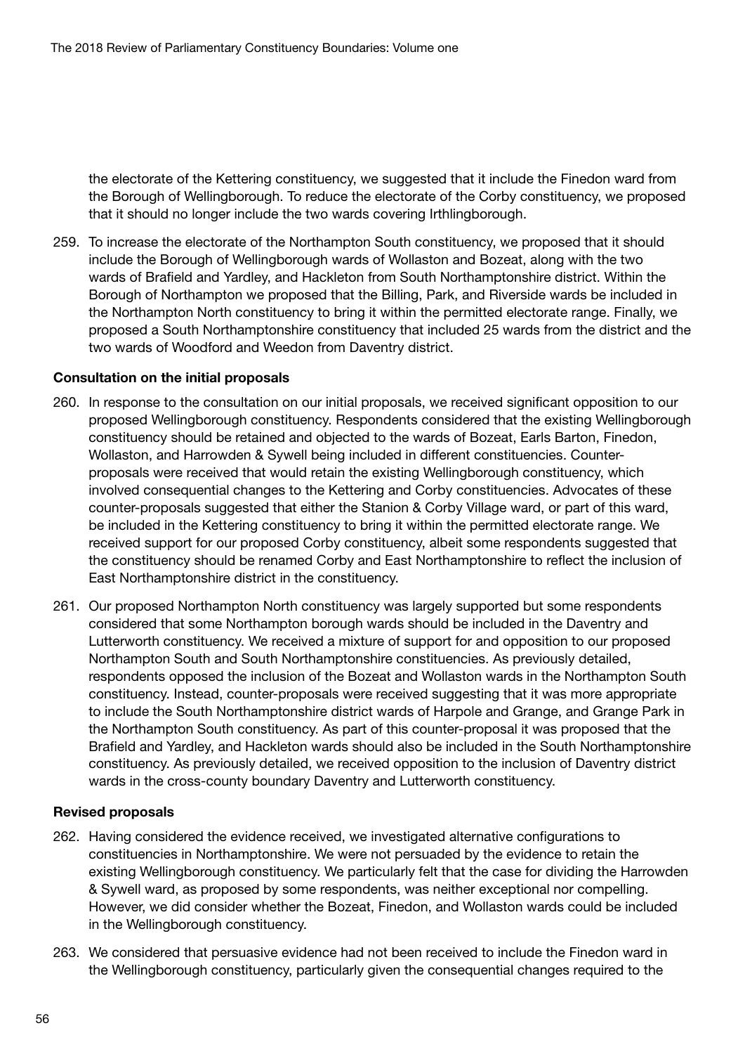the electorate of the Kettering constituency, we suggested that it include the Finedon ward from the Borough of Wellingborough. To reduce the electorate of the Corby constituency, we proposed that it should no longer include the two wards covering Irthlingborough.

259. To increase the electorate of the Northampton South constituency, we proposed that it should include the Borough of Wellingborough wards of Wollaston and Bozeat, along with the two wards of Brafield and Yardley, and Hackleton from South Northamptonshire district. Within the Borough of Northampton we proposed that the Billing, Park, and Riverside wards be included in the Northampton North constituency to bring it within the permitted electorate range. Finally, we proposed a South Northamptonshire constituency that included 25 wards from the district and the two wards of Woodford and Weedon from Daventry district.

**Consultation on the initial proposals**

260. In response to the consultation on our initial proposals, we received significant opposition to our proposed Wellingborough constituency. Respondents considered that the existing Wellingborough constituency should be retained and objected to the wards of Bozeat, Earls Barton, Finedon, Wollaston, and Harrowden & Sywell being included in different constituencies. Counter-proposals were received that would retain the existing Wellingborough constituency, which involved consequential changes to the Kettering and Corby constituencies. Advocates of these counter-proposals suggested that either the Stanion & Corby Village ward, or part of this ward, be included in the Kettering constituency to bring it within the permitted electorate range. We received support for our proposed Corby constituency, albeit some respondents suggested that the constituency should be renamed Corby and East Northamptonshire to reflect the inclusion of East Northamptonshire district in the constituency.

261. Our proposed Northampton North constituency was largely supported but some respondents considered that some Northampton borough wards should be included in the Daventry and Lutterworth constituency. We received a mixture of support for and opposition to our proposed Northampton South and South Northamptonshire constituencies. As previously detailed, respondents opposed the inclusion of the Bozeat and Wollaston wards in the Northampton South constituency. Instead, counter-proposals were received suggesting that it was more appropriate to include the South Northamptonshire district wards of Harpole and Grange, and Grange Park in the Northampton South constituency. As part of this counter-proposal it was proposed that the Brafield and Yardley, and Hackleton wards should also be included in the South Northamptonshire constituency. As previously detailed, we received opposition to the inclusion of Daventry district wards in the cross-county boundary Daventry and Lutterworth constituency.

**Revised proposals**

262. Having considered the evidence received, we investigated alternative configurations to constituencies in Northamptonshire. We were not persuaded by the evidence to retain the existing Wellingborough constituency. We particularly felt that the case for dividing the Harrowden & Sywell ward, as proposed by some respondents, was neither exceptional nor compelling. However, we did consider whether the Bozeat, Finedon, and Wollaston wards could be included in the Wellingborough constituency.

263. We considered that persuasive evidence had not been received to include the Finedon ward in the Wellingborough constituency, particularly given the consequential changes required to the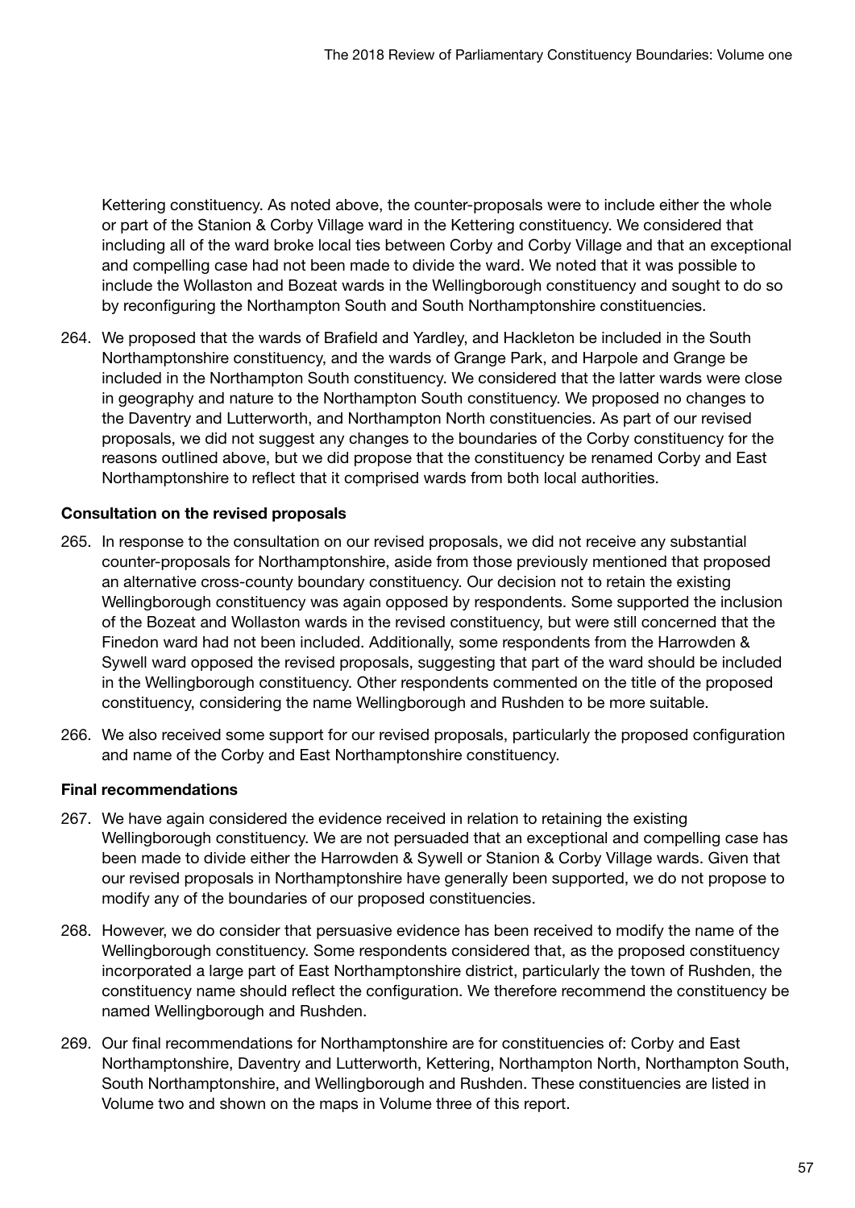Kettering constituency. As noted above, the counter-proposals were to include either the whole or part of the Stanion & Corby Village ward in the Kettering constituency. We considered that including all of the ward broke local ties between Corby and Corby Village and that an exceptional and compelling case had not been made to divide the ward. We noted that it was possible to include the Wollaston and Bozeat wards in the Wellingborough constituency and sought to do so by reconfiguring the Northampton South and South Northamptonshire constituencies.

264. We proposed that the wards of Brafield and Yardley, and Hackleton be included in the South Northamptonshire constituency, and the wards of Grange Park, and Harpole and Grange be included in the Northampton South constituency. We considered that the latter wards were close in geography and nature to the Northampton South constituency. We proposed no changes to the Daventry and Lutterworth, and Northampton North constituencies. As part of our revised proposals, we did not suggest any changes to the boundaries of the Corby constituency for the reasons outlined above, but we did propose that the constituency be renamed Corby and East Northamptonshire to reflect that it comprised wards from both local authorities.

**Consultation on the revised proposals**

265. In response to the consultation on our revised proposals, we did not receive any substantial counter-proposals for Northamptonshire, aside from those previously mentioned that proposed an alternative cross-county boundary constituency. Our decision not to retain the existing Wellingborough constituency was again opposed by respondents. Some supported the inclusion of the Bozeat and Wollaston wards in the revised constituency, but were still concerned that the Finedon ward had not been included. Additionally, some respondents from the Harrowden & Sywell ward opposed the revised proposals, suggesting that part of the ward should be included in the Wellingborough constituency. Other respondents commented on the title of the proposed constituency, considering the name Wellingborough and Rushden to be more suitable.

266. We also received some support for our revised proposals, particularly the proposed configuration and name of the Corby and East Northamptonshire constituency.

**Final recommendations**

267. We have again considered the evidence received in relation to retaining the existing Wellingborough constituency. We are not persuaded that an exceptional and compelling case has been made to divide either the Harrowden & Sywell or Stanion & Corby Village wards. Given that our revised proposals in Northamptonshire have generally been supported, we do not propose to modify any of the boundaries of our proposed constituencies.

268. However, we do consider that persuasive evidence has been received to modify the name of the Wellingborough constituency. Some respondents considered that, as the proposed constituency incorporated a large part of East Northamptonshire district, particularly the town of Rushden, the constituency name should reflect the configuration. We therefore recommend the constituency be named Wellingborough and Rushden.

269. Our final recommendations for Northamptonshire are for constituencies of: Corby and East Northamptonshire, Daventry and Lutterworth, Kettering, Northampton North, Northampton South, South Northamptonshire, and Wellingborough and Rushden. These constituencies are listed in Volume two and shown on the maps in Volume three of this report.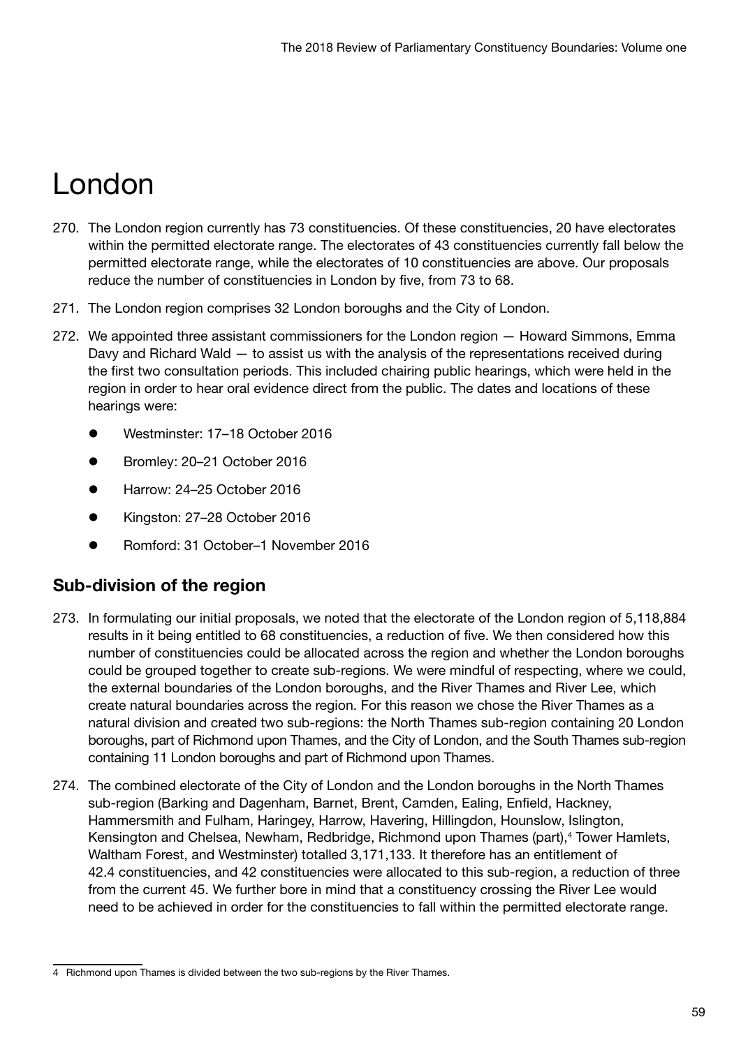# London

270. The London region currently has 73 constituencies. Of these constituencies, 20 have electorates within the permitted electorate range. The electorates of 43 constituencies currently fall below the permitted electorate range, while the electorates of 10 constituencies are above. Our proposals reduce the number of constituencies in London by five, from 73 to 68.

271. The London region comprises 32 London boroughs and the City of London.

272. We appointed three assistant commissioners for the London region — Howard Simmons, Emma Davy and Richard Wald — to assist us with the analysis of the representations received during the first two consultation periods. This included chairing public hearings, which were held in the region in order to hear oral evidence direct from the public. The dates and locations of these hearings were:

- Westminster: 17–18 October 2016
- Bromley: 20–21 October 2016
- Harrow: 24–25 October 2016
- Kingston: 27–28 October 2016
- Romford: 31 October–1 November 2016

## Sub-division of the region

273. In formulating our initial proposals, we noted that the electorate of the London region of 5,118,884 results in it being entitled to 68 constituencies, a reduction of five. We then considered how this number of constituencies could be allocated across the region and whether the London boroughs could be grouped together to create sub-regions. We were mindful of respecting, where we could, the external boundaries of the London boroughs, and the River Thames and River Lee, which create natural boundaries across the region. For this reason we chose the River Thames as a natural division and created two sub-regions: the North Thames sub-region containing 20 London boroughs, part of Richmond upon Thames, and the City of London, and the South Thames sub-region containing 11 London boroughs and part of Richmond upon Thames.

274. The combined electorate of the City of London and the London boroughs in the North Thames sub-region (Barking and Dagenham, Barnet, Brent, Camden, Ealing, Enfield, Hackney, Hammersmith and Fulham, Haringey, Harrow, Havering, Hillingdon, Hounslow, Islington, Kensington and Chelsea, Newham, Redbridge, Richmond upon Thames (part),[4] Tower Hamlets, Waltham Forest, and Westminster) totalled 3,171,133. It therefore has an entitlement of 42.4 constituencies, and 42 constituencies were allocated to this sub-region, a reduction of three from the current 45. We further bore in mind that a constituency crossing the River Lee would need to be achieved in order for the constituencies to fall within the permitted electorate range.

[4] Richmond upon Thames is divided between the two sub-regions by the River Thames.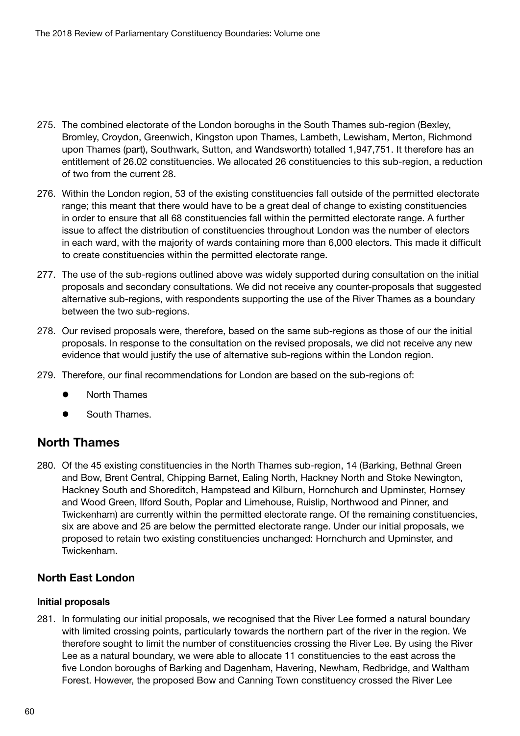275. The combined electorate of the London boroughs in the South Thames sub-region (Bexley, Bromley, Croydon, Greenwich, Kingston upon Thames, Lambeth, Lewisham, Merton, Richmond upon Thames (part), Southwark, Sutton, and Wandsworth) totalled 1,947,751. It therefore has an entitlement of 26.02 constituencies. We allocated 26 constituencies to this sub-region, a reduction of two from the current 28.

276. Within the London region, 53 of the existing constituencies fall outside of the permitted electorate range; this meant that there would have to be a great deal of change to existing constituencies in order to ensure that all 68 constituencies fall within the permitted electorate range. A further issue to affect the distribution of constituencies throughout London was the number of electors in each ward, with the majority of wards containing more than 6,000 electors. This made it difficult to create constituencies within the permitted electorate range.

277. The use of the sub-regions outlined above was widely supported during consultation on the initial proposals and secondary consultations. We did not receive any counter-proposals that suggested alternative sub-regions, with respondents supporting the use of the River Thames as a boundary between the two sub-regions.

278. Our revised proposals were, therefore, based on the same sub-regions as those of our the initial proposals. In response to the consultation on the revised proposals, we did not receive any new evidence that would justify the use of alternative sub-regions within the London region.

279. Therefore, our final recommendations for London are based on the sub-regions of:

- North Thames
- South Thames.

## North Thames

280. Of the 45 existing constituencies in the North Thames sub-region, 14 (Barking, Bethnal Green and Bow, Brent Central, Chipping Barnet, Ealing North, Hackney North and Stoke Newington, Hackney South and Shoreditch, Hampstead and Kilburn, Hornchurch and Upminster, Hornsey and Wood Green, Ilford South, Poplar and Limehouse, Ruislip, Northwood and Pinner, and Twickenham) are currently within the permitted electorate range. Of the remaining constituencies, six are above and 25 are below the permitted electorate range. Under our initial proposals, we proposed to retain two existing constituencies unchanged: Hornchurch and Upminster, and Twickenham.

### North East London

#### Initial proposals

281. In formulating our initial proposals, we recognised that the River Lee formed a natural boundary with limited crossing points, particularly towards the northern part of the river in the region. We therefore sought to limit the number of constituencies crossing the River Lee. By using the River Lee as a natural boundary, we were able to allocate 11 constituencies to the east across the five London boroughs of Barking and Dagenham, Havering, Newham, Redbridge, and Waltham Forest. However, the proposed Bow and Canning Town constituency crossed the River Lee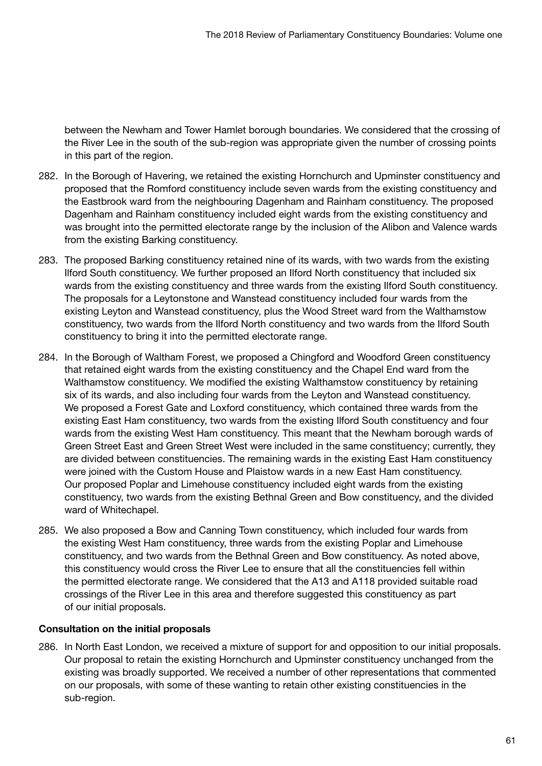between the Newham and Tower Hamlet borough boundaries. We considered that the crossing of the River Lee in the south of the sub-region was appropriate given the number of crossing points in this part of the region.

282. In the Borough of Havering, we retained the existing Hornchurch and Upminster constituency and proposed that the Romford constituency include seven wards from the existing constituency and the Eastbrook ward from the neighbouring Dagenham and Rainham constituency. The proposed Dagenham and Rainham constituency included eight wards from the existing constituency and was brought into the permitted electorate range by the inclusion of the Alibon and Valence wards from the existing Barking constituency.

283. The proposed Barking constituency retained nine of its wards, with two wards from the existing Ilford South constituency. We further proposed an Ilford North constituency that included six wards from the existing constituency and three wards from the existing Ilford South constituency. The proposals for a Leytonstone and Wanstead constituency included four wards from the existing Leyton and Wanstead constituency, plus the Wood Street ward from the Walthamstow constituency, two wards from the Ilford North constituency and two wards from the Ilford South constituency to bring it into the permitted electorate range.

284. In the Borough of Waltham Forest, we proposed a Chingford and Woodford Green constituency that retained eight wards from the existing constituency and the Chapel End ward from the Walthamstow constituency. We modified the existing Walthamstow constituency by retaining six of its wards, and also including four wards from the Leyton and Wanstead constituency. We proposed a Forest Gate and Loxford constituency, which contained three wards from the existing East Ham constituency, two wards from the existing Ilford South constituency and four wards from the existing West Ham constituency. This meant that the Newham borough wards of Green Street East and Green Street West were included in the same constituency; currently, they are divided between constituencies. The remaining wards in the existing East Ham constituency were joined with the Custom House and Plaistow wards in a new East Ham constituency. Our proposed Poplar and Limehouse constituency included eight wards from the existing constituency, two wards from the existing Bethnal Green and Bow constituency, and the divided ward of Whitechapel.

285. We also proposed a Bow and Canning Town constituency, which included four wards from the existing West Ham constituency, three wards from the existing Poplar and Limehouse constituency, and two wards from the Bethnal Green and Bow constituency. As noted above, this constituency would cross the River Lee to ensure that all the constituencies fell within the permitted electorate range. We considered that the A13 and A118 provided suitable road crossings of the River Lee in this area and therefore suggested this constituency as part of our initial proposals.

**Consultation on the initial proposals**

286. In North East London, we received a mixture of support for and opposition to our initial proposals. Our proposal to retain the existing Hornchurch and Upminster constituency unchanged from the existing was broadly supported. We received a number of other representations that commented on our proposals, with some of these wanting to retain other existing constituencies in the sub-region.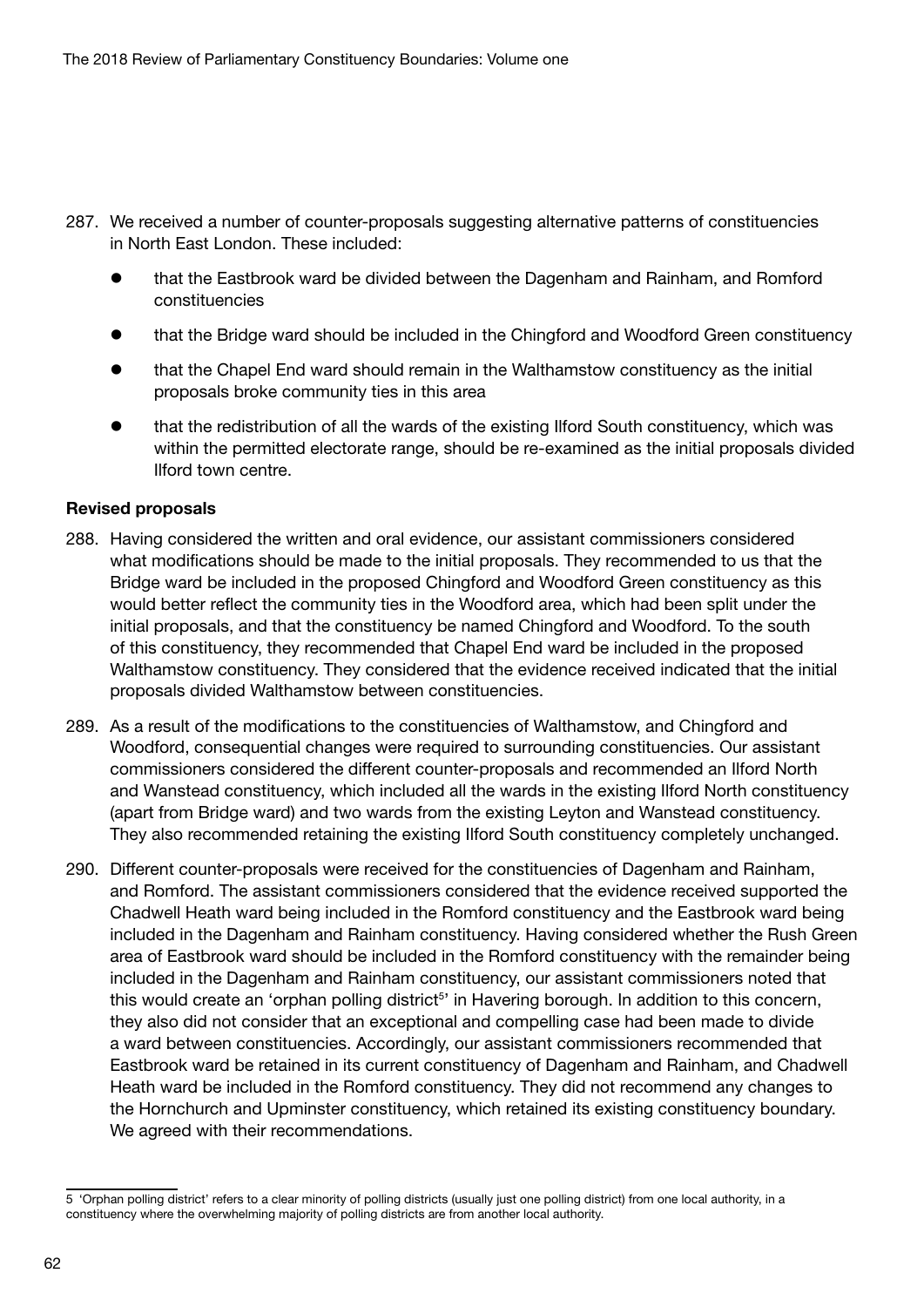287. We received a number of counter-proposals suggesting alternative patterns of constituencies in North East London. These included:

- that the Eastbrook ward be divided between the Dagenham and Rainham, and Romford constituencies
- that the Bridge ward should be included in the Chingford and Woodford Green constituency
- that the Chapel End ward should remain in the Walthamstow constituency as the initial proposals broke community ties in this area
- that the redistribution of all the wards of the existing Ilford South constituency, which was within the permitted electorate range, should be re-examined as the initial proposals divided Ilford town centre.

**Revised proposals**

288. Having considered the written and oral evidence, our assistant commissioners considered what modifications should be made to the initial proposals. They recommended to us that the Bridge ward be included in the proposed Chingford and Woodford Green constituency as this would better reflect the community ties in the Woodford area, which had been split under the initial proposals, and that the constituency be named Chingford and Woodford. To the south of this constituency, they recommended that Chapel End ward be included in the proposed Walthamstow constituency. They considered that the evidence received indicated that the initial proposals divided Walthamstow between constituencies.

289. As a result of the modifications to the constituencies of Walthamstow, and Chingford and Woodford, consequential changes were required to surrounding constituencies. Our assistant commissioners considered the different counter-proposals and recommended an Ilford North and Wanstead constituency, which included all the wards in the existing Ilford North constituency (apart from Bridge ward) and two wards from the existing Leyton and Wanstead constituency. They also recommended retaining the existing Ilford South constituency completely unchanged.

290. Different counter-proposals were received for the constituencies of Dagenham and Rainham, and Romford. The assistant commissioners considered that the evidence received supported the Chadwell Heath ward being included in the Romford constituency and the Eastbrook ward being included in the Dagenham and Rainham constituency. Having considered whether the Rush Green area of Eastbrook ward should be included in the Romford constituency with the remainder being included in the Dagenham and Rainham constituency, our assistant commissioners noted that this would create an 'orphan polling district[5]' in Havering borough. In addition to this concern, they also did not consider that an exceptional and compelling case had been made to divide a ward between constituencies. Accordingly, our assistant commissioners recommended that Eastbrook ward be retained in its current constituency of Dagenham and Rainham, and Chadwell Heath ward be included in the Romford constituency. They did not recommend any changes to the Hornchurch and Upminster constituency, which retained its existing constituency boundary. We agreed with their recommendations.

[5] 'Orphan polling district' refers to a clear minority of polling districts (usually just one polling district) from one local authority, in a constituency where the overwhelming majority of polling districts are from another local authority.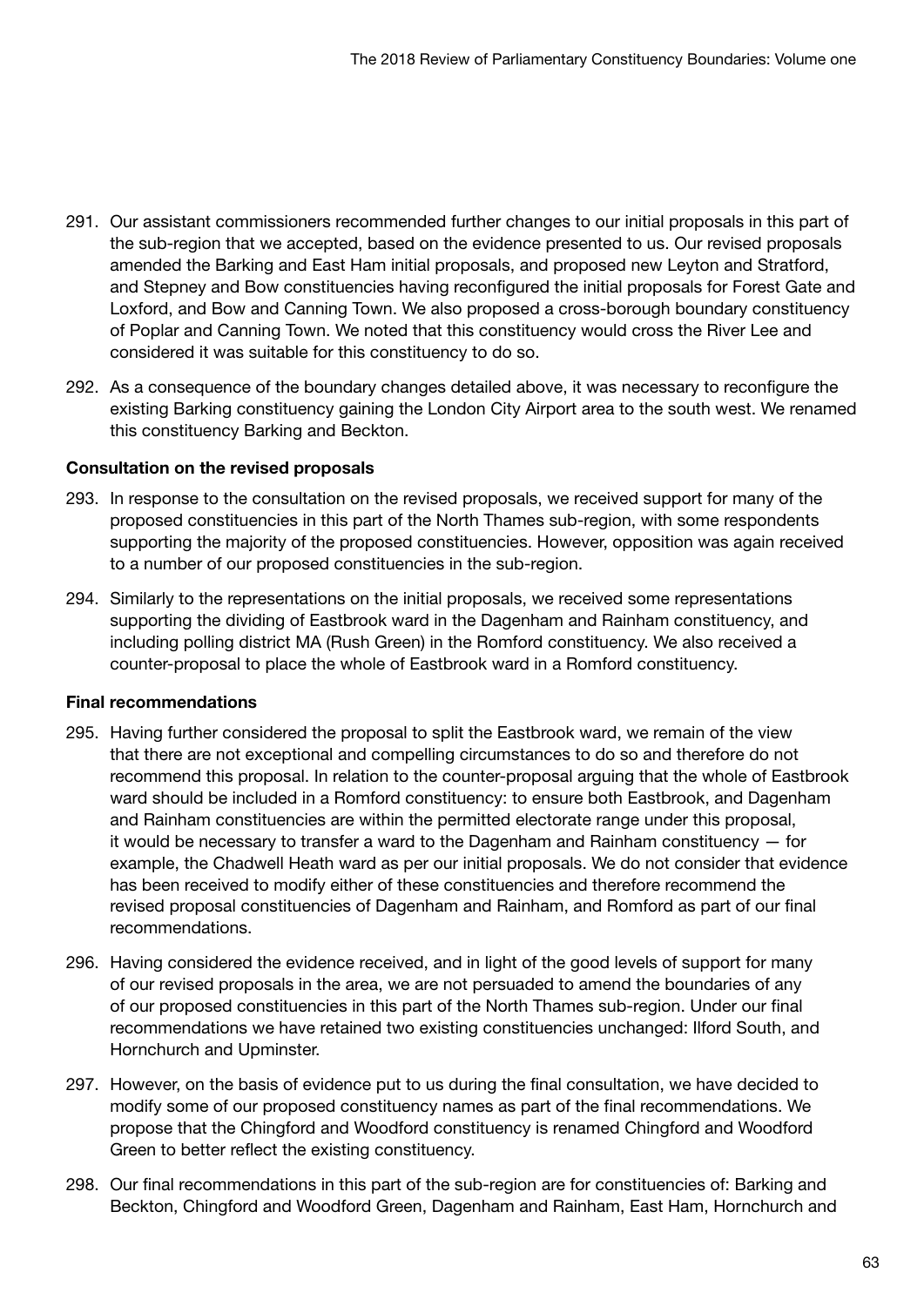291. Our assistant commissioners recommended further changes to our initial proposals in this part of the sub-region that we accepted, based on the evidence presented to us. Our revised proposals amended the Barking and East Ham initial proposals, and proposed new Leyton and Stratford, and Stepney and Bow constituencies having reconfigured the initial proposals for Forest Gate and Loxford, and Bow and Canning Town. We also proposed a cross-borough boundary constituency of Poplar and Canning Town. We noted that this constituency would cross the River Lee and considered it was suitable for this constituency to do so.

292. As a consequence of the boundary changes detailed above, it was necessary to reconfigure the existing Barking constituency gaining the London City Airport area to the south west. We renamed this constituency Barking and Beckton.

**Consultation on the revised proposals**

293. In response to the consultation on the revised proposals, we received support for many of the proposed constituencies in this part of the North Thames sub-region, with some respondents supporting the majority of the proposed constituencies. However, opposition was again received to a number of our proposed constituencies in the sub-region.

294. Similarly to the representations on the initial proposals, we received some representations supporting the dividing of Eastbrook ward in the Dagenham and Rainham constituency, and including polling district MA (Rush Green) in the Romford constituency. We also received a counter-proposal to place the whole of Eastbrook ward in a Romford constituency.

**Final recommendations**

295. Having further considered the proposal to split the Eastbrook ward, we remain of the view that there are not exceptional and compelling circumstances to do so and therefore do not recommend this proposal. In relation to the counter-proposal arguing that the whole of Eastbrook ward should be included in a Romford constituency: to ensure both Eastbrook, and Dagenham and Rainham constituencies are within the permitted electorate range under this proposal, it would be necessary to transfer a ward to the Dagenham and Rainham constituency — for example, the Chadwell Heath ward as per our initial proposals. We do not consider that evidence has been received to modify either of these constituencies and therefore recommend the revised proposal constituencies of Dagenham and Rainham, and Romford as part of our final recommendations.

296. Having considered the evidence received, and in light of the good levels of support for many of our revised proposals in the area, we are not persuaded to amend the boundaries of any of our proposed constituencies in this part of the North Thames sub-region. Under our final recommendations we have retained two existing constituencies unchanged: Ilford South, and Hornchurch and Upminster.

297. However, on the basis of evidence put to us during the final consultation, we have decided to modify some of our proposed constituency names as part of the final recommendations. We propose that the Chingford and Woodford constituency is renamed Chingford and Woodford Green to better reflect the existing constituency.

298. Our final recommendations in this part of the sub-region are for constituencies of: Barking and Beckton, Chingford and Woodford Green, Dagenham and Rainham, East Ham, Hornchurch and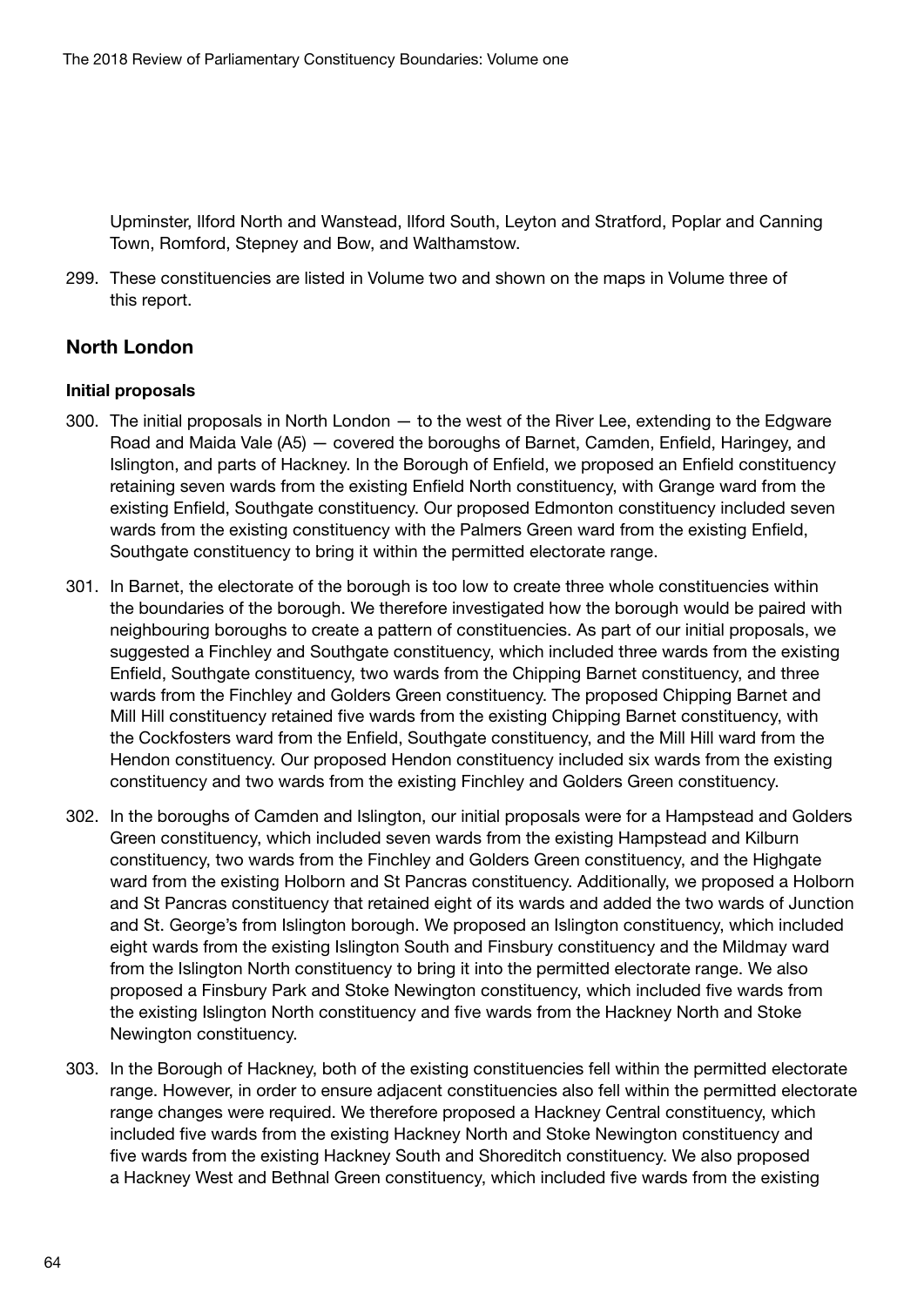Upminster, Ilford North and Wanstead, Ilford South, Leyton and Stratford, Poplar and Canning Town, Romford, Stepney and Bow, and Walthamstow.

299. These constituencies are listed in Volume two and shown on the maps in Volume three of this report.

## North London

### Initial proposals

300. The initial proposals in North London — to the west of the River Lee, extending to the Edgware Road and Maida Vale (A5) — covered the boroughs of Barnet, Camden, Enfield, Haringey, and Islington, and parts of Hackney. In the Borough of Enfield, we proposed an Enfield constituency retaining seven wards from the existing Enfield North constituency, with Grange ward from the existing Enfield, Southgate constituency. Our proposed Edmonton constituency included seven wards from the existing constituency with the Palmers Green ward from the existing Enfield, Southgate constituency to bring it within the permitted electorate range.

301. In Barnet, the electorate of the borough is too low to create three whole constituencies within the boundaries of the borough. We therefore investigated how the borough would be paired with neighbouring boroughs to create a pattern of constituencies. As part of our initial proposals, we suggested a Finchley and Southgate constituency, which included three wards from the existing Enfield, Southgate constituency, two wards from the Chipping Barnet constituency, and three wards from the Finchley and Golders Green constituency. The proposed Chipping Barnet and Mill Hill constituency retained five wards from the existing Chipping Barnet constituency, with the Cockfosters ward from the Enfield, Southgate constituency, and the Mill Hill ward from the Hendon constituency. Our proposed Hendon constituency included six wards from the existing constituency and two wards from the existing Finchley and Golders Green constituency.

302. In the boroughs of Camden and Islington, our initial proposals were for a Hampstead and Golders Green constituency, which included seven wards from the existing Hampstead and Kilburn constituency, two wards from the Finchley and Golders Green constituency, and the Highgate ward from the existing Holborn and St Pancras constituency. Additionally, we proposed a Holborn and St Pancras constituency that retained eight of its wards and added the two wards of Junction and St. George's from Islington borough. We proposed an Islington constituency, which included eight wards from the existing Islington South and Finsbury constituency and the Mildmay ward from the Islington North constituency to bring it into the permitted electorate range. We also proposed a Finsbury Park and Stoke Newington constituency, which included five wards from the existing Islington North constituency and five wards from the Hackney North and Stoke Newington constituency.

303. In the Borough of Hackney, both of the existing constituencies fell within the permitted electorate range. However, in order to ensure adjacent constituencies also fell within the permitted electorate range changes were required. We therefore proposed a Hackney Central constituency, which included five wards from the existing Hackney North and Stoke Newington constituency and five wards from the existing Hackney South and Shoreditch constituency. We also proposed a Hackney West and Bethnal Green constituency, which included five wards from the existing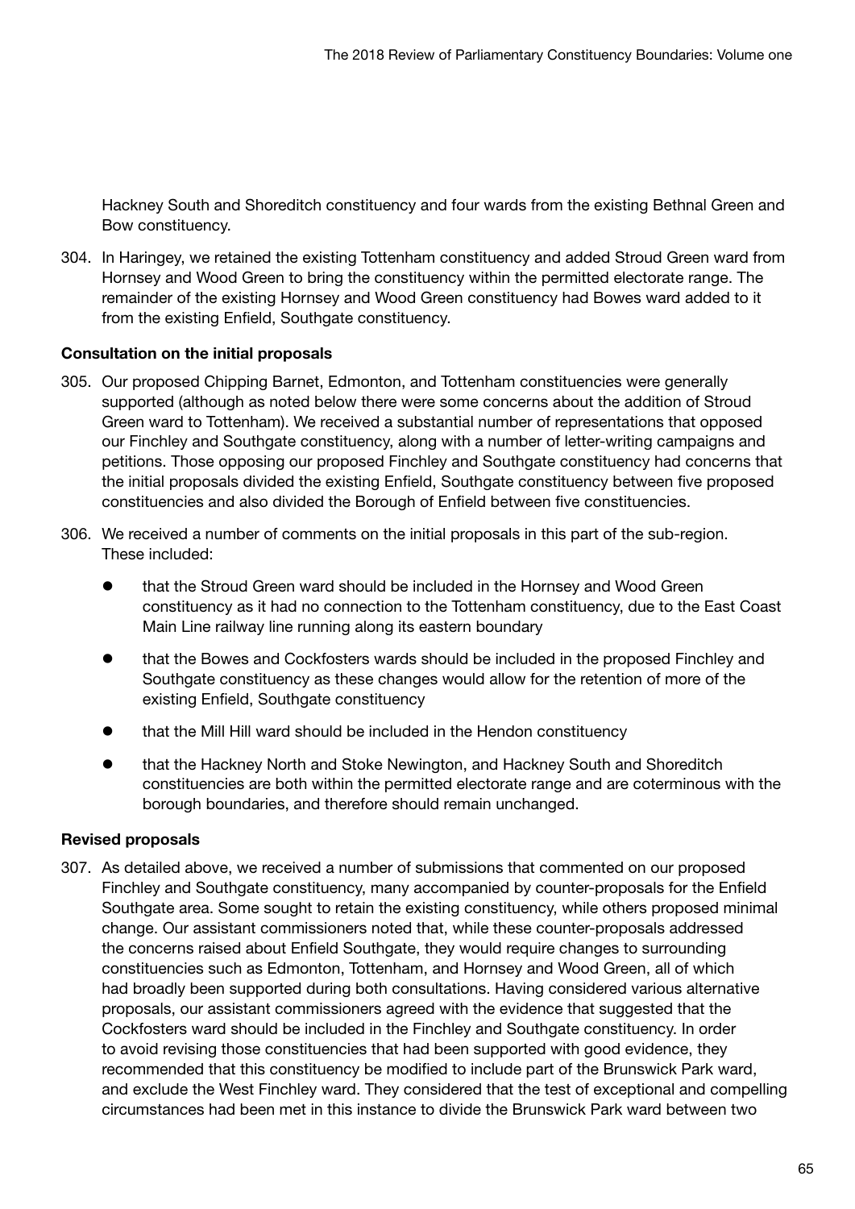Hackney South and Shoreditch constituency and four wards from the existing Bethnal Green and Bow constituency.

304. In Haringey, we retained the existing Tottenham constituency and added Stroud Green ward from Hornsey and Wood Green to bring the constituency within the permitted electorate range. The remainder of the existing Hornsey and Wood Green constituency had Bowes ward added to it from the existing Enfield, Southgate constituency.

**Consultation on the initial proposals**

305. Our proposed Chipping Barnet, Edmonton, and Tottenham constituencies were generally supported (although as noted below there were some concerns about the addition of Stroud Green ward to Tottenham). We received a substantial number of representations that opposed our Finchley and Southgate constituency, along with a number of letter-writing campaigns and petitions. Those opposing our proposed Finchley and Southgate constituency had concerns that the initial proposals divided the existing Enfield, Southgate constituency between five proposed constituencies and also divided the Borough of Enfield between five constituencies.

306. We received a number of comments on the initial proposals in this part of the sub-region. These included:

- that the Stroud Green ward should be included in the Hornsey and Wood Green constituency as it had no connection to the Tottenham constituency, due to the East Coast Main Line railway line running along its eastern boundary
- that the Bowes and Cockfosters wards should be included in the proposed Finchley and Southgate constituency as these changes would allow for the retention of more of the existing Enfield, Southgate constituency
- that the Mill Hill ward should be included in the Hendon constituency
- that the Hackney North and Stoke Newington, and Hackney South and Shoreditch constituencies are both within the permitted electorate range and are coterminous with the borough boundaries, and therefore should remain unchanged.

**Revised proposals**

307. As detailed above, we received a number of submissions that commented on our proposed Finchley and Southgate constituency, many accompanied by counter-proposals for the Enfield Southgate area. Some sought to retain the existing constituency, while others proposed minimal change. Our assistant commissioners noted that, while these counter-proposals addressed the concerns raised about Enfield Southgate, they would require changes to surrounding constituencies such as Edmonton, Tottenham, and Hornsey and Wood Green, all of which had broadly been supported during both consultations. Having considered various alternative proposals, our assistant commissioners agreed with the evidence that suggested that the Cockfosters ward should be included in the Finchley and Southgate constituency. In order to avoid revising those constituencies that had been supported with good evidence, they recommended that this constituency be modified to include part of the Brunswick Park ward, and exclude the West Finchley ward. They considered that the test of exceptional and compelling circumstances had been met in this instance to divide the Brunswick Park ward between two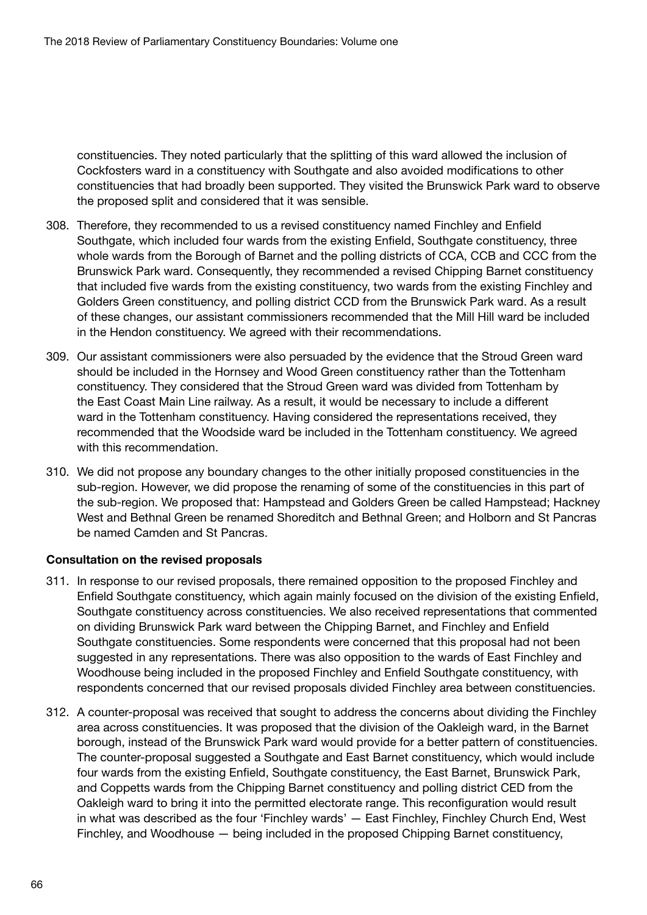constituencies. They noted particularly that the splitting of this ward allowed the inclusion of Cockfosters ward in a constituency with Southgate and also avoided modifications to other constituencies that had broadly been supported. They visited the Brunswick Park ward to observe the proposed split and considered that it was sensible.

308. Therefore, they recommended to us a revised constituency named Finchley and Enfield Southgate, which included four wards from the existing Enfield, Southgate constituency, three whole wards from the Borough of Barnet and the polling districts of CCA, CCB and CCC from the Brunswick Park ward. Consequently, they recommended a revised Chipping Barnet constituency that included five wards from the existing constituency, two wards from the existing Finchley and Golders Green constituency, and polling district CCD from the Brunswick Park ward. As a result of these changes, our assistant commissioners recommended that the Mill Hill ward be included in the Hendon constituency. We agreed with their recommendations.

309. Our assistant commissioners were also persuaded by the evidence that the Stroud Green ward should be included in the Hornsey and Wood Green constituency rather than the Tottenham constituency. They considered that the Stroud Green ward was divided from Tottenham by the East Coast Main Line railway. As a result, it would be necessary to include a different ward in the Tottenham constituency. Having considered the representations received, they recommended that the Woodside ward be included in the Tottenham constituency. We agreed with this recommendation.

310. We did not propose any boundary changes to the other initially proposed constituencies in the sub-region. However, we did propose the renaming of some of the constituencies in this part of the sub-region. We proposed that: Hampstead and Golders Green be called Hampstead; Hackney West and Bethnal Green be renamed Shoreditch and Bethnal Green; and Holborn and St Pancras be named Camden and St Pancras.

**Consultation on the revised proposals**

311. In response to our revised proposals, there remained opposition to the proposed Finchley and Enfield Southgate constituency, which again mainly focused on the division of the existing Enfield, Southgate constituency across constituencies. We also received representations that commented on dividing Brunswick Park ward between the Chipping Barnet, and Finchley and Enfield Southgate constituencies. Some respondents were concerned that this proposal had not been suggested in any representations. There was also opposition to the wards of East Finchley and Woodhouse being included in the proposed Finchley and Enfield Southgate constituency, with respondents concerned that our revised proposals divided Finchley area between constituencies.

312. A counter-proposal was received that sought to address the concerns about dividing the Finchley area across constituencies. It was proposed that the division of the Oakleigh ward, in the Barnet borough, instead of the Brunswick Park ward would provide for a better pattern of constituencies. The counter-proposal suggested a Southgate and East Barnet constituency, which would include four wards from the existing Enfield, Southgate constituency, the East Barnet, Brunswick Park, and Coppetts wards from the Chipping Barnet constituency and polling district CED from the Oakleigh ward to bring it into the permitted electorate range. This reconfiguration would result in what was described as the four 'Finchley wards' — East Finchley, Finchley Church End, West Finchley, and Woodhouse — being included in the proposed Chipping Barnet constituency,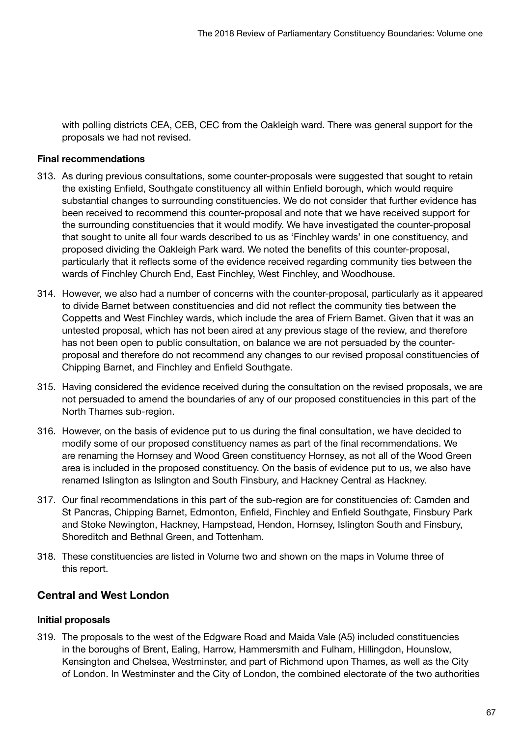with polling districts CEA, CEB, CEC from the Oakleigh ward. There was general support for the proposals we had not revised.

#### Final recommendations

313. As during previous consultations, some counter-proposals were suggested that sought to retain the existing Enfield, Southgate constituency all within Enfield borough, which would require substantial changes to surrounding constituencies. We do not consider that further evidence has been received to recommend this counter-proposal and note that we have received support for the surrounding constituencies that it would modify. We have investigated the counter-proposal that sought to unite all four wards described to us as 'Finchley wards' in one constituency, and proposed dividing the Oakleigh Park ward. We noted the benefits of this counter-proposal, particularly that it reflects some of the evidence received regarding community ties between the wards of Finchley Church End, East Finchley, West Finchley, and Woodhouse.

314. However, we also had a number of concerns with the counter-proposal, particularly as it appeared to divide Barnet between constituencies and did not reflect the community ties between the Coppetts and West Finchley wards, which include the area of Friern Barnet. Given that it was an untested proposal, which has not been aired at any previous stage of the review, and therefore has not been open to public consultation, on balance we are not persuaded by the counter-proposal and therefore do not recommend any changes to our revised proposal constituencies of Chipping Barnet, and Finchley and Enfield Southgate.

315. Having considered the evidence received during the consultation on the revised proposals, we are not persuaded to amend the boundaries of any of our proposed constituencies in this part of the North Thames sub-region.

316. However, on the basis of evidence put to us during the final consultation, we have decided to modify some of our proposed constituency names as part of the final recommendations. We are renaming the Hornsey and Wood Green constituency Hornsey, as not all of the Wood Green area is included in the proposed constituency. On the basis of evidence put to us, we also have renamed Islington as Islington and South Finsbury, and Hackney Central as Hackney.

317. Our final recommendations in this part of the sub-region are for constituencies of: Camden and St Pancras, Chipping Barnet, Edmonton, Enfield, Finchley and Enfield Southgate, Finsbury Park and Stoke Newington, Hackney, Hampstead, Hendon, Hornsey, Islington South and Finsbury, Shoreditch and Bethnal Green, and Tottenham.

318. These constituencies are listed in Volume two and shown on the maps in Volume three of this report.

### Central and West London

#### Initial proposals

319. The proposals to the west of the Edgware Road and Maida Vale (A5) included constituencies in the boroughs of Brent, Ealing, Harrow, Hammersmith and Fulham, Hillingdon, Hounslow, Kensington and Chelsea, Westminster, and part of Richmond upon Thames, as well as the City of London. In Westminster and the City of London, the combined electorate of the two authorities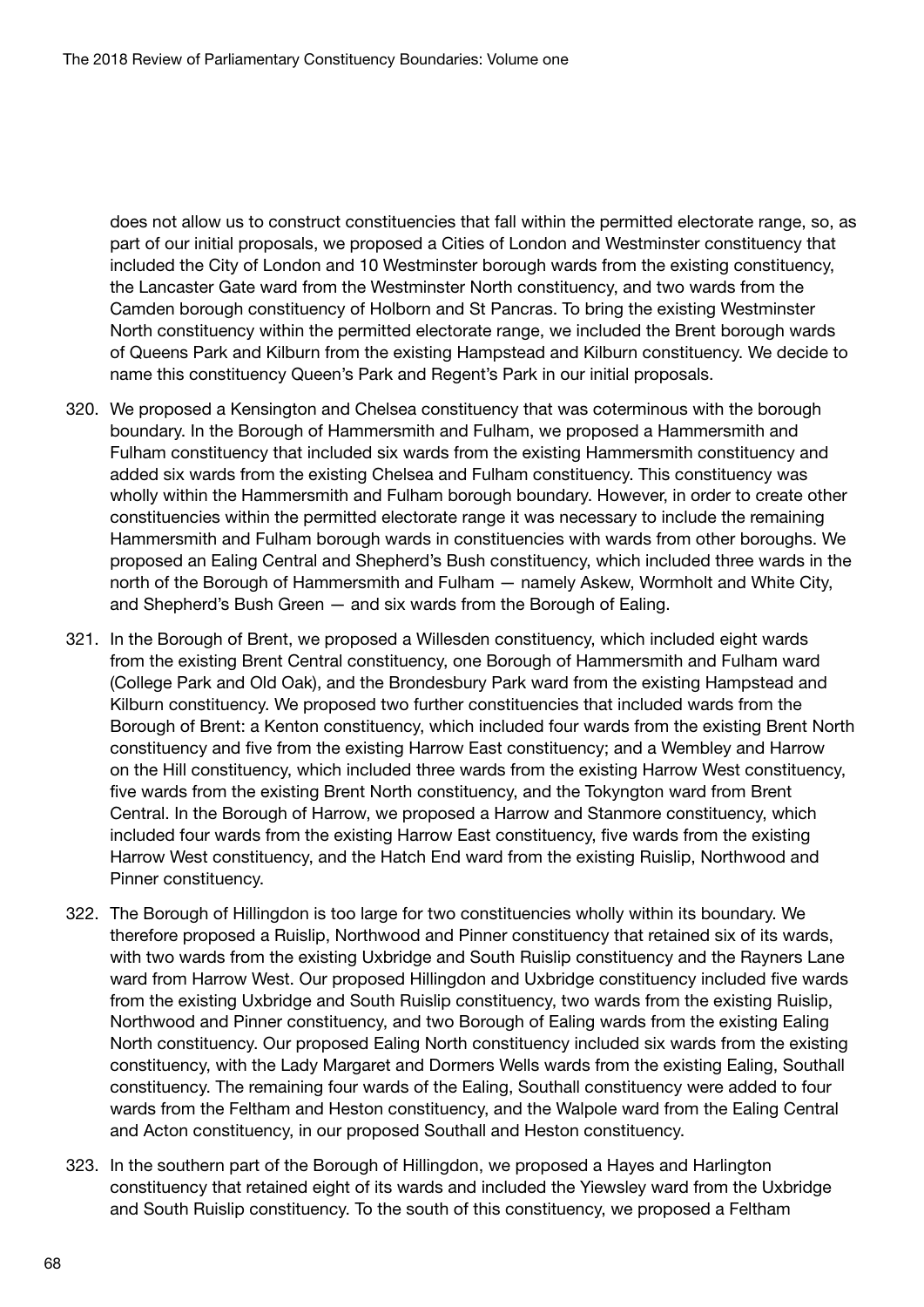does not allow us to construct constituencies that fall within the permitted electorate range, so, as part of our initial proposals, we proposed a Cities of London and Westminster constituency that included the City of London and 10 Westminster borough wards from the existing constituency, the Lancaster Gate ward from the Westminster North constituency, and two wards from the Camden borough constituency of Holborn and St Pancras. To bring the existing Westminster North constituency within the permitted electorate range, we included the Brent borough wards of Queens Park and Kilburn from the existing Hampstead and Kilburn constituency. We decide to name this constituency Queen's Park and Regent's Park in our initial proposals.

320. We proposed a Kensington and Chelsea constituency that was coterminous with the borough boundary. In the Borough of Hammersmith and Fulham, we proposed a Hammersmith and Fulham constituency that included six wards from the existing Hammersmith constituency and added six wards from the existing Chelsea and Fulham constituency. This constituency was wholly within the Hammersmith and Fulham borough boundary. However, in order to create other constituencies within the permitted electorate range it was necessary to include the remaining Hammersmith and Fulham borough wards in constituencies with wards from other boroughs. We proposed an Ealing Central and Shepherd's Bush constituency, which included three wards in the north of the Borough of Hammersmith and Fulham — namely Askew, Wormholt and White City, and Shepherd's Bush Green — and six wards from the Borough of Ealing.

321. In the Borough of Brent, we proposed a Willesden constituency, which included eight wards from the existing Brent Central constituency, one Borough of Hammersmith and Fulham ward (College Park and Old Oak), and the Brondesbury Park ward from the existing Hampstead and Kilburn constituency. We proposed two further constituencies that included wards from the Borough of Brent: a Kenton constituency, which included four wards from the existing Brent North constituency and five from the existing Harrow East constituency; and a Wembley and Harrow on the Hill constituency, which included three wards from the existing Harrow West constituency, five wards from the existing Brent North constituency, and the Tokyngton ward from Brent Central. In the Borough of Harrow, we proposed a Harrow and Stanmore constituency, which included four wards from the existing Harrow East constituency, five wards from the existing Harrow West constituency, and the Hatch End ward from the existing Ruislip, Northwood and Pinner constituency.

322. The Borough of Hillingdon is too large for two constituencies wholly within its boundary. We therefore proposed a Ruislip, Northwood and Pinner constituency that retained six of its wards, with two wards from the existing Uxbridge and South Ruislip constituency and the Rayners Lane ward from Harrow West. Our proposed Hillingdon and Uxbridge constituency included five wards from the existing Uxbridge and South Ruislip constituency, two wards from the existing Ruislip, Northwood and Pinner constituency, and two Borough of Ealing wards from the existing Ealing North constituency. Our proposed Ealing North constituency included six wards from the existing constituency, with the Lady Margaret and Dormers Wells wards from the existing Ealing, Southall constituency. The remaining four wards of the Ealing, Southall constituency were added to four wards from the Feltham and Heston constituency, and the Walpole ward from the Ealing Central and Acton constituency, in our proposed Southall and Heston constituency.

323. In the southern part of the Borough of Hillingdon, we proposed a Hayes and Harlington constituency that retained eight of its wards and included the Yiewsley ward from the Uxbridge and South Ruislip constituency. To the south of this constituency, we proposed a Feltham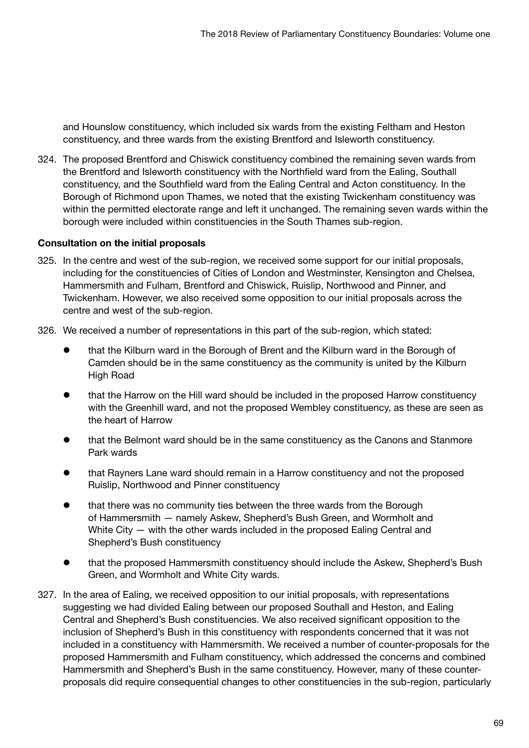and Hounslow constituency, which included six wards from the existing Feltham and Heston constituency, and three wards from the existing Brentford and Isleworth constituency.

324. The proposed Brentford and Chiswick constituency combined the remaining seven wards from the Brentford and Isleworth constituency with the Northfield ward from the Ealing, Southall constituency, and the Southfield ward from the Ealing Central and Acton constituency. In the Borough of Richmond upon Thames, we noted that the existing Twickenham constituency was within the permitted electorate range and left it unchanged. The remaining seven wards within the borough were included within constituencies in the South Thames sub-region.

**Consultation on the initial proposals**

325. In the centre and west of the sub-region, we received some support for our initial proposals, including for the constituencies of Cities of London and Westminster, Kensington and Chelsea, Hammersmith and Fulham, Brentford and Chiswick, Ruislip, Northwood and Pinner, and Twickenham. However, we also received some opposition to our initial proposals across the centre and west of the sub-region.

326. We received a number of representations in this part of the sub-region, which stated:

- that the Kilburn ward in the Borough of Brent and the Kilburn ward in the Borough of Camden should be in the same constituency as the community is united by the Kilburn High Road
- that the Harrow on the Hill ward should be included in the proposed Harrow constituency with the Greenhill ward, and not the proposed Wembley constituency, as these are seen as the heart of Harrow
- that the Belmont ward should be in the same constituency as the Canons and Stanmore Park wards
- that Rayners Lane ward should remain in a Harrow constituency and not the proposed Ruislip, Northwood and Pinner constituency
- that there was no community ties between the three wards from the Borough of Hammersmith — namely Askew, Shepherd's Bush Green, and Wormholt and White City — with the other wards included in the proposed Ealing Central and Shepherd's Bush constituency
- that the proposed Hammersmith constituency should include the Askew, Shepherd's Bush Green, and Wormholt and White City wards.

327. In the area of Ealing, we received opposition to our initial proposals, with representations suggesting we had divided Ealing between our proposed Southall and Heston, and Ealing Central and Shepherd's Bush constituencies. We also received significant opposition to the inclusion of Shepherd's Bush in this constituency with respondents concerned that it was not included in a constituency with Hammersmith. We received a number of counter-proposals for the proposed Hammersmith and Fulham constituency, which addressed the concerns and combined Hammersmith and Shepherd's Bush in the same constituency. However, many of these counter-proposals did require consequential changes to other constituencies in the sub-region, particularly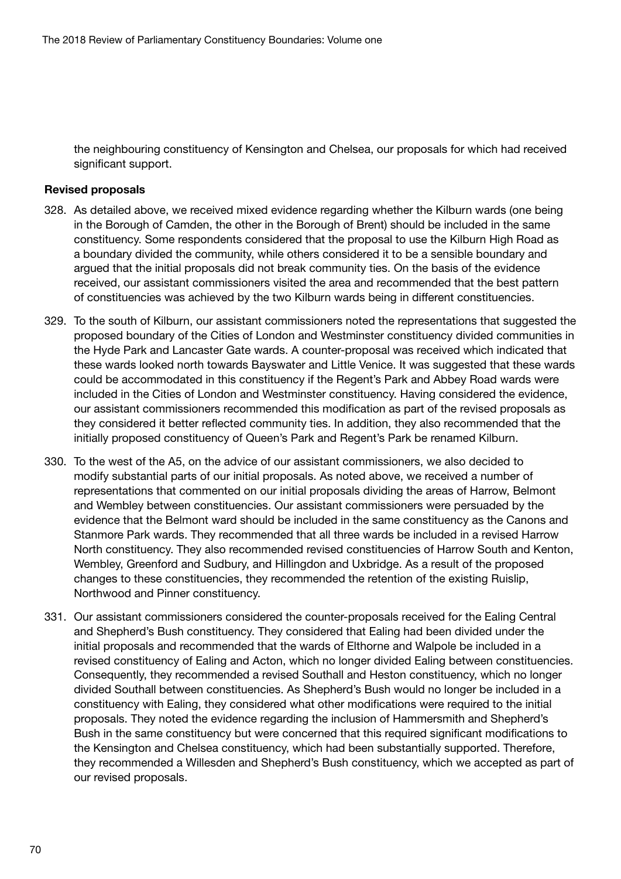the neighbouring constituency of Kensington and Chelsea, our proposals for which had received significant support.

**Revised proposals**

328. As detailed above, we received mixed evidence regarding whether the Kilburn wards (one being in the Borough of Camden, the other in the Borough of Brent) should be included in the same constituency. Some respondents considered that the proposal to use the Kilburn High Road as a boundary divided the community, while others considered it to be a sensible boundary and argued that the initial proposals did not break community ties. On the basis of the evidence received, our assistant commissioners visited the area and recommended that the best pattern of constituencies was achieved by the two Kilburn wards being in different constituencies.

329. To the south of Kilburn, our assistant commissioners noted the representations that suggested the proposed boundary of the Cities of London and Westminster constituency divided communities in the Hyde Park and Lancaster Gate wards. A counter-proposal was received which indicated that these wards looked north towards Bayswater and Little Venice. It was suggested that these wards could be accommodated in this constituency if the Regent's Park and Abbey Road wards were included in the Cities of London and Westminster constituency. Having considered the evidence, our assistant commissioners recommended this modification as part of the revised proposals as they considered it better reflected community ties. In addition, they also recommended that the initially proposed constituency of Queen's Park and Regent's Park be renamed Kilburn.

330. To the west of the A5, on the advice of our assistant commissioners, we also decided to modify substantial parts of our initial proposals. As noted above, we received a number of representations that commented on our initial proposals dividing the areas of Harrow, Belmont and Wembley between constituencies. Our assistant commissioners were persuaded by the evidence that the Belmont ward should be included in the same constituency as the Canons and Stanmore Park wards. They recommended that all three wards be included in a revised Harrow North constituency. They also recommended revised constituencies of Harrow South and Kenton, Wembley, Greenford and Sudbury, and Hillingdon and Uxbridge. As a result of the proposed changes to these constituencies, they recommended the retention of the existing Ruislip, Northwood and Pinner constituency.

331. Our assistant commissioners considered the counter-proposals received for the Ealing Central and Shepherd's Bush constituency. They considered that Ealing had been divided under the initial proposals and recommended that the wards of Elthorne and Walpole be included in a revised constituency of Ealing and Acton, which no longer divided Ealing between constituencies. Consequently, they recommended a revised Southall and Heston constituency, which no longer divided Southall between constituencies. As Shepherd's Bush would no longer be included in a constituency with Ealing, they considered what other modifications were required to the initial proposals. They noted the evidence regarding the inclusion of Hammersmith and Shepherd's Bush in the same constituency but were concerned that this required significant modifications to the Kensington and Chelsea constituency, which had been substantially supported. Therefore, they recommended a Willesden and Shepherd's Bush constituency, which we accepted as part of our revised proposals.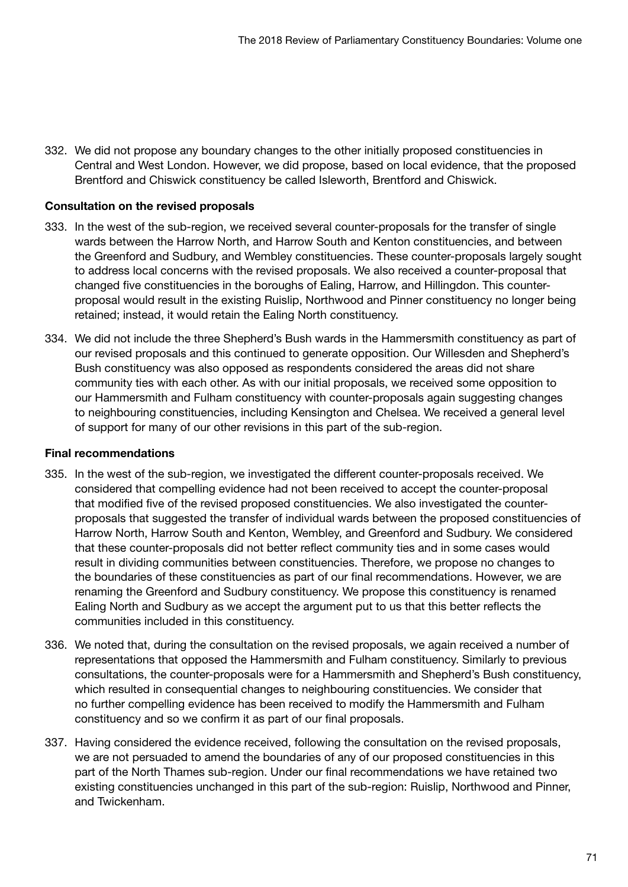332. We did not propose any boundary changes to the other initially proposed constituencies in Central and West London. However, we did propose, based on local evidence, that the proposed Brentford and Chiswick constituency be called Isleworth, Brentford and Chiswick.

**Consultation on the revised proposals**

333. In the west of the sub-region, we received several counter-proposals for the transfer of single wards between the Harrow North, and Harrow South and Kenton constituencies, and between the Greenford and Sudbury, and Wembley constituencies. These counter-proposals largely sought to address local concerns with the revised proposals. We also received a counter-proposal that changed five constituencies in the boroughs of Ealing, Harrow, and Hillingdon. This counter-proposal would result in the existing Ruislip, Northwood and Pinner constituency no longer being retained; instead, it would retain the Ealing North constituency.

334. We did not include the three Shepherd's Bush wards in the Hammersmith constituency as part of our revised proposals and this continued to generate opposition. Our Willesden and Shepherd's Bush constituency was also opposed as respondents considered the areas did not share community ties with each other. As with our initial proposals, we received some opposition to our Hammersmith and Fulham constituency with counter-proposals again suggesting changes to neighbouring constituencies, including Kensington and Chelsea. We received a general level of support for many of our other revisions in this part of the sub-region.

**Final recommendations**

335. In the west of the sub-region, we investigated the different counter-proposals received. We considered that compelling evidence had not been received to accept the counter-proposal that modified five of the revised proposed constituencies. We also investigated the counter-proposals that suggested the transfer of individual wards between the proposed constituencies of Harrow North, Harrow South and Kenton, Wembley, and Greenford and Sudbury. We considered that these counter-proposals did not better reflect community ties and in some cases would result in dividing communities between constituencies. Therefore, we propose no changes to the boundaries of these constituencies as part of our final recommendations. However, we are renaming the Greenford and Sudbury constituency. We propose this constituency is renamed Ealing North and Sudbury as we accept the argument put to us that this better reflects the communities included in this constituency.

336. We noted that, during the consultation on the revised proposals, we again received a number of representations that opposed the Hammersmith and Fulham constituency. Similarly to previous consultations, the counter-proposals were for a Hammersmith and Shepherd's Bush constituency, which resulted in consequential changes to neighbouring constituencies. We consider that no further compelling evidence has been received to modify the Hammersmith and Fulham constituency and so we confirm it as part of our final proposals.

337. Having considered the evidence received, following the consultation on the revised proposals, we are not persuaded to amend the boundaries of any of our proposed constituencies in this part of the North Thames sub-region. Under our final recommendations we have retained two existing constituencies unchanged in this part of the sub-region: Ruislip, Northwood and Pinner, and Twickenham.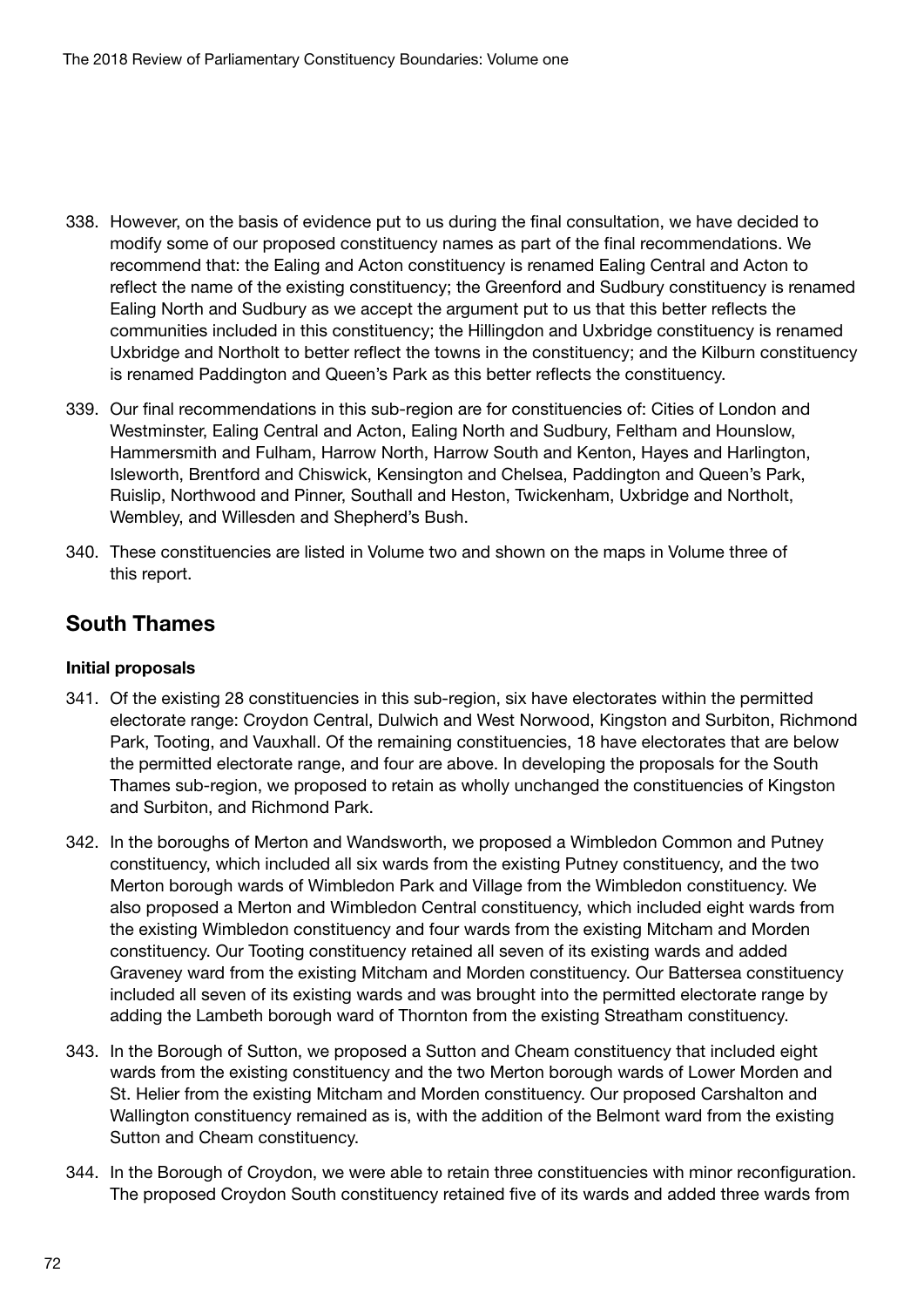338. However, on the basis of evidence put to us during the final consultation, we have decided to modify some of our proposed constituency names as part of the final recommendations. We recommend that: the Ealing and Acton constituency is renamed Ealing Central and Acton to reflect the name of the existing constituency; the Greenford and Sudbury constituency is renamed Ealing North and Sudbury as we accept the argument put to us that this better reflects the communities included in this constituency; the Hillingdon and Uxbridge constituency is renamed Uxbridge and Northolt to better reflect the towns in the constituency; and the Kilburn constituency is renamed Paddington and Queen's Park as this better reflects the constituency.

339. Our final recommendations in this sub-region are for constituencies of: Cities of London and Westminster, Ealing Central and Acton, Ealing North and Sudbury, Feltham and Hounslow, Hammersmith and Fulham, Harrow North, Harrow South and Kenton, Hayes and Harlington, Isleworth, Brentford and Chiswick, Kensington and Chelsea, Paddington and Queen's Park, Ruislip, Northwood and Pinner, Southall and Heston, Twickenham, Uxbridge and Northolt, Wembley, and Willesden and Shepherd's Bush.

340. These constituencies are listed in Volume two and shown on the maps in Volume three of this report.

## South Thames

### Initial proposals

341. Of the existing 28 constituencies in this sub-region, six have electorates within the permitted electorate range: Croydon Central, Dulwich and West Norwood, Kingston and Surbiton, Richmond Park, Tooting, and Vauxhall. Of the remaining constituencies, 18 have electorates that are below the permitted electorate range, and four are above. In developing the proposals for the South Thames sub-region, we proposed to retain as wholly unchanged the constituencies of Kingston and Surbiton, and Richmond Park.

342. In the boroughs of Merton and Wandsworth, we proposed a Wimbledon Common and Putney constituency, which included all six wards from the existing Putney constituency, and the two Merton borough wards of Wimbledon Park and Village from the Wimbledon constituency. We also proposed a Merton and Wimbledon Central constituency, which included eight wards from the existing Wimbledon constituency and four wards from the existing Mitcham and Morden constituency. Our Tooting constituency retained all seven of its existing wards and added Graveney ward from the existing Mitcham and Morden constituency. Our Battersea constituency included all seven of its existing wards and was brought into the permitted electorate range by adding the Lambeth borough ward of Thornton from the existing Streatham constituency.

343. In the Borough of Sutton, we proposed a Sutton and Cheam constituency that included eight wards from the existing constituency and the two Merton borough wards of Lower Morden and St. Helier from the existing Mitcham and Morden constituency. Our proposed Carshalton and Wallington constituency remained as is, with the addition of the Belmont ward from the existing Sutton and Cheam constituency.

344. In the Borough of Croydon, we were able to retain three constituencies with minor reconfiguration. The proposed Croydon South constituency retained five of its wards and added three wards from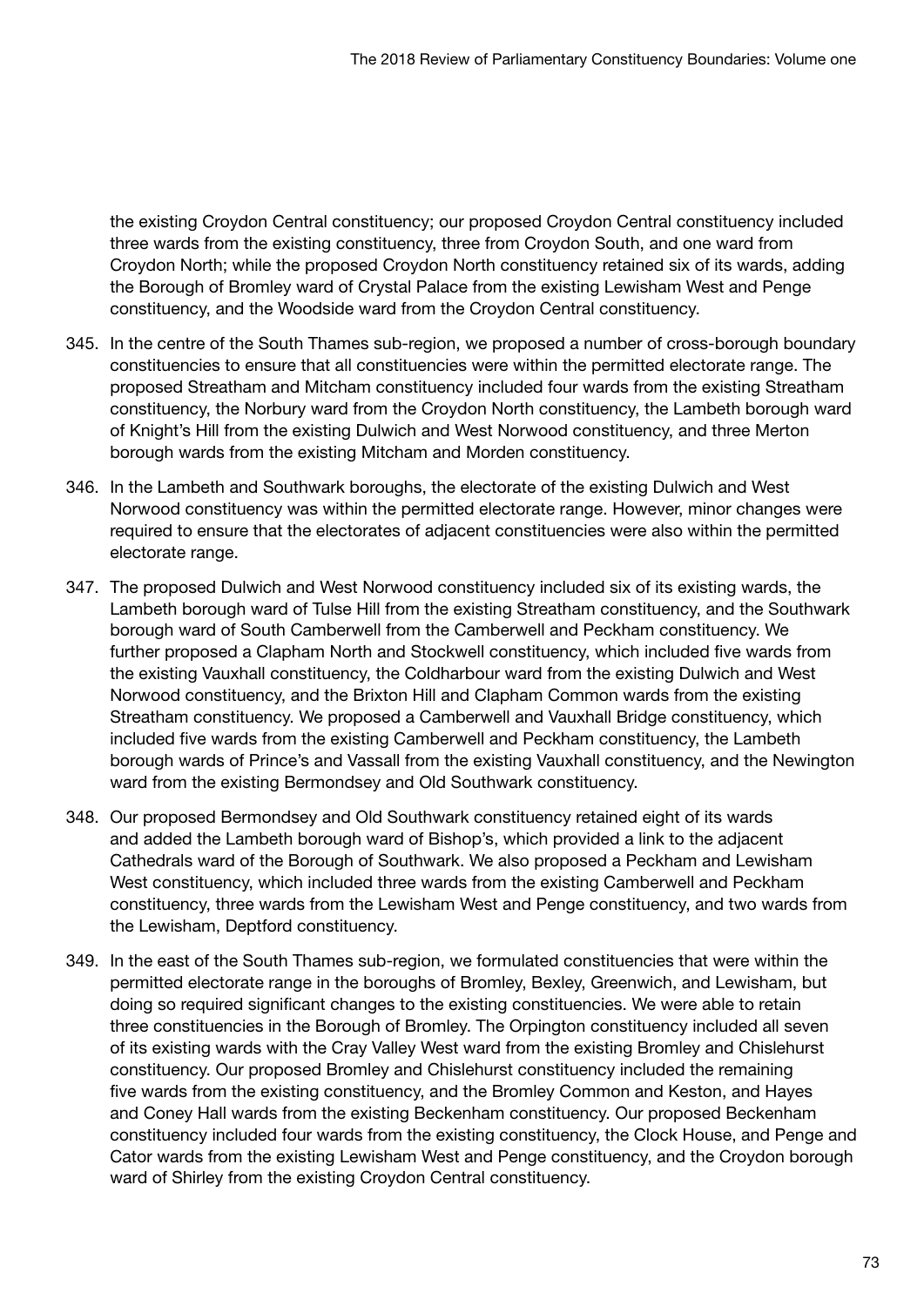the existing Croydon Central constituency; our proposed Croydon Central constituency included three wards from the existing constituency, three from Croydon South, and one ward from Croydon North; while the proposed Croydon North constituency retained six of its wards, adding the Borough of Bromley ward of Crystal Palace from the existing Lewisham West and Penge constituency, and the Woodside ward from the Croydon Central constituency.

345. In the centre of the South Thames sub-region, we proposed a number of cross-borough boundary constituencies to ensure that all constituencies were within the permitted electorate range. The proposed Streatham and Mitcham constituency included four wards from the existing Streatham constituency, the Norbury ward from the Croydon North constituency, the Lambeth borough ward of Knight's Hill from the existing Dulwich and West Norwood constituency, and three Merton borough wards from the existing Mitcham and Morden constituency.

346. In the Lambeth and Southwark boroughs, the electorate of the existing Dulwich and West Norwood constituency was within the permitted electorate range. However, minor changes were required to ensure that the electorates of adjacent constituencies were also within the permitted electorate range.

347. The proposed Dulwich and West Norwood constituency included six of its existing wards, the Lambeth borough ward of Tulse Hill from the existing Streatham constituency, and the Southwark borough ward of South Camberwell from the Camberwell and Peckham constituency. We further proposed a Clapham North and Stockwell constituency, which included five wards from the existing Vauxhall constituency, the Coldharbour ward from the existing Dulwich and West Norwood constituency, and the Brixton Hill and Clapham Common wards from the existing Streatham constituency. We proposed a Camberwell and Vauxhall Bridge constituency, which included five wards from the existing Camberwell and Peckham constituency, the Lambeth borough wards of Prince's and Vassall from the existing Vauxhall constituency, and the Newington ward from the existing Bermondsey and Old Southwark constituency.

348. Our proposed Bermondsey and Old Southwark constituency retained eight of its wards and added the Lambeth borough ward of Bishop's, which provided a link to the adjacent Cathedrals ward of the Borough of Southwark. We also proposed a Peckham and Lewisham West constituency, which included three wards from the existing Camberwell and Peckham constituency, three wards from the Lewisham West and Penge constituency, and two wards from the Lewisham, Deptford constituency.

349. In the east of the South Thames sub-region, we formulated constituencies that were within the permitted electorate range in the boroughs of Bromley, Bexley, Greenwich, and Lewisham, but doing so required significant changes to the existing constituencies. We were able to retain three constituencies in the Borough of Bromley. The Orpington constituency included all seven of its existing wards with the Cray Valley West ward from the existing Bromley and Chislehurst constituency. Our proposed Bromley and Chislehurst constituency included the remaining five wards from the existing constituency, and the Bromley Common and Keston, and Hayes and Coney Hall wards from the existing Beckenham constituency. Our proposed Beckenham constituency included four wards from the existing constituency, the Clock House, and Penge and Cator wards from the existing Lewisham West and Penge constituency, and the Croydon borough ward of Shirley from the existing Croydon Central constituency.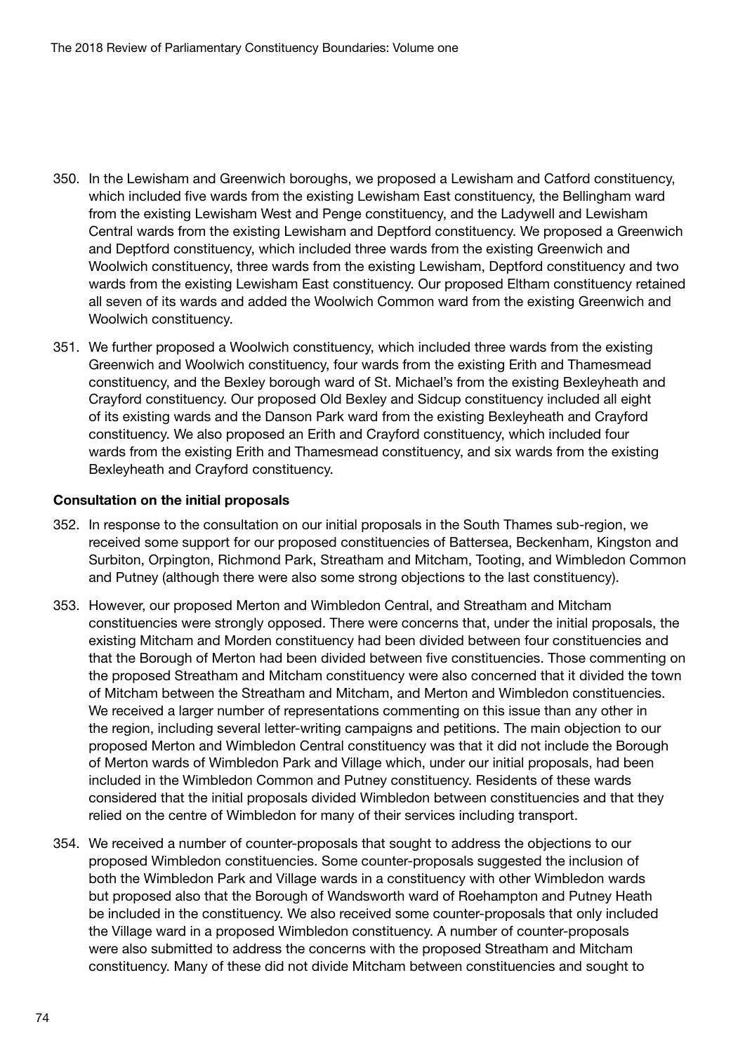350. In the Lewisham and Greenwich boroughs, we proposed a Lewisham and Catford constituency, which included five wards from the existing Lewisham East constituency, the Bellingham ward from the existing Lewisham West and Penge constituency, and the Ladywell and Lewisham Central wards from the existing Lewisham and Deptford constituency. We proposed a Greenwich and Deptford constituency, which included three wards from the existing Greenwich and Woolwich constituency, three wards from the existing Lewisham, Deptford constituency and two wards from the existing Lewisham East constituency. Our proposed Eltham constituency retained all seven of its wards and added the Woolwich Common ward from the existing Greenwich and Woolwich constituency.

351. We further proposed a Woolwich constituency, which included three wards from the existing Greenwich and Woolwich constituency, four wards from the existing Erith and Thamesmead constituency, and the Bexley borough ward of St. Michael's from the existing Bexleyheath and Crayford constituency. Our proposed Old Bexley and Sidcup constituency included all eight of its existing wards and the Danson Park ward from the existing Bexleyheath and Crayford constituency. We also proposed an Erith and Crayford constituency, which included four wards from the existing Erith and Thamesmead constituency, and six wards from the existing Bexleyheath and Crayford constituency.

**Consultation on the initial proposals**

352. In response to the consultation on our initial proposals in the South Thames sub-region, we received some support for our proposed constituencies of Battersea, Beckenham, Kingston and Surbiton, Orpington, Richmond Park, Streatham and Mitcham, Tooting, and Wimbledon Common and Putney (although there were also some strong objections to the last constituency).

353. However, our proposed Merton and Wimbledon Central, and Streatham and Mitcham constituencies were strongly opposed. There were concerns that, under the initial proposals, the existing Mitcham and Morden constituency had been divided between four constituencies and that the Borough of Merton had been divided between five constituencies. Those commenting on the proposed Streatham and Mitcham constituency were also concerned that it divided the town of Mitcham between the Streatham and Mitcham, and Merton and Wimbledon constituencies. We received a larger number of representations commenting on this issue than any other in the region, including several letter-writing campaigns and petitions. The main objection to our proposed Merton and Wimbledon Central constituency was that it did not include the Borough of Merton wards of Wimbledon Park and Village which, under our initial proposals, had been included in the Wimbledon Common and Putney constituency. Residents of these wards considered that the initial proposals divided Wimbledon between constituencies and that they relied on the centre of Wimbledon for many of their services including transport.

354. We received a number of counter-proposals that sought to address the objections to our proposed Wimbledon constituencies. Some counter-proposals suggested the inclusion of both the Wimbledon Park and Village wards in a constituency with other Wimbledon wards but proposed also that the Borough of Wandsworth ward of Roehampton and Putney Heath be included in the constituency. We also received some counter-proposals that only included the Village ward in a proposed Wimbledon constituency. A number of counter-proposals were also submitted to address the concerns with the proposed Streatham and Mitcham constituency. Many of these did not divide Mitcham between constituencies and sought to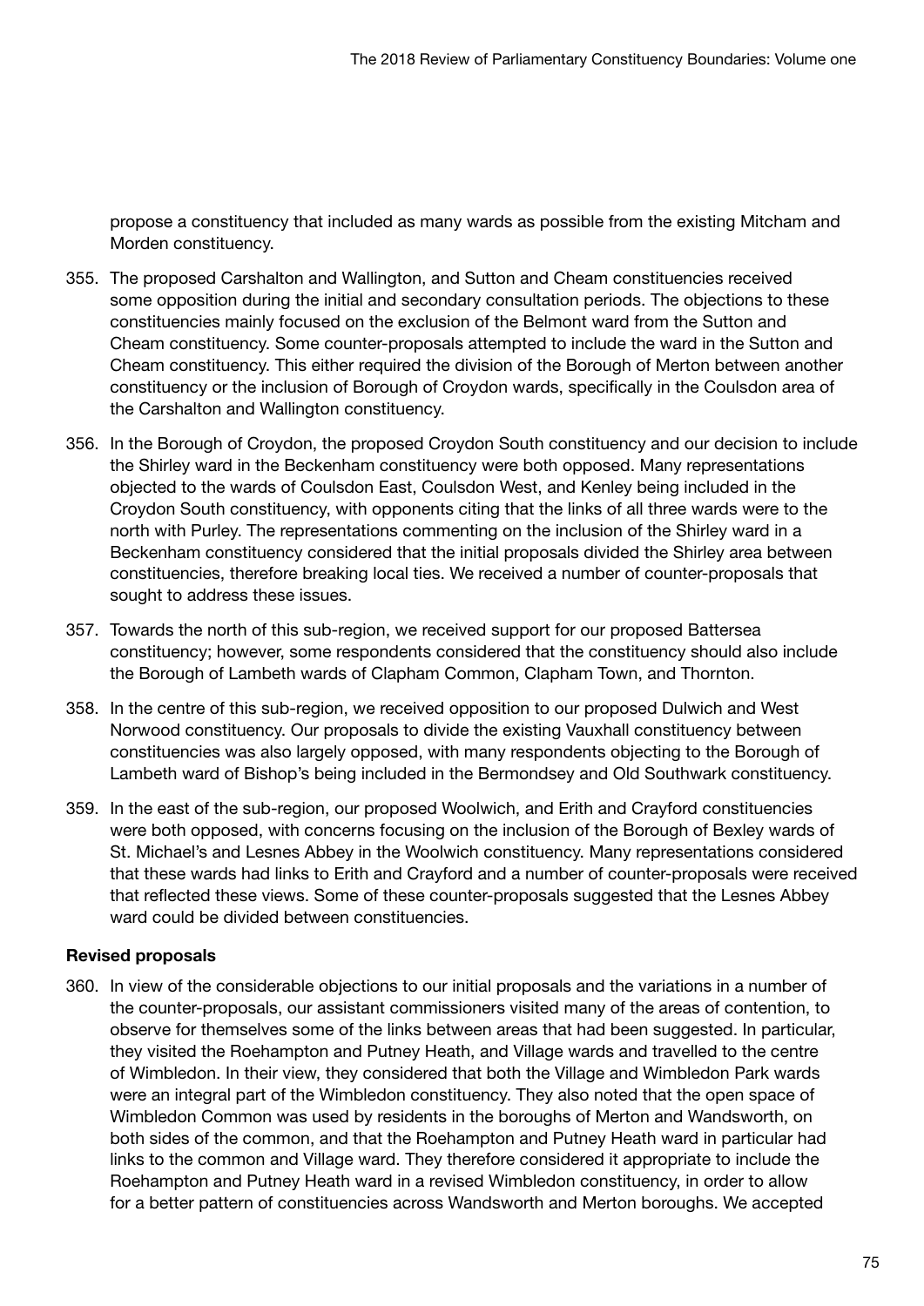propose a constituency that included as many wards as possible from the existing Mitcham and Morden constituency.

355. The proposed Carshalton and Wallington, and Sutton and Cheam constituencies received some opposition during the initial and secondary consultation periods. The objections to these constituencies mainly focused on the exclusion of the Belmont ward from the Sutton and Cheam constituency. Some counter-proposals attempted to include the ward in the Sutton and Cheam constituency. This either required the division of the Borough of Merton between another constituency or the inclusion of Borough of Croydon wards, specifically in the Coulsdon area of the Carshalton and Wallington constituency.

356. In the Borough of Croydon, the proposed Croydon South constituency and our decision to include the Shirley ward in the Beckenham constituency were both opposed. Many representations objected to the wards of Coulsdon East, Coulsdon West, and Kenley being included in the Croydon South constituency, with opponents citing that the links of all three wards were to the north with Purley. The representations commenting on the inclusion of the Shirley ward in a Beckenham constituency considered that the initial proposals divided the Shirley area between constituencies, therefore breaking local ties. We received a number of counter-proposals that sought to address these issues.

357. Towards the north of this sub-region, we received support for our proposed Battersea constituency; however, some respondents considered that the constituency should also include the Borough of Lambeth wards of Clapham Common, Clapham Town, and Thornton.

358. In the centre of this sub-region, we received opposition to our proposed Dulwich and West Norwood constituency. Our proposals to divide the existing Vauxhall constituency between constituencies was also largely opposed, with many respondents objecting to the Borough of Lambeth ward of Bishop's being included in the Bermondsey and Old Southwark constituency.

359. In the east of the sub-region, our proposed Woolwich, and Erith and Crayford constituencies were both opposed, with concerns focusing on the inclusion of the Borough of Bexley wards of St. Michael's and Lesnes Abbey in the Woolwich constituency. Many representations considered that these wards had links to Erith and Crayford and a number of counter-proposals were received that reflected these views. Some of these counter-proposals suggested that the Lesnes Abbey ward could be divided between constituencies.

**Revised proposals**

360. In view of the considerable objections to our initial proposals and the variations in a number of the counter-proposals, our assistant commissioners visited many of the areas of contention, to observe for themselves some of the links between areas that had been suggested. In particular, they visited the Roehampton and Putney Heath, and Village wards and travelled to the centre of Wimbledon. In their view, they considered that both the Village and Wimbledon Park wards were an integral part of the Wimbledon constituency. They also noted that the open space of Wimbledon Common was used by residents in the boroughs of Merton and Wandsworth, on both sides of the common, and that the Roehampton and Putney Heath ward in particular had links to the common and Village ward. They therefore considered it appropriate to include the Roehampton and Putney Heath ward in a revised Wimbledon constituency, in order to allow for a better pattern of constituencies across Wandsworth and Merton boroughs. We accepted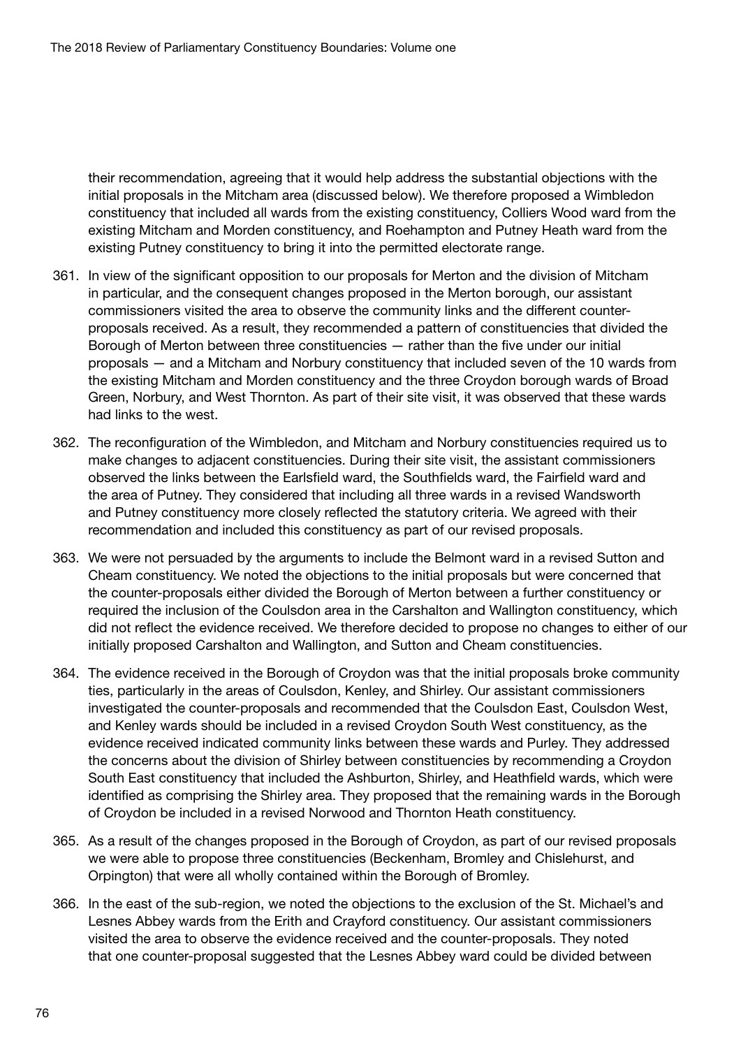their recommendation, agreeing that it would help address the substantial objections with the initial proposals in the Mitcham area (discussed below). We therefore proposed a Wimbledon constituency that included all wards from the existing constituency, Colliers Wood ward from the existing Mitcham and Morden constituency, and Roehampton and Putney Heath ward from the existing Putney constituency to bring it into the permitted electorate range.

361. In view of the significant opposition to our proposals for Merton and the division of Mitcham in particular, and the consequent changes proposed in the Merton borough, our assistant commissioners visited the area to observe the community links and the different counter-proposals received. As a result, they recommended a pattern of constituencies that divided the Borough of Merton between three constituencies — rather than the five under our initial proposals — and a Mitcham and Norbury constituency that included seven of the 10 wards from the existing Mitcham and Morden constituency and the three Croydon borough wards of Broad Green, Norbury, and West Thornton. As part of their site visit, it was observed that these wards had links to the west.

362. The reconfiguration of the Wimbledon, and Mitcham and Norbury constituencies required us to make changes to adjacent constituencies. During their site visit, the assistant commissioners observed the links between the Earlsfield ward, the Southfields ward, the Fairfield ward and the area of Putney. They considered that including all three wards in a revised Wandsworth and Putney constituency more closely reflected the statutory criteria. We agreed with their recommendation and included this constituency as part of our revised proposals.

363. We were not persuaded by the arguments to include the Belmont ward in a revised Sutton and Cheam constituency. We noted the objections to the initial proposals but were concerned that the counter-proposals either divided the Borough of Merton between a further constituency or required the inclusion of the Coulsdon area in the Carshalton and Wallington constituency, which did not reflect the evidence received. We therefore decided to propose no changes to either of our initially proposed Carshalton and Wallington, and Sutton and Cheam constituencies.

364. The evidence received in the Borough of Croydon was that the initial proposals broke community ties, particularly in the areas of Coulsdon, Kenley, and Shirley. Our assistant commissioners investigated the counter-proposals and recommended that the Coulsdon East, Coulsdon West, and Kenley wards should be included in a revised Croydon South West constituency, as the evidence received indicated community links between these wards and Purley. They addressed the concerns about the division of Shirley between constituencies by recommending a Croydon South East constituency that included the Ashburton, Shirley, and Heathfield wards, which were identified as comprising the Shirley area. They proposed that the remaining wards in the Borough of Croydon be included in a revised Norwood and Thornton Heath constituency.

365. As a result of the changes proposed in the Borough of Croydon, as part of our revised proposals we were able to propose three constituencies (Beckenham, Bromley and Chislehurst, and Orpington) that were all wholly contained within the Borough of Bromley.

366. In the east of the sub-region, we noted the objections to the exclusion of the St. Michael's and Lesnes Abbey wards from the Erith and Crayford constituency. Our assistant commissioners visited the area to observe the evidence received and the counter-proposals. They noted that one counter-proposal suggested that the Lesnes Abbey ward could be divided between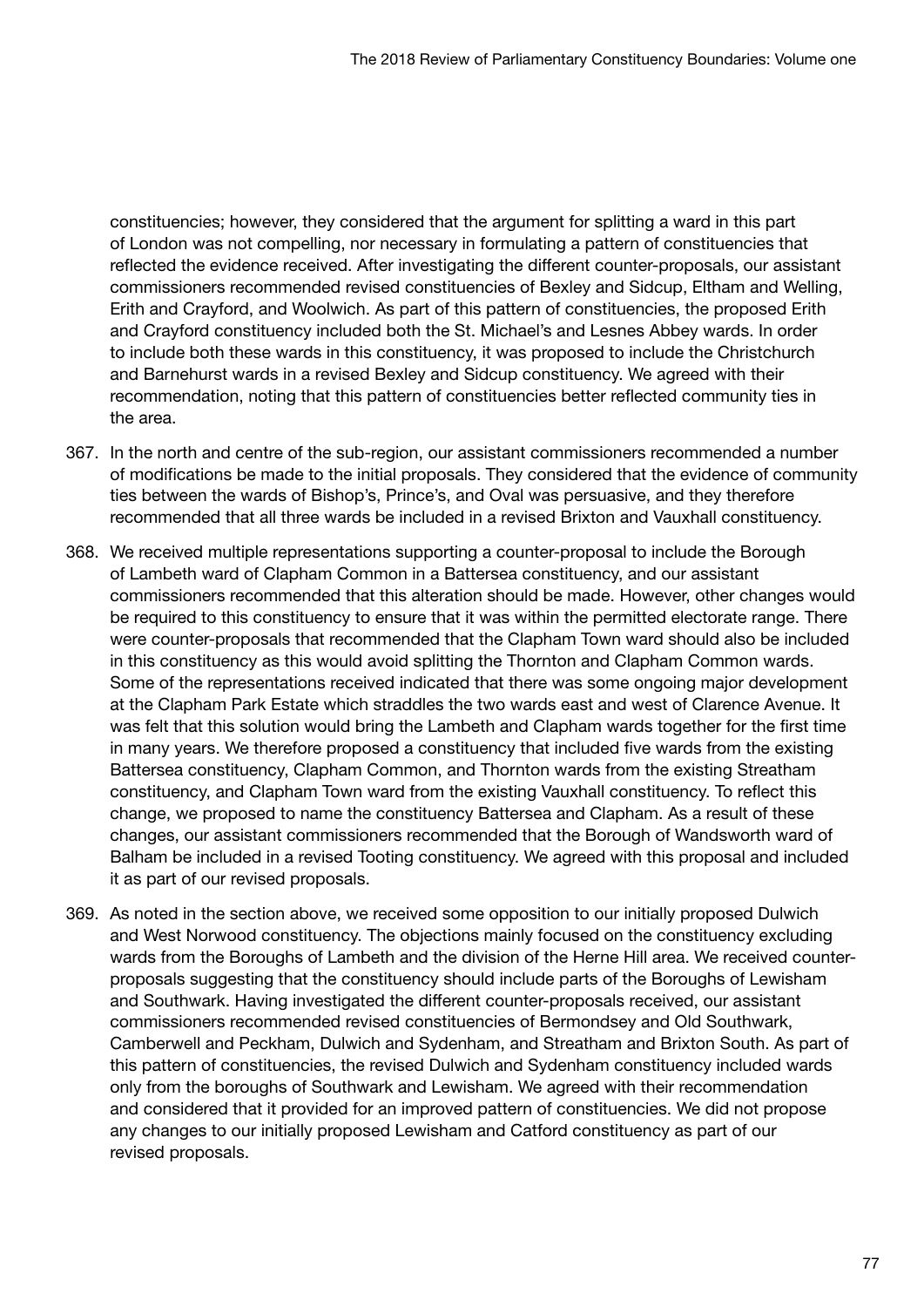constituencies; however, they considered that the argument for splitting a ward in this part of London was not compelling, nor necessary in formulating a pattern of constituencies that reflected the evidence received. After investigating the different counter-proposals, our assistant commissioners recommended revised constituencies of Bexley and Sidcup, Eltham and Welling, Erith and Crayford, and Woolwich. As part of this pattern of constituencies, the proposed Erith and Crayford constituency included both the St. Michael's and Lesnes Abbey wards. In order to include both these wards in this constituency, it was proposed to include the Christchurch and Barnehurst wards in a revised Bexley and Sidcup constituency. We agreed with their recommendation, noting that this pattern of constituencies better reflected community ties in the area.

367. In the north and centre of the sub-region, our assistant commissioners recommended a number of modifications be made to the initial proposals. They considered that the evidence of community ties between the wards of Bishop's, Prince's, and Oval was persuasive, and they therefore recommended that all three wards be included in a revised Brixton and Vauxhall constituency.

368. We received multiple representations supporting a counter-proposal to include the Borough of Lambeth ward of Clapham Common in a Battersea constituency, and our assistant commissioners recommended that this alteration should be made. However, other changes would be required to this constituency to ensure that it was within the permitted electorate range. There were counter-proposals that recommended that the Clapham Town ward should also be included in this constituency as this would avoid splitting the Thornton and Clapham Common wards. Some of the representations received indicated that there was some ongoing major development at the Clapham Park Estate which straddles the two wards east and west of Clarence Avenue. It was felt that this solution would bring the Lambeth and Clapham wards together for the first time in many years. We therefore proposed a constituency that included five wards from the existing Battersea constituency, Clapham Common, and Thornton wards from the existing Streatham constituency, and Clapham Town ward from the existing Vauxhall constituency. To reflect this change, we proposed to name the constituency Battersea and Clapham. As a result of these changes, our assistant commissioners recommended that the Borough of Wandsworth ward of Balham be included in a revised Tooting constituency. We agreed with this proposal and included it as part of our revised proposals.

369. As noted in the section above, we received some opposition to our initially proposed Dulwich and West Norwood constituency. The objections mainly focused on the constituency excluding wards from the Boroughs of Lambeth and the division of the Herne Hill area. We received counter-proposals suggesting that the constituency should include parts of the Boroughs of Lewisham and Southwark. Having investigated the different counter-proposals received, our assistant commissioners recommended revised constituencies of Bermondsey and Old Southwark, Camberwell and Peckham, Dulwich and Sydenham, and Streatham and Brixton South. As part of this pattern of constituencies, the revised Dulwich and Sydenham constituency included wards only from the boroughs of Southwark and Lewisham. We agreed with their recommendation and considered that it provided for an improved pattern of constituencies. We did not propose any changes to our initially proposed Lewisham and Catford constituency as part of our revised proposals.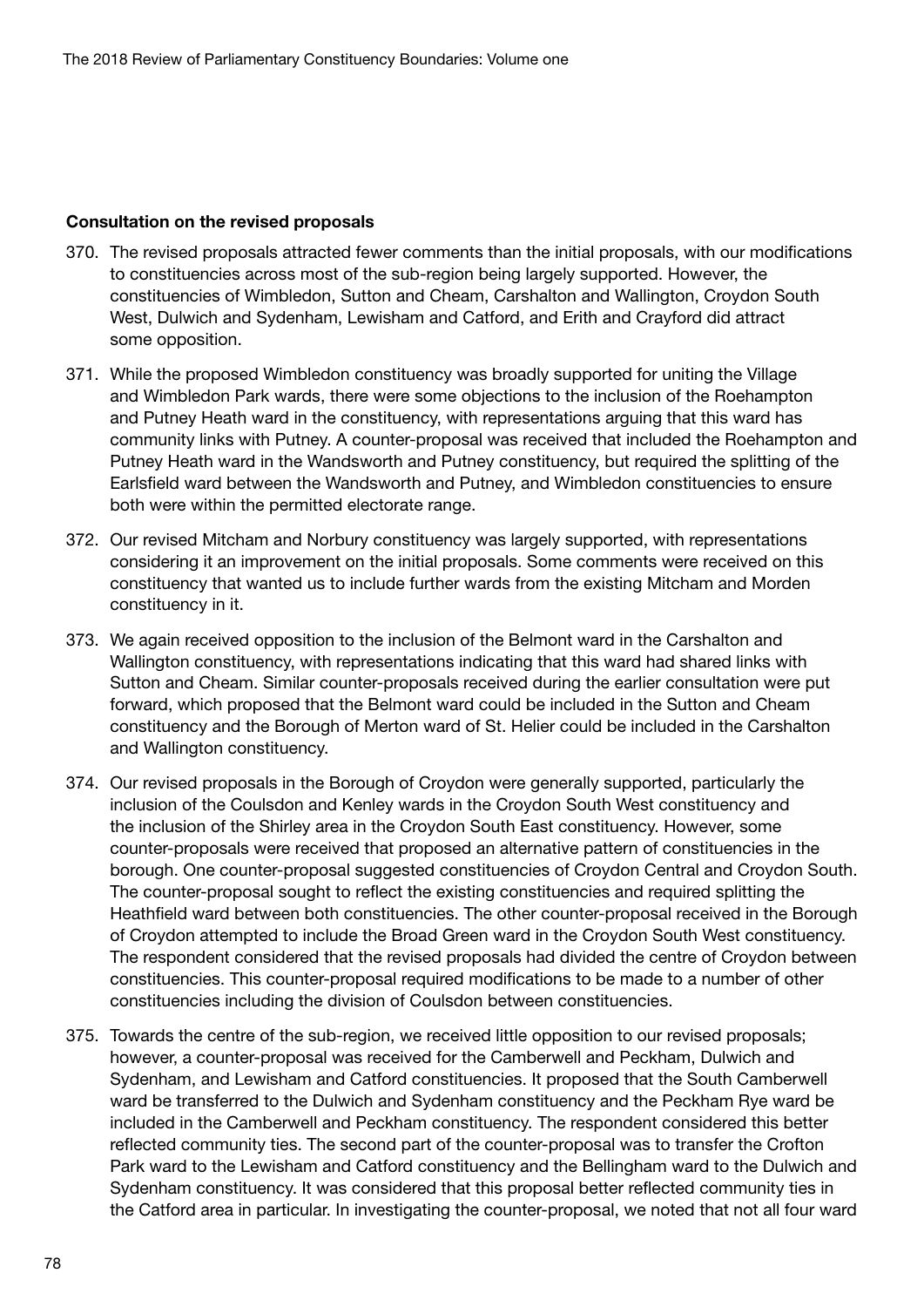**Consultation on the revised proposals**

370. The revised proposals attracted fewer comments than the initial proposals, with our modifications to constituencies across most of the sub-region being largely supported. However, the constituencies of Wimbledon, Sutton and Cheam, Carshalton and Wallington, Croydon South West, Dulwich and Sydenham, Lewisham and Catford, and Erith and Crayford did attract some opposition.

371. While the proposed Wimbledon constituency was broadly supported for uniting the Village and Wimbledon Park wards, there were some objections to the inclusion of the Roehampton and Putney Heath ward in the constituency, with representations arguing that this ward has community links with Putney. A counter-proposal was received that included the Roehampton and Putney Heath ward in the Wandsworth and Putney constituency, but required the splitting of the Earlsfield ward between the Wandsworth and Putney, and Wimbledon constituencies to ensure both were within the permitted electorate range.

372. Our revised Mitcham and Norbury constituency was largely supported, with representations considering it an improvement on the initial proposals. Some comments were received on this constituency that wanted us to include further wards from the existing Mitcham and Morden constituency in it.

373. We again received opposition to the inclusion of the Belmont ward in the Carshalton and Wallington constituency, with representations indicating that this ward had shared links with Sutton and Cheam. Similar counter-proposals received during the earlier consultation were put forward, which proposed that the Belmont ward could be included in the Sutton and Cheam constituency and the Borough of Merton ward of St. Helier could be included in the Carshalton and Wallington constituency.

374. Our revised proposals in the Borough of Croydon were generally supported, particularly the inclusion of the Coulsdon and Kenley wards in the Croydon South West constituency and the inclusion of the Shirley area in the Croydon South East constituency. However, some counter-proposals were received that proposed an alternative pattern of constituencies in the borough. One counter-proposal suggested constituencies of Croydon Central and Croydon South. The counter-proposal sought to reflect the existing constituencies and required splitting the Heathfield ward between both constituencies. The other counter-proposal received in the Borough of Croydon attempted to include the Broad Green ward in the Croydon South West constituency. The respondent considered that the revised proposals had divided the centre of Croydon between constituencies. This counter-proposal required modifications to be made to a number of other constituencies including the division of Coulsdon between constituencies.

375. Towards the centre of the sub-region, we received little opposition to our revised proposals; however, a counter-proposal was received for the Camberwell and Peckham, Dulwich and Sydenham, and Lewisham and Catford constituencies. It proposed that the South Camberwell ward be transferred to the Dulwich and Sydenham constituency and the Peckham Rye ward be included in the Camberwell and Peckham constituency. The respondent considered this better reflected community ties. The second part of the counter-proposal was to transfer the Crofton Park ward to the Lewisham and Catford constituency and the Bellingham ward to the Dulwich and Sydenham constituency. It was considered that this proposal better reflected community ties in the Catford area in particular. In investigating the counter-proposal, we noted that not all four ward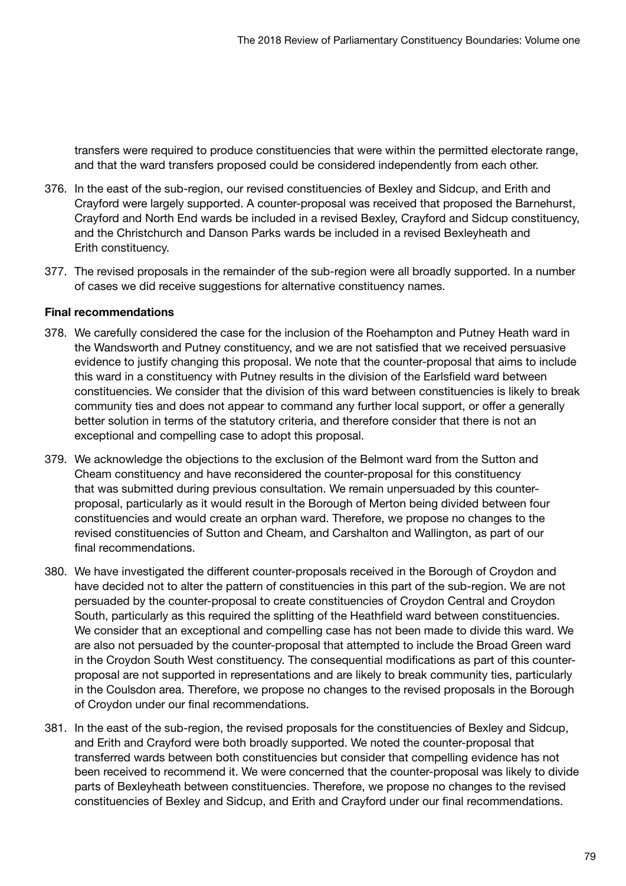transfers were required to produce constituencies that were within the permitted electorate range, and that the ward transfers proposed could be considered independently from each other.

376. In the east of the sub-region, our revised constituencies of Bexley and Sidcup, and Erith and Crayford were largely supported. A counter-proposal was received that proposed the Barnehurst, Crayford and North End wards be included in a revised Bexley, Crayford and Sidcup constituency, and the Christchurch and Danson Parks wards be included in a revised Bexleyheath and Erith constituency.

377. The revised proposals in the remainder of the sub-region were all broadly supported. In a number of cases we did receive suggestions for alternative constituency names.

**Final recommendations**

378. We carefully considered the case for the inclusion of the Roehampton and Putney Heath ward in the Wandsworth and Putney constituency, and we are not satisfied that we received persuasive evidence to justify changing this proposal. We note that the counter-proposal that aims to include this ward in a constituency with Putney results in the division of the Earlsfield ward between constituencies. We consider that the division of this ward between constituencies is likely to break community ties and does not appear to command any further local support, or offer a generally better solution in terms of the statutory criteria, and therefore consider that there is not an exceptional and compelling case to adopt this proposal.

379. We acknowledge the objections to the exclusion of the Belmont ward from the Sutton and Cheam constituency and have reconsidered the counter-proposal for this constituency that was submitted during previous consultation. We remain unpersuaded by this counter-proposal, particularly as it would result in the Borough of Merton being divided between four constituencies and would create an orphan ward. Therefore, we propose no changes to the revised constituencies of Sutton and Cheam, and Carshalton and Wallington, as part of our final recommendations.

380. We have investigated the different counter-proposals received in the Borough of Croydon and have decided not to alter the pattern of constituencies in this part of the sub-region. We are not persuaded by the counter-proposal to create constituencies of Croydon Central and Croydon South, particularly as this required the splitting of the Heathfield ward between constituencies. We consider that an exceptional and compelling case has not been made to divide this ward. We are also not persuaded by the counter-proposal that attempted to include the Broad Green ward in the Croydon South West constituency. The consequential modifications as part of this counter-proposal are not supported in representations and are likely to break community ties, particularly in the Coulsdon area. Therefore, we propose no changes to the revised proposals in the Borough of Croydon under our final recommendations.

381. In the east of the sub-region, the revised proposals for the constituencies of Bexley and Sidcup, and Erith and Crayford were both broadly supported. We noted the counter-proposal that transferred wards between both constituencies but consider that compelling evidence has not been received to recommend it. We were concerned that the counter-proposal was likely to divide parts of Bexleyheath between constituencies. Therefore, we propose no changes to the revised constituencies of Bexley and Sidcup, and Erith and Crayford under our final recommendations.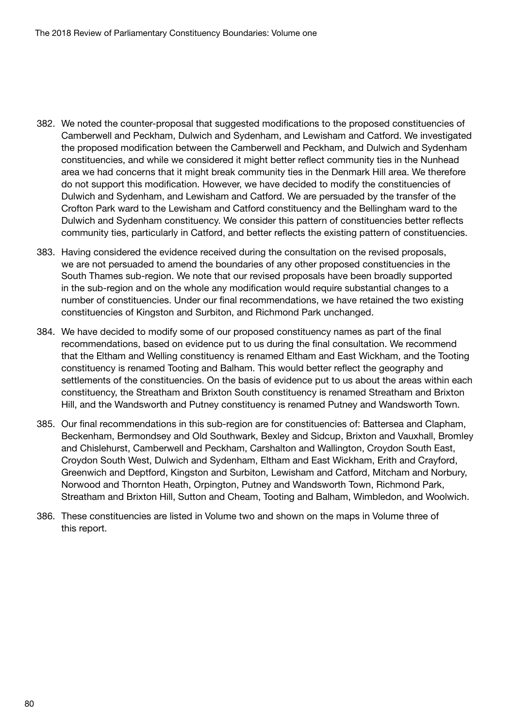382. We noted the counter-proposal that suggested modifications to the proposed constituencies of Camberwell and Peckham, Dulwich and Sydenham, and Lewisham and Catford. We investigated the proposed modification between the Camberwell and Peckham, and Dulwich and Sydenham constituencies, and while we considered it might better reflect community ties in the Nunhead area we had concerns that it might break community ties in the Denmark Hill area. We therefore do not support this modification. However, we have decided to modify the constituencies of Dulwich and Sydenham, and Lewisham and Catford. We are persuaded by the transfer of the Crofton Park ward to the Lewisham and Catford constituency and the Bellingham ward to the Dulwich and Sydenham constituency. We consider this pattern of constituencies better reflects community ties, particularly in Catford, and better reflects the existing pattern of constituencies.

383. Having considered the evidence received during the consultation on the revised proposals, we are not persuaded to amend the boundaries of any other proposed constituencies in the South Thames sub-region. We note that our revised proposals have been broadly supported in the sub-region and on the whole any modification would require substantial changes to a number of constituencies. Under our final recommendations, we have retained the two existing constituencies of Kingston and Surbiton, and Richmond Park unchanged.

384. We have decided to modify some of our proposed constituency names as part of the final recommendations, based on evidence put to us during the final consultation. We recommend that the Eltham and Welling constituency is renamed Eltham and East Wickham, and the Tooting constituency is renamed Tooting and Balham. This would better reflect the geography and settlements of the constituencies. On the basis of evidence put to us about the areas within each constituency, the Streatham and Brixton South constituency is renamed Streatham and Brixton Hill, and the Wandsworth and Putney constituency is renamed Putney and Wandsworth Town.

385. Our final recommendations in this sub-region are for constituencies of: Battersea and Clapham, Beckenham, Bermondsey and Old Southwark, Bexley and Sidcup, Brixton and Vauxhall, Bromley and Chislehurst, Camberwell and Peckham, Carshalton and Wallington, Croydon South East, Croydon South West, Dulwich and Sydenham, Eltham and East Wickham, Erith and Crayford, Greenwich and Deptford, Kingston and Surbiton, Lewisham and Catford, Mitcham and Norbury, Norwood and Thornton Heath, Orpington, Putney and Wandsworth Town, Richmond Park, Streatham and Brixton Hill, Sutton and Cheam, Tooting and Balham, Wimbledon, and Woolwich.

386. These constituencies are listed in Volume two and shown on the maps in Volume three of this report.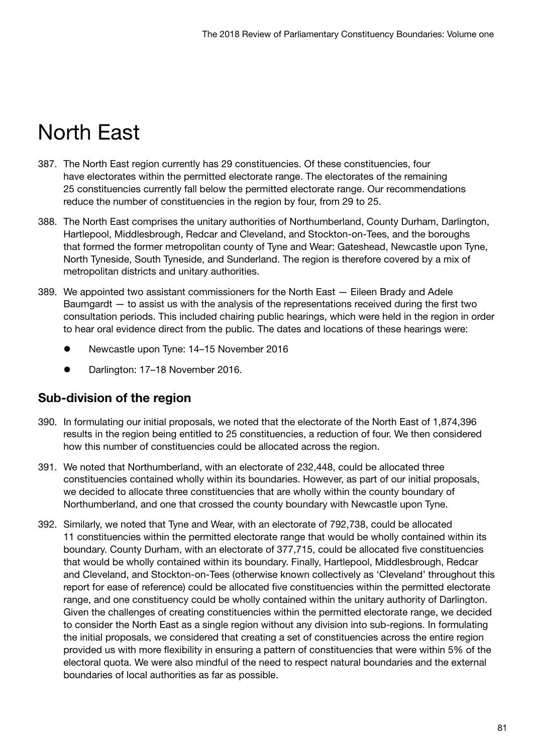# North East

387. The North East region currently has 29 constituencies. Of these constituencies, four have electorates within the permitted electorate range. The electorates of the remaining 25 constituencies currently fall below the permitted electorate range. Our recommendations reduce the number of constituencies in the region by four, from 29 to 25.

388. The North East comprises the unitary authorities of Northumberland, County Durham, Darlington, Hartlepool, Middlesbrough, Redcar and Cleveland, and Stockton-on-Tees, and the boroughs that formed the former metropolitan county of Tyne and Wear: Gateshead, Newcastle upon Tyne, North Tyneside, South Tyneside, and Sunderland. The region is therefore covered by a mix of metropolitan districts and unitary authorities.

389. We appointed two assistant commissioners for the North East — Eileen Brady and Adele Baumgardt — to assist us with the analysis of the representations received during the first two consultation periods. This included chairing public hearings, which were held in the region in order to hear oral evidence direct from the public. The dates and locations of these hearings were:

- Newcastle upon Tyne: 14–15 November 2016
- Darlington: 17–18 November 2016.

## Sub-division of the region

390. In formulating our initial proposals, we noted that the electorate of the North East of 1,874,396 results in the region being entitled to 25 constituencies, a reduction of four. We then considered how this number of constituencies could be allocated across the region.

391. We noted that Northumberland, with an electorate of 232,448, could be allocated three constituencies contained wholly within its boundaries. However, as part of our initial proposals, we decided to allocate three constituencies that are wholly within the county boundary of Northumberland, and one that crossed the county boundary with Newcastle upon Tyne.

392. Similarly, we noted that Tyne and Wear, with an electorate of 792,738, could be allocated 11 constituencies within the permitted electorate range that would be wholly contained within its boundary. County Durham, with an electorate of 377,715, could be allocated five constituencies that would be wholly contained within its boundary. Finally, Hartlepool, Middlesbrough, Redcar and Cleveland, and Stockton-on-Tees (otherwise known collectively as 'Cleveland' throughout this report for ease of reference) could be allocated five constituencies within the permitted electorate range, and one constituency could be wholly contained within the unitary authority of Darlington. Given the challenges of creating constituencies within the permitted electorate range, we decided to consider the North East as a single region without any division into sub-regions. In formulating the initial proposals, we considered that creating a set of constituencies across the entire region provided us with more flexibility in ensuring a pattern of constituencies that were within 5% of the electoral quota. We were also mindful of the need to respect natural boundaries and the external boundaries of local authorities as far as possible.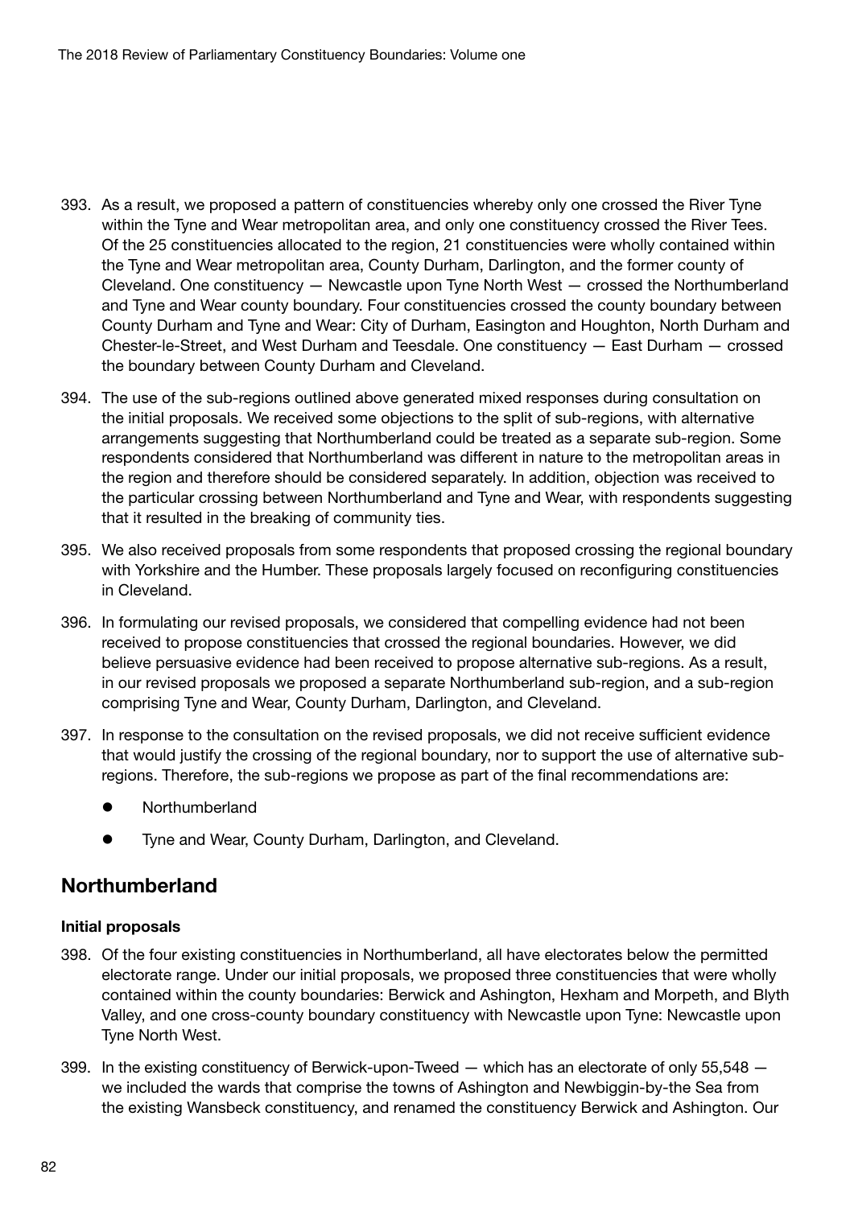393. As a result, we proposed a pattern of constituencies whereby only one crossed the River Tyne within the Tyne and Wear metropolitan area, and only one constituency crossed the River Tees. Of the 25 constituencies allocated to the region, 21 constituencies were wholly contained within the Tyne and Wear metropolitan area, County Durham, Darlington, and the former county of Cleveland. One constituency — Newcastle upon Tyne North West — crossed the Northumberland and Tyne and Wear county boundary. Four constituencies crossed the county boundary between County Durham and Tyne and Wear: City of Durham, Easington and Houghton, North Durham and Chester-le-Street, and West Durham and Teesdale. One constituency — East Durham — crossed the boundary between County Durham and Cleveland.

394. The use of the sub-regions outlined above generated mixed responses during consultation on the initial proposals. We received some objections to the split of sub-regions, with alternative arrangements suggesting that Northumberland could be treated as a separate sub-region. Some respondents considered that Northumberland was different in nature to the metropolitan areas in the region and therefore should be considered separately. In addition, objection was received to the particular crossing between Northumberland and Tyne and Wear, with respondents suggesting that it resulted in the breaking of community ties.

395. We also received proposals from some respondents that proposed crossing the regional boundary with Yorkshire and the Humber. These proposals largely focused on reconfiguring constituencies in Cleveland.

396. In formulating our revised proposals, we considered that compelling evidence had not been received to propose constituencies that crossed the regional boundaries. However, we did believe persuasive evidence had been received to propose alternative sub-regions. As a result, in our revised proposals we proposed a separate Northumberland sub-region, and a sub-region comprising Tyne and Wear, County Durham, Darlington, and Cleveland.

397. In response to the consultation on the revised proposals, we did not receive sufficient evidence that would justify the crossing of the regional boundary, nor to support the use of alternative sub-regions. Therefore, the sub-regions we propose as part of the final recommendations are:

- Northumberland
- Tyne and Wear, County Durham, Darlington, and Cleveland.

## Northumberland

### Initial proposals

398. Of the four existing constituencies in Northumberland, all have electorates below the permitted electorate range. Under our initial proposals, we proposed three constituencies that were wholly contained within the county boundaries: Berwick and Ashington, Hexham and Morpeth, and Blyth Valley, and one cross-county boundary constituency with Newcastle upon Tyne: Newcastle upon Tyne North West.

399. In the existing constituency of Berwick-upon-Tweed — which has an electorate of only 55,548 — we included the wards that comprise the towns of Ashington and Newbiggin-by-the Sea from the existing Wansbeck constituency, and renamed the constituency Berwick and Ashington. Our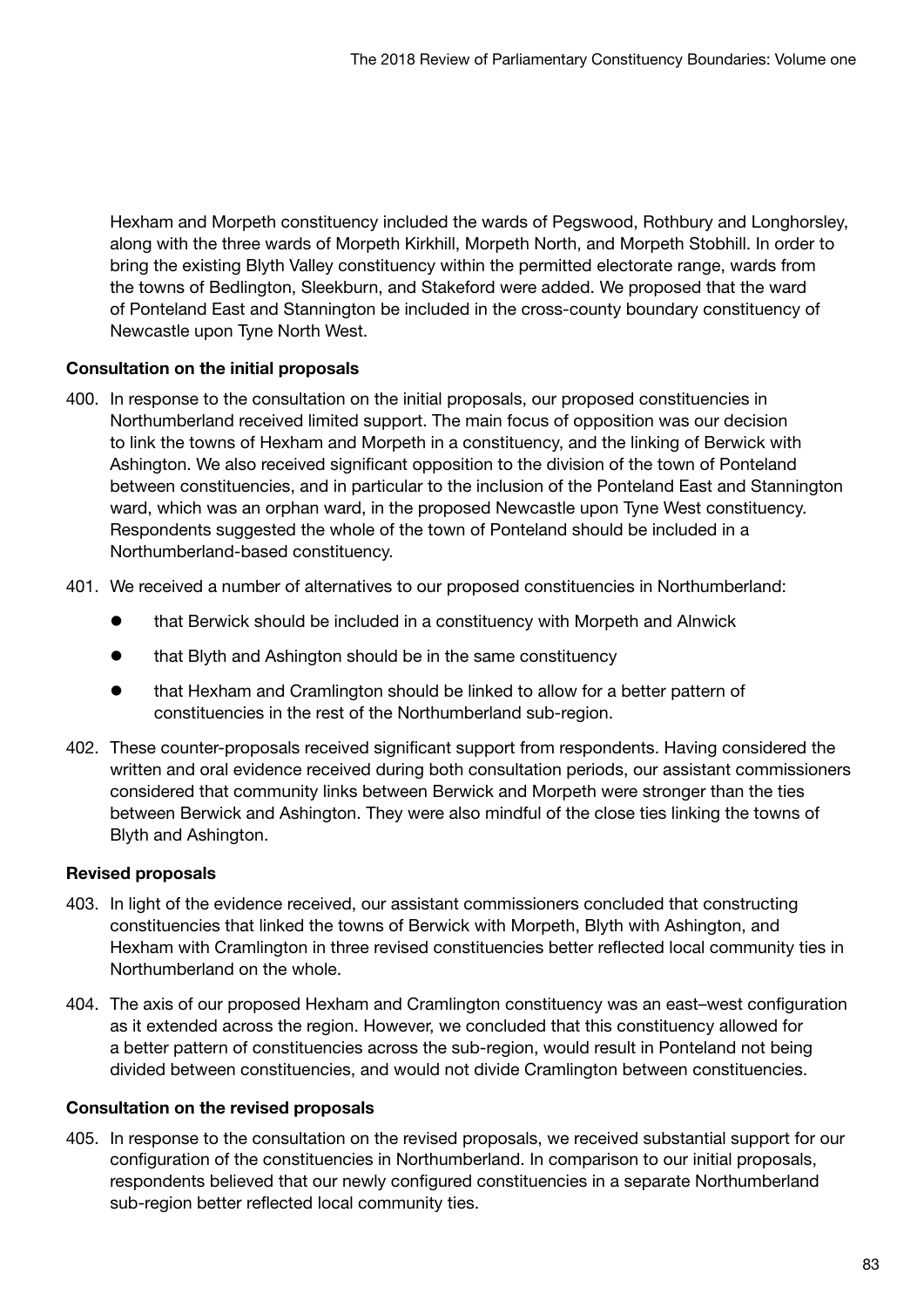Hexham and Morpeth constituency included the wards of Pegswood, Rothbury and Longhorsley, along with the three wards of Morpeth Kirkhill, Morpeth North, and Morpeth Stobhill. In order to bring the existing Blyth Valley constituency within the permitted electorate range, wards from the towns of Bedlington, Sleekburn, and Stakeford were added. We proposed that the ward of Ponteland East and Stannington be included in the cross-county boundary constituency of Newcastle upon Tyne North West.

**Consultation on the initial proposals**

400. In response to the consultation on the initial proposals, our proposed constituencies in Northumberland received limited support. The main focus of opposition was our decision to link the towns of Hexham and Morpeth in a constituency, and the linking of Berwick with Ashington. We also received significant opposition to the division of the town of Ponteland between constituencies, and in particular to the inclusion of the Ponteland East and Stannington ward, which was an orphan ward, in the proposed Newcastle upon Tyne West constituency. Respondents suggested the whole of the town of Ponteland should be included in a Northumberland-based constituency.

401. We received a number of alternatives to our proposed constituencies in Northumberland:

- that Berwick should be included in a constituency with Morpeth and Alnwick
- that Blyth and Ashington should be in the same constituency
- that Hexham and Cramlington should be linked to allow for a better pattern of constituencies in the rest of the Northumberland sub-region.

402. These counter-proposals received significant support from respondents. Having considered the written and oral evidence received during both consultation periods, our assistant commissioners considered that community links between Berwick and Morpeth were stronger than the ties between Berwick and Ashington. They were also mindful of the close ties linking the towns of Blyth and Ashington.

**Revised proposals**

403. In light of the evidence received, our assistant commissioners concluded that constructing constituencies that linked the towns of Berwick with Morpeth, Blyth with Ashington, and Hexham with Cramlington in three revised constituencies better reflected local community ties in Northumberland on the whole.

404. The axis of our proposed Hexham and Cramlington constituency was an east–west configuration as it extended across the region. However, we concluded that this constituency allowed for a better pattern of constituencies across the sub-region, would result in Ponteland not being divided between constituencies, and would not divide Cramlington between constituencies.

**Consultation on the revised proposals**

405. In response to the consultation on the revised proposals, we received substantial support for our configuration of the constituencies in Northumberland. In comparison to our initial proposals, respondents believed that our newly configured constituencies in a separate Northumberland sub-region better reflected local community ties.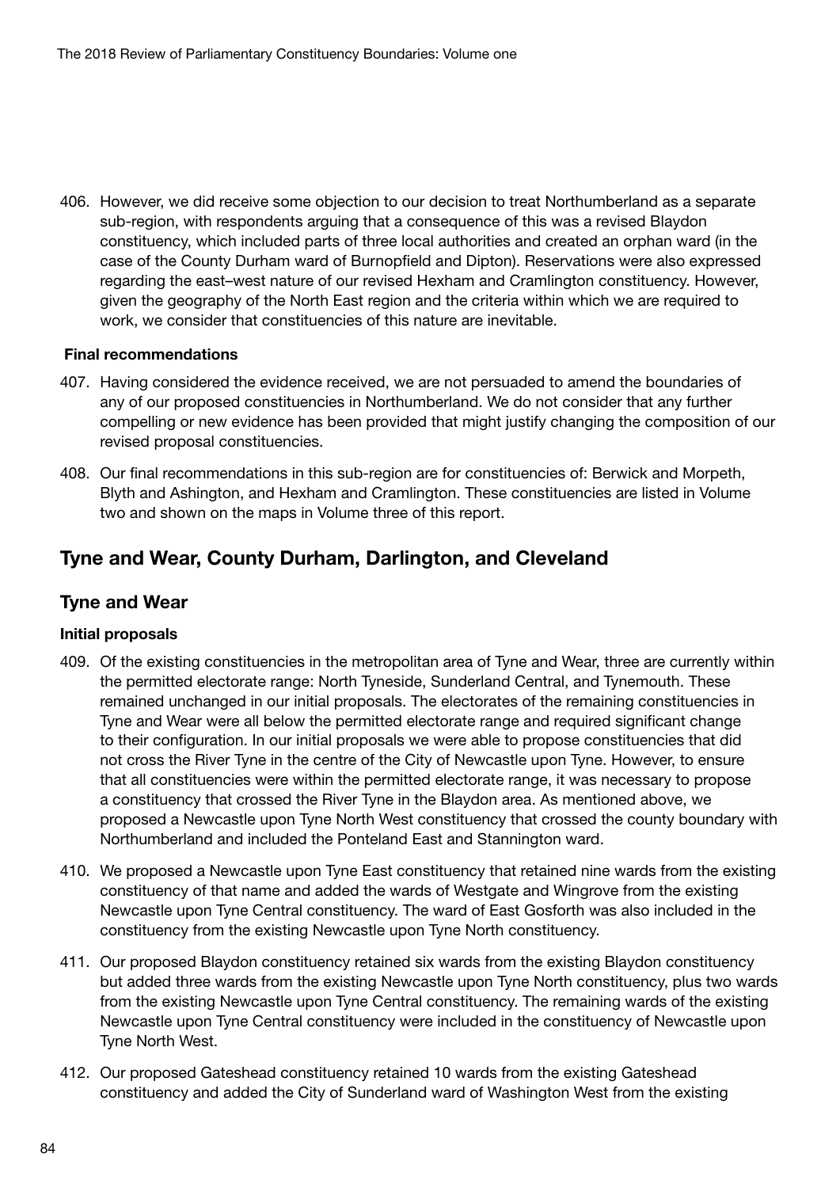406. However, we did receive some objection to our decision to treat Northumberland as a separate sub-region, with respondents arguing that a consequence of this was a revised Blaydon constituency, which included parts of three local authorities and created an orphan ward (in the case of the County Durham ward of Burnopfield and Dipton). Reservations were also expressed regarding the east–west nature of our revised Hexham and Cramlington constituency. However, given the geography of the North East region and the criteria within which we are required to work, we consider that constituencies of this nature are inevitable.

#### Final recommendations

407. Having considered the evidence received, we are not persuaded to amend the boundaries of any of our proposed constituencies in Northumberland. We do not consider that any further compelling or new evidence has been provided that might justify changing the composition of our revised proposal constituencies.

408. Our final recommendations in this sub-region are for constituencies of: Berwick and Morpeth, Blyth and Ashington, and Hexham and Cramlington. These constituencies are listed in Volume two and shown on the maps in Volume three of this report.

## Tyne and Wear, County Durham, Darlington, and Cleveland

### Tyne and Wear

#### Initial proposals

409. Of the existing constituencies in the metropolitan area of Tyne and Wear, three are currently within the permitted electorate range: North Tyneside, Sunderland Central, and Tynemouth. These remained unchanged in our initial proposals. The electorates of the remaining constituencies in Tyne and Wear were all below the permitted electorate range and required significant change to their configuration. In our initial proposals we were able to propose constituencies that did not cross the River Tyne in the centre of the City of Newcastle upon Tyne. However, to ensure that all constituencies were within the permitted electorate range, it was necessary to propose a constituency that crossed the River Tyne in the Blaydon area. As mentioned above, we proposed a Newcastle upon Tyne North West constituency that crossed the county boundary with Northumberland and included the Ponteland East and Stannington ward.

410. We proposed a Newcastle upon Tyne East constituency that retained nine wards from the existing constituency of that name and added the wards of Westgate and Wingrove from the existing Newcastle upon Tyne Central constituency. The ward of East Gosforth was also included in the constituency from the existing Newcastle upon Tyne North constituency.

411. Our proposed Blaydon constituency retained six wards from the existing Blaydon constituency but added three wards from the existing Newcastle upon Tyne North constituency, plus two wards from the existing Newcastle upon Tyne Central constituency. The remaining wards of the existing Newcastle upon Tyne Central constituency were included in the constituency of Newcastle upon Tyne North West.

412. Our proposed Gateshead constituency retained 10 wards from the existing Gateshead constituency and added the City of Sunderland ward of Washington West from the existing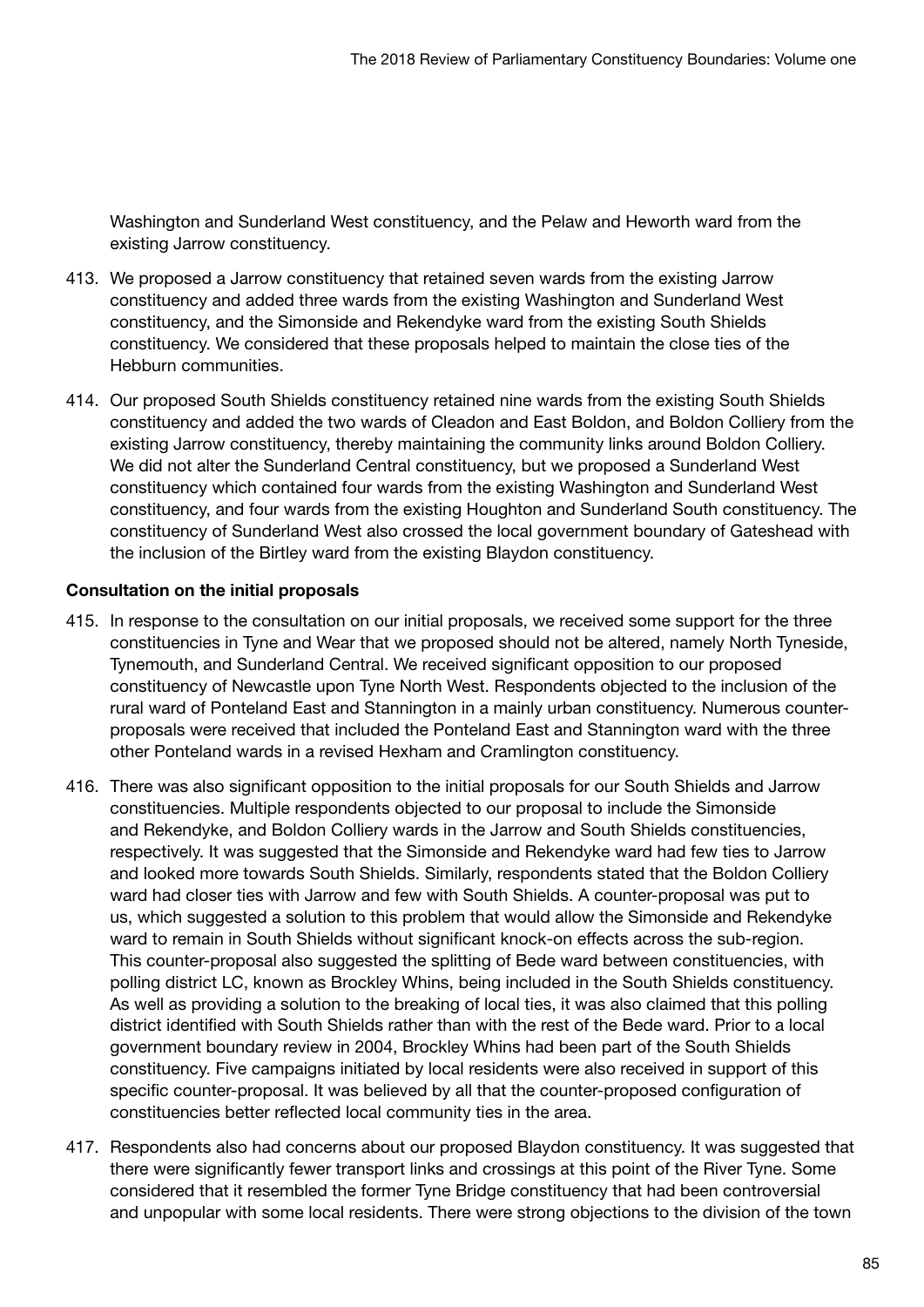Washington and Sunderland West constituency, and the Pelaw and Heworth ward from the existing Jarrow constituency.

413. We proposed a Jarrow constituency that retained seven wards from the existing Jarrow constituency and added three wards from the existing Washington and Sunderland West constituency, and the Simonside and Rekendyke ward from the existing South Shields constituency. We considered that these proposals helped to maintain the close ties of the Hebburn communities.

414. Our proposed South Shields constituency retained nine wards from the existing South Shields constituency and added the two wards of Cleadon and East Boldon, and Boldon Colliery from the existing Jarrow constituency, thereby maintaining the community links around Boldon Colliery. We did not alter the Sunderland Central constituency, but we proposed a Sunderland West constituency which contained four wards from the existing Washington and Sunderland West constituency, and four wards from the existing Houghton and Sunderland South constituency. The constituency of Sunderland West also crossed the local government boundary of Gateshead with the inclusion of the Birtley ward from the existing Blaydon constituency.

**Consultation on the initial proposals**

415. In response to the consultation on our initial proposals, we received some support for the three constituencies in Tyne and Wear that we proposed should not be altered, namely North Tyneside, Tynemouth, and Sunderland Central. We received significant opposition to our proposed constituency of Newcastle upon Tyne North West. Respondents objected to the inclusion of the rural ward of Ponteland East and Stannington in a mainly urban constituency. Numerous counter-proposals were received that included the Ponteland East and Stannington ward with the three other Ponteland wards in a revised Hexham and Cramlington constituency.

416. There was also significant opposition to the initial proposals for our South Shields and Jarrow constituencies. Multiple respondents objected to our proposal to include the Simonside and Rekendyke, and Boldon Colliery wards in the Jarrow and South Shields constituencies, respectively. It was suggested that the Simonside and Rekendyke ward had few ties to Jarrow and looked more towards South Shields. Similarly, respondents stated that the Boldon Colliery ward had closer ties with Jarrow and few with South Shields. A counter-proposal was put to us, which suggested a solution to this problem that would allow the Simonside and Rekendyke ward to remain in South Shields without significant knock-on effects across the sub-region. This counter-proposal also suggested the splitting of Bede ward between constituencies, with polling district LC, known as Brockley Whins, being included in the South Shields constituency. As well as providing a solution to the breaking of local ties, it was also claimed that this polling district identified with South Shields rather than with the rest of the Bede ward. Prior to a local government boundary review in 2004, Brockley Whins had been part of the South Shields constituency. Five campaigns initiated by local residents were also received in support of this specific counter-proposal. It was believed by all that the counter-proposed configuration of constituencies better reflected local community ties in the area.

417. Respondents also had concerns about our proposed Blaydon constituency. It was suggested that there were significantly fewer transport links and crossings at this point of the River Tyne. Some considered that it resembled the former Tyne Bridge constituency that had been controversial and unpopular with some local residents. There were strong objections to the division of the town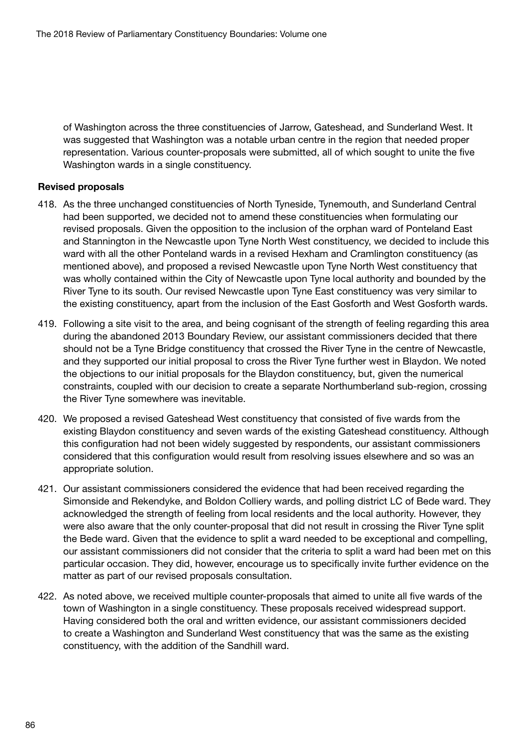of Washington across the three constituencies of Jarrow, Gateshead, and Sunderland West. It was suggested that Washington was a notable urban centre in the region that needed proper representation. Various counter-proposals were submitted, all of which sought to unite the five Washington wards in a single constituency.

**Revised proposals**

418. As the three unchanged constituencies of North Tyneside, Tynemouth, and Sunderland Central had been supported, we decided not to amend these constituencies when formulating our revised proposals. Given the opposition to the inclusion of the orphan ward of Ponteland East and Stannington in the Newcastle upon Tyne North West constituency, we decided to include this ward with all the other Ponteland wards in a revised Hexham and Cramlington constituency (as mentioned above), and proposed a revised Newcastle upon Tyne North West constituency that was wholly contained within the City of Newcastle upon Tyne local authority and bounded by the River Tyne to its south. Our revised Newcastle upon Tyne East constituency was very similar to the existing constituency, apart from the inclusion of the East Gosforth and West Gosforth wards.

419. Following a site visit to the area, and being cognisant of the strength of feeling regarding this area during the abandoned 2013 Boundary Review, our assistant commissioners decided that there should not be a Tyne Bridge constituency that crossed the River Tyne in the centre of Newcastle, and they supported our initial proposal to cross the River Tyne further west in Blaydon. We noted the objections to our initial proposals for the Blaydon constituency, but, given the numerical constraints, coupled with our decision to create a separate Northumberland sub-region, crossing the River Tyne somewhere was inevitable.

420. We proposed a revised Gateshead West constituency that consisted of five wards from the existing Blaydon constituency and seven wards of the existing Gateshead constituency. Although this configuration had not been widely suggested by respondents, our assistant commissioners considered that this configuration would result from resolving issues elsewhere and so was an appropriate solution.

421. Our assistant commissioners considered the evidence that had been received regarding the Simonside and Rekendyke, and Boldon Colliery wards, and polling district LC of Bede ward. They acknowledged the strength of feeling from local residents and the local authority. However, they were also aware that the only counter-proposal that did not result in crossing the River Tyne split the Bede ward. Given that the evidence to split a ward needed to be exceptional and compelling, our assistant commissioners did not consider that the criteria to split a ward had been met on this particular occasion. They did, however, encourage us to specifically invite further evidence on the matter as part of our revised proposals consultation.

422. As noted above, we received multiple counter-proposals that aimed to unite all five wards of the town of Washington in a single constituency. These proposals received widespread support. Having considered both the oral and written evidence, our assistant commissioners decided to create a Washington and Sunderland West constituency that was the same as the existing constituency, with the addition of the Sandhill ward.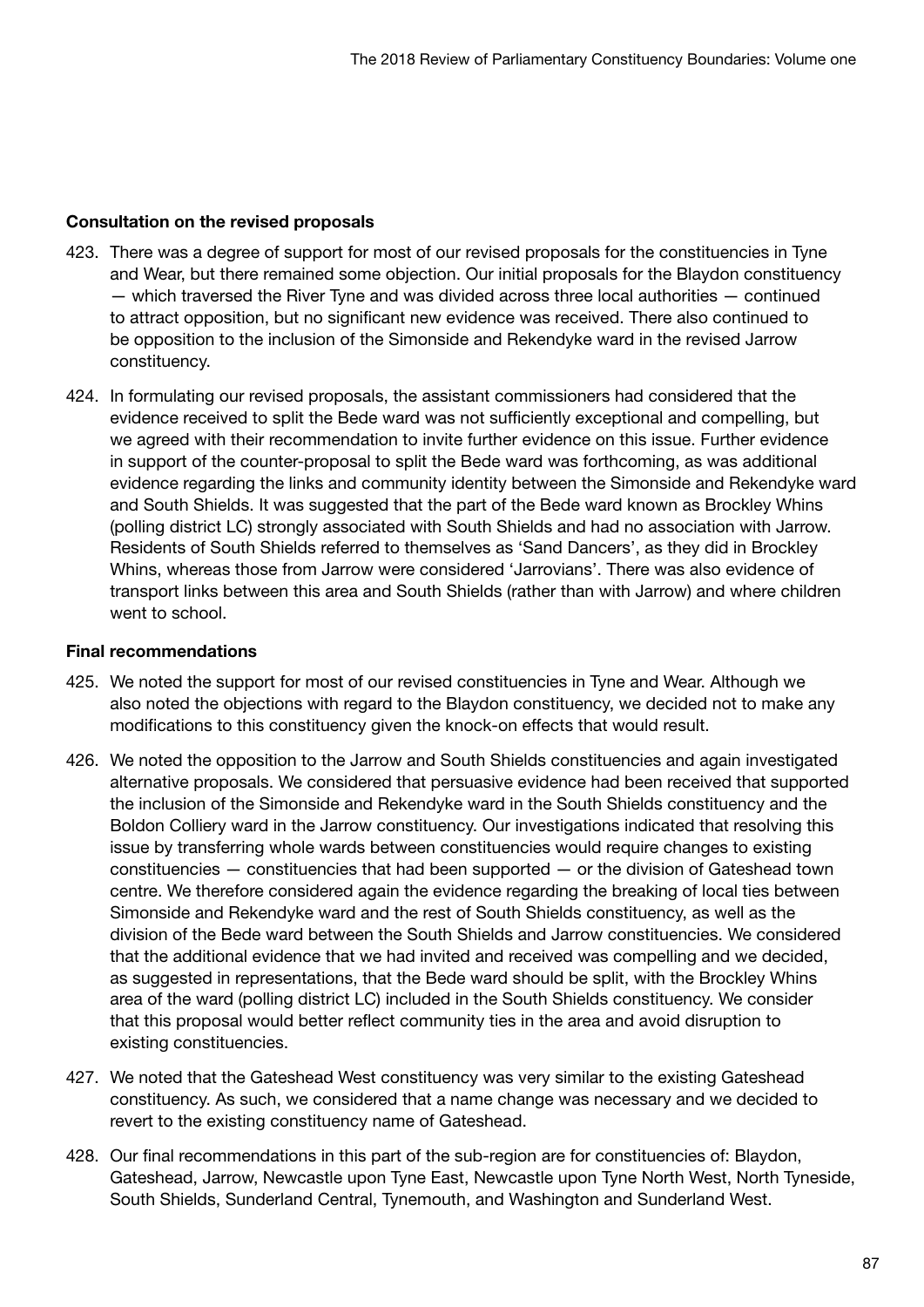#### Consultation on the revised proposals

423. There was a degree of support for most of our revised proposals for the constituencies in Tyne and Wear, but there remained some objection. Our initial proposals for the Blaydon constituency — which traversed the River Tyne and was divided across three local authorities — continued to attract opposition, but no significant new evidence was received. There also continued to be opposition to the inclusion of the Simonside and Rekendyke ward in the revised Jarrow constituency.

424. In formulating our revised proposals, the assistant commissioners had considered that the evidence received to split the Bede ward was not sufficiently exceptional and compelling, but we agreed with their recommendation to invite further evidence on this issue. Further evidence in support of the counter-proposal to split the Bede ward was forthcoming, as was additional evidence regarding the links and community identity between the Simonside and Rekendyke ward and South Shields. It was suggested that the part of the Bede ward known as Brockley Whins (polling district LC) strongly associated with South Shields and had no association with Jarrow. Residents of South Shields referred to themselves as 'Sand Dancers', as they did in Brockley Whins, whereas those from Jarrow were considered 'Jarrovians'. There was also evidence of transport links between this area and South Shields (rather than with Jarrow) and where children went to school.

#### Final recommendations

425. We noted the support for most of our revised constituencies in Tyne and Wear. Although we also noted the objections with regard to the Blaydon constituency, we decided not to make any modifications to this constituency given the knock-on effects that would result.

426. We noted the opposition to the Jarrow and South Shields constituencies and again investigated alternative proposals. We considered that persuasive evidence had been received that supported the inclusion of the Simonside and Rekendyke ward in the South Shields constituency and the Boldon Colliery ward in the Jarrow constituency. Our investigations indicated that resolving this issue by transferring whole wards between constituencies would require changes to existing constituencies — constituencies that had been supported — or the division of Gateshead town centre. We therefore considered again the evidence regarding the breaking of local ties between Simonside and Rekendyke ward and the rest of South Shields constituency, as well as the division of the Bede ward between the South Shields and Jarrow constituencies. We considered that the additional evidence that we had invited and received was compelling and we decided, as suggested in representations, that the Bede ward should be split, with the Brockley Whins area of the ward (polling district LC) included in the South Shields constituency. We consider that this proposal would better reflect community ties in the area and avoid disruption to existing constituencies.

427. We noted that the Gateshead West constituency was very similar to the existing Gateshead constituency. As such, we considered that a name change was necessary and we decided to revert to the existing constituency name of Gateshead.

428. Our final recommendations in this part of the sub-region are for constituencies of: Blaydon, Gateshead, Jarrow, Newcastle upon Tyne East, Newcastle upon Tyne North West, North Tyneside, South Shields, Sunderland Central, Tynemouth, and Washington and Sunderland West.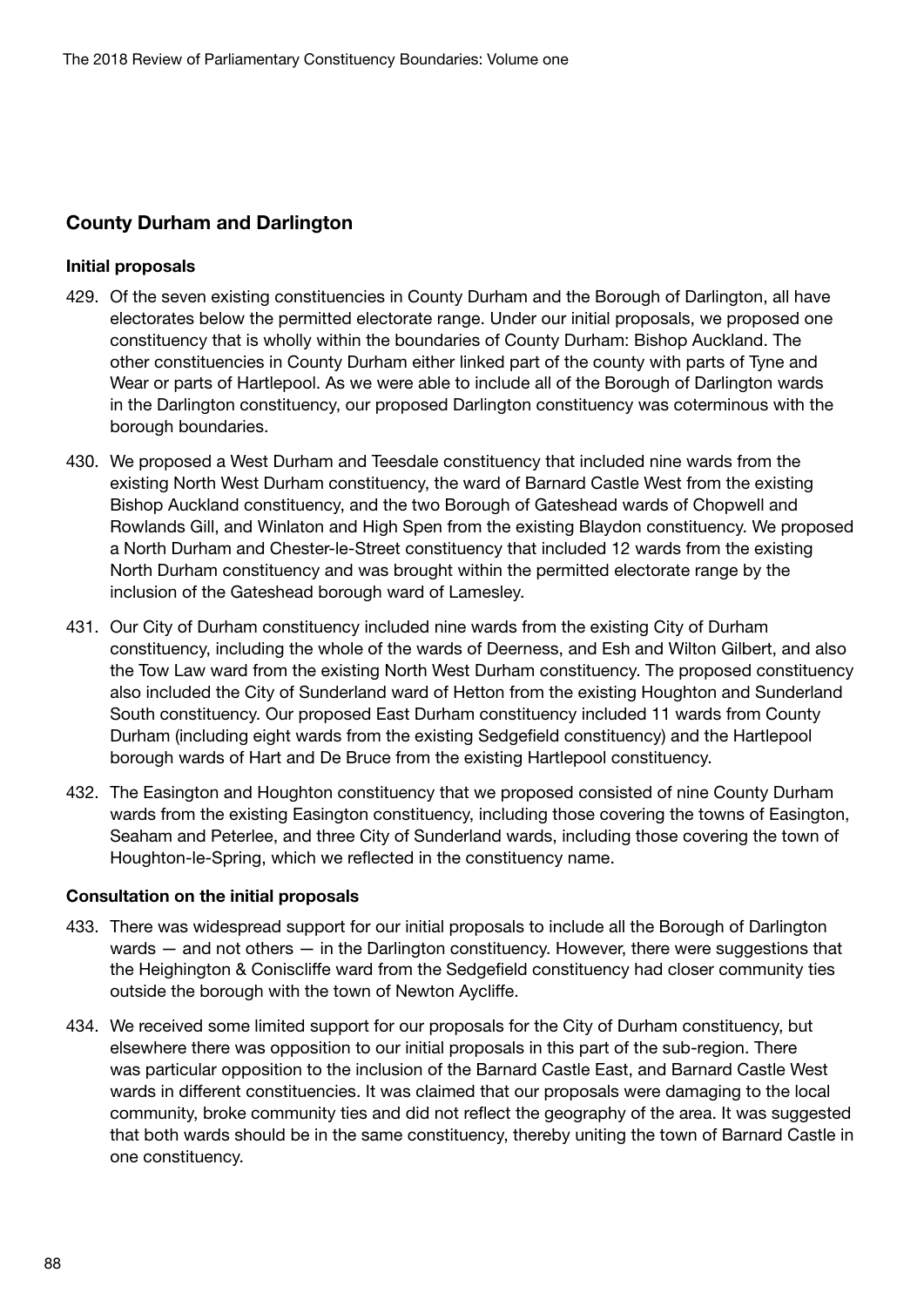## County Durham and Darlington

### Initial proposals

429. Of the seven existing constituencies in County Durham and the Borough of Darlington, all have electorates below the permitted electorate range. Under our initial proposals, we proposed one constituency that is wholly within the boundaries of County Durham: Bishop Auckland. The other constituencies in County Durham either linked part of the county with parts of Tyne and Wear or parts of Hartlepool. As we were able to include all of the Borough of Darlington wards in the Darlington constituency, our proposed Darlington constituency was coterminous with the borough boundaries.

430. We proposed a West Durham and Teesdale constituency that included nine wards from the existing North West Durham constituency, the ward of Barnard Castle West from the existing Bishop Auckland constituency, and the two Borough of Gateshead wards of Chopwell and Rowlands Gill, and Winlaton and High Spen from the existing Blaydon constituency. We proposed a North Durham and Chester-le-Street constituency that included 12 wards from the existing North Durham constituency and was brought within the permitted electorate range by the inclusion of the Gateshead borough ward of Lamesley.

431. Our City of Durham constituency included nine wards from the existing City of Durham constituency, including the whole of the wards of Deerness, and Esh and Wilton Gilbert, and also the Tow Law ward from the existing North West Durham constituency. The proposed constituency also included the City of Sunderland ward of Hetton from the existing Houghton and Sunderland South constituency. Our proposed East Durham constituency included 11 wards from County Durham (including eight wards from the existing Sedgefield constituency) and the Hartlepool borough wards of Hart and De Bruce from the existing Hartlepool constituency.

432. The Easington and Houghton constituency that we proposed consisted of nine County Durham wards from the existing Easington constituency, including those covering the towns of Easington, Seaham and Peterlee, and three City of Sunderland wards, including those covering the town of Houghton-le-Spring, which we reflected in the constituency name.

### Consultation on the initial proposals

433. There was widespread support for our initial proposals to include all the Borough of Darlington wards — and not others — in the Darlington constituency. However, there were suggestions that the Heighington & Coniscliffe ward from the Sedgefield constituency had closer community ties outside the borough with the town of Newton Aycliffe.

434. We received some limited support for our proposals for the City of Durham constituency, but elsewhere there was opposition to our initial proposals in this part of the sub-region. There was particular opposition to the inclusion of the Barnard Castle East, and Barnard Castle West wards in different constituencies. It was claimed that our proposals were damaging to the local community, broke community ties and did not reflect the geography of the area. It was suggested that both wards should be in the same constituency, thereby uniting the town of Barnard Castle in one constituency.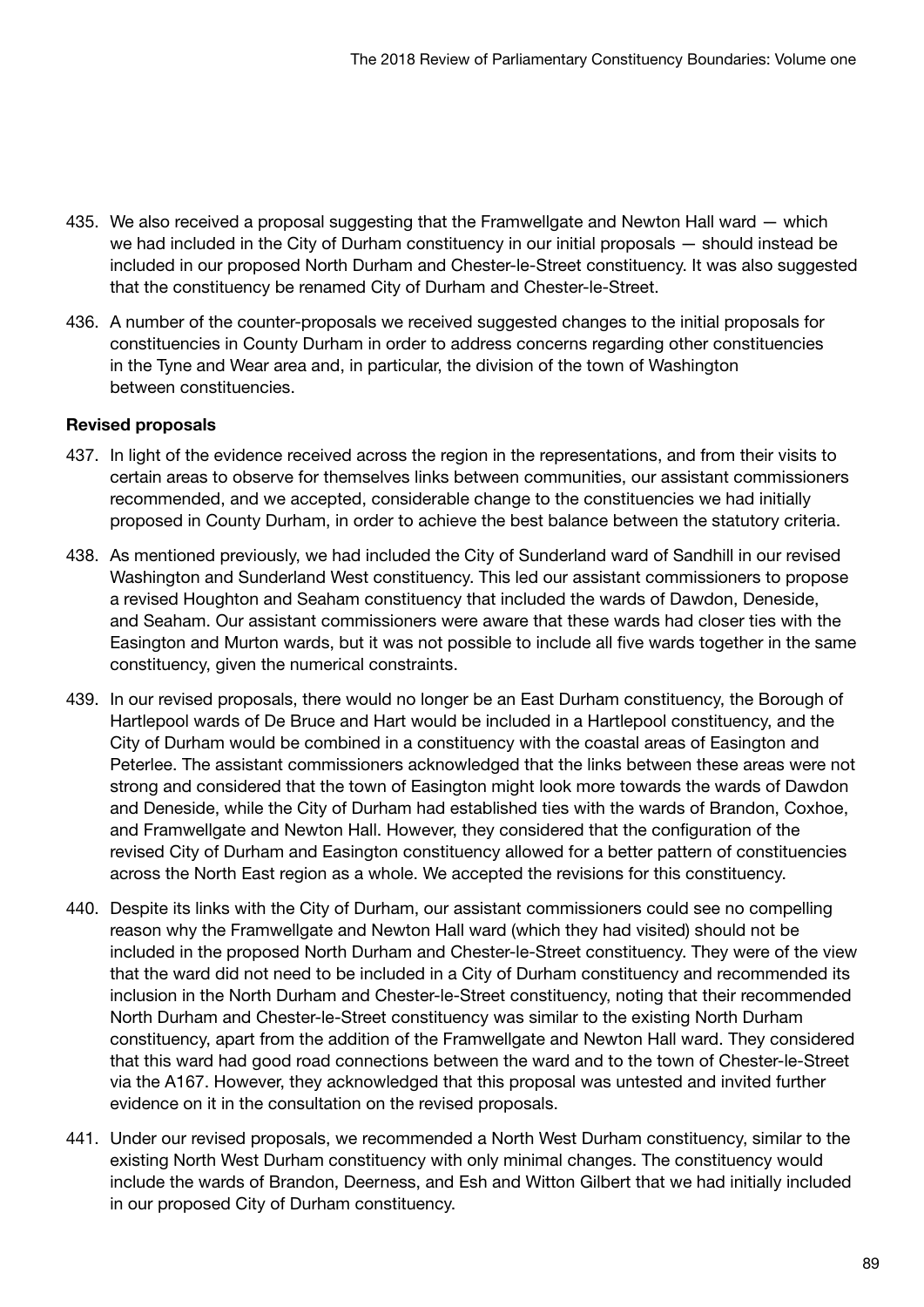435. We also received a proposal suggesting that the Framwellgate and Newton Hall ward — which we had included in the City of Durham constituency in our initial proposals — should instead be included in our proposed North Durham and Chester-le-Street constituency. It was also suggested that the constituency be renamed City of Durham and Chester-le-Street.

436. A number of the counter-proposals we received suggested changes to the initial proposals for constituencies in County Durham in order to address concerns regarding other constituencies in the Tyne and Wear area and, in particular, the division of the town of Washington between constituencies.

**Revised proposals**

437. In light of the evidence received across the region in the representations, and from their visits to certain areas to observe for themselves links between communities, our assistant commissioners recommended, and we accepted, considerable change to the constituencies we had initially proposed in County Durham, in order to achieve the best balance between the statutory criteria.

438. As mentioned previously, we had included the City of Sunderland ward of Sandhill in our revised Washington and Sunderland West constituency. This led our assistant commissioners to propose a revised Houghton and Seaham constituency that included the wards of Dawdon, Deneside, and Seaham. Our assistant commissioners were aware that these wards had closer ties with the Easington and Murton wards, but it was not possible to include all five wards together in the same constituency, given the numerical constraints.

439. In our revised proposals, there would no longer be an East Durham constituency, the Borough of Hartlepool wards of De Bruce and Hart would be included in a Hartlepool constituency, and the City of Durham would be combined in a constituency with the coastal areas of Easington and Peterlee. The assistant commissioners acknowledged that the links between these areas were not strong and considered that the town of Easington might look more towards the wards of Dawdon and Deneside, while the City of Durham had established ties with the wards of Brandon, Coxhoe, and Framwellgate and Newton Hall. However, they considered that the configuration of the revised City of Durham and Easington constituency allowed for a better pattern of constituencies across the North East region as a whole. We accepted the revisions for this constituency.

440. Despite its links with the City of Durham, our assistant commissioners could see no compelling reason why the Framwellgate and Newton Hall ward (which they had visited) should not be included in the proposed North Durham and Chester-le-Street constituency. They were of the view that the ward did not need to be included in a City of Durham constituency and recommended its inclusion in the North Durham and Chester-le-Street constituency, noting that their recommended North Durham and Chester-le-Street constituency was similar to the existing North Durham constituency, apart from the addition of the Framwellgate and Newton Hall ward. They considered that this ward had good road connections between the ward and to the town of Chester-le-Street via the A167. However, they acknowledged that this proposal was untested and invited further evidence on it in the consultation on the revised proposals.

441. Under our revised proposals, we recommended a North West Durham constituency, similar to the existing North West Durham constituency with only minimal changes. The constituency would include the wards of Brandon, Deerness, and Esh and Witton Gilbert that we had initially included in our proposed City of Durham constituency.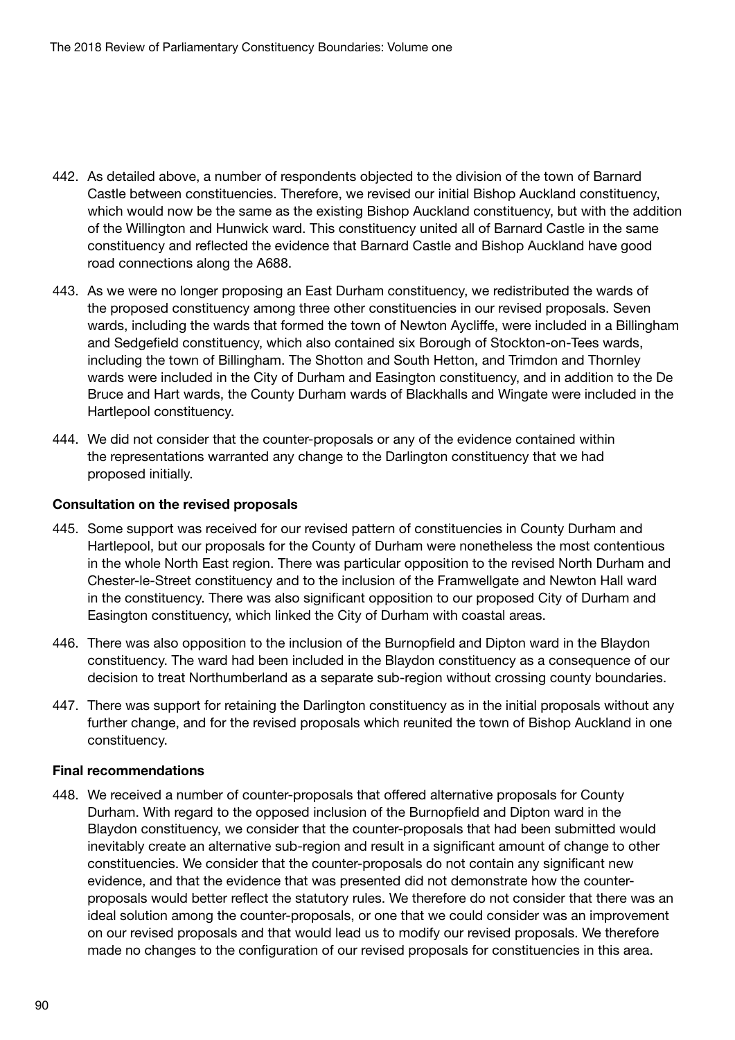442. As detailed above, a number of respondents objected to the division of the town of Barnard Castle between constituencies. Therefore, we revised our initial Bishop Auckland constituency, which would now be the same as the existing Bishop Auckland constituency, but with the addition of the Willington and Hunwick ward. This constituency united all of Barnard Castle in the same constituency and reflected the evidence that Barnard Castle and Bishop Auckland have good road connections along the A688.

443. As we were no longer proposing an East Durham constituency, we redistributed the wards of the proposed constituency among three other constituencies in our revised proposals. Seven wards, including the wards that formed the town of Newton Aycliffe, were included in a Billingham and Sedgefield constituency, which also contained six Borough of Stockton-on-Tees wards, including the town of Billingham. The Shotton and South Hetton, and Trimdon and Thornley wards were included in the City of Durham and Easington constituency, and in addition to the De Bruce and Hart wards, the County Durham wards of Blackhalls and Wingate were included in the Hartlepool constituency.

444. We did not consider that the counter-proposals or any of the evidence contained within the representations warranted any change to the Darlington constituency that we had proposed initially.

**Consultation on the revised proposals**

445. Some support was received for our revised pattern of constituencies in County Durham and Hartlepool, but our proposals for the County of Durham were nonetheless the most contentious in the whole North East region. There was particular opposition to the revised North Durham and Chester-le-Street constituency and to the inclusion of the Framwellgate and Newton Hall ward in the constituency. There was also significant opposition to our proposed City of Durham and Easington constituency, which linked the City of Durham with coastal areas.

446. There was also opposition to the inclusion of the Burnopfield and Dipton ward in the Blaydon constituency. The ward had been included in the Blaydon constituency as a consequence of our decision to treat Northumberland as a separate sub-region without crossing county boundaries.

447. There was support for retaining the Darlington constituency as in the initial proposals without any further change, and for the revised proposals which reunited the town of Bishop Auckland in one constituency.

**Final recommendations**

448. We received a number of counter-proposals that offered alternative proposals for County Durham. With regard to the opposed inclusion of the Burnopfield and Dipton ward in the Blaydon constituency, we consider that the counter-proposals that had been submitted would inevitably create an alternative sub-region and result in a significant amount of change to other constituencies. We consider that the counter-proposals do not contain any significant new evidence, and that the evidence that was presented did not demonstrate how the counter-proposals would better reflect the statutory rules. We therefore do not consider that there was an ideal solution among the counter-proposals, or one that we could consider was an improvement on our revised proposals and that would lead us to modify our revised proposals. We therefore made no changes to the configuration of our revised proposals for constituencies in this area.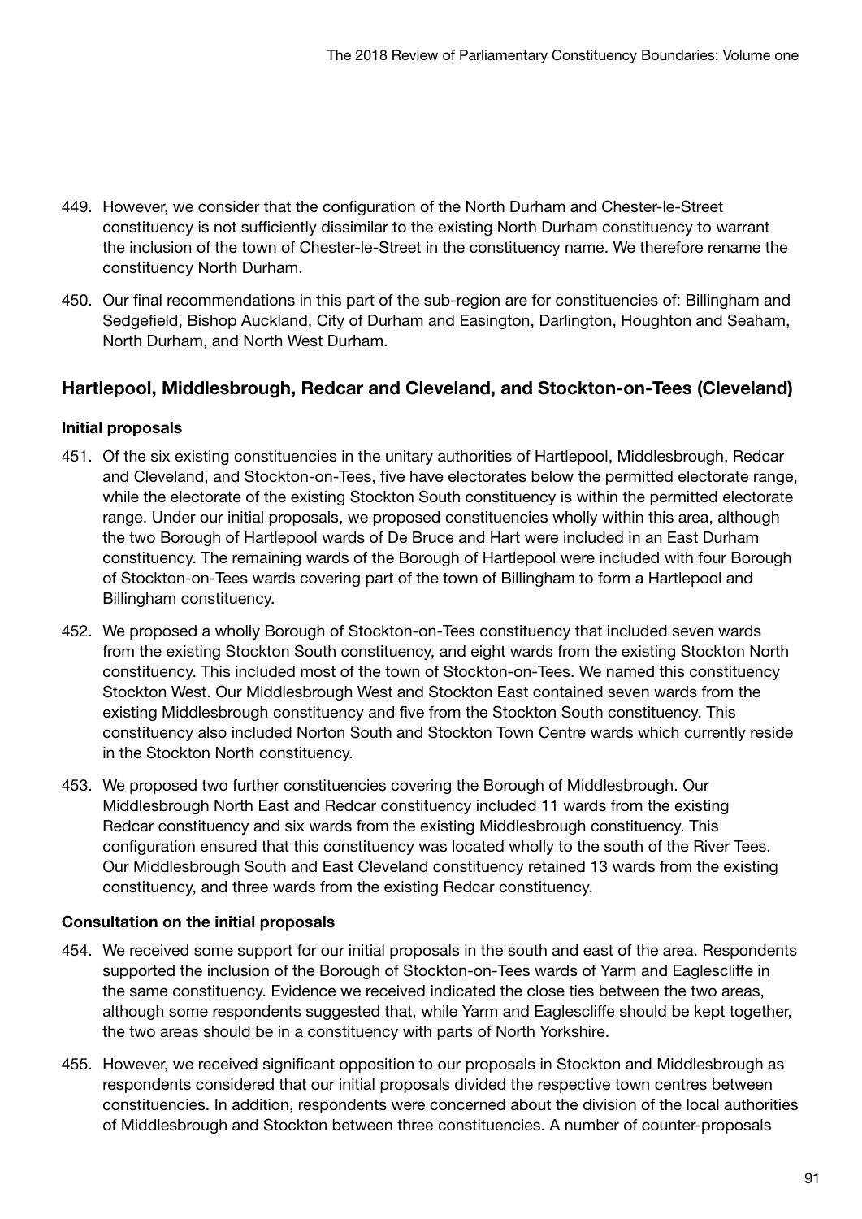449. However, we consider that the configuration of the North Durham and Chester-le-Street constituency is not sufficiently dissimilar to the existing North Durham constituency to warrant the inclusion of the town of Chester-le-Street in the constituency name. We therefore rename the constituency North Durham.

450. Our final recommendations in this part of the sub-region are for constituencies of: Billingham and Sedgefield, Bishop Auckland, City of Durham and Easington, Darlington, Houghton and Seaham, North Durham, and North West Durham.

## Hartlepool, Middlesbrough, Redcar and Cleveland, and Stockton-on-Tees (Cleveland)

### Initial proposals

451. Of the six existing constituencies in the unitary authorities of Hartlepool, Middlesbrough, Redcar and Cleveland, and Stockton-on-Tees, five have electorates below the permitted electorate range, while the electorate of the existing Stockton South constituency is within the permitted electorate range. Under our initial proposals, we proposed constituencies wholly within this area, although the two Borough of Hartlepool wards of De Bruce and Hart were included in an East Durham constituency. The remaining wards of the Borough of Hartlepool were included with four Borough of Stockton-on-Tees wards covering part of the town of Billingham to form a Hartlepool and Billingham constituency.

452. We proposed a wholly Borough of Stockton-on-Tees constituency that included seven wards from the existing Stockton South constituency, and eight wards from the existing Stockton North constituency. This included most of the town of Stockton-on-Tees. We named this constituency Stockton West. Our Middlesbrough West and Stockton East contained seven wards from the existing Middlesbrough constituency and five from the Stockton South constituency. This constituency also included Norton South and Stockton Town Centre wards which currently reside in the Stockton North constituency.

453. We proposed two further constituencies covering the Borough of Middlesbrough. Our Middlesbrough North East and Redcar constituency included 11 wards from the existing Redcar constituency and six wards from the existing Middlesbrough constituency. This configuration ensured that this constituency was located wholly to the south of the River Tees. Our Middlesbrough South and East Cleveland constituency retained 13 wards from the existing constituency, and three wards from the existing Redcar constituency.

### Consultation on the initial proposals

454. We received some support for our initial proposals in the south and east of the area. Respondents supported the inclusion of the Borough of Stockton-on-Tees wards of Yarm and Eaglescliffe in the same constituency. Evidence we received indicated the close ties between the two areas, although some respondents suggested that, while Yarm and Eaglescliffe should be kept together, the two areas should be in a constituency with parts of North Yorkshire.

455. However, we received significant opposition to our proposals in Stockton and Middlesbrough as respondents considered that our initial proposals divided the respective town centres between constituencies. In addition, respondents were concerned about the division of the local authorities of Middlesbrough and Stockton between three constituencies. A number of counter-proposals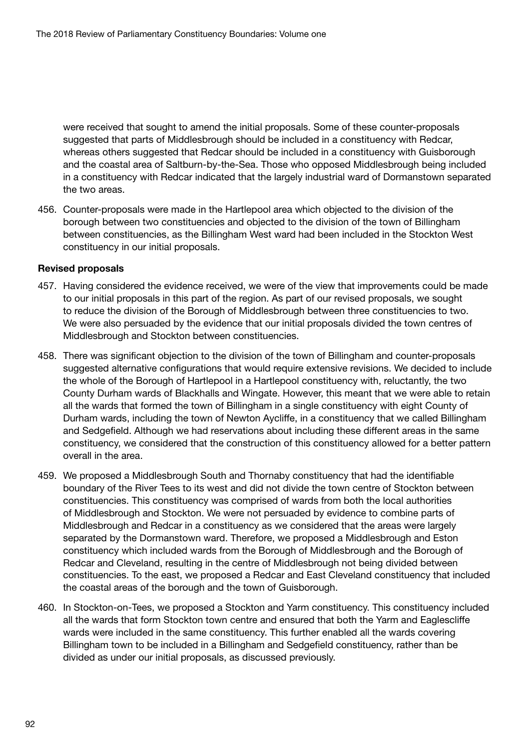were received that sought to amend the initial proposals. Some of these counter-proposals suggested that parts of Middlesbrough should be included in a constituency with Redcar, whereas others suggested that Redcar should be included in a constituency with Guisborough and the coastal area of Saltburn-by-the-Sea. Those who opposed Middlesbrough being included in a constituency with Redcar indicated that the largely industrial ward of Dormanstown separated the two areas.

456. Counter-proposals were made in the Hartlepool area which objected to the division of the borough between two constituencies and objected to the division of the town of Billingham between constituencies, as the Billingham West ward had been included in the Stockton West constituency in our initial proposals.

**Revised proposals**

457. Having considered the evidence received, we were of the view that improvements could be made to our initial proposals in this part of the region. As part of our revised proposals, we sought to reduce the division of the Borough of Middlesbrough between three constituencies to two. We were also persuaded by the evidence that our initial proposals divided the town centres of Middlesbrough and Stockton between constituencies.

458. There was significant objection to the division of the town of Billingham and counter-proposals suggested alternative configurations that would require extensive revisions. We decided to include the whole of the Borough of Hartlepool in a Hartlepool constituency with, reluctantly, the two County Durham wards of Blackhalls and Wingate. However, this meant that we were able to retain all the wards that formed the town of Billingham in a single constituency with eight County of Durham wards, including the town of Newton Aycliffe, in a constituency that we called Billingham and Sedgefield. Although we had reservations about including these different areas in the same constituency, we considered that the construction of this constituency allowed for a better pattern overall in the area.

459. We proposed a Middlesbrough South and Thornaby constituency that had the identifiable boundary of the River Tees to its west and did not divide the town centre of Stockton between constituencies. This constituency was comprised of wards from both the local authorities of Middlesbrough and Stockton. We were not persuaded by evidence to combine parts of Middlesbrough and Redcar in a constituency as we considered that the areas were largely separated by the Dormanstown ward. Therefore, we proposed a Middlesbrough and Eston constituency which included wards from the Borough of Middlesbrough and the Borough of Redcar and Cleveland, resulting in the centre of Middlesbrough not being divided between constituencies. To the east, we proposed a Redcar and East Cleveland constituency that included the coastal areas of the borough and the town of Guisborough.

460. In Stockton-on-Tees, we proposed a Stockton and Yarm constituency. This constituency included all the wards that form Stockton town centre and ensured that both the Yarm and Eaglescliffe wards were included in the same constituency. This further enabled all the wards covering Billingham town to be included in a Billingham and Sedgefield constituency, rather than be divided as under our initial proposals, as discussed previously.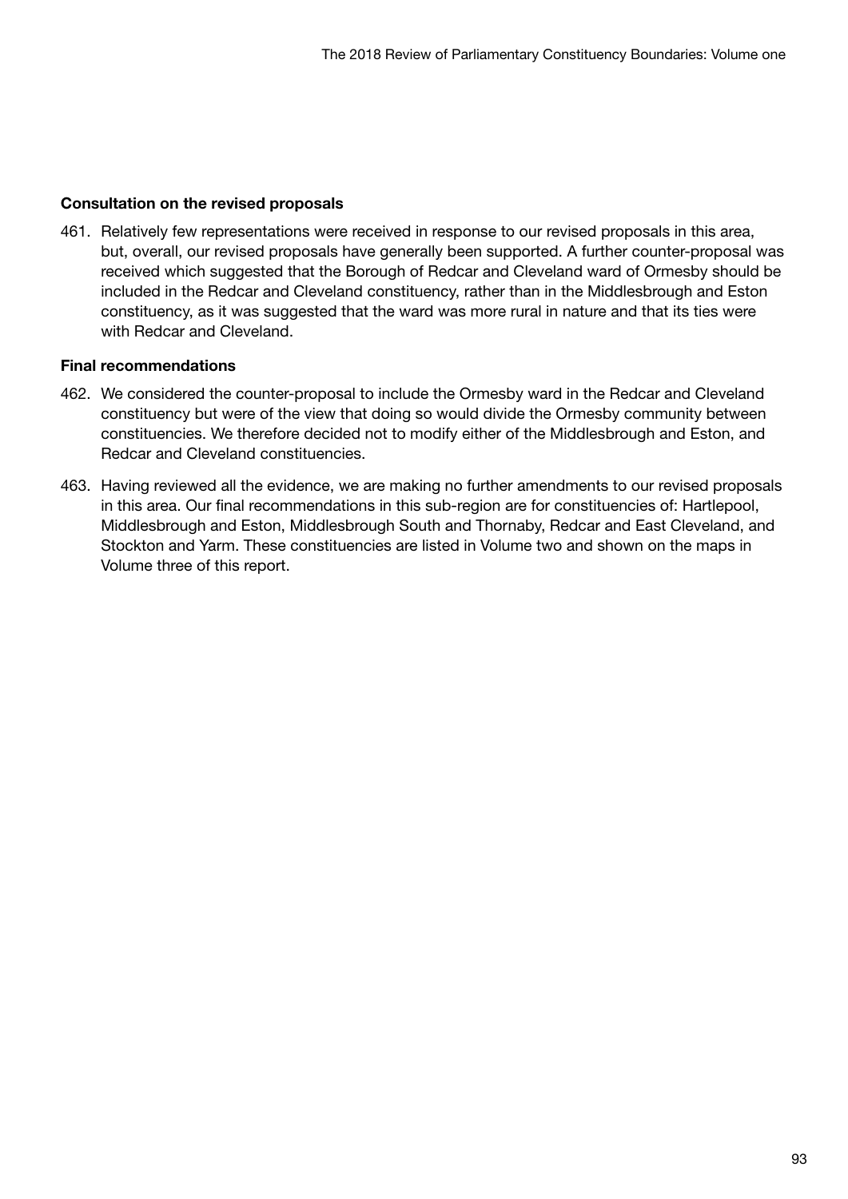**Consultation on the revised proposals**

461. Relatively few representations were received in response to our revised proposals in this area, but, overall, our revised proposals have generally been supported. A further counter-proposal was received which suggested that the Borough of Redcar and Cleveland ward of Ormesby should be included in the Redcar and Cleveland constituency, rather than in the Middlesbrough and Eston constituency, as it was suggested that the ward was more rural in nature and that its ties were with Redcar and Cleveland.

**Final recommendations**

462. We considered the counter-proposal to include the Ormesby ward in the Redcar and Cleveland constituency but were of the view that doing so would divide the Ormesby community between constituencies. We therefore decided not to modify either of the Middlesbrough and Eston, and Redcar and Cleveland constituencies.

463. Having reviewed all the evidence, we are making no further amendments to our revised proposals in this area. Our final recommendations in this sub-region are for constituencies of: Hartlepool, Middlesbrough and Eston, Middlesbrough South and Thornaby, Redcar and East Cleveland, and Stockton and Yarm. These constituencies are listed in Volume two and shown on the maps in Volume three of this report.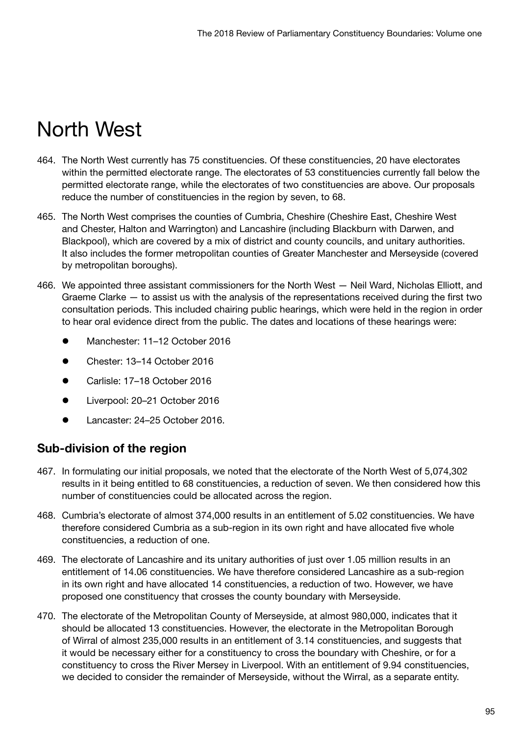# North West

464. The North West currently has 75 constituencies. Of these constituencies, 20 have electorates within the permitted electorate range. The electorates of 53 constituencies currently fall below the permitted electorate range, while the electorates of two constituencies are above. Our proposals reduce the number of constituencies in the region by seven, to 68.

465. The North West comprises the counties of Cumbria, Cheshire (Cheshire East, Cheshire West and Chester, Halton and Warrington) and Lancashire (including Blackburn with Darwen, and Blackpool), which are covered by a mix of district and county councils, and unitary authorities. It also includes the former metropolitan counties of Greater Manchester and Merseyside (covered by metropolitan boroughs).

466. We appointed three assistant commissioners for the North West — Neil Ward, Nicholas Elliott, and Graeme Clarke — to assist us with the analysis of the representations received during the first two consultation periods. This included chairing public hearings, which were held in the region in order to hear oral evidence direct from the public. The dates and locations of these hearings were:

- Manchester: 11–12 October 2016
- Chester: 13–14 October 2016
- Carlisle: 17–18 October 2016
- Liverpool: 20–21 October 2016
- Lancaster: 24–25 October 2016.

## Sub-division of the region

467. In formulating our initial proposals, we noted that the electorate of the North West of 5,074,302 results in it being entitled to 68 constituencies, a reduction of seven. We then considered how this number of constituencies could be allocated across the region.

468. Cumbria's electorate of almost 374,000 results in an entitlement of 5.02 constituencies. We have therefore considered Cumbria as a sub-region in its own right and have allocated five whole constituencies, a reduction of one.

469. The electorate of Lancashire and its unitary authorities of just over 1.05 million results in an entitlement of 14.06 constituencies. We have therefore considered Lancashire as a sub-region in its own right and have allocated 14 constituencies, a reduction of two. However, we have proposed one constituency that crosses the county boundary with Merseyside.

470. The electorate of the Metropolitan County of Merseyside, at almost 980,000, indicates that it should be allocated 13 constituencies. However, the electorate in the Metropolitan Borough of Wirral of almost 235,000 results in an entitlement of 3.14 constituencies, and suggests that it would be necessary either for a constituency to cross the boundary with Cheshire, or for a constituency to cross the River Mersey in Liverpool. With an entitlement of 9.94 constituencies, we decided to consider the remainder of Merseyside, without the Wirral, as a separate entity.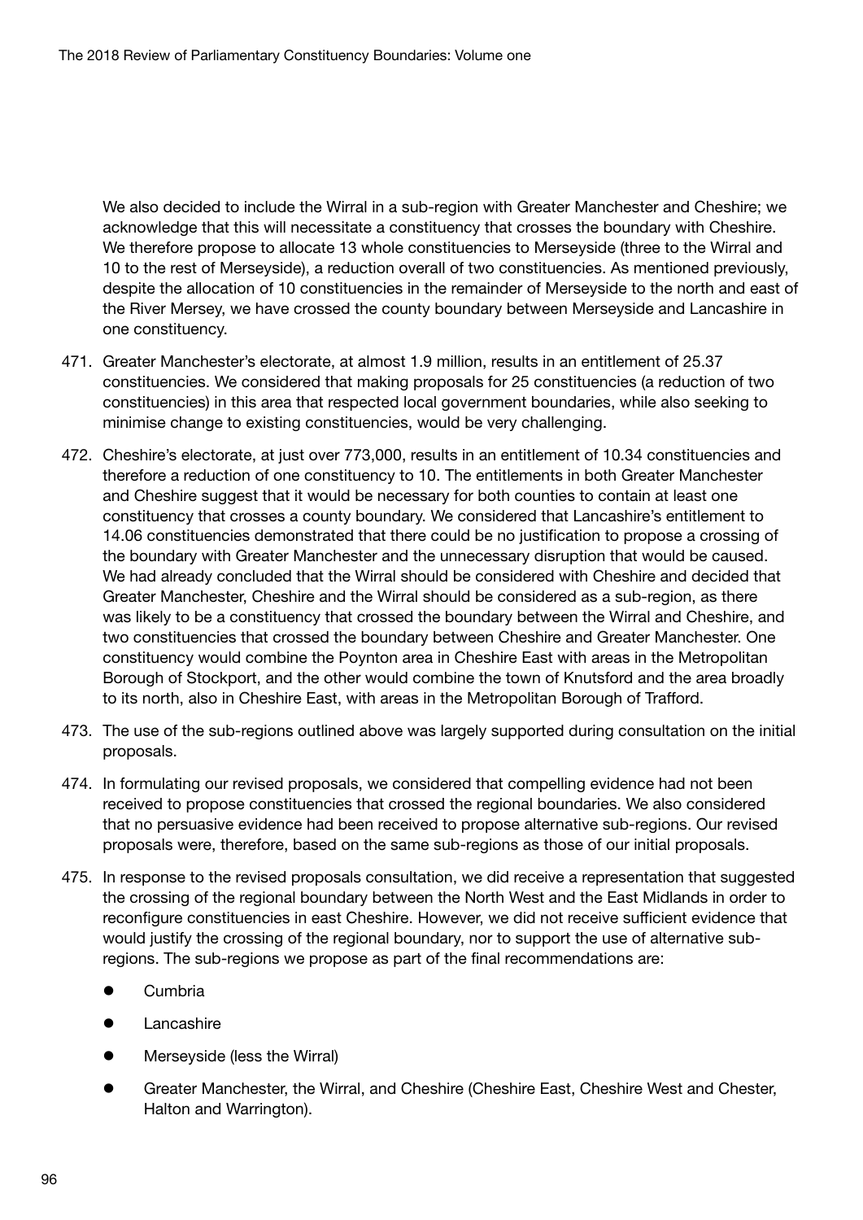We also decided to include the Wirral in a sub-region with Greater Manchester and Cheshire; we acknowledge that this will necessitate a constituency that crosses the boundary with Cheshire. We therefore propose to allocate 13 whole constituencies to Merseyside (three to the Wirral and 10 to the rest of Merseyside), a reduction overall of two constituencies. As mentioned previously, despite the allocation of 10 constituencies in the remainder of Merseyside to the north and east of the River Mersey, we have crossed the county boundary between Merseyside and Lancashire in one constituency.

471. Greater Manchester's electorate, at almost 1.9 million, results in an entitlement of 25.37 constituencies. We considered that making proposals for 25 constituencies (a reduction of two constituencies) in this area that respected local government boundaries, while also seeking to minimise change to existing constituencies, would be very challenging.

472. Cheshire's electorate, at just over 773,000, results in an entitlement of 10.34 constituencies and therefore a reduction of one constituency to 10. The entitlements in both Greater Manchester and Cheshire suggest that it would be necessary for both counties to contain at least one constituency that crosses a county boundary. We considered that Lancashire's entitlement to 14.06 constituencies demonstrated that there could be no justification to propose a crossing of the boundary with Greater Manchester and the unnecessary disruption that would be caused. We had already concluded that the Wirral should be considered with Cheshire and decided that Greater Manchester, Cheshire and the Wirral should be considered as a sub-region, as there was likely to be a constituency that crossed the boundary between the Wirral and Cheshire, and two constituencies that crossed the boundary between Cheshire and Greater Manchester. One constituency would combine the Poynton area in Cheshire East with areas in the Metropolitan Borough of Stockport, and the other would combine the town of Knutsford and the area broadly to its north, also in Cheshire East, with areas in the Metropolitan Borough of Trafford.

473. The use of the sub-regions outlined above was largely supported during consultation on the initial proposals.

474. In formulating our revised proposals, we considered that compelling evidence had not been received to propose constituencies that crossed the regional boundaries. We also considered that no persuasive evidence had been received to propose alternative sub-regions. Our revised proposals were, therefore, based on the same sub-regions as those of our initial proposals.

475. In response to the revised proposals consultation, we did receive a representation that suggested the crossing of the regional boundary between the North West and the East Midlands in order to reconfigure constituencies in east Cheshire. However, we did not receive sufficient evidence that would justify the crossing of the regional boundary, nor to support the use of alternative sub-regions. The sub-regions we propose as part of the final recommendations are:

- Cumbria
- Lancashire
- Merseyside (less the Wirral)
- Greater Manchester, the Wirral, and Cheshire (Cheshire East, Cheshire West and Chester, Halton and Warrington).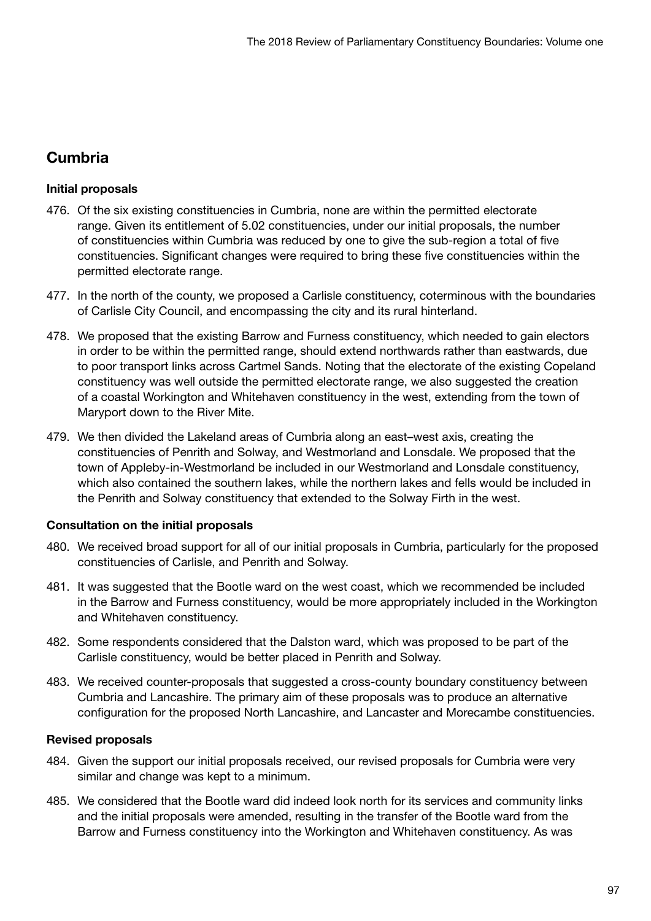## Cumbria

### Initial proposals

476. Of the six existing constituencies in Cumbria, none are within the permitted electorate range. Given its entitlement of 5.02 constituencies, under our initial proposals, the number of constituencies within Cumbria was reduced by one to give the sub-region a total of five constituencies. Significant changes were required to bring these five constituencies within the permitted electorate range.

477. In the north of the county, we proposed a Carlisle constituency, coterminous with the boundaries of Carlisle City Council, and encompassing the city and its rural hinterland.

478. We proposed that the existing Barrow and Furness constituency, which needed to gain electors in order to be within the permitted range, should extend northwards rather than eastwards, due to poor transport links across Cartmel Sands. Noting that the electorate of the existing Copeland constituency was well outside the permitted electorate range, we also suggested the creation of a coastal Workington and Whitehaven constituency in the west, extending from the town of Maryport down to the River Mite.

479. We then divided the Lakeland areas of Cumbria along an east–west axis, creating the constituencies of Penrith and Solway, and Westmorland and Lonsdale. We proposed that the town of Appleby-in-Westmorland be included in our Westmorland and Lonsdale constituency, which also contained the southern lakes, while the northern lakes and fells would be included in the Penrith and Solway constituency that extended to the Solway Firth in the west.

### Consultation on the initial proposals

480. We received broad support for all of our initial proposals in Cumbria, particularly for the proposed constituencies of Carlisle, and Penrith and Solway.

481. It was suggested that the Bootle ward on the west coast, which we recommended be included in the Barrow and Furness constituency, would be more appropriately included in the Workington and Whitehaven constituency.

482. Some respondents considered that the Dalston ward, which was proposed to be part of the Carlisle constituency, would be better placed in Penrith and Solway.

483. We received counter-proposals that suggested a cross-county boundary constituency between Cumbria and Lancashire. The primary aim of these proposals was to produce an alternative configuration for the proposed North Lancashire, and Lancaster and Morecambe constituencies.

### Revised proposals

484. Given the support our initial proposals received, our revised proposals for Cumbria were very similar and change was kept to a minimum.

485. We considered that the Bootle ward did indeed look north for its services and community links and the initial proposals were amended, resulting in the transfer of the Bootle ward from the Barrow and Furness constituency into the Workington and Whitehaven constituency. As was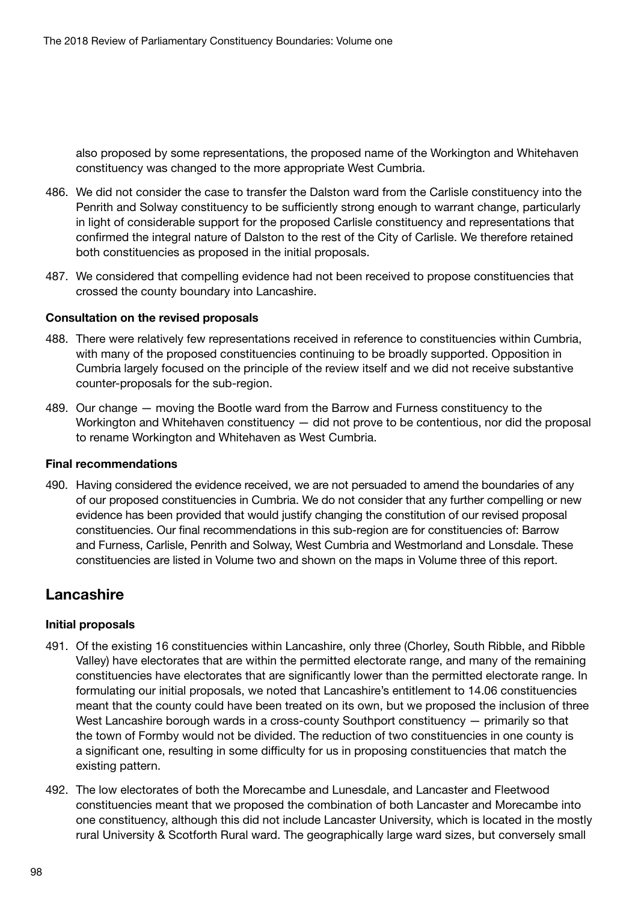also proposed by some representations, the proposed name of the Workington and Whitehaven constituency was changed to the more appropriate West Cumbria.

486. We did not consider the case to transfer the Dalston ward from the Carlisle constituency into the Penrith and Solway constituency to be sufficiently strong enough to warrant change, particularly in light of considerable support for the proposed Carlisle constituency and representations that confirmed the integral nature of Dalston to the rest of the City of Carlisle. We therefore retained both constituencies as proposed in the initial proposals.

487. We considered that compelling evidence had not been received to propose constituencies that crossed the county boundary into Lancashire.

**Consultation on the revised proposals**

488. There were relatively few representations received in reference to constituencies within Cumbria, with many of the proposed constituencies continuing to be broadly supported. Opposition in Cumbria largely focused on the principle of the review itself and we did not receive substantive counter-proposals for the sub-region.

489. Our change — moving the Bootle ward from the Barrow and Furness constituency to the Workington and Whitehaven constituency — did not prove to be contentious, nor did the proposal to rename Workington and Whitehaven as West Cumbria.

**Final recommendations**

490. Having considered the evidence received, we are not persuaded to amend the boundaries of any of our proposed constituencies in Cumbria. We do not consider that any further compelling or new evidence has been provided that would justify changing the constitution of our revised proposal constituencies. Our final recommendations in this sub-region are for constituencies of: Barrow and Furness, Carlisle, Penrith and Solway, West Cumbria and Westmorland and Lonsdale. These constituencies are listed in Volume two and shown on the maps in Volume three of this report.

## Lancashire

**Initial proposals**

491. Of the existing 16 constituencies within Lancashire, only three (Chorley, South Ribble, and Ribble Valley) have electorates that are within the permitted electorate range, and many of the remaining constituencies have electorates that are significantly lower than the permitted electorate range. In formulating our initial proposals, we noted that Lancashire's entitlement to 14.06 constituencies meant that the county could have been treated on its own, but we proposed the inclusion of three West Lancashire borough wards in a cross-county Southport constituency — primarily so that the town of Formby would not be divided. The reduction of two constituencies in one county is a significant one, resulting in some difficulty for us in proposing constituencies that match the existing pattern.

492. The low electorates of both the Morecambe and Lunesdale, and Lancaster and Fleetwood constituencies meant that we proposed the combination of both Lancaster and Morecambe into one constituency, although this did not include Lancaster University, which is located in the mostly rural University & Scotforth Rural ward. The geographically large ward sizes, but conversely small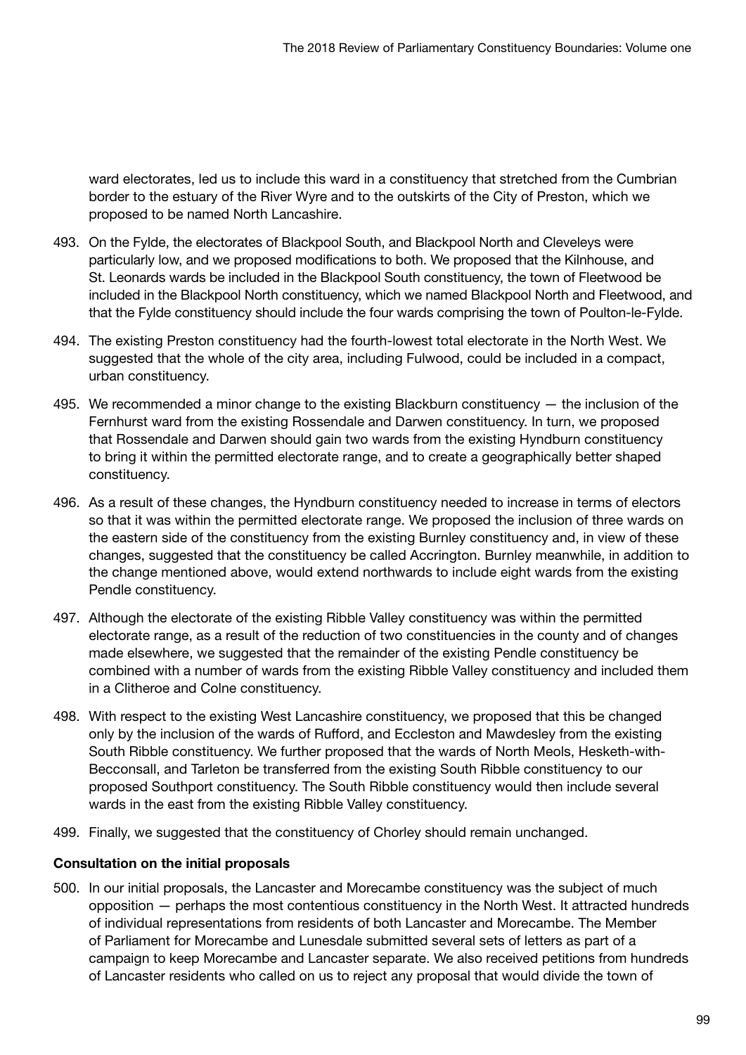ward electorates, led us to include this ward in a constituency that stretched from the Cumbrian border to the estuary of the River Wyre and to the outskirts of the City of Preston, which we proposed to be named North Lancashire.

493. On the Fylde, the electorates of Blackpool South, and Blackpool North and Cleveleys were particularly low, and we proposed modifications to both. We proposed that the Kilnhouse, and St. Leonards wards be included in the Blackpool South constituency, the town of Fleetwood be included in the Blackpool North constituency, which we named Blackpool North and Fleetwood, and that the Fylde constituency should include the four wards comprising the town of Poulton-le-Fylde.

494. The existing Preston constituency had the fourth-lowest total electorate in the North West. We suggested that the whole of the city area, including Fulwood, could be included in a compact, urban constituency.

495. We recommended a minor change to the existing Blackburn constituency — the inclusion of the Fernhurst ward from the existing Rossendale and Darwen constituency. In turn, we proposed that Rossendale and Darwen should gain two wards from the existing Hyndburn constituency to bring it within the permitted electorate range, and to create a geographically better shaped constituency.

496. As a result of these changes, the Hyndburn constituency needed to increase in terms of electors so that it was within the permitted electorate range. We proposed the inclusion of three wards on the eastern side of the constituency from the existing Burnley constituency and, in view of these changes, suggested that the constituency be called Accrington. Burnley meanwhile, in addition to the change mentioned above, would extend northwards to include eight wards from the existing Pendle constituency.

497. Although the electorate of the existing Ribble Valley constituency was within the permitted electorate range, as a result of the reduction of two constituencies in the county and of changes made elsewhere, we suggested that the remainder of the existing Pendle constituency be combined with a number of wards from the existing Ribble Valley constituency and included them in a Clitheroe and Colne constituency.

498. With respect to the existing West Lancashire constituency, we proposed that this be changed only by the inclusion of the wards of Rufford, and Eccleston and Mawdesley from the existing South Ribble constituency. We further proposed that the wards of North Meols, Hesketh-with-Becconsall, and Tarleton be transferred from the existing South Ribble constituency to our proposed Southport constituency. The South Ribble constituency would then include several wards in the east from the existing Ribble Valley constituency.

499. Finally, we suggested that the constituency of Chorley should remain unchanged.

**Consultation on the initial proposals**

500. In our initial proposals, the Lancaster and Morecambe constituency was the subject of much opposition — perhaps the most contentious constituency in the North West. It attracted hundreds of individual representations from residents of both Lancaster and Morecambe. The Member of Parliament for Morecambe and Lunesdale submitted several sets of letters as part of a campaign to keep Morecambe and Lancaster separate. We also received petitions from hundreds of Lancaster residents who called on us to reject any proposal that would divide the town of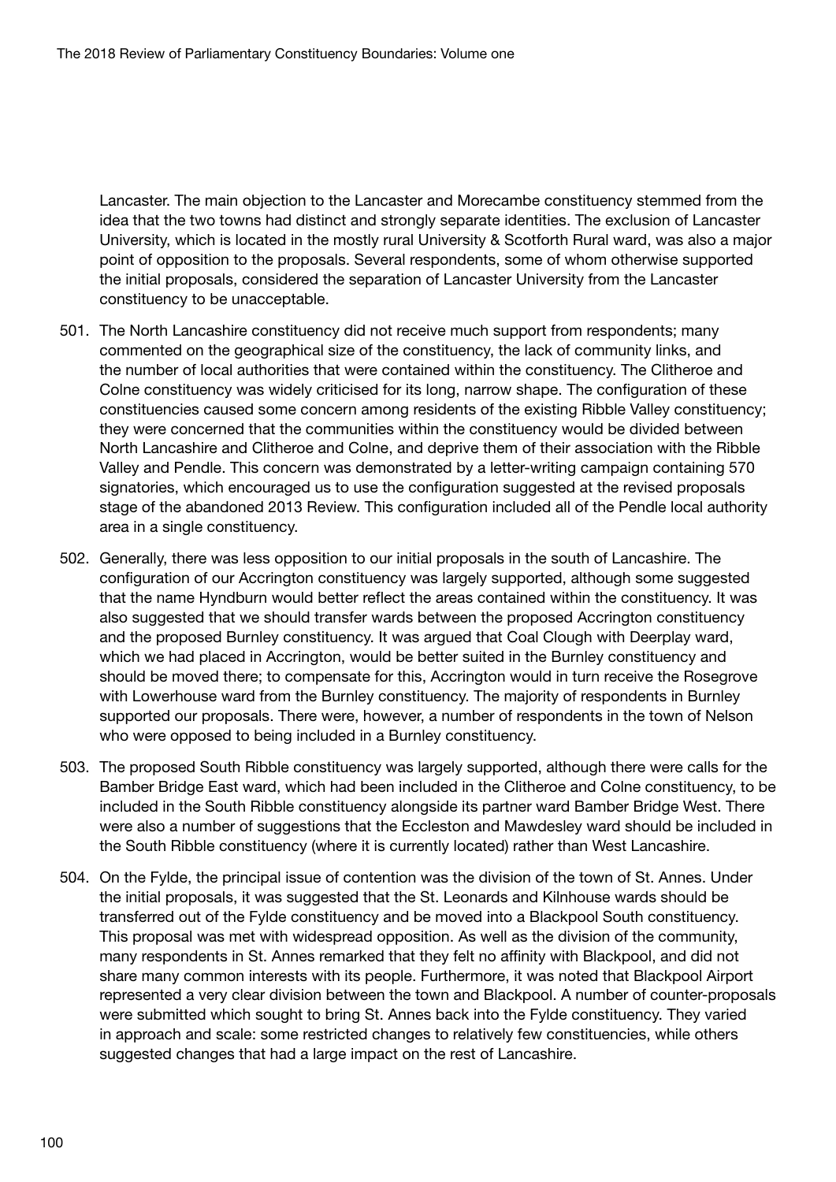Lancaster. The main objection to the Lancaster and Morecambe constituency stemmed from the idea that the two towns had distinct and strongly separate identities. The exclusion of Lancaster University, which is located in the mostly rural University & Scotforth Rural ward, was also a major point of opposition to the proposals. Several respondents, some of whom otherwise supported the initial proposals, considered the separation of Lancaster University from the Lancaster constituency to be unacceptable.

501. The North Lancashire constituency did not receive much support from respondents; many commented on the geographical size of the constituency, the lack of community links, and the number of local authorities that were contained within the constituency. The Clitheroe and Colne constituency was widely criticised for its long, narrow shape. The configuration of these constituencies caused some concern among residents of the existing Ribble Valley constituency; they were concerned that the communities within the constituency would be divided between North Lancashire and Clitheroe and Colne, and deprive them of their association with the Ribble Valley and Pendle. This concern was demonstrated by a letter-writing campaign containing 570 signatories, which encouraged us to use the configuration suggested at the revised proposals stage of the abandoned 2013 Review. This configuration included all of the Pendle local authority area in a single constituency.

502. Generally, there was less opposition to our initial proposals in the south of Lancashire. The configuration of our Accrington constituency was largely supported, although some suggested that the name Hyndburn would better reflect the areas contained within the constituency. It was also suggested that we should transfer wards between the proposed Accrington constituency and the proposed Burnley constituency. It was argued that Coal Clough with Deerplay ward, which we had placed in Accrington, would be better suited in the Burnley constituency and should be moved there; to compensate for this, Accrington would in turn receive the Rosegrove with Lowerhouse ward from the Burnley constituency. The majority of respondents in Burnley supported our proposals. There were, however, a number of respondents in the town of Nelson who were opposed to being included in a Burnley constituency.

503. The proposed South Ribble constituency was largely supported, although there were calls for the Bamber Bridge East ward, which had been included in the Clitheroe and Colne constituency, to be included in the South Ribble constituency alongside its partner ward Bamber Bridge West. There were also a number of suggestions that the Eccleston and Mawdesley ward should be included in the South Ribble constituency (where it is currently located) rather than West Lancashire.

504. On the Fylde, the principal issue of contention was the division of the town of St. Annes. Under the initial proposals, it was suggested that the St. Leonards and Kilnhouse wards should be transferred out of the Fylde constituency and be moved into a Blackpool South constituency. This proposal was met with widespread opposition. As well as the division of the community, many respondents in St. Annes remarked that they felt no affinity with Blackpool, and did not share many common interests with its people. Furthermore, it was noted that Blackpool Airport represented a very clear division between the town and Blackpool. A number of counter-proposals were submitted which sought to bring St. Annes back into the Fylde constituency. They varied in approach and scale: some restricted changes to relatively few constituencies, while others suggested changes that had a large impact on the rest of Lancashire.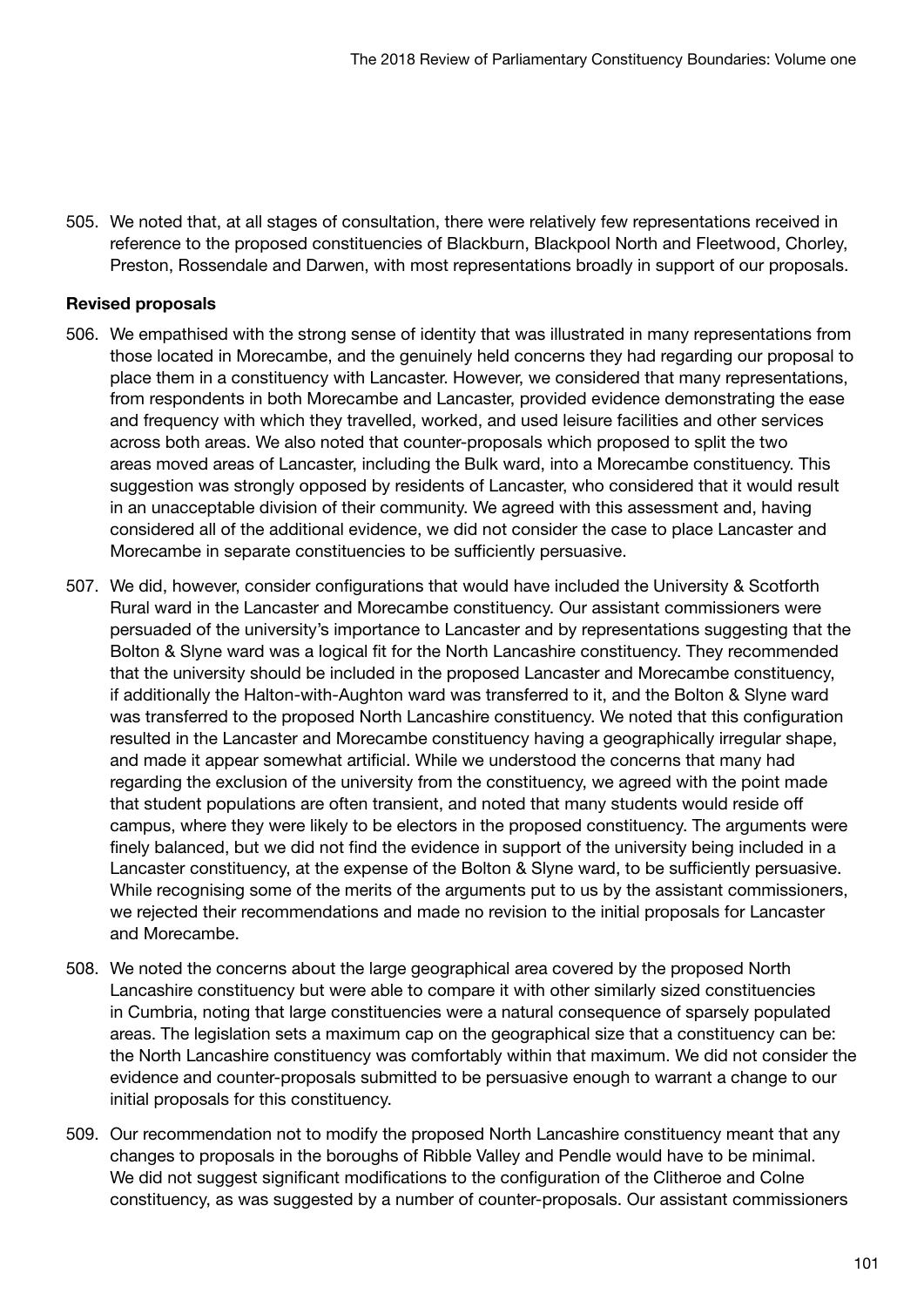505. We noted that, at all stages of consultation, there were relatively few representations received in reference to the proposed constituencies of Blackburn, Blackpool North and Fleetwood, Chorley, Preston, Rossendale and Darwen, with most representations broadly in support of our proposals.

**Revised proposals**

506. We empathised with the strong sense of identity that was illustrated in many representations from those located in Morecambe, and the genuinely held concerns they had regarding our proposal to place them in a constituency with Lancaster. However, we considered that many representations, from respondents in both Morecambe and Lancaster, provided evidence demonstrating the ease and frequency with which they travelled, worked, and used leisure facilities and other services across both areas. We also noted that counter-proposals which proposed to split the two areas moved areas of Lancaster, including the Bulk ward, into a Morecambe constituency. This suggestion was strongly opposed by residents of Lancaster, who considered that it would result in an unacceptable division of their community. We agreed with this assessment and, having considered all of the additional evidence, we did not consider the case to place Lancaster and Morecambe in separate constituencies to be sufficiently persuasive.

507. We did, however, consider configurations that would have included the University & Scotforth Rural ward in the Lancaster and Morecambe constituency. Our assistant commissioners were persuaded of the university's importance to Lancaster and by representations suggesting that the Bolton & Slyne ward was a logical fit for the North Lancashire constituency. They recommended that the university should be included in the proposed Lancaster and Morecambe constituency, if additionally the Halton-with-Aughton ward was transferred to it, and the Bolton & Slyne ward was transferred to the proposed North Lancashire constituency. We noted that this configuration resulted in the Lancaster and Morecambe constituency having a geographically irregular shape, and made it appear somewhat artificial. While we understood the concerns that many had regarding the exclusion of the university from the constituency, we agreed with the point made that student populations are often transient, and noted that many students would reside off campus, where they were likely to be electors in the proposed constituency. The arguments were finely balanced, but we did not find the evidence in support of the university being included in a Lancaster constituency, at the expense of the Bolton & Slyne ward, to be sufficiently persuasive. While recognising some of the merits of the arguments put to us by the assistant commissioners, we rejected their recommendations and made no revision to the initial proposals for Lancaster and Morecambe.

508. We noted the concerns about the large geographical area covered by the proposed North Lancashire constituency but were able to compare it with other similarly sized constituencies in Cumbria, noting that large constituencies were a natural consequence of sparsely populated areas. The legislation sets a maximum cap on the geographical size that a constituency can be: the North Lancashire constituency was comfortably within that maximum. We did not consider the evidence and counter-proposals submitted to be persuasive enough to warrant a change to our initial proposals for this constituency.

509. Our recommendation not to modify the proposed North Lancashire constituency meant that any changes to proposals in the boroughs of Ribble Valley and Pendle would have to be minimal. We did not suggest significant modifications to the configuration of the Clitheroe and Colne constituency, as was suggested by a number of counter-proposals. Our assistant commissioners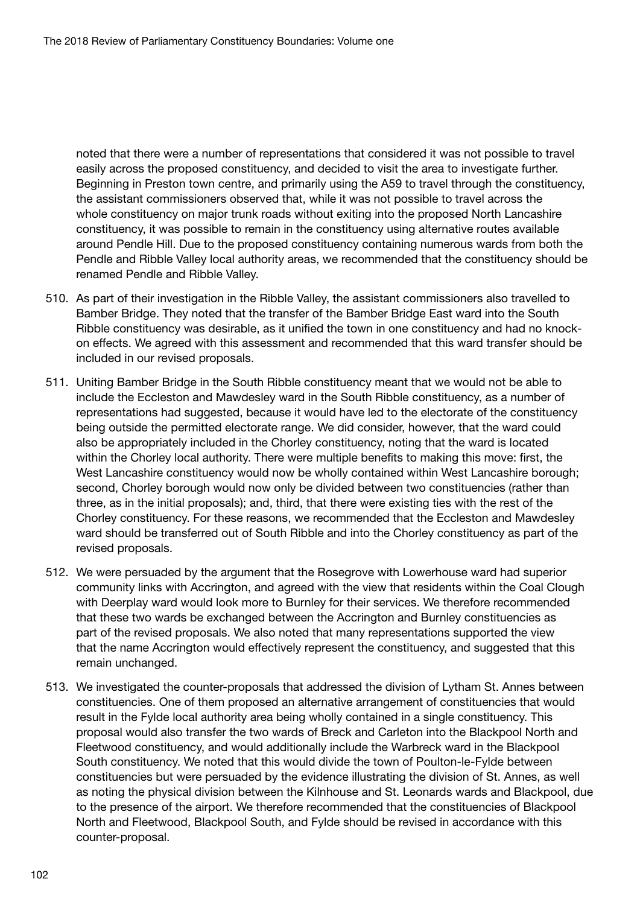noted that there were a number of representations that considered it was not possible to travel easily across the proposed constituency, and decided to visit the area to investigate further. Beginning in Preston town centre, and primarily using the A59 to travel through the constituency, the assistant commissioners observed that, while it was not possible to travel across the whole constituency on major trunk roads without exiting into the proposed North Lancashire constituency, it was possible to remain in the constituency using alternative routes available around Pendle Hill. Due to the proposed constituency containing numerous wards from both the Pendle and Ribble Valley local authority areas, we recommended that the constituency should be renamed Pendle and Ribble Valley.

510. As part of their investigation in the Ribble Valley, the assistant commissioners also travelled to Bamber Bridge. They noted that the transfer of the Bamber Bridge East ward into the South Ribble constituency was desirable, as it unified the town in one constituency and had no knock-on effects. We agreed with this assessment and recommended that this ward transfer should be included in our revised proposals.

511. Uniting Bamber Bridge in the South Ribble constituency meant that we would not be able to include the Eccleston and Mawdesley ward in the South Ribble constituency, as a number of representations had suggested, because it would have led to the electorate of the constituency being outside the permitted electorate range. We did consider, however, that the ward could also be appropriately included in the Chorley constituency, noting that the ward is located within the Chorley local authority. There were multiple benefits to making this move: first, the West Lancashire constituency would now be wholly contained within West Lancashire borough; second, Chorley borough would now only be divided between two constituencies (rather than three, as in the initial proposals); and, third, that there were existing ties with the rest of the Chorley constituency. For these reasons, we recommended that the Eccleston and Mawdesley ward should be transferred out of South Ribble and into the Chorley constituency as part of the revised proposals.

512. We were persuaded by the argument that the Rosegrove with Lowerhouse ward had superior community links with Accrington, and agreed with the view that residents within the Coal Clough with Deerplay ward would look more to Burnley for their services. We therefore recommended that these two wards be exchanged between the Accrington and Burnley constituencies as part of the revised proposals. We also noted that many representations supported the view that the name Accrington would effectively represent the constituency, and suggested that this remain unchanged.

513. We investigated the counter-proposals that addressed the division of Lytham St. Annes between constituencies. One of them proposed an alternative arrangement of constituencies that would result in the Fylde local authority area being wholly contained in a single constituency. This proposal would also transfer the two wards of Breck and Carleton into the Blackpool North and Fleetwood constituency, and would additionally include the Warbreck ward in the Blackpool South constituency. We noted that this would divide the town of Poulton-le-Fylde between constituencies but were persuaded by the evidence illustrating the division of St. Annes, as well as noting the physical division between the Kilnhouse and St. Leonards wards and Blackpool, due to the presence of the airport. We therefore recommended that the constituencies of Blackpool North and Fleetwood, Blackpool South, and Fylde should be revised in accordance with this counter-proposal.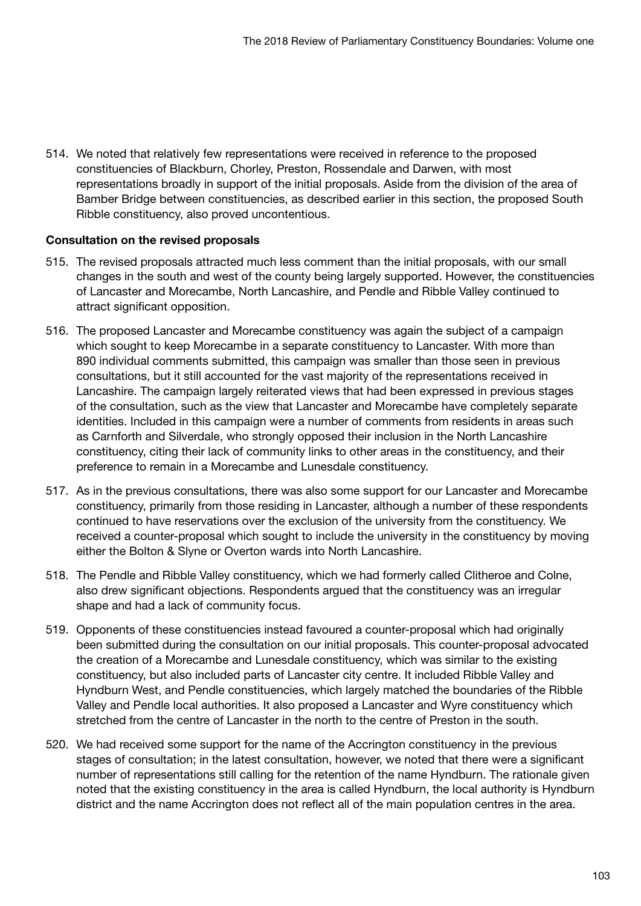514. We noted that relatively few representations were received in reference to the proposed constituencies of Blackburn, Chorley, Preston, Rossendale and Darwen, with most representations broadly in support of the initial proposals. Aside from the division of the area of Bamber Bridge between constituencies, as described earlier in this section, the proposed South Ribble constituency, also proved uncontentious.

**Consultation on the revised proposals**

515. The revised proposals attracted much less comment than the initial proposals, with our small changes in the south and west of the county being largely supported. However, the constituencies of Lancaster and Morecambe, North Lancashire, and Pendle and Ribble Valley continued to attract significant opposition.

516. The proposed Lancaster and Morecambe constituency was again the subject of a campaign which sought to keep Morecambe in a separate constituency to Lancaster. With more than 890 individual comments submitted, this campaign was smaller than those seen in previous consultations, but it still accounted for the vast majority of the representations received in Lancashire. The campaign largely reiterated views that had been expressed in previous stages of the consultation, such as the view that Lancaster and Morecambe have completely separate identities. Included in this campaign were a number of comments from residents in areas such as Carnforth and Silverdale, who strongly opposed their inclusion in the North Lancashire constituency, citing their lack of community links to other areas in the constituency, and their preference to remain in a Morecambe and Lunesdale constituency.

517. As in the previous consultations, there was also some support for our Lancaster and Morecambe constituency, primarily from those residing in Lancaster, although a number of these respondents continued to have reservations over the exclusion of the university from the constituency. We received a counter-proposal which sought to include the university in the constituency by moving either the Bolton & Slyne or Overton wards into North Lancashire.

518. The Pendle and Ribble Valley constituency, which we had formerly called Clitheroe and Colne, also drew significant objections. Respondents argued that the constituency was an irregular shape and had a lack of community focus.

519. Opponents of these constituencies instead favoured a counter-proposal which had originally been submitted during the consultation on our initial proposals. This counter-proposal advocated the creation of a Morecambe and Lunesdale constituency, which was similar to the existing constituency, but also included parts of Lancaster city centre. It included Ribble Valley and Hyndburn West, and Pendle constituencies, which largely matched the boundaries of the Ribble Valley and Pendle local authorities. It also proposed a Lancaster and Wyre constituency which stretched from the centre of Lancaster in the north to the centre of Preston in the south.

520. We had received some support for the name of the Accrington constituency in the previous stages of consultation; in the latest consultation, however, we noted that there were a significant number of representations still calling for the retention of the name Hyndburn. The rationale given noted that the existing constituency in the area is called Hyndburn, the local authority is Hyndburn district and the name Accrington does not reflect all of the main population centres in the area.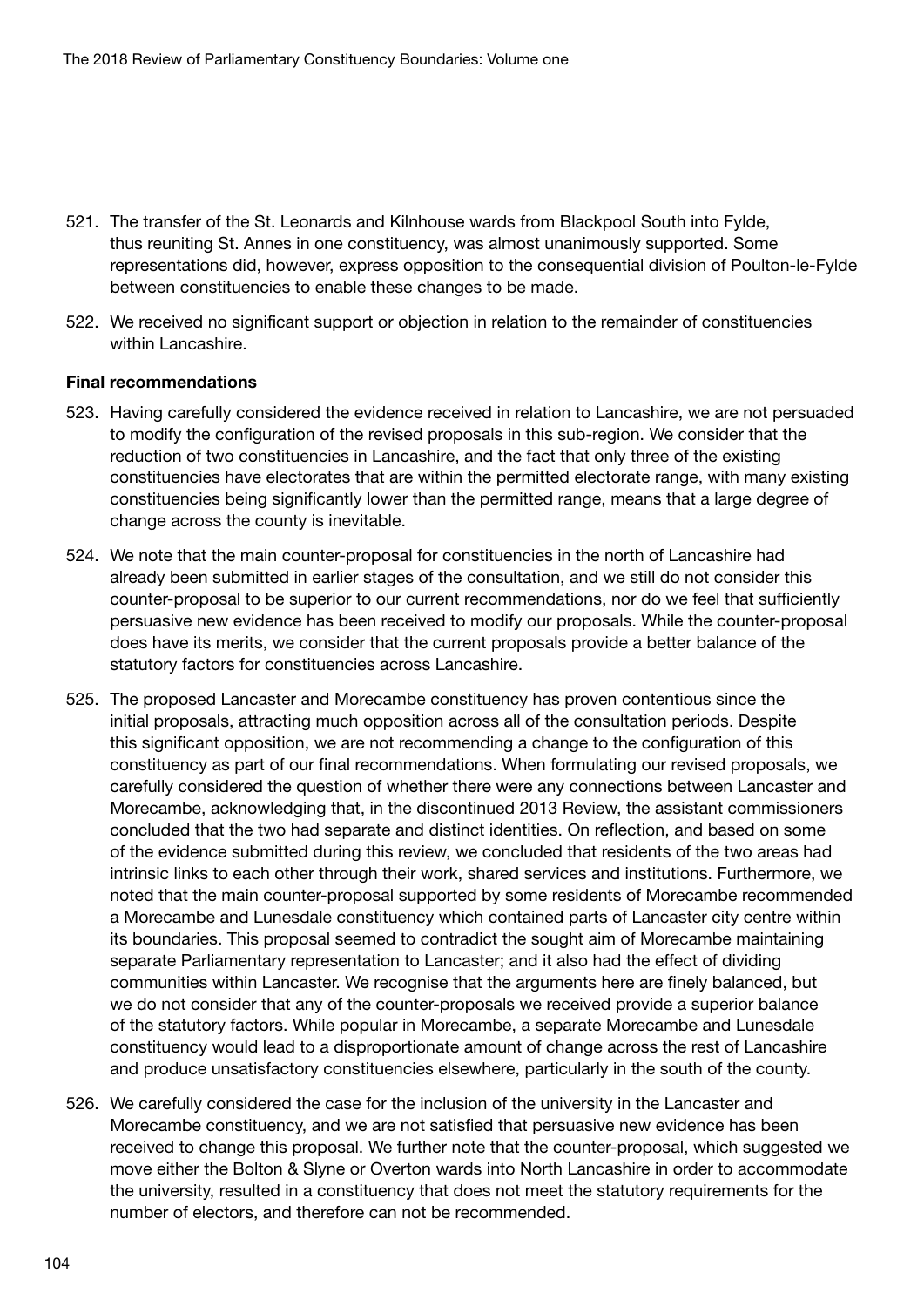521. The transfer of the St. Leonards and Kilnhouse wards from Blackpool South into Fylde, thus reuniting St. Annes in one constituency, was almost unanimously supported. Some representations did, however, express opposition to the consequential division of Poulton-le-Fylde between constituencies to enable these changes to be made.

522. We received no significant support or objection in relation to the remainder of constituencies within Lancashire.

**Final recommendations**

523. Having carefully considered the evidence received in relation to Lancashire, we are not persuaded to modify the configuration of the revised proposals in this sub-region. We consider that the reduction of two constituencies in Lancashire, and the fact that only three of the existing constituencies have electorates that are within the permitted electorate range, with many existing constituencies being significantly lower than the permitted range, means that a large degree of change across the county is inevitable.

524. We note that the main counter-proposal for constituencies in the north of Lancashire had already been submitted in earlier stages of the consultation, and we still do not consider this counter-proposal to be superior to our current recommendations, nor do we feel that sufficiently persuasive new evidence has been received to modify our proposals. While the counter-proposal does have its merits, we consider that the current proposals provide a better balance of the statutory factors for constituencies across Lancashire.

525. The proposed Lancaster and Morecambe constituency has proven contentious since the initial proposals, attracting much opposition across all of the consultation periods. Despite this significant opposition, we are not recommending a change to the configuration of this constituency as part of our final recommendations. When formulating our revised proposals, we carefully considered the question of whether there were any connections between Lancaster and Morecambe, acknowledging that, in the discontinued 2013 Review, the assistant commissioners concluded that the two had separate and distinct identities. On reflection, and based on some of the evidence submitted during this review, we concluded that residents of the two areas had intrinsic links to each other through their work, shared services and institutions. Furthermore, we noted that the main counter-proposal supported by some residents of Morecambe recommended a Morecambe and Lunesdale constituency which contained parts of Lancaster city centre within its boundaries. This proposal seemed to contradict the sought aim of Morecambe maintaining separate Parliamentary representation to Lancaster; and it also had the effect of dividing communities within Lancaster. We recognise that the arguments here are finely balanced, but we do not consider that any of the counter-proposals we received provide a superior balance of the statutory factors. While popular in Morecambe, a separate Morecambe and Lunesdale constituency would lead to a disproportionate amount of change across the rest of Lancashire and produce unsatisfactory constituencies elsewhere, particularly in the south of the county.

526. We carefully considered the case for the inclusion of the university in the Lancaster and Morecambe constituency, and we are not satisfied that persuasive new evidence has been received to change this proposal. We further note that the counter-proposal, which suggested we move either the Bolton & Slyne or Overton wards into North Lancashire in order to accommodate the university, resulted in a constituency that does not meet the statutory requirements for the number of electors, and therefore can not be recommended.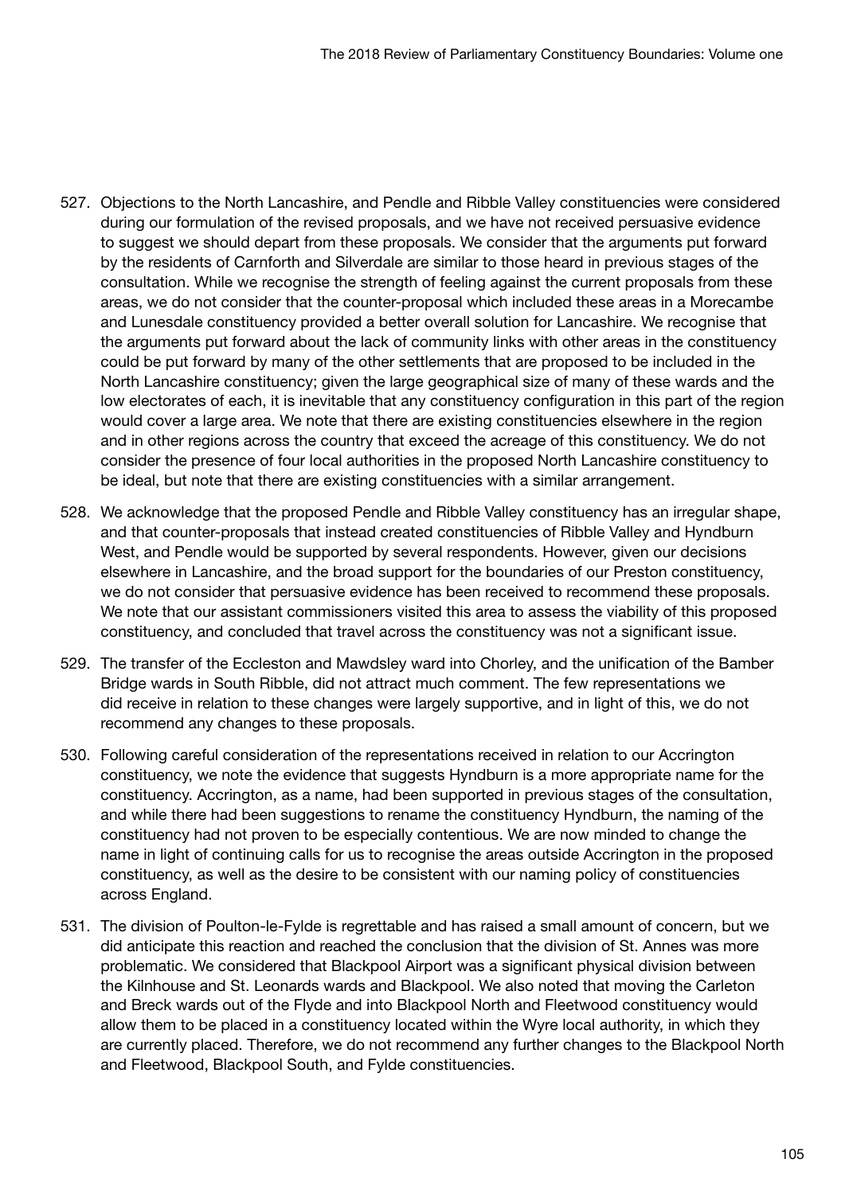527. Objections to the North Lancashire, and Pendle and Ribble Valley constituencies were considered during our formulation of the revised proposals, and we have not received persuasive evidence to suggest we should depart from these proposals. We consider that the arguments put forward by the residents of Carnforth and Silverdale are similar to those heard in previous stages of the consultation. While we recognise the strength of feeling against the current proposals from these areas, we do not consider that the counter-proposal which included these areas in a Morecambe and Lunesdale constituency provided a better overall solution for Lancashire. We recognise that the arguments put forward about the lack of community links with other areas in the constituency could be put forward by many of the other settlements that are proposed to be included in the North Lancashire constituency; given the large geographical size of many of these wards and the low electorates of each, it is inevitable that any constituency configuration in this part of the region would cover a large area. We note that there are existing constituencies elsewhere in the region and in other regions across the country that exceed the acreage of this constituency. We do not consider the presence of four local authorities in the proposed North Lancashire constituency to be ideal, but note that there are existing constituencies with a similar arrangement.

528. We acknowledge that the proposed Pendle and Ribble Valley constituency has an irregular shape, and that counter-proposals that instead created constituencies of Ribble Valley and Hyndburn West, and Pendle would be supported by several respondents. However, given our decisions elsewhere in Lancashire, and the broad support for the boundaries of our Preston constituency, we do not consider that persuasive evidence has been received to recommend these proposals. We note that our assistant commissioners visited this area to assess the viability of this proposed constituency, and concluded that travel across the constituency was not a significant issue.

529. The transfer of the Eccleston and Mawdsley ward into Chorley, and the unification of the Bamber Bridge wards in South Ribble, did not attract much comment. The few representations we did receive in relation to these changes were largely supportive, and in light of this, we do not recommend any changes to these proposals.

530. Following careful consideration of the representations received in relation to our Accrington constituency, we note the evidence that suggests Hyndburn is a more appropriate name for the constituency. Accrington, as a name, had been supported in previous stages of the consultation, and while there had been suggestions to rename the constituency Hyndburn, the naming of the constituency had not proven to be especially contentious. We are now minded to change the name in light of continuing calls for us to recognise the areas outside Accrington in the proposed constituency, as well as the desire to be consistent with our naming policy of constituencies across England.

531. The division of Poulton-le-Fylde is regrettable and has raised a small amount of concern, but we did anticipate this reaction and reached the conclusion that the division of St. Annes was more problematic. We considered that Blackpool Airport was a significant physical division between the Kilnhouse and St. Leonards wards and Blackpool. We also noted that moving the Carleton and Breck wards out of the Flyde and into Blackpool North and Fleetwood constituency would allow them to be placed in a constituency located within the Wyre local authority, in which they are currently placed. Therefore, we do not recommend any further changes to the Blackpool North and Fleetwood, Blackpool South, and Fylde constituencies.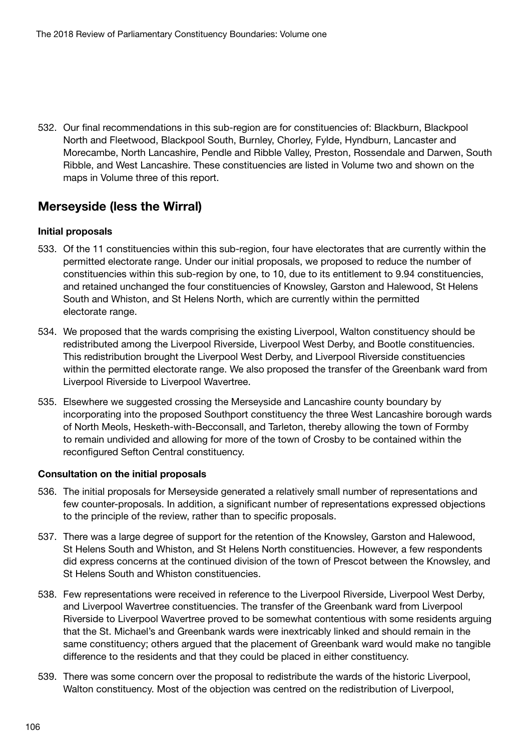532. Our final recommendations in this sub-region are for constituencies of: Blackburn, Blackpool North and Fleetwood, Blackpool South, Burnley, Chorley, Fylde, Hyndburn, Lancaster and Morecambe, North Lancashire, Pendle and Ribble Valley, Preston, Rossendale and Darwen, South Ribble, and West Lancashire. These constituencies are listed in Volume two and shown on the maps in Volume three of this report.

## Merseyside (less the Wirral)

### Initial proposals

533. Of the 11 constituencies within this sub-region, four have electorates that are currently within the permitted electorate range. Under our initial proposals, we proposed to reduce the number of constituencies within this sub-region by one, to 10, due to its entitlement to 9.94 constituencies, and retained unchanged the four constituencies of Knowsley, Garston and Halewood, St Helens South and Whiston, and St Helens North, which are currently within the permitted electorate range.

534. We proposed that the wards comprising the existing Liverpool, Walton constituency should be redistributed among the Liverpool Riverside, Liverpool West Derby, and Bootle constituencies. This redistribution brought the Liverpool West Derby, and Liverpool Riverside constituencies within the permitted electorate range. We also proposed the transfer of the Greenbank ward from Liverpool Riverside to Liverpool Wavertree.

535. Elsewhere we suggested crossing the Merseyside and Lancashire county boundary by incorporating into the proposed Southport constituency the three West Lancashire borough wards of North Meols, Hesketh-with-Becconsall, and Tarleton, thereby allowing the town of Formby to remain undivided and allowing for more of the town of Crosby to be contained within the reconfigured Sefton Central constituency.

### Consultation on the initial proposals

536. The initial proposals for Merseyside generated a relatively small number of representations and few counter-proposals. In addition, a significant number of representations expressed objections to the principle of the review, rather than to specific proposals.

537. There was a large degree of support for the retention of the Knowsley, Garston and Halewood, St Helens South and Whiston, and St Helens North constituencies. However, a few respondents did express concerns at the continued division of the town of Prescot between the Knowsley, and St Helens South and Whiston constituencies.

538. Few representations were received in reference to the Liverpool Riverside, Liverpool West Derby, and Liverpool Wavertree constituencies. The transfer of the Greenbank ward from Liverpool Riverside to Liverpool Wavertree proved to be somewhat contentious with some residents arguing that the St. Michael's and Greenbank wards were inextricably linked and should remain in the same constituency; others argued that the placement of Greenbank ward would make no tangible difference to the residents and that they could be placed in either constituency.

539. There was some concern over the proposal to redistribute the wards of the historic Liverpool, Walton constituency. Most of the objection was centred on the redistribution of Liverpool,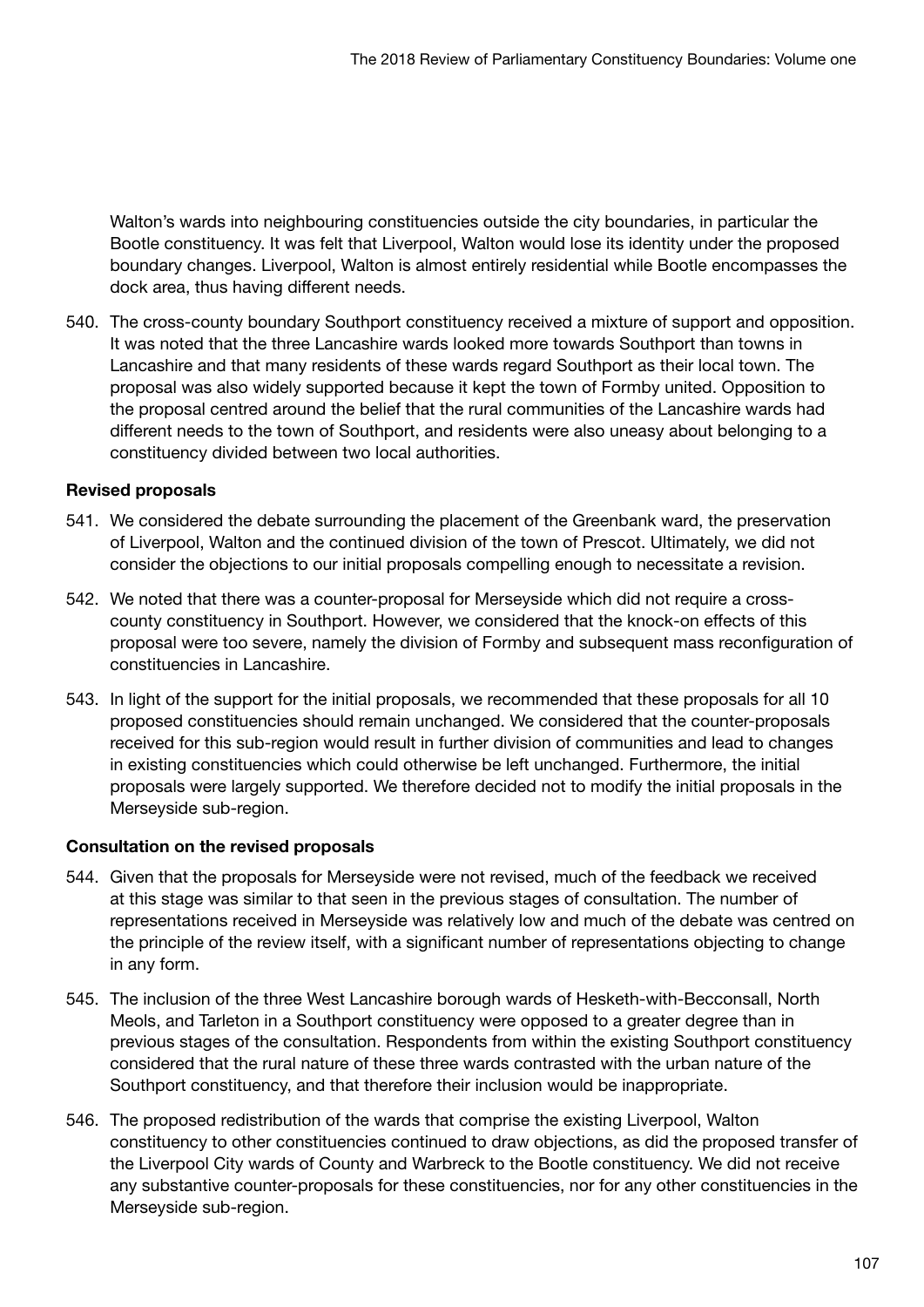Walton's wards into neighbouring constituencies outside the city boundaries, in particular the Bootle constituency. It was felt that Liverpool, Walton would lose its identity under the proposed boundary changes. Liverpool, Walton is almost entirely residential while Bootle encompasses the dock area, thus having different needs.

540. The cross-county boundary Southport constituency received a mixture of support and opposition. It was noted that the three Lancashire wards looked more towards Southport than towns in Lancashire and that many residents of these wards regard Southport as their local town. The proposal was also widely supported because it kept the town of Formby united. Opposition to the proposal centred around the belief that the rural communities of the Lancashire wards had different needs to the town of Southport, and residents were also uneasy about belonging to a constituency divided between two local authorities.

**Revised proposals**

541. We considered the debate surrounding the placement of the Greenbank ward, the preservation of Liverpool, Walton and the continued division of the town of Prescot. Ultimately, we did not consider the objections to our initial proposals compelling enough to necessitate a revision.

542. We noted that there was a counter-proposal for Merseyside which did not require a cross-county constituency in Southport. However, we considered that the knock-on effects of this proposal were too severe, namely the division of Formby and subsequent mass reconfiguration of constituencies in Lancashire.

543. In light of the support for the initial proposals, we recommended that these proposals for all 10 proposed constituencies should remain unchanged. We considered that the counter-proposals received for this sub-region would result in further division of communities and lead to changes in existing constituencies which could otherwise be left unchanged. Furthermore, the initial proposals were largely supported. We therefore decided not to modify the initial proposals in the Merseyside sub-region.

**Consultation on the revised proposals**

544. Given that the proposals for Merseyside were not revised, much of the feedback we received at this stage was similar to that seen in the previous stages of consultation. The number of representations received in Merseyside was relatively low and much of the debate was centred on the principle of the review itself, with a significant number of representations objecting to change in any form.

545. The inclusion of the three West Lancashire borough wards of Hesketh-with-Becconsall, North Meols, and Tarleton in a Southport constituency were opposed to a greater degree than in previous stages of the consultation. Respondents from within the existing Southport constituency considered that the rural nature of these three wards contrasted with the urban nature of the Southport constituency, and that therefore their inclusion would be inappropriate.

546. The proposed redistribution of the wards that comprise the existing Liverpool, Walton constituency to other constituencies continued to draw objections, as did the proposed transfer of the Liverpool City wards of County and Warbreck to the Bootle constituency. We did not receive any substantive counter-proposals for these constituencies, nor for any other constituencies in the Merseyside sub-region.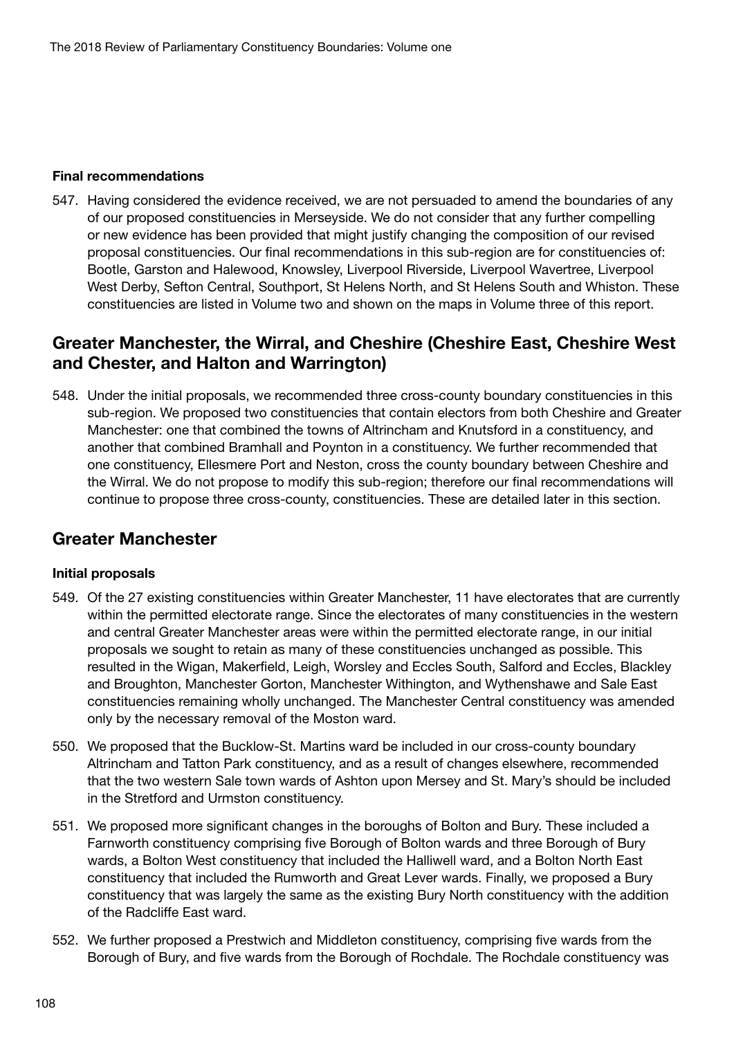#### Final recommendations

547. Having considered the evidence received, we are not persuaded to amend the boundaries of any of our proposed constituencies in Merseyside. We do not consider that any further compelling or new evidence has been provided that might justify changing the composition of our revised proposal constituencies. Our final recommendations in this sub-region are for constituencies of: Bootle, Garston and Halewood, Knowsley, Liverpool Riverside, Liverpool Wavertree, Liverpool West Derby, Sefton Central, Southport, St Helens North, and St Helens South and Whiston. These constituencies are listed in Volume two and shown on the maps in Volume three of this report.

## Greater Manchester, the Wirral, and Cheshire (Cheshire East, Cheshire West and Chester, and Halton and Warrington)

548. Under the initial proposals, we recommended three cross-county boundary constituencies in this sub-region. We proposed two constituencies that contain electors from both Cheshire and Greater Manchester: one that combined the towns of Altrincham and Knutsford in a constituency, and another that combined Bramhall and Poynton in a constituency. We further recommended that one constituency, Ellesmere Port and Neston, cross the county boundary between Cheshire and the Wirral. We do not propose to modify this sub-region; therefore our final recommendations will continue to propose three cross-county, constituencies. These are detailed later in this section.

## Greater Manchester

#### Initial proposals

549. Of the 27 existing constituencies within Greater Manchester, 11 have electorates that are currently within the permitted electorate range. Since the electorates of many constituencies in the western and central Greater Manchester areas were within the permitted electorate range, in our initial proposals we sought to retain as many of these constituencies unchanged as possible. This resulted in the Wigan, Makerfield, Leigh, Worsley and Eccles South, Salford and Eccles, Blackley and Broughton, Manchester Gorton, Manchester Withington, and Wythenshawe and Sale East constituencies remaining wholly unchanged. The Manchester Central constituency was amended only by the necessary removal of the Moston ward.

550. We proposed that the Bucklow-St. Martins ward be included in our cross-county boundary Altrincham and Tatton Park constituency, and as a result of changes elsewhere, recommended that the two western Sale town wards of Ashton upon Mersey and St. Mary's should be included in the Stretford and Urmston constituency.

551. We proposed more significant changes in the boroughs of Bolton and Bury. These included a Farnworth constituency comprising five Borough of Bolton wards and three Borough of Bury wards, a Bolton West constituency that included the Halliwell ward, and a Bolton North East constituency that included the Rumworth and Great Lever wards. Finally, we proposed a Bury constituency that was largely the same as the existing Bury North constituency with the addition of the Radcliffe East ward.

552. We further proposed a Prestwich and Middleton constituency, comprising five wards from the Borough of Bury, and five wards from the Borough of Rochdale. The Rochdale constituency was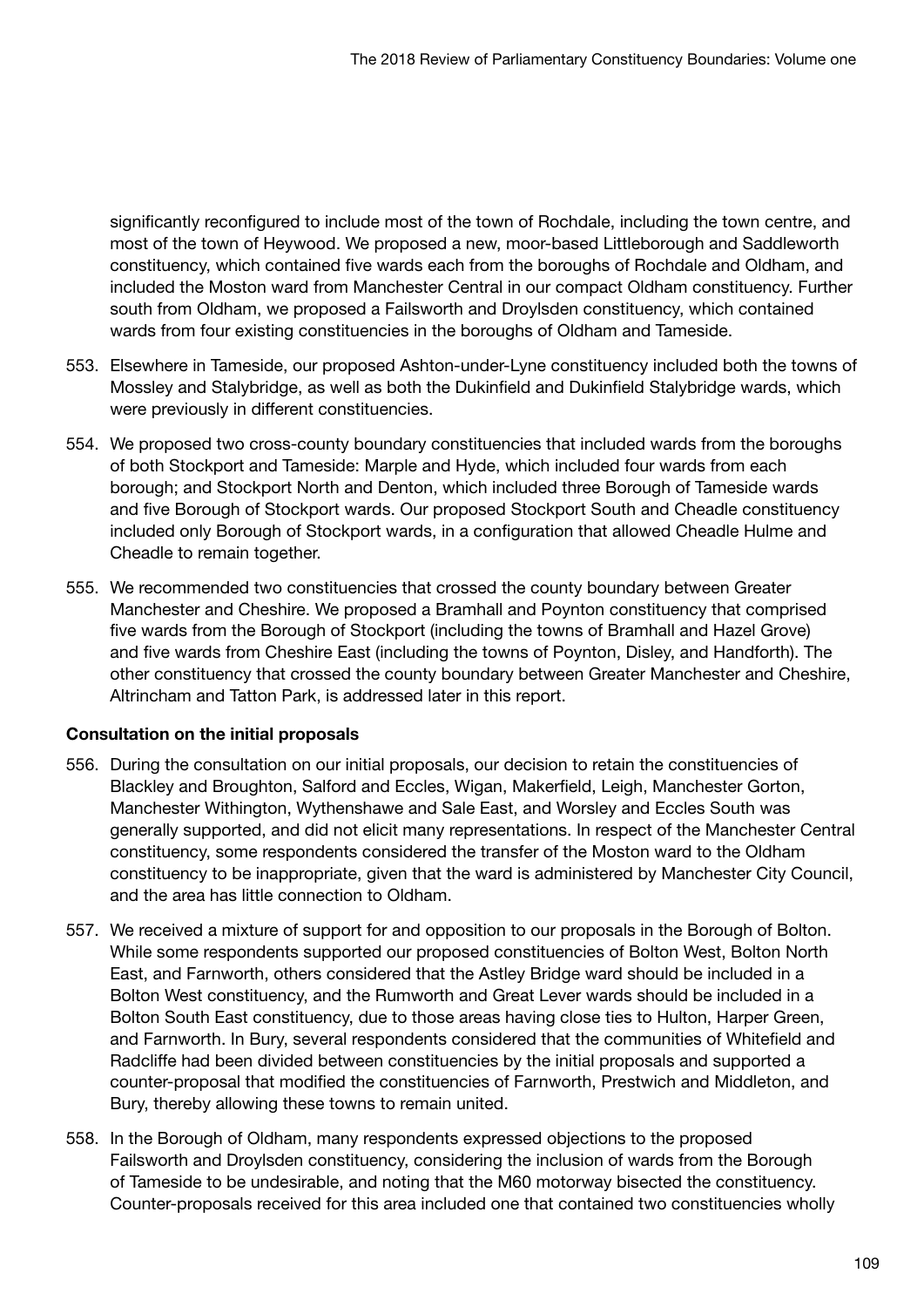significantly reconfigured to include most of the town of Rochdale, including the town centre, and most of the town of Heywood. We proposed a new, moor-based Littleborough and Saddleworth constituency, which contained five wards each from the boroughs of Rochdale and Oldham, and included the Moston ward from Manchester Central in our compact Oldham constituency. Further south from Oldham, we proposed a Failsworth and Droylsden constituency, which contained wards from four existing constituencies in the boroughs of Oldham and Tameside.

553. Elsewhere in Tameside, our proposed Ashton-under-Lyne constituency included both the towns of Mossley and Stalybridge, as well as both the Dukinfield and Dukinfield Stalybridge wards, which were previously in different constituencies.

554. We proposed two cross-county boundary constituencies that included wards from the boroughs of both Stockport and Tameside: Marple and Hyde, which included four wards from each borough; and Stockport North and Denton, which included three Borough of Tameside wards and five Borough of Stockport wards. Our proposed Stockport South and Cheadle constituency included only Borough of Stockport wards, in a configuration that allowed Cheadle Hulme and Cheadle to remain together.

555. We recommended two constituencies that crossed the county boundary between Greater Manchester and Cheshire. We proposed a Bramhall and Poynton constituency that comprised five wards from the Borough of Stockport (including the towns of Bramhall and Hazel Grove) and five wards from Cheshire East (including the towns of Poynton, Disley, and Handforth). The other constituency that crossed the county boundary between Greater Manchester and Cheshire, Altrincham and Tatton Park, is addressed later in this report.

**Consultation on the initial proposals**

556. During the consultation on our initial proposals, our decision to retain the constituencies of Blackley and Broughton, Salford and Eccles, Wigan, Makerfield, Leigh, Manchester Gorton, Manchester Withington, Wythenshawe and Sale East, and Worsley and Eccles South was generally supported, and did not elicit many representations. In respect of the Manchester Central constituency, some respondents considered the transfer of the Moston ward to the Oldham constituency to be inappropriate, given that the ward is administered by Manchester City Council, and the area has little connection to Oldham.

557. We received a mixture of support for and opposition to our proposals in the Borough of Bolton. While some respondents supported our proposed constituencies of Bolton West, Bolton North East, and Farnworth, others considered that the Astley Bridge ward should be included in a Bolton West constituency, and the Rumworth and Great Lever wards should be included in a Bolton South East constituency, due to those areas having close ties to Hulton, Harper Green, and Farnworth. In Bury, several respondents considered that the communities of Whitefield and Radcliffe had been divided between constituencies by the initial proposals and supported a counter-proposal that modified the constituencies of Farnworth, Prestwich and Middleton, and Bury, thereby allowing these towns to remain united.

558. In the Borough of Oldham, many respondents expressed objections to the proposed Failsworth and Droylsden constituency, considering the inclusion of wards from the Borough of Tameside to be undesirable, and noting that the M60 motorway bisected the constituency. Counter-proposals received for this area included one that contained two constituencies wholly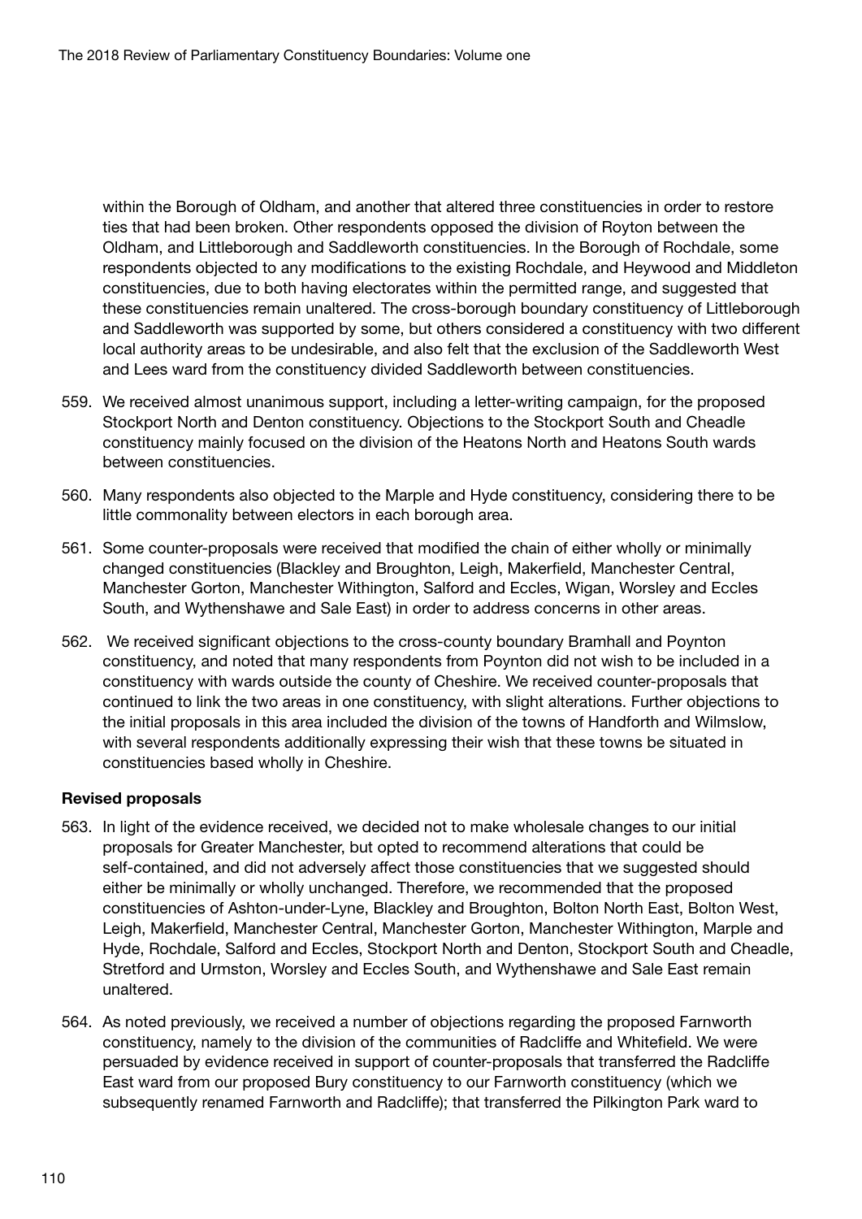within the Borough of Oldham, and another that altered three constituencies in order to restore ties that had been broken. Other respondents opposed the division of Royton between the Oldham, and Littleborough and Saddleworth constituencies. In the Borough of Rochdale, some respondents objected to any modifications to the existing Rochdale, and Heywood and Middleton constituencies, due to both having electorates within the permitted range, and suggested that these constituencies remain unaltered. The cross-borough boundary constituency of Littleborough and Saddleworth was supported by some, but others considered a constituency with two different local authority areas to be undesirable, and also felt that the exclusion of the Saddleworth West and Lees ward from the constituency divided Saddleworth between constituencies.

559. We received almost unanimous support, including a letter-writing campaign, for the proposed Stockport North and Denton constituency. Objections to the Stockport South and Cheadle constituency mainly focused on the division of the Heatons North and Heatons South wards between constituencies.

560. Many respondents also objected to the Marple and Hyde constituency, considering there to be little commonality between electors in each borough area.

561. Some counter-proposals were received that modified the chain of either wholly or minimally changed constituencies (Blackley and Broughton, Leigh, Makerfield, Manchester Central, Manchester Gorton, Manchester Withington, Salford and Eccles, Wigan, Worsley and Eccles South, and Wythenshawe and Sale East) in order to address concerns in other areas.

562. We received significant objections to the cross-county boundary Bramhall and Poynton constituency, and noted that many respondents from Poynton did not wish to be included in a constituency with wards outside the county of Cheshire. We received counter-proposals that continued to link the two areas in one constituency, with slight alterations. Further objections to the initial proposals in this area included the division of the towns of Handforth and Wilmslow, with several respondents additionally expressing their wish that these towns be situated in constituencies based wholly in Cheshire.

**Revised proposals**

563. In light of the evidence received, we decided not to make wholesale changes to our initial proposals for Greater Manchester, but opted to recommend alterations that could be self-contained, and did not adversely affect those constituencies that we suggested should either be minimally or wholly unchanged. Therefore, we recommended that the proposed constituencies of Ashton-under-Lyne, Blackley and Broughton, Bolton North East, Bolton West, Leigh, Makerfield, Manchester Central, Manchester Gorton, Manchester Withington, Marple and Hyde, Rochdale, Salford and Eccles, Stockport North and Denton, Stockport South and Cheadle, Stretford and Urmston, Worsley and Eccles South, and Wythenshawe and Sale East remain unaltered.

564. As noted previously, we received a number of objections regarding the proposed Farnworth constituency, namely to the division of the communities of Radcliffe and Whitefield. We were persuaded by evidence received in support of counter-proposals that transferred the Radcliffe East ward from our proposed Bury constituency to our Farnworth constituency (which we subsequently renamed Farnworth and Radcliffe); that transferred the Pilkington Park ward to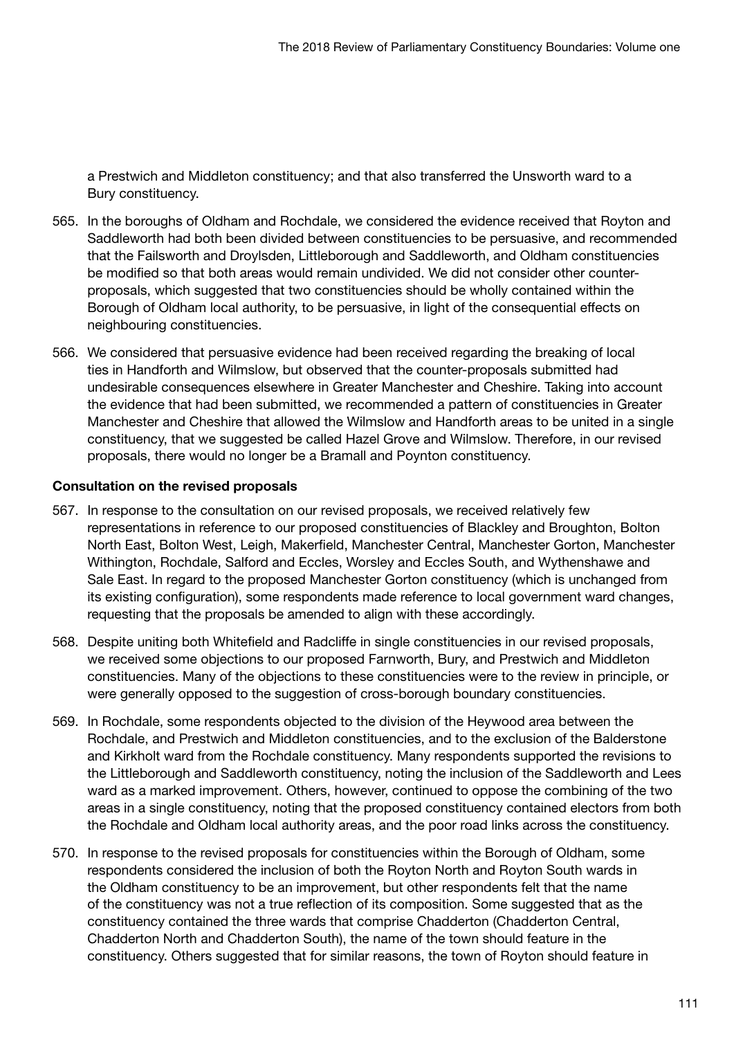a Prestwich and Middleton constituency; and that also transferred the Unsworth ward to a Bury constituency.

565. In the boroughs of Oldham and Rochdale, we considered the evidence received that Royton and Saddleworth had both been divided between constituencies to be persuasive, and recommended that the Failsworth and Droylsden, Littleborough and Saddleworth, and Oldham constituencies be modified so that both areas would remain undivided. We did not consider other counter-proposals, which suggested that two constituencies should be wholly contained within the Borough of Oldham local authority, to be persuasive, in light of the consequential effects on neighbouring constituencies.

566. We considered that persuasive evidence had been received regarding the breaking of local ties in Handforth and Wilmslow, but observed that the counter-proposals submitted had undesirable consequences elsewhere in Greater Manchester and Cheshire. Taking into account the evidence that had been submitted, we recommended a pattern of constituencies in Greater Manchester and Cheshire that allowed the Wilmslow and Handforth areas to be united in a single constituency, that we suggested be called Hazel Grove and Wilmslow. Therefore, in our revised proposals, there would no longer be a Bramall and Poynton constituency.

**Consultation on the revised proposals**

567. In response to the consultation on our revised proposals, we received relatively few representations in reference to our proposed constituencies of Blackley and Broughton, Bolton North East, Bolton West, Leigh, Makerfield, Manchester Central, Manchester Gorton, Manchester Withington, Rochdale, Salford and Eccles, Worsley and Eccles South, and Wythenshawe and Sale East. In regard to the proposed Manchester Gorton constituency (which is unchanged from its existing configuration), some respondents made reference to local government ward changes, requesting that the proposals be amended to align with these accordingly.

568. Despite uniting both Whitefield and Radcliffe in single constituencies in our revised proposals, we received some objections to our proposed Farnworth, Bury, and Prestwich and Middleton constituencies. Many of the objections to these constituencies were to the review in principle, or were generally opposed to the suggestion of cross-borough boundary constituencies.

569. In Rochdale, some respondents objected to the division of the Heywood area between the Rochdale, and Prestwich and Middleton constituencies, and to the exclusion of the Balderstone and Kirkholt ward from the Rochdale constituency. Many respondents supported the revisions to the Littleborough and Saddleworth constituency, noting the inclusion of the Saddleworth and Lees ward as a marked improvement. Others, however, continued to oppose the combining of the two areas in a single constituency, noting that the proposed constituency contained electors from both the Rochdale and Oldham local authority areas, and the poor road links across the constituency.

570. In response to the revised proposals for constituencies within the Borough of Oldham, some respondents considered the inclusion of both the Royton North and Royton South wards in the Oldham constituency to be an improvement, but other respondents felt that the name of the constituency was not a true reflection of its composition. Some suggested that as the constituency contained the three wards that comprise Chadderton (Chadderton Central, Chadderton North and Chadderton South), the name of the town should feature in the constituency. Others suggested that for similar reasons, the town of Royton should feature in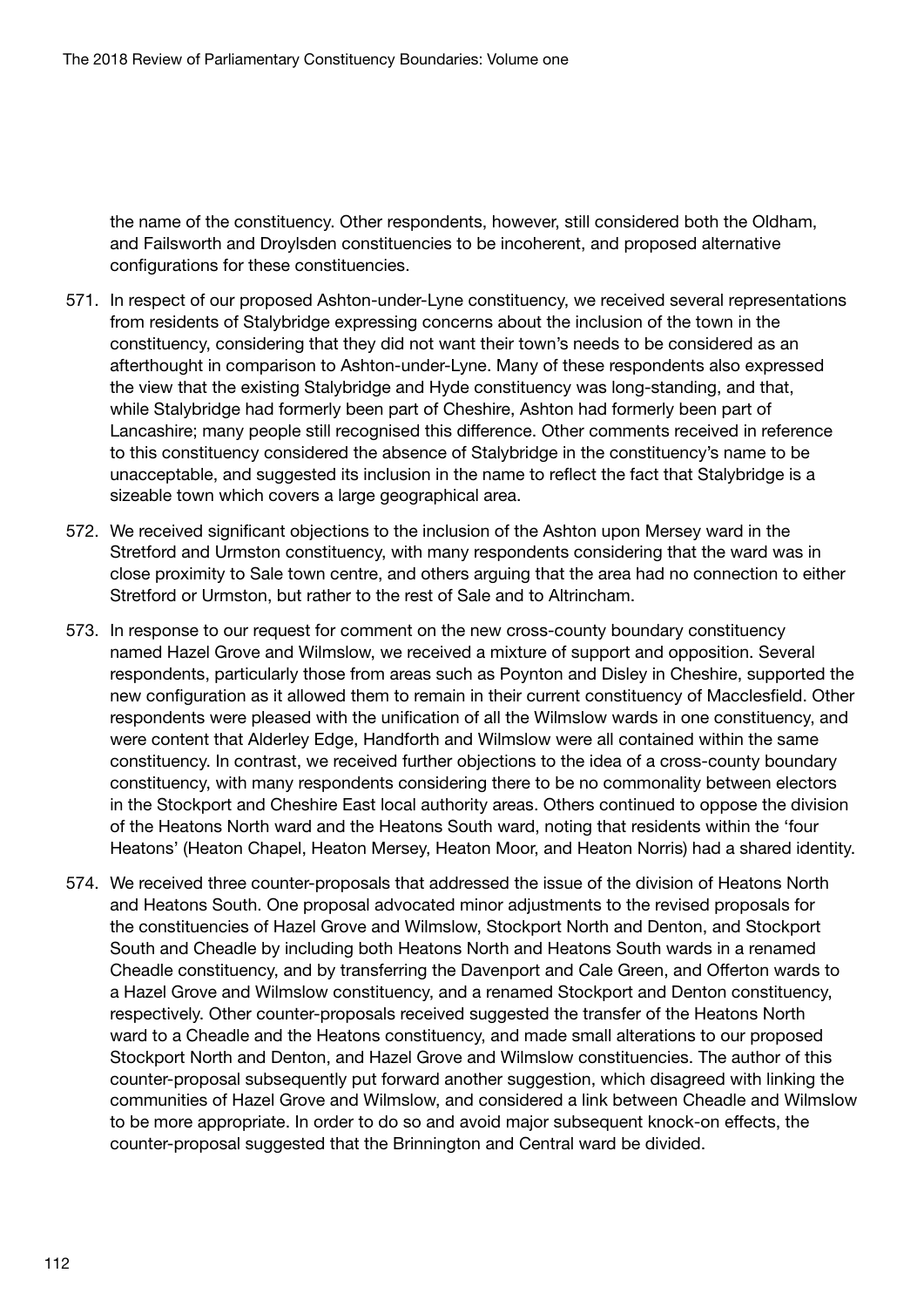the name of the constituency. Other respondents, however, still considered both the Oldham, and Failsworth and Droylsden constituencies to be incoherent, and proposed alternative configurations for these constituencies.

571. In respect of our proposed Ashton-under-Lyne constituency, we received several representations from residents of Stalybridge expressing concerns about the inclusion of the town in the constituency, considering that they did not want their town's needs to be considered as an afterthought in comparison to Ashton-under-Lyne. Many of these respondents also expressed the view that the existing Stalybridge and Hyde constituency was long-standing, and that, while Stalybridge had formerly been part of Cheshire, Ashton had formerly been part of Lancashire; many people still recognised this difference. Other comments received in reference to this constituency considered the absence of Stalybridge in the constituency's name to be unacceptable, and suggested its inclusion in the name to reflect the fact that Stalybridge is a sizeable town which covers a large geographical area.

572. We received significant objections to the inclusion of the Ashton upon Mersey ward in the Stretford and Urmston constituency, with many respondents considering that the ward was in close proximity to Sale town centre, and others arguing that the area had no connection to either Stretford or Urmston, but rather to the rest of Sale and to Altrincham.

573. In response to our request for comment on the new cross-county boundary constituency named Hazel Grove and Wilmslow, we received a mixture of support and opposition. Several respondents, particularly those from areas such as Poynton and Disley in Cheshire, supported the new configuration as it allowed them to remain in their current constituency of Macclesfield. Other respondents were pleased with the unification of all the Wilmslow wards in one constituency, and were content that Alderley Edge, Handforth and Wilmslow were all contained within the same constituency. In contrast, we received further objections to the idea of a cross-county boundary constituency, with many respondents considering there to be no commonality between electors in the Stockport and Cheshire East local authority areas. Others continued to oppose the division of the Heatons North ward and the Heatons South ward, noting that residents within the 'four Heatons' (Heaton Chapel, Heaton Mersey, Heaton Moor, and Heaton Norris) had a shared identity.

574. We received three counter-proposals that addressed the issue of the division of Heatons North and Heatons South. One proposal advocated minor adjustments to the revised proposals for the constituencies of Hazel Grove and Wilmslow, Stockport North and Denton, and Stockport South and Cheadle by including both Heatons North and Heatons South wards in a renamed Cheadle constituency, and by transferring the Davenport and Cale Green, and Offerton wards to a Hazel Grove and Wilmslow constituency, and a renamed Stockport and Denton constituency, respectively. Other counter-proposals received suggested the transfer of the Heatons North ward to a Cheadle and the Heatons constituency, and made small alterations to our proposed Stockport North and Denton, and Hazel Grove and Wilmslow constituencies. The author of this counter-proposal subsequently put forward another suggestion, which disagreed with linking the communities of Hazel Grove and Wilmslow, and considered a link between Cheadle and Wilmslow to be more appropriate. In order to do so and avoid major subsequent knock-on effects, the counter-proposal suggested that the Brinnington and Central ward be divided.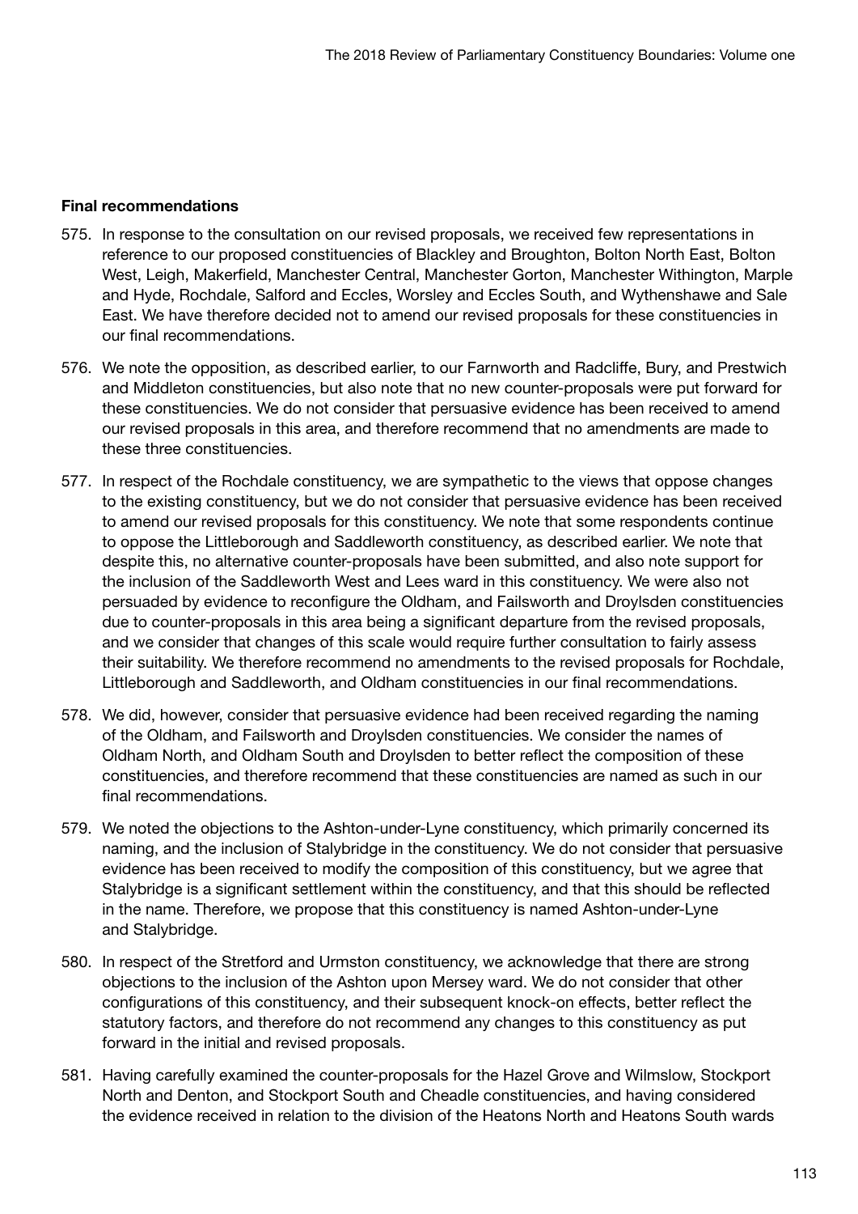**Final recommendations**

575. In response to the consultation on our revised proposals, we received few representations in reference to our proposed constituencies of Blackley and Broughton, Bolton North East, Bolton West, Leigh, Makerfield, Manchester Central, Manchester Gorton, Manchester Withington, Marple and Hyde, Rochdale, Salford and Eccles, Worsley and Eccles South, and Wythenshawe and Sale East. We have therefore decided not to amend our revised proposals for these constituencies in our final recommendations.

576. We note the opposition, as described earlier, to our Farnworth and Radcliffe, Bury, and Prestwich and Middleton constituencies, but also note that no new counter-proposals were put forward for these constituencies. We do not consider that persuasive evidence has been received to amend our revised proposals in this area, and therefore recommend that no amendments are made to these three constituencies.

577. In respect of the Rochdale constituency, we are sympathetic to the views that oppose changes to the existing constituency, but we do not consider that persuasive evidence has been received to amend our revised proposals for this constituency. We note that some respondents continue to oppose the Littleborough and Saddleworth constituency, as described earlier. We note that despite this, no alternative counter-proposals have been submitted, and also note support for the inclusion of the Saddleworth West and Lees ward in this constituency. We were also not persuaded by evidence to reconfigure the Oldham, and Failsworth and Droylsden constituencies due to counter-proposals in this area being a significant departure from the revised proposals, and we consider that changes of this scale would require further consultation to fairly assess their suitability. We therefore recommend no amendments to the revised proposals for Rochdale, Littleborough and Saddleworth, and Oldham constituencies in our final recommendations.

578. We did, however, consider that persuasive evidence had been received regarding the naming of the Oldham, and Failsworth and Droylsden constituencies. We consider the names of Oldham North, and Oldham South and Droylsden to better reflect the composition of these constituencies, and therefore recommend that these constituencies are named as such in our final recommendations.

579. We noted the objections to the Ashton-under-Lyne constituency, which primarily concerned its naming, and the inclusion of Stalybridge in the constituency. We do not consider that persuasive evidence has been received to modify the composition of this constituency, but we agree that Stalybridge is a significant settlement within the constituency, and that this should be reflected in the name. Therefore, we propose that this constituency is named Ashton-under-Lyne and Stalybridge.

580. In respect of the Stretford and Urmston constituency, we acknowledge that there are strong objections to the inclusion of the Ashton upon Mersey ward. We do not consider that other configurations of this constituency, and their subsequent knock-on effects, better reflect the statutory factors, and therefore do not recommend any changes to this constituency as put forward in the initial and revised proposals.

581. Having carefully examined the counter-proposals for the Hazel Grove and Wilmslow, Stockport North and Denton, and Stockport South and Cheadle constituencies, and having considered the evidence received in relation to the division of the Heatons North and Heatons South wards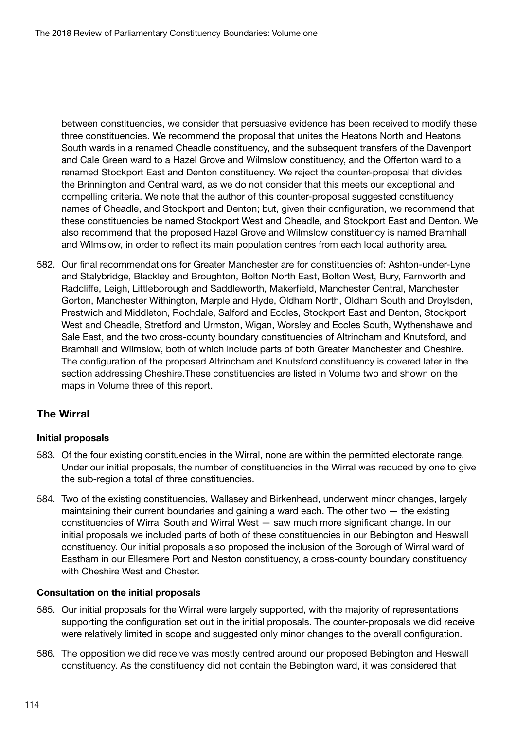between constituencies, we consider that persuasive evidence has been received to modify these three constituencies. We recommend the proposal that unites the Heatons North and Heatons South wards in a renamed Cheadle constituency, and the subsequent transfers of the Davenport and Cale Green ward to a Hazel Grove and Wilmslow constituency, and the Offerton ward to a renamed Stockport East and Denton constituency. We reject the counter-proposal that divides the Brinnington and Central ward, as we do not consider that this meets our exceptional and compelling criteria. We note that the author of this counter-proposal suggested constituency names of Cheadle, and Stockport and Denton; but, given their configuration, we recommend that these constituencies be named Stockport West and Cheadle, and Stockport East and Denton. We also recommend that the proposed Hazel Grove and Wilmslow constituency is named Bramhall and Wilmslow, in order to reflect its main population centres from each local authority area.

582. Our final recommendations for Greater Manchester are for constituencies of: Ashton-under-Lyne and Stalybridge, Blackley and Broughton, Bolton North East, Bolton West, Bury, Farnworth and Radcliffe, Leigh, Littleborough and Saddleworth, Makerfield, Manchester Central, Manchester Gorton, Manchester Withington, Marple and Hyde, Oldham North, Oldham South and Droylsden, Prestwich and Middleton, Rochdale, Salford and Eccles, Stockport East and Denton, Stockport West and Cheadle, Stretford and Urmston, Wigan, Worsley and Eccles South, Wythenshawe and Sale East, and the two cross-county boundary constituencies of Altrincham and Knutsford, and Bramhall and Wilmslow, both of which include parts of both Greater Manchester and Cheshire. The configuration of the proposed Altrincham and Knutsford constituency is covered later in the section addressing Cheshire.These constituencies are listed in Volume two and shown on the maps in Volume three of this report.

## The Wirral

### Initial proposals

583. Of the four existing constituencies in the Wirral, none are within the permitted electorate range. Under our initial proposals, the number of constituencies in the Wirral was reduced by one to give the sub-region a total of three constituencies.

584. Two of the existing constituencies, Wallasey and Birkenhead, underwent minor changes, largely maintaining their current boundaries and gaining a ward each. The other two — the existing constituencies of Wirral South and Wirral West — saw much more significant change. In our initial proposals we included parts of both of these constituencies in our Bebington and Heswall constituency. Our initial proposals also proposed the inclusion of the Borough of Wirral ward of Eastham in our Ellesmere Port and Neston constituency, a cross-county boundary constituency with Cheshire West and Chester.

### Consultation on the initial proposals

585. Our initial proposals for the Wirral were largely supported, with the majority of representations supporting the configuration set out in the initial proposals. The counter-proposals we did receive were relatively limited in scope and suggested only minor changes to the overall configuration.

586. The opposition we did receive was mostly centred around our proposed Bebington and Heswall constituency. As the constituency did not contain the Bebington ward, it was considered that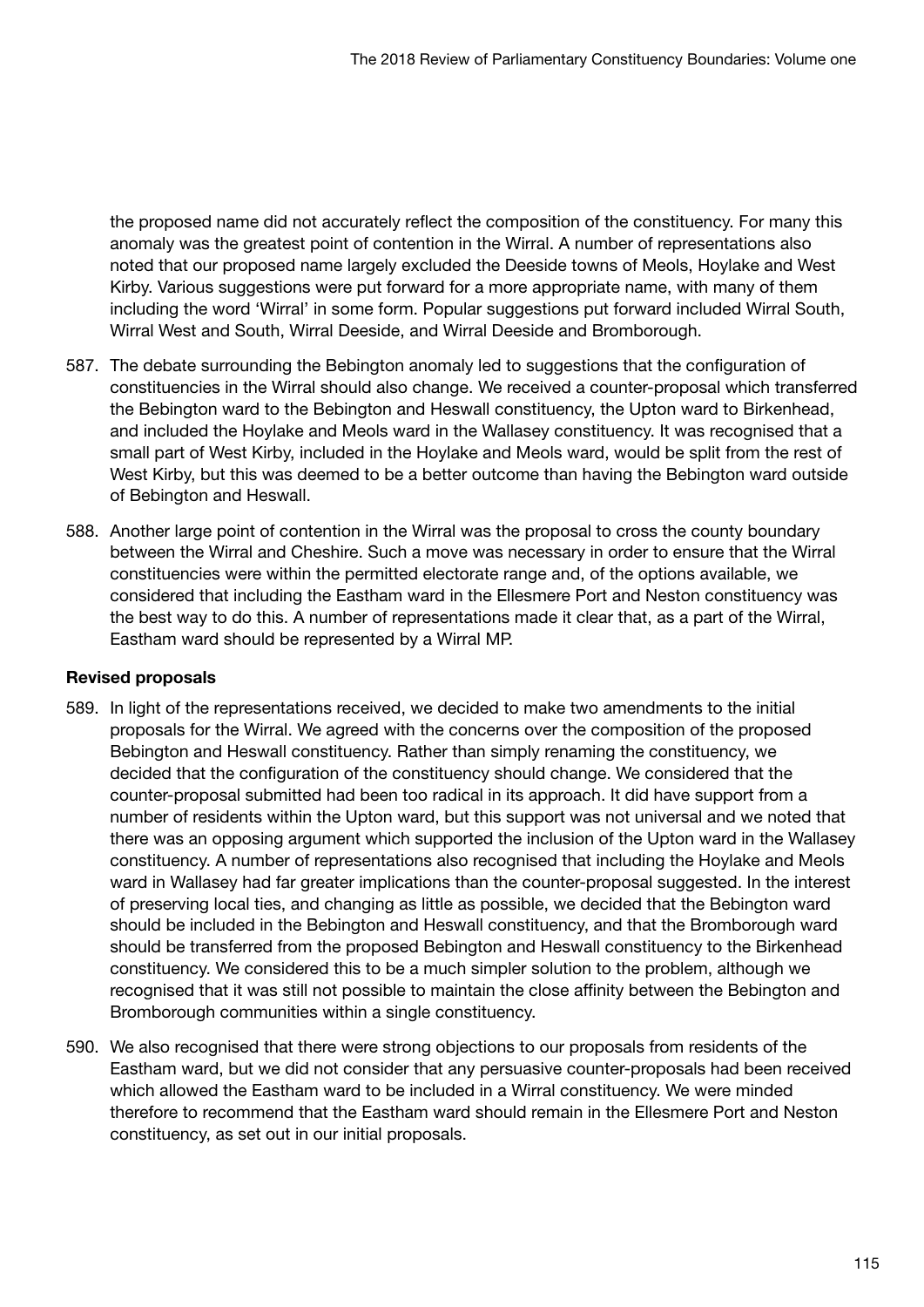the proposed name did not accurately reflect the composition of the constituency. For many this anomaly was the greatest point of contention in the Wirral. A number of representations also noted that our proposed name largely excluded the Deeside towns of Meols, Hoylake and West Kirby. Various suggestions were put forward for a more appropriate name, with many of them including the word 'Wirral' in some form. Popular suggestions put forward included Wirral South, Wirral West and South, Wirral Deeside, and Wirral Deeside and Bromborough.

587. The debate surrounding the Bebington anomaly led to suggestions that the configuration of constituencies in the Wirral should also change. We received a counter-proposal which transferred the Bebington ward to the Bebington and Heswall constituency, the Upton ward to Birkenhead, and included the Hoylake and Meols ward in the Wallasey constituency. It was recognised that a small part of West Kirby, included in the Hoylake and Meols ward, would be split from the rest of West Kirby, but this was deemed to be a better outcome than having the Bebington ward outside of Bebington and Heswall.

588. Another large point of contention in the Wirral was the proposal to cross the county boundary between the Wirral and Cheshire. Such a move was necessary in order to ensure that the Wirral constituencies were within the permitted electorate range and, of the options available, we considered that including the Eastham ward in the Ellesmere Port and Neston constituency was the best way to do this. A number of representations made it clear that, as a part of the Wirral, Eastham ward should be represented by a Wirral MP.

**Revised proposals**

589. In light of the representations received, we decided to make two amendments to the initial proposals for the Wirral. We agreed with the concerns over the composition of the proposed Bebington and Heswall constituency. Rather than simply renaming the constituency, we decided that the configuration of the constituency should change. We considered that the counter-proposal submitted had been too radical in its approach. It did have support from a number of residents within the Upton ward, but this support was not universal and we noted that there was an opposing argument which supported the inclusion of the Upton ward in the Wallasey constituency. A number of representations also recognised that including the Hoylake and Meols ward in Wallasey had far greater implications than the counter-proposal suggested. In the interest of preserving local ties, and changing as little as possible, we decided that the Bebington ward should be included in the Bebington and Heswall constituency, and that the Bromborough ward should be transferred from the proposed Bebington and Heswall constituency to the Birkenhead constituency. We considered this to be a much simpler solution to the problem, although we recognised that it was still not possible to maintain the close affinity between the Bebington and Bromborough communities within a single constituency.

590. We also recognised that there were strong objections to our proposals from residents of the Eastham ward, but we did not consider that any persuasive counter-proposals had been received which allowed the Eastham ward to be included in a Wirral constituency. We were minded therefore to recommend that the Eastham ward should remain in the Ellesmere Port and Neston constituency, as set out in our initial proposals.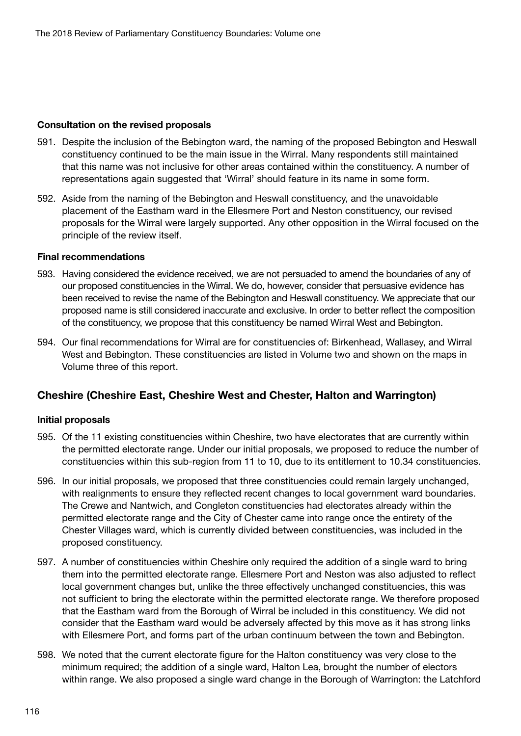#### Consultation on the revised proposals

591. Despite the inclusion of the Bebington ward, the naming of the proposed Bebington and Heswall constituency continued to be the main issue in the Wirral. Many respondents still maintained that this name was not inclusive for other areas contained within the constituency. A number of representations again suggested that 'Wirral' should feature in its name in some form.

592. Aside from the naming of the Bebington and Heswall constituency, and the unavoidable placement of the Eastham ward in the Ellesmere Port and Neston constituency, our revised proposals for the Wirral were largely supported. Any other opposition in the Wirral focused on the principle of the review itself.

#### Final recommendations

593. Having considered the evidence received, we are not persuaded to amend the boundaries of any of our proposed constituencies in the Wirral. We do, however, consider that persuasive evidence has been received to revise the name of the Bebington and Heswall constituency. We appreciate that our proposed name is still considered inaccurate and exclusive. In order to better reflect the composition of the constituency, we propose that this constituency be named Wirral West and Bebington.

594. Our final recommendations for Wirral are for constituencies of: Birkenhead, Wallasey, and Wirral West and Bebington. These constituencies are listed in Volume two and shown on the maps in Volume three of this report.

### Cheshire (Cheshire East, Cheshire West and Chester, Halton and Warrington)

#### Initial proposals

595. Of the 11 existing constituencies within Cheshire, two have electorates that are currently within the permitted electorate range. Under our initial proposals, we proposed to reduce the number of constituencies within this sub-region from 11 to 10, due to its entitlement to 10.34 constituencies.

596. In our initial proposals, we proposed that three constituencies could remain largely unchanged, with realignments to ensure they reflected recent changes to local government ward boundaries. The Crewe and Nantwich, and Congleton constituencies had electorates already within the permitted electorate range and the City of Chester came into range once the entirety of the Chester Villages ward, which is currently divided between constituencies, was included in the proposed constituency.

597. A number of constituencies within Cheshire only required the addition of a single ward to bring them into the permitted electorate range. Ellesmere Port and Neston was also adjusted to reflect local government changes but, unlike the three effectively unchanged constituencies, this was not sufficient to bring the electorate within the permitted electorate range. We therefore proposed that the Eastham ward from the Borough of Wirral be included in this constituency. We did not consider that the Eastham ward would be adversely affected by this move as it has strong links with Ellesmere Port, and forms part of the urban continuum between the town and Bebington.

598. We noted that the current electorate figure for the Halton constituency was very close to the minimum required; the addition of a single ward, Halton Lea, brought the number of electors within range. We also proposed a single ward change in the Borough of Warrington: the Latchford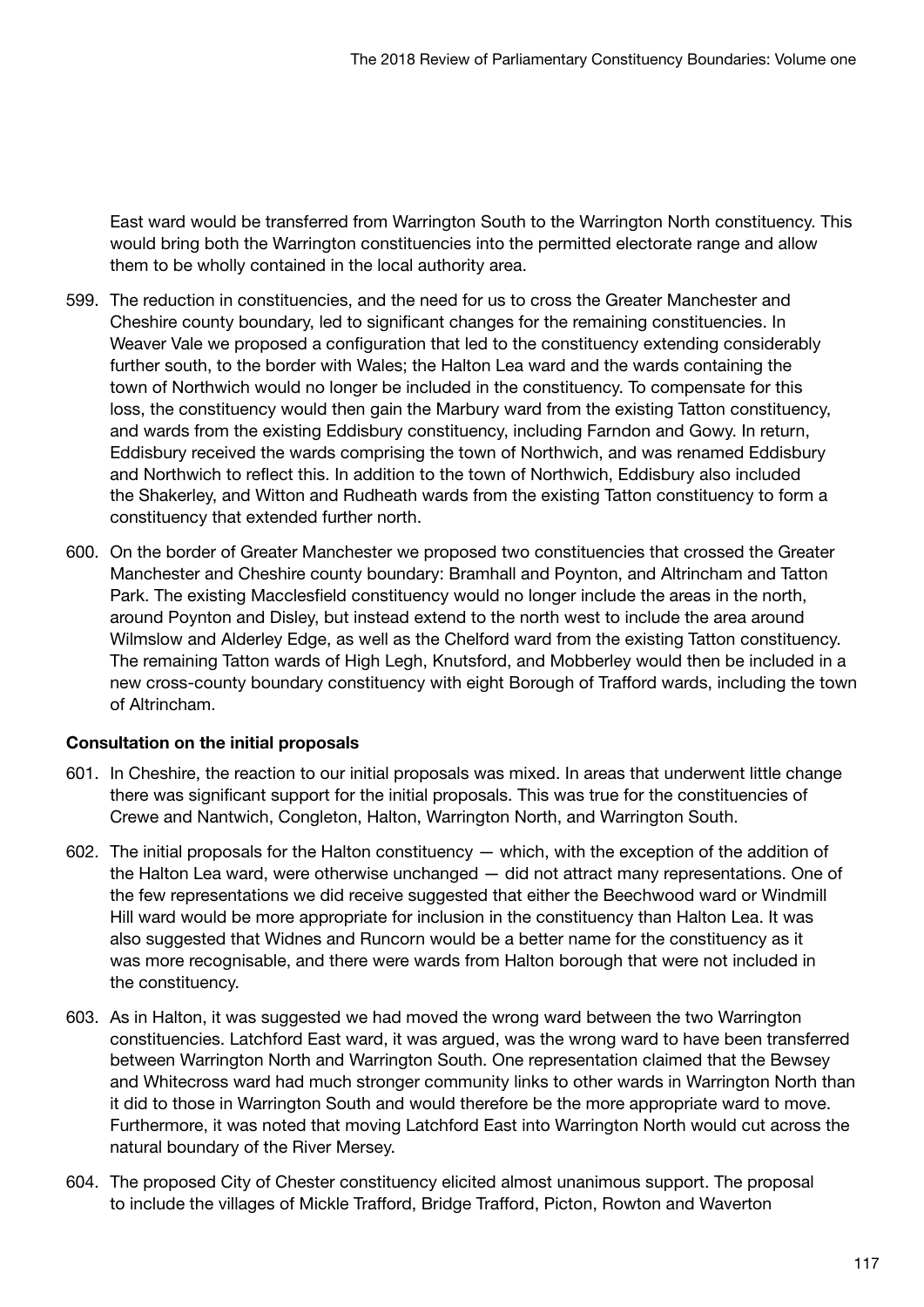East ward would be transferred from Warrington South to the Warrington North constituency. This would bring both the Warrington constituencies into the permitted electorate range and allow them to be wholly contained in the local authority area.

599. The reduction in constituencies, and the need for us to cross the Greater Manchester and Cheshire county boundary, led to significant changes for the remaining constituencies. In Weaver Vale we proposed a configuration that led to the constituency extending considerably further south, to the border with Wales; the Halton Lea ward and the wards containing the town of Northwich would no longer be included in the constituency. To compensate for this loss, the constituency would then gain the Marbury ward from the existing Tatton constituency, and wards from the existing Eddisbury constituency, including Farndon and Gowy. In return, Eddisbury received the wards comprising the town of Northwich, and was renamed Eddisbury and Northwich to reflect this. In addition to the town of Northwich, Eddisbury also included the Shakerley, and Witton and Rudheath wards from the existing Tatton constituency to form a constituency that extended further north.

600. On the border of Greater Manchester we proposed two constituencies that crossed the Greater Manchester and Cheshire county boundary: Bramhall and Poynton, and Altrincham and Tatton Park. The existing Macclesfield constituency would no longer include the areas in the north, around Poynton and Disley, but instead extend to the north west to include the area around Wilmslow and Alderley Edge, as well as the Chelford ward from the existing Tatton constituency. The remaining Tatton wards of High Legh, Knutsford, and Mobberley would then be included in a new cross-county boundary constituency with eight Borough of Trafford wards, including the town of Altrincham.

**Consultation on the initial proposals**

601. In Cheshire, the reaction to our initial proposals was mixed. In areas that underwent little change there was significant support for the initial proposals. This was true for the constituencies of Crewe and Nantwich, Congleton, Halton, Warrington North, and Warrington South.

602. The initial proposals for the Halton constituency — which, with the exception of the addition of the Halton Lea ward, were otherwise unchanged — did not attract many representations. One of the few representations we did receive suggested that either the Beechwood ward or Windmill Hill ward would be more appropriate for inclusion in the constituency than Halton Lea. It was also suggested that Widnes and Runcorn would be a better name for the constituency as it was more recognisable, and there were wards from Halton borough that were not included in the constituency.

603. As in Halton, it was suggested we had moved the wrong ward between the two Warrington constituencies. Latchford East ward, it was argued, was the wrong ward to have been transferred between Warrington North and Warrington South. One representation claimed that the Bewsey and Whitecross ward had much stronger community links to other wards in Warrington North than it did to those in Warrington South and would therefore be the more appropriate ward to move. Furthermore, it was noted that moving Latchford East into Warrington North would cut across the natural boundary of the River Mersey.

604. The proposed City of Chester constituency elicited almost unanimous support. The proposal to include the villages of Mickle Trafford, Bridge Trafford, Picton, Rowton and Waverton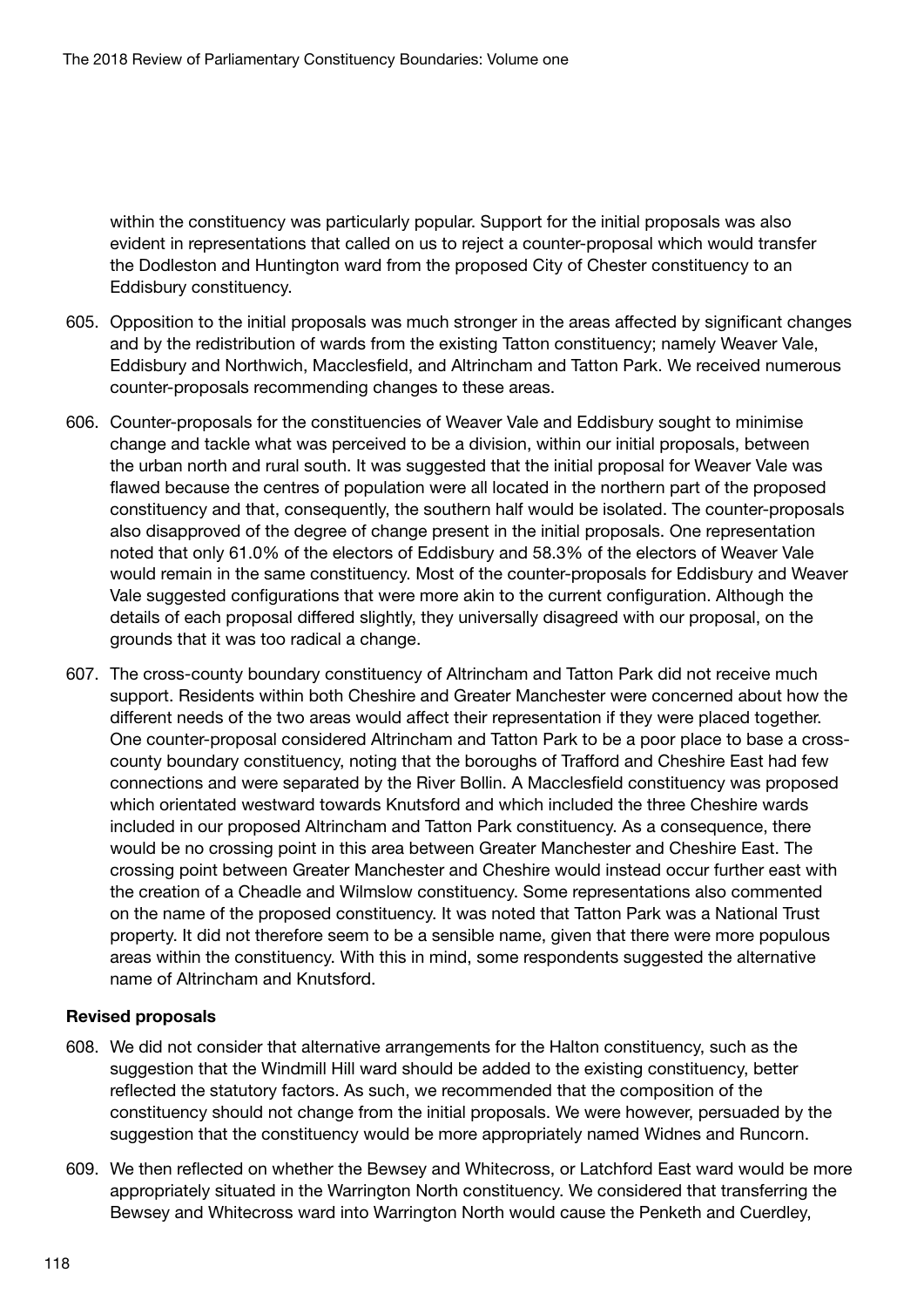within the constituency was particularly popular. Support for the initial proposals was also evident in representations that called on us to reject a counter-proposal which would transfer the Dodleston and Huntington ward from the proposed City of Chester constituency to an Eddisbury constituency.

605. Opposition to the initial proposals was much stronger in the areas affected by significant changes and by the redistribution of wards from the existing Tatton constituency; namely Weaver Vale, Eddisbury and Northwich, Macclesfield, and Altrincham and Tatton Park. We received numerous counter-proposals recommending changes to these areas.

606. Counter-proposals for the constituencies of Weaver Vale and Eddisbury sought to minimise change and tackle what was perceived to be a division, within our initial proposals, between the urban north and rural south. It was suggested that the initial proposal for Weaver Vale was flawed because the centres of population were all located in the northern part of the proposed constituency and that, consequently, the southern half would be isolated. The counter-proposals also disapproved of the degree of change present in the initial proposals. One representation noted that only 61.0% of the electors of Eddisbury and 58.3% of the electors of Weaver Vale would remain in the same constituency. Most of the counter-proposals for Eddisbury and Weaver Vale suggested configurations that were more akin to the current configuration. Although the details of each proposal differed slightly, they universally disagreed with our proposal, on the grounds that it was too radical a change.

607. The cross-county boundary constituency of Altrincham and Tatton Park did not receive much support. Residents within both Cheshire and Greater Manchester were concerned about how the different needs of the two areas would affect their representation if they were placed together. One counter-proposal considered Altrincham and Tatton Park to be a poor place to base a cross-county boundary constituency, noting that the boroughs of Trafford and Cheshire East had few connections and were separated by the River Bollin. A Macclesfield constituency was proposed which orientated westward towards Knutsford and which included the three Cheshire wards included in our proposed Altrincham and Tatton Park constituency. As a consequence, there would be no crossing point in this area between Greater Manchester and Cheshire East. The crossing point between Greater Manchester and Cheshire would instead occur further east with the creation of a Cheadle and Wilmslow constituency. Some representations also commented on the name of the proposed constituency. It was noted that Tatton Park was a National Trust property. It did not therefore seem to be a sensible name, given that there were more populous areas within the constituency. With this in mind, some respondents suggested the alternative name of Altrincham and Knutsford.

**Revised proposals**

608. We did not consider that alternative arrangements for the Halton constituency, such as the suggestion that the Windmill Hill ward should be added to the existing constituency, better reflected the statutory factors. As such, we recommended that the composition of the constituency should not change from the initial proposals. We were however, persuaded by the suggestion that the constituency would be more appropriately named Widnes and Runcorn.

609. We then reflected on whether the Bewsey and Whitecross, or Latchford East ward would be more appropriately situated in the Warrington North constituency. We considered that transferring the Bewsey and Whitecross ward into Warrington North would cause the Penketh and Cuerdley,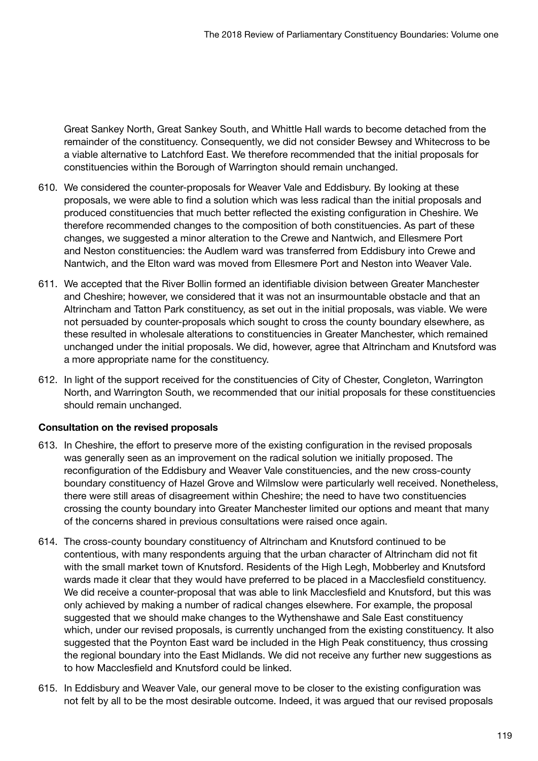Great Sankey North, Great Sankey South, and Whittle Hall wards to become detached from the remainder of the constituency. Consequently, we did not consider Bewsey and Whitecross to be a viable alternative to Latchford East. We therefore recommended that the initial proposals for constituencies within the Borough of Warrington should remain unchanged.

610. We considered the counter-proposals for Weaver Vale and Eddisbury. By looking at these proposals, we were able to find a solution which was less radical than the initial proposals and produced constituencies that much better reflected the existing configuration in Cheshire. We therefore recommended changes to the composition of both constituencies. As part of these changes, we suggested a minor alteration to the Crewe and Nantwich, and Ellesmere Port and Neston constituencies: the Audlem ward was transferred from Eddisbury into Crewe and Nantwich, and the Elton ward was moved from Ellesmere Port and Neston into Weaver Vale.

611. We accepted that the River Bollin formed an identifiable division between Greater Manchester and Cheshire; however, we considered that it was not an insurmountable obstacle and that an Altrincham and Tatton Park constituency, as set out in the initial proposals, was viable. We were not persuaded by counter-proposals which sought to cross the county boundary elsewhere, as these resulted in wholesale alterations to constituencies in Greater Manchester, which remained unchanged under the initial proposals. We did, however, agree that Altrincham and Knutsford was a more appropriate name for the constituency.

612. In light of the support received for the constituencies of City of Chester, Congleton, Warrington North, and Warrington South, we recommended that our initial proposals for these constituencies should remain unchanged.

**Consultation on the revised proposals**

613. In Cheshire, the effort to preserve more of the existing configuration in the revised proposals was generally seen as an improvement on the radical solution we initially proposed. The reconfiguration of the Eddisbury and Weaver Vale constituencies, and the new cross-county boundary constituency of Hazel Grove and Wilmslow were particularly well received. Nonetheless, there were still areas of disagreement within Cheshire; the need to have two constituencies crossing the county boundary into Greater Manchester limited our options and meant that many of the concerns shared in previous consultations were raised once again.

614. The cross-county boundary constituency of Altrincham and Knutsford continued to be contentious, with many respondents arguing that the urban character of Altrincham did not fit with the small market town of Knutsford. Residents of the High Legh, Mobberley and Knutsford wards made it clear that they would have preferred to be placed in a Macclesfield constituency. We did receive a counter-proposal that was able to link Macclesfield and Knutsford, but this was only achieved by making a number of radical changes elsewhere. For example, the proposal suggested that we should make changes to the Wythenshawe and Sale East constituency which, under our revised proposals, is currently unchanged from the existing constituency. It also suggested that the Poynton East ward be included in the High Peak constituency, thus crossing the regional boundary into the East Midlands. We did not receive any further new suggestions as to how Macclesfield and Knutsford could be linked.

615. In Eddisbury and Weaver Vale, our general move to be closer to the existing configuration was not felt by all to be the most desirable outcome. Indeed, it was argued that our revised proposals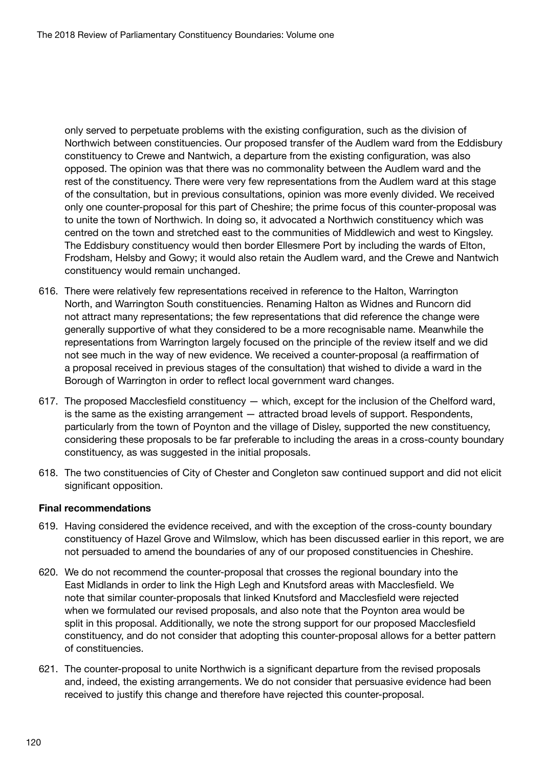only served to perpetuate problems with the existing configuration, such as the division of Northwich between constituencies. Our proposed transfer of the Audlem ward from the Eddisbury constituency to Crewe and Nantwich, a departure from the existing configuration, was also opposed. The opinion was that there was no commonality between the Audlem ward and the rest of the constituency. There were very few representations from the Audlem ward at this stage of the consultation, but in previous consultations, opinion was more evenly divided. We received only one counter-proposal for this part of Cheshire; the prime focus of this counter-proposal was to unite the town of Northwich. In doing so, it advocated a Northwich constituency which was centred on the town and stretched east to the communities of Middlewich and west to Kingsley. The Eddisbury constituency would then border Ellesmere Port by including the wards of Elton, Frodsham, Helsby and Gowy; it would also retain the Audlem ward, and the Crewe and Nantwich constituency would remain unchanged.

616. There were relatively few representations received in reference to the Halton, Warrington North, and Warrington South constituencies. Renaming Halton as Widnes and Runcorn did not attract many representations; the few representations that did reference the change were generally supportive of what they considered to be a more recognisable name. Meanwhile the representations from Warrington largely focused on the principle of the review itself and we did not see much in the way of new evidence. We received a counter-proposal (a reaffirmation of a proposal received in previous stages of the consultation) that wished to divide a ward in the Borough of Warrington in order to reflect local government ward changes.

617. The proposed Macclesfield constituency — which, except for the inclusion of the Chelford ward, is the same as the existing arrangement — attracted broad levels of support. Respondents, particularly from the town of Poynton and the village of Disley, supported the new constituency, considering these proposals to be far preferable to including the areas in a cross-county boundary constituency, as was suggested in the initial proposals.

618. The two constituencies of City of Chester and Congleton saw continued support and did not elicit significant opposition.

**Final recommendations**

619. Having considered the evidence received, and with the exception of the cross-county boundary constituency of Hazel Grove and Wilmslow, which has been discussed earlier in this report, we are not persuaded to amend the boundaries of any of our proposed constituencies in Cheshire.

620. We do not recommend the counter-proposal that crosses the regional boundary into the East Midlands in order to link the High Legh and Knutsford areas with Macclesfield. We note that similar counter-proposals that linked Knutsford and Macclesfield were rejected when we formulated our revised proposals, and also note that the Poynton area would be split in this proposal. Additionally, we note the strong support for our proposed Macclesfield constituency, and do not consider that adopting this counter-proposal allows for a better pattern of constituencies.

621. The counter-proposal to unite Northwich is a significant departure from the revised proposals and, indeed, the existing arrangements. We do not consider that persuasive evidence had been received to justify this change and therefore have rejected this counter-proposal.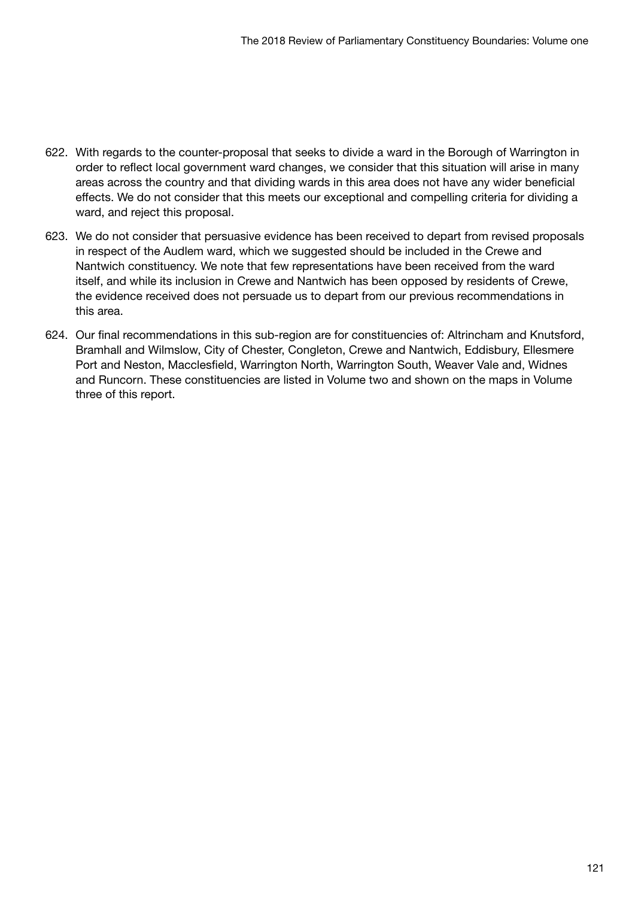622. With regards to the counter-proposal that seeks to divide a ward in the Borough of Warrington in order to reflect local government ward changes, we consider that this situation will arise in many areas across the country and that dividing wards in this area does not have any wider beneficial effects. We do not consider that this meets our exceptional and compelling criteria for dividing a ward, and reject this proposal.

623. We do not consider that persuasive evidence has been received to depart from revised proposals in respect of the Audlem ward, which we suggested should be included in the Crewe and Nantwich constituency. We note that few representations have been received from the ward itself, and while its inclusion in Crewe and Nantwich has been opposed by residents of Crewe, the evidence received does not persuade us to depart from our previous recommendations in this area.

624. Our final recommendations in this sub-region are for constituencies of: Altrincham and Knutsford, Bramhall and Wilmslow, City of Chester, Congleton, Crewe and Nantwich, Eddisbury, Ellesmere Port and Neston, Macclesfield, Warrington North, Warrington South, Weaver Vale and, Widnes and Runcorn. These constituencies are listed in Volume two and shown on the maps in Volume three of this report.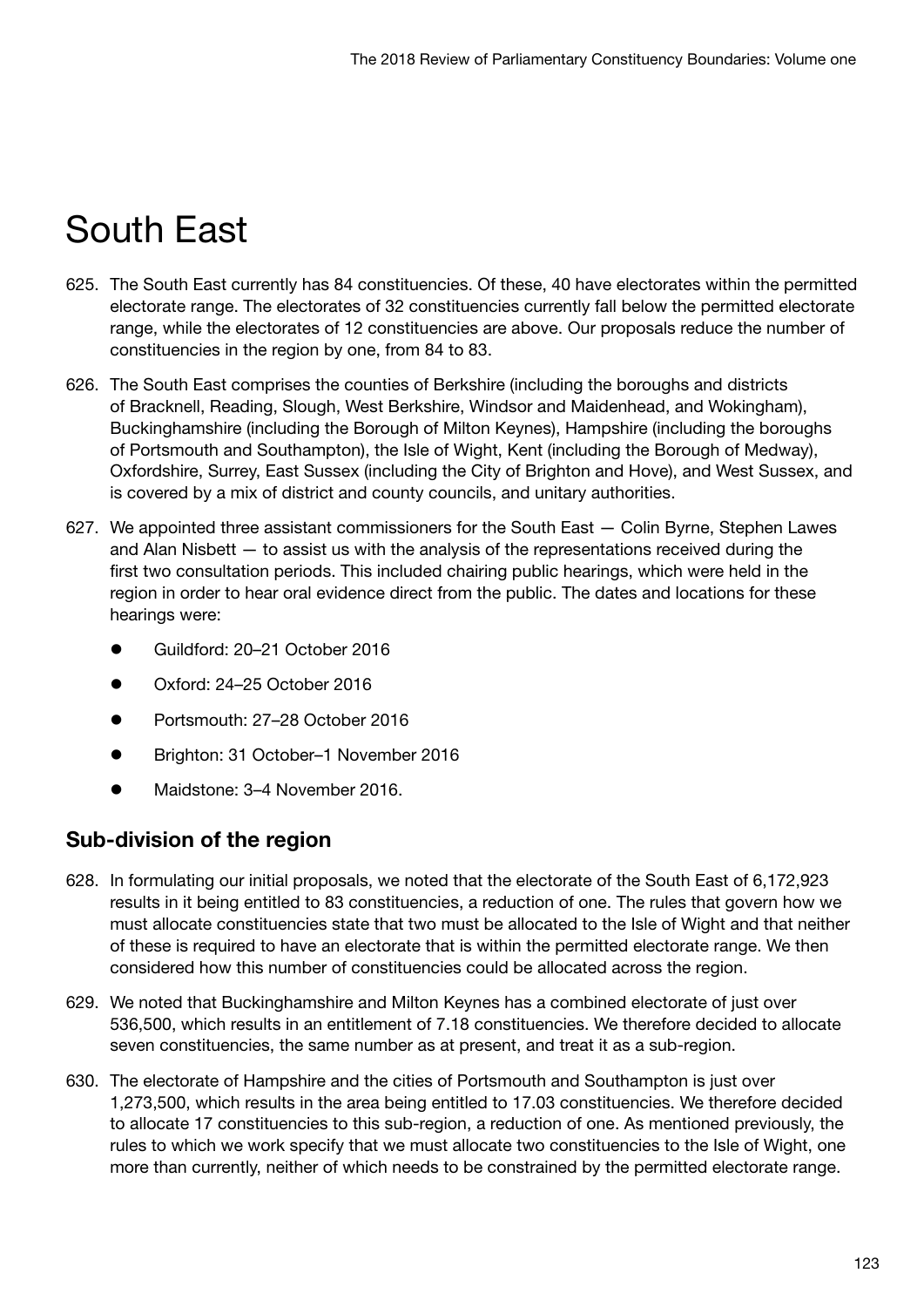# South East

625. The South East currently has 84 constituencies. Of these, 40 have electorates within the permitted electorate range. The electorates of 32 constituencies currently fall below the permitted electorate range, while the electorates of 12 constituencies are above. Our proposals reduce the number of constituencies in the region by one, from 84 to 83.

626. The South East comprises the counties of Berkshire (including the boroughs and districts of Bracknell, Reading, Slough, West Berkshire, Windsor and Maidenhead, and Wokingham), Buckinghamshire (including the Borough of Milton Keynes), Hampshire (including the boroughs of Portsmouth and Southampton), the Isle of Wight, Kent (including the Borough of Medway), Oxfordshire, Surrey, East Sussex (including the City of Brighton and Hove), and West Sussex, and is covered by a mix of district and county councils, and unitary authorities.

627. We appointed three assistant commissioners for the South East — Colin Byrne, Stephen Lawes and Alan Nisbett — to assist us with the analysis of the representations received during the first two consultation periods. This included chairing public hearings, which were held in the region in order to hear oral evidence direct from the public. The dates and locations for these hearings were:

- Guildford: 20–21 October 2016
- Oxford: 24–25 October 2016
- Portsmouth: 27–28 October 2016
- Brighton: 31 October–1 November 2016
- Maidstone: 3–4 November 2016.

## Sub-division of the region

628. In formulating our initial proposals, we noted that the electorate of the South East of 6,172,923 results in it being entitled to 83 constituencies, a reduction of one. The rules that govern how we must allocate constituencies state that two must be allocated to the Isle of Wight and that neither of these is required to have an electorate that is within the permitted electorate range. We then considered how this number of constituencies could be allocated across the region.

629. We noted that Buckinghamshire and Milton Keynes has a combined electorate of just over 536,500, which results in an entitlement of 7.18 constituencies. We therefore decided to allocate seven constituencies, the same number as at present, and treat it as a sub-region.

630. The electorate of Hampshire and the cities of Portsmouth and Southampton is just over 1,273,500, which results in the area being entitled to 17.03 constituencies. We therefore decided to allocate 17 constituencies to this sub-region, a reduction of one. As mentioned previously, the rules to which we work specify that we must allocate two constituencies to the Isle of Wight, one more than currently, neither of which needs to be constrained by the permitted electorate range.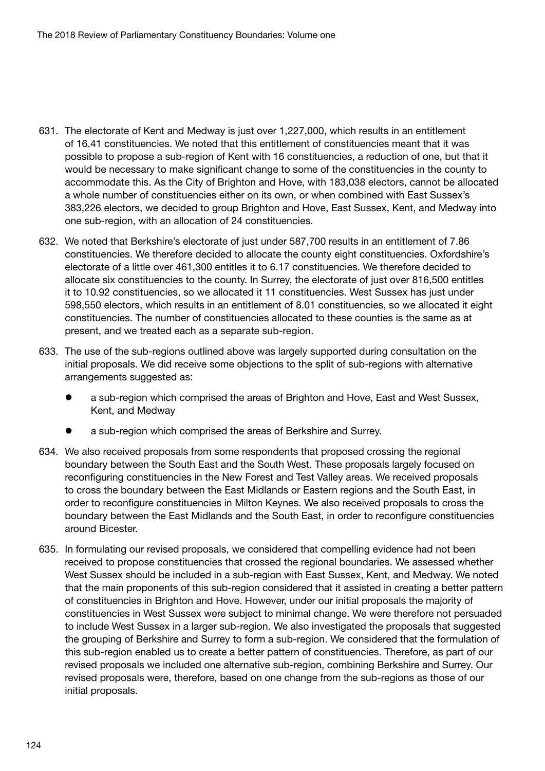631. The electorate of Kent and Medway is just over 1,227,000, which results in an entitlement of 16.41 constituencies. We noted that this entitlement of constituencies meant that it was possible to propose a sub-region of Kent with 16 constituencies, a reduction of one, but that it would be necessary to make significant change to some of the constituencies in the county to accommodate this. As the City of Brighton and Hove, with 183,038 electors, cannot be allocated a whole number of constituencies either on its own, or when combined with East Sussex's 383,226 electors, we decided to group Brighton and Hove, East Sussex, Kent, and Medway into one sub-region, with an allocation of 24 constituencies.

632. We noted that Berkshire's electorate of just under 587,700 results in an entitlement of 7.86 constituencies. We therefore decided to allocate the county eight constituencies. Oxfordshire's electorate of a little over 461,300 entitles it to 6.17 constituencies. We therefore decided to allocate six constituencies to the county. In Surrey, the electorate of just over 816,500 entitles it to 10.92 constituencies, so we allocated it 11 constituencies. West Sussex has just under 598,550 electors, which results in an entitlement of 8.01 constituencies, so we allocated it eight constituencies. The number of constituencies allocated to these counties is the same as at present, and we treated each as a separate sub-region.

633. The use of the sub-regions outlined above was largely supported during consultation on the initial proposals. We did receive some objections to the split of sub-regions with alternative arrangements suggested as:

- a sub-region which comprised the areas of Brighton and Hove, East and West Sussex, Kent, and Medway
- a sub-region which comprised the areas of Berkshire and Surrey.

634. We also received proposals from some respondents that proposed crossing the regional boundary between the South East and the South West. These proposals largely focused on reconfiguring constituencies in the New Forest and Test Valley areas. We received proposals to cross the boundary between the East Midlands or Eastern regions and the South East, in order to reconfigure constituencies in Milton Keynes. We also received proposals to cross the boundary between the East Midlands and the South East, in order to reconfigure constituencies around Bicester.

635. In formulating our revised proposals, we considered that compelling evidence had not been received to propose constituencies that crossed the regional boundaries. We assessed whether West Sussex should be included in a sub-region with East Sussex, Kent, and Medway. We noted that the main proponents of this sub-region considered that it assisted in creating a better pattern of constituencies in Brighton and Hove. However, under our initial proposals the majority of constituencies in West Sussex were subject to minimal change. We were therefore not persuaded to include West Sussex in a larger sub-region. We also investigated the proposals that suggested the grouping of Berkshire and Surrey to form a sub-region. We considered that the formulation of this sub-region enabled us to create a better pattern of constituencies. Therefore, as part of our revised proposals we included one alternative sub-region, combining Berkshire and Surrey. Our revised proposals were, therefore, based on one change from the sub-regions as those of our initial proposals.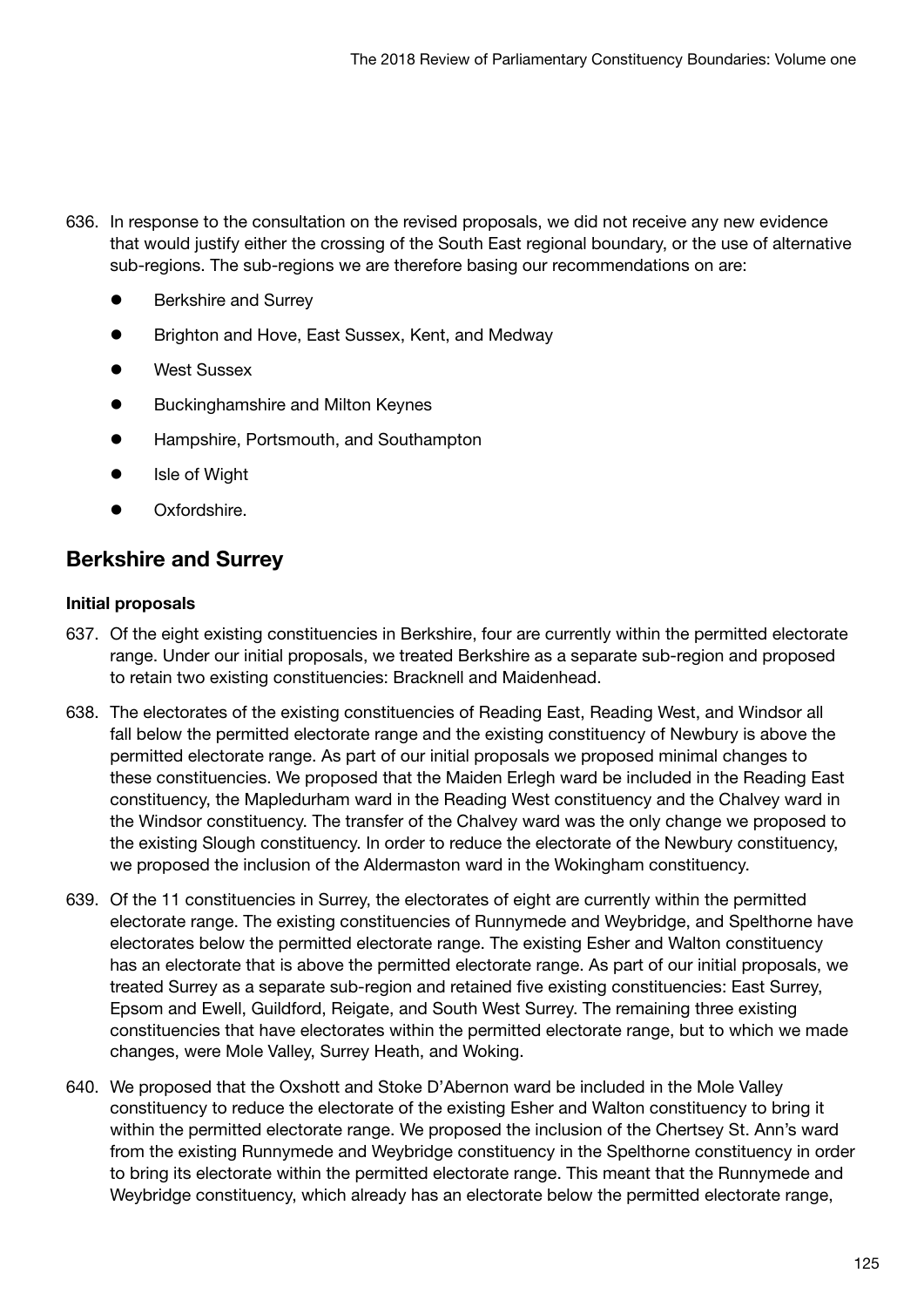636. In response to the consultation on the revised proposals, we did not receive any new evidence that would justify either the crossing of the South East regional boundary, or the use of alternative sub-regions. The sub-regions we are therefore basing our recommendations on are:

- Berkshire and Surrey
- Brighton and Hove, East Sussex, Kent, and Medway
- West Sussex
- Buckinghamshire and Milton Keynes
- Hampshire, Portsmouth, and Southampton
- Isle of Wight
- Oxfordshire.

## Berkshire and Surrey

### Initial proposals

637. Of the eight existing constituencies in Berkshire, four are currently within the permitted electorate range. Under our initial proposals, we treated Berkshire as a separate sub-region and proposed to retain two existing constituencies: Bracknell and Maidenhead.

638. The electorates of the existing constituencies of Reading East, Reading West, and Windsor all fall below the permitted electorate range and the existing constituency of Newbury is above the permitted electorate range. As part of our initial proposals we proposed minimal changes to these constituencies. We proposed that the Maiden Erlegh ward be included in the Reading East constituency, the Mapledurham ward in the Reading West constituency and the Chalvey ward in the Windsor constituency. The transfer of the Chalvey ward was the only change we proposed to the existing Slough constituency. In order to reduce the electorate of the Newbury constituency, we proposed the inclusion of the Aldermaston ward in the Wokingham constituency.

639. Of the 11 constituencies in Surrey, the electorates of eight are currently within the permitted electorate range. The existing constituencies of Runnymede and Weybridge, and Spelthorne have electorates below the permitted electorate range. The existing Esher and Walton constituency has an electorate that is above the permitted electorate range. As part of our initial proposals, we treated Surrey as a separate sub-region and retained five existing constituencies: East Surrey, Epsom and Ewell, Guildford, Reigate, and South West Surrey. The remaining three existing constituencies that have electorates within the permitted electorate range, but to which we made changes, were Mole Valley, Surrey Heath, and Woking.

640. We proposed that the Oxshott and Stoke D'Abernon ward be included in the Mole Valley constituency to reduce the electorate of the existing Esher and Walton constituency to bring it within the permitted electorate range. We proposed the inclusion of the Chertsey St. Ann's ward from the existing Runnymede and Weybridge constituency in the Spelthorne constituency in order to bring its electorate within the permitted electorate range. This meant that the Runnymede and Weybridge constituency, which already has an electorate below the permitted electorate range,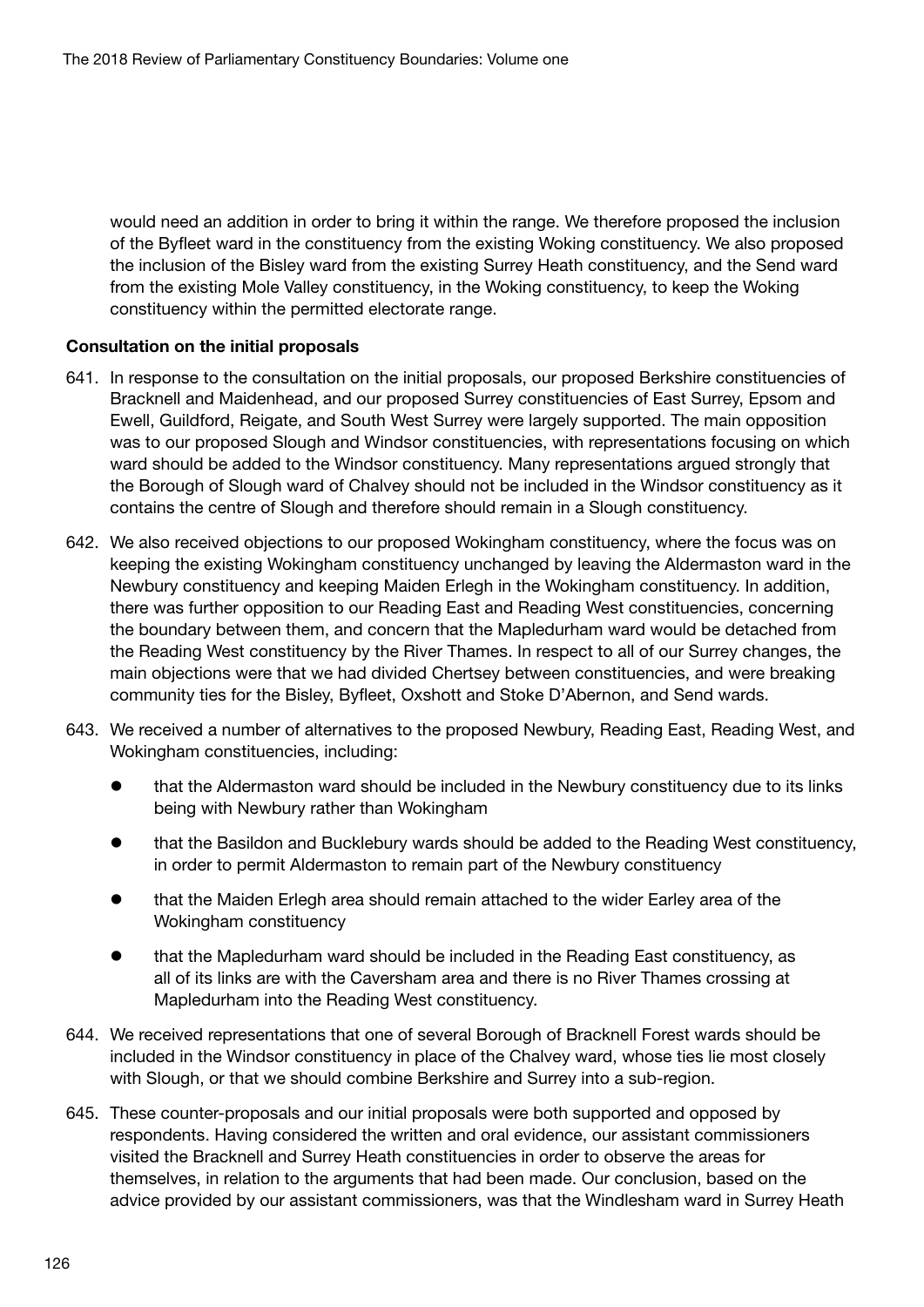would need an addition in order to bring it within the range. We therefore proposed the inclusion of the Byfleet ward in the constituency from the existing Woking constituency. We also proposed the inclusion of the Bisley ward from the existing Surrey Heath constituency, and the Send ward from the existing Mole Valley constituency, in the Woking constituency, to keep the Woking constituency within the permitted electorate range.

**Consultation on the initial proposals**

641. In response to the consultation on the initial proposals, our proposed Berkshire constituencies of Bracknell and Maidenhead, and our proposed Surrey constituencies of East Surrey, Epsom and Ewell, Guildford, Reigate, and South West Surrey were largely supported. The main opposition was to our proposed Slough and Windsor constituencies, with representations focusing on which ward should be added to the Windsor constituency. Many representations argued strongly that the Borough of Slough ward of Chalvey should not be included in the Windsor constituency as it contains the centre of Slough and therefore should remain in a Slough constituency.

642. We also received objections to our proposed Wokingham constituency, where the focus was on keeping the existing Wokingham constituency unchanged by leaving the Aldermaston ward in the Newbury constituency and keeping Maiden Erlegh in the Wokingham constituency. In addition, there was further opposition to our Reading East and Reading West constituencies, concerning the boundary between them, and concern that the Mapledurham ward would be detached from the Reading West constituency by the River Thames. In respect to all of our Surrey changes, the main objections were that we had divided Chertsey between constituencies, and were breaking community ties for the Bisley, Byfleet, Oxshott and Stoke D'Abernon, and Send wards.

643. We received a number of alternatives to the proposed Newbury, Reading East, Reading West, and Wokingham constituencies, including:

- that the Aldermaston ward should be included in the Newbury constituency due to its links being with Newbury rather than Wokingham
- that the Basildon and Bucklebury wards should be added to the Reading West constituency, in order to permit Aldermaston to remain part of the Newbury constituency
- that the Maiden Erlegh area should remain attached to the wider Earley area of the Wokingham constituency
- that the Mapledurham ward should be included in the Reading East constituency, as all of its links are with the Caversham area and there is no River Thames crossing at Mapledurham into the Reading West constituency.

644. We received representations that one of several Borough of Bracknell Forest wards should be included in the Windsor constituency in place of the Chalvey ward, whose ties lie most closely with Slough, or that we should combine Berkshire and Surrey into a sub-region.

645. These counter-proposals and our initial proposals were both supported and opposed by respondents. Having considered the written and oral evidence, our assistant commissioners visited the Bracknell and Surrey Heath constituencies in order to observe the areas for themselves, in relation to the arguments that had been made. Our conclusion, based on the advice provided by our assistant commissioners, was that the Windlesham ward in Surrey Heath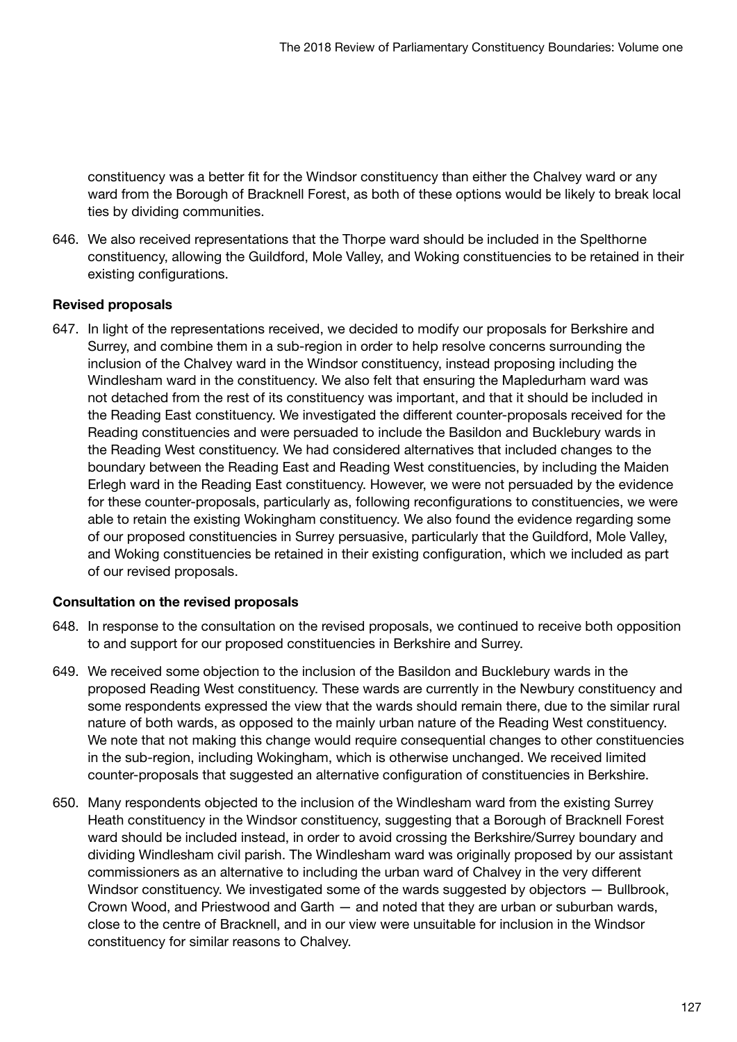constituency was a better fit for the Windsor constituency than either the Chalvey ward or any ward from the Borough of Bracknell Forest, as both of these options would be likely to break local ties by dividing communities.

646. We also received representations that the Thorpe ward should be included in the Spelthorne constituency, allowing the Guildford, Mole Valley, and Woking constituencies to be retained in their existing configurations.

**Revised proposals**

647. In light of the representations received, we decided to modify our proposals for Berkshire and Surrey, and combine them in a sub-region in order to help resolve concerns surrounding the inclusion of the Chalvey ward in the Windsor constituency, instead proposing including the Windlesham ward in the constituency. We also felt that ensuring the Mapledurham ward was not detached from the rest of its constituency was important, and that it should be included in the Reading East constituency. We investigated the different counter-proposals received for the Reading constituencies and were persuaded to include the Basildon and Bucklebury wards in the Reading West constituency. We had considered alternatives that included changes to the boundary between the Reading East and Reading West constituencies, by including the Maiden Erlegh ward in the Reading East constituency. However, we were not persuaded by the evidence for these counter-proposals, particularly as, following reconfigurations to constituencies, we were able to retain the existing Wokingham constituency. We also found the evidence regarding some of our proposed constituencies in Surrey persuasive, particularly that the Guildford, Mole Valley, and Woking constituencies be retained in their existing configuration, which we included as part of our revised proposals.

**Consultation on the revised proposals**

648. In response to the consultation on the revised proposals, we continued to receive both opposition to and support for our proposed constituencies in Berkshire and Surrey.

649. We received some objection to the inclusion of the Basildon and Bucklebury wards in the proposed Reading West constituency. These wards are currently in the Newbury constituency and some respondents expressed the view that the wards should remain there, due to the similar rural nature of both wards, as opposed to the mainly urban nature of the Reading West constituency. We note that not making this change would require consequential changes to other constituencies in the sub-region, including Wokingham, which is otherwise unchanged. We received limited counter-proposals that suggested an alternative configuration of constituencies in Berkshire.

650. Many respondents objected to the inclusion of the Windlesham ward from the existing Surrey Heath constituency in the Windsor constituency, suggesting that a Borough of Bracknell Forest ward should be included instead, in order to avoid crossing the Berkshire/Surrey boundary and dividing Windlesham civil parish. The Windlesham ward was originally proposed by our assistant commissioners as an alternative to including the urban ward of Chalvey in the very different Windsor constituency. We investigated some of the wards suggested by objectors — Bullbrook, Crown Wood, and Priestwood and Garth — and noted that they are urban or suburban wards, close to the centre of Bracknell, and in our view were unsuitable for inclusion in the Windsor constituency for similar reasons to Chalvey.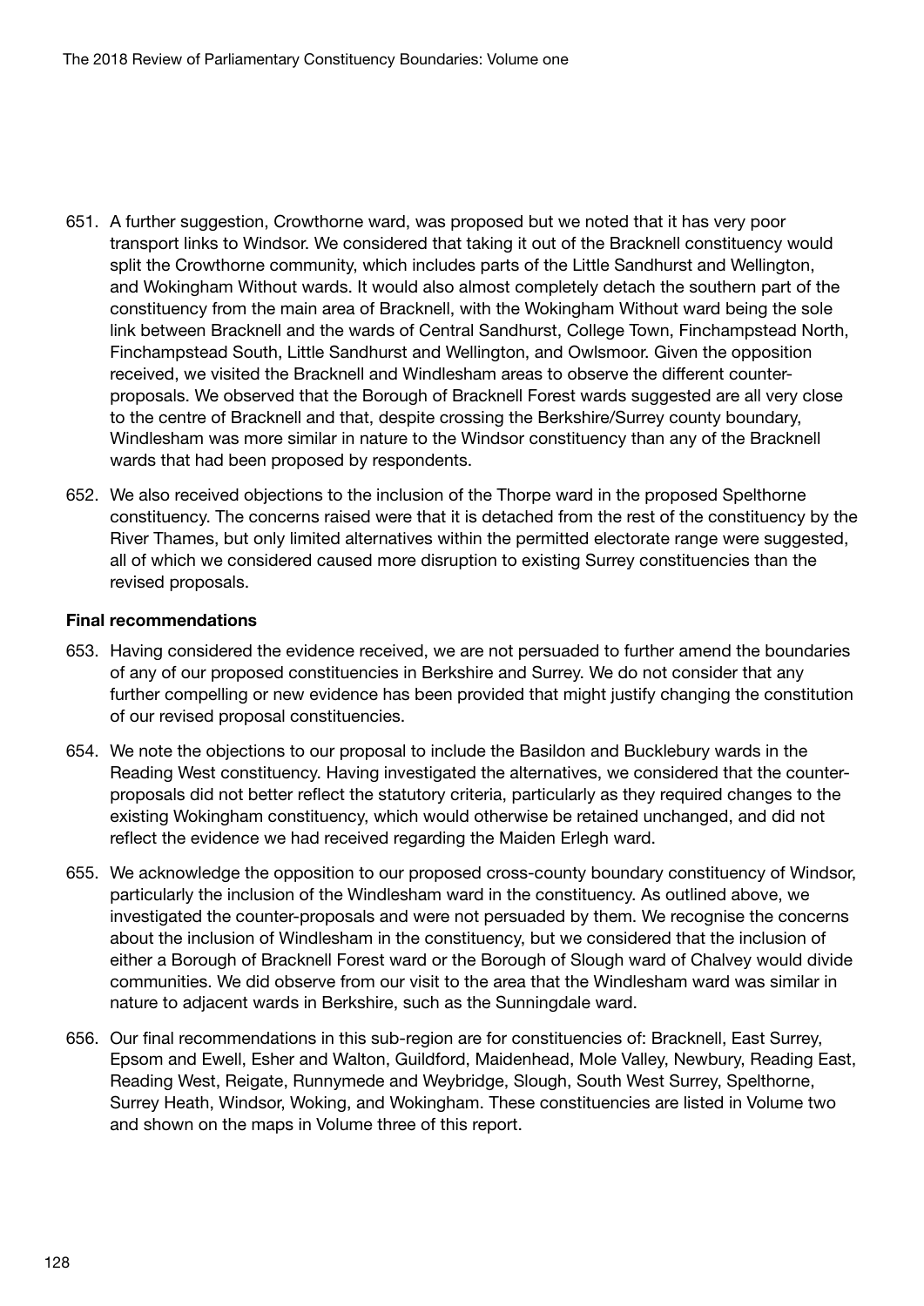651. A further suggestion, Crowthorne ward, was proposed but we noted that it has very poor transport links to Windsor. We considered that taking it out of the Bracknell constituency would split the Crowthorne community, which includes parts of the Little Sandhurst and Wellington, and Wokingham Without wards. It would also almost completely detach the southern part of the constituency from the main area of Bracknell, with the Wokingham Without ward being the sole link between Bracknell and the wards of Central Sandhurst, College Town, Finchampstead North, Finchampstead South, Little Sandhurst and Wellington, and Owlsmoor. Given the opposition received, we visited the Bracknell and Windlesham areas to observe the different counter-proposals. We observed that the Borough of Bracknell Forest wards suggested are all very close to the centre of Bracknell and that, despite crossing the Berkshire/Surrey county boundary, Windlesham was more similar in nature to the Windsor constituency than any of the Bracknell wards that had been proposed by respondents.

652. We also received objections to the inclusion of the Thorpe ward in the proposed Spelthorne constituency. The concerns raised were that it is detached from the rest of the constituency by the River Thames, but only limited alternatives within the permitted electorate range were suggested, all of which we considered caused more disruption to existing Surrey constituencies than the revised proposals.

**Final recommendations**

653. Having considered the evidence received, we are not persuaded to further amend the boundaries of any of our proposed constituencies in Berkshire and Surrey. We do not consider that any further compelling or new evidence has been provided that might justify changing the constitution of our revised proposal constituencies.

654. We note the objections to our proposal to include the Basildon and Bucklebury wards in the Reading West constituency. Having investigated the alternatives, we considered that the counter-proposals did not better reflect the statutory criteria, particularly as they required changes to the existing Wokingham constituency, which would otherwise be retained unchanged, and did not reflect the evidence we had received regarding the Maiden Erlegh ward.

655. We acknowledge the opposition to our proposed cross-county boundary constituency of Windsor, particularly the inclusion of the Windlesham ward in the constituency. As outlined above, we investigated the counter-proposals and were not persuaded by them. We recognise the concerns about the inclusion of Windlesham in the constituency, but we considered that the inclusion of either a Borough of Bracknell Forest ward or the Borough of Slough ward of Chalvey would divide communities. We did observe from our visit to the area that the Windlesham ward was similar in nature to adjacent wards in Berkshire, such as the Sunningdale ward.

656. Our final recommendations in this sub-region are for constituencies of: Bracknell, East Surrey, Epsom and Ewell, Esher and Walton, Guildford, Maidenhead, Mole Valley, Newbury, Reading East, Reading West, Reigate, Runnymede and Weybridge, Slough, South West Surrey, Spelthorne, Surrey Heath, Windsor, Woking, and Wokingham. These constituencies are listed in Volume two and shown on the maps in Volume three of this report.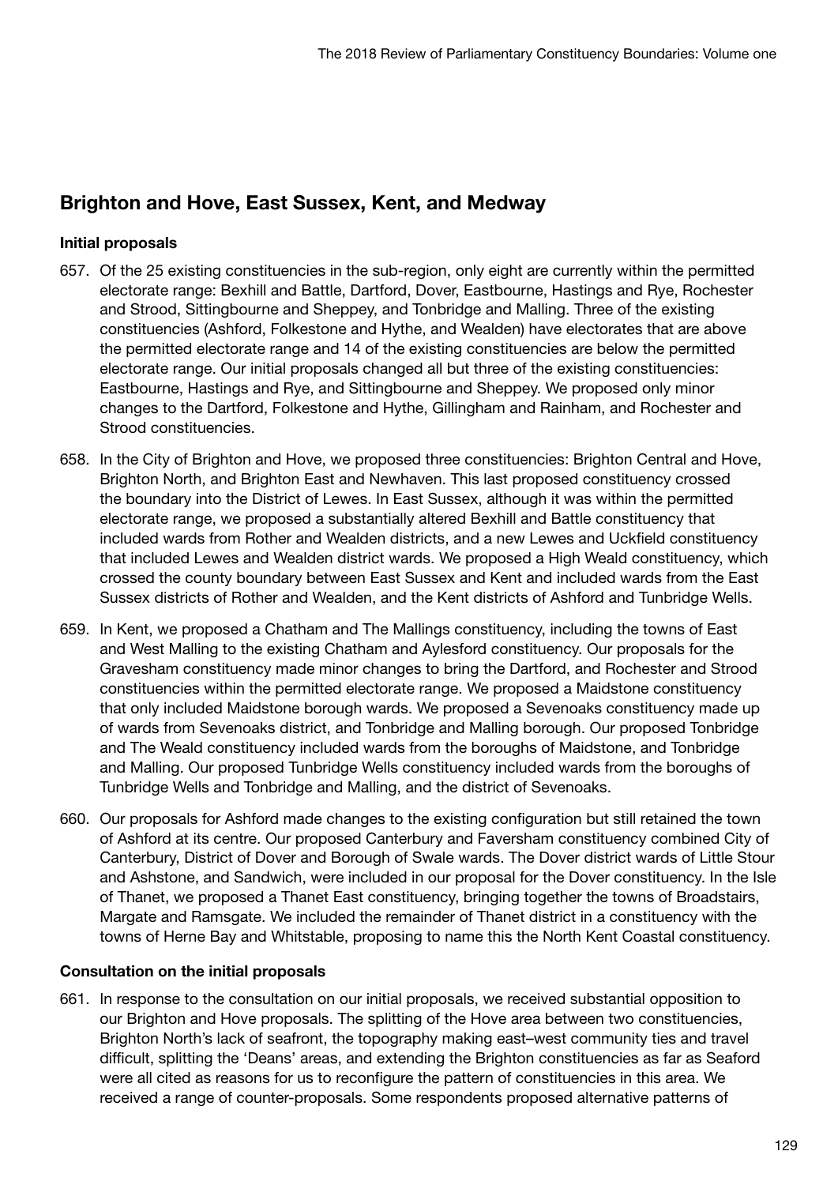## Brighton and Hove, East Sussex, Kent, and Medway

### Initial proposals

657. Of the 25 existing constituencies in the sub-region, only eight are currently within the permitted electorate range: Bexhill and Battle, Dartford, Dover, Eastbourne, Hastings and Rye, Rochester and Strood, Sittingbourne and Sheppey, and Tonbridge and Malling. Three of the existing constituencies (Ashford, Folkestone and Hythe, and Wealden) have electorates that are above the permitted electorate range and 14 of the existing constituencies are below the permitted electorate range. Our initial proposals changed all but three of the existing constituencies: Eastbourne, Hastings and Rye, and Sittingbourne and Sheppey. We proposed only minor changes to the Dartford, Folkestone and Hythe, Gillingham and Rainham, and Rochester and Strood constituencies.

658. In the City of Brighton and Hove, we proposed three constituencies: Brighton Central and Hove, Brighton North, and Brighton East and Newhaven. This last proposed constituency crossed the boundary into the District of Lewes. In East Sussex, although it was within the permitted electorate range, we proposed a substantially altered Bexhill and Battle constituency that included wards from Rother and Wealden districts, and a new Lewes and Uckfield constituency that included Lewes and Wealden district wards. We proposed a High Weald constituency, which crossed the county boundary between East Sussex and Kent and included wards from the East Sussex districts of Rother and Wealden, and the Kent districts of Ashford and Tunbridge Wells.

659. In Kent, we proposed a Chatham and The Mallings constituency, including the towns of East and West Malling to the existing Chatham and Aylesford constituency. Our proposals for the Gravesham constituency made minor changes to bring the Dartford, and Rochester and Strood constituencies within the permitted electorate range. We proposed a Maidstone constituency that only included Maidstone borough wards. We proposed a Sevenoaks constituency made up of wards from Sevenoaks district, and Tonbridge and Malling borough. Our proposed Tonbridge and The Weald constituency included wards from the boroughs of Maidstone, and Tonbridge and Malling. Our proposed Tunbridge Wells constituency included wards from the boroughs of Tunbridge Wells and Tonbridge and Malling, and the district of Sevenoaks.

660. Our proposals for Ashford made changes to the existing configuration but still retained the town of Ashford at its centre. Our proposed Canterbury and Faversham constituency combined City of Canterbury, District of Dover and Borough of Swale wards. The Dover district wards of Little Stour and Ashstone, and Sandwich, were included in our proposal for the Dover constituency. In the Isle of Thanet, we proposed a Thanet East constituency, bringing together the towns of Broadstairs, Margate and Ramsgate. We included the remainder of Thanet district in a constituency with the towns of Herne Bay and Whitstable, proposing to name this the North Kent Coastal constituency.

### Consultation on the initial proposals

661. In response to the consultation on our initial proposals, we received substantial opposition to our Brighton and Hove proposals. The splitting of the Hove area between two constituencies, Brighton North's lack of seafront, the topography making east–west community ties and travel difficult, splitting the 'Deans' areas, and extending the Brighton constituencies as far as Seaford were all cited as reasons for us to reconfigure the pattern of constituencies in this area. We received a range of counter-proposals. Some respondents proposed alternative patterns of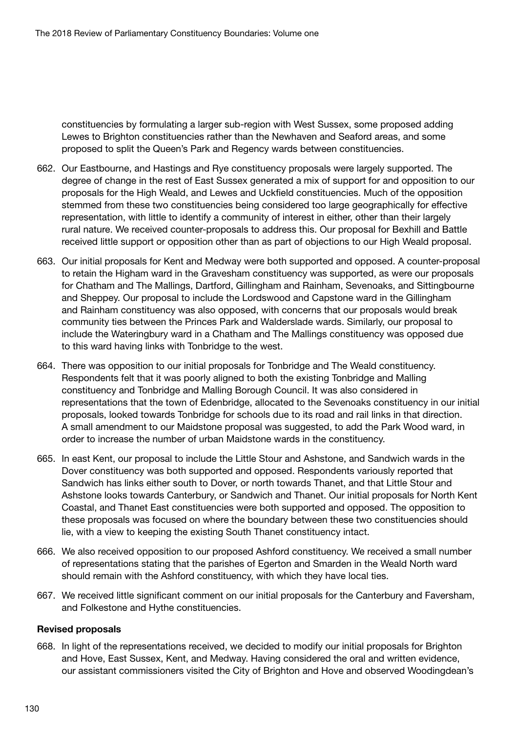constituencies by formulating a larger sub-region with West Sussex, some proposed adding Lewes to Brighton constituencies rather than the Newhaven and Seaford areas, and some proposed to split the Queen's Park and Regency wards between constituencies.

662. Our Eastbourne, and Hastings and Rye constituency proposals were largely supported. The degree of change in the rest of East Sussex generated a mix of support for and opposition to our proposals for the High Weald, and Lewes and Uckfield constituencies. Much of the opposition stemmed from these two constituencies being considered too large geographically for effective representation, with little to identify a community of interest in either, other than their largely rural nature. We received counter-proposals to address this. Our proposal for Bexhill and Battle received little support or opposition other than as part of objections to our High Weald proposal.

663. Our initial proposals for Kent and Medway were both supported and opposed. A counter-proposal to retain the Higham ward in the Gravesham constituency was supported, as were our proposals for Chatham and The Mallings, Dartford, Gillingham and Rainham, Sevenoaks, and Sittingbourne and Sheppey. Our proposal to include the Lordswood and Capstone ward in the Gillingham and Rainham constituency was also opposed, with concerns that our proposals would break community ties between the Princes Park and Walderslade wards. Similarly, our proposal to include the Wateringbury ward in a Chatham and The Mallings constituency was opposed due to this ward having links with Tonbridge to the west.

664. There was opposition to our initial proposals for Tonbridge and The Weald constituency. Respondents felt that it was poorly aligned to both the existing Tonbridge and Malling constituency and Tonbridge and Malling Borough Council. It was also considered in representations that the town of Edenbridge, allocated to the Sevenoaks constituency in our initial proposals, looked towards Tonbridge for schools due to its road and rail links in that direction. A small amendment to our Maidstone proposal was suggested, to add the Park Wood ward, in order to increase the number of urban Maidstone wards in the constituency.

665. In east Kent, our proposal to include the Little Stour and Ashstone, and Sandwich wards in the Dover constituency was both supported and opposed. Respondents variously reported that Sandwich has links either south to Dover, or north towards Thanet, and that Little Stour and Ashstone looks towards Canterbury, or Sandwich and Thanet. Our initial proposals for North Kent Coastal, and Thanet East constituencies were both supported and opposed. The opposition to these proposals was focused on where the boundary between these two constituencies should lie, with a view to keeping the existing South Thanet constituency intact.

666. We also received opposition to our proposed Ashford constituency. We received a small number of representations stating that the parishes of Egerton and Smarden in the Weald North ward should remain with the Ashford constituency, with which they have local ties.

667. We received little significant comment on our initial proposals for the Canterbury and Faversham, and Folkestone and Hythe constituencies.

**Revised proposals**

668. In light of the representations received, we decided to modify our initial proposals for Brighton and Hove, East Sussex, Kent, and Medway. Having considered the oral and written evidence, our assistant commissioners visited the City of Brighton and Hove and observed Woodingdean's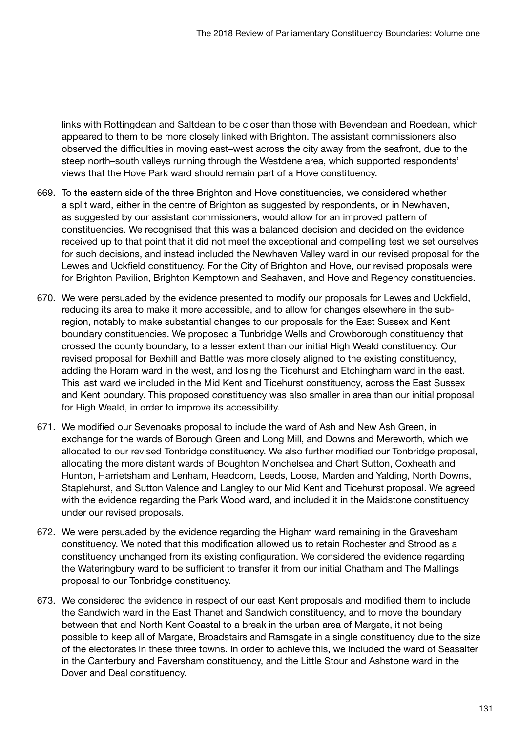links with Rottingdean and Saltdean to be closer than those with Bevendean and Roedean, which appeared to them to be more closely linked with Brighton. The assistant commissioners also observed the difficulties in moving east–west across the city away from the seafront, due to the steep north–south valleys running through the Westdene area, which supported respondents' views that the Hove Park ward should remain part of a Hove constituency.

669. To the eastern side of the three Brighton and Hove constituencies, we considered whether a split ward, either in the centre of Brighton as suggested by respondents, or in Newhaven, as suggested by our assistant commissioners, would allow for an improved pattern of constituencies. We recognised that this was a balanced decision and decided on the evidence received up to that point that it did not meet the exceptional and compelling test we set ourselves for such decisions, and instead included the Newhaven Valley ward in our revised proposal for the Lewes and Uckfield constituency. For the City of Brighton and Hove, our revised proposals were for Brighton Pavilion, Brighton Kemptown and Seahaven, and Hove and Regency constituencies.

670. We were persuaded by the evidence presented to modify our proposals for Lewes and Uckfield, reducing its area to make it more accessible, and to allow for changes elsewhere in the sub-region, notably to make substantial changes to our proposals for the East Sussex and Kent boundary constituencies. We proposed a Tunbridge Wells and Crowborough constituency that crossed the county boundary, to a lesser extent than our initial High Weald constituency. Our revised proposal for Bexhill and Battle was more closely aligned to the existing constituency, adding the Horam ward in the west, and losing the Ticehurst and Etchingham ward in the east. This last ward we included in the Mid Kent and Ticehurst constituency, across the East Sussex and Kent boundary. This proposed constituency was also smaller in area than our initial proposal for High Weald, in order to improve its accessibility.

671. We modified our Sevenoaks proposal to include the ward of Ash and New Ash Green, in exchange for the wards of Borough Green and Long Mill, and Downs and Mereworth, which we allocated to our revised Tonbridge constituency. We also further modified our Tonbridge proposal, allocating the more distant wards of Boughton Monchelsea and Chart Sutton, Coxheath and Hunton, Harrietsham and Lenham, Headcorn, Leeds, Loose, Marden and Yalding, North Downs, Staplehurst, and Sutton Valence and Langley to our Mid Kent and Ticehurst proposal. We agreed with the evidence regarding the Park Wood ward, and included it in the Maidstone constituency under our revised proposals.

672. We were persuaded by the evidence regarding the Higham ward remaining in the Gravesham constituency. We noted that this modification allowed us to retain Rochester and Strood as a constituency unchanged from its existing configuration. We considered the evidence regarding the Wateringbury ward to be sufficient to transfer it from our initial Chatham and The Mallings proposal to our Tonbridge constituency.

673. We considered the evidence in respect of our east Kent proposals and modified them to include the Sandwich ward in the East Thanet and Sandwich constituency, and to move the boundary between that and North Kent Coastal to a break in the urban area of Margate, it not being possible to keep all of Margate, Broadstairs and Ramsgate in a single constituency due to the size of the electorates in these three towns. In order to achieve this, we included the ward of Seasalter in the Canterbury and Faversham constituency, and the Little Stour and Ashstone ward in the Dover and Deal constituency.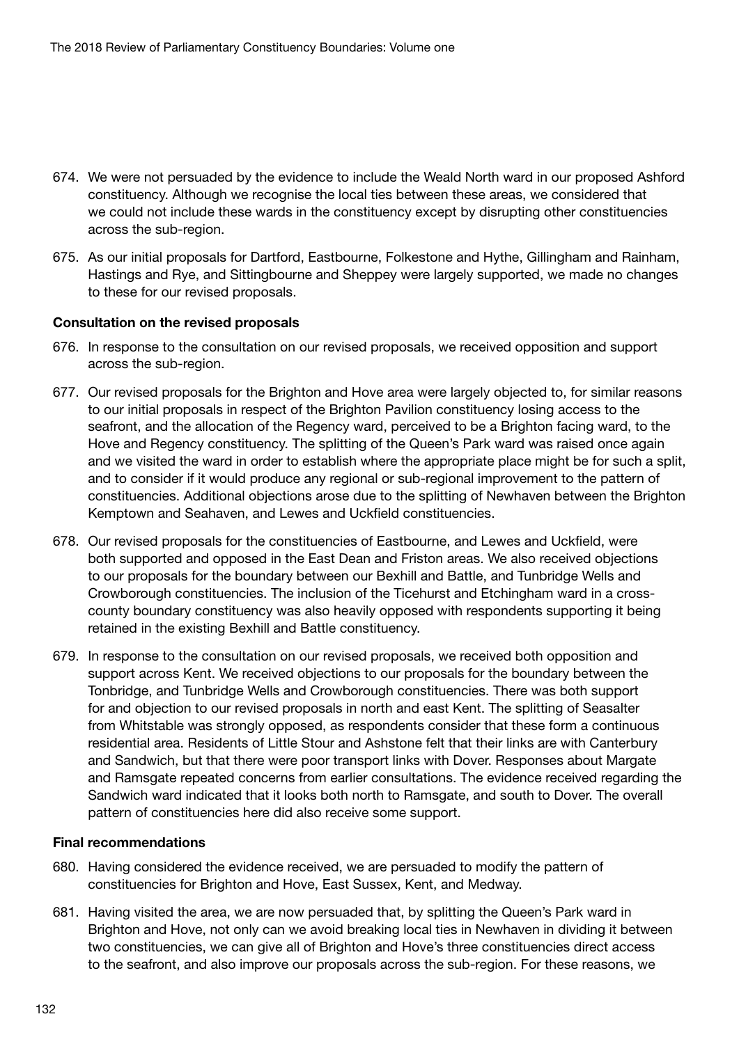674. We were not persuaded by the evidence to include the Weald North ward in our proposed Ashford constituency. Although we recognise the local ties between these areas, we considered that we could not include these wards in the constituency except by disrupting other constituencies across the sub-region.

675. As our initial proposals for Dartford, Eastbourne, Folkestone and Hythe, Gillingham and Rainham, Hastings and Rye, and Sittingbourne and Sheppey were largely supported, we made no changes to these for our revised proposals.

**Consultation on the revised proposals**

676. In response to the consultation on our revised proposals, we received opposition and support across the sub-region.

677. Our revised proposals for the Brighton and Hove area were largely objected to, for similar reasons to our initial proposals in respect of the Brighton Pavilion constituency losing access to the seafront, and the allocation of the Regency ward, perceived to be a Brighton facing ward, to the Hove and Regency constituency. The splitting of the Queen's Park ward was raised once again and we visited the ward in order to establish where the appropriate place might be for such a split, and to consider if it would produce any regional or sub-regional improvement to the pattern of constituencies. Additional objections arose due to the splitting of Newhaven between the Brighton Kemptown and Seahaven, and Lewes and Uckfield constituencies.

678. Our revised proposals for the constituencies of Eastbourne, and Lewes and Uckfield, were both supported and opposed in the East Dean and Friston areas. We also received objections to our proposals for the boundary between our Bexhill and Battle, and Tunbridge Wells and Crowborough constituencies. The inclusion of the Ticehurst and Etchingham ward in a cross-county boundary constituency was also heavily opposed with respondents supporting it being retained in the existing Bexhill and Battle constituency.

679. In response to the consultation on our revised proposals, we received both opposition and support across Kent. We received objections to our proposals for the boundary between the Tonbridge, and Tunbridge Wells and Crowborough constituencies. There was both support for and objection to our revised proposals in north and east Kent. The splitting of Seasalter from Whitstable was strongly opposed, as respondents consider that these form a continuous residential area. Residents of Little Stour and Ashstone felt that their links are with Canterbury and Sandwich, but that there were poor transport links with Dover. Responses about Margate and Ramsgate repeated concerns from earlier consultations. The evidence received regarding the Sandwich ward indicated that it looks both north to Ramsgate, and south to Dover. The overall pattern of constituencies here did also receive some support.

**Final recommendations**

680. Having considered the evidence received, we are persuaded to modify the pattern of constituencies for Brighton and Hove, East Sussex, Kent, and Medway.

681. Having visited the area, we are now persuaded that, by splitting the Queen's Park ward in Brighton and Hove, not only can we avoid breaking local ties in Newhaven in dividing it between two constituencies, we can give all of Brighton and Hove's three constituencies direct access to the seafront, and also improve our proposals across the sub-region. For these reasons, we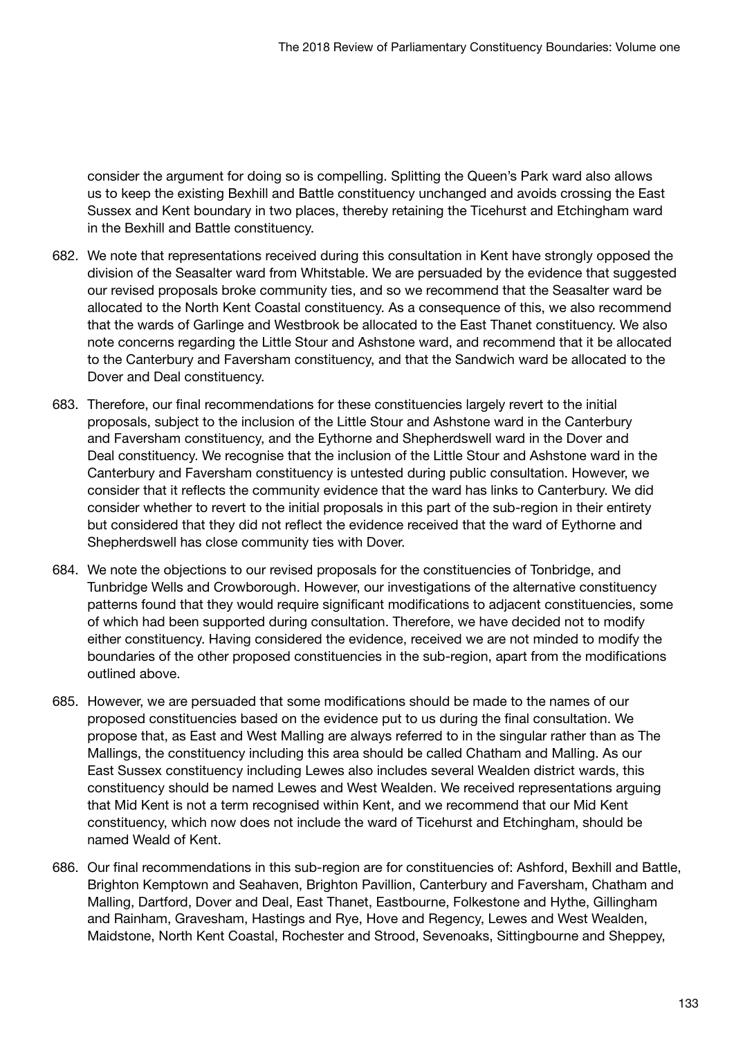consider the argument for doing so is compelling. Splitting the Queen's Park ward also allows us to keep the existing Bexhill and Battle constituency unchanged and avoids crossing the East Sussex and Kent boundary in two places, thereby retaining the Ticehurst and Etchingham ward in the Bexhill and Battle constituency.

682. We note that representations received during this consultation in Kent have strongly opposed the division of the Seasalter ward from Whitstable. We are persuaded by the evidence that suggested our revised proposals broke community ties, and so we recommend that the Seasalter ward be allocated to the North Kent Coastal constituency. As a consequence of this, we also recommend that the wards of Garlinge and Westbrook be allocated to the East Thanet constituency. We also note concerns regarding the Little Stour and Ashstone ward, and recommend that it be allocated to the Canterbury and Faversham constituency, and that the Sandwich ward be allocated to the Dover and Deal constituency.

683. Therefore, our final recommendations for these constituencies largely revert to the initial proposals, subject to the inclusion of the Little Stour and Ashstone ward in the Canterbury and Faversham constituency, and the Eythorne and Shepherdswell ward in the Dover and Deal constituency. We recognise that the inclusion of the Little Stour and Ashstone ward in the Canterbury and Faversham constituency is untested during public consultation. However, we consider that it reflects the community evidence that the ward has links to Canterbury. We did consider whether to revert to the initial proposals in this part of the sub-region in their entirety but considered that they did not reflect the evidence received that the ward of Eythorne and Shepherdswell has close community ties with Dover.

684. We note the objections to our revised proposals for the constituencies of Tonbridge, and Tunbridge Wells and Crowborough. However, our investigations of the alternative constituency patterns found that they would require significant modifications to adjacent constituencies, some of which had been supported during consultation. Therefore, we have decided not to modify either constituency. Having considered the evidence, received we are not minded to modify the boundaries of the other proposed constituencies in the sub-region, apart from the modifications outlined above.

685. However, we are persuaded that some modifications should be made to the names of our proposed constituencies based on the evidence put to us during the final consultation. We propose that, as East and West Malling are always referred to in the singular rather than as The Mallings, the constituency including this area should be called Chatham and Malling. As our East Sussex constituency including Lewes also includes several Wealden district wards, this constituency should be named Lewes and West Wealden. We received representations arguing that Mid Kent is not a term recognised within Kent, and we recommend that our Mid Kent constituency, which now does not include the ward of Ticehurst and Etchingham, should be named Weald of Kent.

686. Our final recommendations in this sub-region are for constituencies of: Ashford, Bexhill and Battle, Brighton Kemptown and Seahaven, Brighton Pavillion, Canterbury and Faversham, Chatham and Malling, Dartford, Dover and Deal, East Thanet, Eastbourne, Folkestone and Hythe, Gillingham and Rainham, Gravesham, Hastings and Rye, Hove and Regency, Lewes and West Wealden, Maidstone, North Kent Coastal, Rochester and Strood, Sevenoaks, Sittingbourne and Sheppey,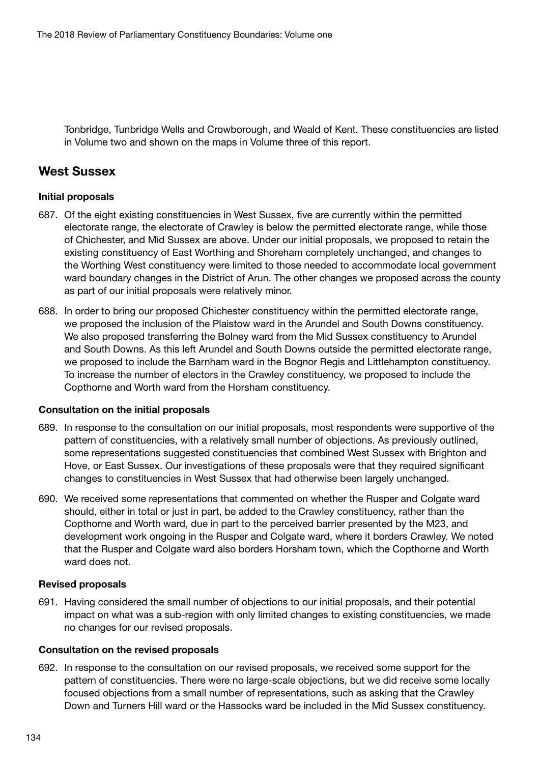Tonbridge, Tunbridge Wells and Crowborough, and Weald of Kent. These constituencies are listed in Volume two and shown on the maps in Volume three of this report.

## West Sussex

#### Initial proposals

687. Of the eight existing constituencies in West Sussex, five are currently within the permitted electorate range, the electorate of Crawley is below the permitted electorate range, while those of Chichester, and Mid Sussex are above. Under our initial proposals, we proposed to retain the existing constituency of East Worthing and Shoreham completely unchanged, and changes to the Worthing West constituency were limited to those needed to accommodate local government ward boundary changes in the District of Arun. The other changes we proposed across the county as part of our initial proposals were relatively minor.

688. In order to bring our proposed Chichester constituency within the permitted electorate range, we proposed the inclusion of the Plaistow ward in the Arundel and South Downs constituency. We also proposed transferring the Bolney ward from the Mid Sussex constituency to Arundel and South Downs. As this left Arundel and South Downs outside the permitted electorate range, we proposed to include the Barnham ward in the Bognor Regis and Littlehampton constituency. To increase the number of electors in the Crawley constituency, we proposed to include the Copthorne and Worth ward from the Horsham constituency.

#### Consultation on the initial proposals

689. In response to the consultation on our initial proposals, most respondents were supportive of the pattern of constituencies, with a relatively small number of objections. As previously outlined, some representations suggested constituencies that combined West Sussex with Brighton and Hove, or East Sussex. Our investigations of these proposals were that they required significant changes to constituencies in West Sussex that had otherwise been largely unchanged.

690. We received some representations that commented on whether the Rusper and Colgate ward should, either in total or just in part, be added to the Crawley constituency, rather than the Copthorne and Worth ward, due in part to the perceived barrier presented by the M23, and development work ongoing in the Rusper and Colgate ward, where it borders Crawley. We noted that the Rusper and Colgate ward also borders Horsham town, which the Copthorne and Worth ward does not.

#### Revised proposals

691. Having considered the small number of objections to our initial proposals, and their potential impact on what was a sub-region with only limited changes to existing constituencies, we made no changes for our revised proposals.

#### Consultation on the revised proposals

692. In response to the consultation on our revised proposals, we received some support for the pattern of constituencies. There were no large-scale objections, but we did receive some locally focused objections from a small number of representations, such as asking that the Crawley Down and Turners Hill ward or the Hassocks ward be included in the Mid Sussex constituency.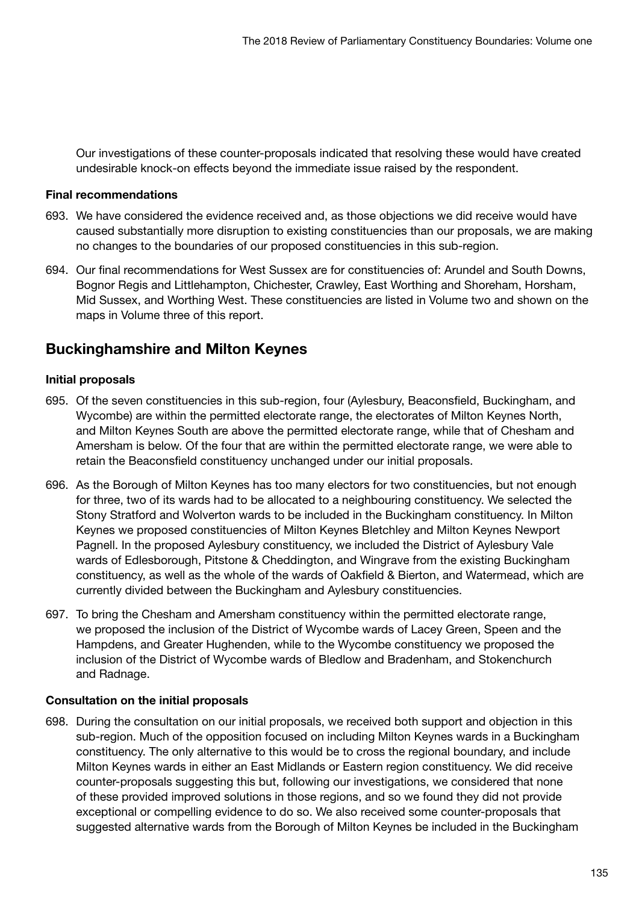Our investigations of these counter-proposals indicated that resolving these would have created undesirable knock-on effects beyond the immediate issue raised by the respondent.

**Final recommendations**

693. We have considered the evidence received and, as those objections we did receive would have caused substantially more disruption to existing constituencies than our proposals, we are making no changes to the boundaries of our proposed constituencies in this sub-region.

694. Our final recommendations for West Sussex are for constituencies of: Arundel and South Downs, Bognor Regis and Littlehampton, Chichester, Crawley, East Worthing and Shoreham, Horsham, Mid Sussex, and Worthing West. These constituencies are listed in Volume two and shown on the maps in Volume three of this report.

## Buckinghamshire and Milton Keynes

**Initial proposals**

695. Of the seven constituencies in this sub-region, four (Aylesbury, Beaconsfield, Buckingham, and Wycombe) are within the permitted electorate range, the electorates of Milton Keynes North, and Milton Keynes South are above the permitted electorate range, while that of Chesham and Amersham is below. Of the four that are within the permitted electorate range, we were able to retain the Beaconsfield constituency unchanged under our initial proposals.

696. As the Borough of Milton Keynes has too many electors for two constituencies, but not enough for three, two of its wards had to be allocated to a neighbouring constituency. We selected the Stony Stratford and Wolverton wards to be included in the Buckingham constituency. In Milton Keynes we proposed constituencies of Milton Keynes Bletchley and Milton Keynes Newport Pagnell. In the proposed Aylesbury constituency, we included the District of Aylesbury Vale wards of Edlesborough, Pitstone & Cheddington, and Wingrave from the existing Buckingham constituency, as well as the whole of the wards of Oakfield & Bierton, and Watermead, which are currently divided between the Buckingham and Aylesbury constituencies.

697. To bring the Chesham and Amersham constituency within the permitted electorate range, we proposed the inclusion of the District of Wycombe wards of Lacey Green, Speen and the Hampdens, and Greater Hughenden, while to the Wycombe constituency we proposed the inclusion of the District of Wycombe wards of Bledlow and Bradenham, and Stokenchurch and Radnage.

**Consultation on the initial proposals**

698. During the consultation on our initial proposals, we received both support and objection in this sub-region. Much of the opposition focused on including Milton Keynes wards in a Buckingham constituency. The only alternative to this would be to cross the regional boundary, and include Milton Keynes wards in either an East Midlands or Eastern region constituency. We did receive counter-proposals suggesting this but, following our investigations, we considered that none of these provided improved solutions in those regions, and so we found they did not provide exceptional or compelling evidence to do so. We also received some counter-proposals that suggested alternative wards from the Borough of Milton Keynes be included in the Buckingham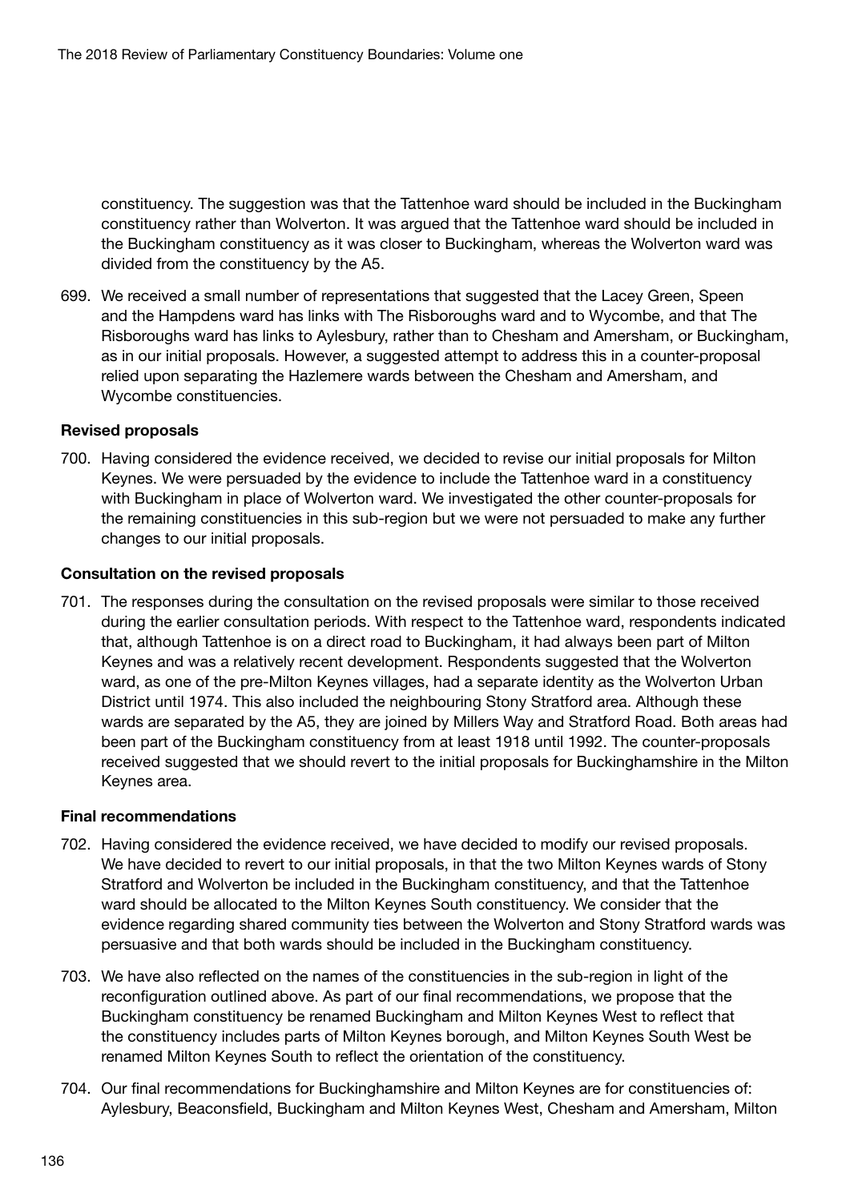constituency. The suggestion was that the Tattenhoe ward should be included in the Buckingham constituency rather than Wolverton. It was argued that the Tattenhoe ward should be included in the Buckingham constituency as it was closer to Buckingham, whereas the Wolverton ward was divided from the constituency by the A5.

699. We received a small number of representations that suggested that the Lacey Green, Speen and the Hampdens ward has links with The Risboroughs ward and to Wycombe, and that The Risboroughs ward has links to Aylesbury, rather than to Chesham and Amersham, or Buckingham, as in our initial proposals. However, a suggested attempt to address this in a counter-proposal relied upon separating the Hazlemere wards between the Chesham and Amersham, and Wycombe constituencies.

**Revised proposals**

700. Having considered the evidence received, we decided to revise our initial proposals for Milton Keynes. We were persuaded by the evidence to include the Tattenhoe ward in a constituency with Buckingham in place of Wolverton ward. We investigated the other counter-proposals for the remaining constituencies in this sub-region but we were not persuaded to make any further changes to our initial proposals.

**Consultation on the revised proposals**

701. The responses during the consultation on the revised proposals were similar to those received during the earlier consultation periods. With respect to the Tattenhoe ward, respondents indicated that, although Tattenhoe is on a direct road to Buckingham, it had always been part of Milton Keynes and was a relatively recent development. Respondents suggested that the Wolverton ward, as one of the pre-Milton Keynes villages, had a separate identity as the Wolverton Urban District until 1974. This also included the neighbouring Stony Stratford area. Although these wards are separated by the A5, they are joined by Millers Way and Stratford Road. Both areas had been part of the Buckingham constituency from at least 1918 until 1992. The counter-proposals received suggested that we should revert to the initial proposals for Buckinghamshire in the Milton Keynes area.

**Final recommendations**

702. Having considered the evidence received, we have decided to modify our revised proposals. We have decided to revert to our initial proposals, in that the two Milton Keynes wards of Stony Stratford and Wolverton be included in the Buckingham constituency, and that the Tattenhoe ward should be allocated to the Milton Keynes South constituency. We consider that the evidence regarding shared community ties between the Wolverton and Stony Stratford wards was persuasive and that both wards should be included in the Buckingham constituency.

703. We have also reflected on the names of the constituencies in the sub-region in light of the reconfiguration outlined above. As part of our final recommendations, we propose that the Buckingham constituency be renamed Buckingham and Milton Keynes West to reflect that the constituency includes parts of Milton Keynes borough, and Milton Keynes South West be renamed Milton Keynes South to reflect the orientation of the constituency.

704. Our final recommendations for Buckinghamshire and Milton Keynes are for constituencies of: Aylesbury, Beaconsfield, Buckingham and Milton Keynes West, Chesham and Amersham, Milton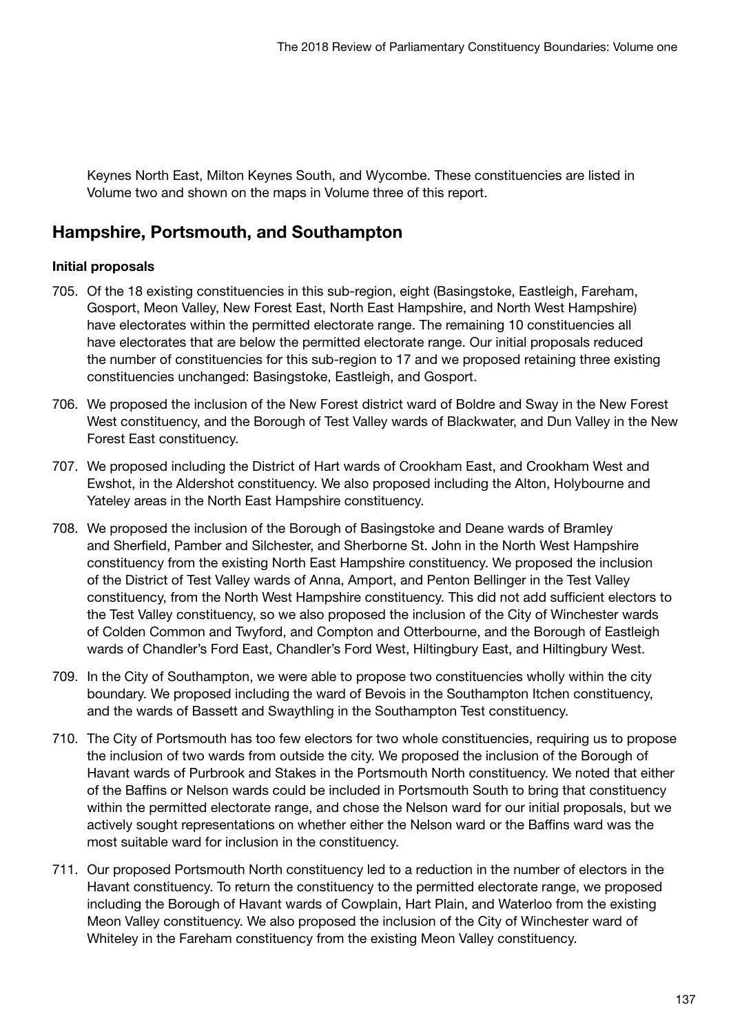Keynes North East, Milton Keynes South, and Wycombe. These constituencies are listed in Volume two and shown on the maps in Volume three of this report.

## Hampshire, Portsmouth, and Southampton

### Initial proposals

705. Of the 18 existing constituencies in this sub-region, eight (Basingstoke, Eastleigh, Fareham, Gosport, Meon Valley, New Forest East, North East Hampshire, and North West Hampshire) have electorates within the permitted electorate range. The remaining 10 constituencies all have electorates that are below the permitted electorate range. Our initial proposals reduced the number of constituencies for this sub-region to 17 and we proposed retaining three existing constituencies unchanged: Basingstoke, Eastleigh, and Gosport.

706. We proposed the inclusion of the New Forest district ward of Boldre and Sway in the New Forest West constituency, and the Borough of Test Valley wards of Blackwater, and Dun Valley in the New Forest East constituency.

707. We proposed including the District of Hart wards of Crookham East, and Crookham West and Ewshot, in the Aldershot constituency. We also proposed including the Alton, Holybourne and Yateley areas in the North East Hampshire constituency.

708. We proposed the inclusion of the Borough of Basingstoke and Deane wards of Bramley and Sherfield, Pamber and Silchester, and Sherborne St. John in the North West Hampshire constituency from the existing North East Hampshire constituency. We proposed the inclusion of the District of Test Valley wards of Anna, Amport, and Penton Bellinger in the Test Valley constituency, from the North West Hampshire constituency. This did not add sufficient electors to the Test Valley constituency, so we also proposed the inclusion of the City of Winchester wards of Colden Common and Twyford, and Compton and Otterbourne, and the Borough of Eastleigh wards of Chandler's Ford East, Chandler's Ford West, Hiltingbury East, and Hiltingbury West.

709. In the City of Southampton, we were able to propose two constituencies wholly within the city boundary. We proposed including the ward of Bevois in the Southampton Itchen constituency, and the wards of Bassett and Swaythling in the Southampton Test constituency.

710. The City of Portsmouth has too few electors for two whole constituencies, requiring us to propose the inclusion of two wards from outside the city. We proposed the inclusion of the Borough of Havant wards of Purbrook and Stakes in the Portsmouth North constituency. We noted that either of the Baffins or Nelson wards could be included in Portsmouth South to bring that constituency within the permitted electorate range, and chose the Nelson ward for our initial proposals, but we actively sought representations on whether either the Nelson ward or the Baffins ward was the most suitable ward for inclusion in the constituency.

711. Our proposed Portsmouth North constituency led to a reduction in the number of electors in the Havant constituency. To return the constituency to the permitted electorate range, we proposed including the Borough of Havant wards of Cowplain, Hart Plain, and Waterloo from the existing Meon Valley constituency. We also proposed the inclusion of the City of Winchester ward of Whiteley in the Fareham constituency from the existing Meon Valley constituency.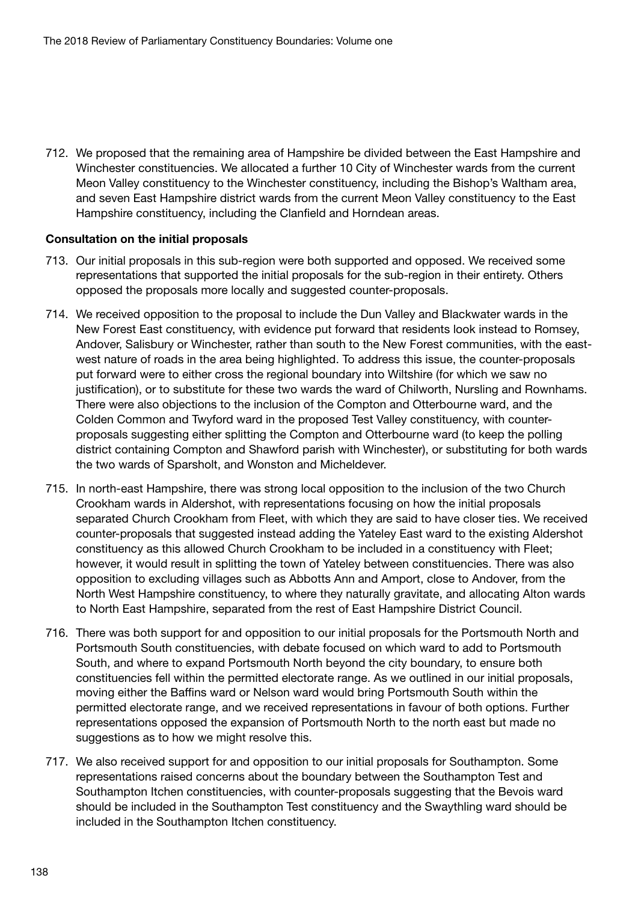712. We proposed that the remaining area of Hampshire be divided between the East Hampshire and Winchester constituencies. We allocated a further 10 City of Winchester wards from the current Meon Valley constituency to the Winchester constituency, including the Bishop's Waltham area, and seven East Hampshire district wards from the current Meon Valley constituency to the East Hampshire constituency, including the Clanfield and Horndean areas.

**Consultation on the initial proposals**

713. Our initial proposals in this sub-region were both supported and opposed. We received some representations that supported the initial proposals for the sub-region in their entirety. Others opposed the proposals more locally and suggested counter-proposals.

714. We received opposition to the proposal to include the Dun Valley and Blackwater wards in the New Forest East constituency, with evidence put forward that residents look instead to Romsey, Andover, Salisbury or Winchester, rather than south to the New Forest communities, with the east-west nature of roads in the area being highlighted. To address this issue, the counter-proposals put forward were to either cross the regional boundary into Wiltshire (for which we saw no justification), or to substitute for these two wards the ward of Chilworth, Nursling and Rownhams. There were also objections to the inclusion of the Compton and Otterbourne ward, and the Colden Common and Twyford ward in the proposed Test Valley constituency, with counter-proposals suggesting either splitting the Compton and Otterbourne ward (to keep the polling district containing Compton and Shawford parish with Winchester), or substituting for both wards the two wards of Sparsholt, and Wonston and Micheldever.

715. In north-east Hampshire, there was strong local opposition to the inclusion of the two Church Crookham wards in Aldershot, with representations focusing on how the initial proposals separated Church Crookham from Fleet, with which they are said to have closer ties. We received counter-proposals that suggested instead adding the Yateley East ward to the existing Aldershot constituency as this allowed Church Crookham to be included in a constituency with Fleet; however, it would result in splitting the town of Yateley between constituencies. There was also opposition to excluding villages such as Abbotts Ann and Amport, close to Andover, from the North West Hampshire constituency, to where they naturally gravitate, and allocating Alton wards to North East Hampshire, separated from the rest of East Hampshire District Council.

716. There was both support for and opposition to our initial proposals for the Portsmouth North and Portsmouth South constituencies, with debate focused on which ward to add to Portsmouth South, and where to expand Portsmouth North beyond the city boundary, to ensure both constituencies fell within the permitted electorate range. As we outlined in our initial proposals, moving either the Baffins ward or Nelson ward would bring Portsmouth South within the permitted electorate range, and we received representations in favour of both options. Further representations opposed the expansion of Portsmouth North to the north east but made no suggestions as to how we might resolve this.

717. We also received support for and opposition to our initial proposals for Southampton. Some representations raised concerns about the boundary between the Southampton Test and Southampton Itchen constituencies, with counter-proposals suggesting that the Bevois ward should be included in the Southampton Test constituency and the Swaythling ward should be included in the Southampton Itchen constituency.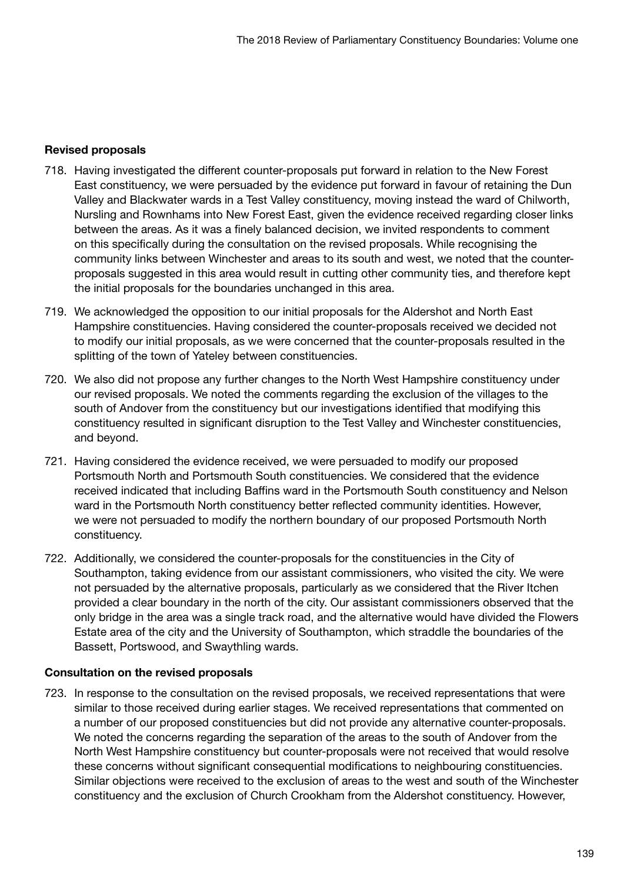**Revised proposals**

718. Having investigated the different counter-proposals put forward in relation to the New Forest East constituency, we were persuaded by the evidence put forward in favour of retaining the Dun Valley and Blackwater wards in a Test Valley constituency, moving instead the ward of Chilworth, Nursling and Rownhams into New Forest East, given the evidence received regarding closer links between the areas. As it was a finely balanced decision, we invited respondents to comment on this specifically during the consultation on the revised proposals. While recognising the community links between Winchester and areas to its south and west, we noted that the counter-proposals suggested in this area would result in cutting other community ties, and therefore kept the initial proposals for the boundaries unchanged in this area.

719. We acknowledged the opposition to our initial proposals for the Aldershot and North East Hampshire constituencies. Having considered the counter-proposals received we decided not to modify our initial proposals, as we were concerned that the counter-proposals resulted in the splitting of the town of Yateley between constituencies.

720. We also did not propose any further changes to the North West Hampshire constituency under our revised proposals. We noted the comments regarding the exclusion of the villages to the south of Andover from the constituency but our investigations identified that modifying this constituency resulted in significant disruption to the Test Valley and Winchester constituencies, and beyond.

721. Having considered the evidence received, we were persuaded to modify our proposed Portsmouth North and Portsmouth South constituencies. We considered that the evidence received indicated that including Baffins ward in the Portsmouth South constituency and Nelson ward in the Portsmouth North constituency better reflected community identities. However, we were not persuaded to modify the northern boundary of our proposed Portsmouth North constituency.

722. Additionally, we considered the counter-proposals for the constituencies in the City of Southampton, taking evidence from our assistant commissioners, who visited the city. We were not persuaded by the alternative proposals, particularly as we considered that the River Itchen provided a clear boundary in the north of the city. Our assistant commissioners observed that the only bridge in the area was a single track road, and the alternative would have divided the Flowers Estate area of the city and the University of Southampton, which straddle the boundaries of the Bassett, Portswood, and Swaythling wards.

**Consultation on the revised proposals**

723. In response to the consultation on the revised proposals, we received representations that were similar to those received during earlier stages. We received representations that commented on a number of our proposed constituencies but did not provide any alternative counter-proposals. We noted the concerns regarding the separation of the areas to the south of Andover from the North West Hampshire constituency but counter-proposals were not received that would resolve these concerns without significant consequential modifications to neighbouring constituencies. Similar objections were received to the exclusion of areas to the west and south of the Winchester constituency and the exclusion of Church Crookham from the Aldershot constituency. However,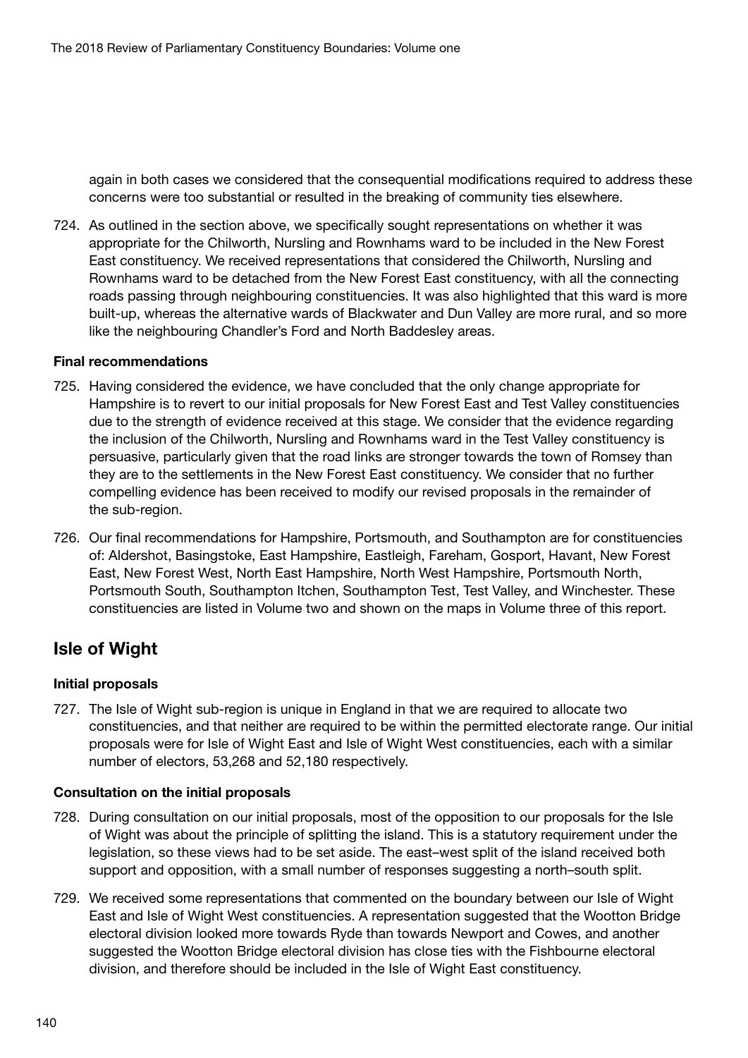again in both cases we considered that the consequential modifications required to address these concerns were too substantial or resulted in the breaking of community ties elsewhere.

724. As outlined in the section above, we specifically sought representations on whether it was appropriate for the Chilworth, Nursling and Rownhams ward to be included in the New Forest East constituency. We received representations that considered the Chilworth, Nursling and Rownhams ward to be detached from the New Forest East constituency, with all the connecting roads passing through neighbouring constituencies. It was also highlighted that this ward is more built-up, whereas the alternative wards of Blackwater and Dun Valley are more rural, and so more like the neighbouring Chandler's Ford and North Baddesley areas.

**Final recommendations**

725. Having considered the evidence, we have concluded that the only change appropriate for Hampshire is to revert to our initial proposals for New Forest East and Test Valley constituencies due to the strength of evidence received at this stage. We consider that the evidence regarding the inclusion of the Chilworth, Nursling and Rownhams ward in the Test Valley constituency is persuasive, particularly given that the road links are stronger towards the town of Romsey than they are to the settlements in the New Forest East constituency. We consider that no further compelling evidence has been received to modify our revised proposals in the remainder of the sub-region.

726. Our final recommendations for Hampshire, Portsmouth, and Southampton are for constituencies of: Aldershot, Basingstoke, East Hampshire, Eastleigh, Fareham, Gosport, Havant, New Forest East, New Forest West, North East Hampshire, North West Hampshire, Portsmouth North, Portsmouth South, Southampton Itchen, Southampton Test, Test Valley, and Winchester. These constituencies are listed in Volume two and shown on the maps in Volume three of this report.

## Isle of Wight

**Initial proposals**

727. The Isle of Wight sub-region is unique in England in that we are required to allocate two constituencies, and that neither are required to be within the permitted electorate range. Our initial proposals were for Isle of Wight East and Isle of Wight West constituencies, each with a similar number of electors, 53,268 and 52,180 respectively.

**Consultation on the initial proposals**

728. During consultation on our initial proposals, most of the opposition to our proposals for the Isle of Wight was about the principle of splitting the island. This is a statutory requirement under the legislation, so these views had to be set aside. The east–west split of the island received both support and opposition, with a small number of responses suggesting a north–south split.

729. We received some representations that commented on the boundary between our Isle of Wight East and Isle of Wight West constituencies. A representation suggested that the Wootton Bridge electoral division looked more towards Ryde than towards Newport and Cowes, and another suggested the Wootton Bridge electoral division has close ties with the Fishbourne electoral division, and therefore should be included in the Isle of Wight East constituency.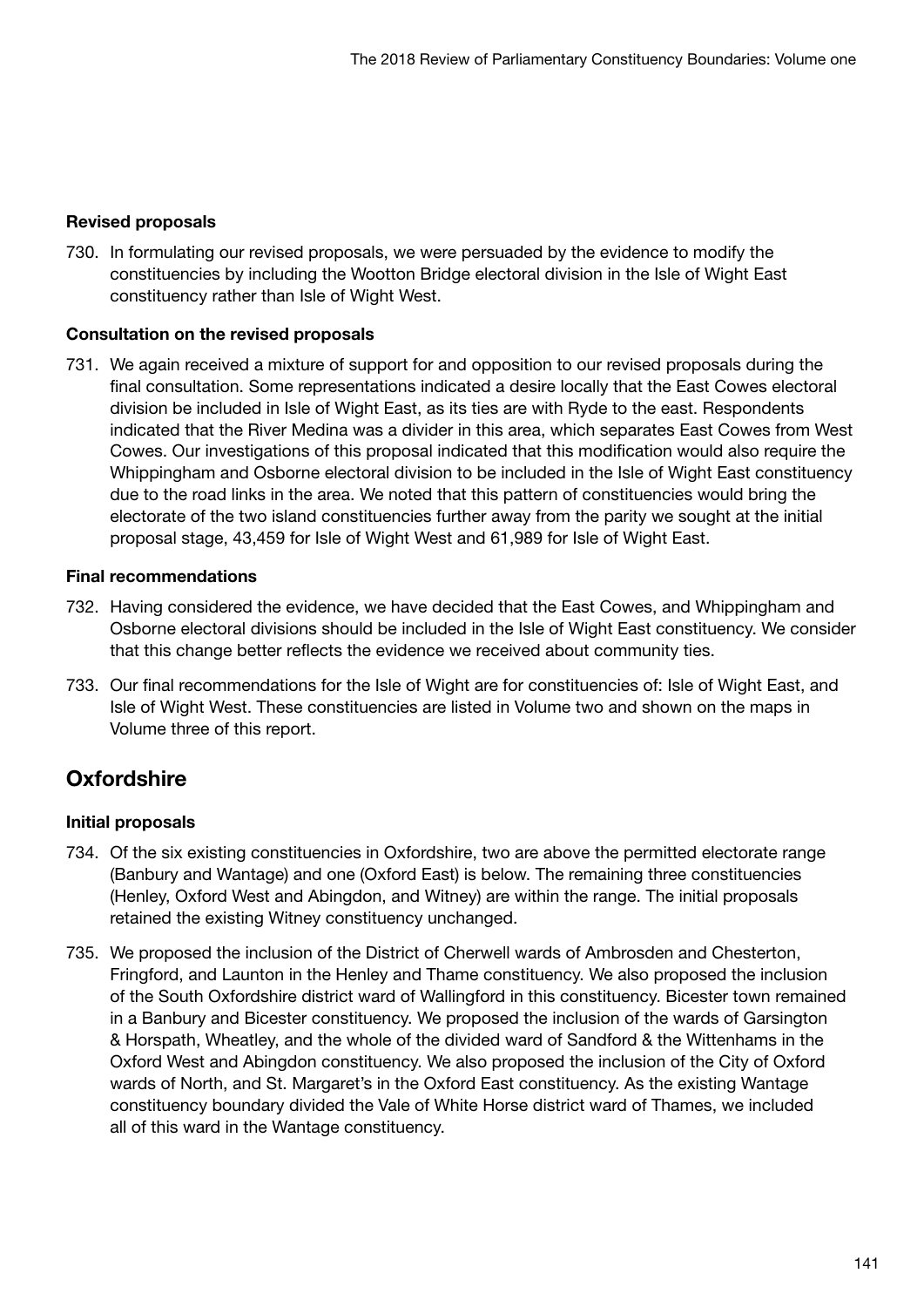#### Revised proposals

730. In formulating our revised proposals, we were persuaded by the evidence to modify the constituencies by including the Wootton Bridge electoral division in the Isle of Wight East constituency rather than Isle of Wight West.

#### Consultation on the revised proposals

731. We again received a mixture of support for and opposition to our revised proposals during the final consultation. Some representations indicated a desire locally that the East Cowes electoral division be included in Isle of Wight East, as its ties are with Ryde to the east. Respondents indicated that the River Medina was a divider in this area, which separates East Cowes from West Cowes. Our investigations of this proposal indicated that this modification would also require the Whippingham and Osborne electoral division to be included in the Isle of Wight East constituency due to the road links in the area. We noted that this pattern of constituencies would bring the electorate of the two island constituencies further away from the parity we sought at the initial proposal stage, 43,459 for Isle of Wight West and 61,989 for Isle of Wight East.

#### Final recommendations

732. Having considered the evidence, we have decided that the East Cowes, and Whippingham and Osborne electoral divisions should be included in the Isle of Wight East constituency. We consider that this change better reflects the evidence we received about community ties.

733. Our final recommendations for the Isle of Wight are for constituencies of: Isle of Wight East, and Isle of Wight West. These constituencies are listed in Volume two and shown on the maps in Volume three of this report.

## Oxfordshire

#### Initial proposals

734. Of the six existing constituencies in Oxfordshire, two are above the permitted electorate range (Banbury and Wantage) and one (Oxford East) is below. The remaining three constituencies (Henley, Oxford West and Abingdon, and Witney) are within the range. The initial proposals retained the existing Witney constituency unchanged.

735. We proposed the inclusion of the District of Cherwell wards of Ambrosden and Chesterton, Fringford, and Launton in the Henley and Thame constituency. We also proposed the inclusion of the South Oxfordshire district ward of Wallingford in this constituency. Bicester town remained in a Banbury and Bicester constituency. We proposed the inclusion of the wards of Garsington & Horspath, Wheatley, and the whole of the divided ward of Sandford & the Wittenhams in the Oxford West and Abingdon constituency. We also proposed the inclusion of the City of Oxford wards of North, and St. Margaret's in the Oxford East constituency. As the existing Wantage constituency boundary divided the Vale of White Horse district ward of Thames, we included all of this ward in the Wantage constituency.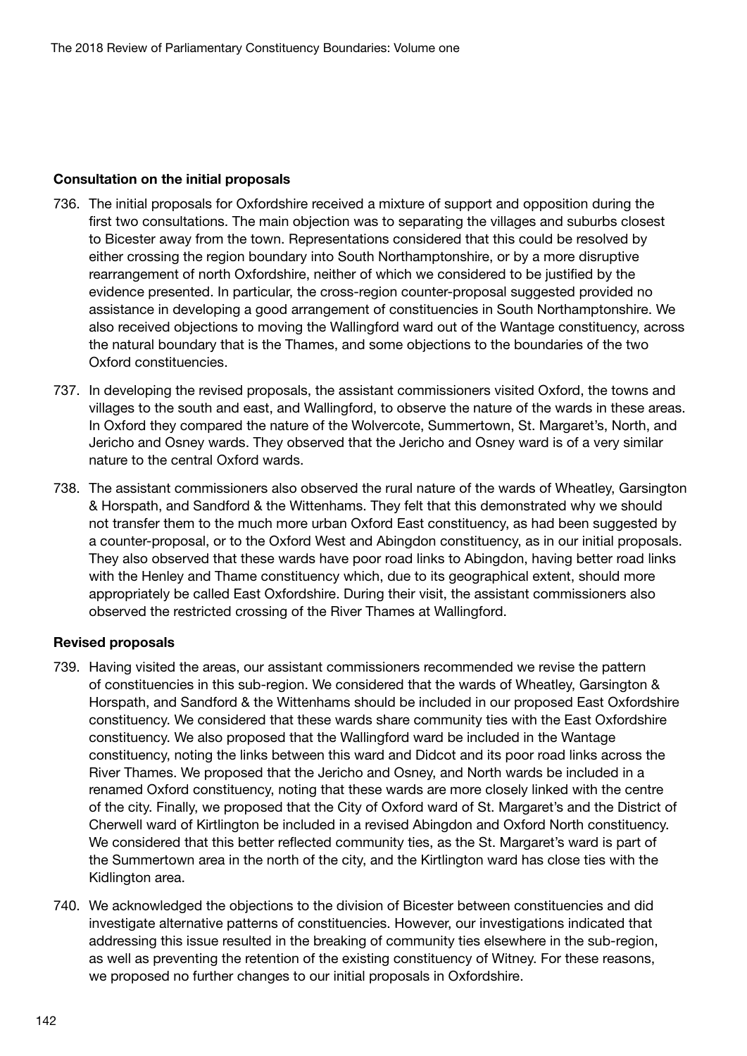#### Consultation on the initial proposals

736. The initial proposals for Oxfordshire received a mixture of support and opposition during the first two consultations. The main objection was to separating the villages and suburbs closest to Bicester away from the town. Representations considered that this could be resolved by either crossing the region boundary into South Northamptonshire, or by a more disruptive rearrangement of north Oxfordshire, neither of which we considered to be justified by the evidence presented. In particular, the cross-region counter-proposal suggested provided no assistance in developing a good arrangement of constituencies in South Northamptonshire. We also received objections to moving the Wallingford ward out of the Wantage constituency, across the natural boundary that is the Thames, and some objections to the boundaries of the two Oxford constituencies.

737. In developing the revised proposals, the assistant commissioners visited Oxford, the towns and villages to the south and east, and Wallingford, to observe the nature of the wards in these areas. In Oxford they compared the nature of the Wolvercote, Summertown, St. Margaret's, North, and Jericho and Osney wards. They observed that the Jericho and Osney ward is of a very similar nature to the central Oxford wards.

738. The assistant commissioners also observed the rural nature of the wards of Wheatley, Garsington & Horspath, and Sandford & the Wittenhams. They felt that this demonstrated why we should not transfer them to the much more urban Oxford East constituency, as had been suggested by a counter-proposal, or to the Oxford West and Abingdon constituency, as in our initial proposals. They also observed that these wards have poor road links to Abingdon, having better road links with the Henley and Thame constituency which, due to its geographical extent, should more appropriately be called East Oxfordshire. During their visit, the assistant commissioners also observed the restricted crossing of the River Thames at Wallingford.

#### Revised proposals

739. Having visited the areas, our assistant commissioners recommended we revise the pattern of constituencies in this sub-region. We considered that the wards of Wheatley, Garsington & Horspath, and Sandford & the Wittenhams should be included in our proposed East Oxfordshire constituency. We considered that these wards share community ties with the East Oxfordshire constituency. We also proposed that the Wallingford ward be included in the Wantage constituency, noting the links between this ward and Didcot and its poor road links across the River Thames. We proposed that the Jericho and Osney, and North wards be included in a renamed Oxford constituency, noting that these wards are more closely linked with the centre of the city. Finally, we proposed that the City of Oxford ward of St. Margaret's and the District of Cherwell ward of Kirtlington be included in a revised Abingdon and Oxford North constituency. We considered that this better reflected community ties, as the St. Margaret's ward is part of the Summertown area in the north of the city, and the Kirtlington ward has close ties with the Kidlington area.

740. We acknowledged the objections to the division of Bicester between constituencies and did investigate alternative patterns of constituencies. However, our investigations indicated that addressing this issue resulted in the breaking of community ties elsewhere in the sub-region, as well as preventing the retention of the existing constituency of Witney. For these reasons, we proposed no further changes to our initial proposals in Oxfordshire.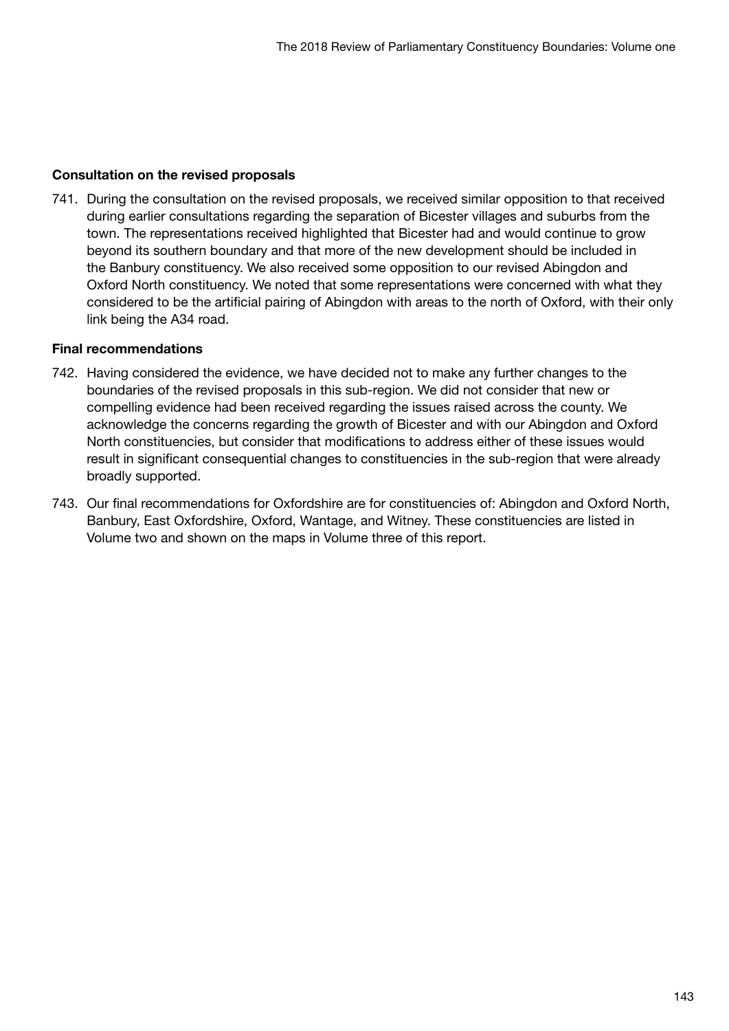**Consultation on the revised proposals**

741. During the consultation on the revised proposals, we received similar opposition to that received during earlier consultations regarding the separation of Bicester villages and suburbs from the town. The representations received highlighted that Bicester had and would continue to grow beyond its southern boundary and that more of the new development should be included in the Banbury constituency. We also received some opposition to our revised Abingdon and Oxford North constituency. We noted that some representations were concerned with what they considered to be the artificial pairing of Abingdon with areas to the north of Oxford, with their only link being the A34 road.

**Final recommendations**

742. Having considered the evidence, we have decided not to make any further changes to the boundaries of the revised proposals in this sub-region. We did not consider that new or compelling evidence had been received regarding the issues raised across the county. We acknowledge the concerns regarding the growth of Bicester and with our Abingdon and Oxford North constituencies, but consider that modifications to address either of these issues would result in significant consequential changes to constituencies in the sub-region that were already broadly supported.

743. Our final recommendations for Oxfordshire are for constituencies of: Abingdon and Oxford North, Banbury, East Oxfordshire, Oxford, Wantage, and Witney. These constituencies are listed in Volume two and shown on the maps in Volume three of this report.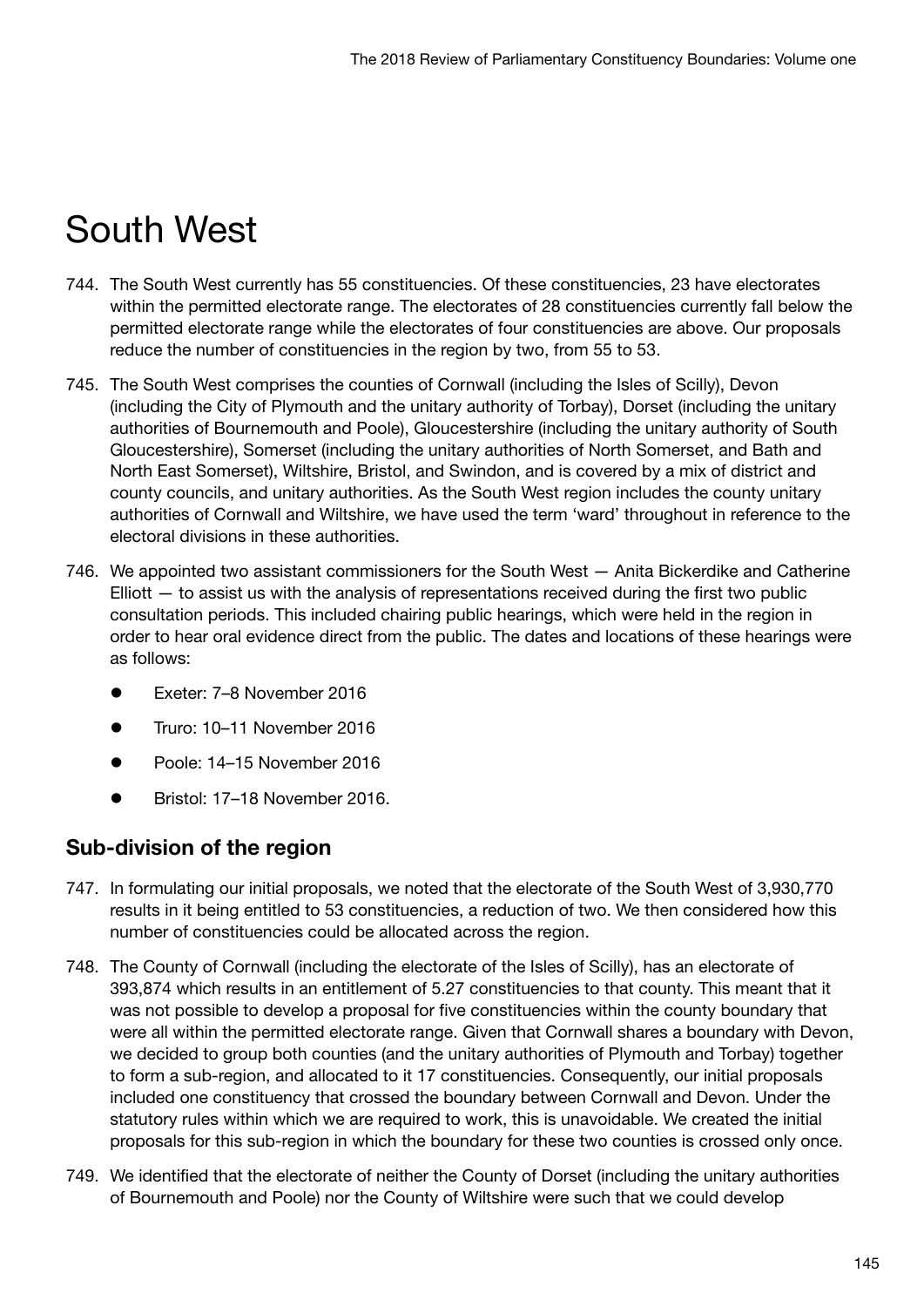# South West

744. The South West currently has 55 constituencies. Of these constituencies, 23 have electorates within the permitted electorate range. The electorates of 28 constituencies currently fall below the permitted electorate range while the electorates of four constituencies are above. Our proposals reduce the number of constituencies in the region by two, from 55 to 53.

745. The South West comprises the counties of Cornwall (including the Isles of Scilly), Devon (including the City of Plymouth and the unitary authority of Torbay), Dorset (including the unitary authorities of Bournemouth and Poole), Gloucestershire (including the unitary authority of South Gloucestershire), Somerset (including the unitary authorities of North Somerset, and Bath and North East Somerset), Wiltshire, Bristol, and Swindon, and is covered by a mix of district and county councils, and unitary authorities. As the South West region includes the county unitary authorities of Cornwall and Wiltshire, we have used the term 'ward' throughout in reference to the electoral divisions in these authorities.

746. We appointed two assistant commissioners for the South West — Anita Bickerdike and Catherine Elliott — to assist us with the analysis of representations received during the first two public consultation periods. This included chairing public hearings, which were held in the region in order to hear oral evidence direct from the public. The dates and locations of these hearings were as follows:

- Exeter: 7–8 November 2016
- Truro: 10–11 November 2016
- Poole: 14–15 November 2016
- Bristol: 17–18 November 2016.

## Sub-division of the region

747. In formulating our initial proposals, we noted that the electorate of the South West of 3,930,770 results in it being entitled to 53 constituencies, a reduction of two. We then considered how this number of constituencies could be allocated across the region.

748. The County of Cornwall (including the electorate of the Isles of Scilly), has an electorate of 393,874 which results in an entitlement of 5.27 constituencies to that county. This meant that it was not possible to develop a proposal for five constituencies within the county boundary that were all within the permitted electorate range. Given that Cornwall shares a boundary with Devon, we decided to group both counties (and the unitary authorities of Plymouth and Torbay) together to form a sub-region, and allocated to it 17 constituencies. Consequently, our initial proposals included one constituency that crossed the boundary between Cornwall and Devon. Under the statutory rules within which we are required to work, this is unavoidable. We created the initial proposals for this sub-region in which the boundary for these two counties is crossed only once.

749. We identified that the electorate of neither the County of Dorset (including the unitary authorities of Bournemouth and Poole) nor the County of Wiltshire were such that we could develop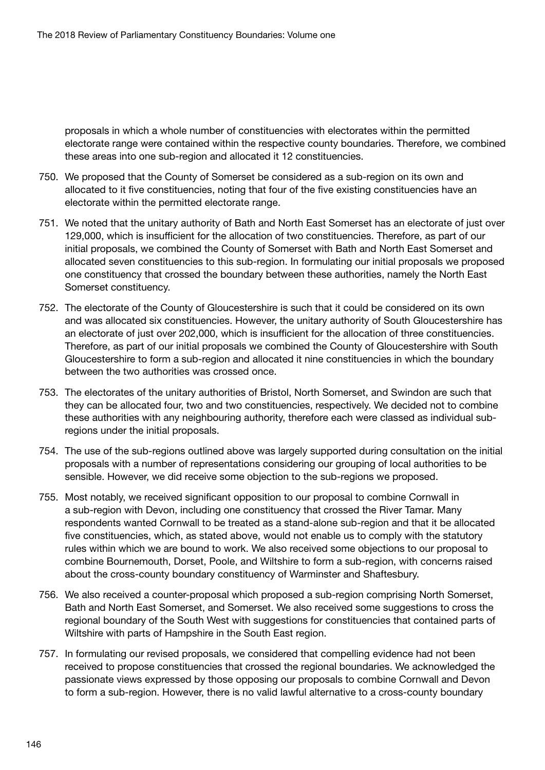proposals in which a whole number of constituencies with electorates within the permitted electorate range were contained within the respective county boundaries. Therefore, we combined these areas into one sub-region and allocated it 12 constituencies.

750. We proposed that the County of Somerset be considered as a sub-region on its own and allocated to it five constituencies, noting that four of the five existing constituencies have an electorate within the permitted electorate range.

751. We noted that the unitary authority of Bath and North East Somerset has an electorate of just over 129,000, which is insufficient for the allocation of two constituencies. Therefore, as part of our initial proposals, we combined the County of Somerset with Bath and North East Somerset and allocated seven constituencies to this sub-region. In formulating our initial proposals we proposed one constituency that crossed the boundary between these authorities, namely the North East Somerset constituency.

752. The electorate of the County of Gloucestershire is such that it could be considered on its own and was allocated six constituencies. However, the unitary authority of South Gloucestershire has an electorate of just over 202,000, which is insufficient for the allocation of three constituencies. Therefore, as part of our initial proposals we combined the County of Gloucestershire with South Gloucestershire to form a sub-region and allocated it nine constituencies in which the boundary between the two authorities was crossed once.

753. The electorates of the unitary authorities of Bristol, North Somerset, and Swindon are such that they can be allocated four, two and two constituencies, respectively. We decided not to combine these authorities with any neighbouring authority, therefore each were classed as individual sub-regions under the initial proposals.

754. The use of the sub-regions outlined above was largely supported during consultation on the initial proposals with a number of representations considering our grouping of local authorities to be sensible. However, we did receive some objection to the sub-regions we proposed.

755. Most notably, we received significant opposition to our proposal to combine Cornwall in a sub-region with Devon, including one constituency that crossed the River Tamar. Many respondents wanted Cornwall to be treated as a stand-alone sub-region and that it be allocated five constituencies, which, as stated above, would not enable us to comply with the statutory rules within which we are bound to work. We also received some objections to our proposal to combine Bournemouth, Dorset, Poole, and Wiltshire to form a sub-region, with concerns raised about the cross-county boundary constituency of Warminster and Shaftesbury.

756. We also received a counter-proposal which proposed a sub-region comprising North Somerset, Bath and North East Somerset, and Somerset. We also received some suggestions to cross the regional boundary of the South West with suggestions for constituencies that contained parts of Wiltshire with parts of Hampshire in the South East region.

757. In formulating our revised proposals, we considered that compelling evidence had not been received to propose constituencies that crossed the regional boundaries. We acknowledged the passionate views expressed by those opposing our proposals to combine Cornwall and Devon to form a sub-region. However, there is no valid lawful alternative to a cross-county boundary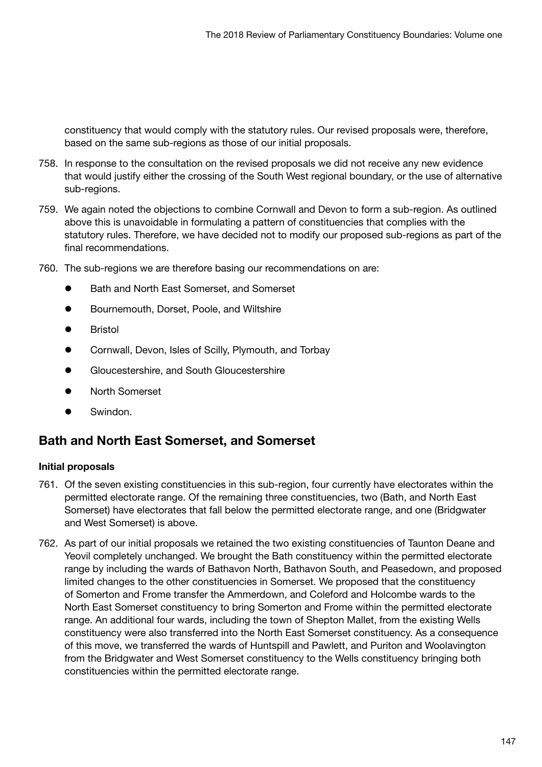constituency that would comply with the statutory rules. Our revised proposals were, therefore, based on the same sub-regions as those of our initial proposals.

758. In response to the consultation on the revised proposals we did not receive any new evidence that would justify either the crossing of the South West regional boundary, or the use of alternative sub-regions.

759. We again noted the objections to combine Cornwall and Devon to form a sub-region. As outlined above this is unavoidable in formulating a pattern of constituencies that complies with the statutory rules. Therefore, we have decided not to modify our proposed sub-regions as part of the final recommendations.

760. The sub-regions we are therefore basing our recommendations on are:

- Bath and North East Somerset, and Somerset
- Bournemouth, Dorset, Poole, and Wiltshire
- Bristol
- Cornwall, Devon, Isles of Scilly, Plymouth, and Torbay
- Gloucestershire, and South Gloucestershire
- North Somerset
- Swindon.

## Bath and North East Somerset, and Somerset

#### Initial proposals

761. Of the seven existing constituencies in this sub-region, four currently have electorates within the permitted electorate range. Of the remaining three constituencies, two (Bath, and North East Somerset) have electorates that fall below the permitted electorate range, and one (Bridgwater and West Somerset) is above.

762. As part of our initial proposals we retained the two existing constituencies of Taunton Deane and Yeovil completely unchanged. We brought the Bath constituency within the permitted electorate range by including the wards of Bathavon North, Bathavon South, and Peasedown, and proposed limited changes to the other constituencies in Somerset. We proposed that the constituency of Somerton and Frome transfer the Ammerdown, and Coleford and Holcombe wards to the North East Somerset constituency to bring Somerton and Frome within the permitted electorate range. An additional four wards, including the town of Shepton Mallet, from the existing Wells constituency were also transferred into the North East Somerset constituency. As a consequence of this move, we transferred the wards of Huntspill and Pawlett, and Puriton and Woolavington from the Bridgwater and West Somerset constituency to the Wells constituency bringing both constituencies within the permitted electorate range.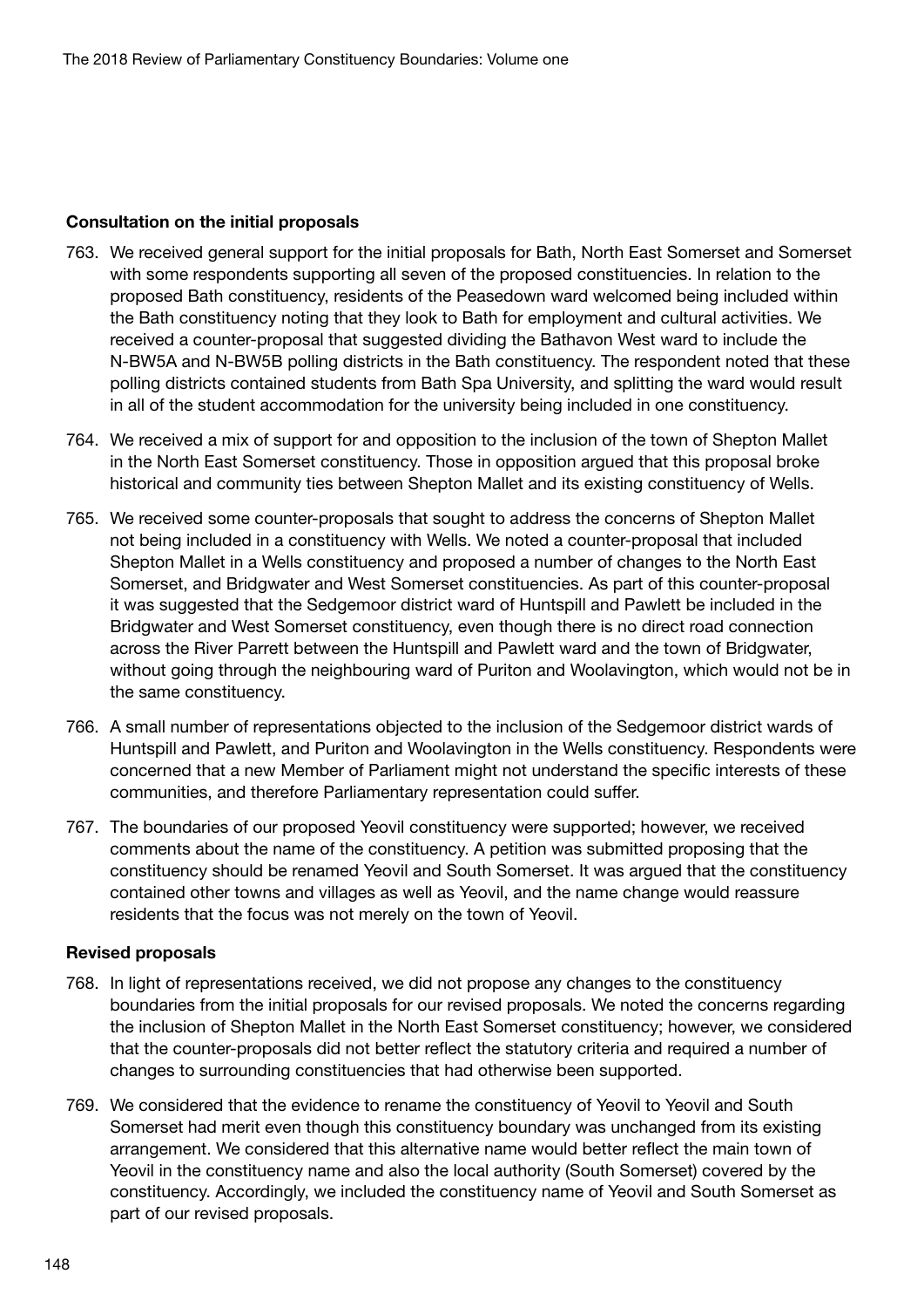#### Consultation on the initial proposals

763. We received general support for the initial proposals for Bath, North East Somerset and Somerset with some respondents supporting all seven of the proposed constituencies. In relation to the proposed Bath constituency, residents of the Peasedown ward welcomed being included within the Bath constituency noting that they look to Bath for employment and cultural activities. We received a counter-proposal that suggested dividing the Bathavon West ward to include the N-BW5A and N-BW5B polling districts in the Bath constituency. The respondent noted that these polling districts contained students from Bath Spa University, and splitting the ward would result in all of the student accommodation for the university being included in one constituency.

764. We received a mix of support for and opposition to the inclusion of the town of Shepton Mallet in the North East Somerset constituency. Those in opposition argued that this proposal broke historical and community ties between Shepton Mallet and its existing constituency of Wells.

765. We received some counter-proposals that sought to address the concerns of Shepton Mallet not being included in a constituency with Wells. We noted a counter-proposal that included Shepton Mallet in a Wells constituency and proposed a number of changes to the North East Somerset, and Bridgwater and West Somerset constituencies. As part of this counter-proposal it was suggested that the Sedgemoor district ward of Huntspill and Pawlett be included in the Bridgwater and West Somerset constituency, even though there is no direct road connection across the River Parrett between the Huntspill and Pawlett ward and the town of Bridgwater, without going through the neighbouring ward of Puriton and Woolavington, which would not be in the same constituency.

766. A small number of representations objected to the inclusion of the Sedgemoor district wards of Huntspill and Pawlett, and Puriton and Woolavington in the Wells constituency. Respondents were concerned that a new Member of Parliament might not understand the specific interests of these communities, and therefore Parliamentary representation could suffer.

767. The boundaries of our proposed Yeovil constituency were supported; however, we received comments about the name of the constituency. A petition was submitted proposing that the constituency should be renamed Yeovil and South Somerset. It was argued that the constituency contained other towns and villages as well as Yeovil, and the name change would reassure residents that the focus was not merely on the town of Yeovil.

#### Revised proposals

768. In light of representations received, we did not propose any changes to the constituency boundaries from the initial proposals for our revised proposals. We noted the concerns regarding the inclusion of Shepton Mallet in the North East Somerset constituency; however, we considered that the counter-proposals did not better reflect the statutory criteria and required a number of changes to surrounding constituencies that had otherwise been supported.

769. We considered that the evidence to rename the constituency of Yeovil to Yeovil and South Somerset had merit even though this constituency boundary was unchanged from its existing arrangement. We considered that this alternative name would better reflect the main town of Yeovil in the constituency name and also the local authority (South Somerset) covered by the constituency. Accordingly, we included the constituency name of Yeovil and South Somerset as part of our revised proposals.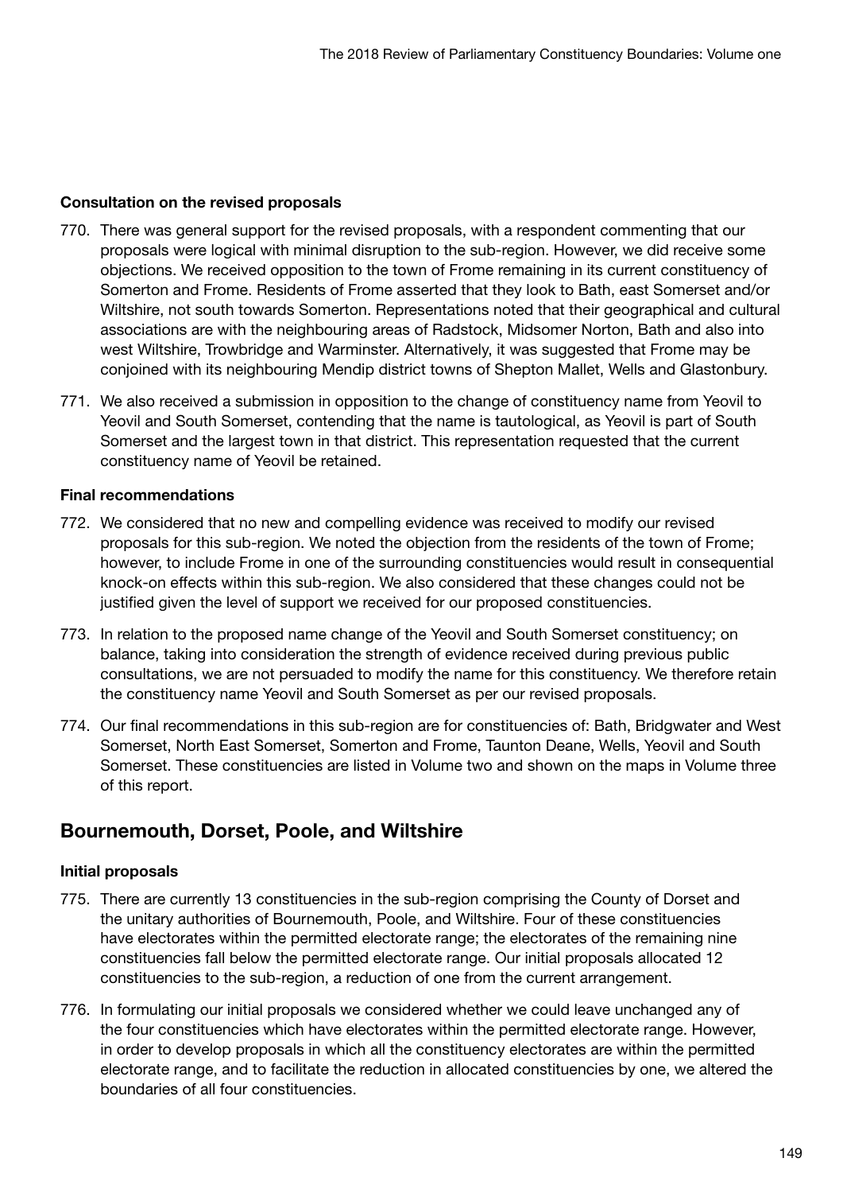**Consultation on the revised proposals**

770. There was general support for the revised proposals, with a respondent commenting that our proposals were logical with minimal disruption to the sub-region. However, we did receive some objections. We received opposition to the town of Frome remaining in its current constituency of Somerton and Frome. Residents of Frome asserted that they look to Bath, east Somerset and/or Wiltshire, not south towards Somerton. Representations noted that their geographical and cultural associations are with the neighbouring areas of Radstock, Midsomer Norton, Bath and also into west Wiltshire, Trowbridge and Warminster. Alternatively, it was suggested that Frome may be conjoined with its neighbouring Mendip district towns of Shepton Mallet, Wells and Glastonbury.

771. We also received a submission in opposition to the change of constituency name from Yeovil to Yeovil and South Somerset, contending that the name is tautological, as Yeovil is part of South Somerset and the largest town in that district. This representation requested that the current constituency name of Yeovil be retained.

**Final recommendations**

772. We considered that no new and compelling evidence was received to modify our revised proposals for this sub-region. We noted the objection from the residents of the town of Frome; however, to include Frome in one of the surrounding constituencies would result in consequential knock-on effects within this sub-region. We also considered that these changes could not be justified given the level of support we received for our proposed constituencies.

773. In relation to the proposed name change of the Yeovil and South Somerset constituency; on balance, taking into consideration the strength of evidence received during previous public consultations, we are not persuaded to modify the name for this constituency. We therefore retain the constituency name Yeovil and South Somerset as per our revised proposals.

774. Our final recommendations in this sub-region are for constituencies of: Bath, Bridgwater and West Somerset, North East Somerset, Somerton and Frome, Taunton Deane, Wells, Yeovil and South Somerset. These constituencies are listed in Volume two and shown on the maps in Volume three of this report.

## Bournemouth, Dorset, Poole, and Wiltshire

**Initial proposals**

775. There are currently 13 constituencies in the sub-region comprising the County of Dorset and the unitary authorities of Bournemouth, Poole, and Wiltshire. Four of these constituencies have electorates within the permitted electorate range; the electorates of the remaining nine constituencies fall below the permitted electorate range. Our initial proposals allocated 12 constituencies to the sub-region, a reduction of one from the current arrangement.

776. In formulating our initial proposals we considered whether we could leave unchanged any of the four constituencies which have electorates within the permitted electorate range. However, in order to develop proposals in which all the constituency electorates are within the permitted electorate range, and to facilitate the reduction in allocated constituencies by one, we altered the boundaries of all four constituencies.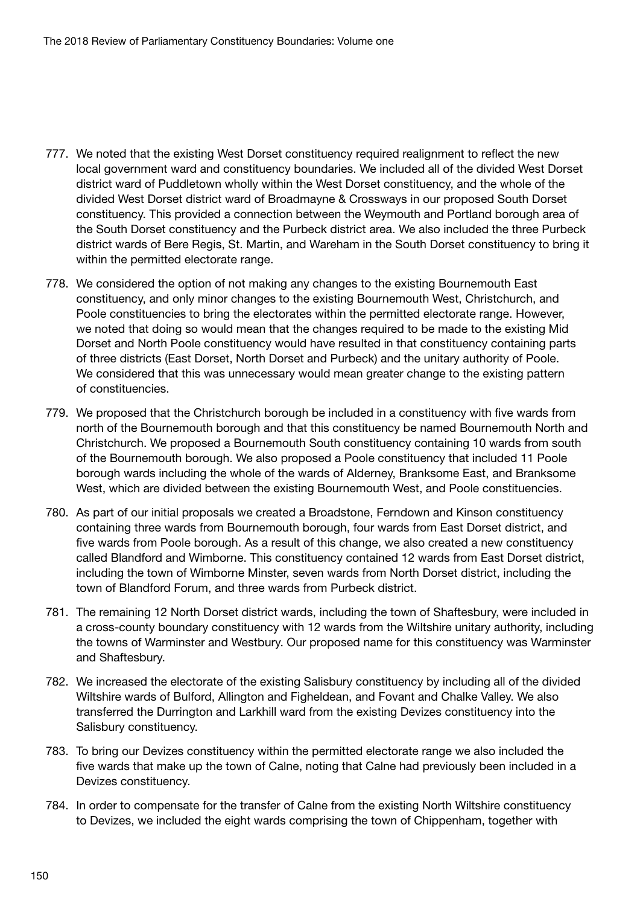777. We noted that the existing West Dorset constituency required realignment to reflect the new local government ward and constituency boundaries. We included all of the divided West Dorset district ward of Puddletown wholly within the West Dorset constituency, and the whole of the divided West Dorset district ward of Broadmayne & Crossways in our proposed South Dorset constituency. This provided a connection between the Weymouth and Portland borough area of the South Dorset constituency and the Purbeck district area. We also included the three Purbeck district wards of Bere Regis, St. Martin, and Wareham in the South Dorset constituency to bring it within the permitted electorate range.

778. We considered the option of not making any changes to the existing Bournemouth East constituency, and only minor changes to the existing Bournemouth West, Christchurch, and Poole constituencies to bring the electorates within the permitted electorate range. However, we noted that doing so would mean that the changes required to be made to the existing Mid Dorset and North Poole constituency would have resulted in that constituency containing parts of three districts (East Dorset, North Dorset and Purbeck) and the unitary authority of Poole. We considered that this was unnecessary would mean greater change to the existing pattern of constituencies.

779. We proposed that the Christchurch borough be included in a constituency with five wards from north of the Bournemouth borough and that this constituency be named Bournemouth North and Christchurch. We proposed a Bournemouth South constituency containing 10 wards from south of the Bournemouth borough. We also proposed a Poole constituency that included 11 Poole borough wards including the whole of the wards of Alderney, Branksome East, and Branksome West, which are divided between the existing Bournemouth West, and Poole constituencies.

780. As part of our initial proposals we created a Broadstone, Ferndown and Kinson constituency containing three wards from Bournemouth borough, four wards from East Dorset district, and five wards from Poole borough. As a result of this change, we also created a new constituency called Blandford and Wimborne. This constituency contained 12 wards from East Dorset district, including the town of Wimborne Minster, seven wards from North Dorset district, including the town of Blandford Forum, and three wards from Purbeck district.

781. The remaining 12 North Dorset district wards, including the town of Shaftesbury, were included in a cross-county boundary constituency with 12 wards from the Wiltshire unitary authority, including the towns of Warminster and Westbury. Our proposed name for this constituency was Warminster and Shaftesbury.

782. We increased the electorate of the existing Salisbury constituency by including all of the divided Wiltshire wards of Bulford, Allington and Figheldean, and Fovant and Chalke Valley. We also transferred the Durrington and Larkhill ward from the existing Devizes constituency into the Salisbury constituency.

783. To bring our Devizes constituency within the permitted electorate range we also included the five wards that make up the town of Calne, noting that Calne had previously been included in a Devizes constituency.

784. In order to compensate for the transfer of Calne from the existing North Wiltshire constituency to Devizes, we included the eight wards comprising the town of Chippenham, together with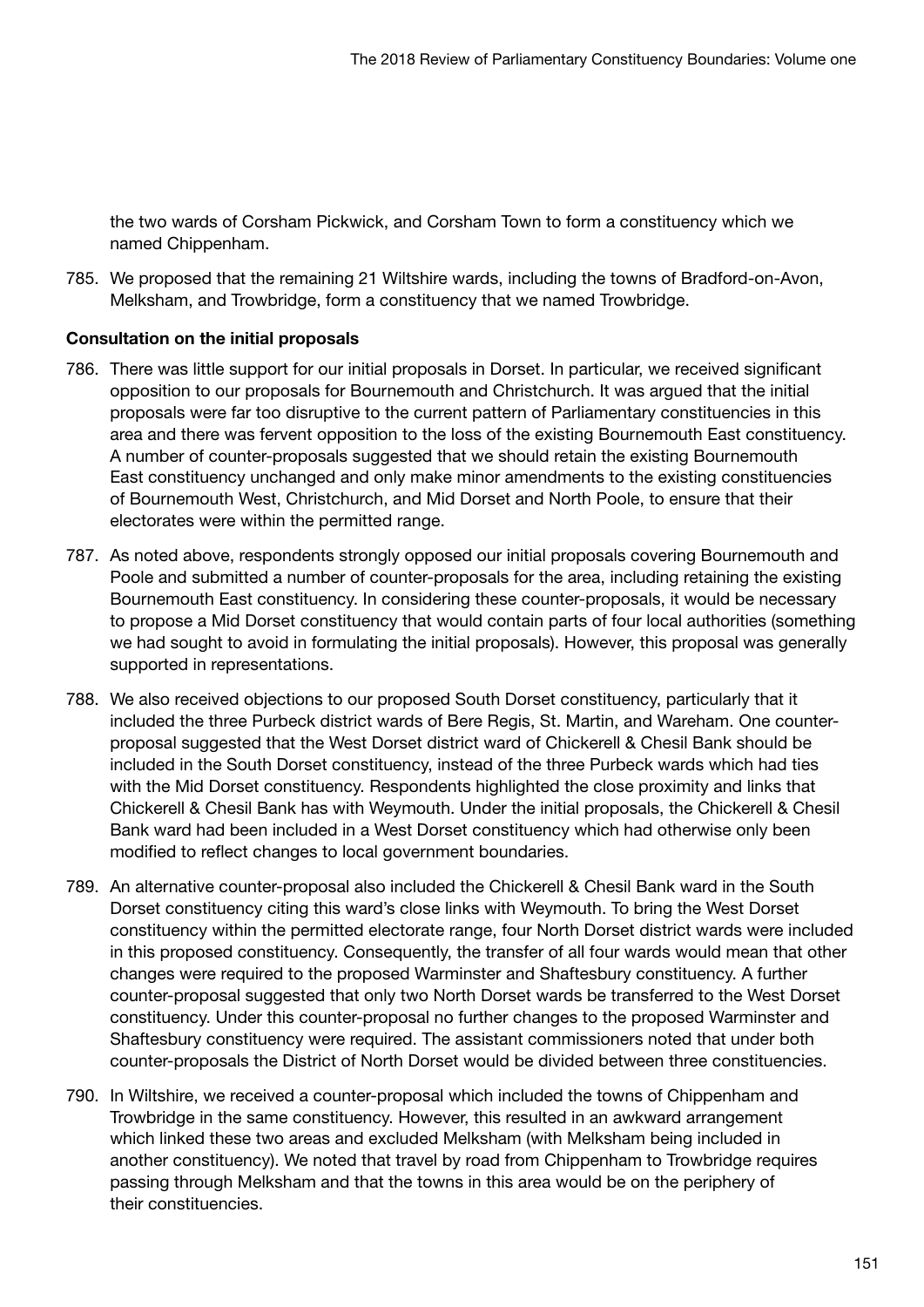the two wards of Corsham Pickwick, and Corsham Town to form a constituency which we named Chippenham.

785. We proposed that the remaining 21 Wiltshire wards, including the towns of Bradford-on-Avon, Melksham, and Trowbridge, form a constituency that we named Trowbridge.

**Consultation on the initial proposals**

786. There was little support for our initial proposals in Dorset. In particular, we received significant opposition to our proposals for Bournemouth and Christchurch. It was argued that the initial proposals were far too disruptive to the current pattern of Parliamentary constituencies in this area and there was fervent opposition to the loss of the existing Bournemouth East constituency. A number of counter-proposals suggested that we should retain the existing Bournemouth East constituency unchanged and only make minor amendments to the existing constituencies of Bournemouth West, Christchurch, and Mid Dorset and North Poole, to ensure that their electorates were within the permitted range.

787. As noted above, respondents strongly opposed our initial proposals covering Bournemouth and Poole and submitted a number of counter-proposals for the area, including retaining the existing Bournemouth East constituency. In considering these counter-proposals, it would be necessary to propose a Mid Dorset constituency that would contain parts of four local authorities (something we had sought to avoid in formulating the initial proposals). However, this proposal was generally supported in representations.

788. We also received objections to our proposed South Dorset constituency, particularly that it included the three Purbeck district wards of Bere Regis, St. Martin, and Wareham. One counter-proposal suggested that the West Dorset district ward of Chickerell & Chesil Bank should be included in the South Dorset constituency, instead of the three Purbeck wards which had ties with the Mid Dorset constituency. Respondents highlighted the close proximity and links that Chickerell & Chesil Bank has with Weymouth. Under the initial proposals, the Chickerell & Chesil Bank ward had been included in a West Dorset constituency which had otherwise only been modified to reflect changes to local government boundaries.

789. An alternative counter-proposal also included the Chickerell & Chesil Bank ward in the South Dorset constituency citing this ward's close links with Weymouth. To bring the West Dorset constituency within the permitted electorate range, four North Dorset district wards were included in this proposed constituency. Consequently, the transfer of all four wards would mean that other changes were required to the proposed Warminster and Shaftesbury constituency. A further counter-proposal suggested that only two North Dorset wards be transferred to the West Dorset constituency. Under this counter-proposal no further changes to the proposed Warminster and Shaftesbury constituency were required. The assistant commissioners noted that under both counter-proposals the District of North Dorset would be divided between three constituencies.

790. In Wiltshire, we received a counter-proposal which included the towns of Chippenham and Trowbridge in the same constituency. However, this resulted in an awkward arrangement which linked these two areas and excluded Melksham (with Melksham being included in another constituency). We noted that travel by road from Chippenham to Trowbridge requires passing through Melksham and that the towns in this area would be on the periphery of their constituencies.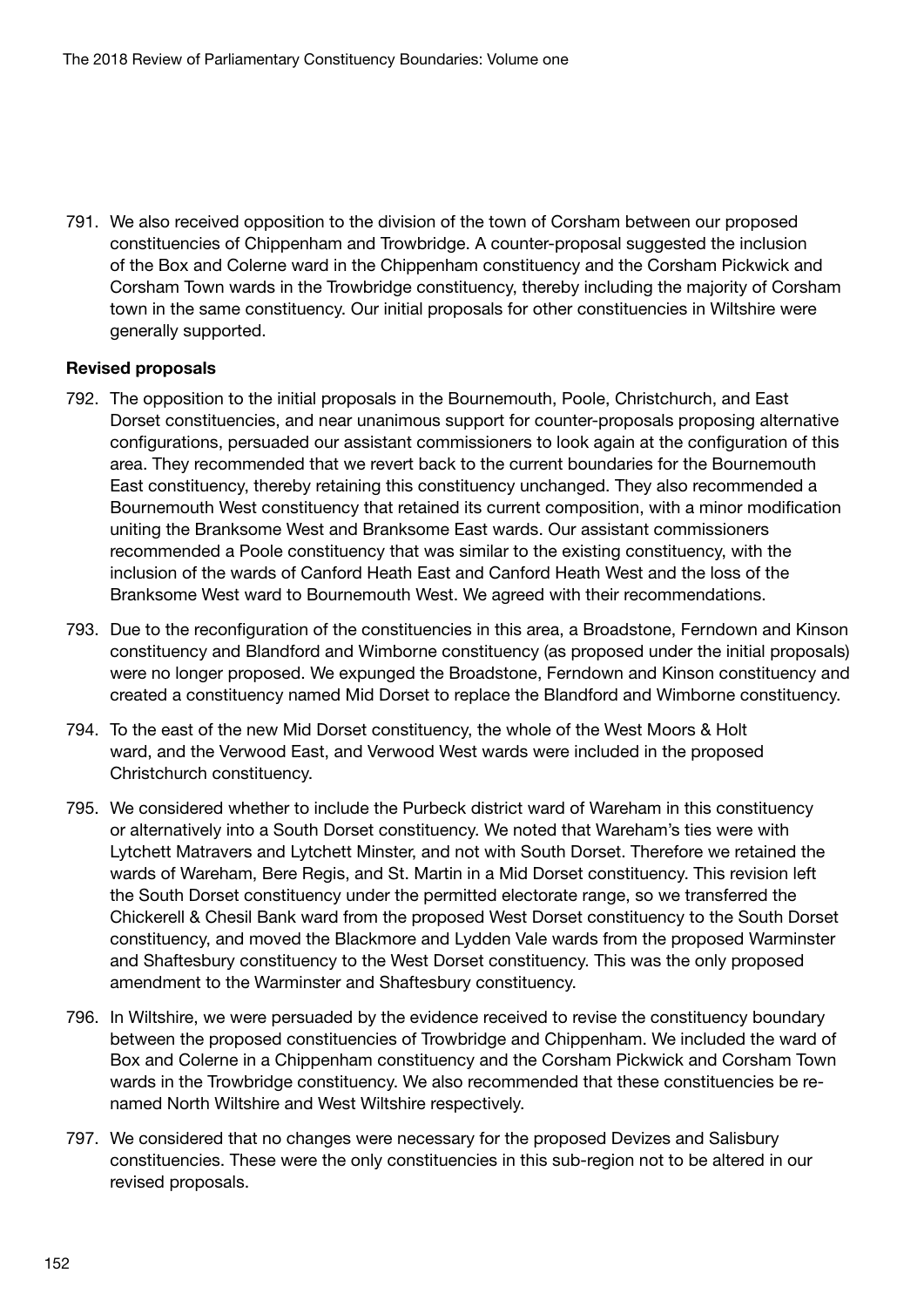791. We also received opposition to the division of the town of Corsham between our proposed constituencies of Chippenham and Trowbridge. A counter-proposal suggested the inclusion of the Box and Colerne ward in the Chippenham constituency and the Corsham Pickwick and Corsham Town wards in the Trowbridge constituency, thereby including the majority of Corsham town in the same constituency. Our initial proposals for other constituencies in Wiltshire were generally supported.

**Revised proposals**

792. The opposition to the initial proposals in the Bournemouth, Poole, Christchurch, and East Dorset constituencies, and near unanimous support for counter-proposals proposing alternative configurations, persuaded our assistant commissioners to look again at the configuration of this area. They recommended that we revert back to the current boundaries for the Bournemouth East constituency, thereby retaining this constituency unchanged. They also recommended a Bournemouth West constituency that retained its current composition, with a minor modification uniting the Branksome West and Branksome East wards. Our assistant commissioners recommended a Poole constituency that was similar to the existing constituency, with the inclusion of the wards of Canford Heath East and Canford Heath West and the loss of the Branksome West ward to Bournemouth West. We agreed with their recommendations.

793. Due to the reconfiguration of the constituencies in this area, a Broadstone, Ferndown and Kinson constituency and Blandford and Wimborne constituency (as proposed under the initial proposals) were no longer proposed. We expunged the Broadstone, Ferndown and Kinson constituency and created a constituency named Mid Dorset to replace the Blandford and Wimborne constituency.

794. To the east of the new Mid Dorset constituency, the whole of the West Moors & Holt ward, and the Verwood East, and Verwood West wards were included in the proposed Christchurch constituency.

795. We considered whether to include the Purbeck district ward of Wareham in this constituency or alternatively into a South Dorset constituency. We noted that Wareham's ties were with Lytchett Matravers and Lytchett Minster, and not with South Dorset. Therefore we retained the wards of Wareham, Bere Regis, and St. Martin in a Mid Dorset constituency. This revision left the South Dorset constituency under the permitted electorate range, so we transferred the Chickerell & Chesil Bank ward from the proposed West Dorset constituency to the South Dorset constituency, and moved the Blackmore and Lydden Vale wards from the proposed Warminster and Shaftesbury constituency to the West Dorset constituency. This was the only proposed amendment to the Warminster and Shaftesbury constituency.

796. In Wiltshire, we were persuaded by the evidence received to revise the constituency boundary between the proposed constituencies of Trowbridge and Chippenham. We included the ward of Box and Colerne in a Chippenham constituency and the Corsham Pickwick and Corsham Town wards in the Trowbridge constituency. We also recommended that these constituencies be re-named North Wiltshire and West Wiltshire respectively.

797. We considered that no changes were necessary for the proposed Devizes and Salisbury constituencies. These were the only constituencies in this sub-region not to be altered in our revised proposals.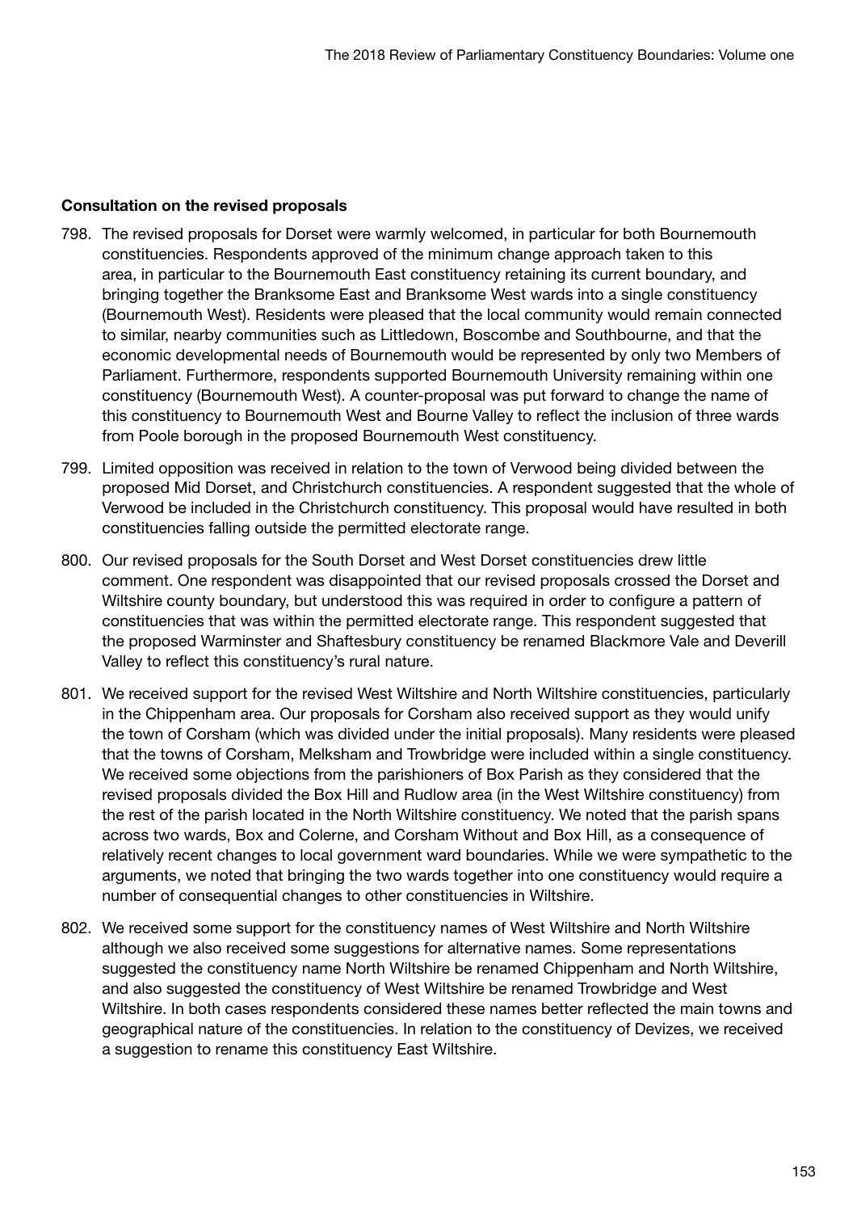**Consultation on the revised proposals**

798. The revised proposals for Dorset were warmly welcomed, in particular for both Bournemouth constituencies. Respondents approved of the minimum change approach taken to this area, in particular to the Bournemouth East constituency retaining its current boundary, and bringing together the Branksome East and Branksome West wards into a single constituency (Bournemouth West). Residents were pleased that the local community would remain connected to similar, nearby communities such as Littledown, Boscombe and Southbourne, and that the economic developmental needs of Bournemouth would be represented by only two Members of Parliament. Furthermore, respondents supported Bournemouth University remaining within one constituency (Bournemouth West). A counter-proposal was put forward to change the name of this constituency to Bournemouth West and Bourne Valley to reflect the inclusion of three wards from Poole borough in the proposed Bournemouth West constituency.

799. Limited opposition was received in relation to the town of Verwood being divided between the proposed Mid Dorset, and Christchurch constituencies. A respondent suggested that the whole of Verwood be included in the Christchurch constituency. This proposal would have resulted in both constituencies falling outside the permitted electorate range.

800. Our revised proposals for the South Dorset and West Dorset constituencies drew little comment. One respondent was disappointed that our revised proposals crossed the Dorset and Wiltshire county boundary, but understood this was required in order to configure a pattern of constituencies that was within the permitted electorate range. This respondent suggested that the proposed Warminster and Shaftesbury constituency be renamed Blackmore Vale and Deverill Valley to reflect this constituency's rural nature.

801. We received support for the revised West Wiltshire and North Wiltshire constituencies, particularly in the Chippenham area. Our proposals for Corsham also received support as they would unify the town of Corsham (which was divided under the initial proposals). Many residents were pleased that the towns of Corsham, Melksham and Trowbridge were included within a single constituency. We received some objections from the parishioners of Box Parish as they considered that the revised proposals divided the Box Hill and Rudlow area (in the West Wiltshire constituency) from the rest of the parish located in the North Wiltshire constituency. We noted that the parish spans across two wards, Box and Colerne, and Corsham Without and Box Hill, as a consequence of relatively recent changes to local government ward boundaries. While we were sympathetic to the arguments, we noted that bringing the two wards together into one constituency would require a number of consequential changes to other constituencies in Wiltshire.

802. We received some support for the constituency names of West Wiltshire and North Wiltshire although we also received some suggestions for alternative names. Some representations suggested the constituency name North Wiltshire be renamed Chippenham and North Wiltshire, and also suggested the constituency of West Wiltshire be renamed Trowbridge and West Wiltshire. In both cases respondents considered these names better reflected the main towns and geographical nature of the constituencies. In relation to the constituency of Devizes, we received a suggestion to rename this constituency East Wiltshire.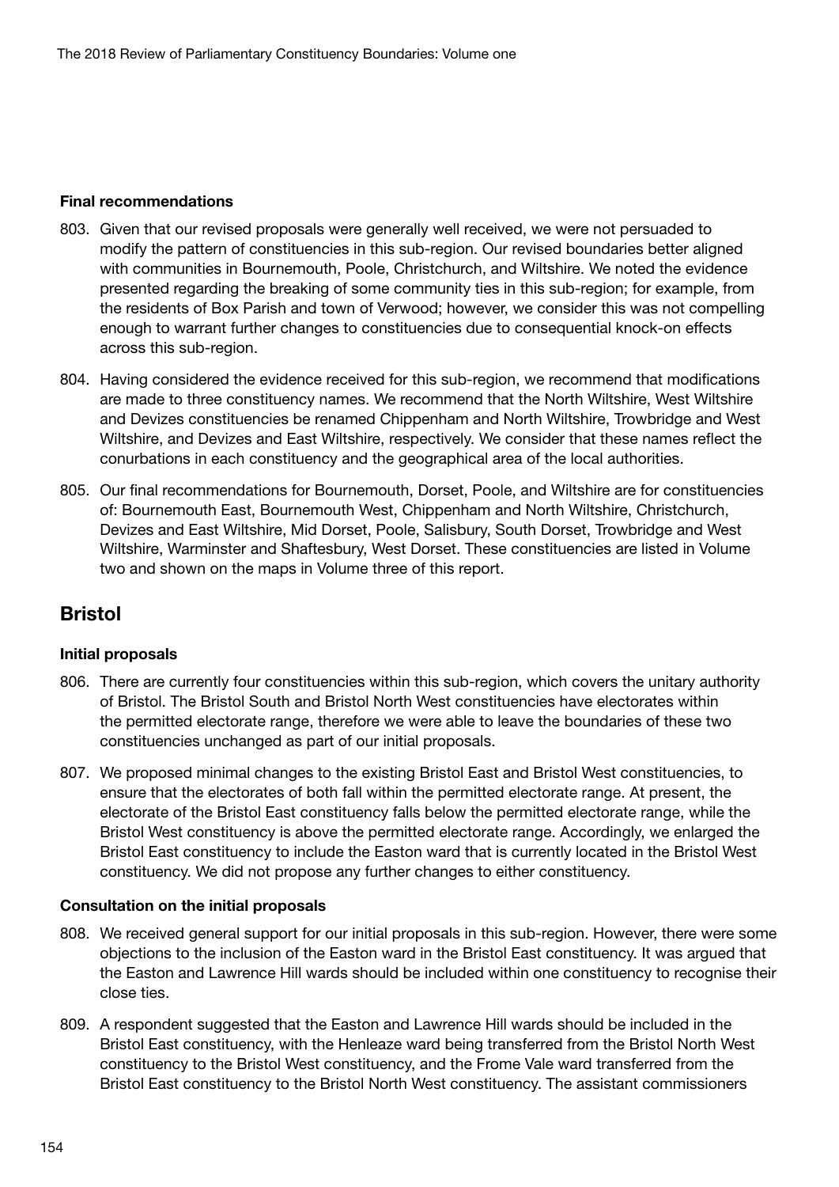**Final recommendations**

803. Given that our revised proposals were generally well received, we were not persuaded to modify the pattern of constituencies in this sub-region. Our revised boundaries better aligned with communities in Bournemouth, Poole, Christchurch, and Wiltshire. We noted the evidence presented regarding the breaking of some community ties in this sub-region; for example, from the residents of Box Parish and town of Verwood; however, we consider this was not compelling enough to warrant further changes to constituencies due to consequential knock-on effects across this sub-region.

804. Having considered the evidence received for this sub-region, we recommend that modifications are made to three constituency names. We recommend that the North Wiltshire, West Wiltshire and Devizes constituencies be renamed Chippenham and North Wiltshire, Trowbridge and West Wiltshire, and Devizes and East Wiltshire, respectively. We consider that these names reflect the conurbations in each constituency and the geographical area of the local authorities.

805. Our final recommendations for Bournemouth, Dorset, Poole, and Wiltshire are for constituencies of: Bournemouth East, Bournemouth West, Chippenham and North Wiltshire, Christchurch, Devizes and East Wiltshire, Mid Dorset, Poole, Salisbury, South Dorset, Trowbridge and West Wiltshire, Warminster and Shaftesbury, West Dorset. These constituencies are listed in Volume two and shown on the maps in Volume three of this report.

## Bristol

**Initial proposals**

806. There are currently four constituencies within this sub-region, which covers the unitary authority of Bristol. The Bristol South and Bristol North West constituencies have electorates within the permitted electorate range, therefore we were able to leave the boundaries of these two constituencies unchanged as part of our initial proposals.

807. We proposed minimal changes to the existing Bristol East and Bristol West constituencies, to ensure that the electorates of both fall within the permitted electorate range. At present, the electorate of the Bristol East constituency falls below the permitted electorate range, while the Bristol West constituency is above the permitted electorate range. Accordingly, we enlarged the Bristol East constituency to include the Easton ward that is currently located in the Bristol West constituency. We did not propose any further changes to either constituency.

**Consultation on the initial proposals**

808. We received general support for our initial proposals in this sub-region. However, there were some objections to the inclusion of the Easton ward in the Bristol East constituency. It was argued that the Easton and Lawrence Hill wards should be included within one constituency to recognise their close ties.

809. A respondent suggested that the Easton and Lawrence Hill wards should be included in the Bristol East constituency, with the Henleaze ward being transferred from the Bristol North West constituency to the Bristol West constituency, and the Frome Vale ward transferred from the Bristol East constituency to the Bristol North West constituency. The assistant commissioners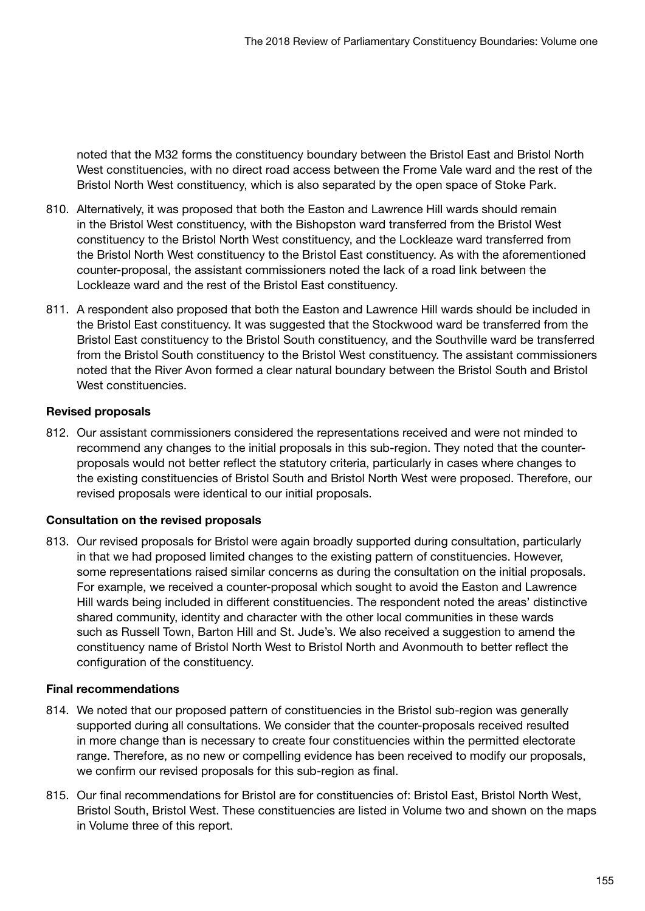noted that the M32 forms the constituency boundary between the Bristol East and Bristol North West constituencies, with no direct road access between the Frome Vale ward and the rest of the Bristol North West constituency, which is also separated by the open space of Stoke Park.

810. Alternatively, it was proposed that both the Easton and Lawrence Hill wards should remain in the Bristol West constituency, with the Bishopston ward transferred from the Bristol West constituency to the Bristol North West constituency, and the Lockleaze ward transferred from the Bristol North West constituency to the Bristol East constituency. As with the aforementioned counter-proposal, the assistant commissioners noted the lack of a road link between the Lockleaze ward and the rest of the Bristol East constituency.

811. A respondent also proposed that both the Easton and Lawrence Hill wards should be included in the Bristol East constituency. It was suggested that the Stockwood ward be transferred from the Bristol East constituency to the Bristol South constituency, and the Southville ward be transferred from the Bristol South constituency to the Bristol West constituency. The assistant commissioners noted that the River Avon formed a clear natural boundary between the Bristol South and Bristol West constituencies.

**Revised proposals**

812. Our assistant commissioners considered the representations received and were not minded to recommend any changes to the initial proposals in this sub-region. They noted that the counter-proposals would not better reflect the statutory criteria, particularly in cases where changes to the existing constituencies of Bristol South and Bristol North West were proposed. Therefore, our revised proposals were identical to our initial proposals.

**Consultation on the revised proposals**

813. Our revised proposals for Bristol were again broadly supported during consultation, particularly in that we had proposed limited changes to the existing pattern of constituencies. However, some representations raised similar concerns as during the consultation on the initial proposals. For example, we received a counter-proposal which sought to avoid the Easton and Lawrence Hill wards being included in different constituencies. The respondent noted the areas' distinctive shared community, identity and character with the other local communities in these wards such as Russell Town, Barton Hill and St. Jude's. We also received a suggestion to amend the constituency name of Bristol North West to Bristol North and Avonmouth to better reflect the configuration of the constituency.

**Final recommendations**

814. We noted that our proposed pattern of constituencies in the Bristol sub-region was generally supported during all consultations. We consider that the counter-proposals received resulted in more change than is necessary to create four constituencies within the permitted electorate range. Therefore, as no new or compelling evidence has been received to modify our proposals, we confirm our revised proposals for this sub-region as final.

815. Our final recommendations for Bristol are for constituencies of: Bristol East, Bristol North West, Bristol South, Bristol West. These constituencies are listed in Volume two and shown on the maps in Volume three of this report.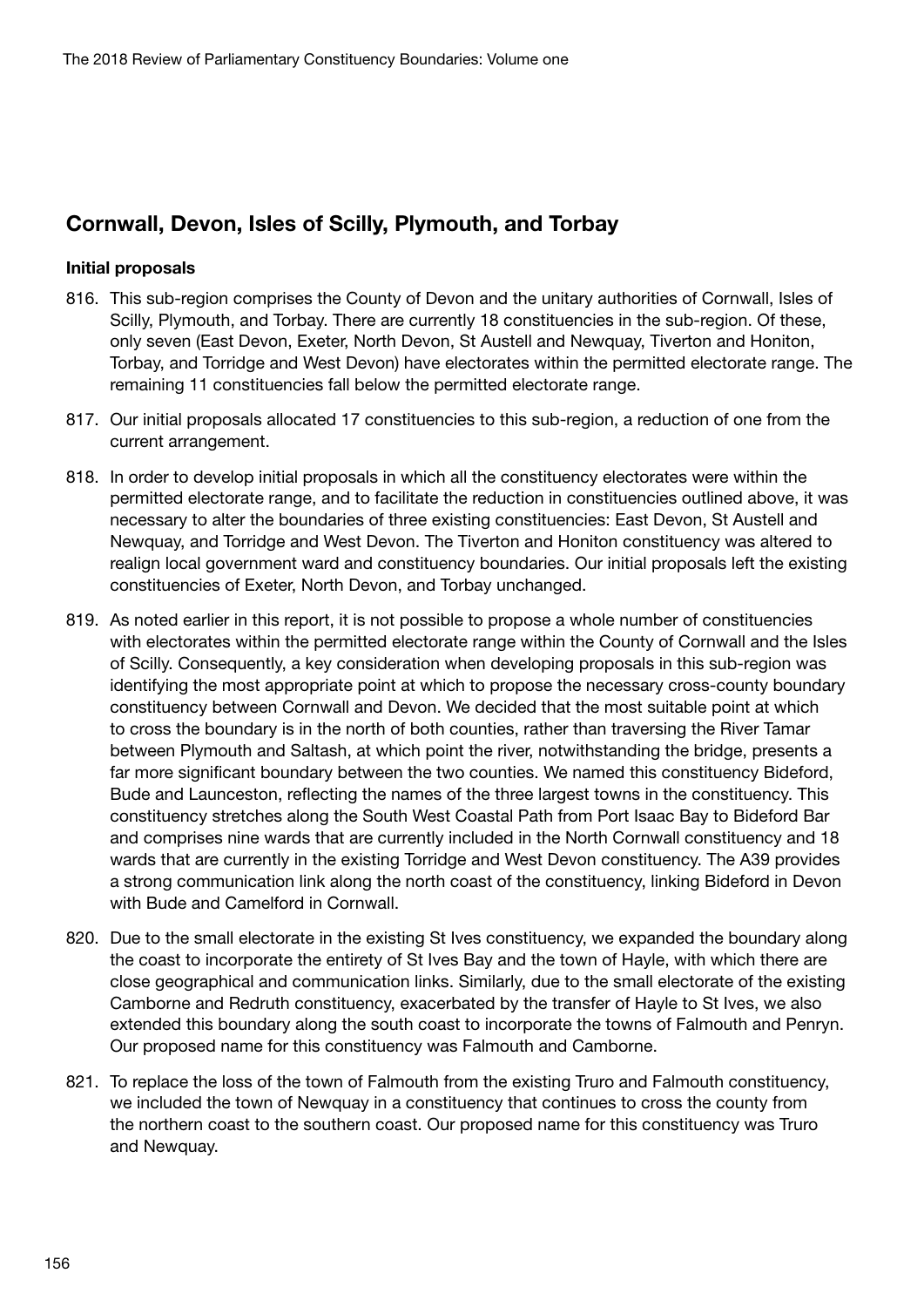## Cornwall, Devon, Isles of Scilly, Plymouth, and Torbay

### Initial proposals

816. This sub-region comprises the County of Devon and the unitary authorities of Cornwall, Isles of Scilly, Plymouth, and Torbay. There are currently 18 constituencies in the sub-region. Of these, only seven (East Devon, Exeter, North Devon, St Austell and Newquay, Tiverton and Honiton, Torbay, and Torridge and West Devon) have electorates within the permitted electorate range. The remaining 11 constituencies fall below the permitted electorate range.

817. Our initial proposals allocated 17 constituencies to this sub-region, a reduction of one from the current arrangement.

818. In order to develop initial proposals in which all the constituency electorates were within the permitted electorate range, and to facilitate the reduction in constituencies outlined above, it was necessary to alter the boundaries of three existing constituencies: East Devon, St Austell and Newquay, and Torridge and West Devon. The Tiverton and Honiton constituency was altered to realign local government ward and constituency boundaries. Our initial proposals left the existing constituencies of Exeter, North Devon, and Torbay unchanged.

819. As noted earlier in this report, it is not possible to propose a whole number of constituencies with electorates within the permitted electorate range within the County of Cornwall and the Isles of Scilly. Consequently, a key consideration when developing proposals in this sub-region was identifying the most appropriate point at which to propose the necessary cross-county boundary constituency between Cornwall and Devon. We decided that the most suitable point at which to cross the boundary is in the north of both counties, rather than traversing the River Tamar between Plymouth and Saltash, at which point the river, notwithstanding the bridge, presents a far more significant boundary between the two counties. We named this constituency Bideford, Bude and Launceston, reflecting the names of the three largest towns in the constituency. This constituency stretches along the South West Coastal Path from Port Isaac Bay to Bideford Bar and comprises nine wards that are currently included in the North Cornwall constituency and 18 wards that are currently in the existing Torridge and West Devon constituency. The A39 provides a strong communication link along the north coast of the constituency, linking Bideford in Devon with Bude and Camelford in Cornwall.

820. Due to the small electorate in the existing St Ives constituency, we expanded the boundary along the coast to incorporate the entirety of St Ives Bay and the town of Hayle, with which there are close geographical and communication links. Similarly, due to the small electorate of the existing Camborne and Redruth constituency, exacerbated by the transfer of Hayle to St Ives, we also extended this boundary along the south coast to incorporate the towns of Falmouth and Penryn. Our proposed name for this constituency was Falmouth and Camborne.

821. To replace the loss of the town of Falmouth from the existing Truro and Falmouth constituency, we included the town of Newquay in a constituency that continues to cross the county from the northern coast to the southern coast. Our proposed name for this constituency was Truro and Newquay.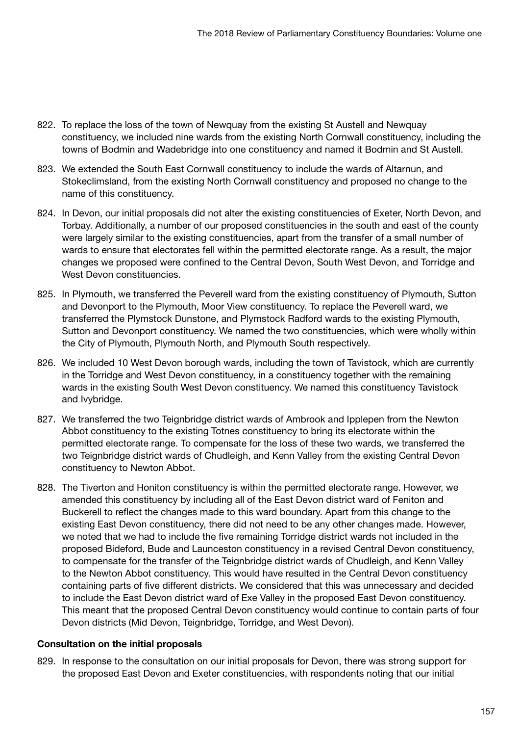822. To replace the loss of the town of Newquay from the existing St Austell and Newquay constituency, we included nine wards from the existing North Cornwall constituency, including the towns of Bodmin and Wadebridge into one constituency and named it Bodmin and St Austell.

823. We extended the South East Cornwall constituency to include the wards of Altarnun, and Stokeclimsland, from the existing North Cornwall constituency and proposed no change to the name of this constituency.

824. In Devon, our initial proposals did not alter the existing constituencies of Exeter, North Devon, and Torbay. Additionally, a number of our proposed constituencies in the south and east of the county were largely similar to the existing constituencies, apart from the transfer of a small number of wards to ensure that electorates fell within the permitted electorate range. As a result, the major changes we proposed were confined to the Central Devon, South West Devon, and Torridge and West Devon constituencies.

825. In Plymouth, we transferred the Peverell ward from the existing constituency of Plymouth, Sutton and Devonport to the Plymouth, Moor View constituency. To replace the Peverell ward, we transferred the Plymstock Dunstone, and Plymstock Radford wards to the existing Plymouth, Sutton and Devonport constituency. We named the two constituencies, which were wholly within the City of Plymouth, Plymouth North, and Plymouth South respectively.

826. We included 10 West Devon borough wards, including the town of Tavistock, which are currently in the Torridge and West Devon constituency, in a constituency together with the remaining wards in the existing South West Devon constituency. We named this constituency Tavistock and Ivybridge.

827. We transferred the two Teignbridge district wards of Ambrook and Ipplepen from the Newton Abbot constituency to the existing Totnes constituency to bring its electorate within the permitted electorate range. To compensate for the loss of these two wards, we transferred the two Teignbridge district wards of Chudleigh, and Kenn Valley from the existing Central Devon constituency to Newton Abbot.

828. The Tiverton and Honiton constituency is within the permitted electorate range. However, we amended this constituency by including all of the East Devon district ward of Feniton and Buckerell to reflect the changes made to this ward boundary. Apart from this change to the existing East Devon constituency, there did not need to be any other changes made. However, we noted that we had to include the five remaining Torridge district wards not included in the proposed Bideford, Bude and Launceston constituency in a revised Central Devon constituency, to compensate for the transfer of the Teignbridge district wards of Chudleigh, and Kenn Valley to the Newton Abbot constituency. This would have resulted in the Central Devon constituency containing parts of five different districts. We considered that this was unnecessary and decided to include the East Devon district ward of Exe Valley in the proposed East Devon constituency. This meant that the proposed Central Devon constituency would continue to contain parts of four Devon districts (Mid Devon, Teignbridge, Torridge, and West Devon).

**Consultation on the initial proposals**

829. In response to the consultation on our initial proposals for Devon, there was strong support for the proposed East Devon and Exeter constituencies, with respondents noting that our initial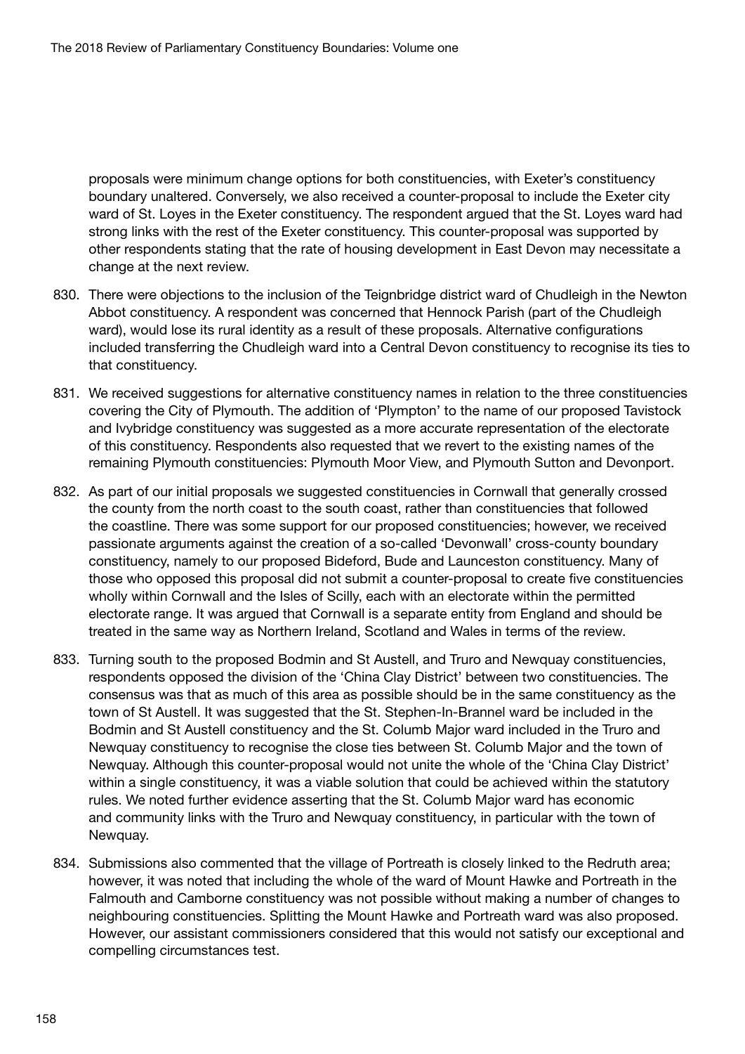proposals were minimum change options for both constituencies, with Exeter's constituency boundary unaltered. Conversely, we also received a counter-proposal to include the Exeter city ward of St. Loyes in the Exeter constituency. The respondent argued that the St. Loyes ward had strong links with the rest of the Exeter constituency. This counter-proposal was supported by other respondents stating that the rate of housing development in East Devon may necessitate a change at the next review.

830. There were objections to the inclusion of the Teignbridge district ward of Chudleigh in the Newton Abbot constituency. A respondent was concerned that Hennock Parish (part of the Chudleigh ward), would lose its rural identity as a result of these proposals. Alternative configurations included transferring the Chudleigh ward into a Central Devon constituency to recognise its ties to that constituency.

831. We received suggestions for alternative constituency names in relation to the three constituencies covering the City of Plymouth. The addition of 'Plympton' to the name of our proposed Tavistock and Ivybridge constituency was suggested as a more accurate representation of the electorate of this constituency. Respondents also requested that we revert to the existing names of the remaining Plymouth constituencies: Plymouth Moor View, and Plymouth Sutton and Devonport.

832. As part of our initial proposals we suggested constituencies in Cornwall that generally crossed the county from the north coast to the south coast, rather than constituencies that followed the coastline. There was some support for our proposed constituencies; however, we received passionate arguments against the creation of a so-called 'Devonwall' cross-county boundary constituency, namely to our proposed Bideford, Bude and Launceston constituency. Many of those who opposed this proposal did not submit a counter-proposal to create five constituencies wholly within Cornwall and the Isles of Scilly, each with an electorate within the permitted electorate range. It was argued that Cornwall is a separate entity from England and should be treated in the same way as Northern Ireland, Scotland and Wales in terms of the review.

833. Turning south to the proposed Bodmin and St Austell, and Truro and Newquay constituencies, respondents opposed the division of the 'China Clay District' between two constituencies. The consensus was that as much of this area as possible should be in the same constituency as the town of St Austell. It was suggested that the St. Stephen-In-Brannel ward be included in the Bodmin and St Austell constituency and the St. Columb Major ward included in the Truro and Newquay constituency to recognise the close ties between St. Columb Major and the town of Newquay. Although this counter-proposal would not unite the whole of the 'China Clay District' within a single constituency, it was a viable solution that could be achieved within the statutory rules. We noted further evidence asserting that the St. Columb Major ward has economic and community links with the Truro and Newquay constituency, in particular with the town of Newquay.

834. Submissions also commented that the village of Portreath is closely linked to the Redruth area; however, it was noted that including the whole of the ward of Mount Hawke and Portreath in the Falmouth and Camborne constituency was not possible without making a number of changes to neighbouring constituencies. Splitting the Mount Hawke and Portreath ward was also proposed. However, our assistant commissioners considered that this would not satisfy our exceptional and compelling circumstances test.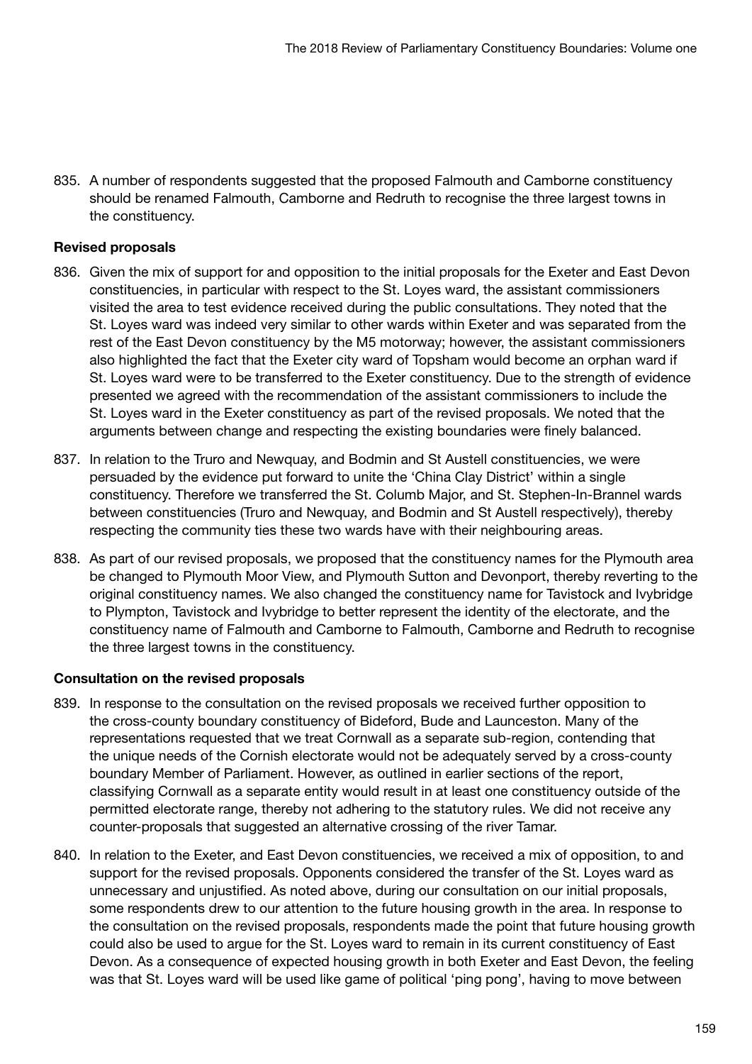835. A number of respondents suggested that the proposed Falmouth and Camborne constituency should be renamed Falmouth, Camborne and Redruth to recognise the three largest towns in the constituency.

**Revised proposals**

836. Given the mix of support for and opposition to the initial proposals for the Exeter and East Devon constituencies, in particular with respect to the St. Loyes ward, the assistant commissioners visited the area to test evidence received during the public consultations. They noted that the St. Loyes ward was indeed very similar to other wards within Exeter and was separated from the rest of the East Devon constituency by the M5 motorway; however, the assistant commissioners also highlighted the fact that the Exeter city ward of Topsham would become an orphan ward if St. Loyes ward were to be transferred to the Exeter constituency. Due to the strength of evidence presented we agreed with the recommendation of the assistant commissioners to include the St. Loyes ward in the Exeter constituency as part of the revised proposals. We noted that the arguments between change and respecting the existing boundaries were finely balanced.

837. In relation to the Truro and Newquay, and Bodmin and St Austell constituencies, we were persuaded by the evidence put forward to unite the 'China Clay District' within a single constituency. Therefore we transferred the St. Columb Major, and St. Stephen-In-Brannel wards between constituencies (Truro and Newquay, and Bodmin and St Austell respectively), thereby respecting the community ties these two wards have with their neighbouring areas.

838. As part of our revised proposals, we proposed that the constituency names for the Plymouth area be changed to Plymouth Moor View, and Plymouth Sutton and Devonport, thereby reverting to the original constituency names. We also changed the constituency name for Tavistock and Ivybridge to Plympton, Tavistock and Ivybridge to better represent the identity of the electorate, and the constituency name of Falmouth and Camborne to Falmouth, Camborne and Redruth to recognise the three largest towns in the constituency.

**Consultation on the revised proposals**

839. In response to the consultation on the revised proposals we received further opposition to the cross-county boundary constituency of Bideford, Bude and Launceston. Many of the representations requested that we treat Cornwall as a separate sub-region, contending that the unique needs of the Cornish electorate would not be adequately served by a cross-county boundary Member of Parliament. However, as outlined in earlier sections of the report, classifying Cornwall as a separate entity would result in at least one constituency outside of the permitted electorate range, thereby not adhering to the statutory rules. We did not receive any counter-proposals that suggested an alternative crossing of the river Tamar.

840. In relation to the Exeter, and East Devon constituencies, we received a mix of opposition, to and support for the revised proposals. Opponents considered the transfer of the St. Loyes ward as unnecessary and unjustified. As noted above, during our consultation on our initial proposals, some respondents drew to our attention to the future housing growth in the area. In response to the consultation on the revised proposals, respondents made the point that future housing growth could also be used to argue for the St. Loyes ward to remain in its current constituency of East Devon. As a consequence of expected housing growth in both Exeter and East Devon, the feeling was that St. Loyes ward will be used like game of political 'ping pong', having to move between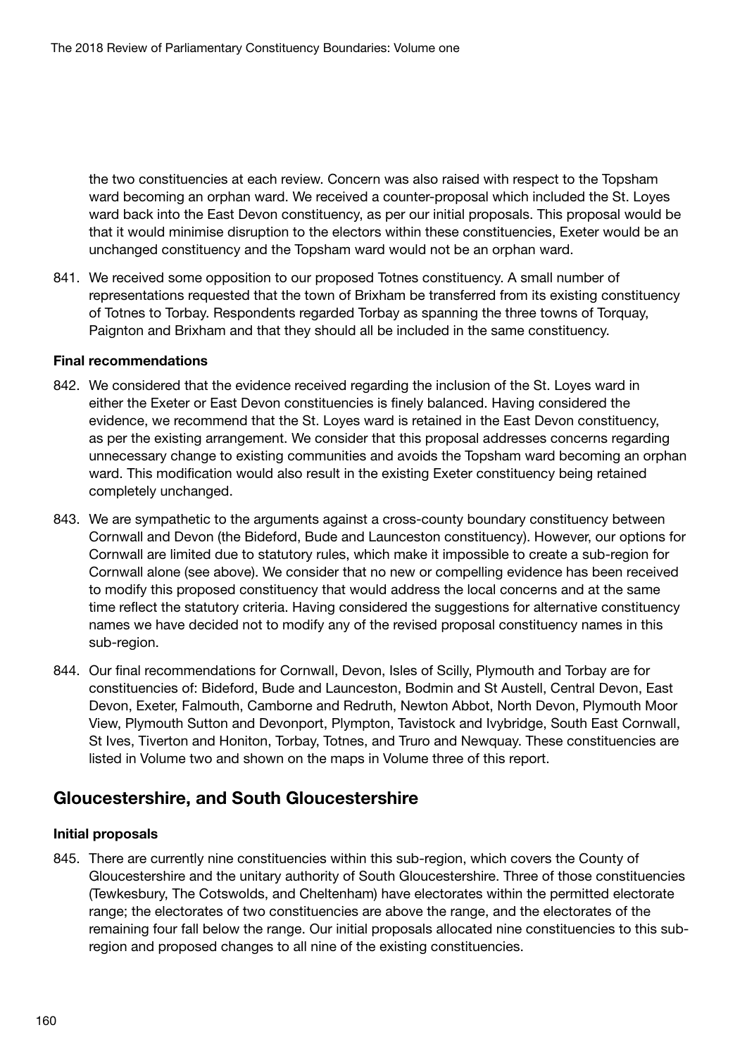the two constituencies at each review. Concern was also raised with respect to the Topsham ward becoming an orphan ward. We received a counter-proposal which included the St. Loyes ward back into the East Devon constituency, as per our initial proposals. This proposal would be that it would minimise disruption to the electors within these constituencies, Exeter would be an unchanged constituency and the Topsham ward would not be an orphan ward.

841. We received some opposition to our proposed Totnes constituency. A small number of representations requested that the town of Brixham be transferred from its existing constituency of Totnes to Torbay. Respondents regarded Torbay as spanning the three towns of Torquay, Paignton and Brixham and that they should all be included in the same constituency.

**Final recommendations**

842. We considered that the evidence received regarding the inclusion of the St. Loyes ward in either the Exeter or East Devon constituencies is finely balanced. Having considered the evidence, we recommend that the St. Loyes ward is retained in the East Devon constituency, as per the existing arrangement. We consider that this proposal addresses concerns regarding unnecessary change to existing communities and avoids the Topsham ward becoming an orphan ward. This modification would also result in the existing Exeter constituency being retained completely unchanged.

843. We are sympathetic to the arguments against a cross-county boundary constituency between Cornwall and Devon (the Bideford, Bude and Launceston constituency). However, our options for Cornwall are limited due to statutory rules, which make it impossible to create a sub-region for Cornwall alone (see above). We consider that no new or compelling evidence has been received to modify this proposed constituency that would address the local concerns and at the same time reflect the statutory criteria. Having considered the suggestions for alternative constituency names we have decided not to modify any of the revised proposal constituency names in this sub-region.

844. Our final recommendations for Cornwall, Devon, Isles of Scilly, Plymouth and Torbay are for constituencies of: Bideford, Bude and Launceston, Bodmin and St Austell, Central Devon, East Devon, Exeter, Falmouth, Camborne and Redruth, Newton Abbot, North Devon, Plymouth Moor View, Plymouth Sutton and Devonport, Plympton, Tavistock and Ivybridge, South East Cornwall, St Ives, Tiverton and Honiton, Torbay, Totnes, and Truro and Newquay. These constituencies are listed in Volume two and shown on the maps in Volume three of this report.

## Gloucestershire, and South Gloucestershire

**Initial proposals**

845. There are currently nine constituencies within this sub-region, which covers the County of Gloucestershire and the unitary authority of South Gloucestershire. Three of those constituencies (Tewkesbury, The Cotswolds, and Cheltenham) have electorates within the permitted electorate range; the electorates of two constituencies are above the range, and the electorates of the remaining four fall below the range. Our initial proposals allocated nine constituencies to this sub-region and proposed changes to all nine of the existing constituencies.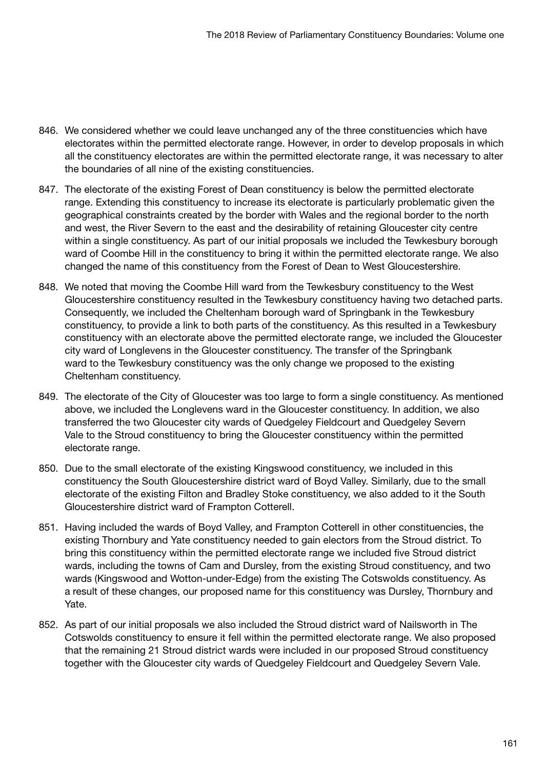846. We considered whether we could leave unchanged any of the three constituencies which have electorates within the permitted electorate range. However, in order to develop proposals in which all the constituency electorates are within the permitted electorate range, it was necessary to alter the boundaries of all nine of the existing constituencies.

847. The electorate of the existing Forest of Dean constituency is below the permitted electorate range. Extending this constituency to increase its electorate is particularly problematic given the geographical constraints created by the border with Wales and the regional border to the north and west, the River Severn to the east and the desirability of retaining Gloucester city centre within a single constituency. As part of our initial proposals we included the Tewkesbury borough ward of Coombe Hill in the constituency to bring it within the permitted electorate range. We also changed the name of this constituency from the Forest of Dean to West Gloucestershire.

848. We noted that moving the Coombe Hill ward from the Tewkesbury constituency to the West Gloucestershire constituency resulted in the Tewkesbury constituency having two detached parts. Consequently, we included the Cheltenham borough ward of Springbank in the Tewkesbury constituency, to provide a link to both parts of the constituency. As this resulted in a Tewkesbury constituency with an electorate above the permitted electorate range, we included the Gloucester city ward of Longlevens in the Gloucester constituency. The transfer of the Springbank ward to the Tewkesbury constituency was the only change we proposed to the existing Cheltenham constituency.

849. The electorate of the City of Gloucester was too large to form a single constituency. As mentioned above, we included the Longlevens ward in the Gloucester constituency. In addition, we also transferred the two Gloucester city wards of Quedgeley Fieldcourt and Quedgeley Severn Vale to the Stroud constituency to bring the Gloucester constituency within the permitted electorate range.

850. Due to the small electorate of the existing Kingswood constituency, we included in this constituency the South Gloucestershire district ward of Boyd Valley. Similarly, due to the small electorate of the existing Filton and Bradley Stoke constituency, we also added to it the South Gloucestershire district ward of Frampton Cotterell.

851. Having included the wards of Boyd Valley, and Frampton Cotterell in other constituencies, the existing Thornbury and Yate constituency needed to gain electors from the Stroud district. To bring this constituency within the permitted electorate range we included five Stroud district wards, including the towns of Cam and Dursley, from the existing Stroud constituency, and two wards (Kingswood and Wotton-under-Edge) from the existing The Cotswolds constituency. As a result of these changes, our proposed name for this constituency was Dursley, Thornbury and Yate.

852. As part of our initial proposals we also included the Stroud district ward of Nailsworth in The Cotswolds constituency to ensure it fell within the permitted electorate range. We also proposed that the remaining 21 Stroud district wards were included in our proposed Stroud constituency together with the Gloucester city wards of Quedgeley Fieldcourt and Quedgeley Severn Vale.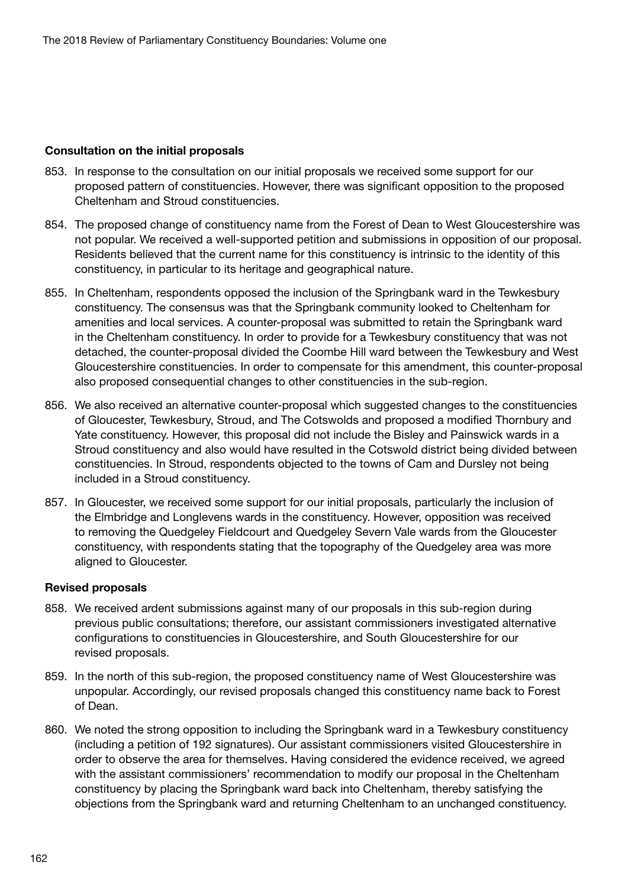#### Consultation on the initial proposals

853. In response to the consultation on our initial proposals we received some support for our proposed pattern of constituencies. However, there was significant opposition to the proposed Cheltenham and Stroud constituencies.

854. The proposed change of constituency name from the Forest of Dean to West Gloucestershire was not popular. We received a well-supported petition and submissions in opposition of our proposal. Residents believed that the current name for this constituency is intrinsic to the identity of this constituency, in particular to its heritage and geographical nature.

855. In Cheltenham, respondents opposed the inclusion of the Springbank ward in the Tewkesbury constituency. The consensus was that the Springbank community looked to Cheltenham for amenities and local services. A counter-proposal was submitted to retain the Springbank ward in the Cheltenham constituency. In order to provide for a Tewkesbury constituency that was not detached, the counter-proposal divided the Coombe Hill ward between the Tewkesbury and West Gloucestershire constituencies. In order to compensate for this amendment, this counter-proposal also proposed consequential changes to other constituencies in the sub-region.

856. We also received an alternative counter-proposal which suggested changes to the constituencies of Gloucester, Tewkesbury, Stroud, and The Cotswolds and proposed a modified Thornbury and Yate constituency. However, this proposal did not include the Bisley and Painswick wards in a Stroud constituency and also would have resulted in the Cotswold district being divided between constituencies. In Stroud, respondents objected to the towns of Cam and Dursley not being included in a Stroud constituency.

857. In Gloucester, we received some support for our initial proposals, particularly the inclusion of the Elmbridge and Longlevens wards in the constituency. However, opposition was received to removing the Quedgeley Fieldcourt and Quedgeley Severn Vale wards from the Gloucester constituency, with respondents stating that the topography of the Quedgeley area was more aligned to Gloucester.

#### Revised proposals

858. We received ardent submissions against many of our proposals in this sub-region during previous public consultations; therefore, our assistant commissioners investigated alternative configurations to constituencies in Gloucestershire, and South Gloucestershire for our revised proposals.

859. In the north of this sub-region, the proposed constituency name of West Gloucestershire was unpopular. Accordingly, our revised proposals changed this constituency name back to Forest of Dean.

860. We noted the strong opposition to including the Springbank ward in a Tewkesbury constituency (including a petition of 192 signatures). Our assistant commissioners visited Gloucestershire in order to observe the area for themselves. Having considered the evidence received, we agreed with the assistant commissioners' recommendation to modify our proposal in the Cheltenham constituency by placing the Springbank ward back into Cheltenham, thereby satisfying the objections from the Springbank ward and returning Cheltenham to an unchanged constituency.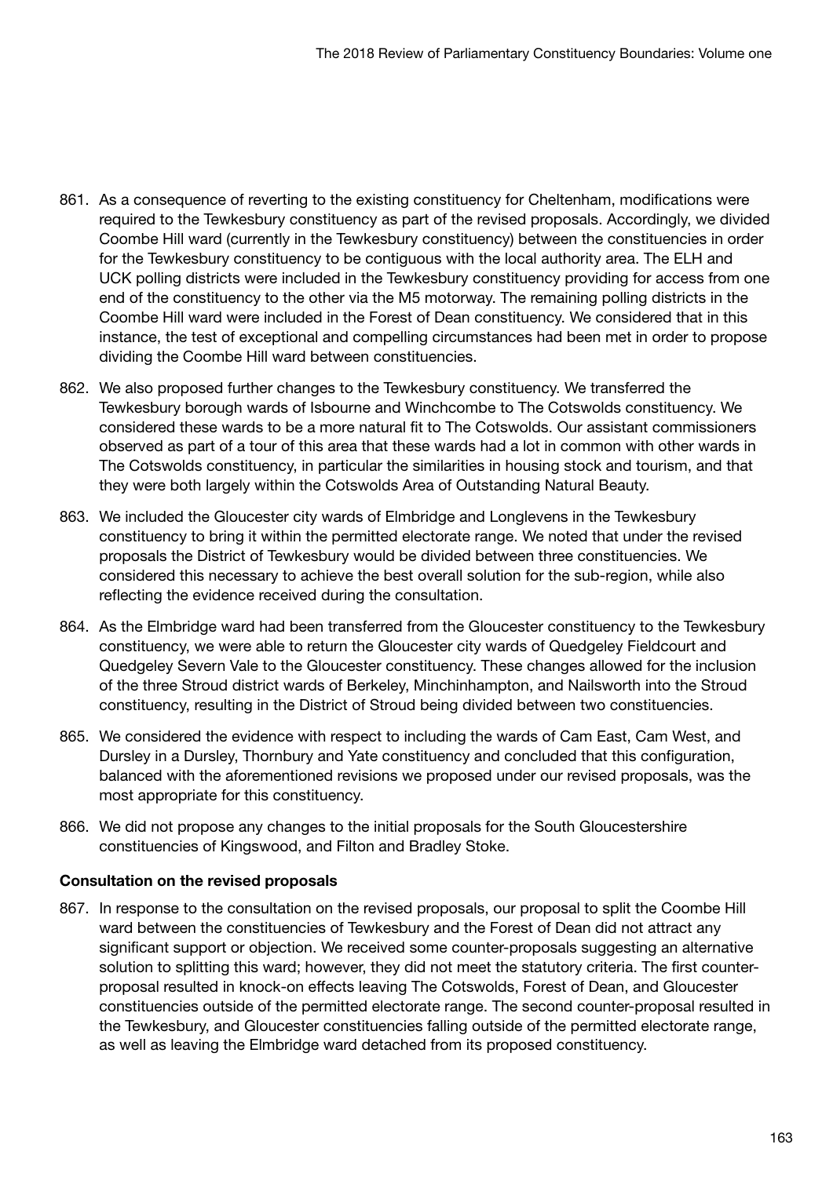861. As a consequence of reverting to the existing constituency for Cheltenham, modifications were required to the Tewkesbury constituency as part of the revised proposals. Accordingly, we divided Coombe Hill ward (currently in the Tewkesbury constituency) between the constituencies in order for the Tewkesbury constituency to be contiguous with the local authority area. The ELH and UCK polling districts were included in the Tewkesbury constituency providing for access from one end of the constituency to the other via the M5 motorway. The remaining polling districts in the Coombe Hill ward were included in the Forest of Dean constituency. We considered that in this instance, the test of exceptional and compelling circumstances had been met in order to propose dividing the Coombe Hill ward between constituencies.

862. We also proposed further changes to the Tewkesbury constituency. We transferred the Tewkesbury borough wards of Isbourne and Winchcombe to The Cotswolds constituency. We considered these wards to be a more natural fit to The Cotswolds. Our assistant commissioners observed as part of a tour of this area that these wards had a lot in common with other wards in The Cotswolds constituency, in particular the similarities in housing stock and tourism, and that they were both largely within the Cotswolds Area of Outstanding Natural Beauty.

863. We included the Gloucester city wards of Elmbridge and Longlevens in the Tewkesbury constituency to bring it within the permitted electorate range. We noted that under the revised proposals the District of Tewkesbury would be divided between three constituencies. We considered this necessary to achieve the best overall solution for the sub-region, while also reflecting the evidence received during the consultation.

864. As the Elmbridge ward had been transferred from the Gloucester constituency to the Tewkesbury constituency, we were able to return the Gloucester city wards of Quedgeley Fieldcourt and Quedgeley Severn Vale to the Gloucester constituency. These changes allowed for the inclusion of the three Stroud district wards of Berkeley, Minchinhampton, and Nailsworth into the Stroud constituency, resulting in the District of Stroud being divided between two constituencies.

865. We considered the evidence with respect to including the wards of Cam East, Cam West, and Dursley in a Dursley, Thornbury and Yate constituency and concluded that this configuration, balanced with the aforementioned revisions we proposed under our revised proposals, was the most appropriate for this constituency.

866. We did not propose any changes to the initial proposals for the South Gloucestershire constituencies of Kingswood, and Filton and Bradley Stoke.

**Consultation on the revised proposals**

867. In response to the consultation on the revised proposals, our proposal to split the Coombe Hill ward between the constituencies of Tewkesbury and the Forest of Dean did not attract any significant support or objection. We received some counter-proposals suggesting an alternative solution to splitting this ward; however, they did not meet the statutory criteria. The first counter-proposal resulted in knock-on effects leaving The Cotswolds, Forest of Dean, and Gloucester constituencies outside of the permitted electorate range. The second counter-proposal resulted in the Tewkesbury, and Gloucester constituencies falling outside of the permitted electorate range, as well as leaving the Elmbridge ward detached from its proposed constituency.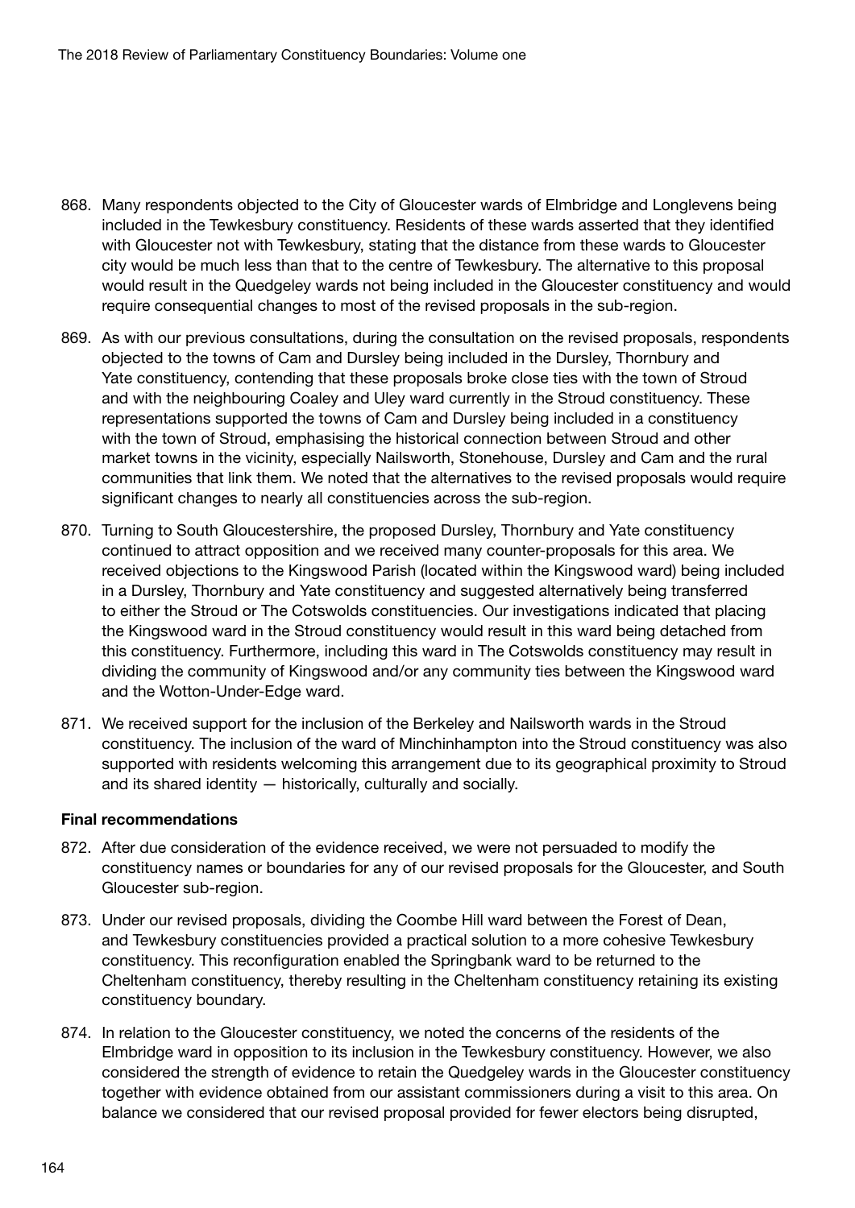868. Many respondents objected to the City of Gloucester wards of Elmbridge and Longlevens being included in the Tewkesbury constituency. Residents of these wards asserted that they identified with Gloucester not with Tewkesbury, stating that the distance from these wards to Gloucester city would be much less than that to the centre of Tewkesbury. The alternative to this proposal would result in the Quedgeley wards not being included in the Gloucester constituency and would require consequential changes to most of the revised proposals in the sub-region.

869. As with our previous consultations, during the consultation on the revised proposals, respondents objected to the towns of Cam and Dursley being included in the Dursley, Thornbury and Yate constituency, contending that these proposals broke close ties with the town of Stroud and with the neighbouring Coaley and Uley ward currently in the Stroud constituency. These representations supported the towns of Cam and Dursley being included in a constituency with the town of Stroud, emphasising the historical connection between Stroud and other market towns in the vicinity, especially Nailsworth, Stonehouse, Dursley and Cam and the rural communities that link them. We noted that the alternatives to the revised proposals would require significant changes to nearly all constituencies across the sub-region.

870. Turning to South Gloucestershire, the proposed Dursley, Thornbury and Yate constituency continued to attract opposition and we received many counter-proposals for this area. We received objections to the Kingswood Parish (located within the Kingswood ward) being included in a Dursley, Thornbury and Yate constituency and suggested alternatively being transferred to either the Stroud or The Cotswolds constituencies. Our investigations indicated that placing the Kingswood ward in the Stroud constituency would result in this ward being detached from this constituency. Furthermore, including this ward in The Cotswolds constituency may result in dividing the community of Kingswood and/or any community ties between the Kingswood ward and the Wotton-Under-Edge ward.

871. We received support for the inclusion of the Berkeley and Nailsworth wards in the Stroud constituency. The inclusion of the ward of Minchinhampton into the Stroud constituency was also supported with residents welcoming this arrangement due to its geographical proximity to Stroud and its shared identity — historically, culturally and socially.

**Final recommendations**

872. After due consideration of the evidence received, we were not persuaded to modify the constituency names or boundaries for any of our revised proposals for the Gloucester, and South Gloucester sub-region.

873. Under our revised proposals, dividing the Coombe Hill ward between the Forest of Dean, and Tewkesbury constituencies provided a practical solution to a more cohesive Tewkesbury constituency. This reconfiguration enabled the Springbank ward to be returned to the Cheltenham constituency, thereby resulting in the Cheltenham constituency retaining its existing constituency boundary.

874. In relation to the Gloucester constituency, we noted the concerns of the residents of the Elmbridge ward in opposition to its inclusion in the Tewkesbury constituency. However, we also considered the strength of evidence to retain the Quedgeley wards in the Gloucester constituency together with evidence obtained from our assistant commissioners during a visit to this area. On balance we considered that our revised proposal provided for fewer electors being disrupted,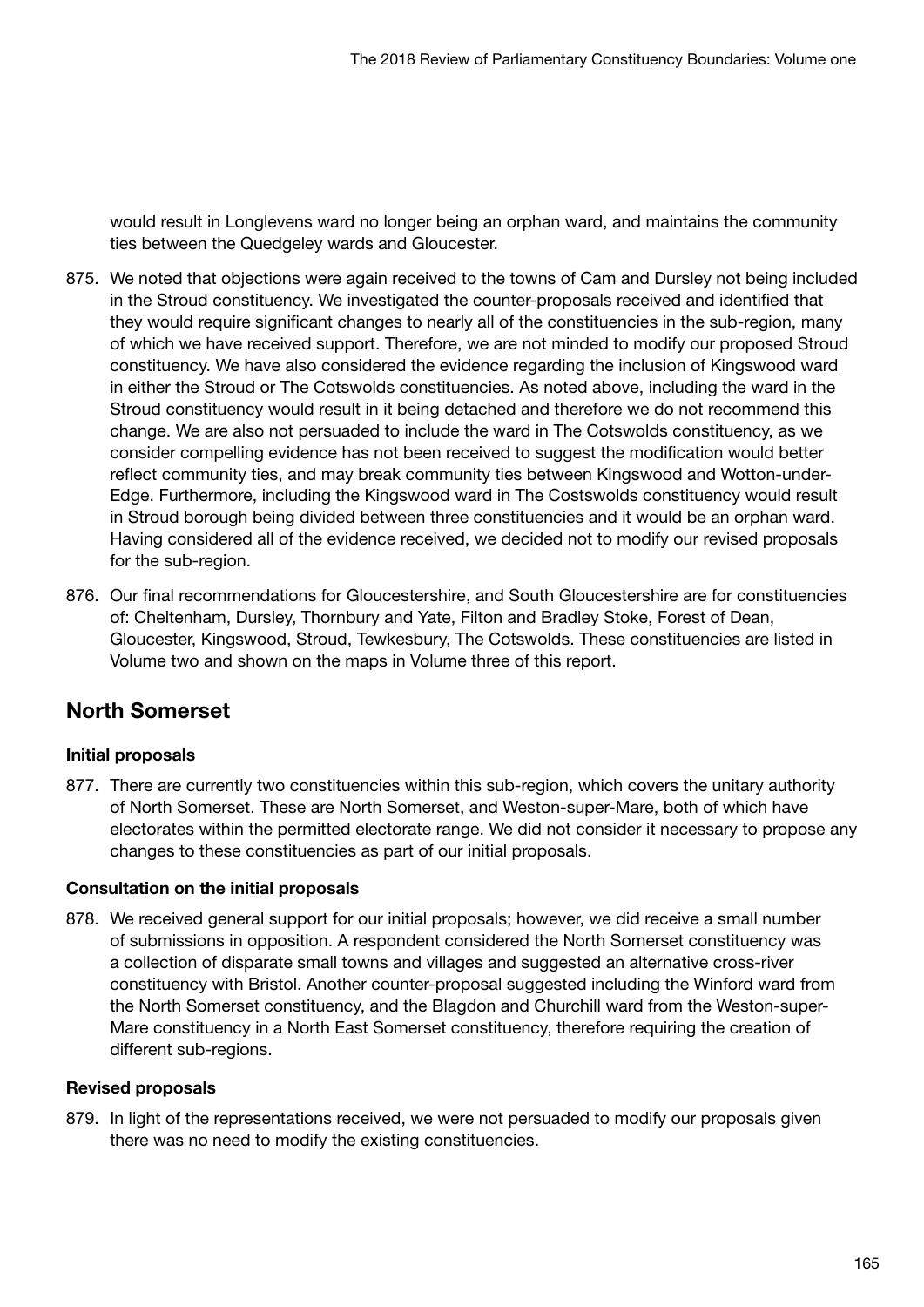would result in Longlevens ward no longer being an orphan ward, and maintains the community ties between the Quedgeley wards and Gloucester.

875. We noted that objections were again received to the towns of Cam and Dursley not being included in the Stroud constituency. We investigated the counter-proposals received and identified that they would require significant changes to nearly all of the constituencies in the sub-region, many of which we have received support. Therefore, we are not minded to modify our proposed Stroud constituency. We have also considered the evidence regarding the inclusion of Kingswood ward in either the Stroud or The Cotswolds constituencies. As noted above, including the ward in the Stroud constituency would result in it being detached and therefore we do not recommend this change. We are also not persuaded to include the ward in The Cotswolds constituency, as we consider compelling evidence has not been received to suggest the modification would better reflect community ties, and may break community ties between Kingswood and Wotton-under-Edge. Furthermore, including the Kingswood ward in The Costswolds constituency would result in Stroud borough being divided between three constituencies and it would be an orphan ward. Having considered all of the evidence received, we decided not to modify our revised proposals for the sub-region.

876. Our final recommendations for Gloucestershire, and South Gloucestershire are for constituencies of: Cheltenham, Dursley, Thornbury and Yate, Filton and Bradley Stoke, Forest of Dean, Gloucester, Kingswood, Stroud, Tewkesbury, The Cotswolds. These constituencies are listed in Volume two and shown on the maps in Volume three of this report.

## North Somerset

**Initial proposals**

877. There are currently two constituencies within this sub-region, which covers the unitary authority of North Somerset. These are North Somerset, and Weston-super-Mare, both of which have electorates within the permitted electorate range. We did not consider it necessary to propose any changes to these constituencies as part of our initial proposals.

**Consultation on the initial proposals**

878. We received general support for our initial proposals; however, we did receive a small number of submissions in opposition. A respondent considered the North Somerset constituency was a collection of disparate small towns and villages and suggested an alternative cross-river constituency with Bristol. Another counter-proposal suggested including the Winford ward from the North Somerset constituency, and the Blagdon and Churchill ward from the Weston-super-Mare constituency in a North East Somerset constituency, therefore requiring the creation of different sub-regions.

**Revised proposals**

879. In light of the representations received, we were not persuaded to modify our proposals given there was no need to modify the existing constituencies.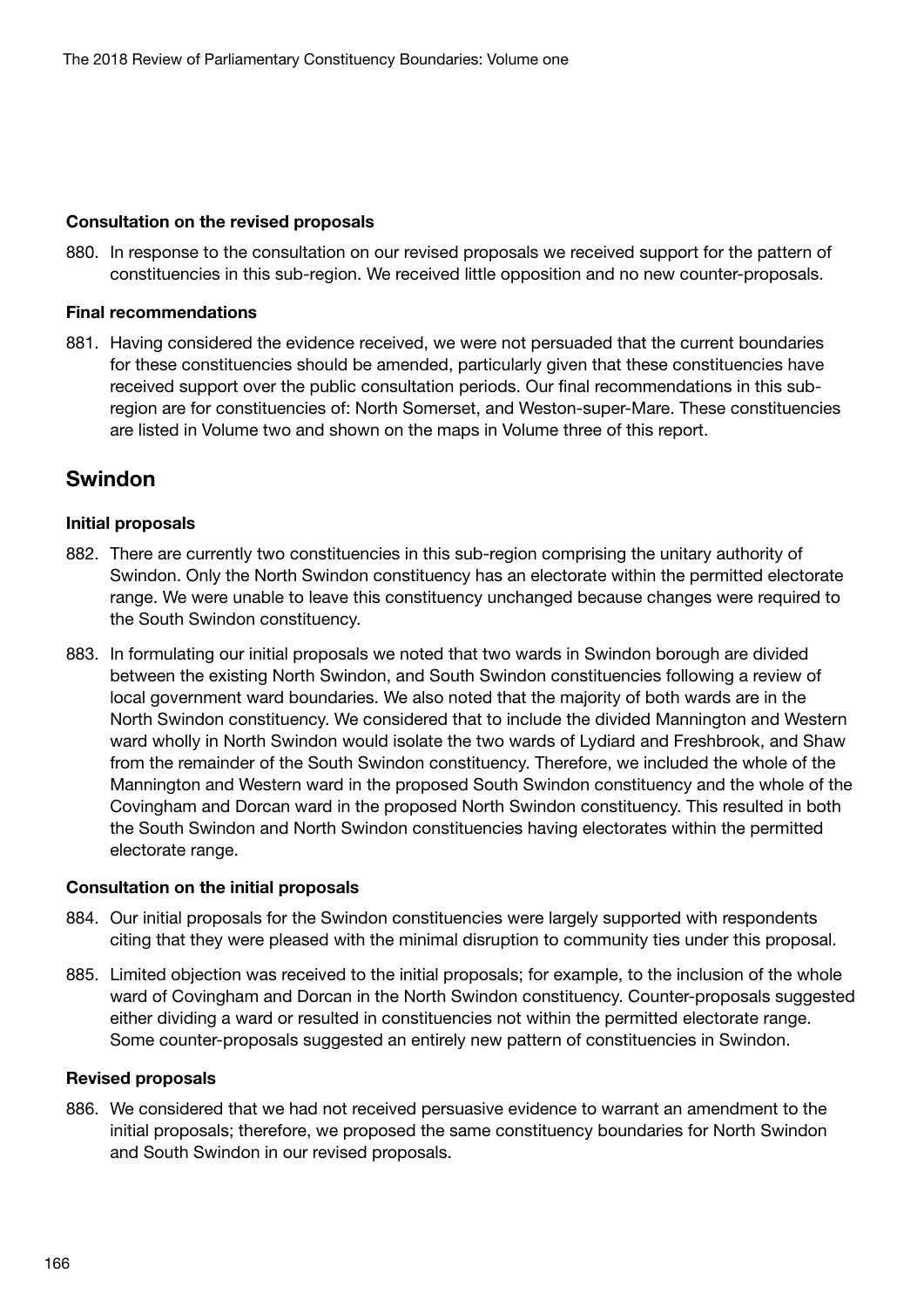#### Consultation on the revised proposals

880. In response to the consultation on our revised proposals we received support for the pattern of constituencies in this sub-region. We received little opposition and no new counter-proposals.

#### Final recommendations

881. Having considered the evidence received, we were not persuaded that the current boundaries for these constituencies should be amended, particularly given that these constituencies have received support over the public consultation periods. Our final recommendations in this sub-region are for constituencies of: North Somerset, and Weston-super-Mare. These constituencies are listed in Volume two and shown on the maps in Volume three of this report.

## Swindon

#### Initial proposals

882. There are currently two constituencies in this sub-region comprising the unitary authority of Swindon. Only the North Swindon constituency has an electorate within the permitted electorate range. We were unable to leave this constituency unchanged because changes were required to the South Swindon constituency.

883. In formulating our initial proposals we noted that two wards in Swindon borough are divided between the existing North Swindon, and South Swindon constituencies following a review of local government ward boundaries. We also noted that the majority of both wards are in the North Swindon constituency. We considered that to include the divided Mannington and Western ward wholly in North Swindon would isolate the two wards of Lydiard and Freshbrook, and Shaw from the remainder of the South Swindon constituency. Therefore, we included the whole of the Mannington and Western ward in the proposed South Swindon constituency and the whole of the Covingham and Dorcan ward in the proposed North Swindon constituency. This resulted in both the South Swindon and North Swindon constituencies having electorates within the permitted electorate range.

#### Consultation on the initial proposals

884. Our initial proposals for the Swindon constituencies were largely supported with respondents citing that they were pleased with the minimal disruption to community ties under this proposal.

885. Limited objection was received to the initial proposals; for example, to the inclusion of the whole ward of Covingham and Dorcan in the North Swindon constituency. Counter-proposals suggested either dividing a ward or resulted in constituencies not within the permitted electorate range. Some counter-proposals suggested an entirely new pattern of constituencies in Swindon.

#### Revised proposals

886. We considered that we had not received persuasive evidence to warrant an amendment to the initial proposals; therefore, we proposed the same constituency boundaries for North Swindon and South Swindon in our revised proposals.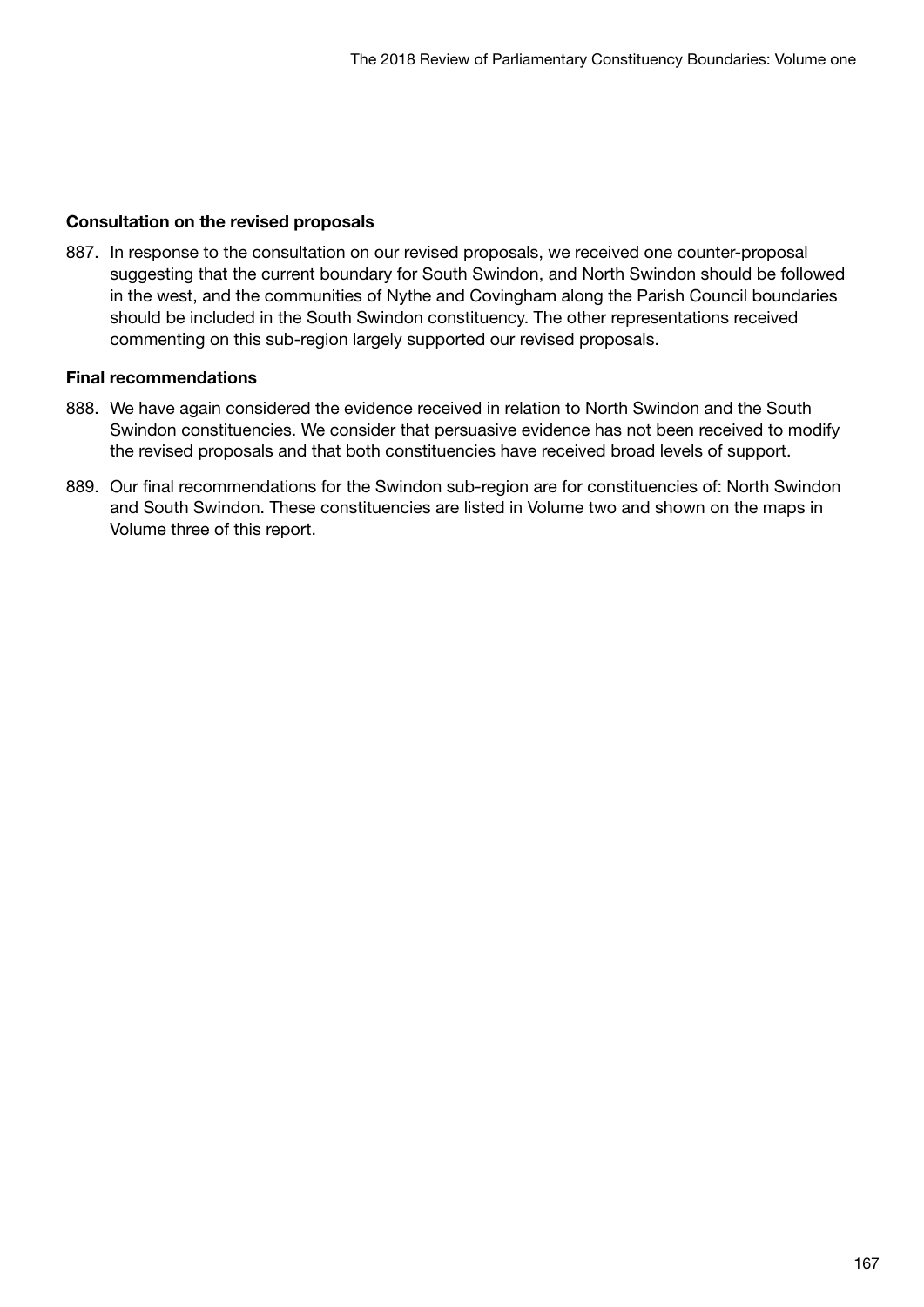**Consultation on the revised proposals**

887. In response to the consultation on our revised proposals, we received one counter-proposal suggesting that the current boundary for South Swindon, and North Swindon should be followed in the west, and the communities of Nythe and Covingham along the Parish Council boundaries should be included in the South Swindon constituency. The other representations received commenting on this sub-region largely supported our revised proposals.

**Final recommendations**

888. We have again considered the evidence received in relation to North Swindon and the South Swindon constituencies. We consider that persuasive evidence has not been received to modify the revised proposals and that both constituencies have received broad levels of support.

889. Our final recommendations for the Swindon sub-region are for constituencies of: North Swindon and South Swindon. These constituencies are listed in Volume two and shown on the maps in Volume three of this report.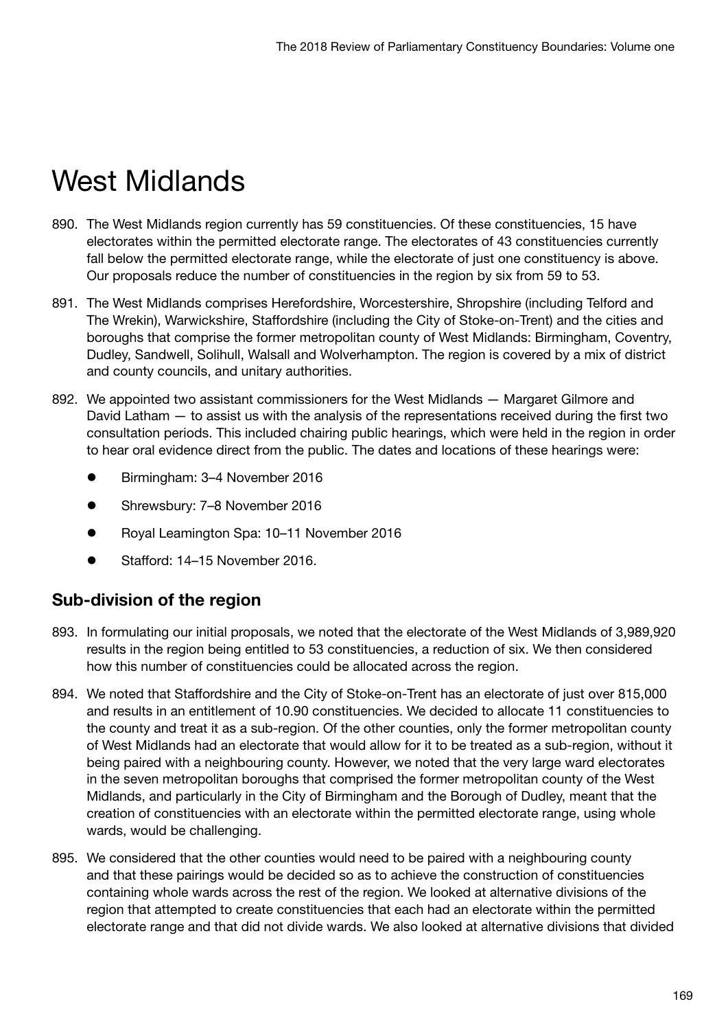# West Midlands

890. The West Midlands region currently has 59 constituencies. Of these constituencies, 15 have electorates within the permitted electorate range. The electorates of 43 constituencies currently fall below the permitted electorate range, while the electorate of just one constituency is above. Our proposals reduce the number of constituencies in the region by six from 59 to 53.

891. The West Midlands comprises Herefordshire, Worcestershire, Shropshire (including Telford and The Wrekin), Warwickshire, Staffordshire (including the City of Stoke-on-Trent) and the cities and boroughs that comprise the former metropolitan county of West Midlands: Birmingham, Coventry, Dudley, Sandwell, Solihull, Walsall and Wolverhampton. The region is covered by a mix of district and county councils, and unitary authorities.

892. We appointed two assistant commissioners for the West Midlands — Margaret Gilmore and David Latham — to assist us with the analysis of the representations received during the first two consultation periods. This included chairing public hearings, which were held in the region in order to hear oral evidence direct from the public. The dates and locations of these hearings were:

- Birmingham: 3–4 November 2016
- Shrewsbury: 7–8 November 2016
- Royal Leamington Spa: 10–11 November 2016
- Stafford: 14–15 November 2016.

## Sub-division of the region

893. In formulating our initial proposals, we noted that the electorate of the West Midlands of 3,989,920 results in the region being entitled to 53 constituencies, a reduction of six. We then considered how this number of constituencies could be allocated across the region.

894. We noted that Staffordshire and the City of Stoke-on-Trent has an electorate of just over 815,000 and results in an entitlement of 10.90 constituencies. We decided to allocate 11 constituencies to the county and treat it as a sub-region. Of the other counties, only the former metropolitan county of West Midlands had an electorate that would allow for it to be treated as a sub-region, without it being paired with a neighbouring county. However, we noted that the very large ward electorates in the seven metropolitan boroughs that comprised the former metropolitan county of the West Midlands, and particularly in the City of Birmingham and the Borough of Dudley, meant that the creation of constituencies with an electorate within the permitted electorate range, using whole wards, would be challenging.

895. We considered that the other counties would need to be paired with a neighbouring county and that these pairings would be decided so as to achieve the construction of constituencies containing whole wards across the rest of the region. We looked at alternative divisions of the region that attempted to create constituencies that each had an electorate within the permitted electorate range and that did not divide wards. We also looked at alternative divisions that divided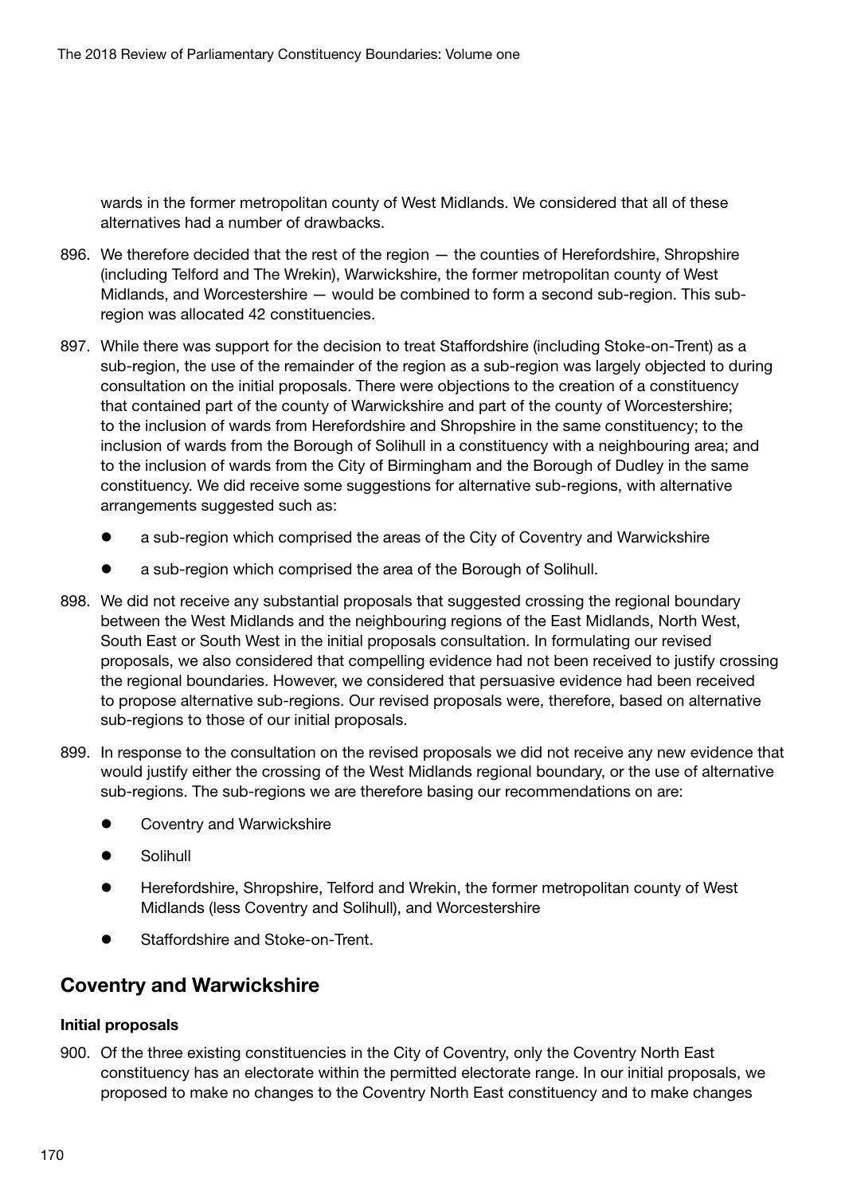wards in the former metropolitan county of West Midlands. We considered that all of these alternatives had a number of drawbacks.

896. We therefore decided that the rest of the region — the counties of Herefordshire, Shropshire (including Telford and The Wrekin), Warwickshire, the former metropolitan county of West Midlands, and Worcestershire — would be combined to form a second sub-region. This sub-region was allocated 42 constituencies.

897. While there was support for the decision to treat Staffordshire (including Stoke-on-Trent) as a sub-region, the use of the remainder of the region as a sub-region was largely objected to during consultation on the initial proposals. There were objections to the creation of a constituency that contained part of the county of Warwickshire and part of the county of Worcestershire; to the inclusion of wards from Herefordshire and Shropshire in the same constituency; to the inclusion of wards from the Borough of Solihull in a constituency with a neighbouring area; and to the inclusion of wards from the City of Birmingham and the Borough of Dudley in the same constituency. We did receive some suggestions for alternative sub-regions, with alternative arrangements suggested such as:

- a sub-region which comprised the areas of the City of Coventry and Warwickshire
- a sub-region which comprised the area of the Borough of Solihull.

898. We did not receive any substantial proposals that suggested crossing the regional boundary between the West Midlands and the neighbouring regions of the East Midlands, North West, South East or South West in the initial proposals consultation. In formulating our revised proposals, we also considered that compelling evidence had not been received to justify crossing the regional boundaries. However, we considered that persuasive evidence had been received to propose alternative sub-regions. Our revised proposals were, therefore, based on alternative sub-regions to those of our initial proposals.

899. In response to the consultation on the revised proposals we did not receive any new evidence that would justify either the crossing of the West Midlands regional boundary, or the use of alternative sub-regions. The sub-regions we are therefore basing our recommendations on are:

- Coventry and Warwickshire
- Solihull
- Herefordshire, Shropshire, Telford and Wrekin, the former metropolitan county of West Midlands (less Coventry and Solihull), and Worcestershire
- Staffordshire and Stoke-on-Trent.

## Coventry and Warwickshire

### Initial proposals

900. Of the three existing constituencies in the City of Coventry, only the Coventry North East constituency has an electorate within the permitted electorate range. In our initial proposals, we proposed to make no changes to the Coventry North East constituency and to make changes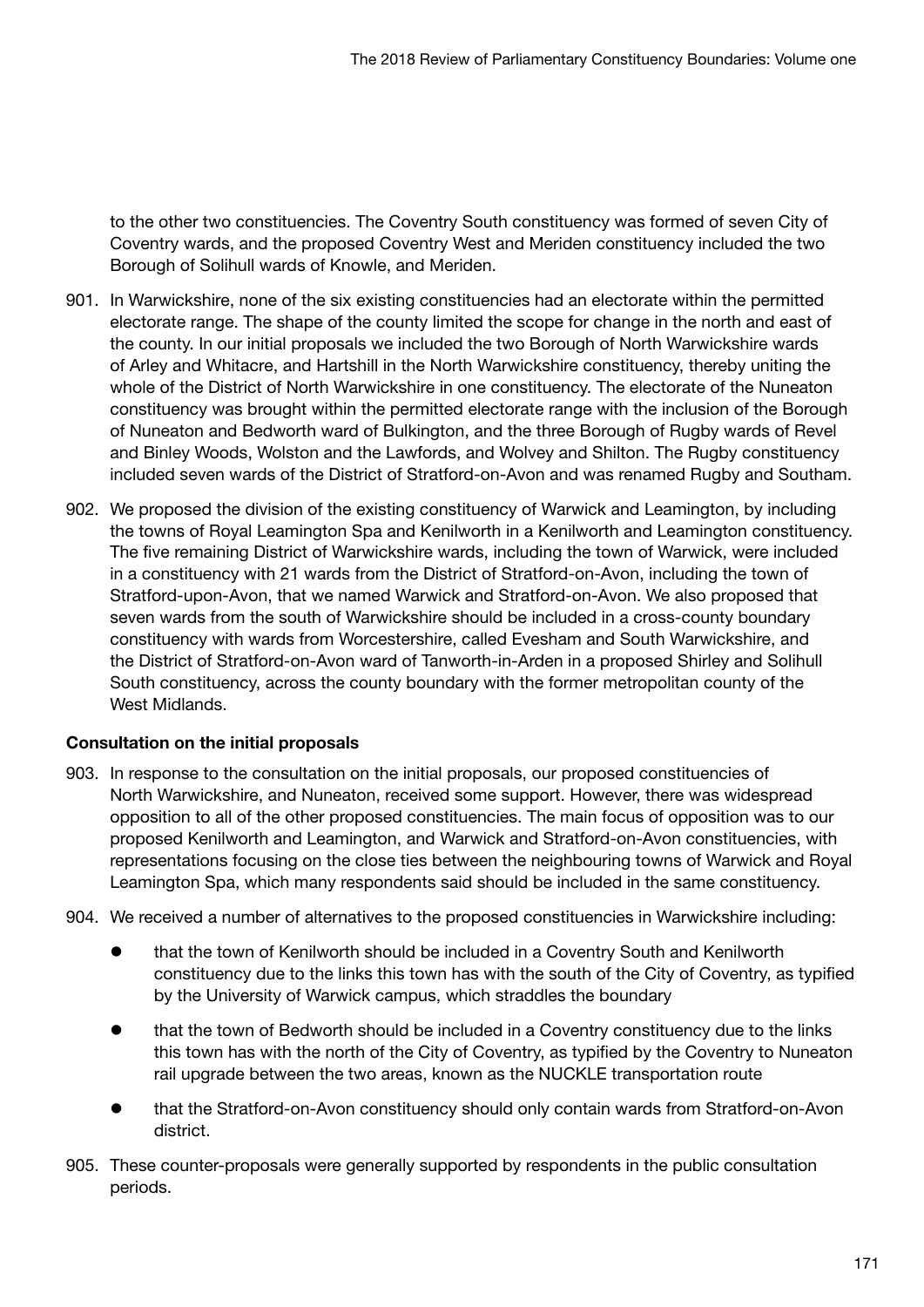to the other two constituencies. The Coventry South constituency was formed of seven City of Coventry wards, and the proposed Coventry West and Meriden constituency included the two Borough of Solihull wards of Knowle, and Meriden.

901. In Warwickshire, none of the six existing constituencies had an electorate within the permitted electorate range. The shape of the county limited the scope for change in the north and east of the county. In our initial proposals we included the two Borough of North Warwickshire wards of Arley and Whitacre, and Hartshill in the North Warwickshire constituency, thereby uniting the whole of the District of North Warwickshire in one constituency. The electorate of the Nuneaton constituency was brought within the permitted electorate range with the inclusion of the Borough of Nuneaton and Bedworth ward of Bulkington, and the three Borough of Rugby wards of Revel and Binley Woods, Wolston and the Lawfords, and Wolvey and Shilton. The Rugby constituency included seven wards of the District of Stratford-on-Avon and was renamed Rugby and Southam.

902. We proposed the division of the existing constituency of Warwick and Leamington, by including the towns of Royal Leamington Spa and Kenilworth in a Kenilworth and Leamington constituency. The five remaining District of Warwickshire wards, including the town of Warwick, were included in a constituency with 21 wards from the District of Stratford-on-Avon, including the town of Stratford-upon-Avon, that we named Warwick and Stratford-on-Avon. We also proposed that seven wards from the south of Warwickshire should be included in a cross-county boundary constituency with wards from Worcestershire, called Evesham and South Warwickshire, and the District of Stratford-on-Avon ward of Tanworth-in-Arden in a proposed Shirley and Solihull South constituency, across the county boundary with the former metropolitan county of the West Midlands.

**Consultation on the initial proposals**

903. In response to the consultation on the initial proposals, our proposed constituencies of North Warwickshire, and Nuneaton, received some support. However, there was widespread opposition to all of the other proposed constituencies. The main focus of opposition was to our proposed Kenilworth and Leamington, and Warwick and Stratford-on-Avon constituencies, with representations focusing on the close ties between the neighbouring towns of Warwick and Royal Leamington Spa, which many respondents said should be included in the same constituency.

904. We received a number of alternatives to the proposed constituencies in Warwickshire including:

- that the town of Kenilworth should be included in a Coventry South and Kenilworth constituency due to the links this town has with the south of the City of Coventry, as typified by the University of Warwick campus, which straddles the boundary
- that the town of Bedworth should be included in a Coventry constituency due to the links this town has with the north of the City of Coventry, as typified by the Coventry to Nuneaton rail upgrade between the two areas, known as the NUCKLE transportation route
- that the Stratford-on-Avon constituency should only contain wards from Stratford-on-Avon district.

905. These counter-proposals were generally supported by respondents in the public consultation periods.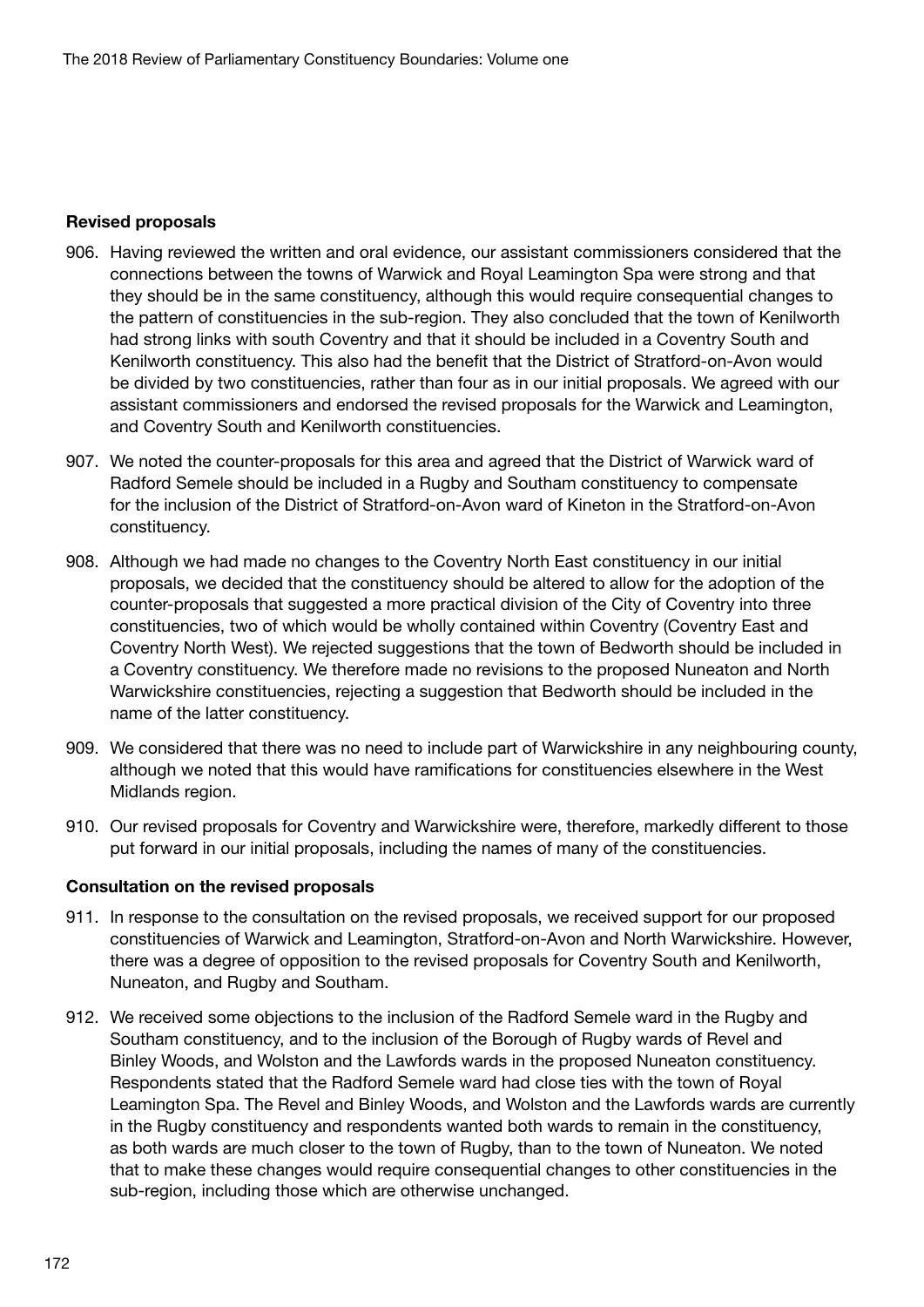### Revised proposals

906. Having reviewed the written and oral evidence, our assistant commissioners considered that the connections between the towns of Warwick and Royal Leamington Spa were strong and that they should be in the same constituency, although this would require consequential changes to the pattern of constituencies in the sub-region. They also concluded that the town of Kenilworth had strong links with south Coventry and that it should be included in a Coventry South and Kenilworth constituency. This also had the benefit that the District of Stratford-on-Avon would be divided by two constituencies, rather than four as in our initial proposals. We agreed with our assistant commissioners and endorsed the revised proposals for the Warwick and Leamington, and Coventry South and Kenilworth constituencies.

907. We noted the counter-proposals for this area and agreed that the District of Warwick ward of Radford Semele should be included in a Rugby and Southam constituency to compensate for the inclusion of the District of Stratford-on-Avon ward of Kineton in the Stratford-on-Avon constituency.

908. Although we had made no changes to the Coventry North East constituency in our initial proposals, we decided that the constituency should be altered to allow for the adoption of the counter-proposals that suggested a more practical division of the City of Coventry into three constituencies, two of which would be wholly contained within Coventry (Coventry East and Coventry North West). We rejected suggestions that the town of Bedworth should be included in a Coventry constituency. We therefore made no revisions to the proposed Nuneaton and North Warwickshire constituencies, rejecting a suggestion that Bedworth should be included in the name of the latter constituency.

909. We considered that there was no need to include part of Warwickshire in any neighbouring county, although we noted that this would have ramifications for constituencies elsewhere in the West Midlands region.

910. Our revised proposals for Coventry and Warwickshire were, therefore, markedly different to those put forward in our initial proposals, including the names of many of the constituencies.

### Consultation on the revised proposals

911. In response to the consultation on the revised proposals, we received support for our proposed constituencies of Warwick and Leamington, Stratford-on-Avon and North Warwickshire. However, there was a degree of opposition to the revised proposals for Coventry South and Kenilworth, Nuneaton, and Rugby and Southam.

912. We received some objections to the inclusion of the Radford Semele ward in the Rugby and Southam constituency, and to the inclusion of the Borough of Rugby wards of Revel and Binley Woods, and Wolston and the Lawfords wards in the proposed Nuneaton constituency. Respondents stated that the Radford Semele ward had close ties with the town of Royal Leamington Spa. The Revel and Binley Woods, and Wolston and the Lawfords wards are currently in the Rugby constituency and respondents wanted both wards to remain in the constituency, as both wards are much closer to the town of Rugby, than to the town of Nuneaton. We noted that to make these changes would require consequential changes to other constituencies in the sub-region, including those which are otherwise unchanged.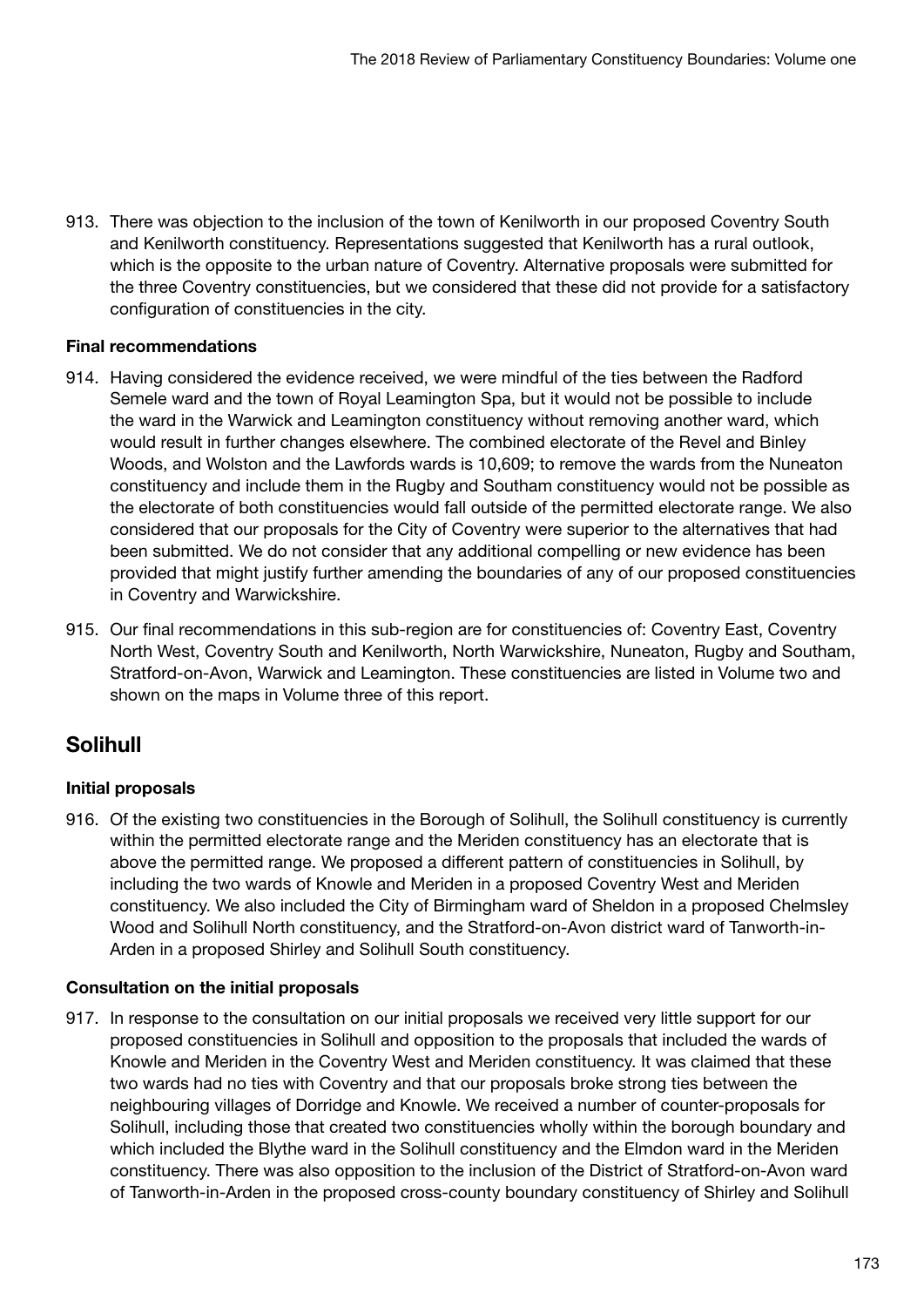913. There was objection to the inclusion of the town of Kenilworth in our proposed Coventry South and Kenilworth constituency. Representations suggested that Kenilworth has a rural outlook, which is the opposite to the urban nature of Coventry. Alternative proposals were submitted for the three Coventry constituencies, but we considered that these did not provide for a satisfactory configuration of constituencies in the city.

#### Final recommendations

914. Having considered the evidence received, we were mindful of the ties between the Radford Semele ward and the town of Royal Leamington Spa, but it would not be possible to include the ward in the Warwick and Leamington constituency without removing another ward, which would result in further changes elsewhere. The combined electorate of the Revel and Binley Woods, and Wolston and the Lawfords wards is 10,609; to remove the wards from the Nuneaton constituency and include them in the Rugby and Southam constituency would not be possible as the electorate of both constituencies would fall outside of the permitted electorate range. We also considered that our proposals for the City of Coventry were superior to the alternatives that had been submitted. We do not consider that any additional compelling or new evidence has been provided that might justify further amending the boundaries of any of our proposed constituencies in Coventry and Warwickshire.

915. Our final recommendations in this sub-region are for constituencies of: Coventry East, Coventry North West, Coventry South and Kenilworth, North Warwickshire, Nuneaton, Rugby and Southam, Stratford-on-Avon, Warwick and Leamington. These constituencies are listed in Volume two and shown on the maps in Volume three of this report.

## Solihull

#### Initial proposals

916. Of the existing two constituencies in the Borough of Solihull, the Solihull constituency is currently within the permitted electorate range and the Meriden constituency has an electorate that is above the permitted range. We proposed a different pattern of constituencies in Solihull, by including the two wards of Knowle and Meriden in a proposed Coventry West and Meriden constituency. We also included the City of Birmingham ward of Sheldon in a proposed Chelmsley Wood and Solihull North constituency, and the Stratford-on-Avon district ward of Tanworth-in-Arden in a proposed Shirley and Solihull South constituency.

#### Consultation on the initial proposals

917. In response to the consultation on our initial proposals we received very little support for our proposed constituencies in Solihull and opposition to the proposals that included the wards of Knowle and Meriden in the Coventry West and Meriden constituency. It was claimed that these two wards had no ties with Coventry and that our proposals broke strong ties between the neighbouring villages of Dorridge and Knowle. We received a number of counter-proposals for Solihull, including those that created two constituencies wholly within the borough boundary and which included the Blythe ward in the Solihull constituency and the Elmdon ward in the Meriden constituency. There was also opposition to the inclusion of the District of Stratford-on-Avon ward of Tanworth-in-Arden in the proposed cross-county boundary constituency of Shirley and Solihull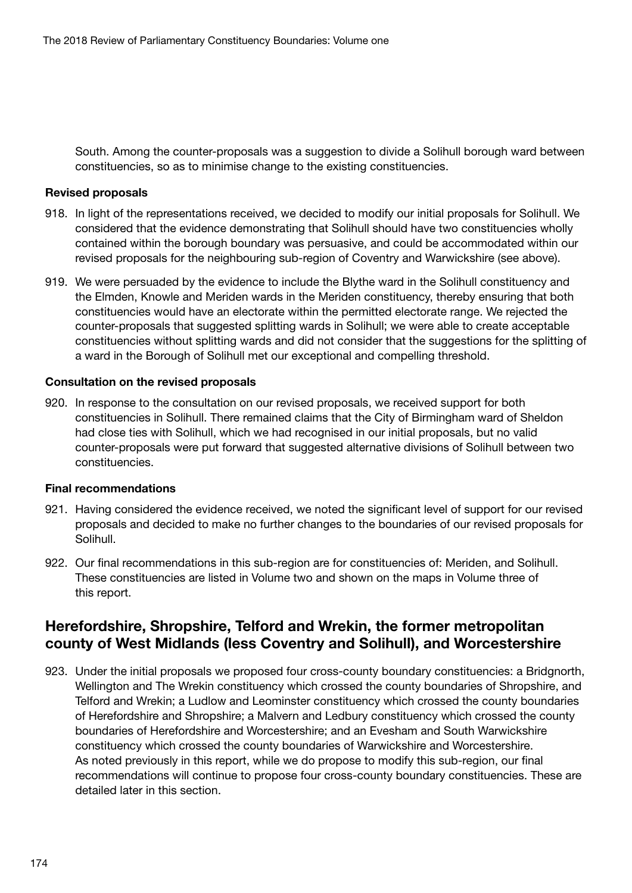South. Among the counter-proposals was a suggestion to divide a Solihull borough ward between constituencies, so as to minimise change to the existing constituencies.

**Revised proposals**

918. In light of the representations received, we decided to modify our initial proposals for Solihull. We considered that the evidence demonstrating that Solihull should have two constituencies wholly contained within the borough boundary was persuasive, and could be accommodated within our revised proposals for the neighbouring sub-region of Coventry and Warwickshire (see above).

919. We were persuaded by the evidence to include the Blythe ward in the Solihull constituency and the Elmden, Knowle and Meriden wards in the Meriden constituency, thereby ensuring that both constituencies would have an electorate within the permitted electorate range. We rejected the counter-proposals that suggested splitting wards in Solihull; we were able to create acceptable constituencies without splitting wards and did not consider that the suggestions for the splitting of a ward in the Borough of Solihull met our exceptional and compelling threshold.

**Consultation on the revised proposals**

920. In response to the consultation on our revised proposals, we received support for both constituencies in Solihull. There remained claims that the City of Birmingham ward of Sheldon had close ties with Solihull, which we had recognised in our initial proposals, but no valid counter-proposals were put forward that suggested alternative divisions of Solihull between two constituencies.

**Final recommendations**

921. Having considered the evidence received, we noted the significant level of support for our revised proposals and decided to make no further changes to the boundaries of our revised proposals for Solihull.

922. Our final recommendations in this sub-region are for constituencies of: Meriden, and Solihull. These constituencies are listed in Volume two and shown on the maps in Volume three of this report.

## Herefordshire, Shropshire, Telford and Wrekin, the former metropolitan county of West Midlands (less Coventry and Solihull), and Worcestershire

923. Under the initial proposals we proposed four cross-county boundary constituencies: a Bridgnorth, Wellington and The Wrekin constituency which crossed the county boundaries of Shropshire, and Telford and Wrekin; a Ludlow and Leominster constituency which crossed the county boundaries of Herefordshire and Shropshire; a Malvern and Ledbury constituency which crossed the county boundaries of Herefordshire and Worcestershire; and an Evesham and South Warwickshire constituency which crossed the county boundaries of Warwickshire and Worcestershire. As noted previously in this report, while we do propose to modify this sub-region, our final recommendations will continue to propose four cross-county boundary constituencies. These are detailed later in this section.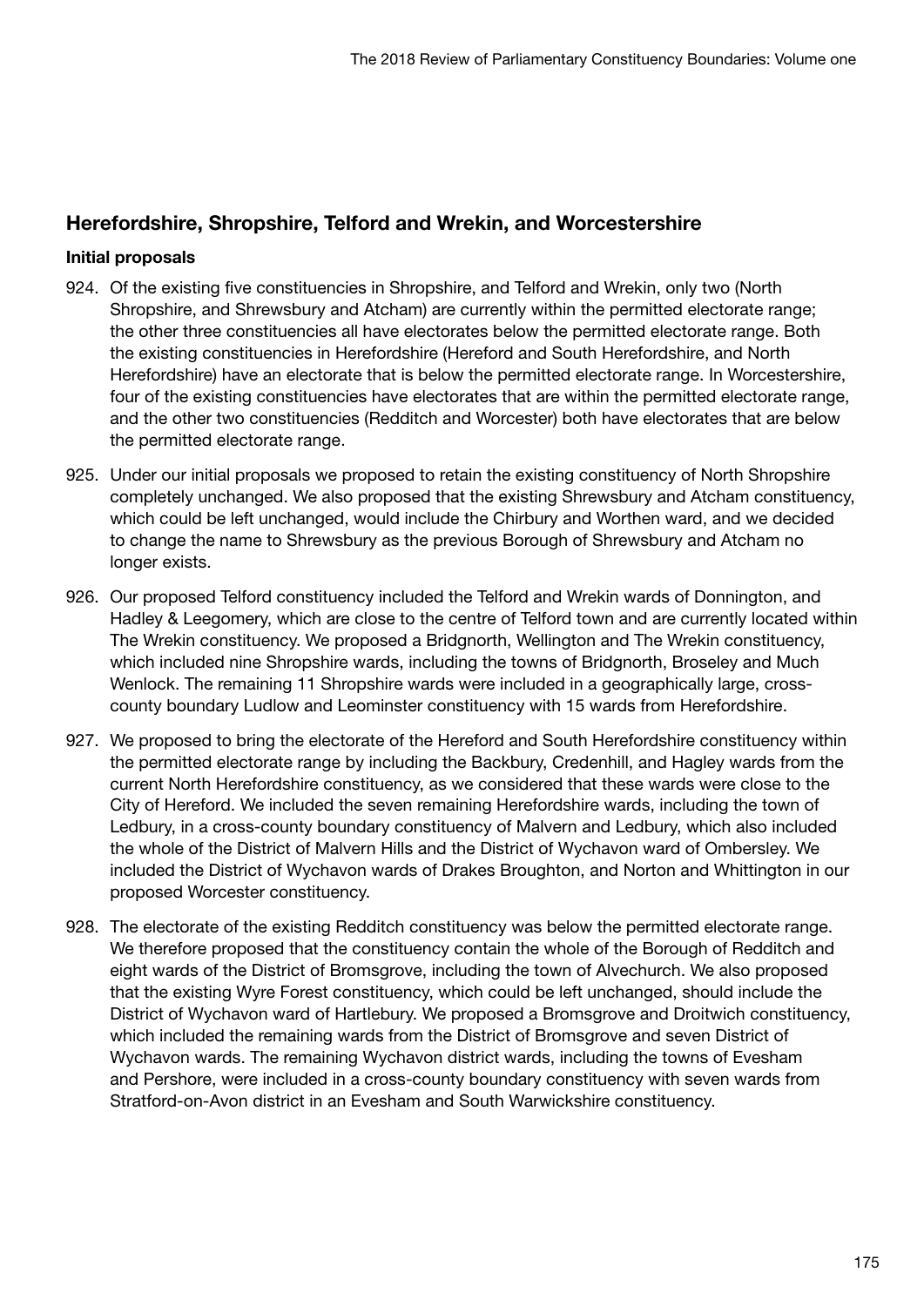## Herefordshire, Shropshire, Telford and Wrekin, and Worcestershire

### Initial proposals

924. Of the existing five constituencies in Shropshire, and Telford and Wrekin, only two (North Shropshire, and Shrewsbury and Atcham) are currently within the permitted electorate range; the other three constituencies all have electorates below the permitted electorate range. Both the existing constituencies in Herefordshire (Hereford and South Herefordshire, and North Herefordshire) have an electorate that is below the permitted electorate range. In Worcestershire, four of the existing constituencies have electorates that are within the permitted electorate range, and the other two constituencies (Redditch and Worcester) both have electorates that are below the permitted electorate range.

925. Under our initial proposals we proposed to retain the existing constituency of North Shropshire completely unchanged. We also proposed that the existing Shrewsbury and Atcham constituency, which could be left unchanged, would include the Chirbury and Worthen ward, and we decided to change the name to Shrewsbury as the previous Borough of Shrewsbury and Atcham no longer exists.

926. Our proposed Telford constituency included the Telford and Wrekin wards of Donnington, and Hadley & Leegomery, which are close to the centre of Telford town and are currently located within The Wrekin constituency. We proposed a Bridgnorth, Wellington and The Wrekin constituency, which included nine Shropshire wards, including the towns of Bridgnorth, Broseley and Much Wenlock. The remaining 11 Shropshire wards were included in a geographically large, cross-county boundary Ludlow and Leominster constituency with 15 wards from Herefordshire.

927. We proposed to bring the electorate of the Hereford and South Herefordshire constituency within the permitted electorate range by including the Backbury, Credenhill, and Hagley wards from the current North Herefordshire constituency, as we considered that these wards were close to the City of Hereford. We included the seven remaining Herefordshire wards, including the town of Ledbury, in a cross-county boundary constituency of Malvern and Ledbury, which also included the whole of the District of Malvern Hills and the District of Wychavon ward of Ombersley. We included the District of Wychavon wards of Drakes Broughton, and Norton and Whittington in our proposed Worcester constituency.

928. The electorate of the existing Redditch constituency was below the permitted electorate range. We therefore proposed that the constituency contain the whole of the Borough of Redditch and eight wards of the District of Bromsgrove, including the town of Alvechurch. We also proposed that the existing Wyre Forest constituency, which could be left unchanged, should include the District of Wychavon ward of Hartlebury. We proposed a Bromsgrove and Droitwich constituency, which included the remaining wards from the District of Bromsgrove and seven District of Wychavon wards. The remaining Wychavon district wards, including the towns of Evesham and Pershore, were included in a cross-county boundary constituency with seven wards from Stratford-on-Avon district in an Evesham and South Warwickshire constituency.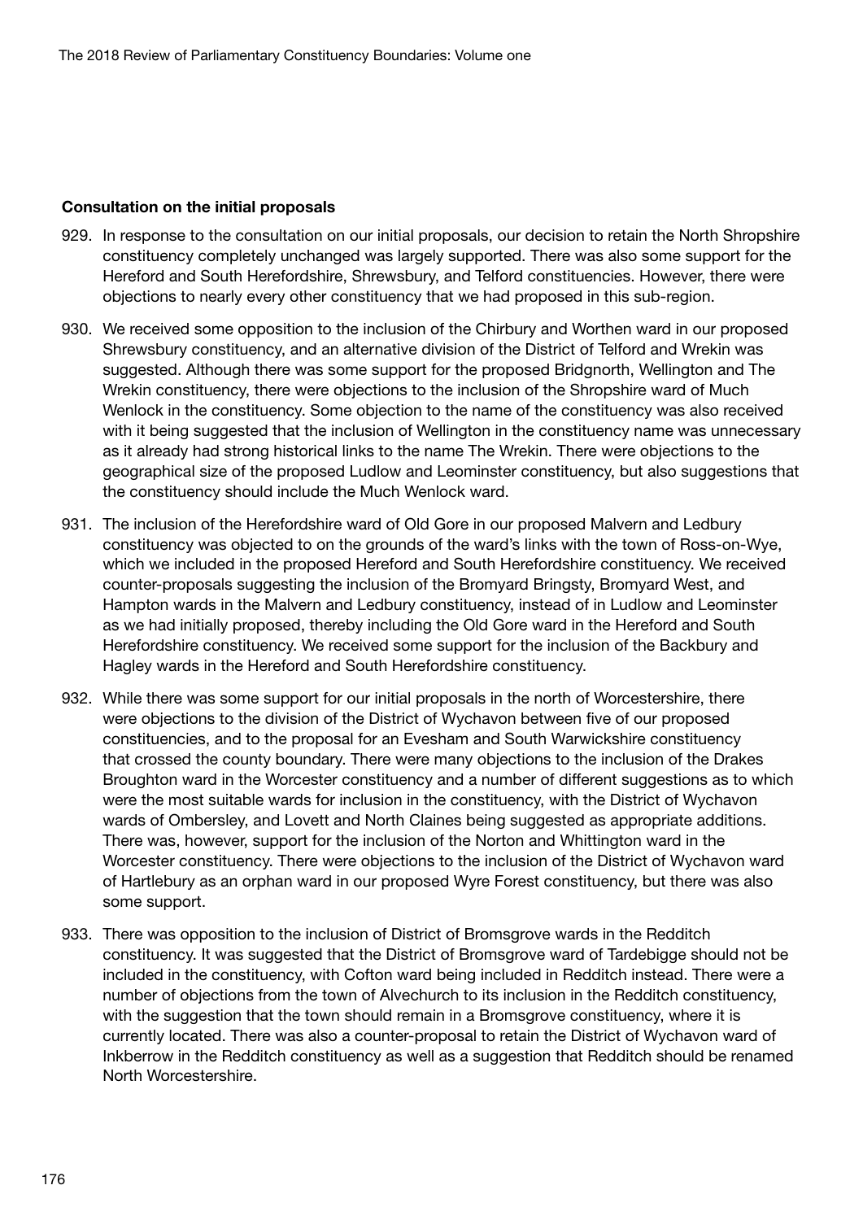**Consultation on the initial proposals**

929. In response to the consultation on our initial proposals, our decision to retain the North Shropshire constituency completely unchanged was largely supported. There was also some support for the Hereford and South Herefordshire, Shrewsbury, and Telford constituencies. However, there were objections to nearly every other constituency that we had proposed in this sub-region.

930. We received some opposition to the inclusion of the Chirbury and Worthen ward in our proposed Shrewsbury constituency, and an alternative division of the District of Telford and Wrekin was suggested. Although there was some support for the proposed Bridgnorth, Wellington and The Wrekin constituency, there were objections to the inclusion of the Shropshire ward of Much Wenlock in the constituency. Some objection to the name of the constituency was also received with it being suggested that the inclusion of Wellington in the constituency name was unnecessary as it already had strong historical links to the name The Wrekin. There were objections to the geographical size of the proposed Ludlow and Leominster constituency, but also suggestions that the constituency should include the Much Wenlock ward.

931. The inclusion of the Herefordshire ward of Old Gore in our proposed Malvern and Ledbury constituency was objected to on the grounds of the ward's links with the town of Ross-on-Wye, which we included in the proposed Hereford and South Herefordshire constituency. We received counter-proposals suggesting the inclusion of the Bromyard Bringsty, Bromyard West, and Hampton wards in the Malvern and Ledbury constituency, instead of in Ludlow and Leominster as we had initially proposed, thereby including the Old Gore ward in the Hereford and South Herefordshire constituency. We received some support for the inclusion of the Backbury and Hagley wards in the Hereford and South Herefordshire constituency.

932. While there was some support for our initial proposals in the north of Worcestershire, there were objections to the division of the District of Wychavon between five of our proposed constituencies, and to the proposal for an Evesham and South Warwickshire constituency that crossed the county boundary. There were many objections to the inclusion of the Drakes Broughton ward in the Worcester constituency and a number of different suggestions as to which were the most suitable wards for inclusion in the constituency, with the District of Wychavon wards of Ombersley, and Lovett and North Claines being suggested as appropriate additions. There was, however, support for the inclusion of the Norton and Whittington ward in the Worcester constituency. There were objections to the inclusion of the District of Wychavon ward of Hartlebury as an orphan ward in our proposed Wyre Forest constituency, but there was also some support.

933. There was opposition to the inclusion of District of Bromsgrove wards in the Redditch constituency. It was suggested that the District of Bromsgrove ward of Tardebigge should not be included in the constituency, with Cofton ward being included in Redditch instead. There were a number of objections from the town of Alvechurch to its inclusion in the Redditch constituency, with the suggestion that the town should remain in a Bromsgrove constituency, where it is currently located. There was also a counter-proposal to retain the District of Wychavon ward of Inkberrow in the Redditch constituency as well as a suggestion that Redditch should be renamed North Worcestershire.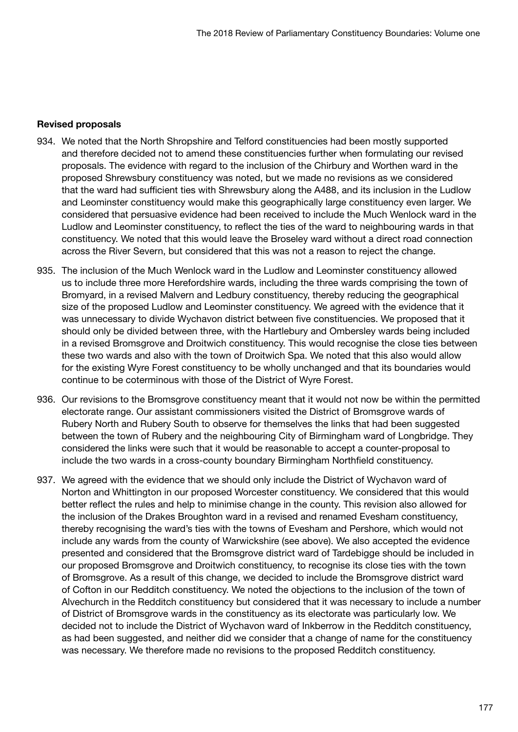**Revised proposals**

934. We noted that the North Shropshire and Telford constituencies had been mostly supported and therefore decided not to amend these constituencies further when formulating our revised proposals. The evidence with regard to the inclusion of the Chirbury and Worthen ward in the proposed Shrewsbury constituency was noted, but we made no revisions as we considered that the ward had sufficient ties with Shrewsbury along the A488, and its inclusion in the Ludlow and Leominster constituency would make this geographically large constituency even larger. We considered that persuasive evidence had been received to include the Much Wenlock ward in the Ludlow and Leominster constituency, to reflect the ties of the ward to neighbouring wards in that constituency. We noted that this would leave the Broseley ward without a direct road connection across the River Severn, but considered that this was not a reason to reject the change.

935. The inclusion of the Much Wenlock ward in the Ludlow and Leominster constituency allowed us to include three more Herefordshire wards, including the three wards comprising the town of Bromyard, in a revised Malvern and Ledbury constituency, thereby reducing the geographical size of the proposed Ludlow and Leominster constituency. We agreed with the evidence that it was unnecessary to divide Wychavon district between five constituencies. We proposed that it should only be divided between three, with the Hartlebury and Ombersley wards being included in a revised Bromsgrove and Droitwich constituency. This would recognise the close ties between these two wards and also with the town of Droitwich Spa. We noted that this also would allow for the existing Wyre Forest constituency to be wholly unchanged and that its boundaries would continue to be coterminous with those of the District of Wyre Forest.

936. Our revisions to the Bromsgrove constituency meant that it would not now be within the permitted electorate range. Our assistant commissioners visited the District of Bromsgrove wards of Rubery North and Rubery South to observe for themselves the links that had been suggested between the town of Rubery and the neighbouring City of Birmingham ward of Longbridge. They considered the links were such that it would be reasonable to accept a counter-proposal to include the two wards in a cross-county boundary Birmingham Northfield constituency.

937. We agreed with the evidence that we should only include the District of Wychavon ward of Norton and Whittington in our proposed Worcester constituency. We considered that this would better reflect the rules and help to minimise change in the county. This revision also allowed for the inclusion of the Drakes Broughton ward in a revised and renamed Evesham constituency, thereby recognising the ward's ties with the towns of Evesham and Pershore, which would not include any wards from the county of Warwickshire (see above). We also accepted the evidence presented and considered that the Bromsgrove district ward of Tardebigge should be included in our proposed Bromsgrove and Droitwich constituency, to recognise its close ties with the town of Bromsgrove. As a result of this change, we decided to include the Bromsgrove district ward of Cofton in our Redditch constituency. We noted the objections to the inclusion of the town of Alvechurch in the Redditch constituency but considered that it was necessary to include a number of District of Bromsgrove wards in the constituency as its electorate was particularly low. We decided not to include the District of Wychavon ward of Inkberrow in the Redditch constituency, as had been suggested, and neither did we consider that a change of name for the constituency was necessary. We therefore made no revisions to the proposed Redditch constituency.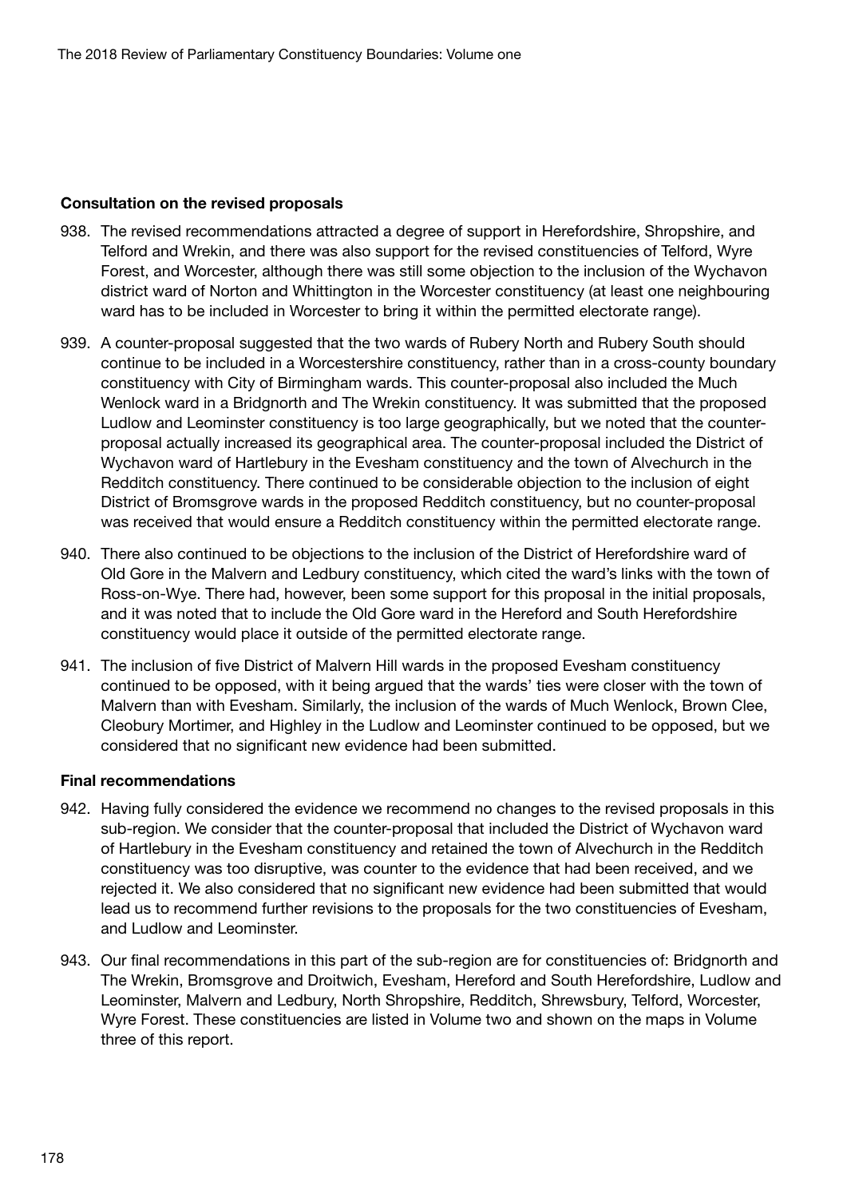#### Consultation on the revised proposals

938. The revised recommendations attracted a degree of support in Herefordshire, Shropshire, and Telford and Wrekin, and there was also support for the revised constituencies of Telford, Wyre Forest, and Worcester, although there was still some objection to the inclusion of the Wychavon district ward of Norton and Whittington in the Worcester constituency (at least one neighbouring ward has to be included in Worcester to bring it within the permitted electorate range).

939. A counter-proposal suggested that the two wards of Rubery North and Rubery South should continue to be included in a Worcestershire constituency, rather than in a cross-county boundary constituency with City of Birmingham wards. This counter-proposal also included the Much Wenlock ward in a Bridgnorth and The Wrekin constituency. It was submitted that the proposed Ludlow and Leominster constituency is too large geographically, but we noted that the counter-proposal actually increased its geographical area. The counter-proposal included the District of Wychavon ward of Hartlebury in the Evesham constituency and the town of Alvechurch in the Redditch constituency. There continued to be considerable objection to the inclusion of eight District of Bromsgrove wards in the proposed Redditch constituency, but no counter-proposal was received that would ensure a Redditch constituency within the permitted electorate range.

940. There also continued to be objections to the inclusion of the District of Herefordshire ward of Old Gore in the Malvern and Ledbury constituency, which cited the ward's links with the town of Ross-on-Wye. There had, however, been some support for this proposal in the initial proposals, and it was noted that to include the Old Gore ward in the Hereford and South Herefordshire constituency would place it outside of the permitted electorate range.

941. The inclusion of five District of Malvern Hill wards in the proposed Evesham constituency continued to be opposed, with it being argued that the wards' ties were closer with the town of Malvern than with Evesham. Similarly, the inclusion of the wards of Much Wenlock, Brown Clee, Cleobury Mortimer, and Highley in the Ludlow and Leominster continued to be opposed, but we considered that no significant new evidence had been submitted.

#### Final recommendations

942. Having fully considered the evidence we recommend no changes to the revised proposals in this sub-region. We consider that the counter-proposal that included the District of Wychavon ward of Hartlebury in the Evesham constituency and retained the town of Alvechurch in the Redditch constituency was too disruptive, was counter to the evidence that had been received, and we rejected it. We also considered that no significant new evidence had been submitted that would lead us to recommend further revisions to the proposals for the two constituencies of Evesham, and Ludlow and Leominster.

943. Our final recommendations in this part of the sub-region are for constituencies of: Bridgnorth and The Wrekin, Bromsgrove and Droitwich, Evesham, Hereford and South Herefordshire, Ludlow and Leominster, Malvern and Ledbury, North Shropshire, Redditch, Shrewsbury, Telford, Worcester, Wyre Forest. These constituencies are listed in Volume two and shown on the maps in Volume three of this report.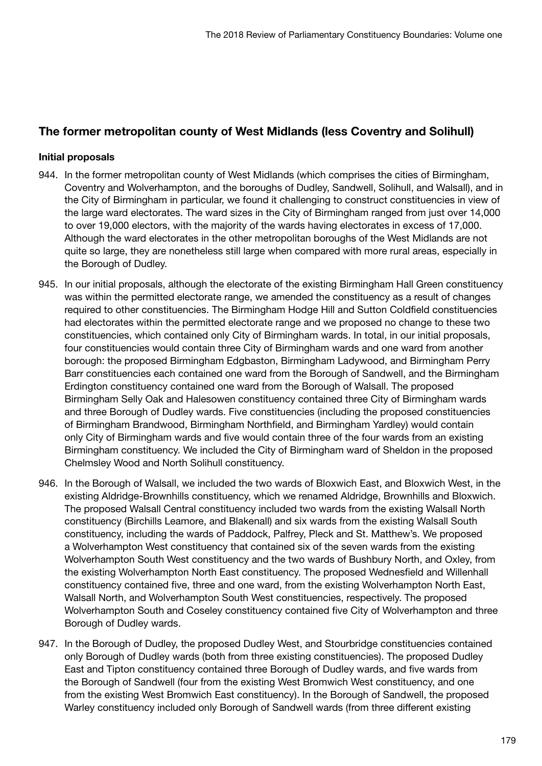## The former metropolitan county of West Midlands (less Coventry and Solihull)

### Initial proposals

944. In the former metropolitan county of West Midlands (which comprises the cities of Birmingham, Coventry and Wolverhampton, and the boroughs of Dudley, Sandwell, Solihull, and Walsall), and in the City of Birmingham in particular, we found it challenging to construct constituencies in view of the large ward electorates. The ward sizes in the City of Birmingham ranged from just over 14,000 to over 19,000 electors, with the majority of the wards having electorates in excess of 17,000. Although the ward electorates in the other metropolitan boroughs of the West Midlands are not quite so large, they are nonetheless still large when compared with more rural areas, especially in the Borough of Dudley.

945. In our initial proposals, although the electorate of the existing Birmingham Hall Green constituency was within the permitted electorate range, we amended the constituency as a result of changes required to other constituencies. The Birmingham Hodge Hill and Sutton Coldfield constituencies had electorates within the permitted electorate range and we proposed no change to these two constituencies, which contained only City of Birmingham wards. In total, in our initial proposals, four constituencies would contain three City of Birmingham wards and one ward from another borough: the proposed Birmingham Edgbaston, Birmingham Ladywood, and Birmingham Perry Barr constituencies each contained one ward from the Borough of Sandwell, and the Birmingham Erdington constituency contained one ward from the Borough of Walsall. The proposed Birmingham Selly Oak and Halesowen constituency contained three City of Birmingham wards and three Borough of Dudley wards. Five constituencies (including the proposed constituencies of Birmingham Brandwood, Birmingham Northfield, and Birmingham Yardley) would contain only City of Birmingham wards and five would contain three of the four wards from an existing Birmingham constituency. We included the City of Birmingham ward of Sheldon in the proposed Chelmsley Wood and North Solihull constituency.

946. In the Borough of Walsall, we included the two wards of Bloxwich East, and Bloxwich West, in the existing Aldridge-Brownhills constituency, which we renamed Aldridge, Brownhills and Bloxwich. The proposed Walsall Central constituency included two wards from the existing Walsall North constituency (Birchills Leamore, and Blakenall) and six wards from the existing Walsall South constituency, including the wards of Paddock, Palfrey, Pleck and St. Matthew's. We proposed a Wolverhampton West constituency that contained six of the seven wards from the existing Wolverhampton South West constituency and the two wards of Bushbury North, and Oxley, from the existing Wolverhampton North East constituency. The proposed Wednesfield and Willenhall constituency contained five, three and one ward, from the existing Wolverhampton North East, Walsall North, and Wolverhampton South West constituencies, respectively. The proposed Wolverhampton South and Coseley constituency contained five City of Wolverhampton and three Borough of Dudley wards.

947. In the Borough of Dudley, the proposed Dudley West, and Stourbridge constituencies contained only Borough of Dudley wards (both from three existing constituencies). The proposed Dudley East and Tipton constituency contained three Borough of Dudley wards, and five wards from the Borough of Sandwell (four from the existing West Bromwich West constituency, and one from the existing West Bromwich East constituency). In the Borough of Sandwell, the proposed Warley constituency included only Borough of Sandwell wards (from three different existing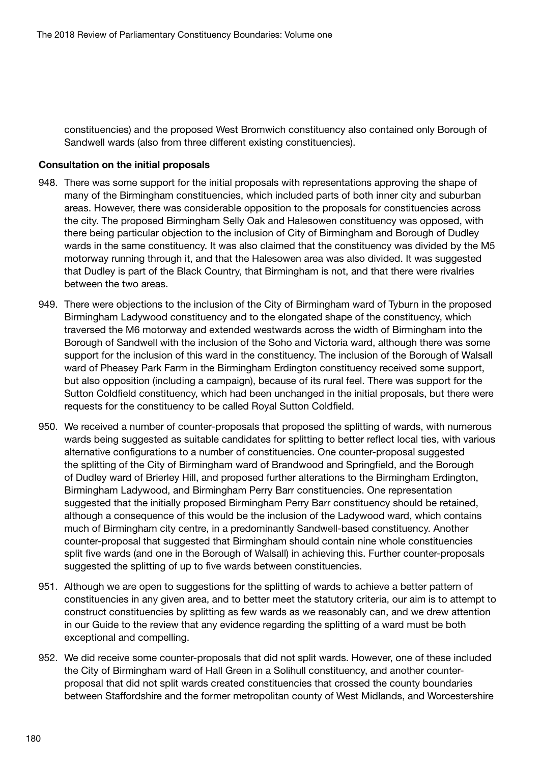constituencies) and the proposed West Bromwich constituency also contained only Borough of Sandwell wards (also from three different existing constituencies).

**Consultation on the initial proposals**

948. There was some support for the initial proposals with representations approving the shape of many of the Birmingham constituencies, which included parts of both inner city and suburban areas. However, there was considerable opposition to the proposals for constituencies across the city. The proposed Birmingham Selly Oak and Halesowen constituency was opposed, with there being particular objection to the inclusion of City of Birmingham and Borough of Dudley wards in the same constituency. It was also claimed that the constituency was divided by the M5 motorway running through it, and that the Halesowen area was also divided. It was suggested that Dudley is part of the Black Country, that Birmingham is not, and that there were rivalries between the two areas.

949. There were objections to the inclusion of the City of Birmingham ward of Tyburn in the proposed Birmingham Ladywood constituency and to the elongated shape of the constituency, which traversed the M6 motorway and extended westwards across the width of Birmingham into the Borough of Sandwell with the inclusion of the Soho and Victoria ward, although there was some support for the inclusion of this ward in the constituency. The inclusion of the Borough of Walsall ward of Pheasey Park Farm in the Birmingham Erdington constituency received some support, but also opposition (including a campaign), because of its rural feel. There was support for the Sutton Coldfield constituency, which had been unchanged in the initial proposals, but there were requests for the constituency to be called Royal Sutton Coldfield.

950. We received a number of counter-proposals that proposed the splitting of wards, with numerous wards being suggested as suitable candidates for splitting to better reflect local ties, with various alternative configurations to a number of constituencies. One counter-proposal suggested the splitting of the City of Birmingham ward of Brandwood and Springfield, and the Borough of Dudley ward of Brierley Hill, and proposed further alterations to the Birmingham Erdington, Birmingham Ladywood, and Birmingham Perry Barr constituencies. One representation suggested that the initially proposed Birmingham Perry Barr constituency should be retained, although a consequence of this would be the inclusion of the Ladywood ward, which contains much of Birmingham city centre, in a predominantly Sandwell-based constituency. Another counter-proposal that suggested that Birmingham should contain nine whole constituencies split five wards (and one in the Borough of Walsall) in achieving this. Further counter-proposals suggested the splitting of up to five wards between constituencies.

951. Although we are open to suggestions for the splitting of wards to achieve a better pattern of constituencies in any given area, and to better meet the statutory criteria, our aim is to attempt to construct constituencies by splitting as few wards as we reasonably can, and we drew attention in our Guide to the review that any evidence regarding the splitting of a ward must be both exceptional and compelling.

952. We did receive some counter-proposals that did not split wards. However, one of these included the City of Birmingham ward of Hall Green in a Solihull constituency, and another counter-proposal that did not split wards created constituencies that crossed the county boundaries between Staffordshire and the former metropolitan county of West Midlands, and Worcestershire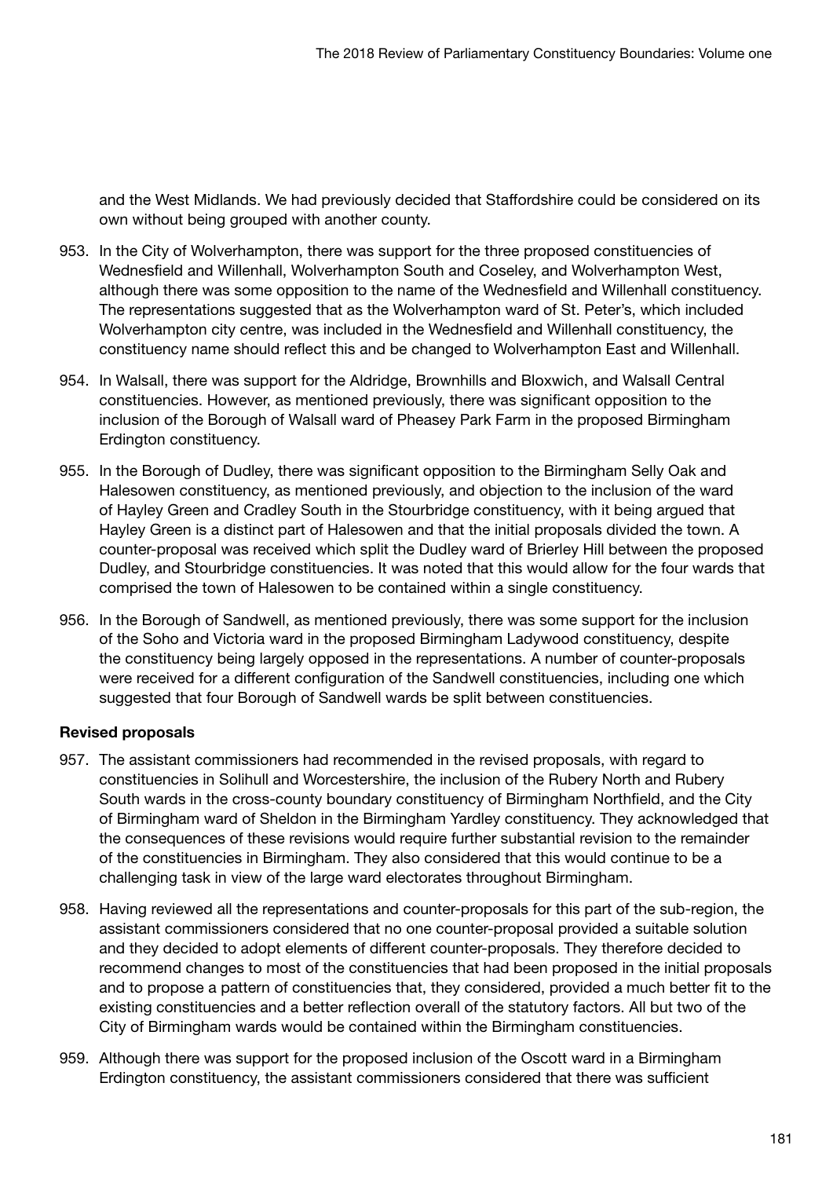and the West Midlands. We had previously decided that Staffordshire could be considered on its own without being grouped with another county.

953. In the City of Wolverhampton, there was support for the three proposed constituencies of Wednesfield and Willenhall, Wolverhampton South and Coseley, and Wolverhampton West, although there was some opposition to the name of the Wednesfield and Willenhall constituency. The representations suggested that as the Wolverhampton ward of St. Peter's, which included Wolverhampton city centre, was included in the Wednesfield and Willenhall constituency, the constituency name should reflect this and be changed to Wolverhampton East and Willenhall.

954. In Walsall, there was support for the Aldridge, Brownhills and Bloxwich, and Walsall Central constituencies. However, as mentioned previously, there was significant opposition to the inclusion of the Borough of Walsall ward of Pheasey Park Farm in the proposed Birmingham Erdington constituency.

955. In the Borough of Dudley, there was significant opposition to the Birmingham Selly Oak and Halesowen constituency, as mentioned previously, and objection to the inclusion of the ward of Hayley Green and Cradley South in the Stourbridge constituency, with it being argued that Hayley Green is a distinct part of Halesowen and that the initial proposals divided the town. A counter-proposal was received which split the Dudley ward of Brierley Hill between the proposed Dudley, and Stourbridge constituencies. It was noted that this would allow for the four wards that comprised the town of Halesowen to be contained within a single constituency.

956. In the Borough of Sandwell, as mentioned previously, there was some support for the inclusion of the Soho and Victoria ward in the proposed Birmingham Ladywood constituency, despite the constituency being largely opposed in the representations. A number of counter-proposals were received for a different configuration of the Sandwell constituencies, including one which suggested that four Borough of Sandwell wards be split between constituencies.

**Revised proposals**

957. The assistant commissioners had recommended in the revised proposals, with regard to constituencies in Solihull and Worcestershire, the inclusion of the Rubery North and Rubery South wards in the cross-county boundary constituency of Birmingham Northfield, and the City of Birmingham ward of Sheldon in the Birmingham Yardley constituency. They acknowledged that the consequences of these revisions would require further substantial revision to the remainder of the constituencies in Birmingham. They also considered that this would continue to be a challenging task in view of the large ward electorates throughout Birmingham.

958. Having reviewed all the representations and counter-proposals for this part of the sub-region, the assistant commissioners considered that no one counter-proposal provided a suitable solution and they decided to adopt elements of different counter-proposals. They therefore decided to recommend changes to most of the constituencies that had been proposed in the initial proposals and to propose a pattern of constituencies that, they considered, provided a much better fit to the existing constituencies and a better reflection overall of the statutory factors. All but two of the City of Birmingham wards would be contained within the Birmingham constituencies.

959. Although there was support for the proposed inclusion of the Oscott ward in a Birmingham Erdington constituency, the assistant commissioners considered that there was sufficient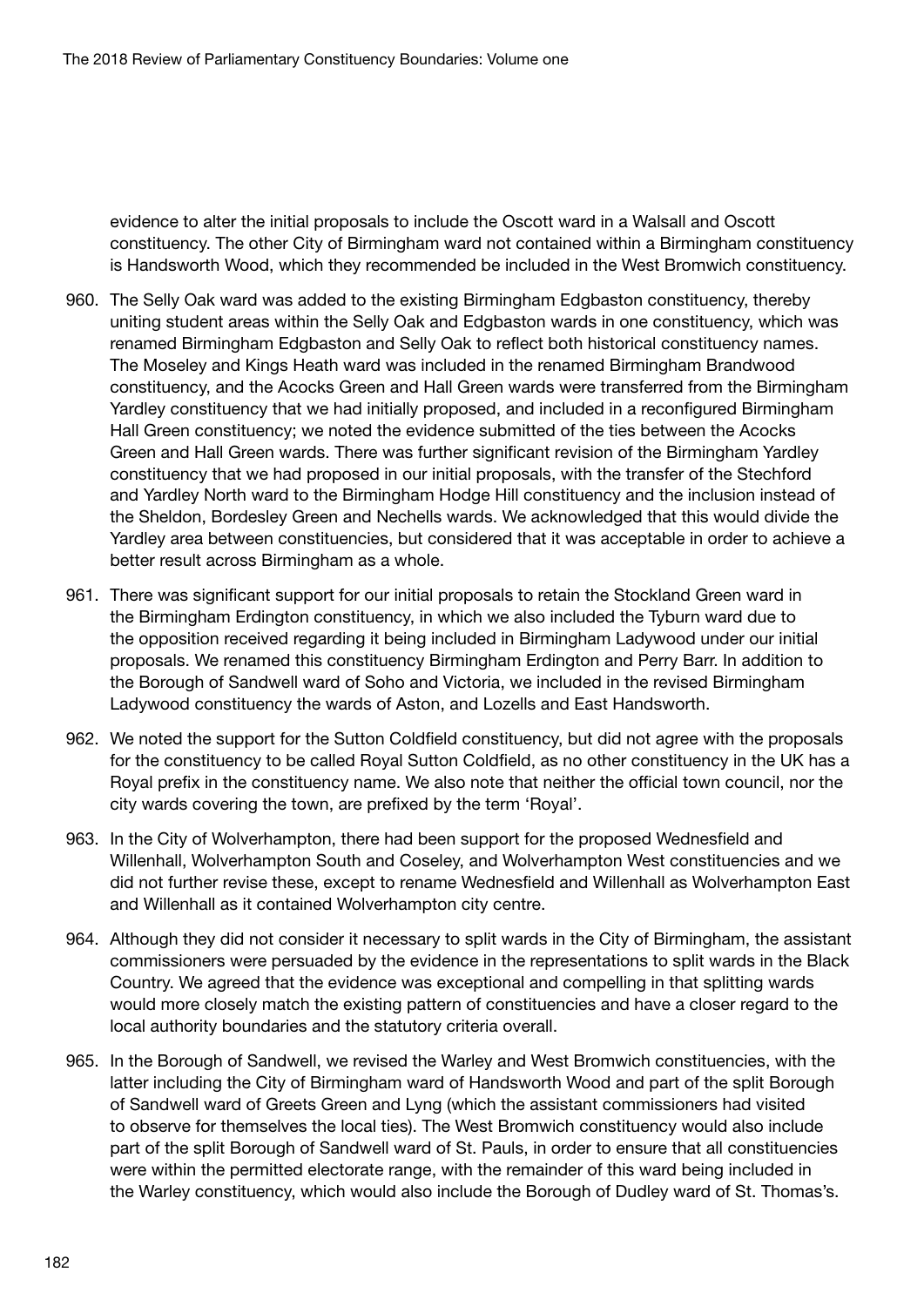evidence to alter the initial proposals to include the Oscott ward in a Walsall and Oscott constituency. The other City of Birmingham ward not contained within a Birmingham constituency is Handsworth Wood, which they recommended be included in the West Bromwich constituency.

960. The Selly Oak ward was added to the existing Birmingham Edgbaston constituency, thereby uniting student areas within the Selly Oak and Edgbaston wards in one constituency, which was renamed Birmingham Edgbaston and Selly Oak to reflect both historical constituency names. The Moseley and Kings Heath ward was included in the renamed Birmingham Brandwood constituency, and the Acocks Green and Hall Green wards were transferred from the Birmingham Yardley constituency that we had initially proposed, and included in a reconfigured Birmingham Hall Green constituency; we noted the evidence submitted of the ties between the Acocks Green and Hall Green wards. There was further significant revision of the Birmingham Yardley constituency that we had proposed in our initial proposals, with the transfer of the Stechford and Yardley North ward to the Birmingham Hodge Hill constituency and the inclusion instead of the Sheldon, Bordesley Green and Nechells wards. We acknowledged that this would divide the Yardley area between constituencies, but considered that it was acceptable in order to achieve a better result across Birmingham as a whole.

961. There was significant support for our initial proposals to retain the Stockland Green ward in the Birmingham Erdington constituency, in which we also included the Tyburn ward due to the opposition received regarding it being included in Birmingham Ladywood under our initial proposals. We renamed this constituency Birmingham Erdington and Perry Barr. In addition to the Borough of Sandwell ward of Soho and Victoria, we included in the revised Birmingham Ladywood constituency the wards of Aston, and Lozells and East Handsworth.

962. We noted the support for the Sutton Coldfield constituency, but did not agree with the proposals for the constituency to be called Royal Sutton Coldfield, as no other constituency in the UK has a Royal prefix in the constituency name. We also note that neither the official town council, nor the city wards covering the town, are prefixed by the term 'Royal'.

963. In the City of Wolverhampton, there had been support for the proposed Wednesfield and Willenhall, Wolverhampton South and Coseley, and Wolverhampton West constituencies and we did not further revise these, except to rename Wednesfield and Willenhall as Wolverhampton East and Willenhall as it contained Wolverhampton city centre.

964. Although they did not consider it necessary to split wards in the City of Birmingham, the assistant commissioners were persuaded by the evidence in the representations to split wards in the Black Country. We agreed that the evidence was exceptional and compelling in that splitting wards would more closely match the existing pattern of constituencies and have a closer regard to the local authority boundaries and the statutory criteria overall.

965. In the Borough of Sandwell, we revised the Warley and West Bromwich constituencies, with the latter including the City of Birmingham ward of Handsworth Wood and part of the split Borough of Sandwell ward of Greets Green and Lyng (which the assistant commissioners had visited to observe for themselves the local ties). The West Bromwich constituency would also include part of the split Borough of Sandwell ward of St. Pauls, in order to ensure that all constituencies were within the permitted electorate range, with the remainder of this ward being included in the Warley constituency, which would also include the Borough of Dudley ward of St. Thomas's.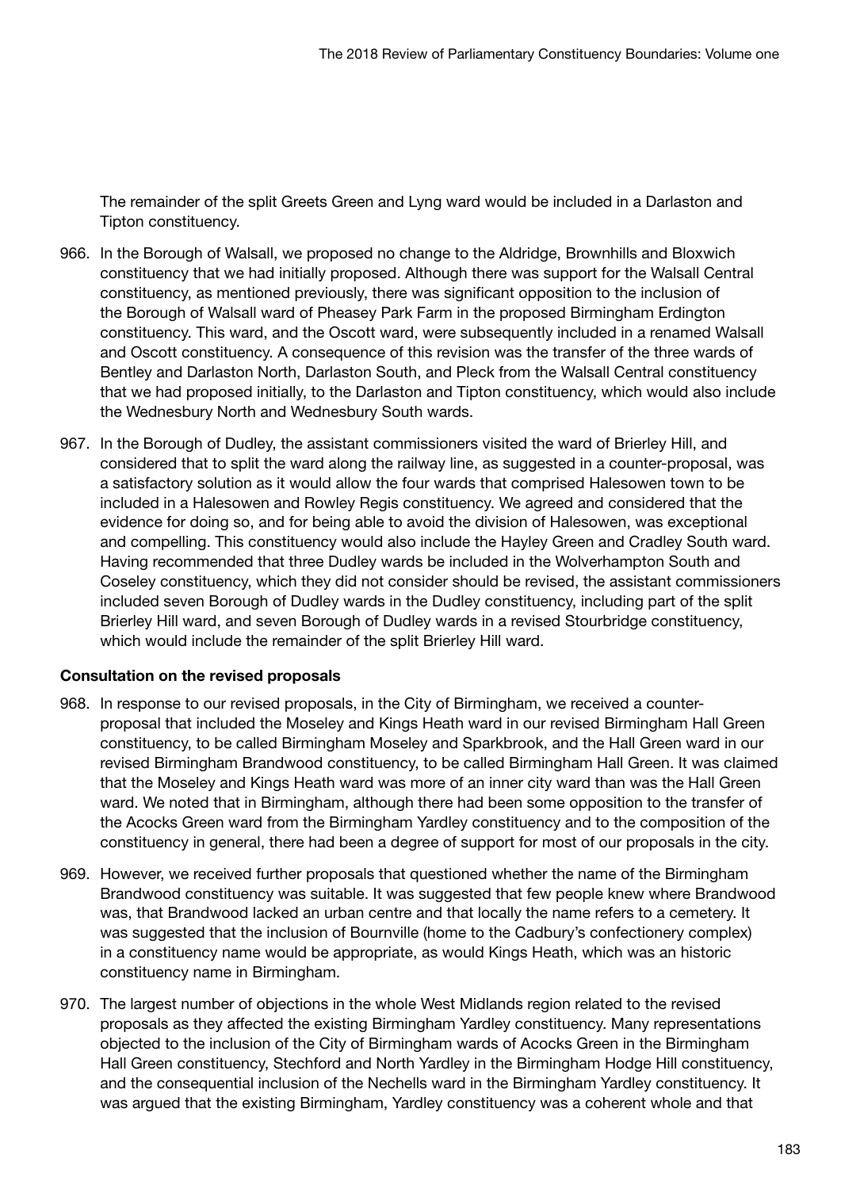The remainder of the split Greets Green and Lyng ward would be included in a Darlaston and Tipton constituency.

966. In the Borough of Walsall, we proposed no change to the Aldridge, Brownhills and Bloxwich constituency that we had initially proposed. Although there was support for the Walsall Central constituency, as mentioned previously, there was significant opposition to the inclusion of the Borough of Walsall ward of Pheasey Park Farm in the proposed Birmingham Erdington constituency. This ward, and the Oscott ward, were subsequently included in a renamed Walsall and Oscott constituency. A consequence of this revision was the transfer of the three wards of Bentley and Darlaston North, Darlaston South, and Pleck from the Walsall Central constituency that we had proposed initially, to the Darlaston and Tipton constituency, which would also include the Wednesbury North and Wednesbury South wards.

967. In the Borough of Dudley, the assistant commissioners visited the ward of Brierley Hill, and considered that to split the ward along the railway line, as suggested in a counter-proposal, was a satisfactory solution as it would allow the four wards that comprised Halesowen town to be included in a Halesowen and Rowley Regis constituency. We agreed and considered that the evidence for doing so, and for being able to avoid the division of Halesowen, was exceptional and compelling. This constituency would also include the Hayley Green and Cradley South ward. Having recommended that three Dudley wards be included in the Wolverhampton South and Coseley constituency, which they did not consider should be revised, the assistant commissioners included seven Borough of Dudley wards in the Dudley constituency, including part of the split Brierley Hill ward, and seven Borough of Dudley wards in a revised Stourbridge constituency, which would include the remainder of the split Brierley Hill ward.

**Consultation on the revised proposals**

968. In response to our revised proposals, in the City of Birmingham, we received a counter-proposal that included the Moseley and Kings Heath ward in our revised Birmingham Hall Green constituency, to be called Birmingham Moseley and Sparkbrook, and the Hall Green ward in our revised Birmingham Brandwood constituency, to be called Birmingham Hall Green. It was claimed that the Moseley and Kings Heath ward was more of an inner city ward than was the Hall Green ward. We noted that in Birmingham, although there had been some opposition to the transfer of the Acocks Green ward from the Birmingham Yardley constituency and to the composition of the constituency in general, there had been a degree of support for most of our proposals in the city.

969. However, we received further proposals that questioned whether the name of the Birmingham Brandwood constituency was suitable. It was suggested that few people knew where Brandwood was, that Brandwood lacked an urban centre and that locally the name refers to a cemetery. It was suggested that the inclusion of Bournville (home to the Cadbury's confectionery complex) in a constituency name would be appropriate, as would Kings Heath, which was an historic constituency name in Birmingham.

970. The largest number of objections in the whole West Midlands region related to the revised proposals as they affected the existing Birmingham Yardley constituency. Many representations objected to the inclusion of the City of Birmingham wards of Acocks Green in the Birmingham Hall Green constituency, Stechford and North Yardley in the Birmingham Hodge Hill constituency, and the consequential inclusion of the Nechells ward in the Birmingham Yardley constituency. It was argued that the existing Birmingham, Yardley constituency was a coherent whole and that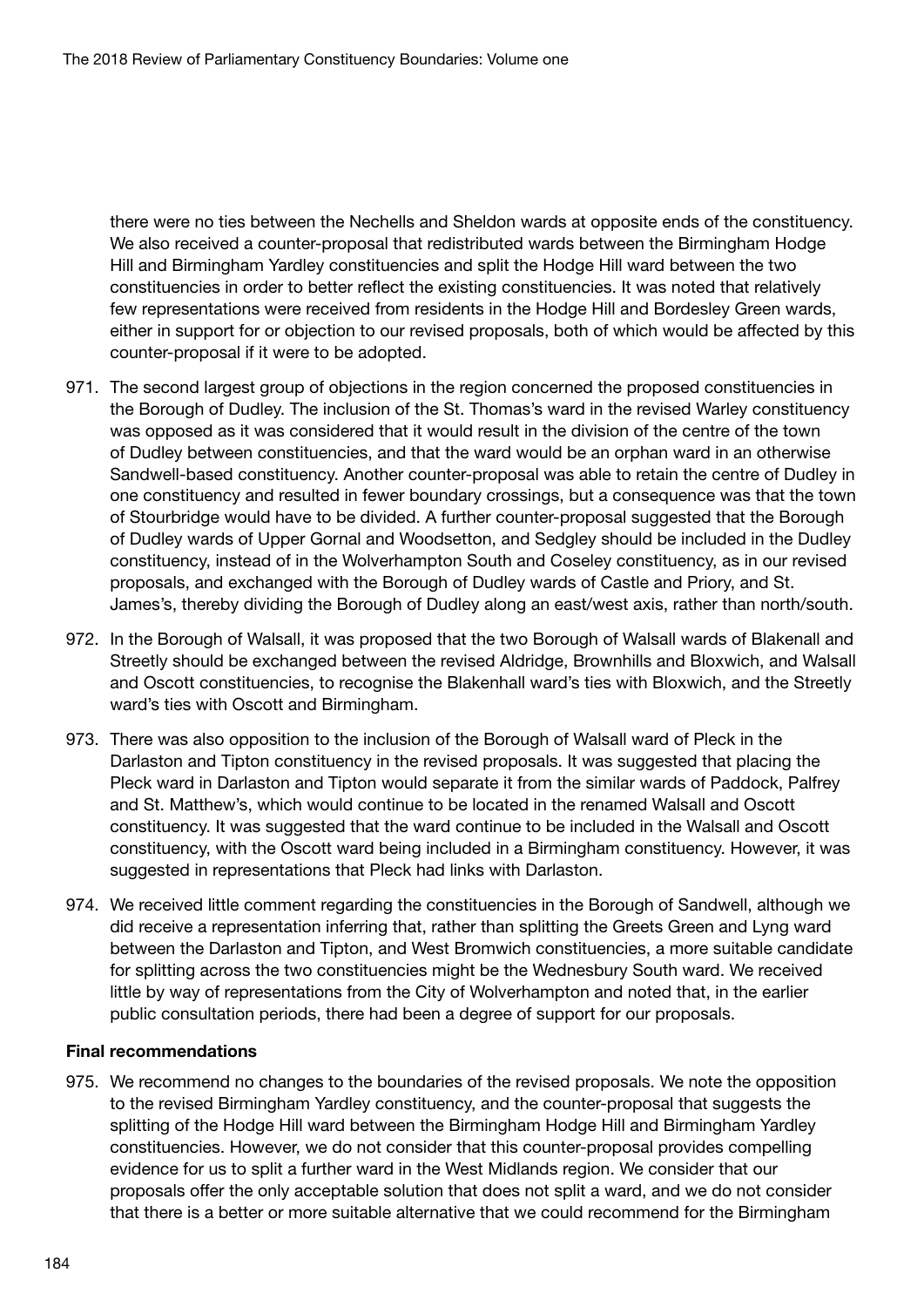there were no ties between the Nechells and Sheldon wards at opposite ends of the constituency. We also received a counter-proposal that redistributed wards between the Birmingham Hodge Hill and Birmingham Yardley constituencies and split the Hodge Hill ward between the two constituencies in order to better reflect the existing constituencies. It was noted that relatively few representations were received from residents in the Hodge Hill and Bordesley Green wards, either in support for or objection to our revised proposals, both of which would be affected by this counter-proposal if it were to be adopted.

971. The second largest group of objections in the region concerned the proposed constituencies in the Borough of Dudley. The inclusion of the St. Thomas's ward in the revised Warley constituency was opposed as it was considered that it would result in the division of the centre of the town of Dudley between constituencies, and that the ward would be an orphan ward in an otherwise Sandwell-based constituency. Another counter-proposal was able to retain the centre of Dudley in one constituency and resulted in fewer boundary crossings, but a consequence was that the town of Stourbridge would have to be divided. A further counter-proposal suggested that the Borough of Dudley wards of Upper Gornal and Woodsetton, and Sedgley should be included in the Dudley constituency, instead of in the Wolverhampton South and Coseley constituency, as in our revised proposals, and exchanged with the Borough of Dudley wards of Castle and Priory, and St. James's, thereby dividing the Borough of Dudley along an east/west axis, rather than north/south.

972. In the Borough of Walsall, it was proposed that the two Borough of Walsall wards of Blakenall and Streetly should be exchanged between the revised Aldridge, Brownhills and Bloxwich, and Walsall and Oscott constituencies, to recognise the Blakenhall ward's ties with Bloxwich, and the Streetly ward's ties with Oscott and Birmingham.

973. There was also opposition to the inclusion of the Borough of Walsall ward of Pleck in the Darlaston and Tipton constituency in the revised proposals. It was suggested that placing the Pleck ward in Darlaston and Tipton would separate it from the similar wards of Paddock, Palfrey and St. Matthew's, which would continue to be located in the renamed Walsall and Oscott constituency. It was suggested that the ward continue to be included in the Walsall and Oscott constituency, with the Oscott ward being included in a Birmingham constituency. However, it was suggested in representations that Pleck had links with Darlaston.

974. We received little comment regarding the constituencies in the Borough of Sandwell, although we did receive a representation inferring that, rather than splitting the Greets Green and Lyng ward between the Darlaston and Tipton, and West Bromwich constituencies, a more suitable candidate for splitting across the two constituencies might be the Wednesbury South ward. We received little by way of representations from the City of Wolverhampton and noted that, in the earlier public consultation periods, there had been a degree of support for our proposals.

**Final recommendations**

975. We recommend no changes to the boundaries of the revised proposals. We note the opposition to the revised Birmingham Yardley constituency, and the counter-proposal that suggests the splitting of the Hodge Hill ward between the Birmingham Hodge Hill and Birmingham Yardley constituencies. However, we do not consider that this counter-proposal provides compelling evidence for us to split a further ward in the West Midlands region. We consider that our proposals offer the only acceptable solution that does not split a ward, and we do not consider that there is a better or more suitable alternative that we could recommend for the Birmingham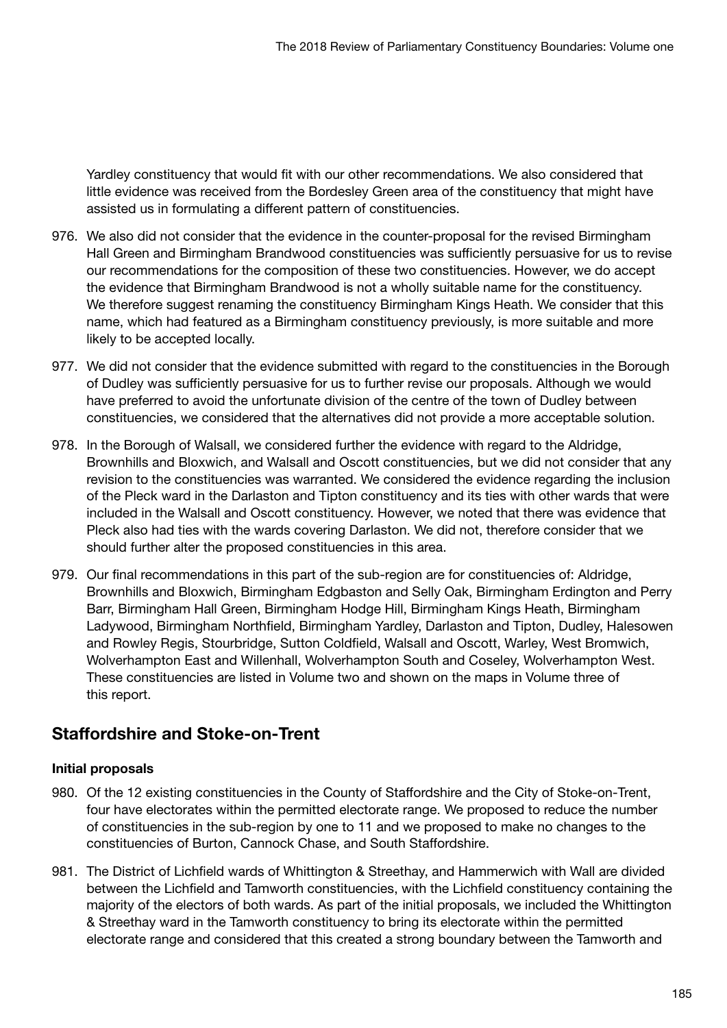Yardley constituency that would fit with our other recommendations. We also considered that little evidence was received from the Bordesley Green area of the constituency that might have assisted us in formulating a different pattern of constituencies.

976. We also did not consider that the evidence in the counter-proposal for the revised Birmingham Hall Green and Birmingham Brandwood constituencies was sufficiently persuasive for us to revise our recommendations for the composition of these two constituencies. However, we do accept the evidence that Birmingham Brandwood is not a wholly suitable name for the constituency. We therefore suggest renaming the constituency Birmingham Kings Heath. We consider that this name, which had featured as a Birmingham constituency previously, is more suitable and more likely to be accepted locally.

977. We did not consider that the evidence submitted with regard to the constituencies in the Borough of Dudley was sufficiently persuasive for us to further revise our proposals. Although we would have preferred to avoid the unfortunate division of the centre of the town of Dudley between constituencies, we considered that the alternatives did not provide a more acceptable solution.

978. In the Borough of Walsall, we considered further the evidence with regard to the Aldridge, Brownhills and Bloxwich, and Walsall and Oscott constituencies, but we did not consider that any revision to the constituencies was warranted. We considered the evidence regarding the inclusion of the Pleck ward in the Darlaston and Tipton constituency and its ties with other wards that were included in the Walsall and Oscott constituency. However, we noted that there was evidence that Pleck also had ties with the wards covering Darlaston. We did not, therefore consider that we should further alter the proposed constituencies in this area.

979. Our final recommendations in this part of the sub-region are for constituencies of: Aldridge, Brownhills and Bloxwich, Birmingham Edgbaston and Selly Oak, Birmingham Erdington and Perry Barr, Birmingham Hall Green, Birmingham Hodge Hill, Birmingham Kings Heath, Birmingham Ladywood, Birmingham Northfield, Birmingham Yardley, Darlaston and Tipton, Dudley, Halesowen and Rowley Regis, Stourbridge, Sutton Coldfield, Walsall and Oscott, Warley, West Bromwich, Wolverhampton East and Willenhall, Wolverhampton South and Coseley, Wolverhampton West. These constituencies are listed in Volume two and shown on the maps in Volume three of this report.

## Staffordshire and Stoke-on-Trent

### Initial proposals

980. Of the 12 existing constituencies in the County of Staffordshire and the City of Stoke-on-Trent, four have electorates within the permitted electorate range. We proposed to reduce the number of constituencies in the sub-region by one to 11 and we proposed to make no changes to the constituencies of Burton, Cannock Chase, and South Staffordshire.

981. The District of Lichfield wards of Whittington & Streethay, and Hammerwich with Wall are divided between the Lichfield and Tamworth constituencies, with the Lichfield constituency containing the majority of the electors of both wards. As part of the initial proposals, we included the Whittington & Streethay ward in the Tamworth constituency to bring its electorate within the permitted electorate range and considered that this created a strong boundary between the Tamworth and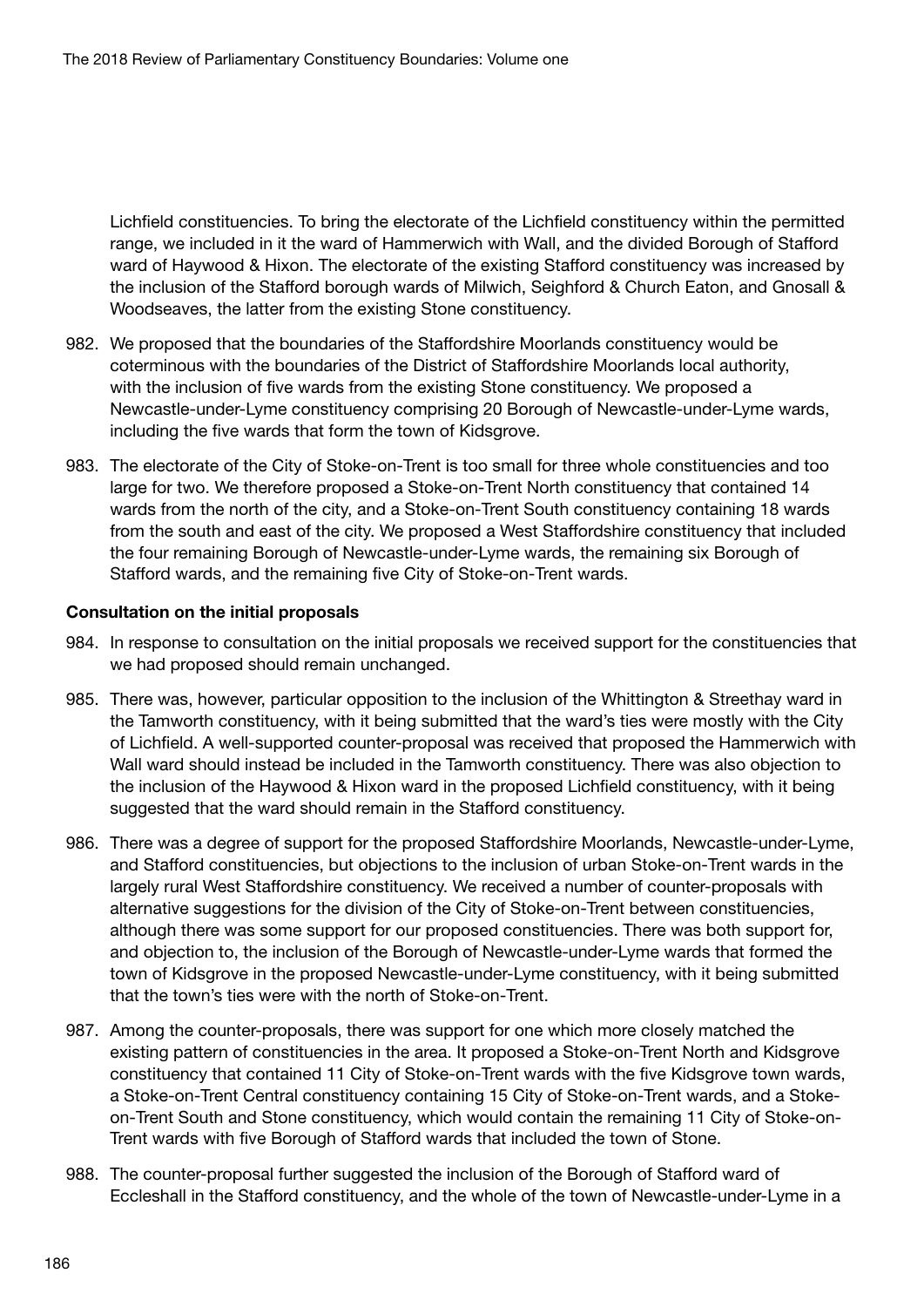Lichfield constituencies. To bring the electorate of the Lichfield constituency within the permitted range, we included in it the ward of Hammerwich with Wall, and the divided Borough of Stafford ward of Haywood & Hixon. The electorate of the existing Stafford constituency was increased by the inclusion of the Stafford borough wards of Milwich, Seighford & Church Eaton, and Gnosall & Woodseaves, the latter from the existing Stone constituency.

982. We proposed that the boundaries of the Staffordshire Moorlands constituency would be coterminous with the boundaries of the District of Staffordshire Moorlands local authority, with the inclusion of five wards from the existing Stone constituency. We proposed a Newcastle-under-Lyme constituency comprising 20 Borough of Newcastle-under-Lyme wards, including the five wards that form the town of Kidsgrove.

983. The electorate of the City of Stoke-on-Trent is too small for three whole constituencies and too large for two. We therefore proposed a Stoke-on-Trent North constituency that contained 14 wards from the north of the city, and a Stoke-on-Trent South constituency containing 18 wards from the south and east of the city. We proposed a West Staffordshire constituency that included the four remaining Borough of Newcastle-under-Lyme wards, the remaining six Borough of Stafford wards, and the remaining five City of Stoke-on-Trent wards.

**Consultation on the initial proposals**

984. In response to consultation on the initial proposals we received support for the constituencies that we had proposed should remain unchanged.

985. There was, however, particular opposition to the inclusion of the Whittington & Streethay ward in the Tamworth constituency, with it being submitted that the ward's ties were mostly with the City of Lichfield. A well-supported counter-proposal was received that proposed the Hammerwich with Wall ward should instead be included in the Tamworth constituency. There was also objection to the inclusion of the Haywood & Hixon ward in the proposed Lichfield constituency, with it being suggested that the ward should remain in the Stafford constituency.

986. There was a degree of support for the proposed Staffordshire Moorlands, Newcastle-under-Lyme, and Stafford constituencies, but objections to the inclusion of urban Stoke-on-Trent wards in the largely rural West Staffordshire constituency. We received a number of counter-proposals with alternative suggestions for the division of the City of Stoke-on-Trent between constituencies, although there was some support for our proposed constituencies. There was both support for, and objection to, the inclusion of the Borough of Newcastle-under-Lyme wards that formed the town of Kidsgrove in the proposed Newcastle-under-Lyme constituency, with it being submitted that the town's ties were with the north of Stoke-on-Trent.

987. Among the counter-proposals, there was support for one which more closely matched the existing pattern of constituencies in the area. It proposed a Stoke-on-Trent North and Kidsgrove constituency that contained 11 City of Stoke-on-Trent wards with the five Kidsgrove town wards, a Stoke-on-Trent Central constituency containing 15 City of Stoke-on-Trent wards, and a Stoke-on-Trent South and Stone constituency, which would contain the remaining 11 City of Stoke-on-Trent wards with five Borough of Stafford wards that included the town of Stone.

988. The counter-proposal further suggested the inclusion of the Borough of Stafford ward of Eccleshall in the Stafford constituency, and the whole of the town of Newcastle-under-Lyme in a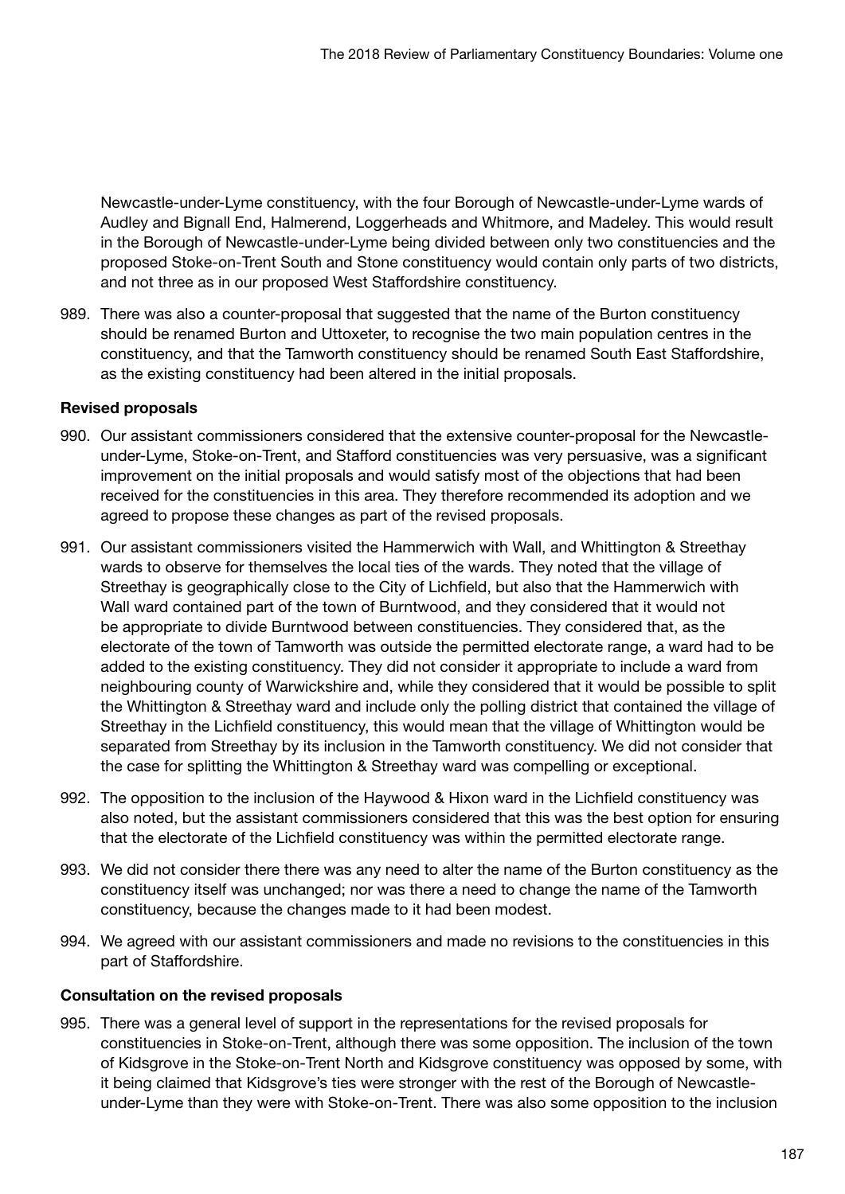Newcastle-under-Lyme constituency, with the four Borough of Newcastle-under-Lyme wards of Audley and Bignall End, Halmerend, Loggerheads and Whitmore, and Madeley. This would result in the Borough of Newcastle-under-Lyme being divided between only two constituencies and the proposed Stoke-on-Trent South and Stone constituency would contain only parts of two districts, and not three as in our proposed West Staffordshire constituency.

989. There was also a counter-proposal that suggested that the name of the Burton constituency should be renamed Burton and Uttoxeter, to recognise the two main population centres in the constituency, and that the Tamworth constituency should be renamed South East Staffordshire, as the existing constituency had been altered in the initial proposals.

**Revised proposals**

990. Our assistant commissioners considered that the extensive counter-proposal for the Newcastle-under-Lyme, Stoke-on-Trent, and Stafford constituencies was very persuasive, was a significant improvement on the initial proposals and would satisfy most of the objections that had been received for the constituencies in this area. They therefore recommended its adoption and we agreed to propose these changes as part of the revised proposals.

991. Our assistant commissioners visited the Hammerwich with Wall, and Whittington & Streethay wards to observe for themselves the local ties of the wards. They noted that the village of Streethay is geographically close to the City of Lichfield, but also that the Hammerwich with Wall ward contained part of the town of Burntwood, and they considered that it would not be appropriate to divide Burntwood between constituencies. They considered that, as the electorate of the town of Tamworth was outside the permitted electorate range, a ward had to be added to the existing constituency. They did not consider it appropriate to include a ward from neighbouring county of Warwickshire and, while they considered that it would be possible to split the Whittington & Streethay ward and include only the polling district that contained the village of Streethay in the Lichfield constituency, this would mean that the village of Whittington would be separated from Streethay by its inclusion in the Tamworth constituency. We did not consider that the case for splitting the Whittington & Streethay ward was compelling or exceptional.

992. The opposition to the inclusion of the Haywood & Hixon ward in the Lichfield constituency was also noted, but the assistant commissioners considered that this was the best option for ensuring that the electorate of the Lichfield constituency was within the permitted electorate range.

993. We did not consider there there was any need to alter the name of the Burton constituency as the constituency itself was unchanged; nor was there a need to change the name of the Tamworth constituency, because the changes made to it had been modest.

994. We agreed with our assistant commissioners and made no revisions to the constituencies in this part of Staffordshire.

**Consultation on the revised proposals**

995. There was a general level of support in the representations for the revised proposals for constituencies in Stoke-on-Trent, although there was some opposition. The inclusion of the town of Kidsgrove in the Stoke-on-Trent North and Kidsgrove constituency was opposed by some, with it being claimed that Kidsgrove's ties were stronger with the rest of the Borough of Newcastle-under-Lyme than they were with Stoke-on-Trent. There was also some opposition to the inclusion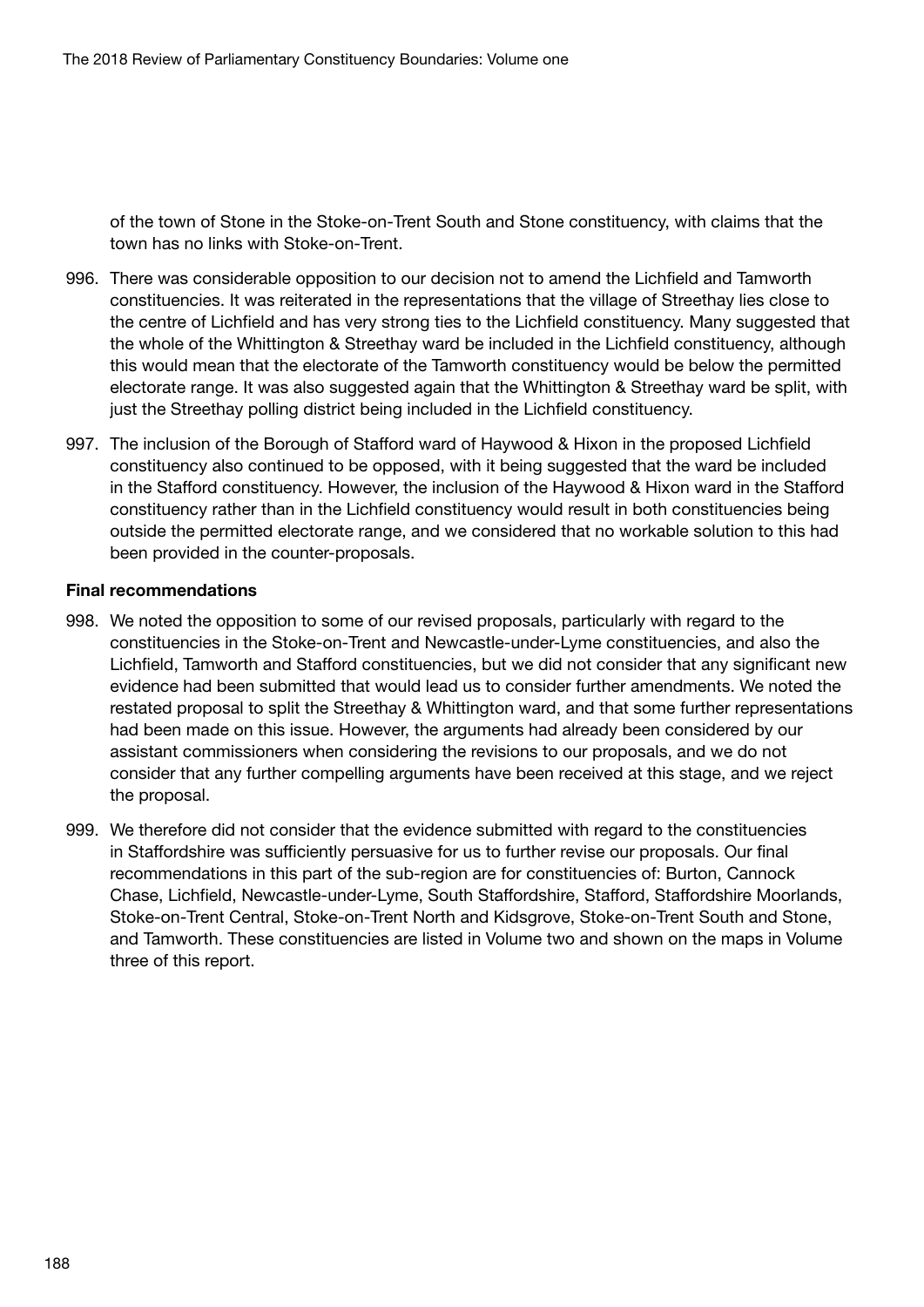of the town of Stone in the Stoke-on-Trent South and Stone constituency, with claims that the town has no links with Stoke-on-Trent.

996. There was considerable opposition to our decision not to amend the Lichfield and Tamworth constituencies. It was reiterated in the representations that the village of Streethay lies close to the centre of Lichfield and has very strong ties to the Lichfield constituency. Many suggested that the whole of the Whittington & Streethay ward be included in the Lichfield constituency, although this would mean that the electorate of the Tamworth constituency would be below the permitted electorate range. It was also suggested again that the Whittington & Streethay ward be split, with just the Streethay polling district being included in the Lichfield constituency.

997. The inclusion of the Borough of Stafford ward of Haywood & Hixon in the proposed Lichfield constituency also continued to be opposed, with it being suggested that the ward be included in the Stafford constituency. However, the inclusion of the Haywood & Hixon ward in the Stafford constituency rather than in the Lichfield constituency would result in both constituencies being outside the permitted electorate range, and we considered that no workable solution to this had been provided in the counter-proposals.

**Final recommendations**

998. We noted the opposition to some of our revised proposals, particularly with regard to the constituencies in the Stoke-on-Trent and Newcastle-under-Lyme constituencies, and also the Lichfield, Tamworth and Stafford constituencies, but we did not consider that any significant new evidence had been submitted that would lead us to consider further amendments. We noted the restated proposal to split the Streethay & Whittington ward, and that some further representations had been made on this issue. However, the arguments had already been considered by our assistant commissioners when considering the revisions to our proposals, and we do not consider that any further compelling arguments have been received at this stage, and we reject the proposal.

999. We therefore did not consider that the evidence submitted with regard to the constituencies in Staffordshire was sufficiently persuasive for us to further revise our proposals. Our final recommendations in this part of the sub-region are for constituencies of: Burton, Cannock Chase, Lichfield, Newcastle-under-Lyme, South Staffordshire, Stafford, Staffordshire Moorlands, Stoke-on-Trent Central, Stoke-on-Trent North and Kidsgrove, Stoke-on-Trent South and Stone, and Tamworth. These constituencies are listed in Volume two and shown on the maps in Volume three of this report.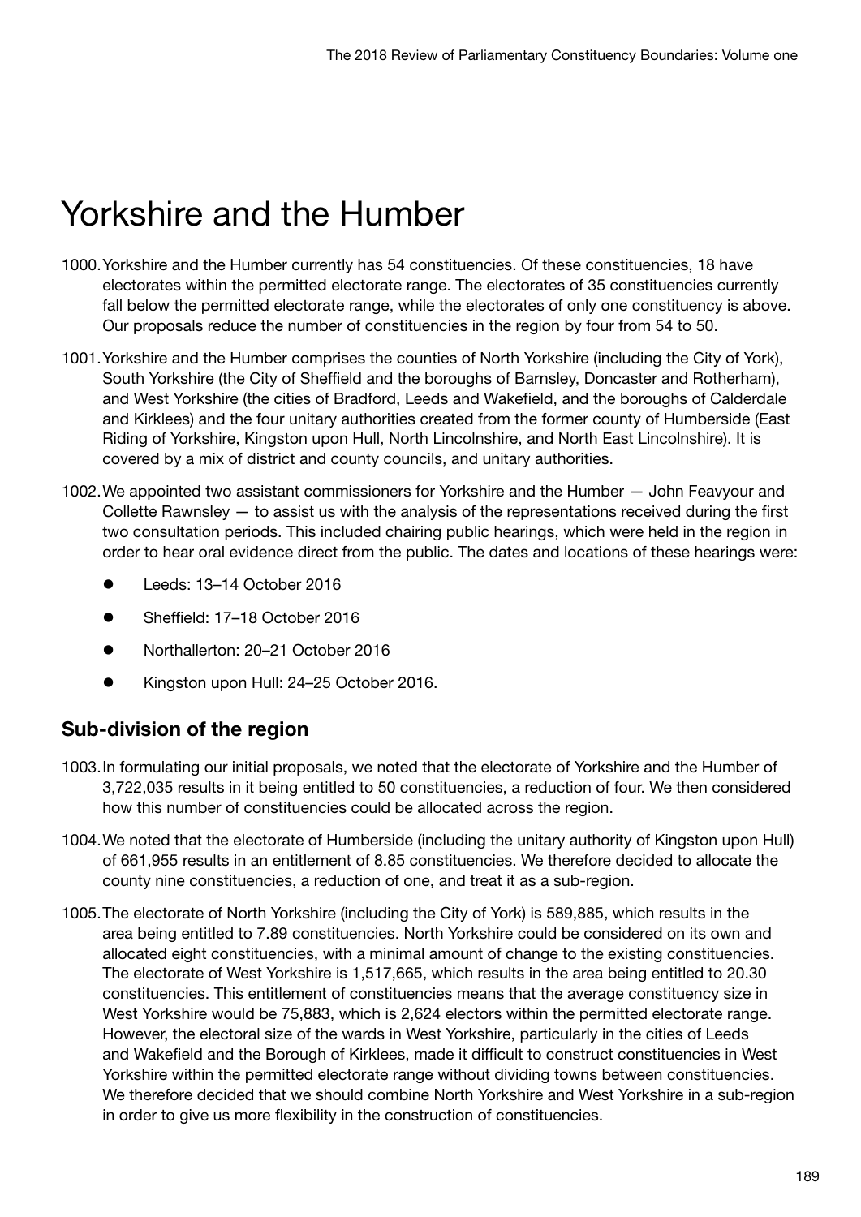# Yorkshire and the Humber

1000. Yorkshire and the Humber currently has 54 constituencies. Of these constituencies, 18 have electorates within the permitted electorate range. The electorates of 35 constituencies currently fall below the permitted electorate range, while the electorates of only one constituency is above. Our proposals reduce the number of constituencies in the region by four from 54 to 50.

1001. Yorkshire and the Humber comprises the counties of North Yorkshire (including the City of York), South Yorkshire (the City of Sheffield and the boroughs of Barnsley, Doncaster and Rotherham), and West Yorkshire (the cities of Bradford, Leeds and Wakefield, and the boroughs of Calderdale and Kirklees) and the four unitary authorities created from the former county of Humberside (East Riding of Yorkshire, Kingston upon Hull, North Lincolnshire, and North East Lincolnshire). It is covered by a mix of district and county councils, and unitary authorities.

1002. We appointed two assistant commissioners for Yorkshire and the Humber — John Feavyour and Collette Rawnsley — to assist us with the analysis of the representations received during the first two consultation periods. This included chairing public hearings, which were held in the region in order to hear oral evidence direct from the public. The dates and locations of these hearings were:

- Leeds: 13–14 October 2016
- Sheffield: 17–18 October 2016
- Northallerton: 20–21 October 2016
- Kingston upon Hull: 24–25 October 2016.

## Sub-division of the region

1003. In formulating our initial proposals, we noted that the electorate of Yorkshire and the Humber of 3,722,035 results in it being entitled to 50 constituencies, a reduction of four. We then considered how this number of constituencies could be allocated across the region.

1004. We noted that the electorate of Humberside (including the unitary authority of Kingston upon Hull) of 661,955 results in an entitlement of 8.85 constituencies. We therefore decided to allocate the county nine constituencies, a reduction of one, and treat it as a sub-region.

1005. The electorate of North Yorkshire (including the City of York) is 589,885, which results in the area being entitled to 7.89 constituencies. North Yorkshire could be considered on its own and allocated eight constituencies, with a minimal amount of change to the existing constituencies. The electorate of West Yorkshire is 1,517,665, which results in the area being entitled to 20.30 constituencies. This entitlement of constituencies means that the average constituency size in West Yorkshire would be 75,883, which is 2,624 electors within the permitted electorate range. However, the electoral size of the wards in West Yorkshire, particularly in the cities of Leeds and Wakefield and the Borough of Kirklees, made it difficult to construct constituencies in West Yorkshire within the permitted electorate range without dividing towns between constituencies. We therefore decided that we should combine North Yorkshire and West Yorkshire in a sub-region in order to give us more flexibility in the construction of constituencies.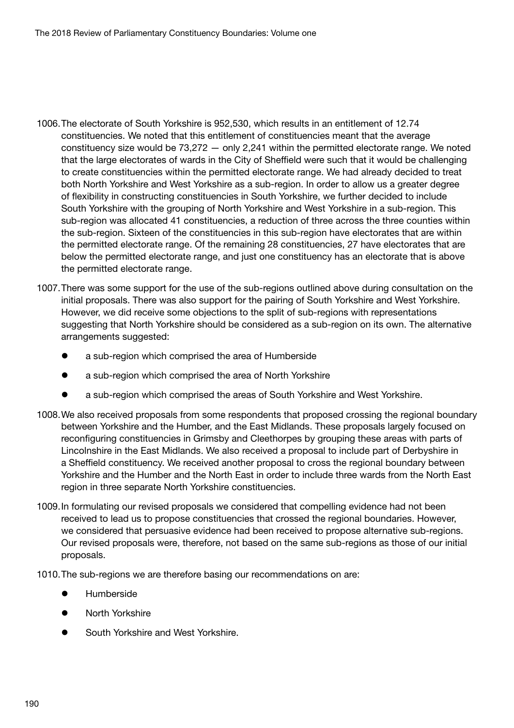1006. The electorate of South Yorkshire is 952,530, which results in an entitlement of 12.74 constituencies. We noted that this entitlement of constituencies meant that the average constituency size would be 73,272 — only 2,241 within the permitted electorate range. We noted that the large electorates of wards in the City of Sheffield were such that it would be challenging to create constituencies within the permitted electorate range. We had already decided to treat both North Yorkshire and West Yorkshire as a sub-region. In order to allow us a greater degree of flexibility in constructing constituencies in South Yorkshire, we further decided to include South Yorkshire with the grouping of North Yorkshire and West Yorkshire in a sub-region. This sub-region was allocated 41 constituencies, a reduction of three across the three counties within the sub-region. Sixteen of the constituencies in this sub-region have electorates that are within the permitted electorate range. Of the remaining 28 constituencies, 27 have electorates that are below the permitted electorate range, and just one constituency has an electorate that is above the permitted electorate range.

1007. There was some support for the use of the sub-regions outlined above during consultation on the initial proposals. There was also support for the pairing of South Yorkshire and West Yorkshire. However, we did receive some objections to the split of sub-regions with representations suggesting that North Yorkshire should be considered as a sub-region on its own. The alternative arrangements suggested:

- a sub-region which comprised the area of Humberside
- a sub-region which comprised the area of North Yorkshire
- a sub-region which comprised the areas of South Yorkshire and West Yorkshire.

1008. We also received proposals from some respondents that proposed crossing the regional boundary between Yorkshire and the Humber, and the East Midlands. These proposals largely focused on reconfiguring constituencies in Grimsby and Cleethorpes by grouping these areas with parts of Lincolnshire in the East Midlands. We also received a proposal to include part of Derbyshire in a Sheffield constituency. We received another proposal to cross the regional boundary between Yorkshire and the Humber and the North East in order to include three wards from the North East region in three separate North Yorkshire constituencies.

1009. In formulating our revised proposals we considered that compelling evidence had not been received to lead us to propose constituencies that crossed the regional boundaries. However, we considered that persuasive evidence had been received to propose alternative sub-regions. Our revised proposals were, therefore, not based on the same sub-regions as those of our initial proposals.

1010. The sub-regions we are therefore basing our recommendations on are:

- Humberside
- North Yorkshire
- South Yorkshire and West Yorkshire.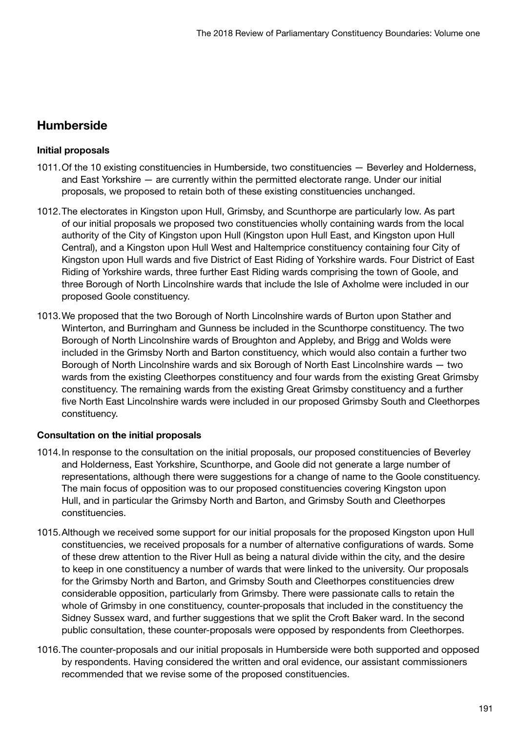## Humberside

### Initial proposals

1011. Of the 10 existing constituencies in Humberside, two constituencies — Beverley and Holderness, and East Yorkshire — are currently within the permitted electorate range. Under our initial proposals, we proposed to retain both of these existing constituencies unchanged.

1012. The electorates in Kingston upon Hull, Grimsby, and Scunthorpe are particularly low. As part of our initial proposals we proposed two constituencies wholly containing wards from the local authority of the City of Kingston upon Hull (Kingston upon Hull East, and Kingston upon Hull Central), and a Kingston upon Hull West and Haltemprice constituency containing four City of Kingston upon Hull wards and five District of East Riding of Yorkshire wards. Four District of East Riding of Yorkshire wards, three further East Riding wards comprising the town of Goole, and three Borough of North Lincolnshire wards that include the Isle of Axholme were included in our proposed Goole constituency.

1013. We proposed that the two Borough of North Lincolnshire wards of Burton upon Stather and Winterton, and Burringham and Gunness be included in the Scunthorpe constituency. The two Borough of North Lincolnshire wards of Broughton and Appleby, and Brigg and Wolds were included in the Grimsby North and Barton constituency, which would also contain a further two Borough of North Lincolnshire wards and six Borough of North East Lincolnshire wards — two wards from the existing Cleethorpes constituency and four wards from the existing Great Grimsby constituency. The remaining wards from the existing Great Grimsby constituency and a further five North East Lincolnshire wards were included in our proposed Grimsby South and Cleethorpes constituency.

### Consultation on the initial proposals

1014. In response to the consultation on the initial proposals, our proposed constituencies of Beverley and Holderness, East Yorkshire, Scunthorpe, and Goole did not generate a large number of representations, although there were suggestions for a change of name to the Goole constituency. The main focus of opposition was to our proposed constituencies covering Kingston upon Hull, and in particular the Grimsby North and Barton, and Grimsby South and Cleethorpes constituencies.

1015. Although we received some support for our initial proposals for the proposed Kingston upon Hull constituencies, we received proposals for a number of alternative configurations of wards. Some of these drew attention to the River Hull as being a natural divide within the city, and the desire to keep in one constituency a number of wards that were linked to the university. Our proposals for the Grimsby North and Barton, and Grimsby South and Cleethorpes constituencies drew considerable opposition, particularly from Grimsby. There were passionate calls to retain the whole of Grimsby in one constituency, counter-proposals that included in the constituency the Sidney Sussex ward, and further suggestions that we split the Croft Baker ward. In the second public consultation, these counter-proposals were opposed by respondents from Cleethorpes.

1016. The counter-proposals and our initial proposals in Humberside were both supported and opposed by respondents. Having considered the written and oral evidence, our assistant commissioners recommended that we revise some of the proposed constituencies.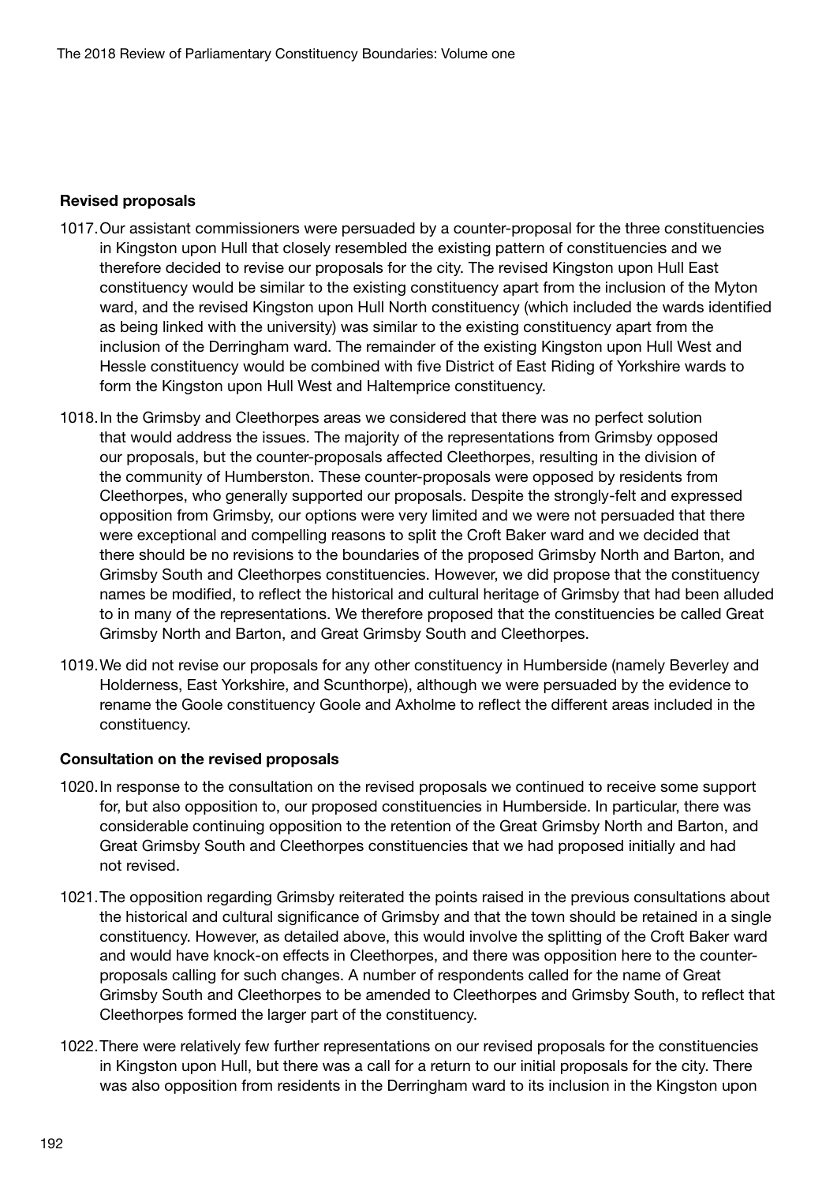**Revised proposals**

1017. Our assistant commissioners were persuaded by a counter-proposal for the three constituencies in Kingston upon Hull that closely resembled the existing pattern of constituencies and we therefore decided to revise our proposals for the city. The revised Kingston upon Hull East constituency would be similar to the existing constituency apart from the inclusion of the Myton ward, and the revised Kingston upon Hull North constituency (which included the wards identified as being linked with the university) was similar to the existing constituency apart from the inclusion of the Derringham ward. The remainder of the existing Kingston upon Hull West and Hessle constituency would be combined with five District of East Riding of Yorkshire wards to form the Kingston upon Hull West and Haltemprice constituency.

1018. In the Grimsby and Cleethorpes areas we considered that there was no perfect solution that would address the issues. The majority of the representations from Grimsby opposed our proposals, but the counter-proposals affected Cleethorpes, resulting in the division of the community of Humberston. These counter-proposals were opposed by residents from Cleethorpes, who generally supported our proposals. Despite the strongly-felt and expressed opposition from Grimsby, our options were very limited and we were not persuaded that there were exceptional and compelling reasons to split the Croft Baker ward and we decided that there should be no revisions to the boundaries of the proposed Grimsby North and Barton, and Grimsby South and Cleethorpes constituencies. However, we did propose that the constituency names be modified, to reflect the historical and cultural heritage of Grimsby that had been alluded to in many of the representations. We therefore proposed that the constituencies be called Great Grimsby North and Barton, and Great Grimsby South and Cleethorpes.

1019. We did not revise our proposals for any other constituency in Humberside (namely Beverley and Holderness, East Yorkshire, and Scunthorpe), although we were persuaded by the evidence to rename the Goole constituency Goole and Axholme to reflect the different areas included in the constituency.

**Consultation on the revised proposals**

1020. In response to the consultation on the revised proposals we continued to receive some support for, but also opposition to, our proposed constituencies in Humberside. In particular, there was considerable continuing opposition to the retention of the Great Grimsby North and Barton, and Great Grimsby South and Cleethorpes constituencies that we had proposed initially and had not revised.

1021. The opposition regarding Grimsby reiterated the points raised in the previous consultations about the historical and cultural significance of Grimsby and that the town should be retained in a single constituency. However, as detailed above, this would involve the splitting of the Croft Baker ward and would have knock-on effects in Cleethorpes, and there was opposition here to the counter-proposals calling for such changes. A number of respondents called for the name of Great Grimsby South and Cleethorpes to be amended to Cleethorpes and Grimsby South, to reflect that Cleethorpes formed the larger part of the constituency.

1022. There were relatively few further representations on our revised proposals for the constituencies in Kingston upon Hull, but there was a call for a return to our initial proposals for the city. There was also opposition from residents in the Derringham ward to its inclusion in the Kingston upon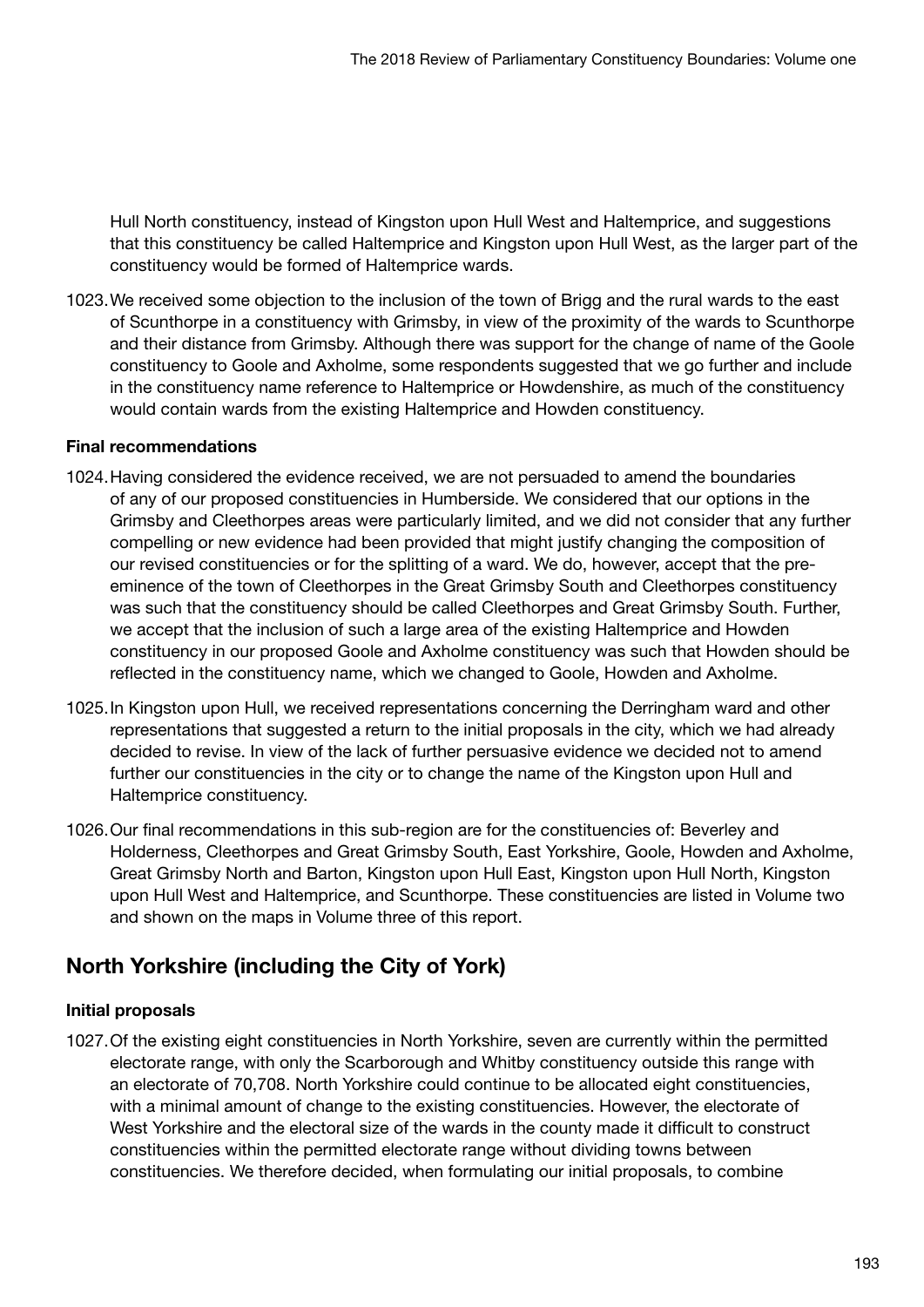Hull North constituency, instead of Kingston upon Hull West and Haltemprice, and suggestions that this constituency be called Haltemprice and Kingston upon Hull West, as the larger part of the constituency would be formed of Haltemprice wards.

1023. We received some objection to the inclusion of the town of Brigg and the rural wards to the east of Scunthorpe in a constituency with Grimsby, in view of the proximity of the wards to Scunthorpe and their distance from Grimsby. Although there was support for the change of name of the Goole constituency to Goole and Axholme, some respondents suggested that we go further and include in the constituency name reference to Haltemprice or Howdenshire, as much of the constituency would contain wards from the existing Haltemprice and Howden constituency.

#### Final recommendations

1024. Having considered the evidence received, we are not persuaded to amend the boundaries of any of our proposed constituencies in Humberside. We considered that our options in the Grimsby and Cleethorpes areas were particularly limited, and we did not consider that any further compelling or new evidence had been provided that might justify changing the composition of our revised constituencies or for the splitting of a ward. We do, however, accept that the pre-eminence of the town of Cleethorpes in the Great Grimsby South and Cleethorpes constituency was such that the constituency should be called Cleethorpes and Great Grimsby South. Further, we accept that the inclusion of such a large area of the existing Haltemprice and Howden constituency in our proposed Goole and Axholme constituency was such that Howden should be reflected in the constituency name, which we changed to Goole, Howden and Axholme.

1025. In Kingston upon Hull, we received representations concerning the Derringham ward and other representations that suggested a return to the initial proposals in the city, which we had already decided to revise. In view of the lack of further persuasive evidence we decided not to amend further our constituencies in the city or to change the name of the Kingston upon Hull and Haltemprice constituency.

1026. Our final recommendations in this sub-region are for the constituencies of: Beverley and Holderness, Cleethorpes and Great Grimsby South, East Yorkshire, Goole, Howden and Axholme, Great Grimsby North and Barton, Kingston upon Hull East, Kingston upon Hull North, Kingston upon Hull West and Haltemprice, and Scunthorpe. These constituencies are listed in Volume two and shown on the maps in Volume three of this report.

## North Yorkshire (including the City of York)

#### Initial proposals

1027. Of the existing eight constituencies in North Yorkshire, seven are currently within the permitted electorate range, with only the Scarborough and Whitby constituency outside this range with an electorate of 70,708. North Yorkshire could continue to be allocated eight constituencies, with a minimal amount of change to the existing constituencies. However, the electorate of West Yorkshire and the electoral size of the wards in the county made it difficult to construct constituencies within the permitted electorate range without dividing towns between constituencies. We therefore decided, when formulating our initial proposals, to combine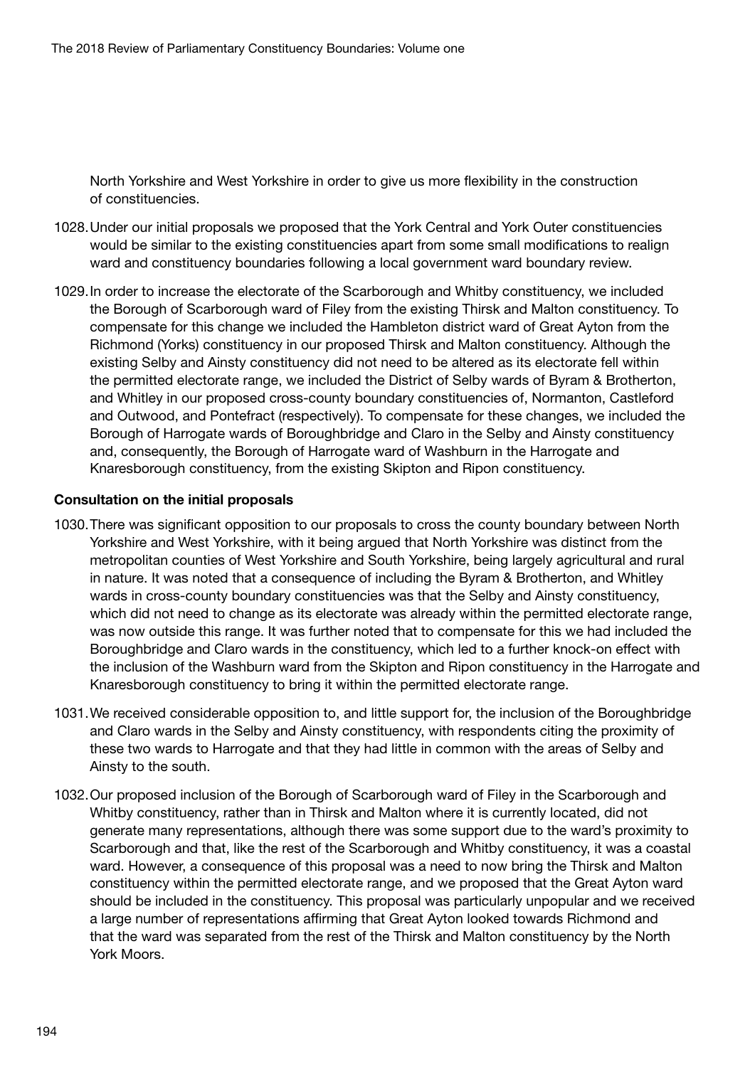North Yorkshire and West Yorkshire in order to give us more flexibility in the construction of constituencies.

1028. Under our initial proposals we proposed that the York Central and York Outer constituencies would be similar to the existing constituencies apart from some small modifications to realign ward and constituency boundaries following a local government ward boundary review.

1029. In order to increase the electorate of the Scarborough and Whitby constituency, we included the Borough of Scarborough ward of Filey from the existing Thirsk and Malton constituency. To compensate for this change we included the Hambleton district ward of Great Ayton from the Richmond (Yorks) constituency in our proposed Thirsk and Malton constituency. Although the existing Selby and Ainsty constituency did not need to be altered as its electorate fell within the permitted electorate range, we included the District of Selby wards of Byram & Brotherton, and Whitley in our proposed cross-county boundary constituencies of, Normanton, Castleford and Outwood, and Pontefract (respectively). To compensate for these changes, we included the Borough of Harrogate wards of Boroughbridge and Claro in the Selby and Ainsty constituency and, consequently, the Borough of Harrogate ward of Washburn in the Harrogate and Knaresborough constituency, from the existing Skipton and Ripon constituency.

**Consultation on the initial proposals**

1030. There was significant opposition to our proposals to cross the county boundary between North Yorkshire and West Yorkshire, with it being argued that North Yorkshire was distinct from the metropolitan counties of West Yorkshire and South Yorkshire, being largely agricultural and rural in nature. It was noted that a consequence of including the Byram & Brotherton, and Whitley wards in cross-county boundary constituencies was that the Selby and Ainsty constituency, which did not need to change as its electorate was already within the permitted electorate range, was now outside this range. It was further noted that to compensate for this we had included the Boroughbridge and Claro wards in the constituency, which led to a further knock-on effect with the inclusion of the Washburn ward from the Skipton and Ripon constituency in the Harrogate and Knaresborough constituency to bring it within the permitted electorate range.

1031. We received considerable opposition to, and little support for, the inclusion of the Boroughbridge and Claro wards in the Selby and Ainsty constituency, with respondents citing the proximity of these two wards to Harrogate and that they had little in common with the areas of Selby and Ainsty to the south.

1032. Our proposed inclusion of the Borough of Scarborough ward of Filey in the Scarborough and Whitby constituency, rather than in Thirsk and Malton where it is currently located, did not generate many representations, although there was some support due to the ward's proximity to Scarborough and that, like the rest of the Scarborough and Whitby constituency, it was a coastal ward. However, a consequence of this proposal was a need to now bring the Thirsk and Malton constituency within the permitted electorate range, and we proposed that the Great Ayton ward should be included in the constituency. This proposal was particularly unpopular and we received a large number of representations affirming that Great Ayton looked towards Richmond and that the ward was separated from the rest of the Thirsk and Malton constituency by the North York Moors.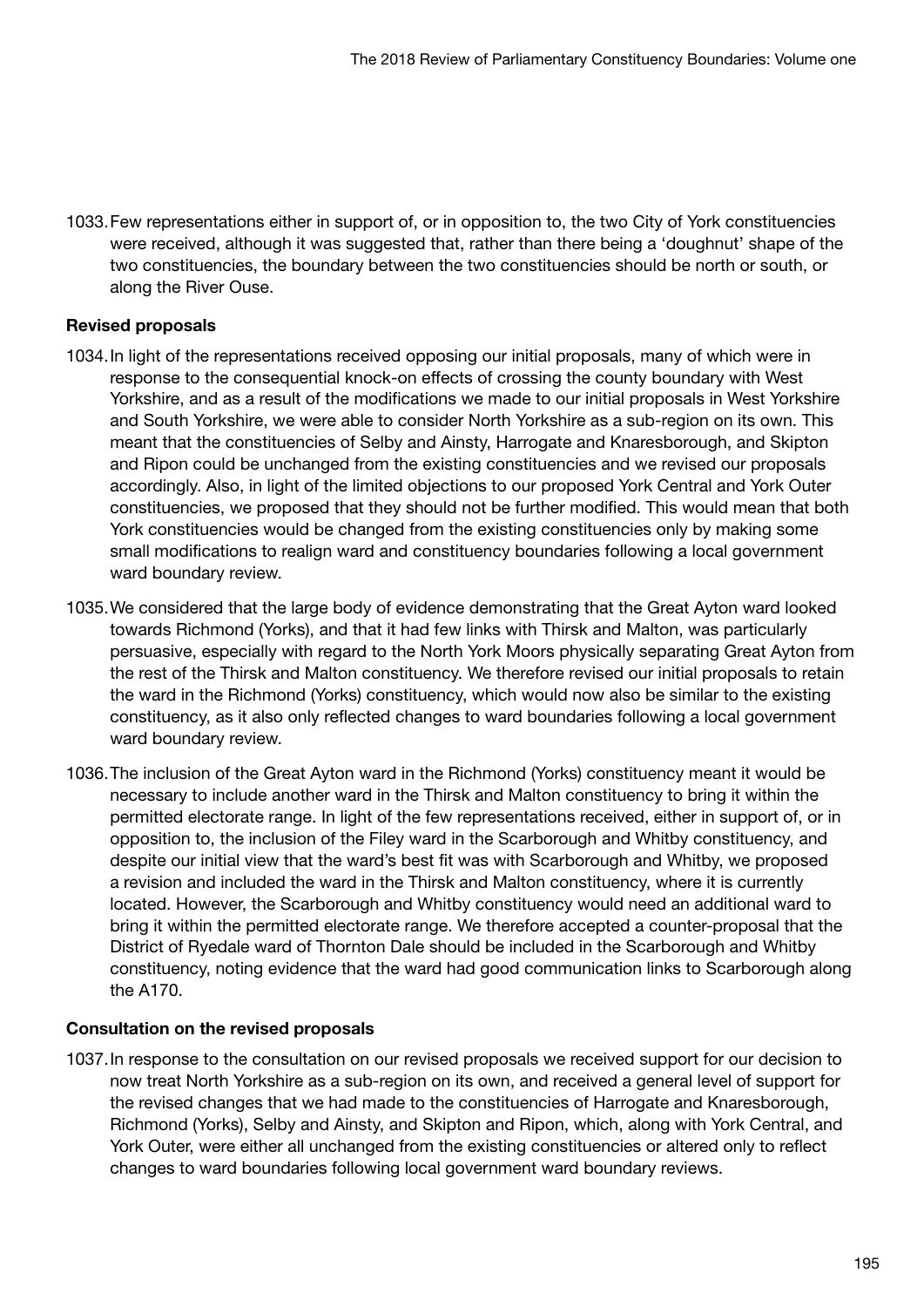1033. Few representations either in support of, or in opposition to, the two City of York constituencies were received, although it was suggested that, rather than there being a 'doughnut' shape of the two constituencies, the boundary between the two constituencies should be north or south, or along the River Ouse.

**Revised proposals**

1034. In light of the representations received opposing our initial proposals, many of which were in response to the consequential knock-on effects of crossing the county boundary with West Yorkshire, and as a result of the modifications we made to our initial proposals in West Yorkshire and South Yorkshire, we were able to consider North Yorkshire as a sub-region on its own. This meant that the constituencies of Selby and Ainsty, Harrogate and Knaresborough, and Skipton and Ripon could be unchanged from the existing constituencies and we revised our proposals accordingly. Also, in light of the limited objections to our proposed York Central and York Outer constituencies, we proposed that they should not be further modified. This would mean that both York constituencies would be changed from the existing constituencies only by making some small modifications to realign ward and constituency boundaries following a local government ward boundary review.

1035. We considered that the large body of evidence demonstrating that the Great Ayton ward looked towards Richmond (Yorks), and that it had few links with Thirsk and Malton, was particularly persuasive, especially with regard to the North York Moors physically separating Great Ayton from the rest of the Thirsk and Malton constituency. We therefore revised our initial proposals to retain the ward in the Richmond (Yorks) constituency, which would now also be similar to the existing constituency, as it also only reflected changes to ward boundaries following a local government ward boundary review.

1036. The inclusion of the Great Ayton ward in the Richmond (Yorks) constituency meant it would be necessary to include another ward in the Thirsk and Malton constituency to bring it within the permitted electorate range. In light of the few representations received, either in support of, or in opposition to, the inclusion of the Filey ward in the Scarborough and Whitby constituency, and despite our initial view that the ward's best fit was with Scarborough and Whitby, we proposed a revision and included the ward in the Thirsk and Malton constituency, where it is currently located. However, the Scarborough and Whitby constituency would need an additional ward to bring it within the permitted electorate range. We therefore accepted a counter-proposal that the District of Ryedale ward of Thornton Dale should be included in the Scarborough and Whitby constituency, noting evidence that the ward had good communication links to Scarborough along the A170.

**Consultation on the revised proposals**

1037. In response to the consultation on our revised proposals we received support for our decision to now treat North Yorkshire as a sub-region on its own, and received a general level of support for the revised changes that we had made to the constituencies of Harrogate and Knaresborough, Richmond (Yorks), Selby and Ainsty, and Skipton and Ripon, which, along with York Central, and York Outer, were either all unchanged from the existing constituencies or altered only to reflect changes to ward boundaries following local government ward boundary reviews.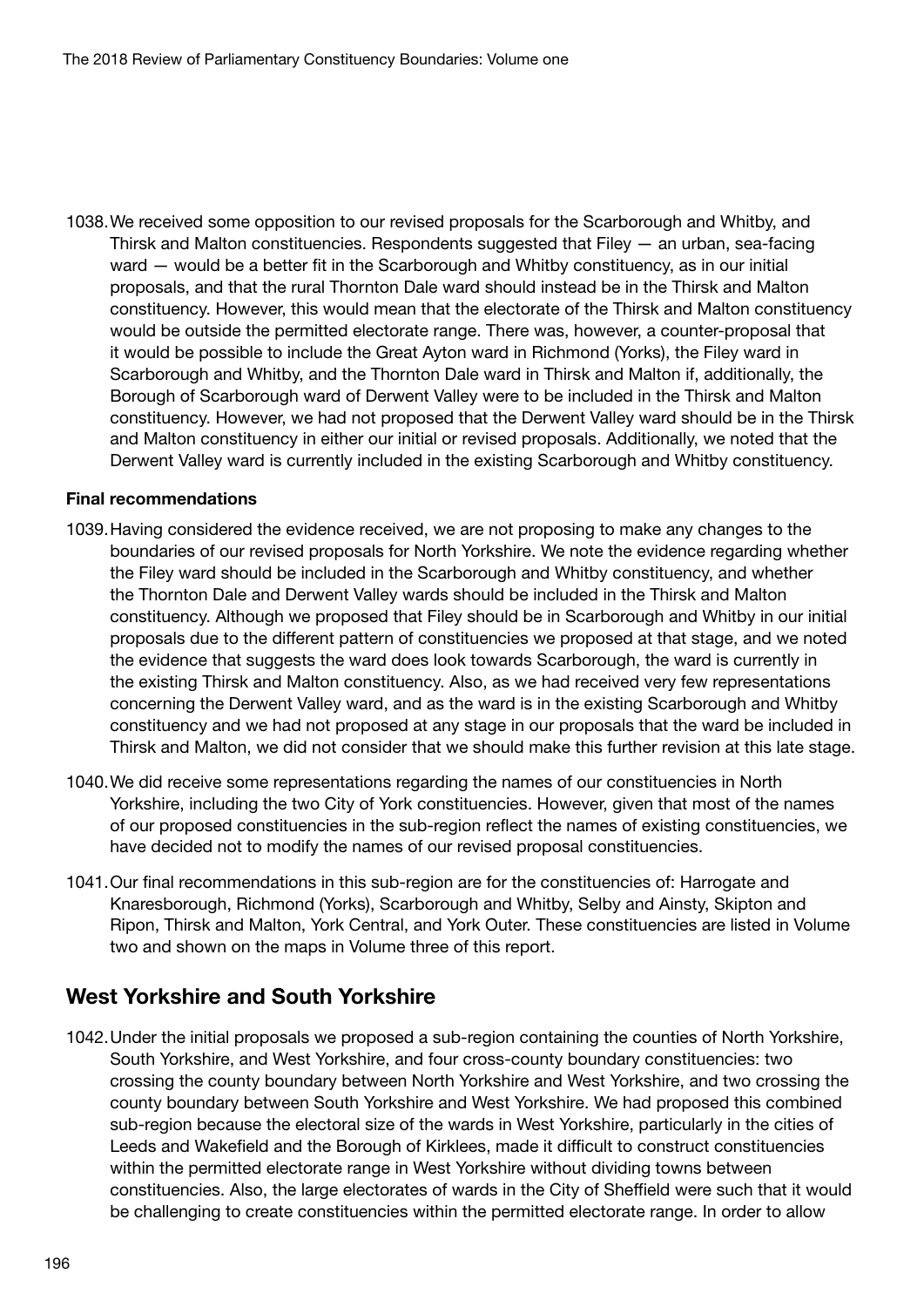1038. We received some opposition to our revised proposals for the Scarborough and Whitby, and Thirsk and Malton constituencies. Respondents suggested that Filey — an urban, sea-facing ward — would be a better fit in the Scarborough and Whitby constituency, as in our initial proposals, and that the rural Thornton Dale ward should instead be in the Thirsk and Malton constituency. However, this would mean that the electorate of the Thirsk and Malton constituency would be outside the permitted electorate range. There was, however, a counter-proposal that it would be possible to include the Great Ayton ward in Richmond (Yorks), the Filey ward in Scarborough and Whitby, and the Thornton Dale ward in Thirsk and Malton if, additionally, the Borough of Scarborough ward of Derwent Valley were to be included in the Thirsk and Malton constituency. However, we had not proposed that the Derwent Valley ward should be in the Thirsk and Malton constituency in either our initial or revised proposals. Additionally, we noted that the Derwent Valley ward is currently included in the existing Scarborough and Whitby constituency.

**Final recommendations**

1039. Having considered the evidence received, we are not proposing to make any changes to the boundaries of our revised proposals for North Yorkshire. We note the evidence regarding whether the Filey ward should be included in the Scarborough and Whitby constituency, and whether the Thornton Dale and Derwent Valley wards should be included in the Thirsk and Malton constituency. Although we proposed that Filey should be in Scarborough and Whitby in our initial proposals due to the different pattern of constituencies we proposed at that stage, and we noted the evidence that suggests the ward does look towards Scarborough, the ward is currently in the existing Thirsk and Malton constituency. Also, as we had received very few representations concerning the Derwent Valley ward, and as the ward is in the existing Scarborough and Whitby constituency and we had not proposed at any stage in our proposals that the ward be included in Thirsk and Malton, we did not consider that we should make this further revision at this late stage.

1040. We did receive some representations regarding the names of our constituencies in North Yorkshire, including the two City of York constituencies. However, given that most of the names of our proposed constituencies in the sub-region reflect the names of existing constituencies, we have decided not to modify the names of our revised proposal constituencies.

1041. Our final recommendations in this sub-region are for the constituencies of: Harrogate and Knaresborough, Richmond (Yorks), Scarborough and Whitby, Selby and Ainsty, Skipton and Ripon, Thirsk and Malton, York Central, and York Outer. These constituencies are listed in Volume two and shown on the maps in Volume three of this report.

## West Yorkshire and South Yorkshire

1042. Under the initial proposals we proposed a sub-region containing the counties of North Yorkshire, South Yorkshire, and West Yorkshire, and four cross-county boundary constituencies: two crossing the county boundary between North Yorkshire and West Yorkshire, and two crossing the county boundary between South Yorkshire and West Yorkshire. We had proposed this combined sub-region because the electoral size of the wards in West Yorkshire, particularly in the cities of Leeds and Wakefield and the Borough of Kirklees, made it difficult to construct constituencies within the permitted electorate range in West Yorkshire without dividing towns between constituencies. Also, the large electorates of wards in the City of Sheffield were such that it would be challenging to create constituencies within the permitted electorate range. In order to allow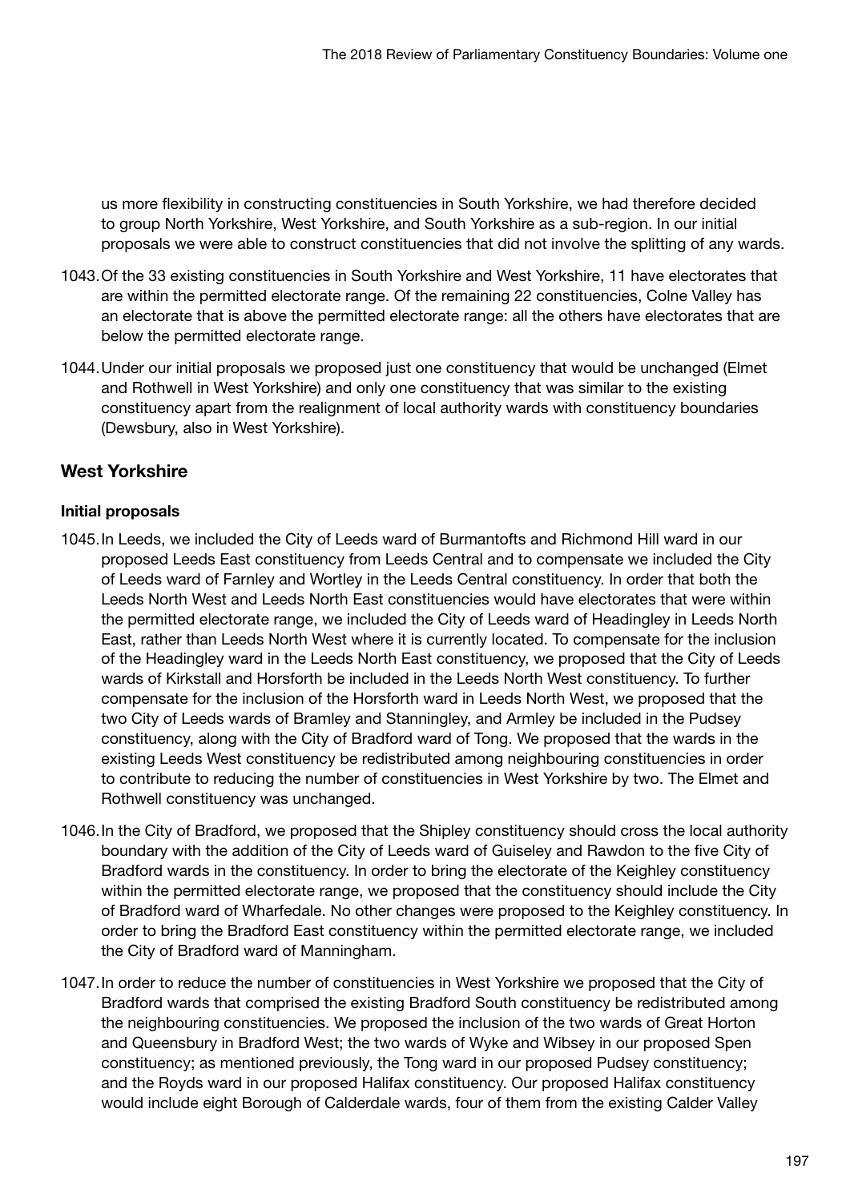us more flexibility in constructing constituencies in South Yorkshire, we had therefore decided to group North Yorkshire, West Yorkshire, and South Yorkshire as a sub-region. In our initial proposals we were able to construct constituencies that did not involve the splitting of any wards.

1043. Of the 33 existing constituencies in South Yorkshire and West Yorkshire, 11 have electorates that are within the permitted electorate range. Of the remaining 22 constituencies, Colne Valley has an electorate that is above the permitted electorate range: all the others have electorates that are below the permitted electorate range.

1044. Under our initial proposals we proposed just one constituency that would be unchanged (Elmet and Rothwell in West Yorkshire) and only one constituency that was similar to the existing constituency apart from the realignment of local authority wards with constituency boundaries (Dewsbury, also in West Yorkshire).

## West Yorkshire

### Initial proposals

1045. In Leeds, we included the City of Leeds ward of Burmantofts and Richmond Hill ward in our proposed Leeds East constituency from Leeds Central and to compensate we included the City of Leeds ward of Farnley and Wortley in the Leeds Central constituency. In order that both the Leeds North West and Leeds North East constituencies would have electorates that were within the permitted electorate range, we included the City of Leeds ward of Headingley in Leeds North East, rather than Leeds North West where it is currently located. To compensate for the inclusion of the Headingley ward in the Leeds North East constituency, we proposed that the City of Leeds wards of Kirkstall and Horsforth be included in the Leeds North West constituency. To further compensate for the inclusion of the Horsforth ward in Leeds North West, we proposed that the two City of Leeds wards of Bramley and Stanningley, and Armley be included in the Pudsey constituency, along with the City of Bradford ward of Tong. We proposed that the wards in the existing Leeds West constituency be redistributed among neighbouring constituencies in order to contribute to reducing the number of constituencies in West Yorkshire by two. The Elmet and Rothwell constituency was unchanged.

1046. In the City of Bradford, we proposed that the Shipley constituency should cross the local authority boundary with the addition of the City of Leeds ward of Guiseley and Rawdon to the five City of Bradford wards in the constituency. In order to bring the electorate of the Keighley constituency within the permitted electorate range, we proposed that the constituency should include the City of Bradford ward of Wharfedale. No other changes were proposed to the Keighley constituency. In order to bring the Bradford East constituency within the permitted electorate range, we included the City of Bradford ward of Manningham.

1047. In order to reduce the number of constituencies in West Yorkshire we proposed that the City of Bradford wards that comprised the existing Bradford South constituency be redistributed among the neighbouring constituencies. We proposed the inclusion of the two wards of Great Horton and Queensbury in Bradford West; the two wards of Wyke and Wibsey in our proposed Spen constituency; as mentioned previously, the Tong ward in our proposed Pudsey constituency; and the Royds ward in our proposed Halifax constituency. Our proposed Halifax constituency would include eight Borough of Calderdale wards, four of them from the existing Calder Valley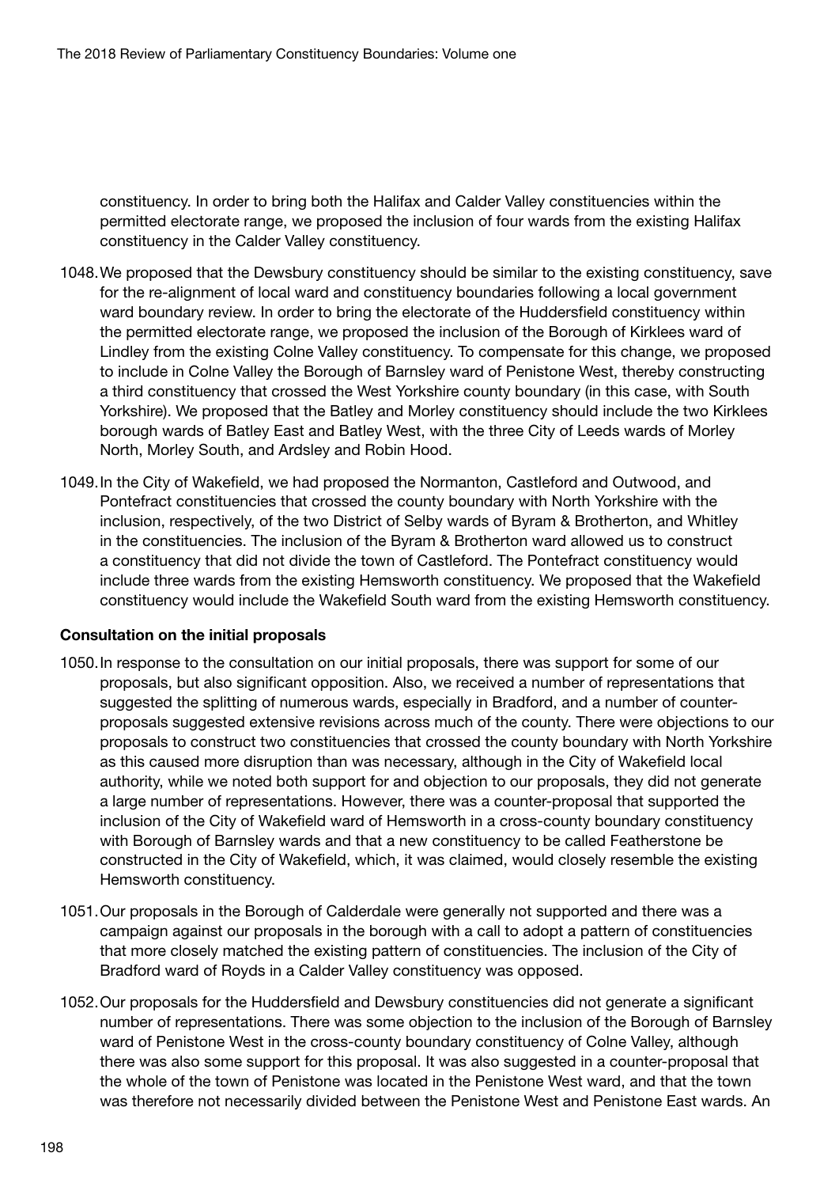constituency. In order to bring both the Halifax and Calder Valley constituencies within the permitted electorate range, we proposed the inclusion of four wards from the existing Halifax constituency in the Calder Valley constituency.

1048. We proposed that the Dewsbury constituency should be similar to the existing constituency, save for the re-alignment of local ward and constituency boundaries following a local government ward boundary review. In order to bring the electorate of the Huddersfield constituency within the permitted electorate range, we proposed the inclusion of the Borough of Kirklees ward of Lindley from the existing Colne Valley constituency. To compensate for this change, we proposed to include in Colne Valley the Borough of Barnsley ward of Penistone West, thereby constructing a third constituency that crossed the West Yorkshire county boundary (in this case, with South Yorkshire). We proposed that the Batley and Morley constituency should include the two Kirklees borough wards of Batley East and Batley West, with the three City of Leeds wards of Morley North, Morley South, and Ardsley and Robin Hood.

1049. In the City of Wakefield, we had proposed the Normanton, Castleford and Outwood, and Pontefract constituencies that crossed the county boundary with North Yorkshire with the inclusion, respectively, of the two District of Selby wards of Byram & Brotherton, and Whitley in the constituencies. The inclusion of the Byram & Brotherton ward allowed us to construct a constituency that did not divide the town of Castleford. The Pontefract constituency would include three wards from the existing Hemsworth constituency. We proposed that the Wakefield constituency would include the Wakefield South ward from the existing Hemsworth constituency.

**Consultation on the initial proposals**

1050. In response to the consultation on our initial proposals, there was support for some of our proposals, but also significant opposition. Also, we received a number of representations that suggested the splitting of numerous wards, especially in Bradford, and a number of counter-proposals suggested extensive revisions across much of the county. There were objections to our proposals to construct two constituencies that crossed the county boundary with North Yorkshire as this caused more disruption than was necessary, although in the City of Wakefield local authority, while we noted both support for and objection to our proposals, they did not generate a large number of representations. However, there was a counter-proposal that supported the inclusion of the City of Wakefield ward of Hemsworth in a cross-county boundary constituency with Borough of Barnsley wards and that a new constituency to be called Featherstone be constructed in the City of Wakefield, which, it was claimed, would closely resemble the existing Hemsworth constituency.

1051. Our proposals in the Borough of Calderdale were generally not supported and there was a campaign against our proposals in the borough with a call to adopt a pattern of constituencies that more closely matched the existing pattern of constituencies. The inclusion of the City of Bradford ward of Royds in a Calder Valley constituency was opposed.

1052. Our proposals for the Huddersfield and Dewsbury constituencies did not generate a significant number of representations. There was some objection to the inclusion of the Borough of Barnsley ward of Penistone West in the cross-county boundary constituency of Colne Valley, although there was also some support for this proposal. It was also suggested in a counter-proposal that the whole of the town of Penistone was located in the Penistone West ward, and that the town was therefore not necessarily divided between the Penistone West and Penistone East wards. An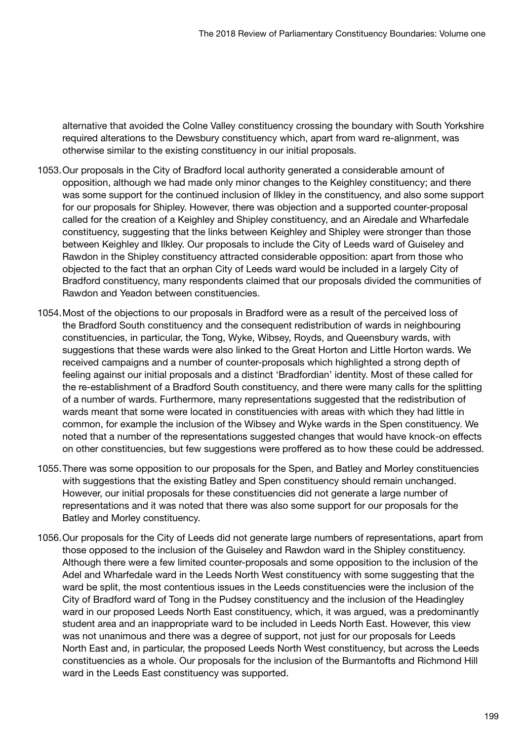alternative that avoided the Colne Valley constituency crossing the boundary with South Yorkshire required alterations to the Dewsbury constituency which, apart from ward re-alignment, was otherwise similar to the existing constituency in our initial proposals.

1053. Our proposals in the City of Bradford local authority generated a considerable amount of opposition, although we had made only minor changes to the Keighley constituency; and there was some support for the continued inclusion of Ilkley in the constituency, and also some support for our proposals for Shipley. However, there was objection and a supported counter-proposal called for the creation of a Keighley and Shipley constituency, and an Airedale and Wharfedale constituency, suggesting that the links between Keighley and Shipley were stronger than those between Keighley and Ilkley. Our proposals to include the City of Leeds ward of Guiseley and Rawdon in the Shipley constituency attracted considerable opposition: apart from those who objected to the fact that an orphan City of Leeds ward would be included in a largely City of Bradford constituency, many respondents claimed that our proposals divided the communities of Rawdon and Yeadon between constituencies.

1054. Most of the objections to our proposals in Bradford were as a result of the perceived loss of the Bradford South constituency and the consequent redistribution of wards in neighbouring constituencies, in particular, the Tong, Wyke, Wibsey, Royds, and Queensbury wards, with suggestions that these wards were also linked to the Great Horton and Little Horton wards. We received campaigns and a number of counter-proposals which highlighted a strong depth of feeling against our initial proposals and a distinct 'Bradfordian' identity. Most of these called for the re-establishment of a Bradford South constituency, and there were many calls for the splitting of a number of wards. Furthermore, many representations suggested that the redistribution of wards meant that some were located in constituencies with areas with which they had little in common, for example the inclusion of the Wibsey and Wyke wards in the Spen constituency. We noted that a number of the representations suggested changes that would have knock-on effects on other constituencies, but few suggestions were proffered as to how these could be addressed.

1055. There was some opposition to our proposals for the Spen, and Batley and Morley constituencies with suggestions that the existing Batley and Spen constituency should remain unchanged. However, our initial proposals for these constituencies did not generate a large number of representations and it was noted that there was also some support for our proposals for the Batley and Morley constituency.

1056. Our proposals for the City of Leeds did not generate large numbers of representations, apart from those opposed to the inclusion of the Guiseley and Rawdon ward in the Shipley constituency. Although there were a few limited counter-proposals and some opposition to the inclusion of the Adel and Wharfedale ward in the Leeds North West constituency with some suggesting that the ward be split, the most contentious issues in the Leeds constituencies were the inclusion of the City of Bradford ward of Tong in the Pudsey constituency and the inclusion of the Headingley ward in our proposed Leeds North East constituency, which, it was argued, was a predominantly student area and an inappropriate ward to be included in Leeds North East. However, this view was not unanimous and there was a degree of support, not just for our proposals for Leeds North East and, in particular, the proposed Leeds North West constituency, but across the Leeds constituencies as a whole. Our proposals for the inclusion of the Burmantofts and Richmond Hill ward in the Leeds East constituency was supported.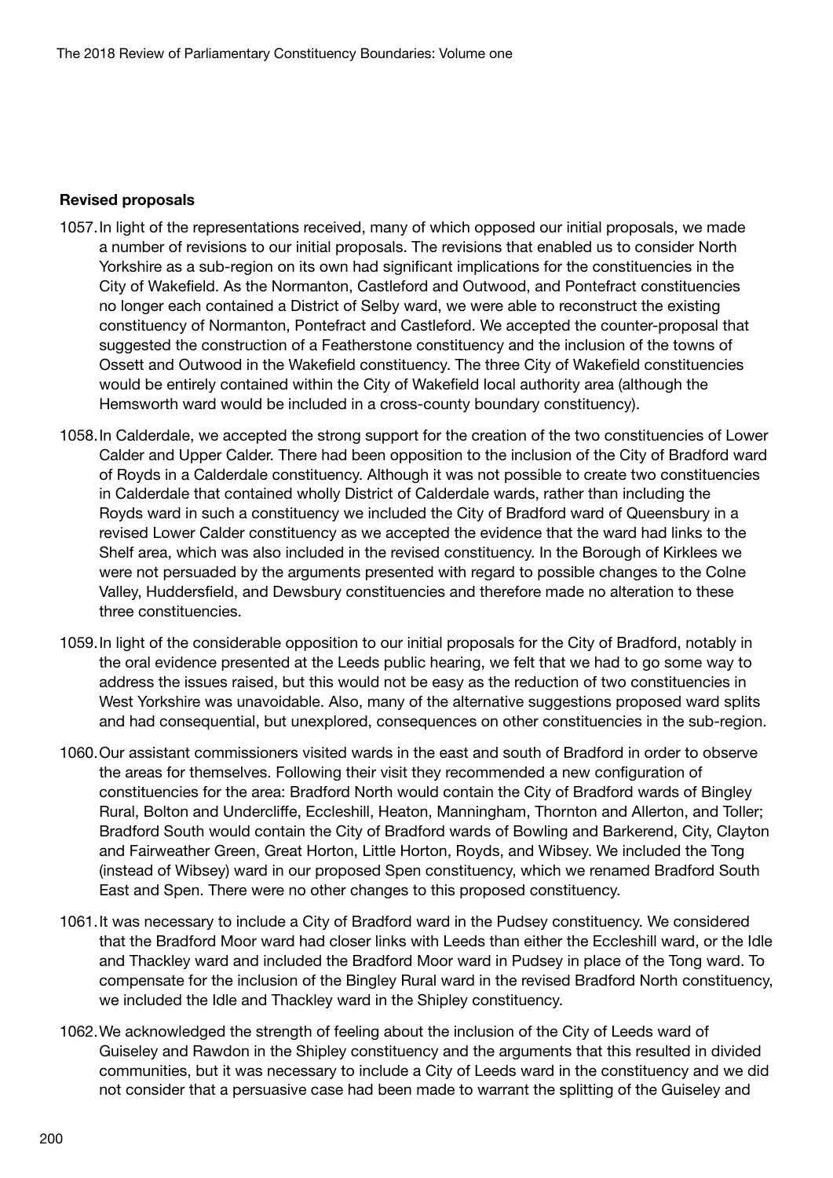**Revised proposals**

1057. In light of the representations received, many of which opposed our initial proposals, we made a number of revisions to our initial proposals. The revisions that enabled us to consider North Yorkshire as a sub-region on its own had significant implications for the constituencies in the City of Wakefield. As the Normanton, Castleford and Outwood, and Pontefract constituencies no longer each contained a District of Selby ward, we were able to reconstruct the existing constituency of Normanton, Pontefract and Castleford. We accepted the counter-proposal that suggested the construction of a Featherstone constituency and the inclusion of the towns of Ossett and Outwood in the Wakefield constituency. The three City of Wakefield constituencies would be entirely contained within the City of Wakefield local authority area (although the Hemsworth ward would be included in a cross-county boundary constituency).

1058. In Calderdale, we accepted the strong support for the creation of the two constituencies of Lower Calder and Upper Calder. There had been opposition to the inclusion of the City of Bradford ward of Royds in a Calderdale constituency. Although it was not possible to create two constituencies in Calderdale that contained wholly District of Calderdale wards, rather than including the Royds ward in such a constituency we included the City of Bradford ward of Queensbury in a revised Lower Calder constituency as we accepted the evidence that the ward had links to the Shelf area, which was also included in the revised constituency. In the Borough of Kirklees we were not persuaded by the arguments presented with regard to possible changes to the Colne Valley, Huddersfield, and Dewsbury constituencies and therefore made no alteration to these three constituencies.

1059. In light of the considerable opposition to our initial proposals for the City of Bradford, notably in the oral evidence presented at the Leeds public hearing, we felt that we had to go some way to address the issues raised, but this would not be easy as the reduction of two constituencies in West Yorkshire was unavoidable. Also, many of the alternative suggestions proposed ward splits and had consequential, but unexplored, consequences on other constituencies in the sub-region.

1060. Our assistant commissioners visited wards in the east and south of Bradford in order to observe the areas for themselves. Following their visit they recommended a new configuration of constituencies for the area: Bradford North would contain the City of Bradford wards of Bingley Rural, Bolton and Undercliffe, Eccleshill, Heaton, Manningham, Thornton and Allerton, and Toller; Bradford South would contain the City of Bradford wards of Bowling and Barkerend, City, Clayton and Fairweather Green, Great Horton, Little Horton, Royds, and Wibsey. We included the Tong (instead of Wibsey) ward in our proposed Spen constituency, which we renamed Bradford South East and Spen. There were no other changes to this proposed constituency.

1061. It was necessary to include a City of Bradford ward in the Pudsey constituency. We considered that the Bradford Moor ward had closer links with Leeds than either the Eccleshill ward, or the Idle and Thackley ward and included the Bradford Moor ward in Pudsey in place of the Tong ward. To compensate for the inclusion of the Bingley Rural ward in the revised Bradford North constituency, we included the Idle and Thackley ward in the Shipley constituency.

1062. We acknowledged the strength of feeling about the inclusion of the City of Leeds ward of Guiseley and Rawdon in the Shipley constituency and the arguments that this resulted in divided communities, but it was necessary to include a City of Leeds ward in the constituency and we did not consider that a persuasive case had been made to warrant the splitting of the Guiseley and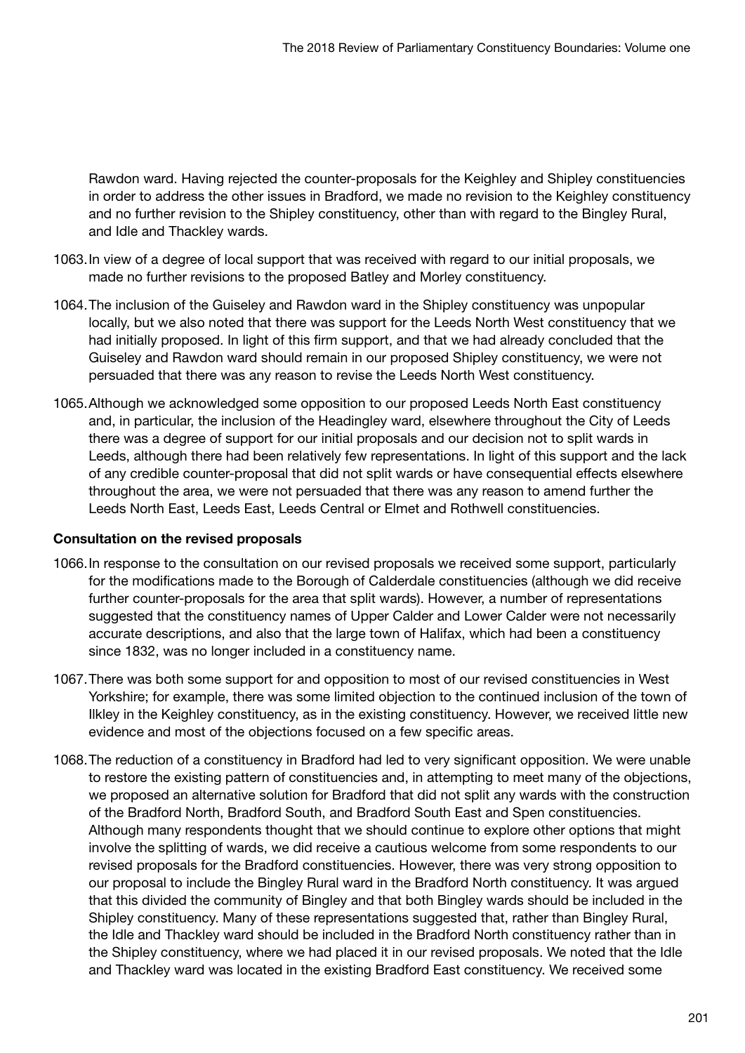Rawdon ward. Having rejected the counter-proposals for the Keighley and Shipley constituencies in order to address the other issues in Bradford, we made no revision to the Keighley constituency and no further revision to the Shipley constituency, other than with regard to the Bingley Rural, and Idle and Thackley wards.

1063. In view of a degree of local support that was received with regard to our initial proposals, we made no further revisions to the proposed Batley and Morley constituency.

1064. The inclusion of the Guiseley and Rawdon ward in the Shipley constituency was unpopular locally, but we also noted that there was support for the Leeds North West constituency that we had initially proposed. In light of this firm support, and that we had already concluded that the Guiseley and Rawdon ward should remain in our proposed Shipley constituency, we were not persuaded that there was any reason to revise the Leeds North West constituency.

1065. Although we acknowledged some opposition to our proposed Leeds North East constituency and, in particular, the inclusion of the Headingley ward, elsewhere throughout the City of Leeds there was a degree of support for our initial proposals and our decision not to split wards in Leeds, although there had been relatively few representations. In light of this support and the lack of any credible counter-proposal that did not split wards or have consequential effects elsewhere throughout the area, we were not persuaded that there was any reason to amend further the Leeds North East, Leeds East, Leeds Central or Elmet and Rothwell constituencies.

**Consultation on the revised proposals**

1066. In response to the consultation on our revised proposals we received some support, particularly for the modifications made to the Borough of Calderdale constituencies (although we did receive further counter-proposals for the area that split wards). However, a number of representations suggested that the constituency names of Upper Calder and Lower Calder were not necessarily accurate descriptions, and also that the large town of Halifax, which had been a constituency since 1832, was no longer included in a constituency name.

1067. There was both some support for and opposition to most of our revised constituencies in West Yorkshire; for example, there was some limited objection to the continued inclusion of the town of Ilkley in the Keighley constituency, as in the existing constituency. However, we received little new evidence and most of the objections focused on a few specific areas.

1068. The reduction of a constituency in Bradford had led to very significant opposition. We were unable to restore the existing pattern of constituencies and, in attempting to meet many of the objections, we proposed an alternative solution for Bradford that did not split any wards with the construction of the Bradford North, Bradford South, and Bradford South East and Spen constituencies. Although many respondents thought that we should continue to explore other options that might involve the splitting of wards, we did receive a cautious welcome from some respondents to our revised proposals for the Bradford constituencies. However, there was very strong opposition to our proposal to include the Bingley Rural ward in the Bradford North constituency. It was argued that this divided the community of Bingley and that both Bingley wards should be included in the Shipley constituency. Many of these representations suggested that, rather than Bingley Rural, the Idle and Thackley ward should be included in the Bradford North constituency rather than in the Shipley constituency, where we had placed it in our revised proposals. We noted that the Idle and Thackley ward was located in the existing Bradford East constituency. We received some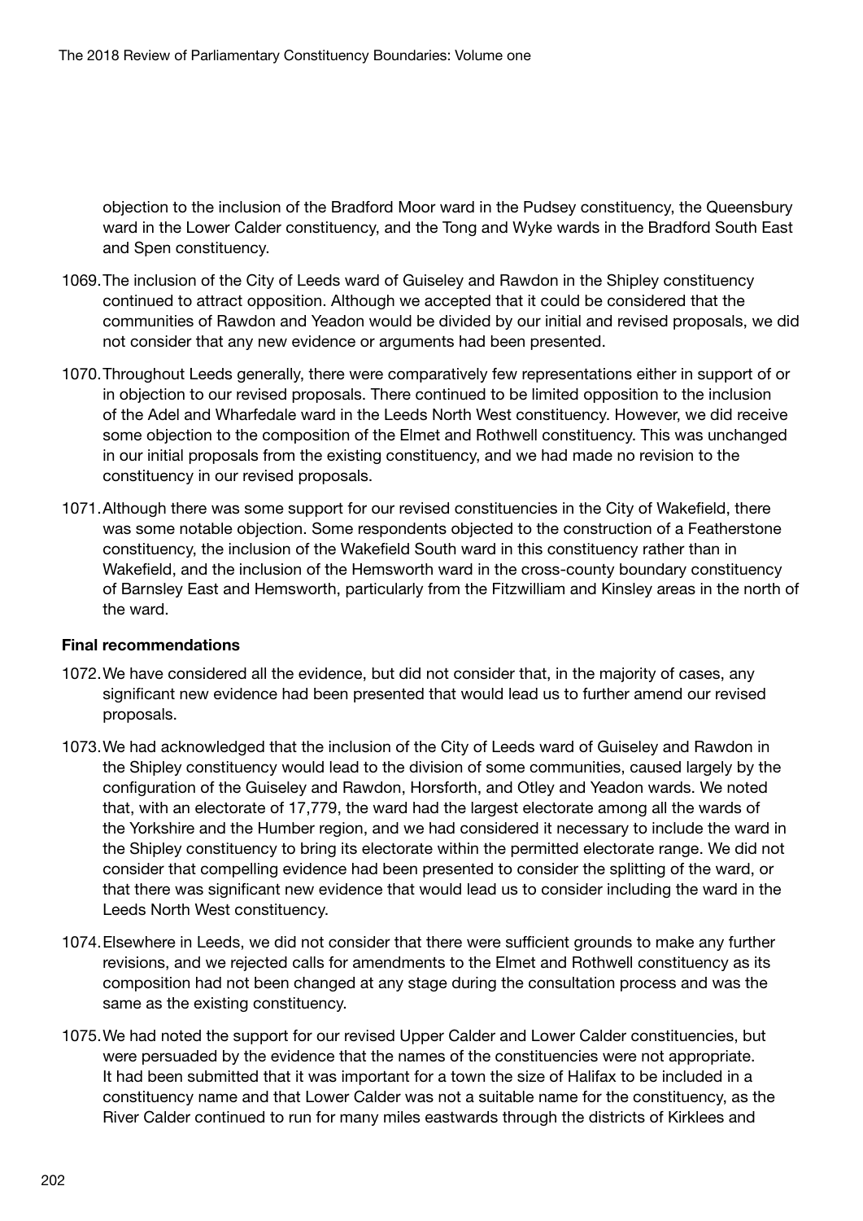objection to the inclusion of the Bradford Moor ward in the Pudsey constituency, the Queensbury ward in the Lower Calder constituency, and the Tong and Wyke wards in the Bradford South East and Spen constituency.

1069. The inclusion of the City of Leeds ward of Guiseley and Rawdon in the Shipley constituency continued to attract opposition. Although we accepted that it could be considered that the communities of Rawdon and Yeadon would be divided by our initial and revised proposals, we did not consider that any new evidence or arguments had been presented.

1070. Throughout Leeds generally, there were comparatively few representations either in support of or in objection to our revised proposals. There continued to be limited opposition to the inclusion of the Adel and Wharfedale ward in the Leeds North West constituency. However, we did receive some objection to the composition of the Elmet and Rothwell constituency. This was unchanged in our initial proposals from the existing constituency, and we had made no revision to the constituency in our revised proposals.

1071. Although there was some support for our revised constituencies in the City of Wakefield, there was some notable objection. Some respondents objected to the construction of a Featherstone constituency, the inclusion of the Wakefield South ward in this constituency rather than in Wakefield, and the inclusion of the Hemsworth ward in the cross-county boundary constituency of Barnsley East and Hemsworth, particularly from the Fitzwilliam and Kinsley areas in the north of the ward.

**Final recommendations**

1072. We have considered all the evidence, but did not consider that, in the majority of cases, any significant new evidence had been presented that would lead us to further amend our revised proposals.

1073. We had acknowledged that the inclusion of the City of Leeds ward of Guiseley and Rawdon in the Shipley constituency would lead to the division of some communities, caused largely by the configuration of the Guiseley and Rawdon, Horsforth, and Otley and Yeadon wards. We noted that, with an electorate of 17,779, the ward had the largest electorate among all the wards of the Yorkshire and the Humber region, and we had considered it necessary to include the ward in the Shipley constituency to bring its electorate within the permitted electorate range. We did not consider that compelling evidence had been presented to consider the splitting of the ward, or that there was significant new evidence that would lead us to consider including the ward in the Leeds North West constituency.

1074. Elsewhere in Leeds, we did not consider that there were sufficient grounds to make any further revisions, and we rejected calls for amendments to the Elmet and Rothwell constituency as its composition had not been changed at any stage during the consultation process and was the same as the existing constituency.

1075. We had noted the support for our revised Upper Calder and Lower Calder constituencies, but were persuaded by the evidence that the names of the constituencies were not appropriate. It had been submitted that it was important for a town the size of Halifax to be included in a constituency name and that Lower Calder was not a suitable name for the constituency, as the River Calder continued to run for many miles eastwards through the districts of Kirklees and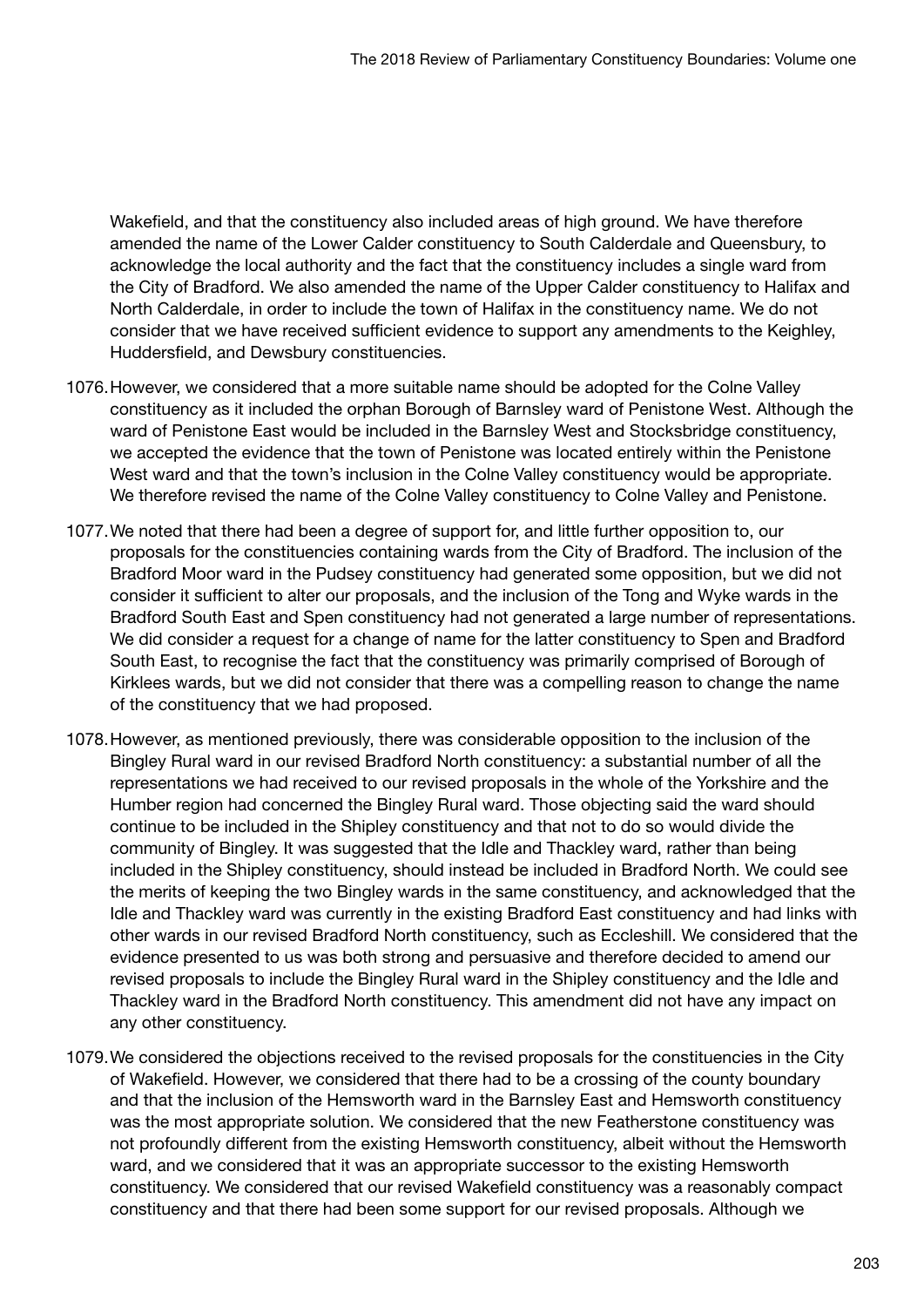Wakefield, and that the constituency also included areas of high ground. We have therefore amended the name of the Lower Calder constituency to South Calderdale and Queensbury, to acknowledge the local authority and the fact that the constituency includes a single ward from the City of Bradford. We also amended the name of the Upper Calder constituency to Halifax and North Calderdale, in order to include the town of Halifax in the constituency name. We do not consider that we have received sufficient evidence to support any amendments to the Keighley, Huddersfield, and Dewsbury constituencies.

1076. However, we considered that a more suitable name should be adopted for the Colne Valley constituency as it included the orphan Borough of Barnsley ward of Penistone West. Although the ward of Penistone East would be included in the Barnsley West and Stocksbridge constituency, we accepted the evidence that the town of Penistone was located entirely within the Penistone West ward and that the town's inclusion in the Colne Valley constituency would be appropriate. We therefore revised the name of the Colne Valley constituency to Colne Valley and Penistone.

1077. We noted that there had been a degree of support for, and little further opposition to, our proposals for the constituencies containing wards from the City of Bradford. The inclusion of the Bradford Moor ward in the Pudsey constituency had generated some opposition, but we did not consider it sufficient to alter our proposals, and the inclusion of the Tong and Wyke wards in the Bradford South East and Spen constituency had not generated a large number of representations. We did consider a request for a change of name for the latter constituency to Spen and Bradford South East, to recognise the fact that the constituency was primarily comprised of Borough of Kirklees wards, but we did not consider that there was a compelling reason to change the name of the constituency that we had proposed.

1078. However, as mentioned previously, there was considerable opposition to the inclusion of the Bingley Rural ward in our revised Bradford North constituency: a substantial number of all the representations we had received to our revised proposals in the whole of the Yorkshire and the Humber region had concerned the Bingley Rural ward. Those objecting said the ward should continue to be included in the Shipley constituency and that not to do so would divide the community of Bingley. It was suggested that the Idle and Thackley ward, rather than being included in the Shipley constituency, should instead be included in Bradford North. We could see the merits of keeping the two Bingley wards in the same constituency, and acknowledged that the Idle and Thackley ward was currently in the existing Bradford East constituency and had links with other wards in our revised Bradford North constituency, such as Eccleshill. We considered that the evidence presented to us was both strong and persuasive and therefore decided to amend our revised proposals to include the Bingley Rural ward in the Shipley constituency and the Idle and Thackley ward in the Bradford North constituency. This amendment did not have any impact on any other constituency.

1079. We considered the objections received to the revised proposals for the constituencies in the City of Wakefield. However, we considered that there had to be a crossing of the county boundary and that the inclusion of the Hemsworth ward in the Barnsley East and Hemsworth constituency was the most appropriate solution. We considered that the new Featherstone constituency was not profoundly different from the existing Hemsworth constituency, albeit without the Hemsworth ward, and we considered that it was an appropriate successor to the existing Hemsworth constituency. We considered that our revised Wakefield constituency was a reasonably compact constituency and that there had been some support for our revised proposals. Although we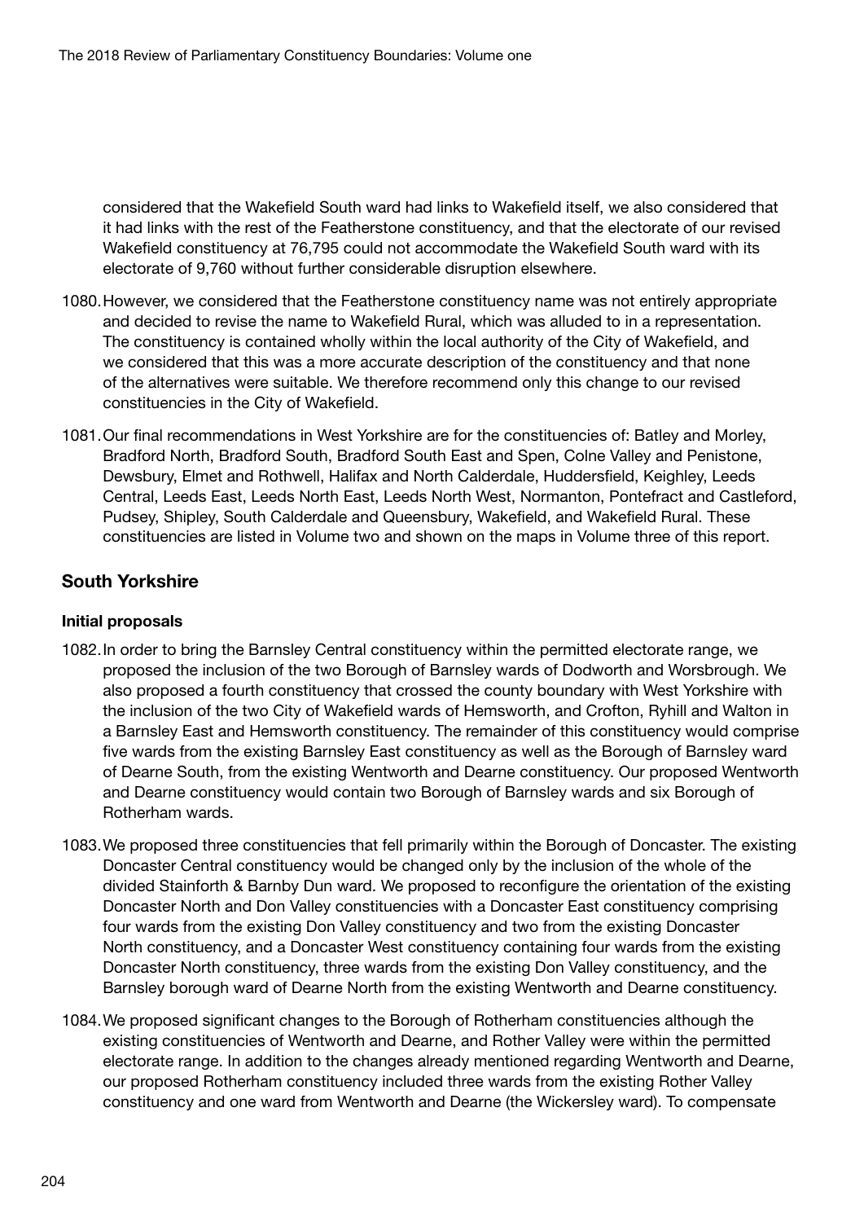considered that the Wakefield South ward had links to Wakefield itself, we also considered that it had links with the rest of the Featherstone constituency, and that the electorate of our revised Wakefield constituency at 76,795 could not accommodate the Wakefield South ward with its electorate of 9,760 without further considerable disruption elsewhere.

1080. However, we considered that the Featherstone constituency name was not entirely appropriate and decided to revise the name to Wakefield Rural, which was alluded to in a representation. The constituency is contained wholly within the local authority of the City of Wakefield, and we considered that this was a more accurate description of the constituency and that none of the alternatives were suitable. We therefore recommend only this change to our revised constituencies in the City of Wakefield.

1081. Our final recommendations in West Yorkshire are for the constituencies of: Batley and Morley, Bradford North, Bradford South, Bradford South East and Spen, Colne Valley and Penistone, Dewsbury, Elmet and Rothwell, Halifax and North Calderdale, Huddersfield, Keighley, Leeds Central, Leeds East, Leeds North East, Leeds North West, Normanton, Pontefract and Castleford, Pudsey, Shipley, South Calderdale and Queensbury, Wakefield, and Wakefield Rural. These constituencies are listed in Volume two and shown on the maps in Volume three of this report.

## South Yorkshire

### Initial proposals

1082. In order to bring the Barnsley Central constituency within the permitted electorate range, we proposed the inclusion of the two Borough of Barnsley wards of Dodworth and Worsbrough. We also proposed a fourth constituency that crossed the county boundary with West Yorkshire with the inclusion of the two City of Wakefield wards of Hemsworth, and Crofton, Ryhill and Walton in a Barnsley East and Hemsworth constituency. The remainder of this constituency would comprise five wards from the existing Barnsley East constituency as well as the Borough of Barnsley ward of Dearne South, from the existing Wentworth and Dearne constituency. Our proposed Wentworth and Dearne constituency would contain two Borough of Barnsley wards and six Borough of Rotherham wards.

1083. We proposed three constituencies that fell primarily within the Borough of Doncaster. The existing Doncaster Central constituency would be changed only by the inclusion of the whole of the divided Stainforth & Barnby Dun ward. We proposed to reconfigure the orientation of the existing Doncaster North and Don Valley constituencies with a Doncaster East constituency comprising four wards from the existing Don Valley constituency and two from the existing Doncaster North constituency, and a Doncaster West constituency containing four wards from the existing Doncaster North constituency, three wards from the existing Don Valley constituency, and the Barnsley borough ward of Dearne North from the existing Wentworth and Dearne constituency.

1084. We proposed significant changes to the Borough of Rotherham constituencies although the existing constituencies of Wentworth and Dearne, and Rother Valley were within the permitted electorate range. In addition to the changes already mentioned regarding Wentworth and Dearne, our proposed Rotherham constituency included three wards from the existing Rother Valley constituency and one ward from Wentworth and Dearne (the Wickersley ward). To compensate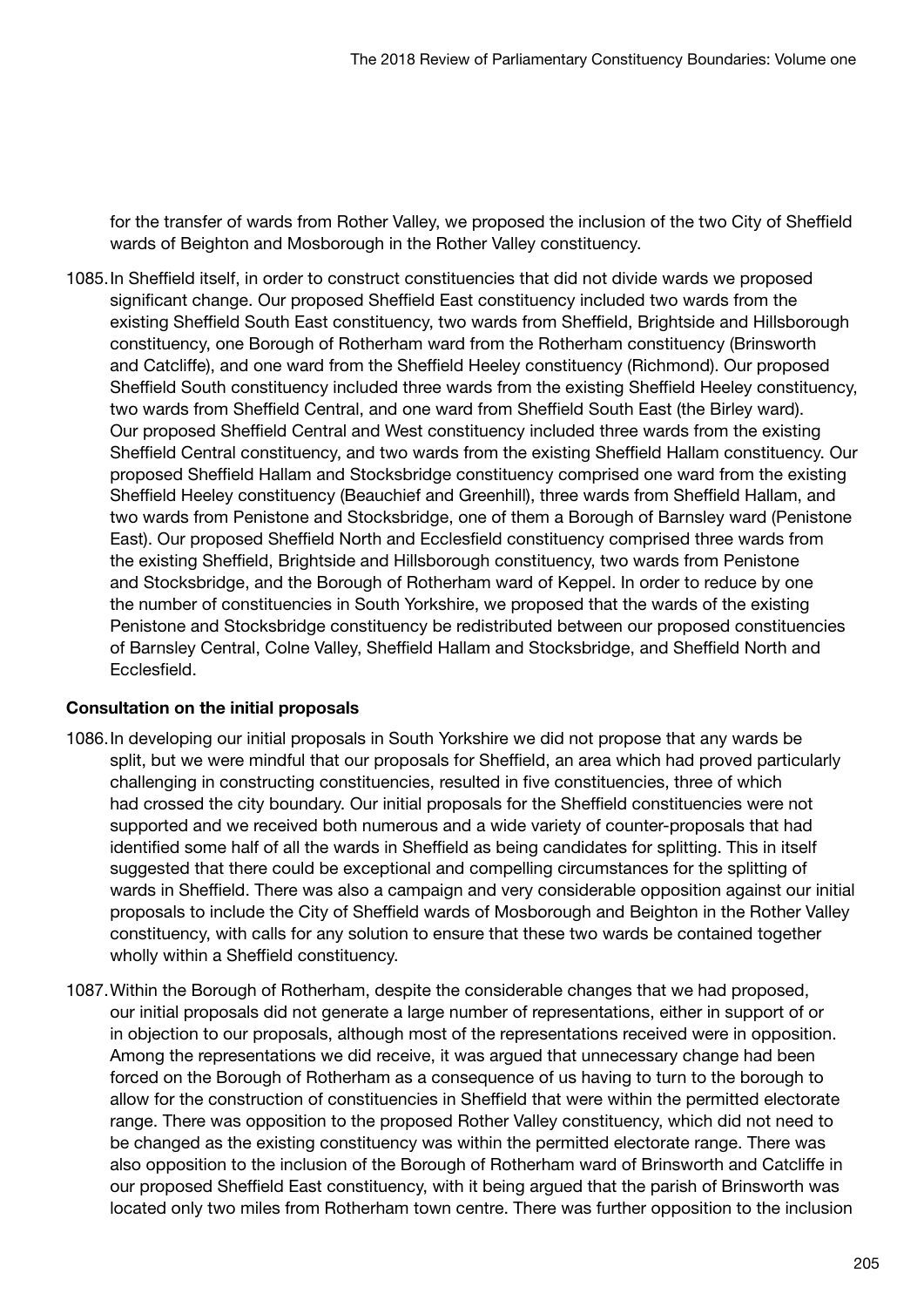for the transfer of wards from Rother Valley, we proposed the inclusion of the two City of Sheffield wards of Beighton and Mosborough in the Rother Valley constituency.

1085. In Sheffield itself, in order to construct constituencies that did not divide wards we proposed significant change. Our proposed Sheffield East constituency included two wards from the existing Sheffield South East constituency, two wards from Sheffield, Brightside and Hillsborough constituency, one Borough of Rotherham ward from the Rotherham constituency (Brinsworth and Catcliffe), and one ward from the Sheffield Heeley constituency (Richmond). Our proposed Sheffield South constituency included three wards from the existing Sheffield Heeley constituency, two wards from Sheffield Central, and one ward from Sheffield South East (the Birley ward). Our proposed Sheffield Central and West constituency included three wards from the existing Sheffield Central constituency, and two wards from the existing Sheffield Hallam constituency. Our proposed Sheffield Hallam and Stocksbridge constituency comprised one ward from the existing Sheffield Heeley constituency (Beauchief and Greenhill), three wards from Sheffield Hallam, and two wards from Penistone and Stocksbridge, one of them a Borough of Barnsley ward (Penistone East). Our proposed Sheffield North and Ecclesfield constituency comprised three wards from the existing Sheffield, Brightside and Hillsborough constituency, two wards from Penistone and Stocksbridge, and the Borough of Rotherham ward of Keppel. In order to reduce by one the number of constituencies in South Yorkshire, we proposed that the wards of the existing Penistone and Stocksbridge constituency be redistributed between our proposed constituencies of Barnsley Central, Colne Valley, Sheffield Hallam and Stocksbridge, and Sheffield North and Ecclesfield.

**Consultation on the initial proposals**

1086. In developing our initial proposals in South Yorkshire we did not propose that any wards be split, but we were mindful that our proposals for Sheffield, an area which had proved particularly challenging in constructing constituencies, resulted in five constituencies, three of which had crossed the city boundary. Our initial proposals for the Sheffield constituencies were not supported and we received both numerous and a wide variety of counter-proposals that had identified some half of all the wards in Sheffield as being candidates for splitting. This in itself suggested that there could be exceptional and compelling circumstances for the splitting of wards in Sheffield. There was also a campaign and very considerable opposition against our initial proposals to include the City of Sheffield wards of Mosborough and Beighton in the Rother Valley constituency, with calls for any solution to ensure that these two wards be contained together wholly within a Sheffield constituency.

1087. Within the Borough of Rotherham, despite the considerable changes that we had proposed, our initial proposals did not generate a large number of representations, either in support of or in objection to our proposals, although most of the representations received were in opposition. Among the representations we did receive, it was argued that unnecessary change had been forced on the Borough of Rotherham as a consequence of us having to turn to the borough to allow for the construction of constituencies in Sheffield that were within the permitted electorate range. There was opposition to the proposed Rother Valley constituency, which did not need to be changed as the existing constituency was within the permitted electorate range. There was also opposition to the inclusion of the Borough of Rotherham ward of Brinsworth and Catcliffe in our proposed Sheffield East constituency, with it being argued that the parish of Brinsworth was located only two miles from Rotherham town centre. There was further opposition to the inclusion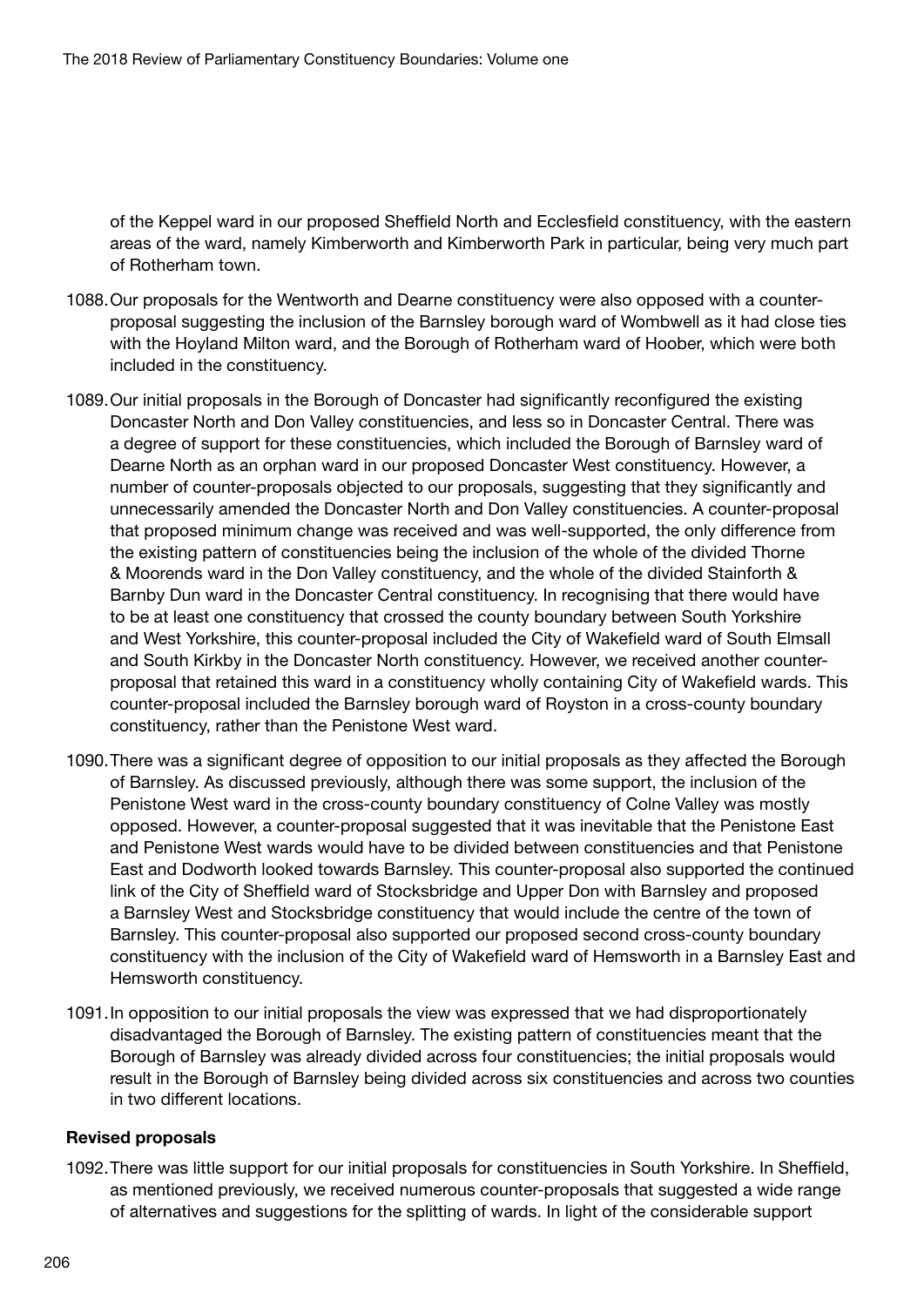of the Keppel ward in our proposed Sheffield North and Ecclesfield constituency, with the eastern areas of the ward, namely Kimberworth and Kimberworth Park in particular, being very much part of Rotherham town.

1088. Our proposals for the Wentworth and Dearne constituency were also opposed with a counter-proposal suggesting the inclusion of the Barnsley borough ward of Wombwell as it had close ties with the Hoyland Milton ward, and the Borough of Rotherham ward of Hoober, which were both included in the constituency.

1089. Our initial proposals in the Borough of Doncaster had significantly reconfigured the existing Doncaster North and Don Valley constituencies, and less so in Doncaster Central. There was a degree of support for these constituencies, which included the Borough of Barnsley ward of Dearne North as an orphan ward in our proposed Doncaster West constituency. However, a number of counter-proposals objected to our proposals, suggesting that they significantly and unnecessarily amended the Doncaster North and Don Valley constituencies. A counter-proposal that proposed minimum change was received and was well-supported, the only difference from the existing pattern of constituencies being the inclusion of the whole of the divided Thorne & Moorends ward in the Don Valley constituency, and the whole of the divided Stainforth & Barnby Dun ward in the Doncaster Central constituency. In recognising that there would have to be at least one constituency that crossed the county boundary between South Yorkshire and West Yorkshire, this counter-proposal included the City of Wakefield ward of South Elmsall and South Kirkby in the Doncaster North constituency. However, we received another counter-proposal that retained this ward in a constituency wholly containing City of Wakefield wards. This counter-proposal included the Barnsley borough ward of Royston in a cross-county boundary constituency, rather than the Penistone West ward.

1090. There was a significant degree of opposition to our initial proposals as they affected the Borough of Barnsley. As discussed previously, although there was some support, the inclusion of the Penistone West ward in the cross-county boundary constituency of Colne Valley was mostly opposed. However, a counter-proposal suggested that it was inevitable that the Penistone East and Penistone West wards would have to be divided between constituencies and that Penistone East and Dodworth looked towards Barnsley. This counter-proposal also supported the continued link of the City of Sheffield ward of Stocksbridge and Upper Don with Barnsley and proposed a Barnsley West and Stocksbridge constituency that would include the centre of the town of Barnsley. This counter-proposal also supported our proposed second cross-county boundary constituency with the inclusion of the City of Wakefield ward of Hemsworth in a Barnsley East and Hemsworth constituency.

1091. In opposition to our initial proposals the view was expressed that we had disproportionately disadvantaged the Borough of Barnsley. The existing pattern of constituencies meant that the Borough of Barnsley was already divided across four constituencies; the initial proposals would result in the Borough of Barnsley being divided across six constituencies and across two counties in two different locations.

#### Revised proposals

1092. There was little support for our initial proposals for constituencies in South Yorkshire. In Sheffield, as mentioned previously, we received numerous counter-proposals that suggested a wide range of alternatives and suggestions for the splitting of wards. In light of the considerable support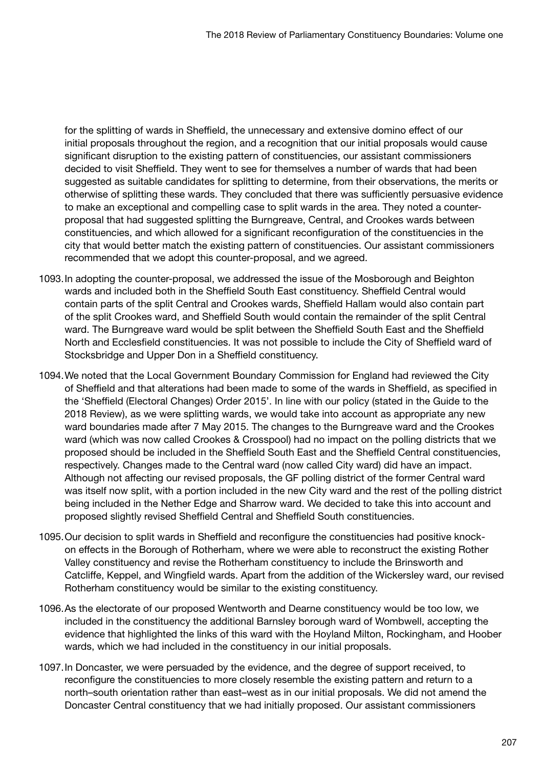for the splitting of wards in Sheffield, the unnecessary and extensive domino effect of our initial proposals throughout the region, and a recognition that our initial proposals would cause significant disruption to the existing pattern of constituencies, our assistant commissioners decided to visit Sheffield. They went to see for themselves a number of wards that had been suggested as suitable candidates for splitting to determine, from their observations, the merits or otherwise of splitting these wards. They concluded that there was sufficiently persuasive evidence to make an exceptional and compelling case to split wards in the area. They noted a counter-proposal that had suggested splitting the Burngreave, Central, and Crookes wards between constituencies, and which allowed for a significant reconfiguration of the constituencies in the city that would better match the existing pattern of constituencies. Our assistant commissioners recommended that we adopt this counter-proposal, and we agreed.

1093. In adopting the counter-proposal, we addressed the issue of the Mosborough and Beighton wards and included both in the Sheffield South East constituency. Sheffield Central would contain parts of the split Central and Crookes wards, Sheffield Hallam would also contain part of the split Crookes ward, and Sheffield South would contain the remainder of the split Central ward. The Burngreave ward would be split between the Sheffield South East and the Sheffield North and Ecclesfield constituencies. It was not possible to include the City of Sheffield ward of Stocksbridge and Upper Don in a Sheffield constituency.

1094. We noted that the Local Government Boundary Commission for England had reviewed the City of Sheffield and that alterations had been made to some of the wards in Sheffield, as specified in the 'Sheffield (Electoral Changes) Order 2015'. In line with our policy (stated in the Guide to the 2018 Review), as we were splitting wards, we would take into account as appropriate any new ward boundaries made after 7 May 2015. The changes to the Burngreave ward and the Crookes ward (which was now called Crookes & Crosspool) had no impact on the polling districts that we proposed should be included in the Sheffield South East and the Sheffield Central constituencies, respectively. Changes made to the Central ward (now called City ward) did have an impact. Although not affecting our revised proposals, the GF polling district of the former Central ward was itself now split, with a portion included in the new City ward and the rest of the polling district being included in the Nether Edge and Sharrow ward. We decided to take this into account and proposed slightly revised Sheffield Central and Sheffield South constituencies.

1095. Our decision to split wards in Sheffield and reconfigure the constituencies had positive knock-on effects in the Borough of Rotherham, where we were able to reconstruct the existing Rother Valley constituency and revise the Rotherham constituency to include the Brinsworth and Catcliffe, Keppel, and Wingfield wards. Apart from the addition of the Wickersley ward, our revised Rotherham constituency would be similar to the existing constituency.

1096. As the electorate of our proposed Wentworth and Dearne constituency would be too low, we included in the constituency the additional Barnsley borough ward of Wombwell, accepting the evidence that highlighted the links of this ward with the Hoyland Milton, Rockingham, and Hoober wards, which we had included in the constituency in our initial proposals.

1097. In Doncaster, we were persuaded by the evidence, and the degree of support received, to reconfigure the constituencies to more closely resemble the existing pattern and return to a north–south orientation rather than east–west as in our initial proposals. We did not amend the Doncaster Central constituency that we had initially proposed. Our assistant commissioners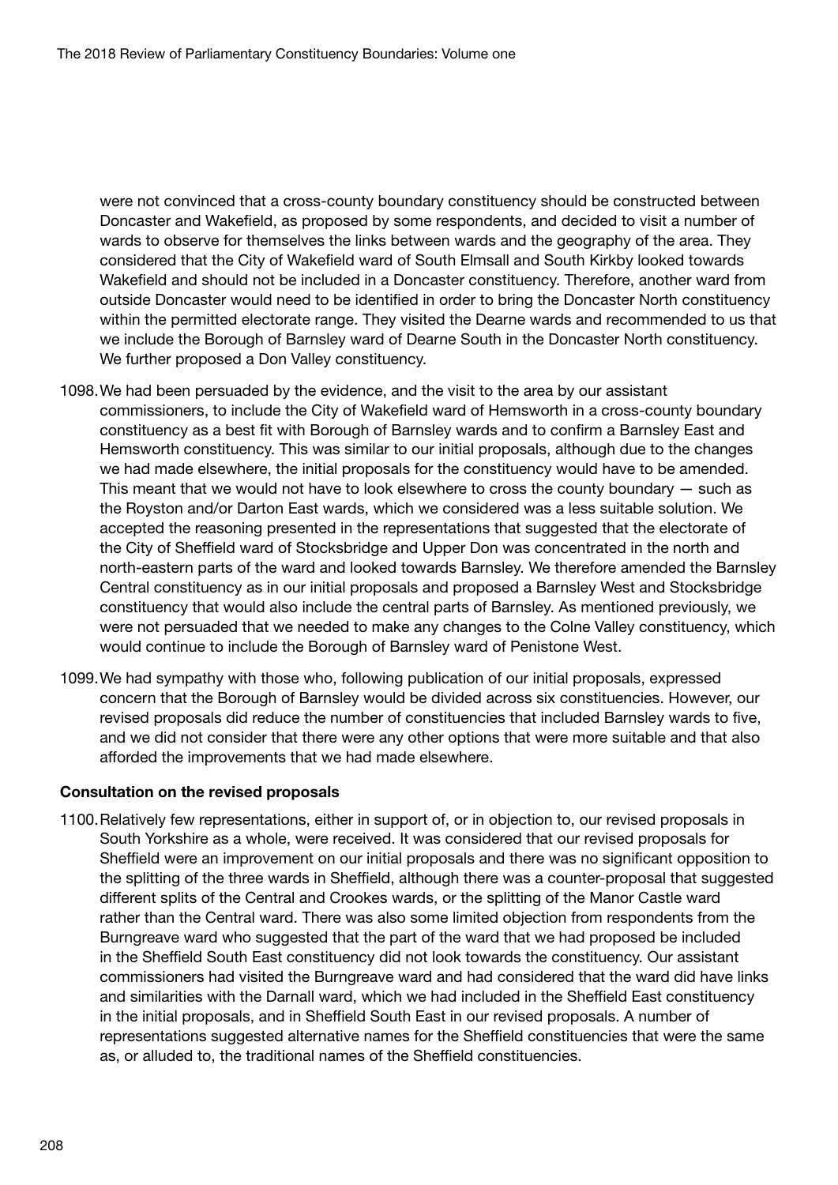were not convinced that a cross-county boundary constituency should be constructed between Doncaster and Wakefield, as proposed by some respondents, and decided to visit a number of wards to observe for themselves the links between wards and the geography of the area. They considered that the City of Wakefield ward of South Elmsall and South Kirkby looked towards Wakefield and should not be included in a Doncaster constituency. Therefore, another ward from outside Doncaster would need to be identified in order to bring the Doncaster North constituency within the permitted electorate range. They visited the Dearne wards and recommended to us that we include the Borough of Barnsley ward of Dearne South in the Doncaster North constituency. We further proposed a Don Valley constituency.

1098. We had been persuaded by the evidence, and the visit to the area by our assistant commissioners, to include the City of Wakefield ward of Hemsworth in a cross-county boundary constituency as a best fit with Borough of Barnsley wards and to confirm a Barnsley East and Hemsworth constituency. This was similar to our initial proposals, although due to the changes we had made elsewhere, the initial proposals for the constituency would have to be amended. This meant that we would not have to look elsewhere to cross the county boundary — such as the Royston and/or Darton East wards, which we considered was a less suitable solution. We accepted the reasoning presented in the representations that suggested that the electorate of the City of Sheffield ward of Stocksbridge and Upper Don was concentrated in the north and north-eastern parts of the ward and looked towards Barnsley. We therefore amended the Barnsley Central constituency as in our initial proposals and proposed a Barnsley West and Stocksbridge constituency that would also include the central parts of Barnsley. As mentioned previously, we were not persuaded that we needed to make any changes to the Colne Valley constituency, which would continue to include the Borough of Barnsley ward of Penistone West.

1099. We had sympathy with those who, following publication of our initial proposals, expressed concern that the Borough of Barnsley would be divided across six constituencies. However, our revised proposals did reduce the number of constituencies that included Barnsley wards to five, and we did not consider that there were any other options that were more suitable and that also afforded the improvements that we had made elsewhere.

**Consultation on the revised proposals**

1100. Relatively few representations, either in support of, or in objection to, our revised proposals in South Yorkshire as a whole, were received. It was considered that our revised proposals for Sheffield were an improvement on our initial proposals and there was no significant opposition to the splitting of the three wards in Sheffield, although there was a counter-proposal that suggested different splits of the Central and Crookes wards, or the splitting of the Manor Castle ward rather than the Central ward. There was also some limited objection from respondents from the Burngreave ward who suggested that the part of the ward that we had proposed be included in the Sheffield South East constituency did not look towards the constituency. Our assistant commissioners had visited the Burngreave ward and had considered that the ward did have links and similarities with the Darnall ward, which we had included in the Sheffield East constituency in the initial proposals, and in Sheffield South East in our revised proposals. A number of representations suggested alternative names for the Sheffield constituencies that were the same as, or alluded to, the traditional names of the Sheffield constituencies.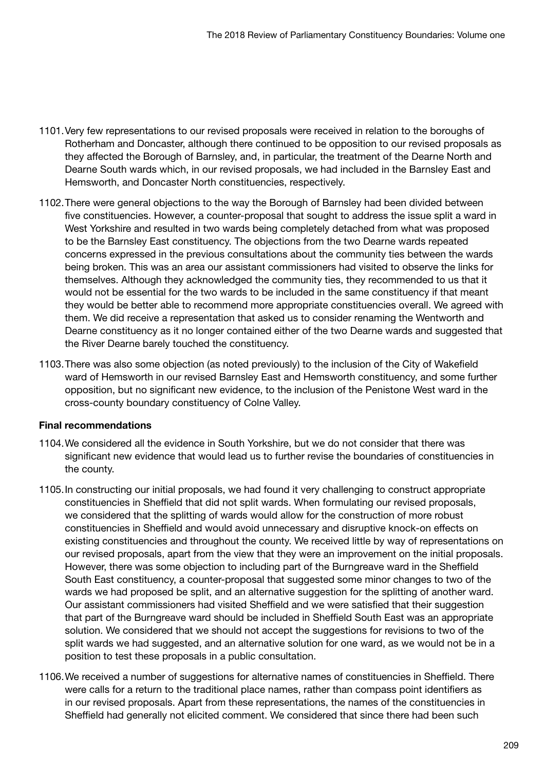1101. Very few representations to our revised proposals were received in relation to the boroughs of Rotherham and Doncaster, although there continued to be opposition to our revised proposals as they affected the Borough of Barnsley, and, in particular, the treatment of the Dearne North and Dearne South wards which, in our revised proposals, we had included in the Barnsley East and Hemsworth, and Doncaster North constituencies, respectively.

1102. There were general objections to the way the Borough of Barnsley had been divided between five constituencies. However, a counter-proposal that sought to address the issue split a ward in West Yorkshire and resulted in two wards being completely detached from what was proposed to be the Barnsley East constituency. The objections from the two Dearne wards repeated concerns expressed in the previous consultations about the community ties between the wards being broken. This was an area our assistant commissioners had visited to observe the links for themselves. Although they acknowledged the community ties, they recommended to us that it would not be essential for the two wards to be included in the same constituency if that meant they would be better able to recommend more appropriate constituencies overall. We agreed with them. We did receive a representation that asked us to consider renaming the Wentworth and Dearne constituency as it no longer contained either of the two Dearne wards and suggested that the River Dearne barely touched the constituency.

1103. There was also some objection (as noted previously) to the inclusion of the City of Wakefield ward of Hemsworth in our revised Barnsley East and Hemsworth constituency, and some further opposition, but no significant new evidence, to the inclusion of the Penistone West ward in the cross-county boundary constituency of Colne Valley.

**Final recommendations**

1104. We considered all the evidence in South Yorkshire, but we do not consider that there was significant new evidence that would lead us to further revise the boundaries of constituencies in the county.

1105. In constructing our initial proposals, we had found it very challenging to construct appropriate constituencies in Sheffield that did not split wards. When formulating our revised proposals, we considered that the splitting of wards would allow for the construction of more robust constituencies in Sheffield and would avoid unnecessary and disruptive knock-on effects on existing constituencies and throughout the county. We received little by way of representations on our revised proposals, apart from the view that they were an improvement on the initial proposals. However, there was some objection to including part of the Burngreave ward in the Sheffield South East constituency, a counter-proposal that suggested some minor changes to two of the wards we had proposed be split, and an alternative suggestion for the splitting of another ward. Our assistant commissioners had visited Sheffield and we were satisfied that their suggestion that part of the Burngreave ward should be included in Sheffield South East was an appropriate solution. We considered that we should not accept the suggestions for revisions to two of the split wards we had suggested, and an alternative solution for one ward, as we would not be in a position to test these proposals in a public consultation.

1106. We received a number of suggestions for alternative names of constituencies in Sheffield. There were calls for a return to the traditional place names, rather than compass point identifiers as in our revised proposals. Apart from these representations, the names of the constituencies in Sheffield had generally not elicited comment. We considered that since there had been such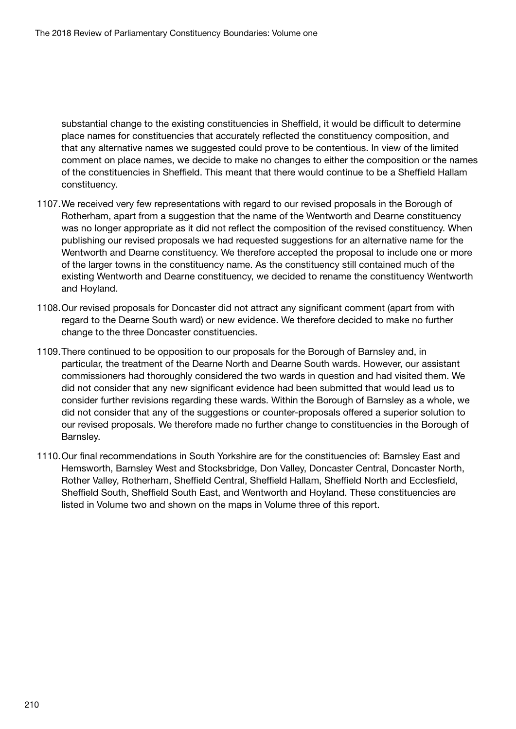substantial change to the existing constituencies in Sheffield, it would be difficult to determine place names for constituencies that accurately reflected the constituency composition, and that any alternative names we suggested could prove to be contentious. In view of the limited comment on place names, we decide to make no changes to either the composition or the names of the constituencies in Sheffield. This meant that there would continue to be a Sheffield Hallam constituency.

1107. We received very few representations with regard to our revised proposals in the Borough of Rotherham, apart from a suggestion that the name of the Wentworth and Dearne constituency was no longer appropriate as it did not reflect the composition of the revised constituency. When publishing our revised proposals we had requested suggestions for an alternative name for the Wentworth and Dearne constituency. We therefore accepted the proposal to include one or more of the larger towns in the constituency name. As the constituency still contained much of the existing Wentworth and Dearne constituency, we decided to rename the constituency Wentworth and Hoyland.

1108. Our revised proposals for Doncaster did not attract any significant comment (apart from with regard to the Dearne South ward) or new evidence. We therefore decided to make no further change to the three Doncaster constituencies.

1109. There continued to be opposition to our proposals for the Borough of Barnsley and, in particular, the treatment of the Dearne North and Dearne South wards. However, our assistant commissioners had thoroughly considered the two wards in question and had visited them. We did not consider that any new significant evidence had been submitted that would lead us to consider further revisions regarding these wards. Within the Borough of Barnsley as a whole, we did not consider that any of the suggestions or counter-proposals offered a superior solution to our revised proposals. We therefore made no further change to constituencies in the Borough of Barnsley.

1110. Our final recommendations in South Yorkshire are for the constituencies of: Barnsley East and Hemsworth, Barnsley West and Stocksbridge, Don Valley, Doncaster Central, Doncaster North, Rother Valley, Rotherham, Sheffield Central, Sheffield Hallam, Sheffield North and Ecclesfield, Sheffield South, Sheffield South East, and Wentworth and Hoyland. These constituencies are listed in Volume two and shown on the maps in Volume three of this report.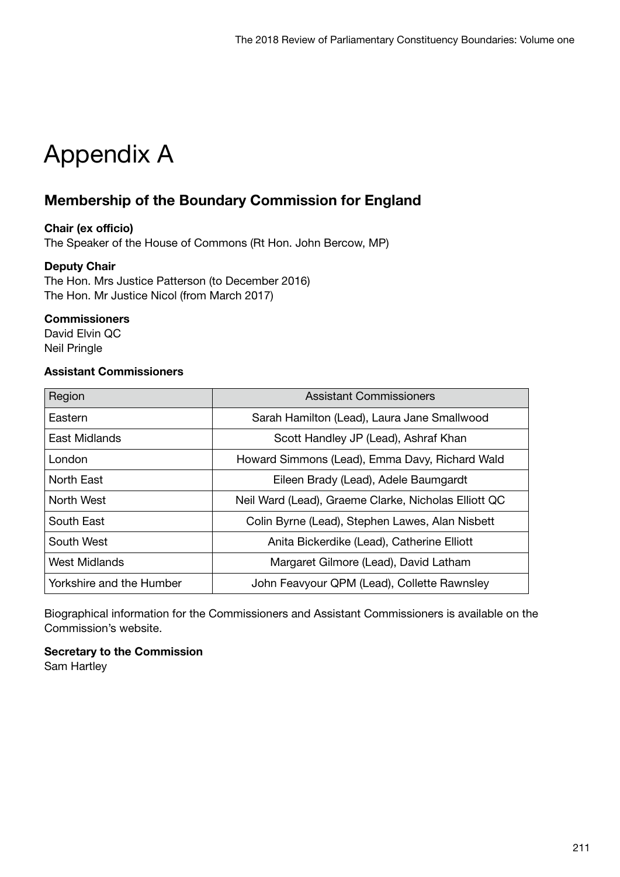# Appendix A

## Membership of the Boundary Commission for England

**Chair (ex officio)**
The Speaker of the House of Commons (Rt Hon. John Bercow, MP)

**Deputy Chair**
The Hon. Mrs Justice Patterson (to December 2016)
The Hon. Mr Justice Nicol (from March 2017)

**Commissioners**
David Elvin QC
Neil Pringle

**Assistant Commissioners**

| Region | Assistant Commissioners |
|---|---|
| Eastern | Sarah Hamilton (Lead), Laura Jane Smallwood |
| East Midlands | Scott Handley JP (Lead), Ashraf Khan |
| London | Howard Simmons (Lead), Emma Davy, Richard Wald |
| North East | Eileen Brady (Lead), Adele Baumgardt |
| North West | Neil Ward (Lead), Graeme Clarke, Nicholas Elliott QC |
| South East | Colin Byrne (Lead), Stephen Lawes, Alan Nisbett |
| South West | Anita Bickerdike (Lead), Catherine Elliott |
| West Midlands | Margaret Gilmore (Lead), David Latham |
| Yorkshire and the Humber | John Feavyour QPM (Lead), Collette Rawnsley |

Biographical information for the Commissioners and Assistant Commissioners is available on the Commission's website.

**Secretary to the Commission**
Sam Hartley